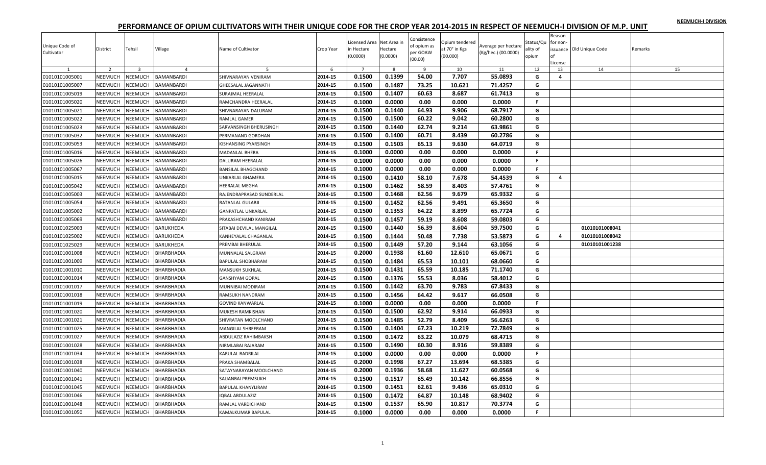NEEMUCH-I DIVISION

# PERFORMANCE OF OPIUM CULTIVATORS WITH THEIR UNIQUE CODE FOR THE CROP YEAR 2014-2015 IN RESPECT OF NEEMUCH-I DIVISION OF M.P. UNIT

| Unique Code of Cultivator | District | Tehsil | Village | Name of Cultivator | Crop Year | Licensed Area in Hectare (0.0000) | Net Area in Hectare (0.0000) | Consistence of opium as per GOAW (00.00) | Opium tendered at 70° in Kgs (00.000) | Average per hectare (Kg/hec.) (00.0000) | Status/Quality of opium | Reason for non-issuance of License | Old Unique Code | Remarks |
|---|---|---|---|---|---|---|---|---|---|---|---|---|---|---|
| 1 | 2 | 3 | 4 | 5 | 6 | 7 | 8 | 9 | 10 | 11 | 12 | 13 | 14 | 15 |
| 01010101005001 | NEEMUCH | NEEMUCH | BAMANBARDI | SHIVNARAYAN VENIRAM | 2014-15 | 0.1500 | 0.1399 | 54.00 | 7.707 | 55.0893 | G | 4 | | |
| 01010101005007 | NEEMUCH | NEEMUCH | BAMANBARDI | GHEESALAL JAGANNATH | 2014-15 | 0.1500 | 0.1487 | 73.25 | 10.621 | 71.4257 | G | | | |
| 01010101005019 | NEEMUCH | NEEMUCH | BAMANBARDI | SURAJMAL HEERALAL | 2014-15 | 0.1500 | 0.1407 | 60.63 | 8.687 | 61.7413 | G | | | |
| 01010101005020 | NEEMUCH | NEEMUCH | BAMANBARDI | RAMCHANDRA HEERALAL | 2014-15 | 0.1000 | 0.0000 | 0.00 | 0.000 | 0.0000 | F | | | |
| 01010101005021 | NEEMUCH | NEEMUCH | BAMANBARDI | SHIVNARAYAN DALURAM | 2014-15 | 0.1500 | 0.1440 | 64.93 | 9.906 | 68.7917 | G | | | |
| 01010101005022 | NEEMUCH | NEEMUCH | BAMANBARDI | RAMLAL GAMER | 2014-15 | 0.1500 | 0.1500 | 60.22 | 9.042 | 60.2800 | G | | | |
| 01010101005023 | NEEMUCH | NEEMUCH | BAMANBARDI | SARVANSINGH BHERUSINGH | 2014-15 | 0.1500 | 0.1440 | 62.74 | 9.214 | 63.9861 | G | | | |
| 01010101005032 | NEEMUCH | NEEMUCH | BAMANBARDI | PERMANAND GORDHAN | 2014-15 | 0.1500 | 0.1400 | 60.71 | 8.439 | 60.2786 | G | | | |
| 01010101005053 | NEEMUCH | NEEMUCH | BAMANBARDI | KISHANSING PYARSINGH | 2014-15 | 0.1500 | 0.1503 | 65.13 | 9.630 | 64.0719 | G | | | |
| 01010101005016 | NEEMUCH | NEEMUCH | BAMANBARDI | MADANLAL BHERA | 2014-15 | 0.1000 | 0.0000 | 0.00 | 0.000 | 0.0000 | F | | | |
| 01010101005026 | NEEMUCH | NEEMUCH | BAMANBARDI | DALURAM HEERALAL | 2014-15 | 0.1000 | 0.0000 | 0.00 | 0.000 | 0.0000 | F | | | |
| 01010101005067 | NEEMUCH | NEEMUCH | BAMANBARDI | BANSILAL BHAGCHAND | 2014-15 | 0.1000 | 0.0000 | 0.00 | 0.000 | 0.0000 | F | | | |
| 01010101005015 | NEEMUCH | NEEMUCH | BAMANBARDI | UNKARLAL GHAMERA | 2014-15 | 0.1500 | 0.1410 | 58.10 | 7.678 | 54.4539 | G | 4 | | |
| 01010101005042 | NEEMUCH | NEEMUCH | BAMANBARDI | HEERALAL MEGHA | 2014-15 | 0.1500 | 0.1462 | 58.59 | 8.403 | 57.4761 | G | | | |
| 01010101005003 | NEEMUCH | NEEMUCH | BAMANBARDI | RAJENDRAPRASAD SUNDERLAL | 2014-15 | 0.1500 | 0.1468 | 62.56 | 9.679 | 65.9332 | G | | | |
| 01010101005054 | NEEMUCH | NEEMUCH | BAMANBARDI | RATANLAL GULABJI | 2014-15 | 0.1500 | 0.1452 | 62.56 | 9.491 | 65.3650 | G | | | |
| 01010101005002 | NEEMUCH | NEEMUCH | BAMANBARDI | GANPATLAL UNKARLAL | 2014-15 | 0.1500 | 0.1353 | 64.22 | 8.899 | 65.7724 | G | | | |
| 01010101005069 | NEEMUCH | NEEMUCH | BAMANBARDI | PRAKASHCHAND KANIRAM | 2014-15 | 0.1500 | 0.1457 | 59.19 | 8.608 | 59.0803 | G | | | |
| 01010101025003 | NEEMUCH | NEEMUCH | BARUKHEDA | SITABAI DEVILAL MANGILAL | 2014-15 | 0.1500 | 0.1440 | 56.39 | 8.604 | 59.7500 | G | | 01010101008041 | |
| 01010101025002 | NEEMUCH | NEEMUCH | BARUKHEDA | KANHEYALAL CHAGANLAL | 2014-15 | 0.1500 | 0.1444 | 50.48 | 7.738 | 53.5873 | G | 4 | 01010101008042 | |
| 01010101025029 | NEEMUCH | NEEMUCH | BARUKHEDA | PREMBAI BHERULAL | 2014-15 | 0.1500 | 0.1449 | 57.20 | 9.144 | 63.1056 | G | | 01010101001238 | |
| 01010101001008 | NEEMUCH | NEEMUCH | BHARBHADIA | MUNNALAL SALGRAM | 2014-15 | 0.2000 | 0.1938 | 61.60 | 12.610 | 65.0671 | G | | | |
| 01010101001009 | NEEMUCH | NEEMUCH | BHARBHADIA | BAPULAL SHOBHARAM | 2014-15 | 0.1500 | 0.1484 | 65.53 | 10.101 | 68.0660 | G | | | |
| 01010101001010 | NEEMUCH | NEEMUCH | BHARBHADIA | MANSUKH SUKHLAL | 2014-15 | 0.1500 | 0.1431 | 65.59 | 10.185 | 71.1740 | G | | | |
| 01010101001014 | NEEMUCH | NEEMUCH | BHARBHADIA | GANSHYAM GOPAL | 2014-15 | 0.1500 | 0.1376 | 55.53 | 8.036 | 58.4012 | G | | | |
| 01010101001017 | NEEMUCH | NEEMUCH | BHARBHADIA | MUNNIBAI MODIRAM | 2014-15 | 0.1500 | 0.1442 | 63.70 | 9.783 | 67.8433 | G | | | |
| 01010101001018 | NEEMUCH | NEEMUCH | BHARBHADIA | RAMSUKH NANDRAM | 2014-15 | 0.1500 | 0.1456 | 64.42 | 9.617 | 66.0508 | G | | | |
| 01010101001019 | NEEMUCH | NEEMUCH | BHARBHADIA | GOVIND KANWARLAL | 2014-15 | 0.1000 | 0.0000 | 0.00 | 0.000 | 0.0000 | F | | | |
| 01010101001020 | NEEMUCH | NEEMUCH | BHARBHADIA | MUKESH RAMKISHAN | 2014-15 | 0.1500 | 0.1500 | 62.92 | 9.914 | 66.0933 | G | | | |
| 01010101001021 | NEEMUCH | NEEMUCH | BHARBHADIA | SHIVRATAN MOOLCHAND | 2014-15 | 0.1500 | 0.1485 | 52.79 | 8.409 | 56.6263 | G | | | |
| 01010101001025 | NEEMUCH | NEEMUCH | BHARBHADIA | MANGILAL SHREERAM | 2014-15 | 0.1500 | 0.1404 | 67.23 | 10.219 | 72.7849 | G | | | |
| 01010101001027 | NEEMUCH | NEEMUCH | BHARBHADIA | ABDULAZIZ RAHIMBAKSH | 2014-15 | 0.1500 | 0.1472 | 63.22 | 10.079 | 68.4715 | G | | | |
| 01010101001028 | NEEMUCH | NEEMUCH | BHARBHADIA | NIRMLABAI RAJARAM | 2014-15 | 0.1500 | 0.1490 | 60.30 | 8.916 | 59.8389 | G | | | |
| 01010101001034 | NEEMUCH | NEEMUCH | BHARBHADIA | KARULAL BADRILAL | 2014-15 | 0.1000 | 0.0000 | 0.00 | 0.000 | 0.0000 | F | | | |
| 01010101001038 | NEEMUCH | NEEMUCH | BHARBHADIA | PRAKA SHAMBALAL | 2014-15 | 0.2000 | 0.1998 | 67.27 | 13.694 | 68.5385 | G | | | |
| 01010101001040 | NEEMUCH | NEEMUCH | BHARBHADIA | SATAYNARAYAN MOOLCHAND | 2014-15 | 0.2000 | 0.1936 | 58.68 | 11.627 | 60.0568 | G | | | |
| 01010101001041 | NEEMUCH | NEEMUCH | BHARBHADIA | SAJJANBAI PREMSUKH | 2014-15 | 0.1500 | 0.1517 | 65.49 | 10.142 | 66.8556 | G | | | |
| 01010101001045 | NEEMUCH | NEEMUCH | BHARBHADIA | BAPULAL KHANYLIRAM | 2014-15 | 0.1500 | 0.1451 | 62.61 | 9.436 | 65.0310 | G | | | |
| 01010101001046 | NEEMUCH | NEEMUCH | BHARBHADIA | IQBAL ABDULAZIZ | 2014-15 | 0.1500 | 0.1472 | 64.87 | 10.148 | 68.9402 | G | | | |
| 01010101001048 | NEEMUCH | NEEMUCH | BHARBHADIA | RAMLAL VARDICHAND | 2014-15 | 0.1500 | 0.1537 | 65.90 | 10.817 | 70.3774 | G | | | |
| 01010101001050 | NEEMUCH | NEEMUCH | BHARBHADIA | KAMALKUMAR BAPULAL | 2014-15 | 0.1000 | 0.0000 | 0.00 | 0.000 | 0.0000 | F | | | |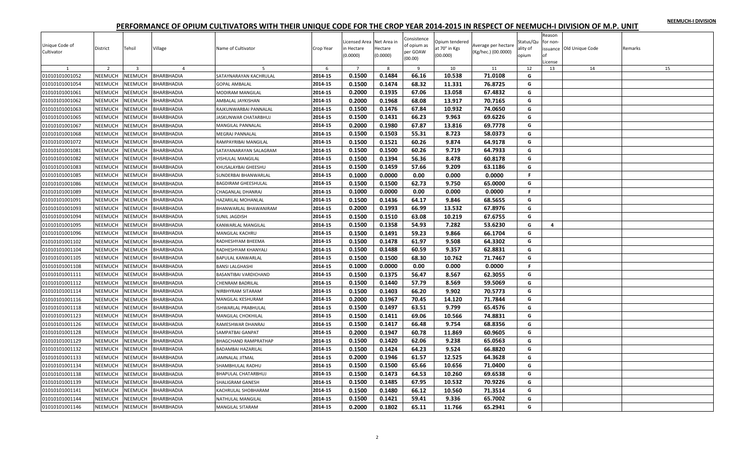# PERFORMANCE OF OPIUM CULTIVATORS WITH THEIR UNIQUE CODE FOR THE CROP YEAR 2014-2015 IN RESPECT OF NEEMUCH-I DIVISION OF M.P. UNIT

| Unique Code of Cultivator | District | Tehsil | Village | Name of Cultivator | Crop Year | Licensed Area in Hectare (0.0000) | Net Area in Hectare (0.0000) | Consistence of opium as per GOAW (00.00) | Opium tendered at 70° in Kgs (00.000) | Average per hectare (Kg/hec.) (00.0000) | Status/Quality of opium | Reason for non-issuance of License | Old Unique Code | Remarks |
|---|---|---|---|---|---|---|---|---|---|---|---|---|---|---|
| 1 | 2 | 3 | 4 | 5 | 6 | 7 | 8 | 9 | 10 | 11 | 12 | 13 | 14 | 15 |
| 01010101001052 | NEEMUCH | NEEMUCH | BHARBHADIA | SATAYNARAYAN KACHRULAL | 2014-15 | 0.1500 | 0.1484 | 66.16 | 10.538 | 71.0108 | G | | | |
| 01010101001054 | NEEMUCH | NEEMUCH | BHARBHADIA | GOPAL AMBALAL | 2014-15 | 0.1500 | 0.1474 | 68.32 | 11.331 | 76.8725 | G | | | |
| 01010101001061 | NEEMUCH | NEEMUCH | BHARBHADIA | MODIRAM MANGILAL | 2014-15 | 0.2000 | 0.1935 | 67.06 | 13.058 | 67.4832 | G | | | |
| 01010101001062 | NEEMUCH | NEEMUCH | BHARBHADIA | AMBALAL JAYKISHAN | 2014-15 | 0.2000 | 0.1968 | 68.08 | 13.917 | 70.7165 | G | | | |
| 01010101001063 | NEEMUCH | NEEMUCH | BHARBHADIA | RAJKUNWARBAI PANNALAL | 2014-15 | 0.1500 | 0.1476 | 67.84 | 10.932 | 74.0650 | G | | | |
| 01010101001065 | NEEMUCH | NEEMUCH | BHARBHADIA | JASKUNWAR CHATARBHUJ | 2014-15 | 0.1500 | 0.1431 | 66.23 | 9.963 | 69.6226 | G | | | |
| 01010101001067 | NEEMUCH | NEEMUCH | BHARBHADIA | MANGILAL PANNALAL | 2014-15 | 0.2000 | 0.1980 | 67.87 | 13.816 | 69.7778 | G | | | |
| 01010101001068 | NEEMUCH | NEEMUCH | BHARBHADIA | MEGRAJ PANNALAL | 2014-15 | 0.1500 | 0.1503 | 55.31 | 8.723 | 58.0373 | G | | | |
| 01010101001072 | NEEMUCH | NEEMUCH | BHARBHADIA | RAMPAYRIBAI MANGILAL | 2014-15 | 0.1500 | 0.1521 | 60.26 | 9.874 | 64.9178 | G | | | |
| 01010101001081 | NEEMUCH | NEEMUCH | BHARBHADIA | SATAYANARAYAN SALAGRAM | 2014-15 | 0.1500 | 0.1500 | 60.26 | 9.719 | 64.7933 | G | | | |
| 01010101001082 | NEEMUCH | NEEMUCH | BHARBHADIA | VISHULAL MANGILAL | 2014-15 | 0.1500 | 0.1394 | 56.36 | 8.478 | 60.8178 | G | | | |
| 01010101001083 | NEEMUCH | NEEMUCH | BHARBHADIA | KHUSALAYBAI GHEESHU | 2014-15 | 0.1500 | 0.1459 | 57.66 | 9.209 | 63.1186 | G | | | |
| 01010101001085 | NEEMUCH | NEEMUCH | BHARBHADIA | SUNDERBAI BHANWARLAL | 2014-15 | 0.1000 | 0.0000 | 0.00 | 0.000 | 0.0000 | F | | | |
| 01010101001086 | NEEMUCH | NEEMUCH | BHARBHADIA | BAGDIRAM GHEESHULAL | 2014-15 | 0.1500 | 0.1500 | 62.73 | 9.750 | 65.0000 | G | | | |
| 01010101001089 | NEEMUCH | NEEMUCH | BHARBHADIA | CHAGANLAL DHANRAJ | 2014-15 | 0.1000 | 0.0000 | 0.00 | 0.000 | 0.0000 | F | | | |
| 01010101001091 | NEEMUCH | NEEMUCH | BHARBHADIA | HAZARILAL MOHANLAL | 2014-15 | 0.1500 | 0.1436 | 64.17 | 9.846 | 68.5655 | G | | | |
| 01010101001093 | NEEMUCH | NEEMUCH | BHARBHADIA | BHANWARLAL BHAWANIRAM | 2014-15 | 0.2000 | 0.1993 | 66.99 | 13.532 | 67.8976 | G | | | |
| 01010101001094 | NEEMUCH | NEEMUCH | BHARBHADIA | SUNIL JAGDISH | 2014-15 | 0.1500 | 0.1510 | 63.08 | 10.219 | 67.6755 | G | | | |
| 01010101001095 | NEEMUCH | NEEMUCH | BHARBHADIA | KANWARLAL MANGILAL | 2014-15 | 0.1500 | 0.1358 | 54.93 | 7.282 | 53.6230 | G | 4 | | |
| 01010101001096 | NEEMUCH | NEEMUCH | BHARBHADIA | MANGILAL KACHRU | 2014-15 | 0.1500 | 0.1491 | 59.23 | 9.866 | 66.1704 | G | | | |
| 01010101001102 | NEEMUCH | NEEMUCH | BHARBHADIA | RADHESHYAM BHEEMA | 2014-15 | 0.1500 | 0.1478 | 61.97 | 9.508 | 64.3302 | G | | | |
| 01010101001104 | NEEMUCH | NEEMUCH | BHARBHADIA | RADHESHYAM KHANYALI | 2014-15 | 0.1500 | 0.1488 | 60.59 | 9.357 | 62.8831 | G | | | |
| 01010101001105 | NEEMUCH | NEEMUCH | BHARBHADIA | BAPULAL KANWARLAL | 2014-15 | 0.1500 | 0.1500 | 68.30 | 10.762 | 71.7467 | G | | | |
| 01010101001108 | NEEMUCH | NEEMUCH | BHARBHADIA | BANSI LALGHASHI | 2014-15 | 0.1000 | 0.0000 | 0.00 | 0.000 | 0.0000 | F | | | |
| 01010101001111 | NEEMUCH | NEEMUCH | BHARBHADIA | BASANTIBAI VARDICHAND | 2014-15 | 0.1500 | 0.1375 | 56.47 | 8.567 | 62.3055 | G | | | |
| 01010101001112 | NEEMUCH | NEEMUCH | BHARBHADIA | CHENRAM BADRILAL | 2014-15 | 0.1500 | 0.1440 | 57.79 | 8.569 | 59.5069 | G | | | |
| 01010101001114 | NEEMUCH | NEEMUCH | BHARBHADIA | NIRBHYRAM SITARAM | 2014-15 | 0.1500 | 0.1403 | 66.20 | 9.902 | 70.5773 | G | | | |
| 01010101001116 | NEEMUCH | NEEMUCH | BHARBHADIA | MANGILAL KESHURAM | 2014-15 | 0.2000 | 0.1967 | 70.45 | 14.120 | 71.7844 | G | | | |
| 01010101001118 | NEEMUCH | NEEMUCH | BHARBHADIA | ISHWARLAL PRABHULAL | 2014-15 | 0.1500 | 0.1497 | 63.51 | 9.799 | 65.4576 | G | | | |
| 01010101001123 | NEEMUCH | NEEMUCH | BHARBHADIA | MANGILAL CHOKHILAL | 2014-15 | 0.1500 | 0.1411 | 69.06 | 10.566 | 74.8831 | G | | | |
| 01010101001126 | NEEMUCH | NEEMUCH | BHARBHADIA | RAMESHWAR DHANRAJ | 2014-15 | 0.1500 | 0.1417 | 66.48 | 9.754 | 68.8356 | G | | | |
| 01010101001128 | NEEMUCH | NEEMUCH | BHARBHADIA | SAMPATBAI GANPAT | 2014-15 | 0.2000 | 0.1947 | 60.78 | 11.869 | 60.9605 | G | | | |
| 01010101001129 | NEEMUCH | NEEMUCH | BHARBHADIA | BHAGCHAND RAMPRATHAP | 2014-15 | 0.1500 | 0.1420 | 62.06 | 9.238 | 65.0563 | G | | | |
| 01010101001132 | NEEMUCH | NEEMUCH | BHARBHADIA | BADAMBAI HAZARILAL | 2014-15 | 0.1500 | 0.1424 | 64.23 | 9.524 | 66.8820 | G | | | |
| 01010101001133 | NEEMUCH | NEEMUCH | BHARBHADIA | JAMNALAL JITMAL | 2014-15 | 0.2000 | 0.1946 | 61.57 | 12.525 | 64.3628 | G | | | |
| 01010101001134 | NEEMUCH | NEEMUCH | BHARBHADIA | SHAMBHULAL RADHU | 2014-15 | 0.1500 | 0.1500 | 65.66 | 10.656 | 71.0400 | G | | | |
| 01010101001138 | NEEMUCH | NEEMUCH | BHARBHADIA | BHAPULAL CHATARBHUJ | 2014-15 | 0.1500 | 0.1473 | 64.53 | 10.260 | 69.6538 | G | | | |
| 01010101001139 | NEEMUCH | NEEMUCH | BHARBHADIA | SHALIGRAM GANESH | 2014-15 | 0.1500 | 0.1485 | 67.95 | 10.532 | 70.9226 | G | | | |
| 01010101001141 | NEEMUCH | NEEMUCH | BHARBHADIA | KACHRULAL SHOBHARAM | 2014-15 | 0.1500 | 0.1480 | 66.12 | 10.560 | 71.3514 | G | | | |
| 01010101001144 | NEEMUCH | NEEMUCH | BHARBHADIA | NATHULAL MANGILAL | 2014-15 | 0.1500 | 0.1421 | 59.41 | 9.336 | 65.7002 | G | | | |
| 01010101001146 | NEEMUCH | NEEMUCH | BHARBHADIA | MANGILAL SITARAM | 2014-15 | 0.2000 | 0.1802 | 65.11 | 11.766 | 65.2941 | G | | | |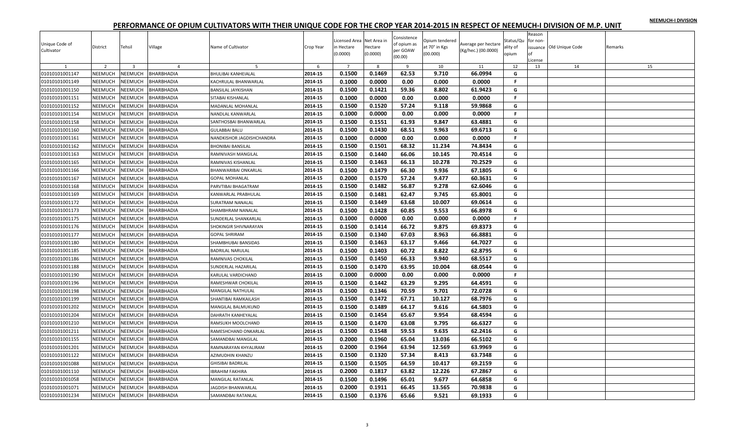# PERFORMANCE OF OPIUM CULTIVATORS WITH THEIR UNIQUE CODE FOR THE CROP YEAR 2014-2015 IN RESPECT OF NEEMUCH-I DIVISION OF M.P. UNIT

| Unique Code of Cultivator | District | Tehsil | Village | Name of Cultivator | Crop Year | Licensed Area in Hectare (0.0000) | Net Area in Hectare (0.0000) | Consistence of opium as per GOAW (00.00) | Opium tendered at 70° in Kgs (00.000) | Average per hectare (Kg/hec.) (00.0000) | Status/Quality of opium | Reason for non-issuance of License | Old Unique Code | Remarks |
|---|---|---|---|---|---|---|---|---|---|---|---|---|---|---|
| 1 | 2 | 3 | 4 | 5 | 6 | 7 | 8 | 9 | 10 | 11 | 12 | 13 | 14 | 15 |
| 01010101001147 | NEEMUCH | NEEMUCH | BHARBHADIA | BHULIBAI KANHEIALAL | 2014-15 | 0.1500 | 0.1469 | 62.53 | 9.710 | 66.0994 | G | | | |
| 01010101001149 | NEEMUCH | NEEMUCH | BHARBHADIA | KACHRULAL BHANWARLAL | 2014-15 | 0.1000 | 0.0000 | 0.00 | 0.000 | 0.0000 | F | | | |
| 01010101001150 | NEEMUCH | NEEMUCH | BHARBHADIA | BANSILAL JAYKISHAN | 2014-15 | 0.1500 | 0.1421 | 59.36 | 8.802 | 61.9423 | G | | | |
| 01010101001151 | NEEMUCH | NEEMUCH | BHARBHADIA | SITABAI KISHANLAL | 2014-15 | 0.1000 | 0.0000 | 0.00 | 0.000 | 0.0000 | F | | | |
| 01010101001152 | NEEMUCH | NEEMUCH | BHARBHADIA | MADANLAL MOHANLAL | 2014-15 | 0.1500 | 0.1520 | 57.24 | 9.118 | 59.9868 | G | | | |
| 01010101001154 | NEEMUCH | NEEMUCH | BHARBHADIA | NANDLAL KANWARLAL | 2014-15 | 0.1000 | 0.0000 | 0.00 | 0.000 | 0.0000 | F | | | |
| 01010101001158 | NEEMUCH | NEEMUCH | BHARBHADIA | SANTHOSBAI BHANWARLAL | 2014-15 | 0.1500 | 0.1551 | 61.93 | 9.847 | 63.4881 | G | | | |
| 01010101001160 | NEEMUCH | NEEMUCH | BHARBHADIA | GULABBAI BALU | 2014-15 | 0.1500 | 0.1430 | 68.51 | 9.963 | 69.6713 | G | | | |
| 01010101001161 | NEEMUCH | NEEMUCH | BHARBHADIA | NANDKISHOR JAGDISHCHANDRA | 2014-15 | 0.1000 | 0.0000 | 0.00 | 0.000 | 0.0000 | F | | | |
| 01010101001162 | NEEMUCH | NEEMUCH | BHARBHADIA | BHONIBAI BANSILAL | 2014-15 | 0.1500 | 0.1501 | 68.32 | 11.234 | 74.8434 | G | | | |
| 01010101001163 | NEEMUCH | NEEMUCH | BHARBHADIA | RAMNIVASH MANGILAL | 2014-15 | 0.1500 | 0.1440 | 66.06 | 10.145 | 70.4514 | G | | | |
| 01010101001165 | NEEMUCH | NEEMUCH | BHARBHADIA | RAMNIVAS KISHANLAL | 2014-15 | 0.1500 | 0.1463 | 66.13 | 10.278 | 70.2529 | G | | | |
| 01010101001166 | NEEMUCH | NEEMUCH | BHARBHADIA | BHANWARIBAI ONKARLAL | 2014-15 | 0.1500 | 0.1479 | 66.30 | 9.936 | 67.1805 | G | | | |
| 01010101001167 | NEEMUCH | NEEMUCH | BHARBHADIA | GOPAL MOHANLAL | 2014-15 | 0.2000 | 0.1570 | 57.24 | 9.477 | 60.3631 | G | | | |
| 01010101001168 | NEEMUCH | NEEMUCH | BHARBHADIA | PARVTIBAI BHAGATRAM | 2014-15 | 0.1500 | 0.1482 | 56.87 | 9.278 | 62.6046 | G | | | |
| 01010101001169 | NEEMUCH | NEEMUCH | BHARBHADIA | KANWARLAL PRABHULAL | 2014-15 | 0.1500 | 0.1481 | 62.47 | 9.745 | 65.8001 | G | | | |
| 01010101001172 | NEEMUCH | NEEMUCH | BHARBHADIA | SURATRAM NANALAL | 2014-15 | 0.1500 | 0.1449 | 63.68 | 10.007 | 69.0614 | G | | | |
| 01010101001173 | NEEMUCH | NEEMUCH | BHARBHADIA | SHAMBHRAM NANALAL | 2014-15 | 0.1500 | 0.1428 | 60.85 | 9.553 | 66.8978 | G | | | |
| 01010101001175 | NEEMUCH | NEEMUCH | BHARBHADIA | SUNDERLAL SHANKARLAL | 2014-15 | 0.1000 | 0.0000 | 0.00 | 0.000 | 0.0000 | F | | | |
| 01010101001176 | NEEMUCH | NEEMUCH | BHARBHADIA | SHOKINGIR SHIVNARAYAN | 2014-15 | 0.1500 | 0.1414 | 66.72 | 9.875 | 69.8373 | G | | | |
| 01010101001177 | NEEMUCH | NEEMUCH | BHARBHADIA | GOPAL SHRIRAM | 2014-15 | 0.1500 | 0.1340 | 67.03 | 8.963 | 66.8881 | G | | | |
| 01010101001180 | NEEMUCH | NEEMUCH | BHARBHADIA | SHAMBHUBAI BANSIDAS | 2014-15 | 0.1500 | 0.1463 | 63.17 | 9.466 | 64.7027 | G | | | |
| 01010101001185 | NEEMUCH | NEEMUCH | BHARBHADIA | BADRILAL NARULAL | 2014-15 | 0.1500 | 0.1403 | 60.72 | 8.822 | 62.8795 | G | | | |
| 01010101001186 | NEEMUCH | NEEMUCH | BHARBHADIA | RAMNIVAS CHOKILAL | 2014-15 | 0.1500 | 0.1450 | 66.33 | 9.940 | 68.5517 | G | | | |
| 01010101001188 | NEEMUCH | NEEMUCH | BHARBHADIA | SUNDERLAL HAZARILAL | 2014-15 | 0.1500 | 0.1470 | 63.95 | 10.004 | 68.0544 | G | | | |
| 01010101001190 | NEEMUCH | NEEMUCH | BHARBHADIA | KARULAL VARDICHAND | 2014-15 | 0.1000 | 0.0000 | 0.00 | 0.000 | 0.0000 | F | | | |
| 01010101001196 | NEEMUCH | NEEMUCH | BHARBHADIA | RAMESHWAR CHOKILAL | 2014-15 | 0.1500 | 0.1442 | 63.29 | 9.295 | 64.4591 | G | | | |
| 01010101001198 | NEEMUCH | NEEMUCH | BHARBHADIA | MANGILAL NATHULAL | 2014-15 | 0.1500 | 0.1346 | 70.59 | 9.701 | 72.0728 | G | | | |
| 01010101001199 | NEEMUCH | NEEMUCH | BHARBHADIA | SHANTIBAI RAMKAILASH | 2014-15 | 0.1500 | 0.1472 | 67.71 | 10.127 | 68.7976 | G | | | |
| 01010101001202 | NEEMUCH | NEEMUCH | BHARBHADIA | MANGILAL BALMUKUND | 2014-15 | 0.1500 | 0.1489 | 64.17 | 9.616 | 64.5803 | G | | | |
| 01010101001204 | NEEMUCH | NEEMUCH | BHARBHADIA | DAHRATH KANHEYALAL | 2014-15 | 0.1500 | 0.1454 | 65.67 | 9.954 | 68.4594 | G | | | |
| 01010101001210 | NEEMUCH | NEEMUCH | BHARBHADIA | RAMSUKH MOOLCHAND | 2014-15 | 0.1500 | 0.1470 | 63.08 | 9.795 | 66.6327 | G | | | |
| 01010101001211 | NEEMUCH | NEEMUCH | BHARBHADIA | RAMESHCHAND ONKARLAL | 2014-15 | 0.1500 | 0.1548 | 59.53 | 9.635 | 62.2416 | G | | | |
| 01010101001155 | NEEMUCH | NEEMUCH | BHARBHADIA | SAMANDBAI MANGILAL | 2014-15 | 0.2000 | 0.1960 | 65.04 | 13.036 | 66.5102 | G | | | |
| 01010101001201 | NEEMUCH | NEEMUCH | BHARBHADIA | RAMNARAYAN KHYALIRAM | 2014-15 | 0.2000 | 0.1964 | 63.94 | 12.569 | 63.9969 | G | | | |
| 01010101001122 | NEEMUCH | NEEMUCH | BHARBHADIA | AZIMUDHIN KHANZU | 2014-15 | 0.1500 | 0.1320 | 57.34 | 8.413 | 63.7348 | G | | | |
| 01010101001088 | NEEMUCH | NEEMUCH | BHARBHADIA | GHISIBAI BADRILAL | 2014-15 | 0.1500 | 0.1505 | 64.59 | 10.417 | 69.2159 | G | | | |
| 01010101001110 | NEEMUCH | NEEMUCH | BHARBHADIA | IBRAHIM FAKHIRA | 2014-15 | 0.2000 | 0.1817 | 63.82 | 12.226 | 67.2867 | G | | | |
| 01010101001058 | NEEMUCH | NEEMUCH | BHARBHADIA | MANGILAL RATANLAL | 2014-15 | 0.1500 | 0.1496 | 65.01 | 9.677 | 64.6858 | G | | | |
| 01010101001071 | NEEMUCH | NEEMUCH | BHARBHADIA | JAGDISH BHANWARLAL | 2014-15 | 0.2000 | 0.1911 | 66.45 | 13.565 | 70.9838 | G | | | |
| 01010101001234 | NEEMUCH | NEEMUCH | BHARBHADIA | SAMANDBAI RATANLAL | 2014-15 | 0.1500 | 0.1376 | 65.66 | 9.521 | 69.1933 | G | | | |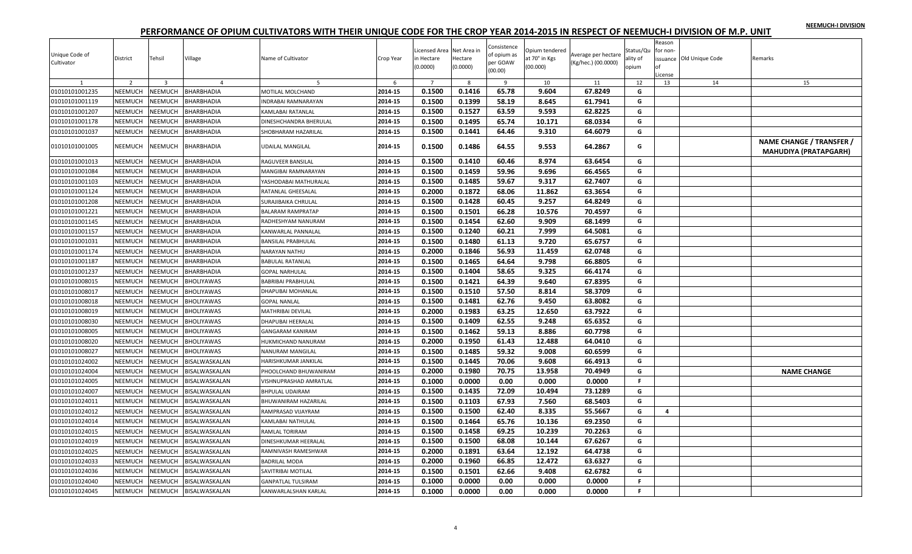# PERFORMANCE OF OPIUM CULTIVATORS WITH THEIR UNIQUE CODE FOR THE CROP YEAR 2014-2015 IN RESPECT OF NEEMUCH-I DIVISION OF M.P. UNIT

NEEMUCH-I DIVISION

| Unique Code of Cultivator | District | Tehsil | Village | Name of Cultivator | Crop Year | Licensed Area in Hectare (0.0000) | Net Area in Hectare (0.0000) | Consistence of opium as per GOAW (00.00) | Opium tendered at 70° in Kgs (00.000) | Average per hectare (Kg/hec.) (00.0000) | Status/Quality of opium | Reason for non-issuance of License | Old Unique Code | Remarks |
|---|---|---|---|---|---|---|---|---|---|---|---|---|---|---|
| 1 | 2 | 3 | 4 | 5 | 6 | 7 | 8 | 9 | 10 | 11 | 12 | 13 | 14 | 15 |
| 01010101001235 | NEEMUCH | NEEMUCH | BHARBHADIA | MOTILAL MOLCHAND | 2014-15 | 0.1500 | 0.1416 | 65.78 | 9.604 | 67.8249 | G | | | |
| 01010101001119 | NEEMUCH | NEEMUCH | BHARBHADIA | INDRABAI RAMNARAYAN | 2014-15 | 0.1500 | 0.1399 | 58.19 | 8.645 | 61.7941 | G | | | |
| 01010101001207 | NEEMUCH | NEEMUCH | BHARBHADIA | KAMLABAI RATANLAL | 2014-15 | 0.1500 | 0.1527 | 63.59 | 9.593 | 62.8225 | G | | | |
| 01010101001178 | NEEMUCH | NEEMUCH | BHARBHADIA | DINESHCHANDRA BHERULAL | 2014-15 | 0.1500 | 0.1495 | 65.74 | 10.171 | 68.0334 | G | | | |
| 01010101001037 | NEEMUCH | NEEMUCH | BHARBHADIA | SHOBHARAM HAZARILAL | 2014-15 | 0.1500 | 0.1441 | 64.46 | 9.310 | 64.6079 | G | | | |
| 01010101001005 | NEEMUCH | NEEMUCH | BHARBHADIA | UDAILAL MANGILAL | 2014-15 | 0.1500 | 0.1486 | 64.55 | 9.553 | 64.2867 | G | | | NAME CHANGE / TRANSFER / MAHUDIYA (PRATAPGARH) |
| 01010101001013 | NEEMUCH | NEEMUCH | BHARBHADIA | RAGUVEER BANSILAL | 2014-15 | 0.1500 | 0.1410 | 60.46 | 8.974 | 63.6454 | G | | | |
| 01010101001084 | NEEMUCH | NEEMUCH | BHARBHADIA | MANGIBAI RAMNARAYAN | 2014-15 | 0.1500 | 0.1459 | 59.96 | 9.696 | 66.4565 | G | | | |
| 01010101001103 | NEEMUCH | NEEMUCH | BHARBHADIA | YASHODABAI MATHURALAL | 2014-15 | 0.1500 | 0.1485 | 59.67 | 9.317 | 62.7407 | G | | | |
| 01010101001124 | NEEMUCH | NEEMUCH | BHARBHADIA | RATANLAL GHEESALAL | 2014-15 | 0.2000 | 0.1872 | 68.06 | 11.862 | 63.3654 | G | | | |
| 01010101001208 | NEEMUCH | NEEMUCH | BHARBHADIA | SURAJIBAIKA CHRULAL | 2014-15 | 0.1500 | 0.1428 | 60.45 | 9.257 | 64.8249 | G | | | |
| 01010101001221 | NEEMUCH | NEEMUCH | BHARBHADIA | BALARAM RAMPRATAP | 2014-15 | 0.1500 | 0.1501 | 66.28 | 10.576 | 70.4597 | G | | | |
| 01010101001145 | NEEMUCH | NEEMUCH | BHARBHADIA | RADHESHYAM NANURAM | 2014-15 | 0.1500 | 0.1454 | 62.60 | 9.909 | 68.1499 | G | | | |
| 01010101001157 | NEEMUCH | NEEMUCH | BHARBHADIA | KANWARLAL PANNALAL | 2014-15 | 0.1500 | 0.1240 | 60.21 | 7.999 | 64.5081 | G | | | |
| 01010101001031 | NEEMUCH | NEEMUCH | BHARBHADIA | BANSILAL PRABHULAL | 2014-15 | 0.1500 | 0.1480 | 61.13 | 9.720 | 65.6757 | G | | | |
| 01010101001174 | NEEMUCH | NEEMUCH | BHARBHADIA | NARAYAN NATHU | 2014-15 | 0.2000 | 0.1846 | 56.93 | 11.459 | 62.0748 | G | | | |
| 01010101001187 | NEEMUCH | NEEMUCH | BHARBHADIA | BABULAL RATANLAL | 2014-15 | 0.1500 | 0.1465 | 64.64 | 9.798 | 66.8805 | G | | | |
| 01010101001237 | NEEMUCH | NEEMUCH | BHARBHADIA | GOPAL NARHULAL | 2014-15 | 0.1500 | 0.1404 | 58.65 | 9.325 | 66.4174 | G | | | |
| 01010101008015 | NEEMUCH | NEEMUCH | BHOLIYAWAS | BABRIBAI PRABHULAL | 2014-15 | 0.1500 | 0.1421 | 64.39 | 9.640 | 67.8395 | G | | | |
| 01010101008017 | NEEMUCH | NEEMUCH | BHOLIYAWAS | DHAPUBAI MOHANLAL | 2014-15 | 0.1500 | 0.1510 | 57.50 | 8.814 | 58.3709 | G | | | |
| 01010101008018 | NEEMUCH | NEEMUCH | BHOLIYAWAS | GOPAL NANLAL | 2014-15 | 0.1500 | 0.1481 | 62.76 | 9.450 | 63.8082 | G | | | |
| 01010101008019 | NEEMUCH | NEEMUCH | BHOLIYAWAS | MATHRIBAI DEVILAL | 2014-15 | 0.2000 | 0.1983 | 63.25 | 12.650 | 63.7922 | G | | | |
| 01010101008030 | NEEMUCH | NEEMUCH | BHOLIYAWAS | DHAPUBAI HEERALAL | 2014-15 | 0.1500 | 0.1409 | 62.55 | 9.248 | 65.6352 | G | | | |
| 01010101008005 | NEEMUCH | NEEMUCH | BHOLIYAWAS | GANGARAM KANIRAM | 2014-15 | 0.1500 | 0.1462 | 59.13 | 8.886 | 60.7798 | G | | | |
| 01010101008020 | NEEMUCH | NEEMUCH | BHOLIYAWAS | HUKMICHAND NANURAM | 2014-15 | 0.2000 | 0.1950 | 61.43 | 12.488 | 64.0410 | G | | | |
| 01010101008027 | NEEMUCH | NEEMUCH | BHOLIYAWAS | NANURAM MANGILAL | 2014-15 | 0.1500 | 0.1485 | 59.32 | 9.008 | 60.6599 | G | | | |
| 01010101024002 | NEEMUCH | NEEMUCH | BISALWASKALAN | HARISHKUMAR JANKILAL | 2014-15 | 0.1500 | 0.1445 | 70.06 | 9.608 | 66.4913 | G | | | |
| 01010101024004 | NEEMUCH | NEEMUCH | BISALWASKALAN | PHOOLCHAND BHUWANIRAM | 2014-15 | 0.2000 | 0.1980 | 70.75 | 13.958 | 70.4949 | G | | | NAME CHANGE |
| 01010101024005 | NEEMUCH | NEEMUCH | BISALWASKALAN | VISHNUPRASHAD AMRATLAL | 2014-15 | 0.1000 | 0.0000 | 0.00 | 0.000 | 0.0000 | F | | | |
| 01010101024007 | NEEMUCH | NEEMUCH | BISALWASKALAN | BHPULAL UDAIRAM | 2014-15 | 0.1500 | 0.1435 | 72.09 | 10.494 | 73.1289 | G | | | |
| 01010101024011 | NEEMUCH | NEEMUCH | BISALWASKALAN | BHUWANIRAM HAZARILAL | 2014-15 | 0.1500 | 0.1103 | 67.93 | 7.560 | 68.5403 | G | | | |
| 01010101024012 | NEEMUCH | NEEMUCH | BISALWASKALAN | RAMPRASAD VIJAYRAM | 2014-15 | 0.1500 | 0.1500 | 62.40 | 8.335 | 55.5667 | G | 4 | | |
| 01010101024014 | NEEMUCH | NEEMUCH | BISALWASKALAN | KAMLABAI NATHULAL | 2014-15 | 0.1500 | 0.1464 | 65.76 | 10.136 | 69.2350 | G | | | |
| 01010101024015 | NEEMUCH | NEEMUCH | BISALWASKALAN | RAMLAL TORIRAM | 2014-15 | 0.1500 | 0.1458 | 69.25 | 10.239 | 70.2263 | G | | | |
| 01010101024019 | NEEMUCH | NEEMUCH | BISALWASKALAN | DINESHKUMAR HEERALAL | 2014-15 | 0.1500 | 0.1500 | 68.08 | 10.144 | 67.6267 | G | | | |
| 01010101024025 | NEEMUCH | NEEMUCH | BISALWASKALAN | RAMNIVASH RAMESHWAR | 2014-15 | 0.2000 | 0.1891 | 63.64 | 12.192 | 64.4738 | G | | | |
| 01010101024033 | NEEMUCH | NEEMUCH | BISALWASKALAN | BADRILAL MODA | 2014-15 | 0.2000 | 0.1960 | 66.85 | 12.472 | 63.6327 | G | | | |
| 01010101024036 | NEEMUCH | NEEMUCH | BISALWASKALAN | SAVITRIBAI MOTILAL | 2014-15 | 0.1500 | 0.1501 | 62.66 | 9.408 | 62.6782 | G | | | |
| 01010101024040 | NEEMUCH | NEEMUCH | BISALWASKALAN | GANPATLAL TULSIRAM | 2014-15 | 0.1000 | 0.0000 | 0.00 | 0.000 | 0.0000 | F | | | |
| 01010101024045 | NEEMUCH | NEEMUCH | BISALWASKALAN | KANWARLALSHAN KARLAL | 2014-15 | 0.1000 | 0.0000 | 0.00 | 0.000 | 0.0000 | F | | | |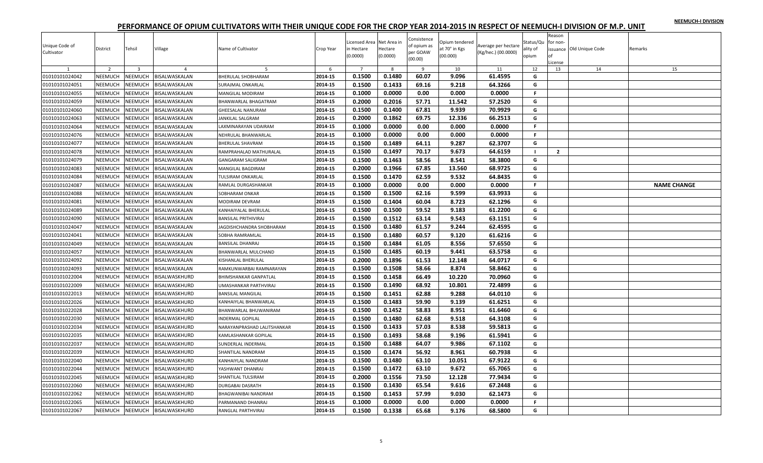NEEMUCH-I DIVISION

# PERFORMANCE OF OPIUM CULTIVATORS WITH THEIR UNIQUE CODE FOR THE CROP YEAR 2014-2015 IN RESPECT OF NEEMUCH-I DIVISION OF M.P. UNIT

| Unique Code of Cultivator | District | Tehsil | Village | Name of Cultivator | Crop Year | Licensed Area in Hectare (0.0000) | Net Area in Hectare (0.0000) | Consistence of opium as per GOAW (00.00) | Opium tendered at 70° in Kgs (00.000) | Average per hectare (Kg/hec.) (00.0000) | Status/Quality of opium | Reason for non-issuance of License | Old Unique Code | Remarks |
|---|---|---|---|---|---|---|---|---|---|---|---|---|---|---|
| 1 | 2 | 3 | 4 | 5 | 6 | 7 | 8 | 9 | 10 | 11 | 12 | 13 | 14 | 15 |
| 01010101024042 | NEEMUCH | NEEMUCH | BISALWASKALAN | BHERULAL SHOBHARAM | 2014-15 | 0.1500 | 0.1480 | 60.07 | 9.096 | 61.4595 | G | | | |
| 01010101024051 | NEEMUCH | NEEMUCH | BISALWASKALAN | SURAJMAL ONKARLAL | 2014-15 | 0.1500 | 0.1433 | 69.16 | 9.218 | 64.3266 | G | | | |
| 01010101024055 | NEEMUCH | NEEMUCH | BISALWASKALAN | MANGILAL MODIRAM | 2014-15 | 0.1000 | 0.0000 | 0.00 | 0.000 | 0.0000 | F | | | |
| 01010101024059 | NEEMUCH | NEEMUCH | BISALWASKALAN | BHANWARLAL BHAGATRAM | 2014-15 | 0.2000 | 0.2016 | 57.71 | 11.542 | 57.2520 | G | | | |
| 01010101024060 | NEEMUCH | NEEMUCH | BISALWASKALAN | GHEESALAL NANURAM | 2014-15 | 0.1500 | 0.1400 | 67.81 | 9.939 | 70.9929 | G | | | |
| 01010101024063 | NEEMUCH | NEEMUCH | BISALWASKALAN | JANKILAL SALGRAM | 2014-15 | 0.2000 | 0.1862 | 69.75 | 12.336 | 66.2513 | G | | | |
| 01010101024064 | NEEMUCH | NEEMUCH | BISALWASKALAN | LAXMINARAYAN UDAIRAM | 2014-15 | 0.1000 | 0.0000 | 0.00 | 0.000 | 0.0000 | F | | | |
| 01010101024076 | NEEMUCH | NEEMUCH | BISALWASKALAN | NEHRULAL BHANWARLAL | 2014-15 | 0.1000 | 0.0000 | 0.00 | 0.000 | 0.0000 | F | | | |
| 01010101024077 | NEEMUCH | NEEMUCH | BISALWASKALAN | BHERULAL SHAVRAM | 2014-15 | 0.1500 | 0.1489 | 64.11 | 9.287 | 62.3707 | G | | | |
| 01010101024078 | NEEMUCH | NEEMUCH | BISALWASKALAN | RAMPRAHALAD MATHURALAL | 2014-15 | 0.1500 | 0.1497 | 70.17 | 9.673 | 64.6159 | I | 2 | | |
| 01010101024079 | NEEMUCH | NEEMUCH | BISALWASKALAN | GANGARAM SALIGRAM | 2014-15 | 0.1500 | 0.1463 | 58.56 | 8.541 | 58.3800 | G | | | |
| 01010101024083 | NEEMUCH | NEEMUCH | BISALWASKALAN | MANGILAL BAGDIRAM | 2014-15 | 0.2000 | 0.1966 | 67.85 | 13.560 | 68.9725 | G | | | |
| 01010101024084 | NEEMUCH | NEEMUCH | BISALWASKALAN | TULSIRAM ONKARLAL | 2014-15 | 0.1500 | 0.1470 | 62.59 | 9.532 | 64.8435 | G | | | |
| 01010101024087 | NEEMUCH | NEEMUCH | BISALWASKALAN | RAMLAL DURGASHANKAR | 2014-15 | 0.1000 | 0.0000 | 0.00 | 0.000 | 0.0000 | F | | | NAME CHANGE |
| 01010101024088 | NEEMUCH | NEEMUCH | BISALWASKALAN | SOBHARAM ONKAR | 2014-15 | 0.1500 | 0.1500 | 62.16 | 9.599 | 63.9933 | G | | | |
| 01010101024081 | NEEMUCH | NEEMUCH | BISALWASKALAN | MODIRAM DEVRAM | 2014-15 | 0.1500 | 0.1404 | 60.04 | 8.723 | 62.1296 | G | | | |
| 01010101024089 | NEEMUCH | NEEMUCH | BISALWASKALAN | KANHAIYALAL BHERULAL | 2014-15 | 0.1500 | 0.1500 | 59.52 | 9.183 | 61.2200 | G | | | |
| 01010101024090 | NEEMUCH | NEEMUCH | BISALWASKALAN | BANSILAL PRITHIVIRAJ | 2014-15 | 0.1500 | 0.1512 | 63.14 | 9.543 | 63.1151 | G | | | |
| 01010101024047 | NEEMUCH | NEEMUCH | BISALWASKALAN | JAGDISHCHANDRA SHOBHARAM | 2014-15 | 0.1500 | 0.1480 | 61.57 | 9.244 | 62.4595 | G | | | |
| 01010101024041 | NEEMUCH | NEEMUCH | BISALWASKALAN | SOBHA RAMRAMLAL | 2014-15 | 0.1500 | 0.1480 | 60.57 | 9.120 | 61.6216 | G | | | |
| 01010101024049 | NEEMUCH | NEEMUCH | BISALWASKALAN | BANSILAL DHANRAJ | 2014-15 | 0.1500 | 0.1484 | 61.05 | 8.556 | 57.6550 | G | | | |
| 01010101024057 | NEEMUCH | NEEMUCH | BISALWASKALAN | BHANWARLAL MULCHAND | 2014-15 | 0.1500 | 0.1485 | 60.19 | 9.441 | 63.5758 | G | | | |
| 01010101024092 | NEEMUCH | NEEMUCH | BISALWASKALAN | KISHANLAL BHERULAL | 2014-15 | 0.2000 | 0.1896 | 61.53 | 12.148 | 64.0717 | G | | | |
| 01010101024093 | NEEMUCH | NEEMUCH | BISALWASKALAN | RAMKUNWARBAI RAMNARAYAN | 2014-15 | 0.1500 | 0.1508 | 58.66 | 8.874 | 58.8462 | G | | | |
| 01010101022004 | NEEMUCH | NEEMUCH | BISALWASKHURD | BHIMSHANKAR GANPATLAL | 2014-15 | 0.1500 | 0.1458 | 66.49 | 10.220 | 70.0960 | G | | | |
| 01010101022009 | NEEMUCH | NEEMUCH | BISALWASKHURD | UMASHANKAR PARTHVIRAJ | 2014-15 | 0.1500 | 0.1490 | 68.92 | 10.801 | 72.4899 | G | | | |
| 01010101022013 | NEEMUCH | NEEMUCH | BISALWASKHURD | BANSILAL MANGILAL | 2014-15 | 0.1500 | 0.1451 | 62.88 | 9.288 | 64.0110 | G | | | |
| 01010101022026 | NEEMUCH | NEEMUCH | BISALWASKHURD | KANHAIYLAL BHANWARLAL | 2014-15 | 0.1500 | 0.1483 | 59.90 | 9.139 | 61.6251 | G | | | |
| 01010101022028 | NEEMUCH | NEEMUCH | BISALWASKHURD | BHANWARLAL BHUWANIRAM | 2014-15 | 0.1500 | 0.1452 | 58.83 | 8.951 | 61.6460 | G | | | |
| 01010101022030 | NEEMUCH | NEEMUCH | BISALWASKHURD | INDERMAL GOPILAL | 2014-15 | 0.1500 | 0.1480 | 62.68 | 9.518 | 64.3108 | G | | | |
| 01010101022034 | NEEMUCH | NEEMUCH | BISALWASKHURD | NARAYANPRASHAD LALITSHANKAR | 2014-15 | 0.1500 | 0.1433 | 57.03 | 8.538 | 59.5813 | G | | | |
| 01010101022035 | NEEMUCH | NEEMUCH | BISALWASKHURD | KAMLASHANKAR GOPILAL | 2014-15 | 0.1500 | 0.1493 | 58.68 | 9.196 | 61.5941 | G | | | |
| 01010101022037 | NEEMUCH | NEEMUCH | BISALWASKHURD | SUNDERLAL INDERMAL | 2014-15 | 0.1500 | 0.1488 | 64.07 | 9.986 | 67.1102 | G | | | |
| 01010101022039 | NEEMUCH | NEEMUCH | BISALWASKHURD | SHANTILAL NANDRAM | 2014-15 | 0.1500 | 0.1474 | 56.92 | 8.961 | 60.7938 | G | | | |
| 01010101022040 | NEEMUCH | NEEMUCH | BISALWASKHURD | KANHAIYLAL NANDRAM | 2014-15 | 0.1500 | 0.1480 | 63.10 | 10.051 | 67.9122 | G | | | |
| 01010101022044 | NEEMUCH | NEEMUCH | BISALWASKHURD | YASHWANT DHANRAJ | 2014-15 | 0.1500 | 0.1472 | 63.10 | 9.672 | 65.7065 | G | | | |
| 01010101022045 | NEEMUCH | NEEMUCH | BISALWASKHURD | SHANTILAL TULSIRAM | 2014-15 | 0.2000 | 0.1556 | 73.50 | 12.128 | 77.9434 | G | | | |
| 01010101022060 | NEEMUCH | NEEMUCH | BISALWASKHURD | DURGABAI DASRATH | 2014-15 | 0.1500 | 0.1430 | 65.54 | 9.616 | 67.2448 | G | | | |
| 01010101022062 | NEEMUCH | NEEMUCH | BISALWASKHURD | BHAGWANIBAI NANDRAM | 2014-15 | 0.1500 | 0.1453 | 57.99 | 9.030 | 62.1473 | G | | | |
| 01010101022065 | NEEMUCH | NEEMUCH | BISALWASKHURD | PARMANAND DHANRAJ | 2014-15 | 0.1000 | 0.0000 | 0.00 | 0.000 | 0.0000 | F | | | |
| 01010101022067 | NEEMUCH | NEEMUCH | BISALWASKHURD | RANGLAL PARTHVIRAJ | 2014-15 | 0.1500 | 0.1338 | 65.68 | 9.176 | 68.5800 | G | | | |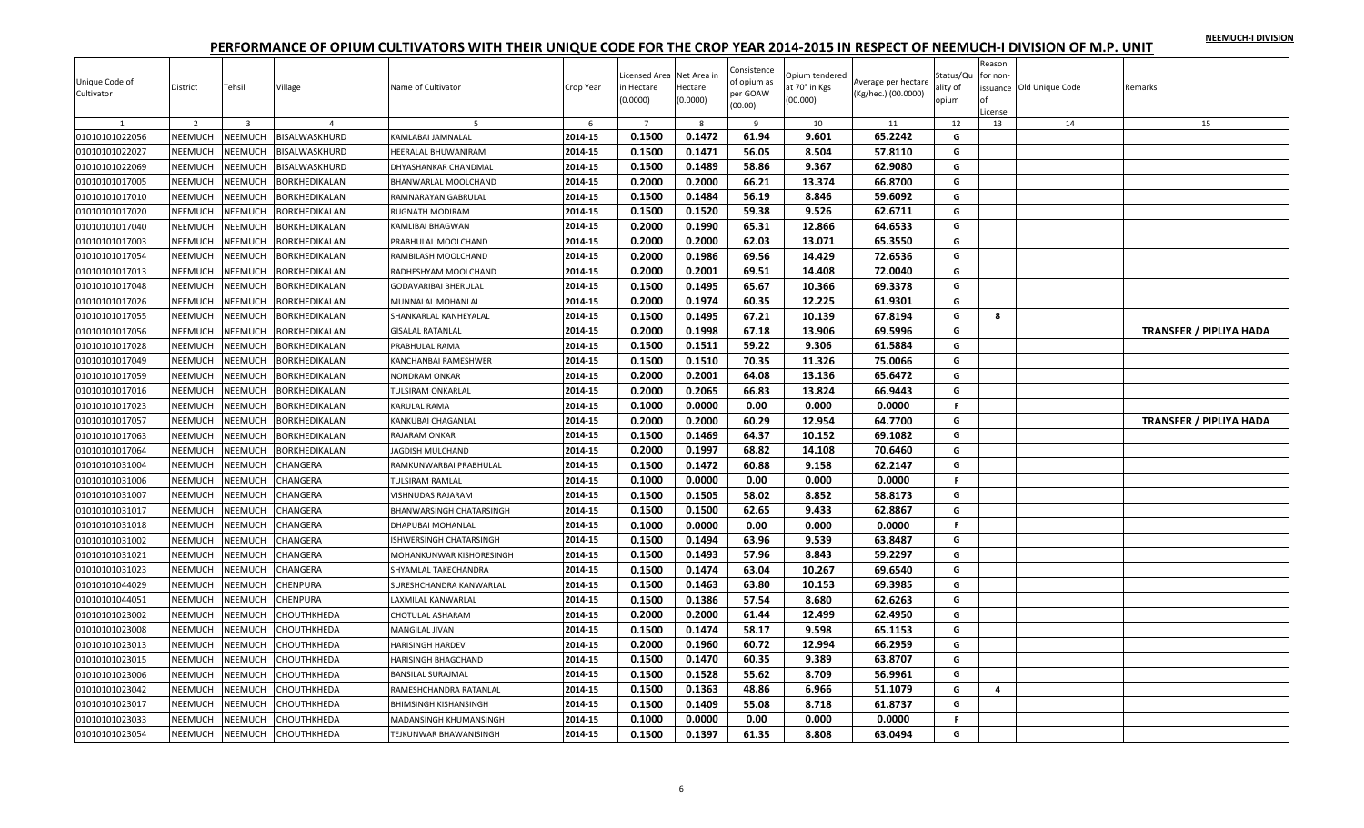NEEMUCH-I DIVISION

# PERFORMANCE OF OPIUM CULTIVATORS WITH THEIR UNIQUE CODE FOR THE CROP YEAR 2014-2015 IN RESPECT OF NEEMUCH-I DIVISION OF M.P. UNIT

| Unique Code of Cultivator | District | Tehsil | Village | Name of Cultivator | Crop Year | Licensed Area in Hectare (0.0000) | Net Area in Hectare (0.0000) | Consistence of opium as per GOAW (00.00) | Opium tendered at 70° in Kgs (00.000) | Average per hectare (Kg/hec.) (00.0000) | Status/Quality of opium | Reason for non-issuance of License | Old Unique Code | Remarks |
|---|---|---|---|---|---|---|---|---|---|---|---|---|---|---|
| 1 | 2 | 3 | 4 | 5 | 6 | 7 | 8 | 9 | 10 | 11 | 12 | 13 | 14 | 15 |
| 01010101022056 | NEEMUCH | NEEMUCH | BISALWASKHURD | KAMLABAI JAMNALAL | 2014-15 | 0.1500 | 0.1472 | 61.94 | 9.601 | 65.2242 | G | | | |
| 01010101022027 | NEEMUCH | NEEMUCH | BISALWASKHURD | HEERALAL BHUWANIRAM | 2014-15 | 0.1500 | 0.1471 | 56.05 | 8.504 | 57.8110 | G | | | |
| 01010101022069 | NEEMUCH | NEEMUCH | BISALWASKHURD | DHYASHANKAR CHANDMAL | 2014-15 | 0.1500 | 0.1489 | 58.86 | 9.367 | 62.9080 | G | | | |
| 01010101017005 | NEEMUCH | NEEMUCH | BORKHEDIKALAN | BHANWARLAL MOOLCHAND | 2014-15 | 0.2000 | 0.2000 | 66.21 | 13.374 | 66.8700 | G | | | |
| 01010101017010 | NEEMUCH | NEEMUCH | BORKHEDIKALAN | RAMNARAYAN GABRULAL | 2014-15 | 0.1500 | 0.1484 | 56.19 | 8.846 | 59.6092 | G | | | |
| 01010101017020 | NEEMUCH | NEEMUCH | BORKHEDIKALAN | RUGNATH MODIRAM | 2014-15 | 0.1500 | 0.1520 | 59.38 | 9.526 | 62.6711 | G | | | |
| 01010101017040 | NEEMUCH | NEEMUCH | BORKHEDIKALAN | KAMLIBAI BHAGWAN | 2014-15 | 0.2000 | 0.1990 | 65.31 | 12.866 | 64.6533 | G | | | |
| 01010101017003 | NEEMUCH | NEEMUCH | BORKHEDIKALAN | PRABHULAL MOOLCHAND | 2014-15 | 0.2000 | 0.2000 | 62.03 | 13.071 | 65.3550 | G | | | |
| 01010101017054 | NEEMUCH | NEEMUCH | BORKHEDIKALAN | RAMBILASH MOOLCHAND | 2014-15 | 0.2000 | 0.1986 | 69.56 | 14.429 | 72.6536 | G | | | |
| 01010101017013 | NEEMUCH | NEEMUCH | BORKHEDIKALAN | RADHESHYAM MOOLCHAND | 2014-15 | 0.2000 | 0.2001 | 69.51 | 14.408 | 72.0040 | G | | | |
| 01010101017048 | NEEMUCH | NEEMUCH | BORKHEDIKALAN | GODAVARIBAI BHERULAL | 2014-15 | 0.1500 | 0.1495 | 65.67 | 10.366 | 69.3378 | G | | | |
| 01010101017026 | NEEMUCH | NEEMUCH | BORKHEDIKALAN | MUNNALAL MOHANLAL | 2014-15 | 0.2000 | 0.1974 | 60.35 | 12.225 | 61.9301 | G | | | |
| 01010101017055 | NEEMUCH | NEEMUCH | BORKHEDIKALAN | SHANKARLAL KANHEYALAL | 2014-15 | 0.1500 | 0.1495 | 67.21 | 10.139 | 67.8194 | G | 8 | | |
| 01010101017056 | NEEMUCH | NEEMUCH | BORKHEDIKALAN | GISALAL RATANLAL | 2014-15 | 0.2000 | 0.1998 | 67.18 | 13.906 | 69.5996 | G | | | **TRANSFER / PIPLIYA HADA** |
| 01010101017028 | NEEMUCH | NEEMUCH | BORKHEDIKALAN | PRABHULAL RAMA | 2014-15 | 0.1500 | 0.1511 | 59.22 | 9.306 | 61.5884 | G | | | |
| 01010101017049 | NEEMUCH | NEEMUCH | BORKHEDIKALAN | KANCHANBAI RAMESHWER | 2014-15 | 0.1500 | 0.1510 | 70.35 | 11.326 | 75.0066 | G | | | |
| 01010101017059 | NEEMUCH | NEEMUCH | BORKHEDIKALAN | NONDRAM ONKAR | 2014-15 | 0.2000 | 0.2001 | 64.08 | 13.136 | 65.6472 | G | | | |
| 01010101017016 | NEEMUCH | NEEMUCH | BORKHEDIKALAN | TULSIRAM ONKARLAL | 2014-15 | 0.2000 | 0.2065 | 66.83 | 13.824 | 66.9443 | G | | | |
| 01010101017023 | NEEMUCH | NEEMUCH | BORKHEDIKALAN | KARULAL RAMA | 2014-15 | 0.1000 | 0.0000 | 0.00 | 0.000 | 0.0000 | F | | | |
| 01010101017057 | NEEMUCH | NEEMUCH | BORKHEDIKALAN | KANKUBAI CHAGANLAL | 2014-15 | 0.2000 | 0.2000 | 60.29 | 12.954 | 64.7700 | G | | | **TRANSFER / PIPLIYA HADA** |
| 01010101017063 | NEEMUCH | NEEMUCH | BORKHEDIKALAN | RAJARAM ONKAR | 2014-15 | 0.1500 | 0.1469 | 64.37 | 10.152 | 69.1082 | G | | | |
| 01010101017064 | NEEMUCH | NEEMUCH | BORKHEDIKALAN | JAGDISH MULCHAND | 2014-15 | 0.2000 | 0.1997 | 68.82 | 14.108 | 70.6460 | G | | | |
| 01010101031004 | NEEMUCH | NEEMUCH | CHANGERA | RAMKUNWARBAI PRABHULAL | 2014-15 | 0.1500 | 0.1472 | 60.88 | 9.158 | 62.2147 | G | | | |
| 01010101031006 | NEEMUCH | NEEMUCH | CHANGERA | TULSIRAM RAMLAL | 2014-15 | 0.1000 | 0.0000 | 0.00 | 0.000 | 0.0000 | F | | | |
| 01010101031007 | NEEMUCH | NEEMUCH | CHANGERA | VISHNUDAS RAJARAM | 2014-15 | 0.1500 | 0.1505 | 58.02 | 8.852 | 58.8173 | G | | | |
| 01010101031017 | NEEMUCH | NEEMUCH | CHANGERA | BHANWARSINGH CHATARSINGH | 2014-15 | 0.1500 | 0.1500 | 62.65 | 9.433 | 62.8867 | G | | | |
| 01010101031018 | NEEMUCH | NEEMUCH | CHANGERA | DHAPUBAI MOHANLAL | 2014-15 | 0.1000 | 0.0000 | 0.00 | 0.000 | 0.0000 | F | | | |
| 01010101031002 | NEEMUCH | NEEMUCH | CHANGERA | ISHWERSINGH CHATARSINGH | 2014-15 | 0.1500 | 0.1494 | 63.96 | 9.539 | 63.8487 | G | | | |
| 01010101031021 | NEEMUCH | NEEMUCH | CHANGERA | MOHANKUNWAR KISHORESINGH | 2014-15 | 0.1500 | 0.1493 | 57.96 | 8.843 | 59.2297 | G | | | |
| 01010101031023 | NEEMUCH | NEEMUCH | CHANGERA | SHYAMLAL TAKECHANDRA | 2014-15 | 0.1500 | 0.1474 | 63.04 | 10.267 | 69.6540 | G | | | |
| 01010101044029 | NEEMUCH | NEEMUCH | CHENPURA | SURESHCHANDRA KANWARLAL | 2014-15 | 0.1500 | 0.1463 | 63.80 | 10.153 | 69.3985 | G | | | |
| 01010101044051 | NEEMUCH | NEEMUCH | CHENPURA | LAXMILAL KANWARLAL | 2014-15 | 0.1500 | 0.1386 | 57.54 | 8.680 | 62.6263 | G | | | |
| 01010101023002 | NEEMUCH | NEEMUCH | CHOUTHKHEDA | CHOTULAL ASHARAM | 2014-15 | 0.2000 | 0.2000 | 61.44 | 12.499 | 62.4950 | G | | | |
| 01010101023008 | NEEMUCH | NEEMUCH | CHOUTHKHEDA | MANGILAL JIVAN | 2014-15 | 0.1500 | 0.1474 | 58.17 | 9.598 | 65.1153 | G | | | |
| 01010101023013 | NEEMUCH | NEEMUCH | CHOUTHKHEDA | HARISINGH HARDEV | 2014-15 | 0.2000 | 0.1960 | 60.72 | 12.994 | 66.2959 | G | | | |
| 01010101023015 | NEEMUCH | NEEMUCH | CHOUTHKHEDA | HARISINGH BHAGCHAND | 2014-15 | 0.1500 | 0.1470 | 60.35 | 9.389 | 63.8707 | G | | | |
| 01010101023006 | NEEMUCH | NEEMUCH | CHOUTHKHEDA | BANSILAL SURAJMAL | 2014-15 | 0.1500 | 0.1528 | 55.62 | 8.709 | 56.9961 | G | | | |
| 01010101023042 | NEEMUCH | NEEMUCH | CHOUTHKHEDA | RAMESHCHANDRA RATANLAL | 2014-15 | 0.1500 | 0.1363 | 48.86 | 6.966 | 51.1079 | G | 4 | | |
| 01010101023017 | NEEMUCH | NEEMUCH | CHOUTHKHEDA | BHIMSINGH KISHANSINGH | 2014-15 | 0.1500 | 0.1409 | 55.08 | 8.718 | 61.8737 | G | | | |
| 01010101023033 | NEEMUCH | NEEMUCH | CHOUTHKHEDA | MADANSINGH KHUMANSINGH | 2014-15 | 0.1000 | 0.0000 | 0.00 | 0.000 | 0.0000 | F | | | |
| 01010101023054 | NEEMUCH | NEEMUCH | CHOUTHKHEDA | TEJKUNWAR BHAWANISINGH | 2014-15 | 0.1500 | 0.1397 | 61.35 | 8.808 | 63.0494 | G | | | |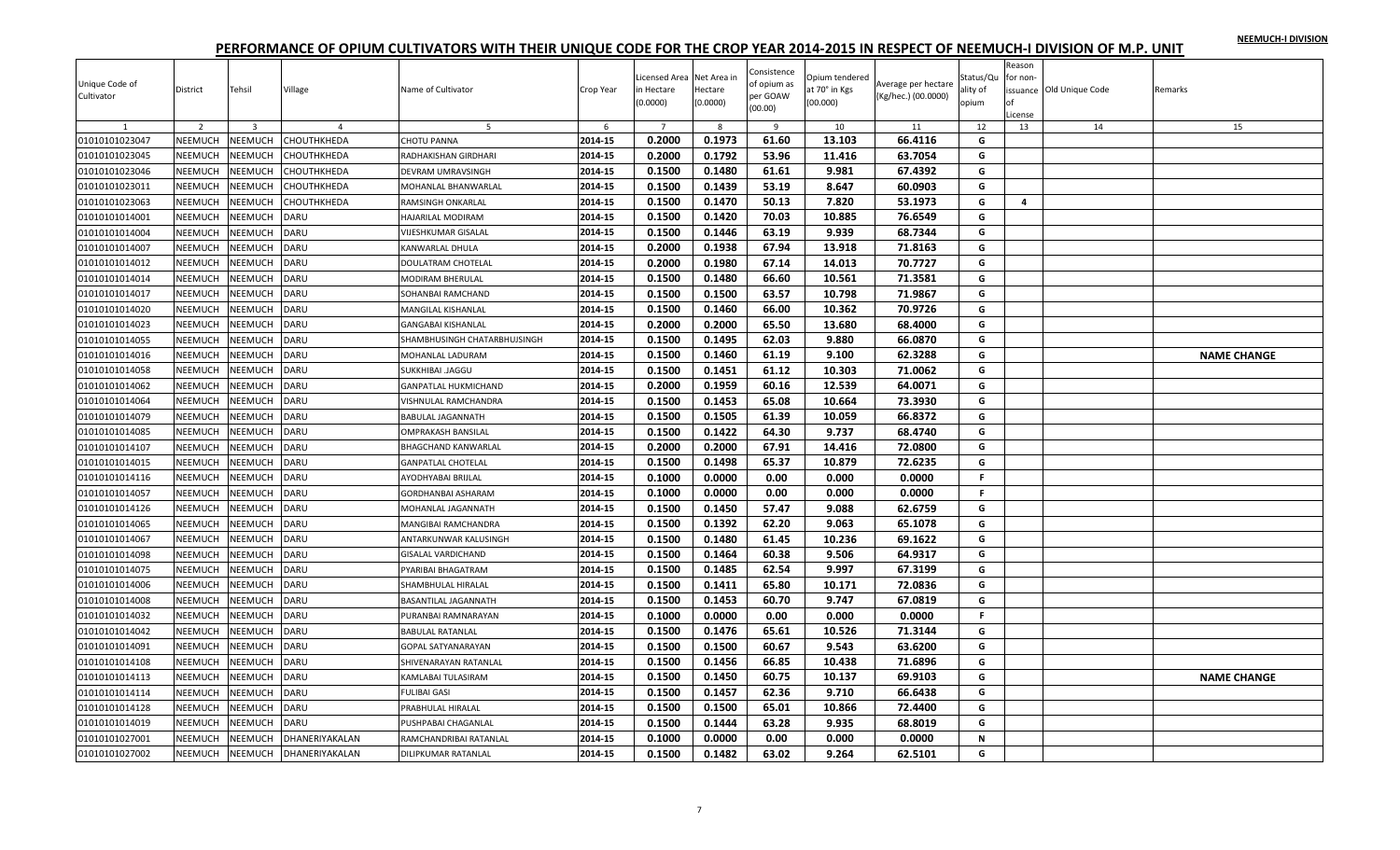# PERFORMANCE OF OPIUM CULTIVATORS WITH THEIR UNIQUE CODE FOR THE CROP YEAR 2014-2015 IN RESPECT OF NEEMUCH-I DIVISION OF M.P. UNIT

NEEMUCH-I DIVISION

| Unique Code of Cultivator | District | Tehsil | Village | Name of Cultivator | Crop Year | Licensed Area in Hectare (0.0000) | Net Area in Hectare (0.0000) | Consistence of opium as per GOAW (00.00) | Opium tendered at 70° in Kgs (00.000) | Average per hectare (Kg/hec.) (00.0000) | Status/Quality of opium | Reason for non-issuance of License | Old Unique Code | Remarks |
|---|---|---|---|---|---|---|---|---|---|---|---|---|---|---|
| 1 | 2 | 3 | 4 | 5 | 6 | 7 | 8 | 9 | 10 | 11 | 12 | 13 | 14 | 15 |
| 01010101023047 | NEEMUCH | NEEMUCH | CHOUTHKHEDA | CHOTU PANNA | 2014-15 | 0.2000 | 0.1973 | 61.60 | 13.103 | 66.4116 | G | | | |
| 01010101023045 | NEEMUCH | NEEMUCH | CHOUTHKHEDA | RADHAKISHAN GIRDHARI | 2014-15 | 0.2000 | 0.1792 | 53.96 | 11.416 | 63.7054 | G | | | |
| 01010101023046 | NEEMUCH | NEEMUCH | CHOUTHKHEDA | DEVRAM UMRAVSINGH | 2014-15 | 0.1500 | 0.1480 | 61.61 | 9.981 | 67.4392 | G | | | |
| 01010101023011 | NEEMUCH | NEEMUCH | CHOUTHKHEDA | MOHANLAL BHANWARLAL | 2014-15 | 0.1500 | 0.1439 | 53.19 | 8.647 | 60.0903 | G | | | |
| 01010101023063 | NEEMUCH | NEEMUCH | CHOUTHKHEDA | RAMSINGH ONKARLAL | 2014-15 | 0.1500 | 0.1470 | 50.13 | 7.820 | 53.1973 | G | 4 | | |
| 01010101014001 | NEEMUCH | NEEMUCH | DARU | HAJARILAL MODIRAM | 2014-15 | 0.1500 | 0.1420 | 70.03 | 10.885 | 76.6549 | G | | | |
| 01010101014004 | NEEMUCH | NEEMUCH | DARU | VIJESHKUMAR GISALAL | 2014-15 | 0.1500 | 0.1446 | 63.19 | 9.939 | 68.7344 | G | | | |
| 01010101014007 | NEEMUCH | NEEMUCH | DARU | KANWARLAL DHULA | 2014-15 | 0.2000 | 0.1938 | 67.94 | 13.918 | 71.8163 | G | | | |
| 01010101014012 | NEEMUCH | NEEMUCH | DARU | DOULATRAM CHOTELAL | 2014-15 | 0.2000 | 0.1980 | 67.14 | 14.013 | 70.7727 | G | | | |
| 01010101014014 | NEEMUCH | NEEMUCH | DARU | MODIRAM BHERULAL | 2014-15 | 0.1500 | 0.1480 | 66.60 | 10.561 | 71.3581 | G | | | |
| 01010101014017 | NEEMUCH | NEEMUCH | DARU | SOHANBAI RAMCHAND | 2014-15 | 0.1500 | 0.1500 | 63.57 | 10.798 | 71.9867 | G | | | |
| 01010101014020 | NEEMUCH | NEEMUCH | DARU | MANGILAL KISHANLAL | 2014-15 | 0.1500 | 0.1460 | 66.00 | 10.362 | 70.9726 | G | | | |
| 01010101014023 | NEEMUCH | NEEMUCH | DARU | GANGABAI KISHANLAL | 2014-15 | 0.2000 | 0.2000 | 65.50 | 13.680 | 68.4000 | G | | | |
| 01010101014055 | NEEMUCH | NEEMUCH | DARU | SHAMBHUSINGH CHATARBHUJSINGH | 2014-15 | 0.1500 | 0.1495 | 62.03 | 9.880 | 66.0870 | G | | | |
| 01010101014016 | NEEMUCH | NEEMUCH | DARU | MOHANLAL LADURAM | 2014-15 | 0.1500 | 0.1460 | 61.19 | 9.100 | 62.3288 | G | | | **NAME CHANGE** |
| 01010101014058 | NEEMUCH | NEEMUCH | DARU | SUKKHIBAI JAGGU | 2014-15 | 0.1500 | 0.1451 | 61.12 | 10.303 | 71.0062 | G | | | |
| 01010101014062 | NEEMUCH | NEEMUCH | DARU | GANPATLAL HUKMICHAND | 2014-15 | 0.2000 | 0.1959 | 60.16 | 12.539 | 64.0071 | G | | | |
| 01010101014064 | NEEMUCH | NEEMUCH | DARU | VISHNULAL RAMCHANDRA | 2014-15 | 0.1500 | 0.1453 | 65.08 | 10.664 | 73.3930 | G | | | |
| 01010101014079 | NEEMUCH | NEEMUCH | DARU | BABULAL JAGANNATH | 2014-15 | 0.1500 | 0.1505 | 61.39 | 10.059 | 66.8372 | G | | | |
| 01010101014085 | NEEMUCH | NEEMUCH | DARU | OMPRAKASH BANSILAL | 2014-15 | 0.1500 | 0.1422 | 64.30 | 9.737 | 68.4740 | G | | | |
| 01010101014107 | NEEMUCH | NEEMUCH | DARU | BHAGCHAND KANWARLAL | 2014-15 | 0.2000 | 0.2000 | 67.91 | 14.416 | 72.0800 | G | | | |
| 01010101014015 | NEEMUCH | NEEMUCH | DARU | GANPATLAL CHOTELAL | 2014-15 | 0.1500 | 0.1498 | 65.37 | 10.879 | 72.6235 | G | | | |
| 01010101014116 | NEEMUCH | NEEMUCH | DARU | AYODHYABAI BRIJLAL | 2014-15 | 0.1000 | 0.0000 | 0.00 | 0.000 | 0.0000 | F | | | |
| 01010101014057 | NEEMUCH | NEEMUCH | DARU | GORDHANBAI ASHARAM | 2014-15 | 0.1000 | 0.0000 | 0.00 | 0.000 | 0.0000 | F | | | |
| 01010101014126 | NEEMUCH | NEEMUCH | DARU | MOHANLAL JAGANNATH | 2014-15 | 0.1500 | 0.1450 | 57.47 | 9.088 | 62.6759 | G | | | |
| 01010101014065 | NEEMUCH | NEEMUCH | DARU | MANGIBAI RAMCHANDRA | 2014-15 | 0.1500 | 0.1392 | 62.20 | 9.063 | 65.1078 | G | | | |
| 01010101014067 | NEEMUCH | NEEMUCH | DARU | ANTARKUNWAR KALUSINGH | 2014-15 | 0.1500 | 0.1480 | 61.45 | 10.236 | 69.1622 | G | | | |
| 01010101014098 | NEEMUCH | NEEMUCH | DARU | GISALAL VARDICHAND | 2014-15 | 0.1500 | 0.1464 | 60.38 | 9.506 | 64.9317 | G | | | |
| 01010101014075 | NEEMUCH | NEEMUCH | DARU | PYARIBAI BHAGATRAM | 2014-15 | 0.1500 | 0.1485 | 62.54 | 9.997 | 67.3199 | G | | | |
| 01010101014006 | NEEMUCH | NEEMUCH | DARU | SHAMBHULAL HIRALAL | 2014-15 | 0.1500 | 0.1411 | 65.80 | 10.171 | 72.0836 | G | | | |
| 01010101014008 | NEEMUCH | NEEMUCH | DARU | BASANTILAL JAGANNATH | 2014-15 | 0.1500 | 0.1453 | 60.70 | 9.747 | 67.0819 | G | | | |
| 01010101014032 | NEEMUCH | NEEMUCH | DARU | PURANBAI RAMNARAYAN | 2014-15 | 0.1000 | 0.0000 | 0.00 | 0.000 | 0.0000 | F | | | |
| 01010101014042 | NEEMUCH | NEEMUCH | DARU | BABULAL RATANLAL | 2014-15 | 0.1500 | 0.1476 | 65.61 | 10.526 | 71.3144 | G | | | |
| 01010101014091 | NEEMUCH | NEEMUCH | DARU | GOPAL SATYANARAYAN | 2014-15 | 0.1500 | 0.1500 | 60.67 | 9.543 | 63.6200 | G | | | |
| 01010101014108 | NEEMUCH | NEEMUCH | DARU | SHIVENARAYAN RATANLAL | 2014-15 | 0.1500 | 0.1456 | 66.85 | 10.438 | 71.6896 | G | | | |
| 01010101014113 | NEEMUCH | NEEMUCH | DARU | KAMLABAI TULASIRAM | 2014-15 | 0.1500 | 0.1450 | 60.75 | 10.137 | 69.9103 | G | | | **NAME CHANGE** |
| 01010101014114 | NEEMUCH | NEEMUCH | DARU | FULIBAI GASI | 2014-15 | 0.1500 | 0.1457 | 62.36 | 9.710 | 66.6438 | G | | | |
| 01010101014128 | NEEMUCH | NEEMUCH | DARU | PRABHULAL HIRALAL | 2014-15 | 0.1500 | 0.1500 | 65.01 | 10.866 | 72.4400 | G | | | |
| 01010101014019 | NEEMUCH | NEEMUCH | DARU | PUSHPABAI CHAGANLAL | 2014-15 | 0.1500 | 0.1444 | 63.28 | 9.935 | 68.8019 | G | | | |
| 01010101027001 | NEEMUCH | NEEMUCH | DHANERIYAKALAN | RAMCHANDRIBAI RATANLAL | 2014-15 | 0.1000 | 0.0000 | 0.00 | 0.000 | 0.0000 | N | | | |
| 01010101027002 | NEEMUCH | NEEMUCH | DHANERIYAKALAN | DILIPKUMAR RATANLAL | 2014-15 | 0.1500 | 0.1482 | 63.02 | 9.264 | 62.5101 | G | | | |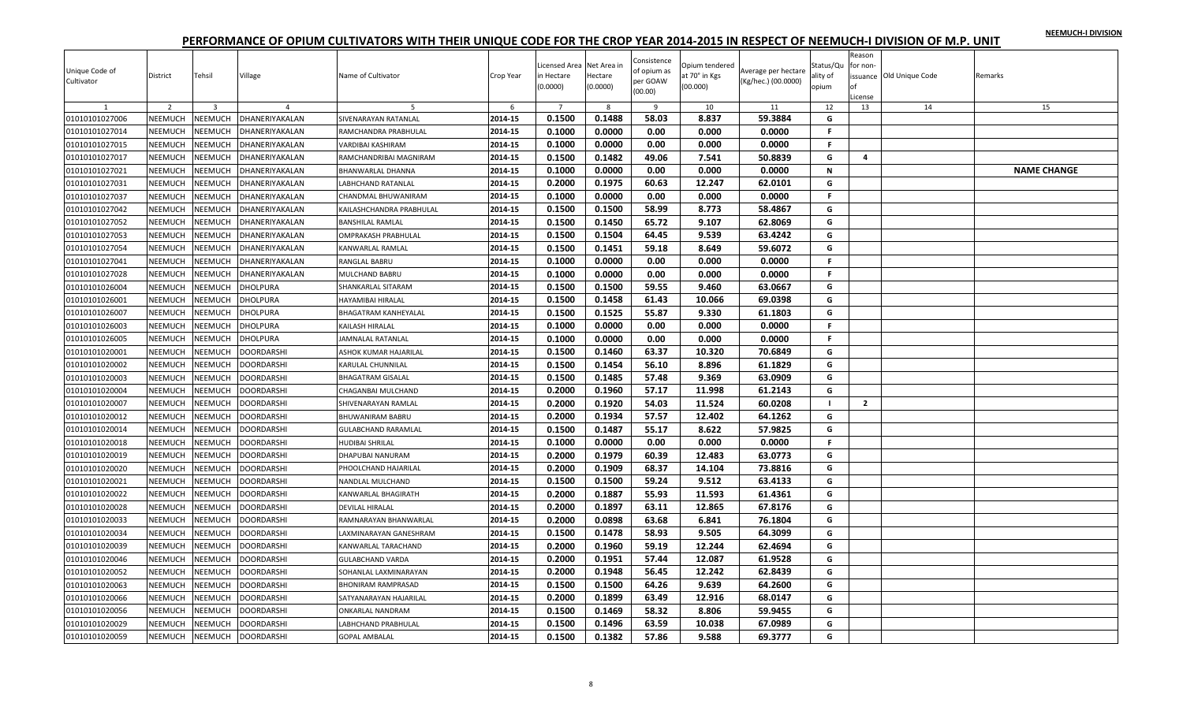# PERFORMANCE OF OPIUM CULTIVATORS WITH THEIR UNIQUE CODE FOR THE CROP YEAR 2014-2015 IN RESPECT OF NEEMUCH-I DIVISION OF M.P. UNIT

NEEMUCH-I DIVISION

| Unique Code of Cultivator | District | Tehsil | Village | Name of Cultivator | Crop Year | Licensed Area in Hectare (0.0000) | Net Area in Hectare (0.0000) | Consistence of opium as per GOAW (00.00) | Opium tendered at 70° in Kgs (00.000) | Average per hectare (Kg/hec.) (00.0000) | Status/Quality of opium | Reason for non-issuance of License | Old Unique Code | Remarks |
|---|---|---|---|---|---|---|---|---|---|---|---|---|---|---|
| 1 | 2 | 3 | 4 | 5 | 6 | 7 | 8 | 9 | 10 | 11 | 12 | 13 | 14 | 15 |
| 01010101027006 | NEEMUCH | NEEMUCH | DHANERIYAKALAN | SIVENARAYAN RATANLAL | 2014-15 | 0.1500 | 0.1488 | 58.03 | 8.837 | 59.3884 | G | | | |
| 01010101027014 | NEEMUCH | NEEMUCH | DHANERIYAKALAN | RAMCHANDRA PRABHULAL | 2014-15 | 0.1000 | 0.0000 | 0.00 | 0.000 | 0.0000 | F | | | |
| 01010101027015 | NEEMUCH | NEEMUCH | DHANERIYAKALAN | VARDIBAI KASHIRAM | 2014-15 | 0.1000 | 0.0000 | 0.00 | 0.000 | 0.0000 | F | | | |
| 01010101027017 | NEEMUCH | NEEMUCH | DHANERIYAKALAN | RAMCHANDRIBAI MAGNIRAM | 2014-15 | 0.1500 | 0.1482 | 49.06 | 7.541 | 50.8839 | G | 4 | | |
| 01010101027021 | NEEMUCH | NEEMUCH | DHANERIYAKALAN | BHANWARLAL DHANNA | 2014-15 | 0.1000 | 0.0000 | 0.00 | 0.000 | 0.0000 | N | | | NAME CHANGE |
| 01010101027031 | NEEMUCH | NEEMUCH | DHANERIYAKALAN | LABHCHAND RATANLAL | 2014-15 | 0.2000 | 0.1975 | 60.63 | 12.247 | 62.0101 | G | | | |
| 01010101027037 | NEEMUCH | NEEMUCH | DHANERIYAKALAN | CHANDMAL BHUWANIRAM | 2014-15 | 0.1000 | 0.0000 | 0.00 | 0.000 | 0.0000 | F | | | |
| 01010101027042 | NEEMUCH | NEEMUCH | DHANERIYAKALAN | KAILASHCHANDRA PRABHULAL | 2014-15 | 0.1500 | 0.1500 | 58.99 | 8.773 | 58.4867 | G | | | |
| 01010101027052 | NEEMUCH | NEEMUCH | DHANERIYAKALAN | BANSHILAL RAMLAL | 2014-15 | 0.1500 | 0.1450 | 65.72 | 9.107 | 62.8069 | G | | | |
| 01010101027053 | NEEMUCH | NEEMUCH | DHANERIYAKALAN | OMPRAKASH PRABHULAL | 2014-15 | 0.1500 | 0.1504 | 64.45 | 9.539 | 63.4242 | G | | | |
| 01010101027054 | NEEMUCH | NEEMUCH | DHANERIYAKALAN | KANWARLAL RAMLAL | 2014-15 | 0.1500 | 0.1451 | 59.18 | 8.649 | 59.6072 | G | | | |
| 01010101027041 | NEEMUCH | NEEMUCH | DHANERIYAKALAN | RANGLAL BABRU | 2014-15 | 0.1000 | 0.0000 | 0.00 | 0.000 | 0.0000 | F | | | |
| 01010101027028 | NEEMUCH | NEEMUCH | DHANERIYAKALAN | MULCHAND BABRU | 2014-15 | 0.1000 | 0.0000 | 0.00 | 0.000 | 0.0000 | F | | | |
| 01010101026004 | NEEMUCH | NEEMUCH | DHOLPURA | SHANKARLAL SITARAM | 2014-15 | 0.1500 | 0.1500 | 59.55 | 9.460 | 63.0667 | G | | | |
| 01010101026001 | NEEMUCH | NEEMUCH | DHOLPURA | HAYAMIBAI HIRALAL | 2014-15 | 0.1500 | 0.1458 | 61.43 | 10.066 | 69.0398 | G | | | |
| 01010101026007 | NEEMUCH | NEEMUCH | DHOLPURA | BHAGATRAM KANHEYALAL | 2014-15 | 0.1500 | 0.1525 | 55.87 | 9.330 | 61.1803 | G | | | |
| 01010101026003 | NEEMUCH | NEEMUCH | DHOLPURA | KAILASH HIRALAL | 2014-15 | 0.1000 | 0.0000 | 0.00 | 0.000 | 0.0000 | F | | | |
| 01010101026005 | NEEMUCH | NEEMUCH | DHOLPURA | JAMNALAL RATANLAL | 2014-15 | 0.1000 | 0.0000 | 0.00 | 0.000 | 0.0000 | F | | | |
| 01010101020001 | NEEMUCH | NEEMUCH | DOORDARSHI | ASHOK KUMAR HAJARILAL | 2014-15 | 0.1500 | 0.1460 | 63.37 | 10.320 | 70.6849 | G | | | |
| 01010101020002 | NEEMUCH | NEEMUCH | DOORDARSHI | KARULAL CHUNNILAL | 2014-15 | 0.1500 | 0.1454 | 56.10 | 8.896 | 61.1829 | G | | | |
| 01010101020003 | NEEMUCH | NEEMUCH | DOORDARSHI | BHAGATRAM GISALAL | 2014-15 | 0.1500 | 0.1485 | 57.48 | 9.369 | 63.0909 | G | | | |
| 01010101020004 | NEEMUCH | NEEMUCH | DOORDARSHI | CHAGANBAI MULCHAND | 2014-15 | 0.2000 | 0.1960 | 57.17 | 11.998 | 61.2143 | G | | | |
| 01010101020007 | NEEMUCH | NEEMUCH | DOORDARSHI | SHIVENARAYAN RAMLAL | 2014-15 | 0.2000 | 0.1920 | 54.03 | 11.524 | 60.0208 | I | 2 | | |
| 01010101020012 | NEEMUCH | NEEMUCH | DOORDARSHI | BHUWANIRAM BABRU | 2014-15 | 0.2000 | 0.1934 | 57.57 | 12.402 | 64.1262 | G | | | |
| 01010101020014 | NEEMUCH | NEEMUCH | DOORDARSHI | GULABCHAND RARAMLAL | 2014-15 | 0.1500 | 0.1487 | 55.17 | 8.622 | 57.9825 | G | | | |
| 01010101020018 | NEEMUCH | NEEMUCH | DOORDARSHI | HUDIBAI SHRILAL | 2014-15 | 0.1000 | 0.0000 | 0.00 | 0.000 | 0.0000 | F | | | |
| 01010101020019 | NEEMUCH | NEEMUCH | DOORDARSHI | DHAPUBAI NANURAM | 2014-15 | 0.2000 | 0.1979 | 60.39 | 12.483 | 63.0773 | G | | | |
| 01010101020020 | NEEMUCH | NEEMUCH | DOORDARSHI | PHOOLCHAND HAJARILAL | 2014-15 | 0.2000 | 0.1909 | 68.37 | 14.104 | 73.8816 | G | | | |
| 01010101020021 | NEEMUCH | NEEMUCH | DOORDARSHI | NANDLAL MULCHAND | 2014-15 | 0.1500 | 0.1500 | 59.24 | 9.512 | 63.4133 | G | | | |
| 01010101020022 | NEEMUCH | NEEMUCH | DOORDARSHI | KANWARLAL BHAGIRATH | 2014-15 | 0.2000 | 0.1887 | 55.93 | 11.593 | 61.4361 | G | | | |
| 01010101020028 | NEEMUCH | NEEMUCH | DOORDARSHI | DEVILAL HIRALAL | 2014-15 | 0.2000 | 0.1897 | 63.11 | 12.865 | 67.8176 | G | | | |
| 01010101020033 | NEEMUCH | NEEMUCH | DOORDARSHI | RAMNARAYAN BHANWARLAL | 2014-15 | 0.2000 | 0.0898 | 63.68 | 6.841 | 76.1804 | G | | | |
| 01010101020034 | NEEMUCH | NEEMUCH | DOORDARSHI | LAXMINARAYAN GANESHRAM | 2014-15 | 0.1500 | 0.1478 | 58.93 | 9.505 | 64.3099 | G | | | |
| 01010101020039 | NEEMUCH | NEEMUCH | DOORDARSHI | KANWARLAL TARACHAND | 2014-15 | 0.2000 | 0.1960 | 59.19 | 12.244 | 62.4694 | G | | | |
| 01010101020046 | NEEMUCH | NEEMUCH | DOORDARSHI | GULABCHAND VARDA | 2014-15 | 0.2000 | 0.1951 | 57.44 | 12.087 | 61.9528 | G | | | |
| 01010101020052 | NEEMUCH | NEEMUCH | DOORDARSHI | SOHANLAL LAXMINARAYAN | 2014-15 | 0.2000 | 0.1948 | 56.45 | 12.242 | 62.8439 | G | | | |
| 01010101020063 | NEEMUCH | NEEMUCH | DOORDARSHI | BHONIRAM RAMPRASAD | 2014-15 | 0.1500 | 0.1500 | 64.26 | 9.639 | 64.2600 | G | | | |
| 01010101020066 | NEEMUCH | NEEMUCH | DOORDARSHI | SATYANARAYAN HAJARILAL | 2014-15 | 0.2000 | 0.1899 | 63.49 | 12.916 | 68.0147 | G | | | |
| 01010101020056 | NEEMUCH | NEEMUCH | DOORDARSHI | ONKARLAL NANDRAM | 2014-15 | 0.1500 | 0.1469 | 58.32 | 8.806 | 59.9455 | G | | | |
| 01010101020029 | NEEMUCH | NEEMUCH | DOORDARSHI | LABHCHAND PRABHULAL | 2014-15 | 0.1500 | 0.1496 | 63.59 | 10.038 | 67.0989 | G | | | |
| 01010101020059 | NEEMUCH | NEEMUCH | DOORDARSHI | GOPAL AMBALAL | 2014-15 | 0.1500 | 0.1382 | 57.86 | 9.588 | 69.3777 | G | | | |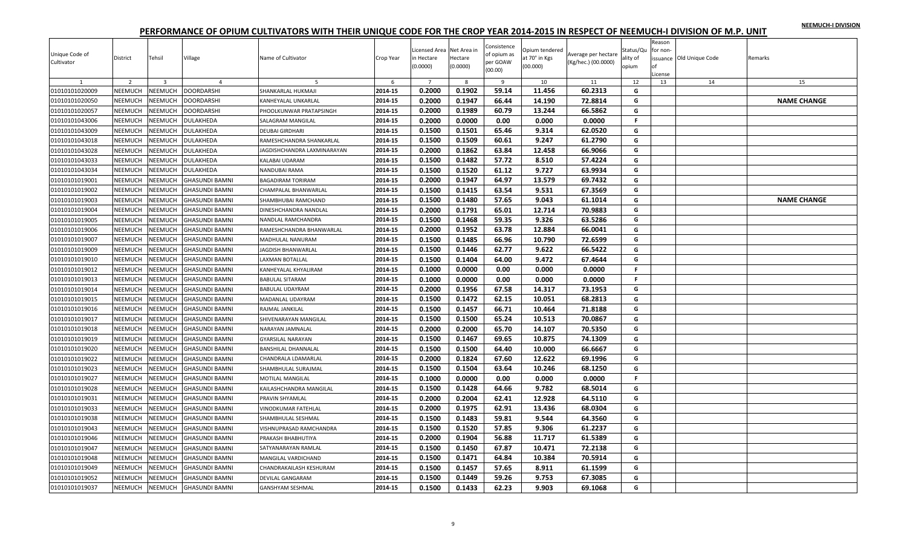# PERFORMANCE OF OPIUM CULTIVATORS WITH THEIR UNIQUE CODE FOR THE CROP YEAR 2014-2015 IN RESPECT OF NEEMUCH-I DIVISION OF M.P. UNIT

NEEMUCH-I DIVISION

| Unique Code of Cultivator | District | Tehsil | Village | Name of Cultivator | Crop Year | Licensed Area in Hectare (0.0000) | Net Area in Hectare (0.0000) | Consistence of opium as per GOAW (00.00) | Opium tendered at 70° in Kgs (00.000) | Average per hectare (Kg/hec.) (00.0000) | Status/Quality of opium | Reason for non-issuance of License | Old Unique Code | Remarks |
|---|---|---|---|---|---|---|---|---|---|---|---|---|---|---|
| 1 | 2 | 3 | 4 | 5 | 6 | 7 | 8 | 9 | 10 | 11 | 12 | 13 | 14 | 15 |
| 01010101020009 | NEEMUCH | NEEMUCH | DOORDARSHI | SHANKARLAL HUKMAJI | 2014-15 | 0.2000 | 0.1902 | 59.14 | 11.456 | 60.2313 | G | | | |
| 01010101020050 | NEEMUCH | NEEMUCH | DOORDARSHI | KANHEYALAL UNKARLAL | 2014-15 | 0.2000 | 0.1947 | 66.44 | 14.190 | 72.8814 | G | | | NAME CHANGE |
| 01010101020057 | NEEMUCH | NEEMUCH | DOORDARSHI | PHOOLKUNWAR PRATAPSINGH | 2014-15 | 0.2000 | 0.1989 | 60.79 | 13.244 | 66.5862 | G | | | |
| 01010101043006 | NEEMUCH | NEEMUCH | DULAKHEDA | SALAGRAM MANGILAL | 2014-15 | 0.2000 | 0.0000 | 0.00 | 0.000 | 0.0000 | F | | | |
| 01010101043009 | NEEMUCH | NEEMUCH | DULAKHEDA | DEUBAI GIRDHARI | 2014-15 | 0.1500 | 0.1501 | 65.46 | 9.314 | 62.0520 | G | | | |
| 01010101043018 | NEEMUCH | NEEMUCH | DULAKHEDA | RAMESHCHANDRA SHANKARLAL | 2014-15 | 0.1500 | 0.1509 | 60.61 | 9.247 | 61.2790 | G | | | |
| 01010101043028 | NEEMUCH | NEEMUCH | DULAKHEDA | JAGDISHCHANDRA LAXMINARAYAN | 2014-15 | 0.2000 | 0.1862 | 63.84 | 12.458 | 66.9066 | G | | | |
| 01010101043033 | NEEMUCH | NEEMUCH | DULAKHEDA | KALABAI UDARAM | 2014-15 | 0.1500 | 0.1482 | 57.72 | 8.510 | 57.4224 | G | | | |
| 01010101043034 | NEEMUCH | NEEMUCH | DULAKHEDA | NANDUBAI RAMA | 2014-15 | 0.1500 | 0.1520 | 61.12 | 9.727 | 63.9934 | G | | | |
| 01010101019001 | NEEMUCH | NEEMUCH | GHASUNDI BAMNI | BAGADIRAM TORIRAM | 2014-15 | 0.2000 | 0.1947 | 64.97 | 13.579 | 69.7432 | G | | | |
| 01010101019002 | NEEMUCH | NEEMUCH | GHASUNDI BAMNI | CHAMPALAL BHANWARLAL | 2014-15 | 0.1500 | 0.1415 | 63.54 | 9.531 | 67.3569 | G | | | |
| 01010101019003 | NEEMUCH | NEEMUCH | GHASUNDI BAMNI | SHAMBHUBAI RAMCHAND | 2014-15 | 0.1500 | 0.1480 | 57.65 | 9.043 | 61.1014 | G | | | NAME CHANGE |
| 01010101019004 | NEEMUCH | NEEMUCH | GHASUNDI BAMNI | DINESHCHANDRA NANDLAL | 2014-15 | 0.2000 | 0.1791 | 65.01 | 12.714 | 70.9883 | G | | | |
| 01010101019005 | NEEMUCH | NEEMUCH | GHASUNDI BAMNI | NANDLAL RAMCHANDRA | 2014-15 | 0.1500 | 0.1468 | 59.35 | 9.326 | 63.5286 | G | | | |
| 01010101019006 | NEEMUCH | NEEMUCH | GHASUNDI BAMNI | RAMESHCHANDRA BHANWARLAL | 2014-15 | 0.2000 | 0.1952 | 63.78 | 12.884 | 66.0041 | G | | | |
| 01010101019007 | NEEMUCH | NEEMUCH | GHASUNDI BAMNI | MADHULAL NANURAM | 2014-15 | 0.1500 | 0.1485 | 66.96 | 10.790 | 72.6599 | G | | | |
| 01010101019009 | NEEMUCH | NEEMUCH | GHASUNDI BAMNI | JAGDISH BHANWARLAL | 2014-15 | 0.1500 | 0.1446 | 62.77 | 9.622 | 66.5422 | G | | | |
| 01010101019010 | NEEMUCH | NEEMUCH | GHASUNDI BAMNI | LAXMAN BOTALLAL | 2014-15 | 0.1500 | 0.1404 | 64.00 | 9.472 | 67.4644 | G | | | |
| 01010101019012 | NEEMUCH | NEEMUCH | GHASUNDI BAMNI | KANHEYALAL KHYALIRAM | 2014-15 | 0.1000 | 0.0000 | 0.00 | 0.000 | 0.0000 | F | | | |
| 01010101019013 | NEEMUCH | NEEMUCH | GHASUNDI BAMNI | BABULAL SITARAM | 2014-15 | 0.1000 | 0.0000 | 0.00 | 0.000 | 0.0000 | F | | | |
| 01010101019014 | NEEMUCH | NEEMUCH | GHASUNDI BAMNI | BABULAL UDAYRAM | 2014-15 | 0.2000 | 0.1956 | 67.58 | 14.317 | 73.1953 | G | | | |
| 01010101019015 | NEEMUCH | NEEMUCH | GHASUNDI BAMNI | MADANLAL UDAYRAM | 2014-15 | 0.1500 | 0.1472 | 62.15 | 10.051 | 68.2813 | G | | | |
| 01010101019016 | NEEMUCH | NEEMUCH | GHASUNDI BAMNI | RAJMAL JANKILAL | 2014-15 | 0.1500 | 0.1457 | 66.71 | 10.464 | 71.8188 | G | | | |
| 01010101019017 | NEEMUCH | NEEMUCH | GHASUNDI BAMNI | SHIVENARAYAN MANGILAL | 2014-15 | 0.1500 | 0.1500 | 65.24 | 10.513 | 70.0867 | G | | | |
| 01010101019018 | NEEMUCH | NEEMUCH | GHASUNDI BAMNI | NARAYAN JAMNALAL | 2014-15 | 0.2000 | 0.2000 | 65.70 | 14.107 | 70.5350 | G | | | |
| 01010101019019 | NEEMUCH | NEEMUCH | GHASUNDI BAMNI | GYARSILAL NARAYAN | 2014-15 | 0.1500 | 0.1467 | 69.65 | 10.875 | 74.1309 | G | | | |
| 01010101019020 | NEEMUCH | NEEMUCH | GHASUNDI BAMNI | BANSHILAL DHANNALAL | 2014-15 | 0.1500 | 0.1500 | 64.40 | 10.000 | 66.6667 | G | | | |
| 01010101019022 | NEEMUCH | NEEMUCH | GHASUNDI BAMNI | CHANDRALA LDAMARLAL | 2014-15 | 0.2000 | 0.1824 | 67.60 | 12.622 | 69.1996 | G | | | |
| 01010101019023 | NEEMUCH | NEEMUCH | GHASUNDI BAMNI | SHAMBHULAL SURAJMAL | 2014-15 | 0.1500 | 0.1504 | 63.64 | 10.246 | 68.1250 | G | | | |
| 01010101019027 | NEEMUCH | NEEMUCH | GHASUNDI BAMNI | MOTILAL MANGILAL | 2014-15 | 0.1000 | 0.0000 | 0.00 | 0.000 | 0.0000 | F | | | |
| 01010101019028 | NEEMUCH | NEEMUCH | GHASUNDI BAMNI | KAILASHCHANDRA MANGILAL | 2014-15 | 0.1500 | 0.1428 | 64.66 | 9.782 | 68.5014 | G | | | |
| 01010101019031 | NEEMUCH | NEEMUCH | GHASUNDI BAMNI | PRAVIN SHYAMLAL | 2014-15 | 0.2000 | 0.2004 | 62.41 | 12.928 | 64.5110 | G | | | |
| 01010101019033 | NEEMUCH | NEEMUCH | GHASUNDI BAMNI | VINODKUMAR FATEHLAL | 2014-15 | 0.2000 | 0.1975 | 62.91 | 13.436 | 68.0304 | G | | | |
| 01010101019038 | NEEMUCH | NEEMUCH | GHASUNDI BAMNI | SHAMBHULAL SESHMAL | 2014-15 | 0.1500 | 0.1483 | 59.81 | 9.544 | 64.3560 | G | | | |
| 01010101019043 | NEEMUCH | NEEMUCH | GHASUNDI BAMNI | VISHNUPRASAD RAMCHANDRA | 2014-15 | 0.1500 | 0.1520 | 57.85 | 9.306 | 61.2237 | G | | | |
| 01010101019046 | NEEMUCH | NEEMUCH | GHASUNDI BAMNI | PRAKASH BHABHUTIYA | 2014-15 | 0.2000 | 0.1904 | 56.88 | 11.717 | 61.5389 | G | | | |
| 01010101019047 | NEEMUCH | NEEMUCH | GHASUNDI BAMNI | SATYANARAYAN RAMLAL | 2014-15 | 0.1500 | 0.1450 | 67.87 | 10.471 | 72.2138 | G | | | |
| 01010101019048 | NEEMUCH | NEEMUCH | GHASUNDI BAMNI | MANGILAL VARDICHAND | 2014-15 | 0.1500 | 0.1471 | 64.84 | 10.384 | 70.5914 | G | | | |
| 01010101019049 | NEEMUCH | NEEMUCH | GHASUNDI BAMNI | CHANDRAKAILASH KESHURAM | 2014-15 | 0.1500 | 0.1457 | 57.65 | 8.911 | 61.1599 | G | | | |
| 01010101019052 | NEEMUCH | NEEMUCH | GHASUNDI BAMNI | DEVILAL GANGARAM | 2014-15 | 0.1500 | 0.1449 | 59.26 | 9.753 | 67.3085 | G | | | |
| 01010101019037 | NEEMUCH | NEEMUCH | GHASUNDI BAMNI | GANSHYAM SESHMAL | 2014-15 | 0.1500 | 0.1433 | 62.23 | 9.903 | 69.1068 | G | | | |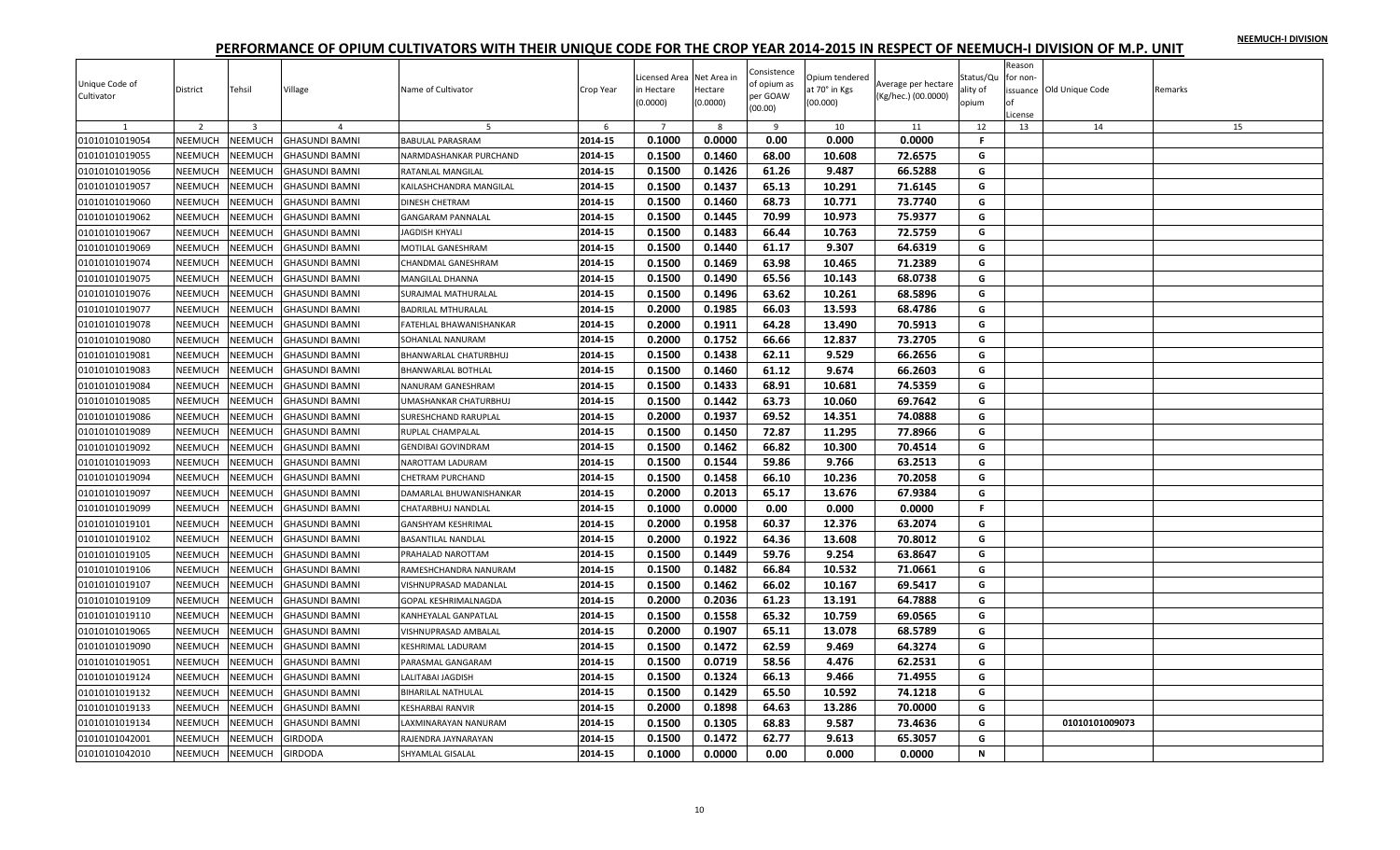# PERFORMANCE OF OPIUM CULTIVATORS WITH THEIR UNIQUE CODE FOR THE CROP YEAR 2014-2015 IN RESPECT OF NEEMUCH-I DIVISION OF M.P. UNIT

| Unique Code of Cultivator | District | Tehsil | Village | Name of Cultivator | Crop Year | Licensed Area in Hectare (0.0000) | Net Area in Hectare (0.0000) | Consistence of opium as per GOAW (00.00) | Opium tendered at 70° in Kgs (00.000) | Average per hectare (Kg/hec.) (00.0000) | Status/Quality of opium | Reason for non-issuance of License | Old Unique Code | Remarks |
|---|---|---|---|---|---|---|---|---|---|---|---|---|---|---|
| 1 | 2 | 3 | 4 | 5 | 6 | 7 | 8 | 9 | 10 | 11 | 12 | 13 | 14 | 15 |
| 01010101019054 | NEEMUCH | NEEMUCH | GHASUNDI BAMNI | BABULAL PARASRAM | 2014-15 | 0.1000 | 0.0000 | 0.00 | 0.000 | 0.0000 | F | | | |
| 01010101019055 | NEEMUCH | NEEMUCH | GHASUNDI BAMNI | NARMDASHANKAR PURCHAND | 2014-15 | 0.1500 | 0.1460 | 68.00 | 10.608 | 72.6575 | G | | | |
| 01010101019056 | NEEMUCH | NEEMUCH | GHASUNDI BAMNI | RATANLAL MANGILAL | 2014-15 | 0.1500 | 0.1426 | 61.26 | 9.487 | 66.5288 | G | | | |
| 01010101019057 | NEEMUCH | NEEMUCH | GHASUNDI BAMNI | KAILASHCHANDRA MANGILAL | 2014-15 | 0.1500 | 0.1437 | 65.13 | 10.291 | 71.6145 | G | | | |
| 01010101019060 | NEEMUCH | NEEMUCH | GHASUNDI BAMNI | DINESH CHETRAM | 2014-15 | 0.1500 | 0.1460 | 68.73 | 10.771 | 73.7740 | G | | | |
| 01010101019062 | NEEMUCH | NEEMUCH | GHASUNDI BAMNI | GANGARAM PANNALAL | 2014-15 | 0.1500 | 0.1445 | 70.99 | 10.973 | 75.9377 | G | | | |
| 01010101019067 | NEEMUCH | NEEMUCH | GHASUNDI BAMNI | JAGDISH KHYALI | 2014-15 | 0.1500 | 0.1483 | 66.44 | 10.763 | 72.5759 | G | | | |
| 01010101019069 | NEEMUCH | NEEMUCH | GHASUNDI BAMNI | MOTILAL GANESHRAM | 2014-15 | 0.1500 | 0.1440 | 61.17 | 9.307 | 64.6319 | G | | | |
| 01010101019074 | NEEMUCH | NEEMUCH | GHASUNDI BAMNI | CHANDMAL GANESHRAM | 2014-15 | 0.1500 | 0.1469 | 63.98 | 10.465 | 71.2389 | G | | | |
| 01010101019075 | NEEMUCH | NEEMUCH | GHASUNDI BAMNI | MANGILAL DHANNA | 2014-15 | 0.1500 | 0.1490 | 65.56 | 10.143 | 68.0738 | G | | | |
| 01010101019076 | NEEMUCH | NEEMUCH | GHASUNDI BAMNI | SURAJMAL MATHURALAL | 2014-15 | 0.1500 | 0.1496 | 63.62 | 10.261 | 68.5896 | G | | | |
| 01010101019077 | NEEMUCH | NEEMUCH | GHASUNDI BAMNI | BADRILAL MTHURALAL | 2014-15 | 0.2000 | 0.1985 | 66.03 | 13.593 | 68.4786 | G | | | |
| 01010101019078 | NEEMUCH | NEEMUCH | GHASUNDI BAMNI | FATEHLAL BHAWANISHANKAR | 2014-15 | 0.2000 | 0.1911 | 64.28 | 13.490 | 70.5913 | G | | | |
| 01010101019080 | NEEMUCH | NEEMUCH | GHASUNDI BAMNI | SOHANLAL NANURAM | 2014-15 | 0.2000 | 0.1752 | 66.66 | 12.837 | 73.2705 | G | | | |
| 01010101019081 | NEEMUCH | NEEMUCH | GHASUNDI BAMNI | BHANWARLAL CHATURBHUJ | 2014-15 | 0.1500 | 0.1438 | 62.11 | 9.529 | 66.2656 | G | | | |
| 01010101019083 | NEEMUCH | NEEMUCH | GHASUNDI BAMNI | BHANWARLAL BOTHLAL | 2014-15 | 0.1500 | 0.1460 | 61.12 | 9.674 | 66.2603 | G | | | |
| 01010101019084 | NEEMUCH | NEEMUCH | GHASUNDI BAMNI | NANURAM GANESHRAM | 2014-15 | 0.1500 | 0.1433 | 68.91 | 10.681 | 74.5359 | G | | | |
| 01010101019085 | NEEMUCH | NEEMUCH | GHASUNDI BAMNI | UMASHANKAR CHATURBHUJ | 2014-15 | 0.1500 | 0.1442 | 63.73 | 10.060 | 69.7642 | G | | | |
| 01010101019086 | NEEMUCH | NEEMUCH | GHASUNDI BAMNI | SURESHCHAND RARUPLAL | 2014-15 | 0.2000 | 0.1937 | 69.52 | 14.351 | 74.0888 | G | | | |
| 01010101019089 | NEEMUCH | NEEMUCH | GHASUNDI BAMNI | RUPLAL CHAMPALAL | 2014-15 | 0.1500 | 0.1450 | 72.87 | 11.295 | 77.8966 | G | | | |
| 01010101019092 | NEEMUCH | NEEMUCH | GHASUNDI BAMNI | GENDIBAI GOVINDRAM | 2014-15 | 0.1500 | 0.1462 | 66.82 | 10.300 | 70.4514 | G | | | |
| 01010101019093 | NEEMUCH | NEEMUCH | GHASUNDI BAMNI | NAROTTAM LADURAM | 2014-15 | 0.1500 | 0.1544 | 59.86 | 9.766 | 63.2513 | G | | | |
| 01010101019094 | NEEMUCH | NEEMUCH | GHASUNDI BAMNI | CHETRAM PURCHAND | 2014-15 | 0.1500 | 0.1458 | 66.10 | 10.236 | 70.2058 | G | | | |
| 01010101019097 | NEEMUCH | NEEMUCH | GHASUNDI BAMNI | DAMARLAL BHUWANISHANKAR | 2014-15 | 0.2000 | 0.2013 | 65.17 | 13.676 | 67.9384 | G | | | |
| 01010101019099 | NEEMUCH | NEEMUCH | GHASUNDI BAMNI | CHATARBHUJ NANDLAL | 2014-15 | 0.1000 | 0.0000 | 0.00 | 0.000 | 0.0000 | F | | | |
| 01010101019101 | NEEMUCH | NEEMUCH | GHASUNDI BAMNI | GANSHYAM KESHRIMAL | 2014-15 | 0.2000 | 0.1958 | 60.37 | 12.376 | 63.2074 | G | | | |
| 01010101019102 | NEEMUCH | NEEMUCH | GHASUNDI BAMNI | BASANTILAL NANDLAL | 2014-15 | 0.2000 | 0.1922 | 64.36 | 13.608 | 70.8012 | G | | | |
| 01010101019105 | NEEMUCH | NEEMUCH | GHASUNDI BAMNI | PRAHALAD NAROTTAM | 2014-15 | 0.1500 | 0.1449 | 59.76 | 9.254 | 63.8647 | G | | | |
| 01010101019106 | NEEMUCH | NEEMUCH | GHASUNDI BAMNI | RAMESHCHANDRA NANURAM | 2014-15 | 0.1500 | 0.1482 | 66.84 | 10.532 | 71.0661 | G | | | |
| 01010101019107 | NEEMUCH | NEEMUCH | GHASUNDI BAMNI | VISHNUPRASAD MADANLAL | 2014-15 | 0.1500 | 0.1462 | 66.02 | 10.167 | 69.5417 | G | | | |
| 01010101019109 | NEEMUCH | NEEMUCH | GHASUNDI BAMNI | GOPAL KESHRIMALNAGDA | 2014-15 | 0.2000 | 0.2036 | 61.23 | 13.191 | 64.7888 | G | | | |
| 01010101019110 | NEEMUCH | NEEMUCH | GHASUNDI BAMNI | KANHEYALAL GANPATLAL | 2014-15 | 0.1500 | 0.1558 | 65.32 | 10.759 | 69.0565 | G | | | |
| 01010101019065 | NEEMUCH | NEEMUCH | GHASUNDI BAMNI | VISHNUPRASAD AMBALAL | 2014-15 | 0.2000 | 0.1907 | 65.11 | 13.078 | 68.5789 | G | | | |
| 01010101019090 | NEEMUCH | NEEMUCH | GHASUNDI BAMNI | KESHRIMAL LADURAM | 2014-15 | 0.1500 | 0.1472 | 62.59 | 9.469 | 64.3274 | G | | | |
| 01010101019051 | NEEMUCH | NEEMUCH | GHASUNDI BAMNI | PARASMAL GANGARAM | 2014-15 | 0.1500 | 0.0719 | 58.56 | 4.476 | 62.2531 | G | | | |
| 01010101019124 | NEEMUCH | NEEMUCH | GHASUNDI BAMNI | LALITABAI JAGDISH | 2014-15 | 0.1500 | 0.1324 | 66.13 | 9.466 | 71.4955 | G | | | |
| 01010101019132 | NEEMUCH | NEEMUCH | GHASUNDI BAMNI | BIHARILAL NATHULAL | 2014-15 | 0.1500 | 0.1429 | 65.50 | 10.592 | 74.1218 | G | | | |
| 01010101019133 | NEEMUCH | NEEMUCH | GHASUNDI BAMNI | KESHARBAI RANVIR | 2014-15 | 0.2000 | 0.1898 | 64.63 | 13.286 | 70.0000 | G | | | |
| 01010101019134 | NEEMUCH | NEEMUCH | GHASUNDI BAMNI | LAXMINARAYAN NANURAM | 2014-15 | 0.1500 | 0.1305 | 68.83 | 9.587 | 73.4636 | G | | 01010101009073 | |
| 01010101042001 | NEEMUCH | NEEMUCH | GIRDODA | RAJENDRA JAYNARAYAN | 2014-15 | 0.1500 | 0.1472 | 62.77 | 9.613 | 65.3057 | G | | | |
| 01010101042010 | NEEMUCH | NEEMUCH | GIRDODA | SHYAMLAL GISALAL | 2014-15 | 0.1000 | 0.0000 | 0.00 | 0.000 | 0.0000 | N | | | |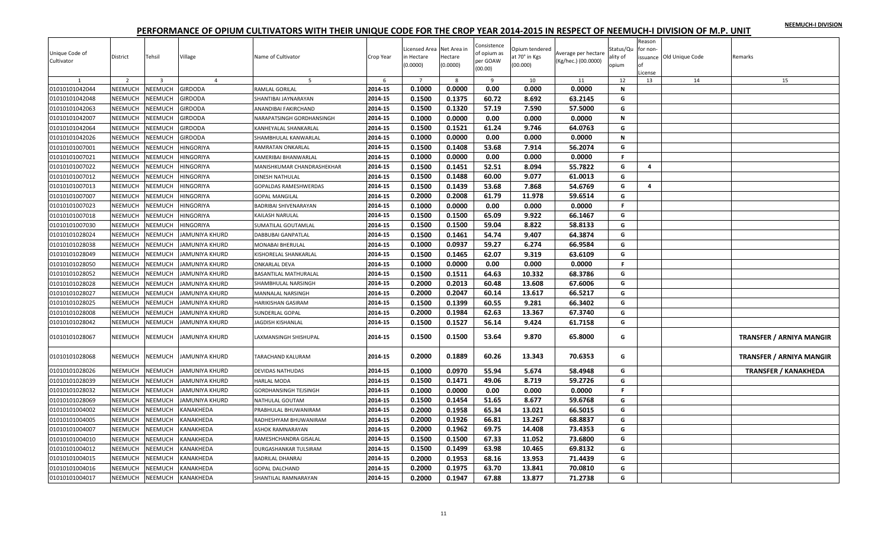NEEMUCH-I DIVISION

# PERFORMANCE OF OPIUM CULTIVATORS WITH THEIR UNIQUE CODE FOR THE CROP YEAR 2014-2015 IN RESPECT OF NEEMUCH-I DIVISION OF M.P. UNIT

| Unique Code of Cultivator | District | Tehsil | Village | Name of Cultivator | Crop Year | Licensed Area in Hectare (0.0000) | Net Area in Hectare (0.0000) | Consistence of opium as per GOAW (00.00) | Opium tendered at 70° in Kgs (00.000) | Average per hectare (Kg/hec.) (00.0000) | Status/Quality of opium | Reason for non-issuance of License | Old Unique Code | Remarks |
|---|---|---|---|---|---|---|---|---|---|---|---|---|---|---|
| 1 | 2 | 3 | 4 | 5 | 6 | 7 | 8 | 9 | 10 | 11 | 12 | 13 | 14 | 15 |
| 01010101042044 | NEEMUCH | NEEMUCH | GIRDODA | RAMLAL GORILAL | 2014-15 | 0.1000 | 0.0000 | 0.00 | 0.000 | 0.0000 | N | | | |
| 01010101042048 | NEEMUCH | NEEMUCH | GIRDODA | SHANTIBAI JAYNARAYAN | 2014-15 | 0.1500 | 0.1375 | 60.72 | 8.692 | 63.2145 | G | | | |
| 01010101042063 | NEEMUCH | NEEMUCH | GIRDODA | ANANDIBAI FAKIRCHAND | 2014-15 | 0.1500 | 0.1320 | 57.19 | 7.590 | 57.5000 | G | | | |
| 01010101042007 | NEEMUCH | NEEMUCH | GIRDODA | NARAPATSINGH GORDHANSINGH | 2014-15 | 0.1000 | 0.0000 | 0.00 | 0.000 | 0.0000 | N | | | |
| 01010101042064 | NEEMUCH | NEEMUCH | GIRDODA | KANHEYALAL SHANKARLAL | 2014-15 | 0.1500 | 0.1521 | 61.24 | 9.746 | 64.0763 | G | | | |
| 01010101042026 | NEEMUCH | NEEMUCH | GIRDODA | SHAMBHULAL KANWARLAL | 2014-15 | 0.1000 | 0.0000 | 0.00 | 0.000 | 0.0000 | N | | | |
| 01010101007001 | NEEMUCH | NEEMUCH | HINGORIYA | RAMRATAN ONKARLAL | 2014-15 | 0.1500 | 0.1408 | 53.68 | 7.914 | 56.2074 | G | | | |
| 01010101007021 | NEEMUCH | NEEMUCH | HINGORIYA | KAMERIBAI BHANWARLAL | 2014-15 | 0.1000 | 0.0000 | 0.00 | 0.000 | 0.0000 | F | | | |
| 01010101007022 | NEEMUCH | NEEMUCH | HINGORIYA | MANISHKUMAR CHANDRASHEKHAR | 2014-15 | 0.1500 | 0.1451 | 52.51 | 8.094 | 55.7822 | G | 4 | | |
| 01010101007012 | NEEMUCH | NEEMUCH | HINGORIYA | DINESH NATHULAL | 2014-15 | 0.1500 | 0.1488 | 60.00 | 9.077 | 61.0013 | G | | | |
| 01010101007013 | NEEMUCH | NEEMUCH | HINGORIYA | GOPALDAS RAMESHWERDAS | 2014-15 | 0.1500 | 0.1439 | 53.68 | 7.868 | 54.6769 | G | 4 | | |
| 01010101007007 | NEEMUCH | NEEMUCH | HINGORIYA | GOPAL MANGILAL | 2014-15 | 0.2000 | 0.2008 | 61.79 | 11.978 | 59.6514 | G | | | |
| 01010101007023 | NEEMUCH | NEEMUCH | HINGORIYA | BADRIBAI SHIVENARAYAN | 2014-15 | 0.1000 | 0.0000 | 0.00 | 0.000 | 0.0000 | F | | | |
| 01010101007018 | NEEMUCH | NEEMUCH | HINGORIYA | KAILASH NARULAL | 2014-15 | 0.1500 | 0.1500 | 65.09 | 9.922 | 66.1467 | G | | | |
| 01010101007030 | NEEMUCH | NEEMUCH | HINGORIYA | SUMATILAL GOUTAMLAL | 2014-15 | 0.1500 | 0.1500 | 59.04 | 8.822 | 58.8133 | G | | | |
| 01010101028024 | NEEMUCH | NEEMUCH | JAMUNIYA KHURD | DABBUBAI GANPATLAL | 2014-15 | 0.1500 | 0.1461 | 54.74 | 9.407 | 64.3874 | G | | | |
| 01010101028038 | NEEMUCH | NEEMUCH | JAMUNIYA KHURD | MONABAI BHERULAL | 2014-15 | 0.1000 | 0.0937 | 59.27 | 6.274 | 66.9584 | G | | | |
| 01010101028049 | NEEMUCH | NEEMUCH | JAMUNIYA KHURD | KISHORELAL SHANKARLAL | 2014-15 | 0.1500 | 0.1465 | 62.07 | 9.319 | 63.6109 | G | | | |
| 01010101028050 | NEEMUCH | NEEMUCH | JAMUNIYA KHURD | ONKARLAL DEVA | 2014-15 | 0.1000 | 0.0000 | 0.00 | 0.000 | 0.0000 | F | | | |
| 01010101028052 | NEEMUCH | NEEMUCH | JAMUNIYA KHURD | BASANTILAL MATHURALAL | 2014-15 | 0.1500 | 0.1511 | 64.63 | 10.332 | 68.3786 | G | | | |
| 01010101028028 | NEEMUCH | NEEMUCH | JAMUNIYA KHURD | SHAMBHULAL NARSINGH | 2014-15 | 0.2000 | 0.2013 | 60.48 | 13.608 | 67.6006 | G | | | |
| 01010101028027 | NEEMUCH | NEEMUCH | JAMUNIYA KHURD | MANNALAL NARSINGH | 2014-15 | 0.2000 | 0.2047 | 60.14 | 13.617 | 66.5217 | G | | | |
| 01010101028025 | NEEMUCH | NEEMUCH | JAMUNIYA KHURD | HARIKISHAN GASIRAM | 2014-15 | 0.1500 | 0.1399 | 60.55 | 9.281 | 66.3402 | G | | | |
| 01010101028008 | NEEMUCH | NEEMUCH | JAMUNIYA KHURD | SUNDERLAL GOPAL | 2014-15 | 0.2000 | 0.1984 | 62.63 | 13.367 | 67.3740 | G | | | |
| 01010101028042 | NEEMUCH | NEEMUCH | JAMUNIYA KHURD | JAGDISH KISHANLAL | 2014-15 | 0.1500 | 0.1527 | 56.14 | 9.424 | 61.7158 | G | | | |
| 01010101028067 | NEEMUCH | NEEMUCH | JAMUNIYA KHURD | LAXMANSINGH SHISHUPAL | 2014-15 | 0.1500 | 0.1500 | 53.64 | 9.870 | 65.8000 | G | | | TRANSFER / ARNIYA MANGIR |
| 01010101028068 | NEEMUCH | NEEMUCH | JAMUNIYA KHURD | TARACHAND KALURAM | 2014-15 | 0.2000 | 0.1889 | 60.26 | 13.343 | 70.6353 | G | | | TRANSFER / ARNIYA MANGIR |
| 01010101028026 | NEEMUCH | NEEMUCH | JAMUNIYA KHURD | DEVIDAS NATHUDAS | 2014-15 | 0.1000 | 0.0970 | 55.94 | 5.674 | 58.4948 | G | | | TRANSFER / KANAKHEDA |
| 01010101028039 | NEEMUCH | NEEMUCH | JAMUNIYA KHURD | HARLAL MODA | 2014-15 | 0.1500 | 0.1471 | 49.06 | 8.719 | 59.2726 | G | | | |
| 01010101028032 | NEEMUCH | NEEMUCH | JAMUNIYA KHURD | GORDHANSINGH TEJSINGH | 2014-15 | 0.1000 | 0.0000 | 0.00 | 0.000 | 0.0000 | F | | | |
| 01010101028069 | NEEMUCH | NEEMUCH | JAMUNIYA KHURD | NATHULAL GOUTAM | 2014-15 | 0.1500 | 0.1454 | 51.65 | 8.677 | 59.6768 | G | | | |
| 01010101004002 | NEEMUCH | NEEMUCH | KANAKHEDA | PRABHULAL BHUWANIRAM | 2014-15 | 0.2000 | 0.1958 | 65.34 | 13.021 | 66.5015 | G | | | |
| 01010101004005 | NEEMUCH | NEEMUCH | KANAKHEDA | RADHESHYAM BHUWANIRAM | 2014-15 | 0.2000 | 0.1926 | 66.81 | 13.267 | 68.8837 | G | | | |
| 01010101004007 | NEEMUCH | NEEMUCH | KANAKHEDA | ASHOK RAMNARAYAN | 2014-15 | 0.2000 | 0.1962 | 69.75 | 14.408 | 73.4353 | G | | | |
| 01010101004010 | NEEMUCH | NEEMUCH | KANAKHEDA | RAMESHCHANDRA GISALAL | 2014-15 | 0.1500 | 0.1500 | 67.33 | 11.052 | 73.6800 | G | | | |
| 01010101004012 | NEEMUCH | NEEMUCH | KANAKHEDA | DURGASHANKAR TULSIRAM | 2014-15 | 0.1500 | 0.1499 | 63.98 | 10.465 | 69.8132 | G | | | |
| 01010101004015 | NEEMUCH | NEEMUCH | KANAKHEDA | BADRILAL DHANRAJ | 2014-15 | 0.2000 | 0.1953 | 68.16 | 13.953 | 71.4439 | G | | | |
| 01010101004016 | NEEMUCH | NEEMUCH | KANAKHEDA | GOPAL DALCHAND | 2014-15 | 0.2000 | 0.1975 | 63.70 | 13.841 | 70.0810 | G | | | |
| 01010101004017 | NEEMUCH | NEEMUCH | KANAKHEDA | SHANTILAL RAMNARAYAN | 2014-15 | 0.2000 | 0.1947 | 67.88 | 13.877 | 71.2738 | G | | | |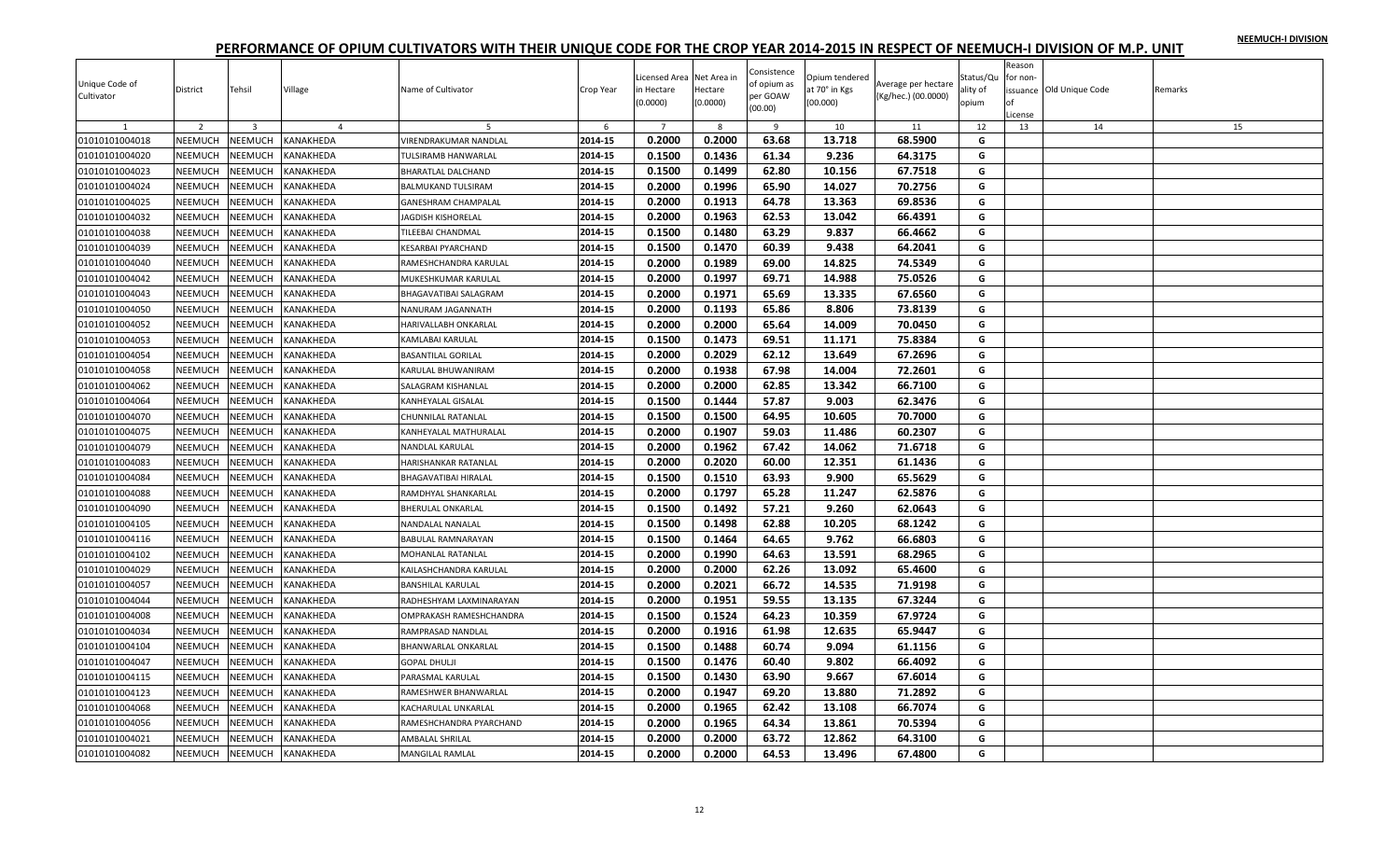NEEMUCH-I DIVISION

## PERFORMANCE OF OPIUM CULTIVATORS WITH THEIR UNIQUE CODE FOR THE CROP YEAR 2014-2015 IN RESPECT OF NEEMUCH-I DIVISION OF M.P. UNIT

| Unique Code of Cultivator | District | Tehsil | Village | Name of Cultivator | Crop Year | Licensed Area in Hectare (0.0000) | Net Area in Hectare (0.0000) | Consistence of opium as per GOAW (00.00) | Opium tendered at 70° in Kgs (00.000) | Average per hectare (Kg/hec.) (00.0000) | Status/Quality of opium | Reason for non-issuance of License | Old Unique Code | Remarks |
|---|---|---|---|---|---|---|---|---|---|---|---|---|---|---|
| 1 | 2 | 3 | 4 | 5 | 6 | 7 | 8 | 9 | 10 | 11 | 12 | 13 | 14 | 15 |
| 01010101004018 | NEEMUCH | NEEMUCH | KANAKHEDA | VIRENDRAKUMAR NANDLAL | 2014-15 | 0.2000 | 0.2000 | 63.68 | 13.718 | 68.5900 | G | | | |
| 01010101004020 | NEEMUCH | NEEMUCH | KANAKHEDA | TULSIRAMB HANWARLAL | 2014-15 | 0.1500 | 0.1436 | 61.34 | 9.236 | 64.3175 | G | | | |
| 01010101004023 | NEEMUCH | NEEMUCH | KANAKHEDA | BHARATLAL DALCHAND | 2014-15 | 0.1500 | 0.1499 | 62.80 | 10.156 | 67.7518 | G | | | |
| 01010101004024 | NEEMUCH | NEEMUCH | KANAKHEDA | BALMUKAND TULSIRAM | 2014-15 | 0.2000 | 0.1996 | 65.90 | 14.027 | 70.2756 | G | | | |
| 01010101004025 | NEEMUCH | NEEMUCH | KANAKHEDA | GANESHRAM CHAMPALAL | 2014-15 | 0.2000 | 0.1913 | 64.78 | 13.363 | 69.8536 | G | | | |
| 01010101004032 | NEEMUCH | NEEMUCH | KANAKHEDA | JAGDISH KISHORELAL | 2014-15 | 0.2000 | 0.1963 | 62.53 | 13.042 | 66.4391 | G | | | |
| 01010101004038 | NEEMUCH | NEEMUCH | KANAKHEDA | TILEEBAI CHANDMAL | 2014-15 | 0.1500 | 0.1480 | 63.29 | 9.837 | 66.4662 | G | | | |
| 01010101004039 | NEEMUCH | NEEMUCH | KANAKHEDA | KESARBAI PYARCHAND | 2014-15 | 0.1500 | 0.1470 | 60.39 | 9.438 | 64.2041 | G | | | |
| 01010101004040 | NEEMUCH | NEEMUCH | KANAKHEDA | RAMESHCHANDRA KARULAL | 2014-15 | 0.2000 | 0.1989 | 69.00 | 14.825 | 74.5349 | G | | | |
| 01010101004042 | NEEMUCH | NEEMUCH | KANAKHEDA | MUKESHKUMAR KARULAL | 2014-15 | 0.2000 | 0.1997 | 69.71 | 14.988 | 75.0526 | G | | | |
| 01010101004043 | NEEMUCH | NEEMUCH | KANAKHEDA | BHAGAVATIBAI SALAGRAM | 2014-15 | 0.2000 | 0.1971 | 65.69 | 13.335 | 67.6560 | G | | | |
| 01010101004050 | NEEMUCH | NEEMUCH | KANAKHEDA | NANURAM JAGANNATH | 2014-15 | 0.2000 | 0.1193 | 65.86 | 8.806 | 73.8139 | G | | | |
| 01010101004052 | NEEMUCH | NEEMUCH | KANAKHEDA | HARIVALLABH ONKARLAL | 2014-15 | 0.2000 | 0.2000 | 65.64 | 14.009 | 70.0450 | G | | | |
| 01010101004053 | NEEMUCH | NEEMUCH | KANAKHEDA | KAMLABAI KARULAL | 2014-15 | 0.1500 | 0.1473 | 69.51 | 11.171 | 75.8384 | G | | | |
| 01010101004054 | NEEMUCH | NEEMUCH | KANAKHEDA | BASANTILAL GORILAL | 2014-15 | 0.2000 | 0.2029 | 62.12 | 13.649 | 67.2696 | G | | | |
| 01010101004058 | NEEMUCH | NEEMUCH | KANAKHEDA | KARULAL BHUWANIRAM | 2014-15 | 0.2000 | 0.1938 | 67.98 | 14.004 | 72.2601 | G | | | |
| 01010101004062 | NEEMUCH | NEEMUCH | KANAKHEDA | SALAGRAM KISHANLAL | 2014-15 | 0.2000 | 0.2000 | 62.85 | 13.342 | 66.7100 | G | | | |
| 01010101004064 | NEEMUCH | NEEMUCH | KANAKHEDA | KANHEYALAL GISALAL | 2014-15 | 0.1500 | 0.1444 | 57.87 | 9.003 | 62.3476 | G | | | |
| 01010101004070 | NEEMUCH | NEEMUCH | KANAKHEDA | CHUNNILAL RATANLAL | 2014-15 | 0.1500 | 0.1500 | 64.95 | 10.605 | 70.7000 | G | | | |
| 01010101004075 | NEEMUCH | NEEMUCH | KANAKHEDA | KANHEYALAL MATHURALAL | 2014-15 | 0.2000 | 0.1907 | 59.03 | 11.486 | 60.2307 | G | | | |
| 01010101004079 | NEEMUCH | NEEMUCH | KANAKHEDA | NANDLAL KARULAL | 2014-15 | 0.2000 | 0.1962 | 67.42 | 14.062 | 71.6718 | G | | | |
| 01010101004083 | NEEMUCH | NEEMUCH | KANAKHEDA | HARISHANKAR RATANLAL | 2014-15 | 0.2000 | 0.2020 | 60.00 | 12.351 | 61.1436 | G | | | |
| 01010101004084 | NEEMUCH | NEEMUCH | KANAKHEDA | BHAGAVATIBAI HIRALAL | 2014-15 | 0.1500 | 0.1510 | 63.93 | 9.900 | 65.5629 | G | | | |
| 01010101004088 | NEEMUCH | NEEMUCH | KANAKHEDA | RAMDHYAL SHANKARLAL | 2014-15 | 0.2000 | 0.1797 | 65.28 | 11.247 | 62.5876 | G | | | |
| 01010101004090 | NEEMUCH | NEEMUCH | KANAKHEDA | BHERULAL ONKARLAL | 2014-15 | 0.1500 | 0.1492 | 57.21 | 9.260 | 62.0643 | G | | | |
| 01010101004105 | NEEMUCH | NEEMUCH | KANAKHEDA | NANDALAL NANALAL | 2014-15 | 0.1500 | 0.1498 | 62.88 | 10.205 | 68.1242 | G | | | |
| 01010101004116 | NEEMUCH | NEEMUCH | KANAKHEDA | BABULAL RAMNARAYAN | 2014-15 | 0.1500 | 0.1464 | 64.65 | 9.762 | 66.6803 | G | | | |
| 01010101004102 | NEEMUCH | NEEMUCH | KANAKHEDA | MOHANLAL RATANLAL | 2014-15 | 0.2000 | 0.1990 | 64.63 | 13.591 | 68.2965 | G | | | |
| 01010101004029 | NEEMUCH | NEEMUCH | KANAKHEDA | KAILASHCHANDRA KARULAL | 2014-15 | 0.2000 | 0.2000 | 62.26 | 13.092 | 65.4600 | G | | | |
| 01010101004057 | NEEMUCH | NEEMUCH | KANAKHEDA | BANSHILAL KARULAL | 2014-15 | 0.2000 | 0.2021 | 66.72 | 14.535 | 71.9198 | G | | | |
| 01010101004044 | NEEMUCH | NEEMUCH | KANAKHEDA | RADHESHYAM LAXMINARAYAN | 2014-15 | 0.2000 | 0.1951 | 59.55 | 13.135 | 67.3244 | G | | | |
| 01010101004008 | NEEMUCH | NEEMUCH | KANAKHEDA | OMPRAKASH RAMESHCHANDRA | 2014-15 | 0.1500 | 0.1524 | 64.23 | 10.359 | 67.9724 | G | | | |
| 01010101004034 | NEEMUCH | NEEMUCH | KANAKHEDA | RAMPRASAD NANDLAL | 2014-15 | 0.2000 | 0.1916 | 61.98 | 12.635 | 65.9447 | G | | | |
| 01010101004104 | NEEMUCH | NEEMUCH | KANAKHEDA | BHANWARLAL ONKARLAL | 2014-15 | 0.1500 | 0.1488 | 60.74 | 9.094 | 61.1156 | G | | | |
| 01010101004047 | NEEMUCH | NEEMUCH | KANAKHEDA | GOPAL DHULJI | 2014-15 | 0.1500 | 0.1476 | 60.40 | 9.802 | 66.4092 | G | | | |
| 01010101004115 | NEEMUCH | NEEMUCH | KANAKHEDA | PARASMAL KARULAL | 2014-15 | 0.1500 | 0.1430 | 63.90 | 9.667 | 67.6014 | G | | | |
| 01010101004123 | NEEMUCH | NEEMUCH | KANAKHEDA | RAMESHWER BHANWARLAL | 2014-15 | 0.2000 | 0.1947 | 69.20 | 13.880 | 71.2892 | G | | | |
| 01010101004068 | NEEMUCH | NEEMUCH | KANAKHEDA | KACHARULAL UNKARLAL | 2014-15 | 0.2000 | 0.1965 | 62.42 | 13.108 | 66.7074 | G | | | |
| 01010101004056 | NEEMUCH | NEEMUCH | KANAKHEDA | RAMESHCHANDRA PYARCHAND | 2014-15 | 0.2000 | 0.1965 | 64.34 | 13.861 | 70.5394 | G | | | |
| 01010101004021 | NEEMUCH | NEEMUCH | KANAKHEDA | AMBALAL SHRILAL | 2014-15 | 0.2000 | 0.2000 | 63.72 | 12.862 | 64.3100 | G | | | |
| 01010101004082 | NEEMUCH | NEEMUCH | KANAKHEDA | MANGILAL RAMLAL | 2014-15 | 0.2000 | 0.2000 | 64.53 | 13.496 | 67.4800 | G | | | |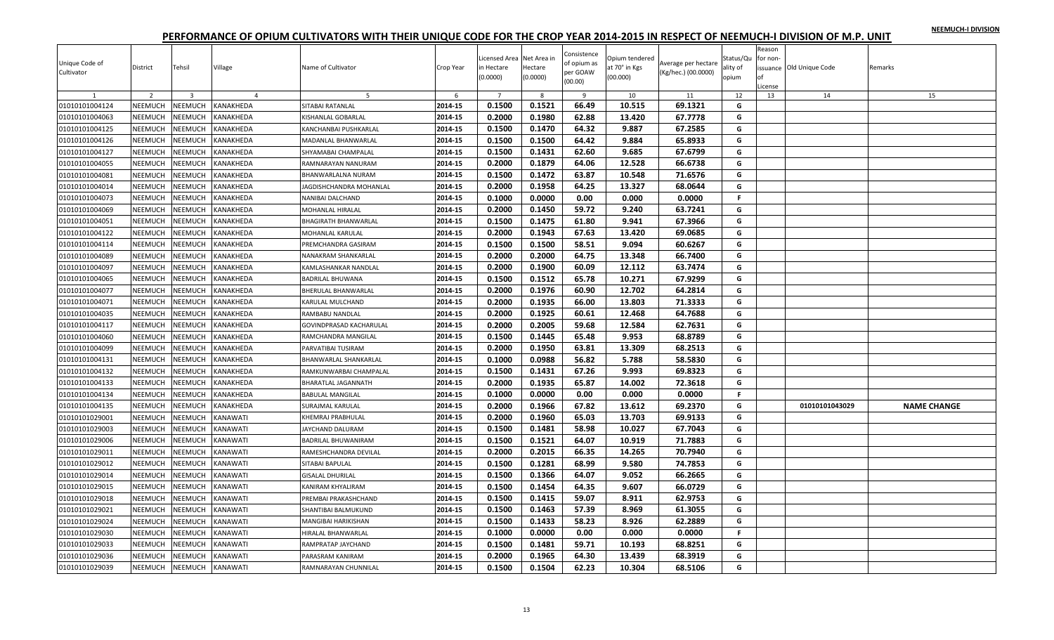# PERFORMANCE OF OPIUM CULTIVATORS WITH THEIR UNIQUE CODE FOR THE CROP YEAR 2014-2015 IN RESPECT OF NEEMUCH-I DIVISION OF M.P. UNIT

| Unique Code of Cultivator | District | Tehsil | Village | Name of Cultivator | Crop Year | Licensed Area in Hectare (0.0000) | Net Area in Hectare (0.0000) | Consistence of opium as per GOAW (00.00) | Opium tendered at 70° in Kgs (00.000) | Average per hectare (Kg/hec.) (00.0000) | Status/Quality of opium | Reason for non-issuance of License | Old Unique Code | Remarks |
|---|---|---|---|---|---|---|---|---|---|---|---|---|---|---|
| 1 | 2 | 3 | 4 | 5 | 6 | 7 | 8 | 9 | 10 | 11 | 12 | 13 | 14 | 15 |
| 01010101004124 | NEEMUCH | NEEMUCH | KANAKHEDA | SITABAI RATANLAL | 2014-15 | 0.1500 | 0.1521 | 66.49 | 10.515 | 69.1321 | G | | | |
| 01010101004063 | NEEMUCH | NEEMUCH | KANAKHEDA | KISHANLAL GOBARLAL | 2014-15 | 0.2000 | 0.1980 | 62.88 | 13.420 | 67.7778 | G | | | |
| 01010101004125 | NEEMUCH | NEEMUCH | KANAKHEDA | KANCHANBAI PUSHKARLAL | 2014-15 | 0.1500 | 0.1470 | 64.32 | 9.887 | 67.2585 | G | | | |
| 01010101004126 | NEEMUCH | NEEMUCH | KANAKHEDA | MADANLAL BHANWARLAL | 2014-15 | 0.1500 | 0.1500 | 64.42 | 9.884 | 65.8933 | G | | | |
| 01010101004127 | NEEMUCH | NEEMUCH | KANAKHEDA | SHYAMABAI CHAMPALAL | 2014-15 | 0.1500 | 0.1431 | 62.60 | 9.685 | 67.6799 | G | | | |
| 01010101004055 | NEEMUCH | NEEMUCH | KANAKHEDA | RAMNARAYAN NANURAM | 2014-15 | 0.2000 | 0.1879 | 64.06 | 12.528 | 66.6738 | G | | | |
| 01010101004081 | NEEMUCH | NEEMUCH | KANAKHEDA | BHANWARLALNA NURAM | 2014-15 | 0.1500 | 0.1472 | 63.87 | 10.548 | 71.6576 | G | | | |
| 01010101004014 | NEEMUCH | NEEMUCH | KANAKHEDA | JAGDISHCHANDRA MOHANLAL | 2014-15 | 0.2000 | 0.1958 | 64.25 | 13.327 | 68.0644 | G | | | |
| 01010101004073 | NEEMUCH | NEEMUCH | KANAKHEDA | NANIBAI DALCHAND | 2014-15 | 0.1000 | 0.0000 | 0.00 | 0.000 | 0.0000 | F | | | |
| 01010101004069 | NEEMUCH | NEEMUCH | KANAKHEDA | MOHANLAL HIRALAL | 2014-15 | 0.2000 | 0.1450 | 59.72 | 9.240 | 63.7241 | G | | | |
| 01010101004051 | NEEMUCH | NEEMUCH | KANAKHEDA | BHAGIRATH BHANWARLAL | 2014-15 | 0.1500 | 0.1475 | 61.80 | 9.941 | 67.3966 | G | | | |
| 01010101004122 | NEEMUCH | NEEMUCH | KANAKHEDA | MOHANLAL KARULAL | 2014-15 | 0.2000 | 0.1943 | 67.63 | 13.420 | 69.0685 | G | | | |
| 01010101004114 | NEEMUCH | NEEMUCH | KANAKHEDA | PREMCHANDRA GASIRAM | 2014-15 | 0.1500 | 0.1500 | 58.51 | 9.094 | 60.6267 | G | | | |
| 01010101004089 | NEEMUCH | NEEMUCH | KANAKHEDA | NANAKRAM SHANKARLAL | 2014-15 | 0.2000 | 0.2000 | 64.75 | 13.348 | 66.7400 | G | | | |
| 01010101004097 | NEEMUCH | NEEMUCH | KANAKHEDA | KAMLASHANKAR NANDLAL | 2014-15 | 0.2000 | 0.1900 | 60.09 | 12.112 | 63.7474 | G | | | |
| 01010101004065 | NEEMUCH | NEEMUCH | KANAKHEDA | BADRILAL BHUWANA | 2014-15 | 0.1500 | 0.1512 | 65.78 | 10.271 | 67.9299 | G | | | |
| 01010101004077 | NEEMUCH | NEEMUCH | KANAKHEDA | BHERULAL BHANWARLAL | 2014-15 | 0.2000 | 0.1976 | 60.90 | 12.702 | 64.2814 | G | | | |
| 01010101004071 | NEEMUCH | NEEMUCH | KANAKHEDA | KARULAL MULCHAND | 2014-15 | 0.2000 | 0.1935 | 66.00 | 13.803 | 71.3333 | G | | | |
| 01010101004035 | NEEMUCH | NEEMUCH | KANAKHEDA | RAMBABU NANDLAL | 2014-15 | 0.2000 | 0.1925 | 60.61 | 12.468 | 64.7688 | G | | | |
| 01010101004117 | NEEMUCH | NEEMUCH | KANAKHEDA | GOVINDPRASAD KACHARULAL | 2014-15 | 0.2000 | 0.2005 | 59.68 | 12.584 | 62.7631 | G | | | |
| 01010101004060 | NEEMUCH | NEEMUCH | KANAKHEDA | RAMCHANDRA MANGILAL | 2014-15 | 0.1500 | 0.1445 | 65.48 | 9.953 | 68.8789 | G | | | |
| 01010101004099 | NEEMUCH | NEEMUCH | KANAKHEDA | PARVATIBAI TUSIRAM | 2014-15 | 0.2000 | 0.1950 | 63.81 | 13.309 | 68.2513 | G | | | |
| 01010101004131 | NEEMUCH | NEEMUCH | KANAKHEDA | BHANWARLAL SHANKARLAL | 2014-15 | 0.1000 | 0.0988 | 56.82 | 5.788 | 58.5830 | G | | | |
| 01010101004132 | NEEMUCH | NEEMUCH | KANAKHEDA | RAMKUNWARBAI CHAMPALAL | 2014-15 | 0.1500 | 0.1431 | 67.26 | 9.993 | 69.8323 | G | | | |
| 01010101004133 | NEEMUCH | NEEMUCH | KANAKHEDA | BHARATLAL JAGANNATH | 2014-15 | 0.2000 | 0.1935 | 65.87 | 14.002 | 72.3618 | G | | | |
| 01010101004134 | NEEMUCH | NEEMUCH | KANAKHEDA | BABULAL MANGILAL | 2014-15 | 0.1000 | 0.0000 | 0.00 | 0.000 | 0.0000 | F | | | |
| 01010101004135 | NEEMUCH | NEEMUCH | KANAKHEDA | SURAJMAL KARULAL | 2014-15 | 0.2000 | 0.1966 | 67.82 | 13.612 | 69.2370 | G | | 01010101043029 | NAME CHANGE |
| 01010101029001 | NEEMUCH | NEEMUCH | KANAWATI | KHEMRAJ PRABHULAL | 2014-15 | 0.2000 | 0.1960 | 65.03 | 13.703 | 69.9133 | G | | | |
| 01010101029003 | NEEMUCH | NEEMUCH | KANAWATI | JAYCHAND DALURAM | 2014-15 | 0.1500 | 0.1481 | 58.98 | 10.027 | 67.7043 | G | | | |
| 01010101029006 | NEEMUCH | NEEMUCH | KANAWATI | BADRILAL BHUWANIRAM | 2014-15 | 0.1500 | 0.1521 | 64.07 | 10.919 | 71.7883 | G | | | |
| 01010101029011 | NEEMUCH | NEEMUCH | KANAWATI | RAMESHCHANDRA DEVILAL | 2014-15 | 0.2000 | 0.2015 | 66.35 | 14.265 | 70.7940 | G | | | |
| 01010101029012 | NEEMUCH | NEEMUCH | KANAWATI | SITABAI BAPULAL | 2014-15 | 0.1500 | 0.1281 | 68.99 | 9.580 | 74.7853 | G | | | |
| 01010101029014 | NEEMUCH | NEEMUCH | KANAWATI | GISALAL DHURILAL | 2014-15 | 0.1500 | 0.1366 | 64.07 | 9.052 | 66.2665 | G | | | |
| 01010101029015 | NEEMUCH | NEEMUCH | KANAWATI | KANIRAM KHYALIRAM | 2014-15 | 0.1500 | 0.1454 | 64.35 | 9.607 | 66.0729 | G | | | |
| 01010101029018 | NEEMUCH | NEEMUCH | KANAWATI | PREMBAI PRAKASHCHAND | 2014-15 | 0.1500 | 0.1415 | 59.07 | 8.911 | 62.9753 | G | | | |
| 01010101029021 | NEEMUCH | NEEMUCH | KANAWATI | SHANTIBAI BALMUKUND | 2014-15 | 0.1500 | 0.1463 | 57.39 | 8.969 | 61.3055 | G | | | |
| 01010101029024 | NEEMUCH | NEEMUCH | KANAWATI | MANGIBAI HARIKISHAN | 2014-15 | 0.1500 | 0.1433 | 58.23 | 8.926 | 62.2889 | G | | | |
| 01010101029030 | NEEMUCH | NEEMUCH | KANAWATI | HIRALAL BHANWARLAL | 2014-15 | 0.1000 | 0.0000 | 0.00 | 0.000 | 0.0000 | F | | | |
| 01010101029033 | NEEMUCH | NEEMUCH | KANAWATI | RAMPRATAP JAYCHAND | 2014-15 | 0.1500 | 0.1481 | 59.71 | 10.193 | 68.8251 | G | | | |
| 01010101029036 | NEEMUCH | NEEMUCH | KANAWATI | PARASRAM KANIRAM | 2014-15 | 0.2000 | 0.1965 | 64.30 | 13.439 | 68.3919 | G | | | |
| 01010101029039 | NEEMUCH | NEEMUCH | KANAWATI | RAMNARAYAN CHUNNILAL | 2014-15 | 0.1500 | 0.1504 | 62.23 | 10.304 | 68.5106 | G | | | |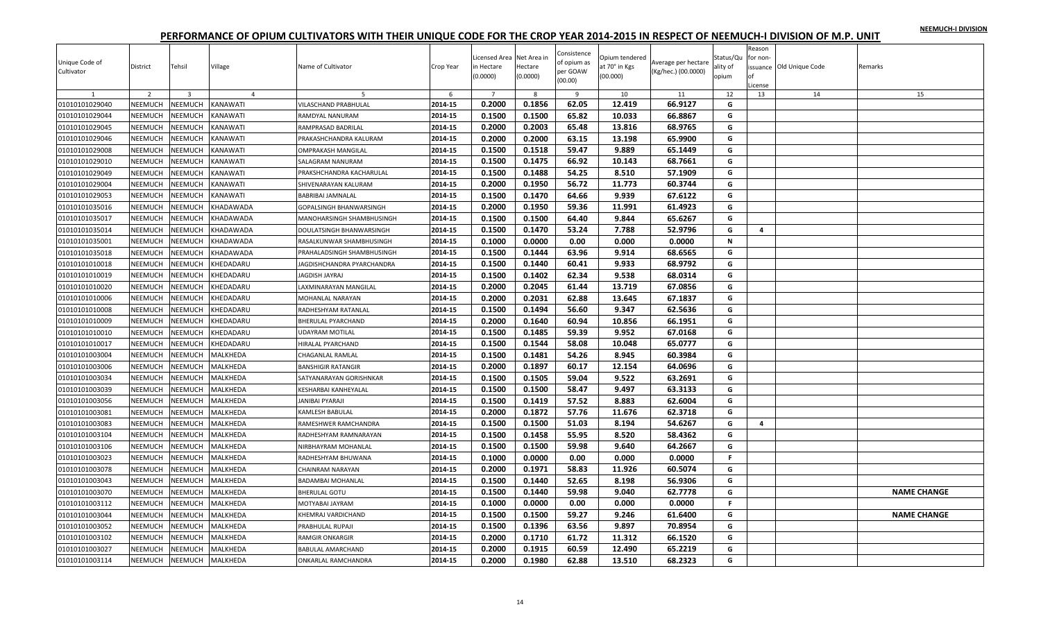NEEMUCH-I DIVISION

# PERFORMANCE OF OPIUM CULTIVATORS WITH THEIR UNIQUE CODE FOR THE CROP YEAR 2014-2015 IN RESPECT OF NEEMUCH-I DIVISION OF M.P. UNIT

| Unique Code of Cultivator | District | Tehsil | Village | Name of Cultivator | Crop Year | Licensed Area in Hectare (0.0000) | Net Area in Hectare (0.0000) | Consistence of opium as per GOAW (00.00) | Opium tendered at 70° in Kgs (00.000) | Average per hectare (Kg/hec.) (00.0000) | Status/Quality of opium | Reason for non-issuance of License | Old Unique Code | Remarks |
|---|---|---|---|---|---|---|---|---|---|---|---|---|---|---|
| 1 | 2 | 3 | 4 | 5 | 6 | 7 | 8 | 9 | 10 | 11 | 12 | 13 | 14 | 15 |
| 01010101029040 | NEEMUCH | NEEMUCH | KANAWATI | VILASCHAND PRABHULAL | 2014-15 | 0.2000 | 0.1856 | 62.05 | 12.419 | 66.9127 | G | | | |
| 01010101029044 | NEEMUCH | NEEMUCH | KANAWATI | RAMDYAL NANURAM | 2014-15 | 0.1500 | 0.1500 | 65.82 | 10.033 | 66.8867 | G | | | |
| 01010101029045 | NEEMUCH | NEEMUCH | KANAWATI | RAMPRASAD BADRILAL | 2014-15 | 0.2000 | 0.2003 | 65.48 | 13.816 | 68.9765 | G | | | |
| 01010101029046 | NEEMUCH | NEEMUCH | KANAWATI | PRAKASHCHANDRA KALURAM | 2014-15 | 0.2000 | 0.2000 | 63.15 | 13.198 | 65.9900 | G | | | |
| 01010101029008 | NEEMUCH | NEEMUCH | KANAWATI | OMPRAKASH MANGILAL | 2014-15 | 0.1500 | 0.1518 | 59.47 | 9.889 | 65.1449 | G | | | |
| 01010101029010 | NEEMUCH | NEEMUCH | KANAWATI | SALAGRAM NANURAM | 2014-15 | 0.1500 | 0.1475 | 66.92 | 10.143 | 68.7661 | G | | | |
| 01010101029049 | NEEMUCH | NEEMUCH | KANAWATI | PRAKSHCHANDRA KACHARULAL | 2014-15 | 0.1500 | 0.1488 | 54.25 | 8.510 | 57.1909 | G | | | |
| 01010101029004 | NEEMUCH | NEEMUCH | KANAWATI | SHIVENARAYAN KALURAM | 2014-15 | 0.2000 | 0.1950 | 56.72 | 11.773 | 60.3744 | G | | | |
| 01010101029053 | NEEMUCH | NEEMUCH | KANAWATI | BABRIBAI JAMNALAL | 2014-15 | 0.1500 | 0.1470 | 64.66 | 9.939 | 67.6122 | G | | | |
| 01010101035016 | NEEMUCH | NEEMUCH | KHADAWADA | GOPALSINGH BHANWARSINGH | 2014-15 | 0.2000 | 0.1950 | 59.36 | 11.991 | 61.4923 | G | | | |
| 01010101035017 | NEEMUCH | NEEMUCH | KHADAWADA | MANOHARSINGH SHAMBHUSINGH | 2014-15 | 0.1500 | 0.1500 | 64.40 | 9.844 | 65.6267 | G | | | |
| 01010101035014 | NEEMUCH | NEEMUCH | KHADAWADA | DOULATSINGH BHANWARSINGH | 2014-15 | 0.1500 | 0.1470 | 53.24 | 7.788 | 52.9796 | G | 4 | | |
| 01010101035001 | NEEMUCH | NEEMUCH | KHADAWADA | RASALKUNWAR SHAMBHUSINGH | 2014-15 | 0.1000 | 0.0000 | 0.00 | 0.000 | 0.0000 | N | | | |
| 01010101035018 | NEEMUCH | NEEMUCH | KHADAWADA | PRAHALADSINGH SHAMBHUSINGH | 2014-15 | 0.1500 | 0.1444 | 63.96 | 9.914 | 68.6565 | G | | | |
| 01010101010018 | NEEMUCH | NEEMUCH | KHEDADARU | JAGDISHCHANDRA PYARCHANDRA | 2014-15 | 0.1500 | 0.1440 | 60.41 | 9.933 | 68.9792 | G | | | |
| 01010101010019 | NEEMUCH | NEEMUCH | KHEDADARU | JAGDISH JAYRAJ | 2014-15 | 0.1500 | 0.1402 | 62.34 | 9.538 | 68.0314 | G | | | |
| 01010101010020 | NEEMUCH | NEEMUCH | KHEDADARU | LAXMINARAYAN MANGILAL | 2014-15 | 0.2000 | 0.2045 | 61.44 | 13.719 | 67.0856 | G | | | |
| 01010101010006 | NEEMUCH | NEEMUCH | KHEDADARU | MOHANLAL NARAYAN | 2014-15 | 0.2000 | 0.2031 | 62.88 | 13.645 | 67.1837 | G | | | |
| 01010101010008 | NEEMUCH | NEEMUCH | KHEDADARU | RADHESHYAM RATANLAL | 2014-15 | 0.1500 | 0.1494 | 56.60 | 9.347 | 62.5636 | G | | | |
| 01010101010009 | NEEMUCH | NEEMUCH | KHEDADARU | BHERULAL PYARCHAND | 2014-15 | 0.2000 | 0.1640 | 60.94 | 10.856 | 66.1951 | G | | | |
| 01010101010010 | NEEMUCH | NEEMUCH | KHEDADARU | UDAYRAM MOTILAL | 2014-15 | 0.1500 | 0.1485 | 59.39 | 9.952 | 67.0168 | G | | | |
| 01010101010017 | NEEMUCH | NEEMUCH | KHEDADARU | HIRALAL PYARCHAND | 2014-15 | 0.1500 | 0.1544 | 58.08 | 10.048 | 65.0777 | G | | | |
| 01010101003004 | NEEMUCH | NEEMUCH | MALKHEDA | CHAGANLAL RAMLAL | 2014-15 | 0.1500 | 0.1481 | 54.26 | 8.945 | 60.3984 | G | | | |
| 01010101003006 | NEEMUCH | NEEMUCH | MALKHEDA | BANSHIGIR RATANGIR | 2014-15 | 0.2000 | 0.1897 | 60.17 | 12.154 | 64.0696 | G | | | |
| 01010101003034 | NEEMUCH | NEEMUCH | MALKHEDA | SATYANARAYAN GORISHNKAR | 2014-15 | 0.1500 | 0.1505 | 59.04 | 9.522 | 63.2691 | G | | | |
| 01010101003039 | NEEMUCH | NEEMUCH | MALKHEDA | KESHARBAI KANHEYALAL | 2014-15 | 0.1500 | 0.1500 | 58.47 | 9.497 | 63.3133 | G | | | |
| 01010101003056 | NEEMUCH | NEEMUCH | MALKHEDA | JANIBAI PYARAJI | 2014-15 | 0.1500 | 0.1419 | 57.52 | 8.883 | 62.6004 | G | | | |
| 01010101003081 | NEEMUCH | NEEMUCH | MALKHEDA | KAMLESH BABULAL | 2014-15 | 0.2000 | 0.1872 | 57.76 | 11.676 | 62.3718 | G | | | |
| 01010101003083 | NEEMUCH | NEEMUCH | MALKHEDA | RAMESHWER RAMCHANDRA | 2014-15 | 0.1500 | 0.1500 | 51.03 | 8.194 | 54.6267 | G | 4 | | |
| 01010101003104 | NEEMUCH | NEEMUCH | MALKHEDA | RADHESHYAM RAMNARAYAN | 2014-15 | 0.1500 | 0.1458 | 55.95 | 8.520 | 58.4362 | G | | | |
| 01010101003106 | NEEMUCH | NEEMUCH | MALKHEDA | NIRBHAYRAM MOHANLAL | 2014-15 | 0.1500 | 0.1500 | 59.98 | 9.640 | 64.2667 | G | | | |
| 01010101003023 | NEEMUCH | NEEMUCH | MALKHEDA | RADHESHYAM BHUWANA | 2014-15 | 0.1000 | 0.0000 | 0.00 | 0.000 | 0.0000 | F | | | |
| 01010101003078 | NEEMUCH | NEEMUCH | MALKHEDA | CHAINRAM NARAYAN | 2014-15 | 0.2000 | 0.1971 | 58.83 | 11.926 | 60.5074 | G | | | |
| 01010101003043 | NEEMUCH | NEEMUCH | MALKHEDA | BADAMBAI MOHANLAL | 2014-15 | 0.1500 | 0.1440 | 52.65 | 8.198 | 56.9306 | G | | | |
| 01010101003070 | NEEMUCH | NEEMUCH | MALKHEDA | BHERULAL GOTU | 2014-15 | 0.1500 | 0.1440 | 59.98 | 9.040 | 62.7778 | G | | | NAME CHANGE |
| 01010101003112 | NEEMUCH | NEEMUCH | MALKHEDA | MOTYABAI JAYRAM | 2014-15 | 0.1000 | 0.0000 | 0.00 | 0.000 | 0.0000 | F | | | |
| 01010101003044 | NEEMUCH | NEEMUCH | MALKHEDA | KHEMRAJ VARDICHAND | 2014-15 | 0.1500 | 0.1500 | 59.27 | 9.246 | 61.6400 | G | | | NAME CHANGE |
| 01010101003052 | NEEMUCH | NEEMUCH | MALKHEDA | PRABHULAL RUPAJI | 2014-15 | 0.1500 | 0.1396 | 63.56 | 9.897 | 70.8954 | G | | | |
| 01010101003102 | NEEMUCH | NEEMUCH | MALKHEDA | RAMGIR ONKARGIR | 2014-15 | 0.2000 | 0.1710 | 61.72 | 11.312 | 66.1520 | G | | | |
| 01010101003027 | NEEMUCH | NEEMUCH | MALKHEDA | BABULAL AMARCHAND | 2014-15 | 0.2000 | 0.1915 | 60.59 | 12.490 | 65.2219 | G | | | |
| 01010101003114 | NEEMUCH | NEEMUCH | MALKHEDA | ONKARLAL RAMCHANDRA | 2014-15 | 0.2000 | 0.1980 | 62.88 | 13.510 | 68.2323 | G | | | |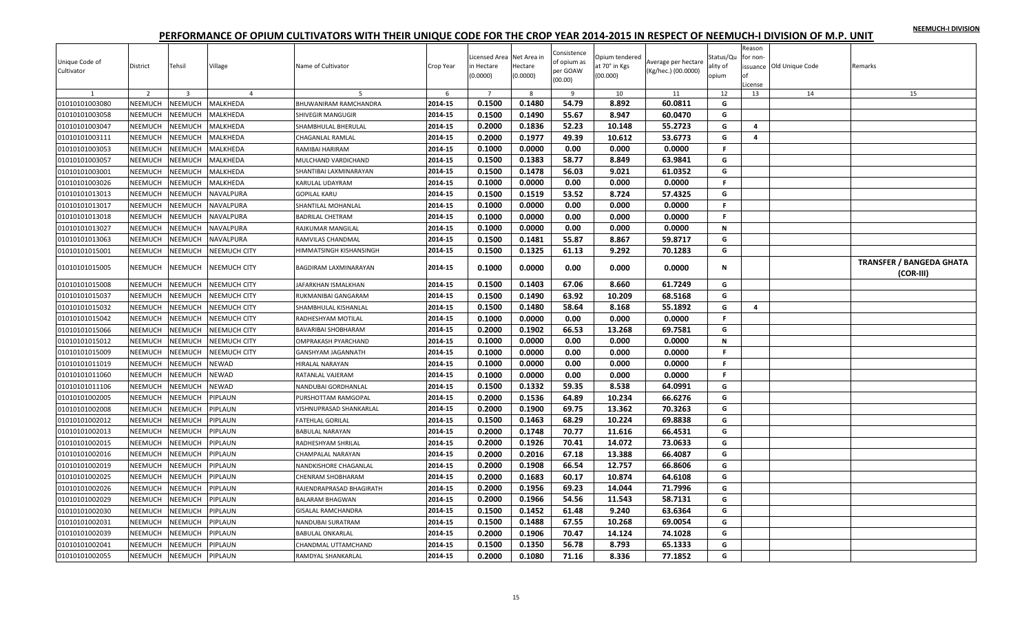NEEMUCH-I DIVISION

## PERFORMANCE OF OPIUM CULTIVATORS WITH THEIR UNIQUE CODE FOR THE CROP YEAR 2014-2015 IN RESPECT OF NEEMUCH-I DIVISION OF M.P. UNIT

| Unique Code of Cultivator | District | Tehsil | Village | Name of Cultivator | Crop Year | Licensed Area in Hectare (0.0000) | Net Area in Hectare (0.0000) | Consistence of opium as per GOAW (00.00) | Opium tendered at 70° in Kgs (00.000) | Average per hectare (Kg/hec.) (00.0000) | Status/Quality of opium | Reason for non-issuance of License | Old Unique Code | Remarks |
|---|---|---|---|---|---|---|---|---|---|---|---|---|---|---|
| 1 | 2 | 3 | 4 | 5 | 6 | 7 | 8 | 9 | 10 | 11 | 12 | 13 | 14 | 15 |
| 01010101003080 | NEEMUCH | NEEMUCH | MALKHEDA | BHUWANIRAM RAMCHANDRA | 2014-15 | 0.1500 | 0.1480 | 54.79 | 8.892 | 60.0811 | G | | | |
| 01010101003058 | NEEMUCH | NEEMUCH | MALKHEDA | SHIVEGIR MANGUGIR | 2014-15 | 0.1500 | 0.1490 | 55.67 | 8.947 | 60.0470 | G | | | |
| 01010101003047 | NEEMUCH | NEEMUCH | MALKHEDA | SHAMBHULAL BHERULAL | 2014-15 | 0.2000 | 0.1836 | 52.23 | 10.148 | 55.2723 | G | 4 | | |
| 01010101003111 | NEEMUCH | NEEMUCH | MALKHEDA | CHAGANLAL RAMLAL | 2014-15 | 0.2000 | 0.1977 | 49.39 | 10.612 | 53.6773 | G | 4 | | |
| 01010101003053 | NEEMUCH | NEEMUCH | MALKHEDA | RAMIBAI HARIRAM | 2014-15 | 0.1000 | 0.0000 | 0.00 | 0.000 | 0.0000 | F | | | |
| 01010101003057 | NEEMUCH | NEEMUCH | MALKHEDA | MULCHAND VARDICHAND | 2014-15 | 0.1500 | 0.1383 | 58.77 | 8.849 | 63.9841 | G | | | |
| 01010101003001 | NEEMUCH | NEEMUCH | MALKHEDA | SHANTIBAI LAXMINARAYAN | 2014-15 | 0.1500 | 0.1478 | 56.03 | 9.021 | 61.0352 | G | | | |
| 01010101003026 | NEEMUCH | NEEMUCH | MALKHEDA | KARULAL UDAYRAM | 2014-15 | 0.1000 | 0.0000 | 0.00 | 0.000 | 0.0000 | F | | | |
| 01010101013013 | NEEMUCH | NEEMUCH | NAVALPURA | GOPILAL KARU | 2014-15 | 0.1500 | 0.1519 | 53.52 | 8.724 | 57.4325 | G | | | |
| 01010101013017 | NEEMUCH | NEEMUCH | NAVALPURA | SHANTILAL MOHANLAL | 2014-15 | 0.1000 | 0.0000 | 0.00 | 0.000 | 0.0000 | F | | | |
| 01010101013018 | NEEMUCH | NEEMUCH | NAVALPURA | BADRILAL CHETRAM | 2014-15 | 0.1000 | 0.0000 | 0.00 | 0.000 | 0.0000 | F | | | |
| 01010101013027 | NEEMUCH | NEEMUCH | NAVALPURA | RAJKUMAR MANGILAL | 2014-15 | 0.1000 | 0.0000 | 0.00 | 0.000 | 0.0000 | N | | | |
| 01010101013063 | NEEMUCH | NEEMUCH | NAVALPURA | RAMVILAS CHANDMAL | 2014-15 | 0.1500 | 0.1481 | 55.87 | 8.867 | 59.8717 | G | | | |
| 01010101015001 | NEEMUCH | NEEMUCH | NEEMUCH CITY | HIMMATSINGH KISHANSINGH | 2014-15 | 0.1500 | 0.1325 | 61.13 | 9.292 | 70.1283 | G | | | |
| 01010101015005 | NEEMUCH | NEEMUCH | NEEMUCH CITY | BAGDIRAM LAXMINARAYAN | 2014-15 | 0.1000 | 0.0000 | 0.00 | 0.000 | 0.0000 | N | | | **TRANSFER / BANGEDA GHATA (COR-III)** |
| 01010101015008 | NEEMUCH | NEEMUCH | NEEMUCH CITY | JAFARKHAN ISMALKHAN | 2014-15 | 0.1500 | 0.1403 | 67.06 | 8.660 | 61.7249 | G | | | |
| 01010101015037 | NEEMUCH | NEEMUCH | NEEMUCH CITY | RUKMANIBAI GANGARAM | 2014-15 | 0.1500 | 0.1490 | 63.92 | 10.209 | 68.5168 | G | | | |
| 01010101015032 | NEEMUCH | NEEMUCH | NEEMUCH CITY | SHAMBHULAL KISHANLAL | 2014-15 | 0.1500 | 0.1480 | 58.64 | 8.168 | 55.1892 | G | 4 | | |
| 01010101015042 | NEEMUCH | NEEMUCH | NEEMUCH CITY | RADHESHYAM MOTILAL | 2014-15 | 0.1000 | 0.0000 | 0.00 | 0.000 | 0.0000 | F | | | |
| 01010101015066 | NEEMUCH | NEEMUCH | NEEMUCH CITY | BAVARIBAI SHOBHARAM | 2014-15 | 0.2000 | 0.1902 | 66.53 | 13.268 | 69.7581 | G | | | |
| 01010101015012 | NEEMUCH | NEEMUCH | NEEMUCH CITY | OMPRAKASH PYARCHAND | 2014-15 | 0.1000 | 0.0000 | 0.00 | 0.000 | 0.0000 | N | | | |
| 01010101015009 | NEEMUCH | NEEMUCH | NEEMUCH CITY | GANSHYAM JAGANNATH | 2014-15 | 0.1000 | 0.0000 | 0.00 | 0.000 | 0.0000 | F | | | |
| 01010101011019 | NEEMUCH | NEEMUCH | NEWAD | HIRALAL NARAYAN | 2014-15 | 0.1000 | 0.0000 | 0.00 | 0.000 | 0.0000 | F | | | |
| 01010101011060 | NEEMUCH | NEEMUCH | NEWAD | RATANLAL VAJERAM | 2014-15 | 0.1000 | 0.0000 | 0.00 | 0.000 | 0.0000 | F | | | |
| 01010101011106 | NEEMUCH | NEEMUCH | NEWAD | NANDUBAI GORDHANLAL | 2014-15 | 0.1500 | 0.1332 | 59.35 | 8.538 | 64.0991 | G | | | |
| 01010101002005 | NEEMUCH | NEEMUCH | PIPLAUN | PURSHOTTAM RAMGOPAL | 2014-15 | 0.2000 | 0.1536 | 64.89 | 10.234 | 66.6276 | G | | | |
| 01010101002008 | NEEMUCH | NEEMUCH | PIPLAUN | VISHNUPRASAD SHANKARLAL | 2014-15 | 0.2000 | 0.1900 | 69.75 | 13.362 | 70.3263 | G | | | |
| 01010101002012 | NEEMUCH | NEEMUCH | PIPLAUN | FATEHLAL GORILAL | 2014-15 | 0.1500 | 0.1463 | 68.29 | 10.224 | 69.8838 | G | | | |
| 01010101002013 | NEEMUCH | NEEMUCH | PIPLAUN | BABULAL NARAYAN | 2014-15 | 0.2000 | 0.1748 | 70.77 | 11.616 | 66.4531 | G | | | |
| 01010101002015 | NEEMUCH | NEEMUCH | PIPLAUN | RADHESHYAM SHRILAL | 2014-15 | 0.2000 | 0.1926 | 70.41 | 14.072 | 73.0633 | G | | | |
| 01010101002016 | NEEMUCH | NEEMUCH | PIPLAUN | CHAMPALAL NARAYAN | 2014-15 | 0.2000 | 0.2016 | 67.18 | 13.388 | 66.4087 | G | | | |
| 01010101002019 | NEEMUCH | NEEMUCH | PIPLAUN | NANDKISHORE CHAGANLAL | 2014-15 | 0.2000 | 0.1908 | 66.54 | 12.757 | 66.8606 | G | | | |
| 01010101002025 | NEEMUCH | NEEMUCH | PIPLAUN | CHENRAM SHOBHARAM | 2014-15 | 0.2000 | 0.1683 | 60.17 | 10.874 | 64.6108 | G | | | |
| 01010101002026 | NEEMUCH | NEEMUCH | PIPLAUN | RAJENDRAPRASAD BHAGIRATH | 2014-15 | 0.2000 | 0.1956 | 69.23 | 14.044 | 71.7996 | G | | | |
| 01010101002029 | NEEMUCH | NEEMUCH | PIPLAUN | BALARAM BHAGWAN | 2014-15 | 0.2000 | 0.1966 | 54.56 | 11.543 | 58.7131 | G | | | |
| 01010101002030 | NEEMUCH | NEEMUCH | PIPLAUN | GISALAL RAMCHANDRA | 2014-15 | 0.1500 | 0.1452 | 61.48 | 9.240 | 63.6364 | G | | | |
| 01010101002031 | NEEMUCH | NEEMUCH | PIPLAUN | NANDUBAI SURATRAM | 2014-15 | 0.1500 | 0.1488 | 67.55 | 10.268 | 69.0054 | G | | | |
| 01010101002039 | NEEMUCH | NEEMUCH | PIPLAUN | BABULAL ONKARLAL | 2014-15 | 0.2000 | 0.1906 | 70.47 | 14.124 | 74.1028 | G | | | |
| 01010101002041 | NEEMUCH | NEEMUCH | PIPLAUN | CHANDMAL UTTAMCHAND | 2014-15 | 0.1500 | 0.1350 | 56.78 | 8.793 | 65.1333 | G | | | |
| 01010101002055 | NEEMUCH | NEEMUCH | PIPLAUN | RAMDYAL SHANKARLAL | 2014-15 | 0.2000 | 0.1080 | 71.16 | 8.336 | 77.1852 | G | | | |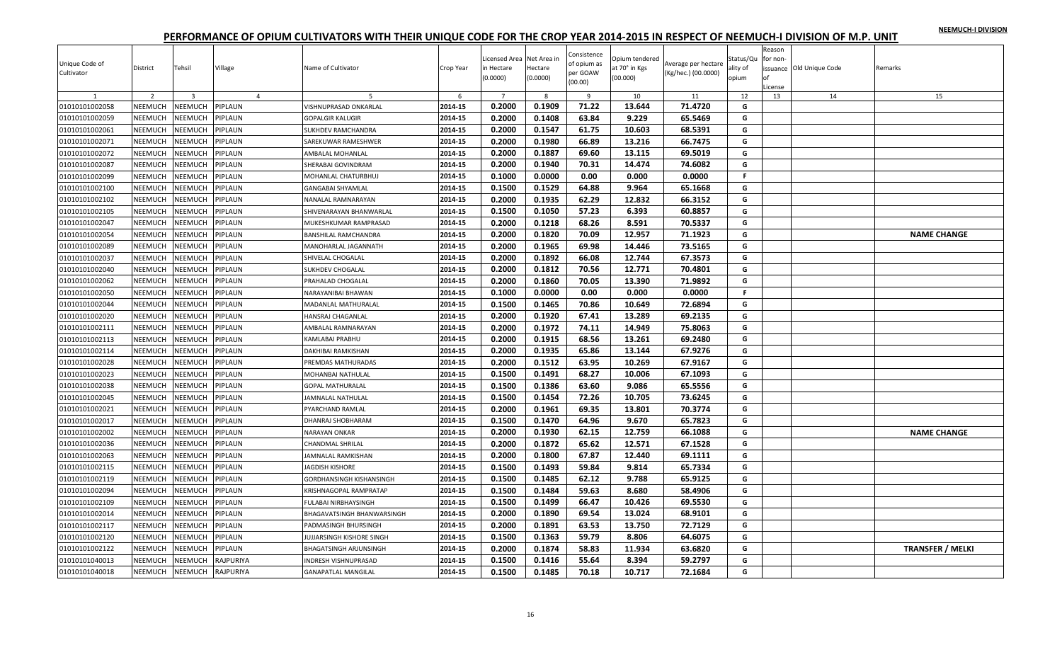NEEMUCH-I DIVISION

# PERFORMANCE OF OPIUM CULTIVATORS WITH THEIR UNIQUE CODE FOR THE CROP YEAR 2014-2015 IN RESPECT OF NEEMUCH-I DIVISION OF M.P. UNIT

| Unique Code of Cultivator | District | Tehsil | Village | Name of Cultivator | Crop Year | Licensed Area in Hectare (0.0000) | Net Area in Hectare (0.0000) | Consistence of opium as per GOAW (00.00) | Opium tendered at 70° in Kgs (00.000) | Average per hectare (Kg/hec.) (00.0000) | Status/Quality of opium | Reason for non-issuance of License | Old Unique Code | Remarks |
|---|---|---|---|---|---|---|---|---|---|---|---|---|---|---|
| 1 | 2 | 3 | 4 | 5 | 6 | 7 | 8 | 9 | 10 | 11 | 12 | 13 | 14 | 15 |
| 01010101002058 | NEEMUCH | NEEMUCH | PIPLAUN | VISHNUPRASAD ONKARLAL | 2014-15 | 0.2000 | 0.1909 | 71.22 | 13.644 | 71.4720 | G | | | |
| 01010101002059 | NEEMUCH | NEEMUCH | PIPLAUN | GOPALGIR KALUGIR | 2014-15 | 0.2000 | 0.1408 | 63.84 | 9.229 | 65.5469 | G | | | |
| 01010101002061 | NEEMUCH | NEEMUCH | PIPLAUN | SUKHDEV RAMCHANDRA | 2014-15 | 0.2000 | 0.1547 | 61.75 | 10.603 | 68.5391 | G | | | |
| 01010101002071 | NEEMUCH | NEEMUCH | PIPLAUN | SAREKUWAR RAMESHWER | 2014-15 | 0.2000 | 0.1980 | 66.89 | 13.216 | 66.7475 | G | | | |
| 01010101002072 | NEEMUCH | NEEMUCH | PIPLAUN | AMBALAL MOHANLAL | 2014-15 | 0.2000 | 0.1887 | 69.60 | 13.115 | 69.5019 | G | | | |
| 01010101002087 | NEEMUCH | NEEMUCH | PIPLAUN | SHERABAI GOVINDRAM | 2014-15 | 0.2000 | 0.1940 | 70.31 | 14.474 | 74.6082 | G | | | |
| 01010101002099 | NEEMUCH | NEEMUCH | PIPLAUN | MOHANLAL CHATURBHUJ | 2014-15 | 0.1000 | 0.0000 | 0.00 | 0.000 | 0.0000 | F | | | |
| 01010101002100 | NEEMUCH | NEEMUCH | PIPLAUN | GANGABAI SHYAMLAL | 2014-15 | 0.1500 | 0.1529 | 64.88 | 9.964 | 65.1668 | G | | | |
| 01010101002102 | NEEMUCH | NEEMUCH | PIPLAUN | NANALAL RAMNARAYAN | 2014-15 | 0.2000 | 0.1935 | 62.29 | 12.832 | 66.3152 | G | | | |
| 01010101002105 | NEEMUCH | NEEMUCH | PIPLAUN | SHIVENARAYAN BHANWARLAL | 2014-15 | 0.1500 | 0.1050 | 57.23 | 6.393 | 60.8857 | G | | | |
| 01010101002047 | NEEMUCH | NEEMUCH | PIPLAUN | MUKESHKUMAR RAMPRASAD | 2014-15 | 0.2000 | 0.1218 | 68.26 | 8.591 | 70.5337 | G | | | |
| 01010101002054 | NEEMUCH | NEEMUCH | PIPLAUN | BANSHILAL RAMCHANDRA | 2014-15 | 0.2000 | 0.1820 | 70.09 | 12.957 | 71.1923 | G | | | **NAME CHANGE** |
| 01010101002089 | NEEMUCH | NEEMUCH | PIPLAUN | MANOHARLAL JAGANNATH | 2014-15 | 0.2000 | 0.1965 | 69.98 | 14.446 | 73.5165 | G | | | |
| 01010101002037 | NEEMUCH | NEEMUCH | PIPLAUN | SHIVELAL CHOGALAL | 2014-15 | 0.2000 | 0.1892 | 66.08 | 12.744 | 67.3573 | G | | | |
| 01010101002040 | NEEMUCH | NEEMUCH | PIPLAUN | SUKHDEV CHOGALAL | 2014-15 | 0.2000 | 0.1812 | 70.56 | 12.771 | 70.4801 | G | | | |
| 01010101002062 | NEEMUCH | NEEMUCH | PIPLAUN | PRAHALAD CHOGALAL | 2014-15 | 0.2000 | 0.1860 | 70.05 | 13.390 | 71.9892 | G | | | |
| 01010101002050 | NEEMUCH | NEEMUCH | PIPLAUN | NARAYANIBAI BHAWAN | 2014-15 | 0.1000 | 0.0000 | 0.00 | 0.000 | 0.0000 | F | | | |
| 01010101002044 | NEEMUCH | NEEMUCH | PIPLAUN | MADANLAL MATHURALAL | 2014-15 | 0.1500 | 0.1465 | 70.86 | 10.649 | 72.6894 | G | | | |
| 01010101002020 | NEEMUCH | NEEMUCH | PIPLAUN | HANSRAJ CHAGANLAL | 2014-15 | 0.2000 | 0.1920 | 67.41 | 13.289 | 69.2135 | G | | | |
| 01010101002111 | NEEMUCH | NEEMUCH | PIPLAUN | AMBALAL RAMNARAYAN | 2014-15 | 0.2000 | 0.1972 | 74.11 | 14.949 | 75.8063 | G | | | |
| 01010101002113 | NEEMUCH | NEEMUCH | PIPLAUN | KAMLABAI PRABHU | 2014-15 | 0.2000 | 0.1915 | 68.56 | 13.261 | 69.2480 | G | | | |
| 01010101002114 | NEEMUCH | NEEMUCH | PIPLAUN | DAKHIBAI RAMKISHAN | 2014-15 | 0.2000 | 0.1935 | 65.86 | 13.144 | 67.9276 | G | | | |
| 01010101002028 | NEEMUCH | NEEMUCH | PIPLAUN | PREMDAS MATHURADAS | 2014-15 | 0.2000 | 0.1512 | 63.95 | 10.269 | 67.9167 | G | | | |
| 01010101002023 | NEEMUCH | NEEMUCH | PIPLAUN | MOHANBAI NATHULAL | 2014-15 | 0.1500 | 0.1491 | 68.27 | 10.006 | 67.1093 | G | | | |
| 01010101002038 | NEEMUCH | NEEMUCH | PIPLAUN | GOPAL MATHURALAL | 2014-15 | 0.1500 | 0.1386 | 63.60 | 9.086 | 65.5556 | G | | | |
| 01010101002045 | NEEMUCH | NEEMUCH | PIPLAUN | JAMNALAL NATHULAL | 2014-15 | 0.1500 | 0.1454 | 72.26 | 10.705 | 73.6245 | G | | | |
| 01010101002021 | NEEMUCH | NEEMUCH | PIPLAUN | PYARCHAND RAMLAL | 2014-15 | 0.2000 | 0.1961 | 69.35 | 13.801 | 70.3774 | G | | | |
| 01010101002017 | NEEMUCH | NEEMUCH | PIPLAUN | DHANRAJ SHOBHARAM | 2014-15 | 0.1500 | 0.1470 | 64.96 | 9.670 | 65.7823 | G | | | |
| 01010101002002 | NEEMUCH | NEEMUCH | PIPLAUN | NARAYAN ONKAR | 2014-15 | 0.2000 | 0.1930 | 62.15 | 12.759 | 66.1088 | G | | | **NAME CHANGE** |
| 01010101002036 | NEEMUCH | NEEMUCH | PIPLAUN | CHANDMAL SHRILAL | 2014-15 | 0.2000 | 0.1872 | 65.62 | 12.571 | 67.1528 | G | | | |
| 01010101002063 | NEEMUCH | NEEMUCH | PIPLAUN | JAMNALAL RAMKISHAN | 2014-15 | 0.2000 | 0.1800 | 67.87 | 12.440 | 69.1111 | G | | | |
| 01010101002115 | NEEMUCH | NEEMUCH | PIPLAUN | JAGDISH KISHORE | 2014-15 | 0.1500 | 0.1493 | 59.84 | 9.814 | 65.7334 | G | | | |
| 01010101002119 | NEEMUCH | NEEMUCH | PIPLAUN | GORDHANSINGH KISHANSINGH | 2014-15 | 0.1500 | 0.1485 | 62.12 | 9.788 | 65.9125 | G | | | |
| 01010101002094 | NEEMUCH | NEEMUCH | PIPLAUN | KRISHNAGOPAL RAMPRATAP | 2014-15 | 0.1500 | 0.1484 | 59.63 | 8.680 | 58.4906 | G | | | |
| 01010101002109 | NEEMUCH | NEEMUCH | PIPLAUN | FULABAI NIRBHAYSINGH | 2014-15 | 0.1500 | 0.1499 | 66.47 | 10.426 | 69.5530 | G | | | |
| 01010101002014 | NEEMUCH | NEEMUCH | PIPLAUN | BHAGAVATSINGH BHANWARSINGH | 2014-15 | 0.2000 | 0.1890 | 69.54 | 13.024 | 68.9101 | G | | | |
| 01010101002117 | NEEMUCH | NEEMUCH | PIPLAUN | PADMASINGH BHURSINGH | 2014-15 | 0.2000 | 0.1891 | 63.53 | 13.750 | 72.7129 | G | | | |
| 01010101002120 | NEEMUCH | NEEMUCH | PIPLAUN | JUJJARSINGH KISHORE SINGH | 2014-15 | 0.1500 | 0.1363 | 59.79 | 8.806 | 64.6075 | G | | | |
| 01010101002122 | NEEMUCH | NEEMUCH | PIPLAUN | BHAGATSINGH ARJUNSINGH | 2014-15 | 0.2000 | 0.1874 | 58.83 | 11.934 | 63.6820 | G | | | **TRANSFER / MELKI** |
| 01010101040013 | NEEMUCH | NEEMUCH | RAJPURIYA | INDRESH VISHNUPRASAD | 2014-15 | 0.1500 | 0.1416 | 55.64 | 8.394 | 59.2797 | G | | | |
| 01010101040018 | NEEMUCH | NEEMUCH | RAJPURIYA | GANAPATLAL MANGILAL | 2014-15 | 0.1500 | 0.1485 | 70.18 | 10.717 | 72.1684 | G | | | |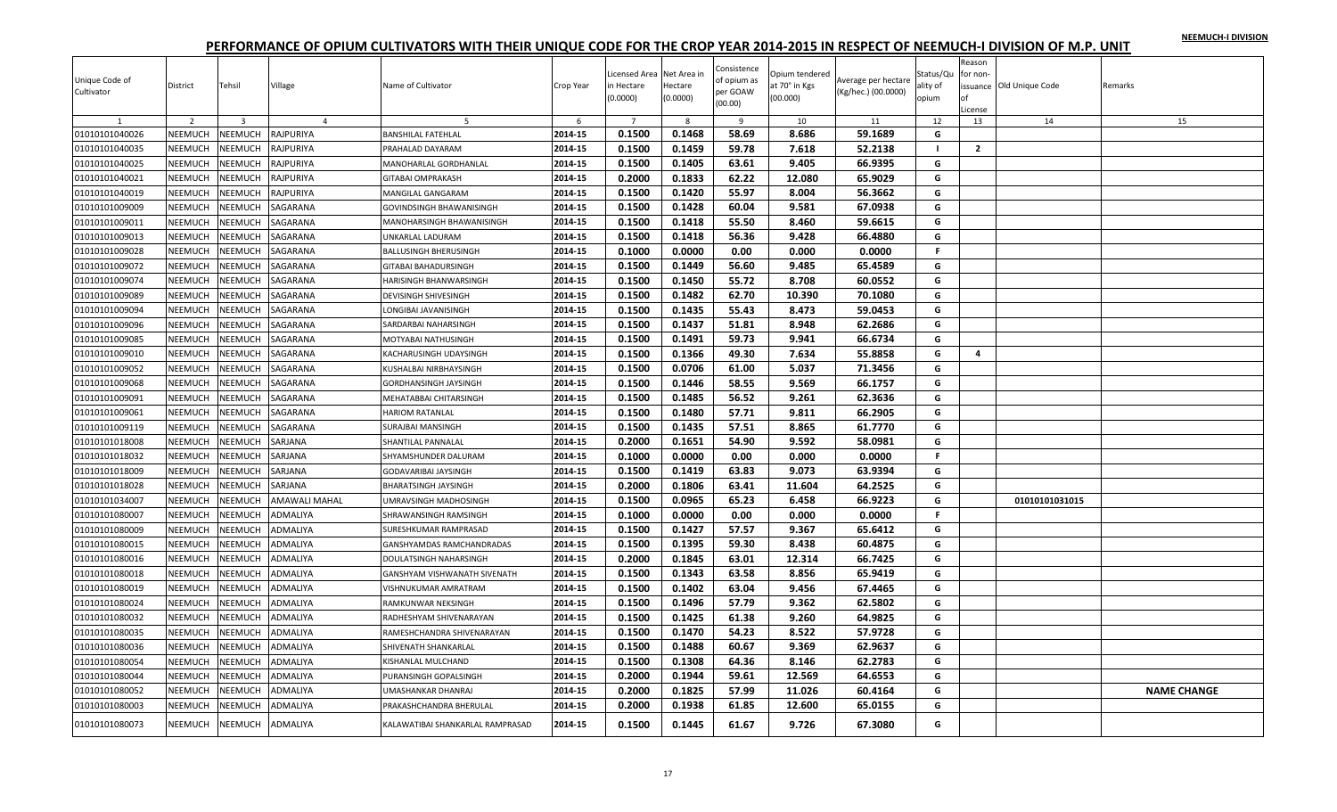# PERFORMANCE OF OPIUM CULTIVATORS WITH THEIR UNIQUE CODE FOR THE CROP YEAR 2014-2015 IN RESPECT OF NEEMUCH-I DIVISION OF M.P. UNIT

NEEMUCH-I DIVISION

| Unique Code of Cultivator | District | Tehsil | Village | Name of Cultivator | Crop Year | Licensed Area in Hectare (0.0000) | Net Area in Hectare (0.0000) | Consistence of opium as per GOAW (00.00) | Opium tendered at 70° in Kgs (00.000) | Average per hectare (Kg/hec.) (00.0000) | Status/Quality of opium | Reason for non-issuance of License | Old Unique Code | Remarks |
|---|---|---|---|---|---|---|---|---|---|---|---|---|---|---|
| 1 | 2 | 3 | 4 | 5 | 6 | 7 | 8 | 9 | 10 | 11 | 12 | 13 | 14 | 15 |
| 01010101040026 | NEEMUCH | NEEMUCH | RAJPURIYA | BANSHILAL FATEHLAL | 2014-15 | 0.1500 | 0.1468 | 58.69 | 8.686 | 59.1689 | G | | | |
| 01010101040035 | NEEMUCH | NEEMUCH | RAJPURIYA | PRAHALAD DAYARAM | 2014-15 | 0.1500 | 0.1459 | 59.78 | 7.618 | 52.2138 | I | 2 | | |
| 01010101040025 | NEEMUCH | NEEMUCH | RAJPURIYA | MANOHARLAL GORDHANLAL | 2014-15 | 0.1500 | 0.1405 | 63.61 | 9.405 | 66.9395 | G | | | |
| 01010101040021 | NEEMUCH | NEEMUCH | RAJPURIYA | GITABAI OMPRAKASH | 2014-15 | 0.2000 | 0.1833 | 62.22 | 12.080 | 65.9029 | G | | | |
| 01010101040019 | NEEMUCH | NEEMUCH | RAJPURIYA | MANGILAL GANGARAM | 2014-15 | 0.1500 | 0.1420 | 55.97 | 8.004 | 56.3662 | G | | | |
| 01010101009009 | NEEMUCH | NEEMUCH | SAGARANA | GOVINDSINGH BHAWANISINGH | 2014-15 | 0.1500 | 0.1428 | 60.04 | 9.581 | 67.0938 | G | | | |
| 01010101009011 | NEEMUCH | NEEMUCH | SAGARANA | MANOHARSINGH BHAWANISINGH | 2014-15 | 0.1500 | 0.1418 | 55.50 | 8.460 | 59.6615 | G | | | |
| 01010101009013 | NEEMUCH | NEEMUCH | SAGARANA | UNKARLAL LADURAM | 2014-15 | 0.1500 | 0.1418 | 56.36 | 9.428 | 66.4880 | G | | | |
| 01010101009028 | NEEMUCH | NEEMUCH | SAGARANA | BALLUSINGH BHERUSINGH | 2014-15 | 0.1000 | 0.0000 | 0.00 | 0.000 | 0.0000 | F | | | |
| 01010101009072 | NEEMUCH | NEEMUCH | SAGARANA | GITABAI BAHADURSINGH | 2014-15 | 0.1500 | 0.1449 | 56.60 | 9.485 | 65.4589 | G | | | |
| 01010101009074 | NEEMUCH | NEEMUCH | SAGARANA | HARISINGH BHANWARSINGH | 2014-15 | 0.1500 | 0.1450 | 55.72 | 8.708 | 60.0552 | G | | | |
| 01010101009089 | NEEMUCH | NEEMUCH | SAGARANA | DEVISINGH SHIVESINGH | 2014-15 | 0.1500 | 0.1482 | 62.70 | 10.390 | 70.1080 | G | | | |
| 01010101009094 | NEEMUCH | NEEMUCH | SAGARANA | LONGIBAI JAVANISINGH | 2014-15 | 0.1500 | 0.1435 | 55.43 | 8.473 | 59.0453 | G | | | |
| 01010101009096 | NEEMUCH | NEEMUCH | SAGARANA | SARDARBAI NAHARSINGH | 2014-15 | 0.1500 | 0.1437 | 51.81 | 8.948 | 62.2686 | G | | | |
| 01010101009085 | NEEMUCH | NEEMUCH | SAGARANA | MOTYABAI NATHUSINGH | 2014-15 | 0.1500 | 0.1491 | 59.73 | 9.941 | 66.6734 | G | | | |
| 01010101009010 | NEEMUCH | NEEMUCH | SAGARANA | KACHARUSINGH UDAYSINGH | 2014-15 | 0.1500 | 0.1366 | 49.30 | 7.634 | 55.8858 | G | 4 | | |
| 01010101009052 | NEEMUCH | NEEMUCH | SAGARANA | KUSHALBAI NIRBHAYSINGH | 2014-15 | 0.1500 | 0.0706 | 61.00 | 5.037 | 71.3456 | G | | | |
| 01010101009068 | NEEMUCH | NEEMUCH | SAGARANA | GORDHANSINGH JAYSINGH | 2014-15 | 0.1500 | 0.1446 | 58.55 | 9.569 | 66.1757 | G | | | |
| 01010101009091 | NEEMUCH | NEEMUCH | SAGARANA | MEHATABBAI CHITARSINGH | 2014-15 | 0.1500 | 0.1485 | 56.52 | 9.261 | 62.3636 | G | | | |
| 01010101009061 | NEEMUCH | NEEMUCH | SAGARANA | HARIOM RATANLAL | 2014-15 | 0.1500 | 0.1480 | 57.71 | 9.811 | 66.2905 | G | | | |
| 01010101009119 | NEEMUCH | NEEMUCH | SAGARANA | SURAJBAI MANSINGH | 2014-15 | 0.1500 | 0.1435 | 57.51 | 8.865 | 61.7770 | G | | | |
| 01010101018008 | NEEMUCH | NEEMUCH | SARJANA | SHANTILAL PANNALAL | 2014-15 | 0.2000 | 0.1651 | 54.90 | 9.592 | 58.0981 | G | | | |
| 01010101018032 | NEEMUCH | NEEMUCH | SARJANA | SHYAMSHUNDER DALURAM | 2014-15 | 0.1000 | 0.0000 | 0.00 | 0.000 | 0.0000 | F | | | |
| 01010101018009 | NEEMUCH | NEEMUCH | SARJANA | GODAVARIBAI JAYSINGH | 2014-15 | 0.1500 | 0.1419 | 63.83 | 9.073 | 63.9394 | G | | | |
| 01010101018028 | NEEMUCH | NEEMUCH | SARJANA | BHARATSINGH JAYSINGH | 2014-15 | 0.2000 | 0.1806 | 63.41 | 11.604 | 64.2525 | G | | | |
| 01010101034007 | NEEMUCH | NEEMUCH | AMAWALI MAHAL | UMRAVSINGH MADHOSINGH | 2014-15 | 0.1500 | 0.0965 | 65.23 | 6.458 | 66.9223 | G | | 01010101031015 | |
| 01010101080007 | NEEMUCH | NEEMUCH | ADMALIYA | SHRAWANSINGH RAMSINGH | 2014-15 | 0.1000 | 0.0000 | 0.00 | 0.000 | 0.0000 | F | | | |
| 01010101080009 | NEEMUCH | NEEMUCH | ADMALIYA | SURESHKUMAR RAMPRASAD | 2014-15 | 0.1500 | 0.1427 | 57.57 | 9.367 | 65.6412 | G | | | |
| 01010101080015 | NEEMUCH | NEEMUCH | ADMALIYA | GANSHYAMDAS RAMCHANDRADAS | 2014-15 | 0.1500 | 0.1395 | 59.30 | 8.438 | 60.4875 | G | | | |
| 01010101080016 | NEEMUCH | NEEMUCH | ADMALIYA | DOULATSINGH NAHARSINGH | 2014-15 | 0.2000 | 0.1845 | 63.01 | 12.314 | 66.7425 | G | | | |
| 01010101080018 | NEEMUCH | NEEMUCH | ADMALIYA | GANSHYAM VISHWANATH SIVENATH | 2014-15 | 0.1500 | 0.1343 | 63.58 | 8.856 | 65.9419 | G | | | |
| 01010101080019 | NEEMUCH | NEEMUCH | ADMALIYA | VISHNUKUMAR AMRATRAM | 2014-15 | 0.1500 | 0.1402 | 63.04 | 9.456 | 67.4465 | G | | | |
| 01010101080024 | NEEMUCH | NEEMUCH | ADMALIYA | RAMKUNWAR NEKSINGH | 2014-15 | 0.1500 | 0.1496 | 57.79 | 9.362 | 62.5802 | G | | | |
| 01010101080032 | NEEMUCH | NEEMUCH | ADMALIYA | RADHESHYAM SHIVENARAYAN | 2014-15 | 0.1500 | 0.1425 | 61.38 | 9.260 | 64.9825 | G | | | |
| 01010101080035 | NEEMUCH | NEEMUCH | ADMALIYA | RAMESHCHANDRA SHIVENARAYAN | 2014-15 | 0.1500 | 0.1470 | 54.23 | 8.522 | 57.9728 | G | | | |
| 01010101080036 | NEEMUCH | NEEMUCH | ADMALIYA | SHIVENATH SHANKARLAL | 2014-15 | 0.1500 | 0.1488 | 60.67 | 9.369 | 62.9637 | G | | | |
| 01010101080054 | NEEMUCH | NEEMUCH | ADMALIYA | KISHANLAL MULCHAND | 2014-15 | 0.1500 | 0.1308 | 64.36 | 8.146 | 62.2783 | G | | | |
| 01010101080044 | NEEMUCH | NEEMUCH | ADMALIYA | PURANSINGH GOPALSINGH | 2014-15 | 0.2000 | 0.1944 | 59.61 | 12.569 | 64.6553 | G | | | |
| 01010101080052 | NEEMUCH | NEEMUCH | ADMALIYA | UMASHANKAR DHANRAJ | 2014-15 | 0.2000 | 0.1825 | 57.99 | 11.026 | 60.4164 | G | | | NAME CHANGE |
| 01010101080003 | NEEMUCH | NEEMUCH | ADMALIYA | PRAKASHCHANDRA BHERULAL | 2014-15 | 0.2000 | 0.1938 | 61.85 | 12.600 | 65.0155 | G | | | |
| 01010101080073 | NEEMUCH | NEEMUCH | ADMALIYA | KALAWATIBAI SHANKARLAL RAMPRASAD | 2014-15 | 0.1500 | 0.1445 | 61.67 | 9.726 | 67.3080 | G | | | |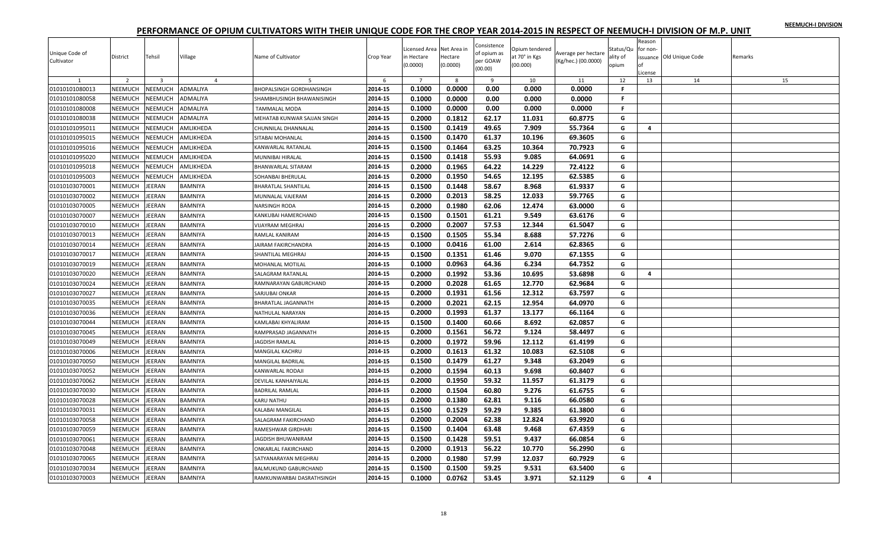NEEMUCH-I DIVISION

# PERFORMANCE OF OPIUM CULTIVATORS WITH THEIR UNIQUE CODE FOR THE CROP YEAR 2014-2015 IN RESPECT OF NEEMUCH-I DIVISION OF M.P. UNIT

| Unique Code of Cultivator | District | Tehsil | Village | Name of Cultivator | Crop Year | Licensed Area in Hectare (0.0000) | Net Area in Hectare (0.0000) | Consistence of opium as per GOAW (00.00) | Opium tendered at 70° in Kgs (00.000) | Average per hectare (Kg/hec.) (00.0000) | Status/Quality of opium | Reason for non-issuance of License | Old Unique Code | Remarks |
|---|---|---|---|---|---|---|---|---|---|---|---|---|---|---|
| 1 | 2 | 3 | 4 | 5 | 6 | 7 | 8 | 9 | 10 | 11 | 12 | 13 | 14 | 15 |
| 01010101080013 | NEEMUCH | NEEMUCH | ADMALIYA | BHOPALSINGH GORDHANSINGH | 2014-15 | 0.1000 | 0.0000 | 0.00 | 0.000 | 0.0000 | F | | | |
| 01010101080058 | NEEMUCH | NEEMUCH | ADMALIYA | SHAMBHUSINGH BHAWANISINGH | 2014-15 | 0.1000 | 0.0000 | 0.00 | 0.000 | 0.0000 | F | | | |
| 01010101080008 | NEEMUCH | NEEMUCH | ADMALIYA | TAMMALAL MODA | 2014-15 | 0.1000 | 0.0000 | 0.00 | 0.000 | 0.0000 | F | | | |
| 01010101080038 | NEEMUCH | NEEMUCH | ADMALIYA | MEHATAB KUNWAR SAJJAN SINGH | 2014-15 | 0.2000 | 0.1812 | 62.17 | 11.031 | 60.8775 | G | | | |
| 01010101095011 | NEEMUCH | NEEMUCH | AMLIKHEDA | CHUNNILAL DHANNALAL | 2014-15 | 0.1500 | 0.1419 | 49.65 | 7.909 | 55.7364 | G | 4 | | |
| 01010101095015 | NEEMUCH | NEEMUCH | AMLIKHEDA | SITABAI MOHANLAL | 2014-15 | 0.1500 | 0.1470 | 61.37 | 10.196 | 69.3605 | G | | | |
| 01010101095016 | NEEMUCH | NEEMUCH | AMLIKHEDA | KANWARLAL RATANLAL | 2014-15 | 0.1500 | 0.1464 | 63.25 | 10.364 | 70.7923 | G | | | |
| 01010101095020 | NEEMUCH | NEEMUCH | AMLIKHEDA | MUNNIBAI HIRALAL | 2014-15 | 0.1500 | 0.1418 | 55.93 | 9.085 | 64.0691 | G | | | |
| 01010101095018 | NEEMUCH | NEEMUCH | AMLIKHEDA | BHANWARLAL SITARAM | 2014-15 | 0.2000 | 0.1965 | 64.22 | 14.229 | 72.4122 | G | | | |
| 01010101095003 | NEEMUCH | NEEMUCH | AMLIKHEDA | SOHANBAI BHERULAL | 2014-15 | 0.2000 | 0.1950 | 54.65 | 12.195 | 62.5385 | G | | | |
| 01010103070001 | NEEMUCH | JEERAN | BAMNIYA | BHARATLAL SHANTILAL | 2014-15 | 0.1500 | 0.1448 | 58.67 | 8.968 | 61.9337 | G | | | |
| 01010103070002 | NEEMUCH | JEERAN | BAMNIYA | MUNNALAL VAJERAM | 2014-15 | 0.2000 | 0.2013 | 58.25 | 12.033 | 59.7765 | G | | | |
| 01010103070005 | NEEMUCH | JEERAN | BAMNIYA | NARSINGH RODA | 2014-15 | 0.2000 | 0.1980 | 62.06 | 12.474 | 63.0000 | G | | | |
| 01010103070007 | NEEMUCH | JEERAN | BAMNIYA | KANKUBAI HAMERCHAND | 2014-15 | 0.1500 | 0.1501 | 61.21 | 9.549 | 63.6176 | G | | | |
| 01010103070010 | NEEMUCH | JEERAN | BAMNIYA | VIJAYRAM MEGHRAJ | 2014-15 | 0.2000 | 0.2007 | 57.53 | 12.344 | 61.5047 | G | | | |
| 01010103070013 | NEEMUCH | JEERAN | BAMNIYA | RAMLAL KANIRAM | 2014-15 | 0.1500 | 0.1505 | 55.34 | 8.688 | 57.7276 | G | | | |
| 01010103070014 | NEEMUCH | JEERAN | BAMNIYA | JAIRAM FAKIRCHANDRA | 2014-15 | 0.1000 | 0.0416 | 61.00 | 2.614 | 62.8365 | G | | | |
| 01010103070017 | NEEMUCH | JEERAN | BAMNIYA | SHANTILAL MEGHRAJ | 2014-15 | 0.1500 | 0.1351 | 61.46 | 9.070 | 67.1355 | G | | | |
| 01010103070019 | NEEMUCH | JEERAN | BAMNIYA | MOHANLAL MOTILAL | 2014-15 | 0.1000 | 0.0963 | 64.36 | 6.234 | 64.7352 | G | | | |
| 01010103070020 | NEEMUCH | JEERAN | BAMNIYA | SALAGRAM RATANLAL | 2014-15 | 0.2000 | 0.1992 | 53.36 | 10.695 | 53.6898 | G | 4 | | |
| 01010103070024 | NEEMUCH | JEERAN | BAMNIYA | RAMNARAYAN GABURCHAND | 2014-15 | 0.2000 | 0.2028 | 61.65 | 12.770 | 62.9684 | G | | | |
| 01010103070027 | NEEMUCH | JEERAN | BAMNIYA | SARJUBAI ONKAR | 2014-15 | 0.2000 | 0.1931 | 61.56 | 12.312 | 63.7597 | G | | | |
| 01010103070035 | NEEMUCH | JEERAN | BAMNIYA | BHARATLAL JAGANNATH | 2014-15 | 0.2000 | 0.2021 | 62.15 | 12.954 | 64.0970 | G | | | |
| 01010103070036 | NEEMUCH | JEERAN | BAMNIYA | NATHULAL NARAYAN | 2014-15 | 0.2000 | 0.1993 | 61.37 | 13.177 | 66.1164 | G | | | |
| 01010103070044 | NEEMUCH | JEERAN | BAMNIYA | KAMLABAI KHYALIRAM | 2014-15 | 0.1500 | 0.1400 | 60.66 | 8.692 | 62.0857 | G | | | |
| 01010103070045 | NEEMUCH | JEERAN | BAMNIYA | RAMPRASAD JAGANNATH | 2014-15 | 0.2000 | 0.1561 | 56.72 | 9.124 | 58.4497 | G | | | |
| 01010103070049 | NEEMUCH | JEERAN | BAMNIYA | JAGDISH RAMLAL | 2014-15 | 0.2000 | 0.1972 | 59.96 | 12.112 | 61.4199 | G | | | |
| 01010103070006 | NEEMUCH | JEERAN | BAMNIYA | MANGILAL KACHRU | 2014-15 | 0.2000 | 0.1613 | 61.32 | 10.083 | 62.5108 | G | | | |
| 01010103070050 | NEEMUCH | JEERAN | BAMNIYA | MANGILAL BADRILAL | 2014-15 | 0.1500 | 0.1479 | 61.27 | 9.348 | 63.2049 | G | | | |
| 01010103070052 | NEEMUCH | JEERAN | BAMNIYA | KANWARLAL RODAJI | 2014-15 | 0.2000 | 0.1594 | 60.13 | 9.698 | 60.8407 | G | | | |
| 01010103070062 | NEEMUCH | JEERAN | BAMNIYA | DEVILAL KANHAIYALAL | 2014-15 | 0.2000 | 0.1950 | 59.32 | 11.957 | 61.3179 | G | | | |
| 01010103070030 | NEEMUCH | JEERAN | BAMNIYA | BADRILAL RAMLAL | 2014-15 | 0.2000 | 0.1504 | 60.80 | 9.276 | 61.6755 | G | | | |
| 01010103070028 | NEEMUCH | JEERAN | BAMNIYA | KARU NATHU | 2014-15 | 0.2000 | 0.1380 | 62.81 | 9.116 | 66.0580 | G | | | |
| 01010103070031 | NEEMUCH | JEERAN | BAMNIYA | KALABAI MANGILAL | 2014-15 | 0.1500 | 0.1529 | 59.29 | 9.385 | 61.3800 | G | | | |
| 01010103070058 | NEEMUCH | JEERAN | BAMNIYA | SALAGRAM FAKIRCHAND | 2014-15 | 0.2000 | 0.2004 | 62.38 | 12.824 | 63.9920 | G | | | |
| 01010103070059 | NEEMUCH | JEERAN | BAMNIYA | RAMESHWAR GIRDHARI | 2014-15 | 0.1500 | 0.1404 | 63.48 | 9.468 | 67.4359 | G | | | |
| 01010103070061 | NEEMUCH | JEERAN | BAMNIYA | JAGDISH BHUWANIRAM | 2014-15 | 0.1500 | 0.1428 | 59.51 | 9.437 | 66.0854 | G | | | |
| 01010103070048 | NEEMUCH | JEERAN | BAMNIYA | ONKARLAL FAKIRCHAND | 2014-15 | 0.2000 | 0.1913 | 56.22 | 10.770 | 56.2990 | G | | | |
| 01010103070065 | NEEMUCH | JEERAN | BAMNIYA | SATYANARAYAN MEGHRAJ | 2014-15 | 0.2000 | 0.1980 | 57.99 | 12.037 | 60.7929 | G | | | |
| 01010103070034 | NEEMUCH | JEERAN | BAMNIYA | BALMUKUND GABURCHAND | 2014-15 | 0.1500 | 0.1500 | 59.25 | 9.531 | 63.5400 | G | | | |
| 01010103070003 | NEEMUCH | JEERAN | BAMNIYA | RAMKUNWARBAI DASRATHSINGH | 2014-15 | 0.1000 | 0.0762 | 53.45 | 3.971 | 52.1129 | G | 4 | | |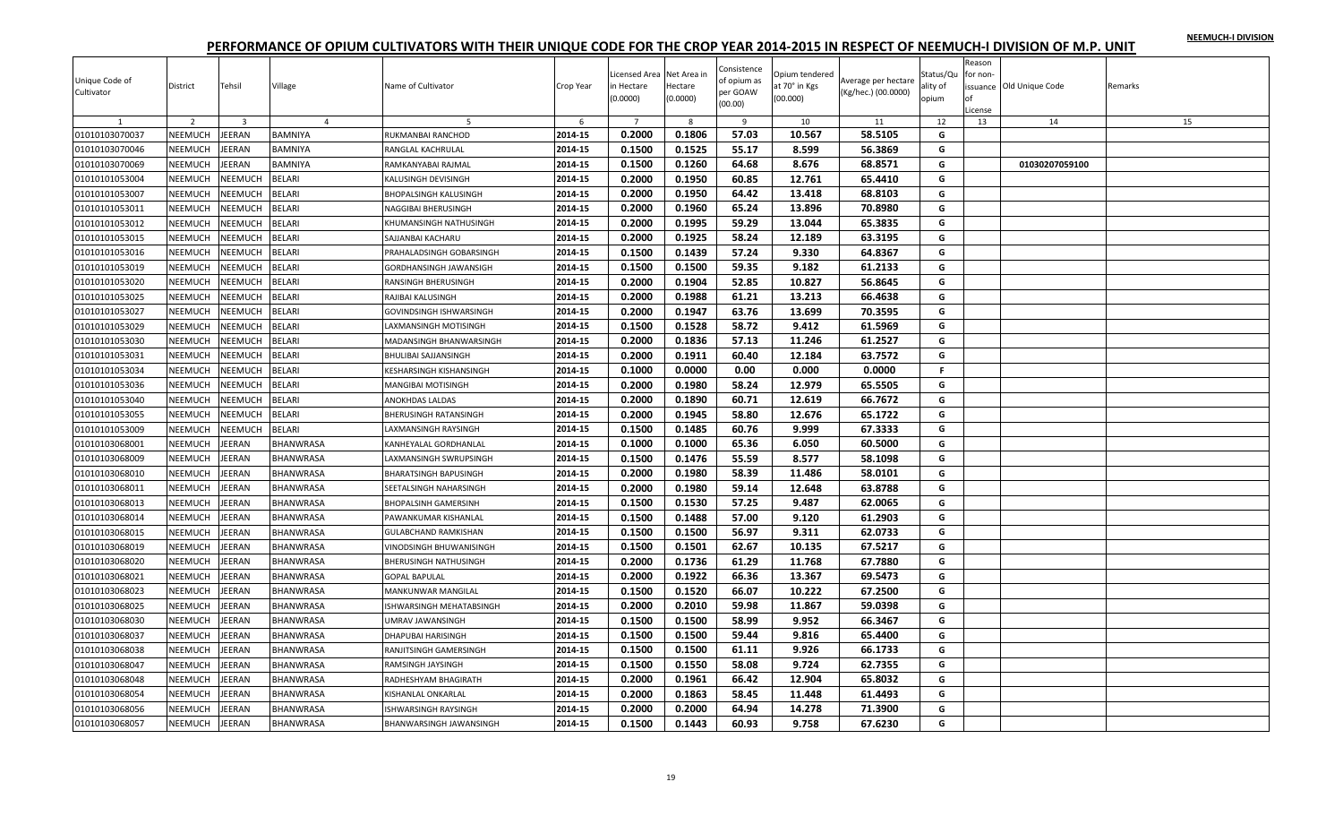NEEMUCH-I DIVISION

# PERFORMANCE OF OPIUM CULTIVATORS WITH THEIR UNIQUE CODE FOR THE CROP YEAR 2014-2015 IN RESPECT OF NEEMUCH-I DIVISION OF M.P. UNIT

| Unique Code of Cultivator | District | Tehsil | Village | Name of Cultivator | Crop Year | Licensed Area in Hectare (0.0000) | Net Area in Hectare (0.0000) | Consistence of opium as per GOAW (00.00) | Opium tendered at 70° in Kgs (00.000) | Average per hectare (Kg/hec.) (00.0000) | Status/Quality of opium | Reason for non-issuance of License | Old Unique Code | Remarks |
|---|---|---|---|---|---|---|---|---|---|---|---|---|---|---|
| 1 | 2 | 3 | 4 | 5 | 6 | 7 | 8 | 9 | 10 | 11 | 12 | 13 | 14 | 15 |
| 01010103070037 | NEEMUCH | JEERAN | BAMNIYA | RUKMANBAI RANCHOD | 2014-15 | 0.2000 | 0.1806 | 57.03 | 10.567 | 58.5105 | G | | | |
| 01010103070046 | NEEMUCH | JEERAN | BAMNIYA | RANGLAL KACHRULAL | 2014-15 | 0.1500 | 0.1525 | 55.17 | 8.599 | 56.3869 | G | | | |
| 01010103070069 | NEEMUCH | JEERAN | BAMNIYA | RAMKANYABAI RAJMAL | 2014-15 | 0.1500 | 0.1260 | 64.68 | 8.676 | 68.8571 | G | | 01030207059100 | |
| 01010101053004 | NEEMUCH | NEEMUCH | BELARI | KALUSINGH DEVISINGH | 2014-15 | 0.2000 | 0.1950 | 60.85 | 12.761 | 65.4410 | G | | | |
| 01010101053007 | NEEMUCH | NEEMUCH | BELARI | BHOPALSINGH KALUSINGH | 2014-15 | 0.2000 | 0.1950 | 64.42 | 13.418 | 68.8103 | G | | | |
| 01010101053011 | NEEMUCH | NEEMUCH | BELARI | NAGGIBAI BHERUSINGH | 2014-15 | 0.2000 | 0.1960 | 65.24 | 13.896 | 70.8980 | G | | | |
| 01010101053012 | NEEMUCH | NEEMUCH | BELARI | KHUMANSINGH NATHUSINGH | 2014-15 | 0.2000 | 0.1995 | 59.29 | 13.044 | 65.3835 | G | | | |
| 01010101053015 | NEEMUCH | NEEMUCH | BELARI | SAJJANBAI KACHARU | 2014-15 | 0.2000 | 0.1925 | 58.24 | 12.189 | 63.3195 | G | | | |
| 01010101053016 | NEEMUCH | NEEMUCH | BELARI | PRAHALADSINGH GOBARSINGH | 2014-15 | 0.1500 | 0.1439 | 57.24 | 9.330 | 64.8367 | G | | | |
| 01010101053019 | NEEMUCH | NEEMUCH | BELARI | GORDHANSINGH JAWANSIGH | 2014-15 | 0.1500 | 0.1500 | 59.35 | 9.182 | 61.2133 | G | | | |
| 01010101053020 | NEEMUCH | NEEMUCH | BELARI | RANSINGH BHERUSINGH | 2014-15 | 0.2000 | 0.1904 | 52.85 | 10.827 | 56.8645 | G | | | |
| 01010101053025 | NEEMUCH | NEEMUCH | BELARI | RAJIBAI KALUSINGH | 2014-15 | 0.2000 | 0.1988 | 61.21 | 13.213 | 66.4638 | G | | | |
| 01010101053027 | NEEMUCH | NEEMUCH | BELARI | GOVINDSINGH ISHWARSINGH | 2014-15 | 0.2000 | 0.1947 | 63.76 | 13.699 | 70.3595 | G | | | |
| 01010101053029 | NEEMUCH | NEEMUCH | BELARI | LAXMANSINGH MOTISINGH | 2014-15 | 0.1500 | 0.1528 | 58.72 | 9.412 | 61.5969 | G | | | |
| 01010101053030 | NEEMUCH | NEEMUCH | BELARI | MADANSINGH BHANWARSINGH | 2014-15 | 0.2000 | 0.1836 | 57.13 | 11.246 | 61.2527 | G | | | |
| 01010101053031 | NEEMUCH | NEEMUCH | BELARI | BHULIBAI SAJJANSINGH | 2014-15 | 0.2000 | 0.1911 | 60.40 | 12.184 | 63.7572 | G | | | |
| 01010101053034 | NEEMUCH | NEEMUCH | BELARI | KESHARSINGH KISHANSINGH | 2014-15 | 0.1000 | 0.0000 | 0.00 | 0.000 | 0.0000 | F | | | |
| 01010101053036 | NEEMUCH | NEEMUCH | BELARI | MANGIBAI MOTISINGH | 2014-15 | 0.2000 | 0.1980 | 58.24 | 12.979 | 65.5505 | G | | | |
| 01010101053040 | NEEMUCH | NEEMUCH | BELARI | ANOKHDAS LALDAS | 2014-15 | 0.2000 | 0.1890 | 60.71 | 12.619 | 66.7672 | G | | | |
| 01010101053055 | NEEMUCH | NEEMUCH | BELARI | BHERUSINGH RATANSINGH | 2014-15 | 0.2000 | 0.1945 | 58.80 | 12.676 | 65.1722 | G | | | |
| 01010101053009 | NEEMUCH | NEEMUCH | BELARI | LAXMANSINGH RAYSINGH | 2014-15 | 0.1500 | 0.1485 | 60.76 | 9.999 | 67.3333 | G | | | |
| 01010103068001 | NEEMUCH | JEERAN | BHANWRASA | KANHEYALAL GORDHANLAL | 2014-15 | 0.1000 | 0.1000 | 65.36 | 6.050 | 60.5000 | G | | | |
| 01010103068009 | NEEMUCH | JEERAN | BHANWRASA | LAXMANSINGH SWRUPSINGH | 2014-15 | 0.1500 | 0.1476 | 55.59 | 8.577 | 58.1098 | G | | | |
| 01010103068010 | NEEMUCH | JEERAN | BHANWRASA | BHARATSINGH BAPUSINGH | 2014-15 | 0.2000 | 0.1980 | 58.39 | 11.486 | 58.0101 | G | | | |
| 01010103068011 | NEEMUCH | JEERAN | BHANWRASA | SEETALSINGH NAHARSINGH | 2014-15 | 0.2000 | 0.1980 | 59.14 | 12.648 | 63.8788 | G | | | |
| 01010103068013 | NEEMUCH | JEERAN | BHANWRASA | BHOPALSINH GAMERSINH | 2014-15 | 0.1500 | 0.1530 | 57.25 | 9.487 | 62.0065 | G | | | |
| 01010103068014 | NEEMUCH | JEERAN | BHANWRASA | PAWANKUMAR KISHANLAL | 2014-15 | 0.1500 | 0.1488 | 57.00 | 9.120 | 61.2903 | G | | | |
| 01010103068015 | NEEMUCH | JEERAN | BHANWRASA | GULABCHAND RAMKISHAN | 2014-15 | 0.1500 | 0.1500 | 56.97 | 9.311 | 62.0733 | G | | | |
| 01010103068019 | NEEMUCH | JEERAN | BHANWRASA | VINODSINGH BHUWANISINGH | 2014-15 | 0.1500 | 0.1501 | 62.67 | 10.135 | 67.5217 | G | | | |
| 01010103068020 | NEEMUCH | JEERAN | BHANWRASA | BHERUSINGH NATHUSINGH | 2014-15 | 0.2000 | 0.1736 | 61.29 | 11.768 | 67.7880 | G | | | |
| 01010103068021 | NEEMUCH | JEERAN | BHANWRASA | GOPAL BAPULAL | 2014-15 | 0.2000 | 0.1922 | 66.36 | 13.367 | 69.5473 | G | | | |
| 01010103068023 | NEEMUCH | JEERAN | BHANWRASA | MANKUNWAR MANGILAL | 2014-15 | 0.1500 | 0.1520 | 66.07 | 10.222 | 67.2500 | G | | | |
| 01010103068025 | NEEMUCH | JEERAN | BHANWRASA | ISHWARSINGH MEHATABSINGH | 2014-15 | 0.2000 | 0.2010 | 59.98 | 11.867 | 59.0398 | G | | | |
| 01010103068030 | NEEMUCH | JEERAN | BHANWRASA | UMRAV JAWANSINGH | 2014-15 | 0.1500 | 0.1500 | 58.99 | 9.952 | 66.3467 | G | | | |
| 01010103068037 | NEEMUCH | JEERAN | BHANWRASA | DHAPUBAI HARISINGH | 2014-15 | 0.1500 | 0.1500 | 59.44 | 9.816 | 65.4400 | G | | | |
| 01010103068038 | NEEMUCH | JEERAN | BHANWRASA | RANJITSINGH GAMERSINGH | 2014-15 | 0.1500 | 0.1500 | 61.11 | 9.926 | 66.1733 | G | | | |
| 01010103068047 | NEEMUCH | JEERAN | BHANWRASA | RAMSINGH JAYSINGH | 2014-15 | 0.1500 | 0.1550 | 58.08 | 9.724 | 62.7355 | G | | | |
| 01010103068048 | NEEMUCH | JEERAN | BHANWRASA | RADHESHYAM BHAGIRATH | 2014-15 | 0.2000 | 0.1961 | 66.42 | 12.904 | 65.8032 | G | | | |
| 01010103068054 | NEEMUCH | JEERAN | BHANWRASA | KISHANLAL ONKARLAL | 2014-15 | 0.2000 | 0.1863 | 58.45 | 11.448 | 61.4493 | G | | | |
| 01010103068056 | NEEMUCH | JEERAN | BHANWRASA | ISHWARSINGH RAYSINGH | 2014-15 | 0.2000 | 0.2000 | 64.94 | 14.278 | 71.3900 | G | | | |
| 01010103068057 | NEEMUCH | JEERAN | BHANWRASA | BHANWARSINGH JAWANSINGH | 2014-15 | 0.1500 | 0.1443 | 60.93 | 9.758 | 67.6230 | G | | | |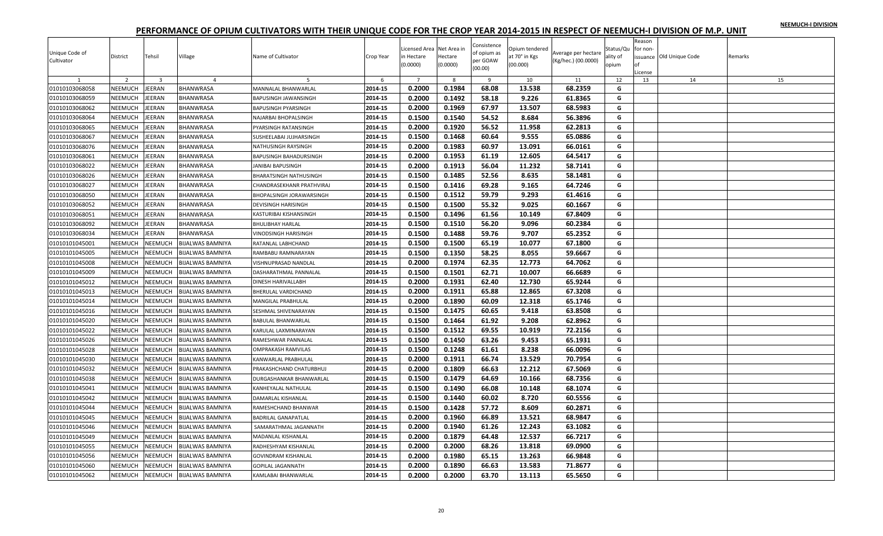NEEMUCH-I DIVISION

# PERFORMANCE OF OPIUM CULTIVATORS WITH THEIR UNIQUE CODE FOR THE CROP YEAR 2014-2015 IN RESPECT OF NEEMUCH-I DIVISION OF M.P. UNIT

| Unique Code of Cultivator | District | Tehsil | Village | Name of Cultivator | Crop Year | Licensed Area in Hectare (0.0000) | Net Area in Hectare (0.0000) | Consistence of opium as per GOAW (00.00) | Opium tendered at 70° in Kgs (00.000) | Average per hectare (Kg/hec.) (00.0000) | Status/Quality of opium | Reason for non-issuance of License | Old Unique Code | Remarks |
|---|---|---|---|---|---|---|---|---|---|---|---|---|---|---|
| 1 | 2 | 3 | 4 | 5 | 6 | 7 | 8 | 9 | 10 | 11 | 12 | 13 | 14 | 15 |
| 01010103068058 | NEEMUCH | JEERAN | BHANWRASA | MANNALAL BHANWARLAL | 2014-15 | 0.2000 | 0.1984 | 68.08 | 13.538 | 68.2359 | G | | | |
| 01010103068059 | NEEMUCH | JEERAN | BHANWRASA | BAPUSINGH JAWANSINGH | 2014-15 | 0.2000 | 0.1492 | 58.18 | 9.226 | 61.8365 | G | | | |
| 01010103068062 | NEEMUCH | JEERAN | BHANWRASA | BAPUSINGH PYARSINGH | 2014-15 | 0.2000 | 0.1969 | 67.97 | 13.507 | 68.5983 | G | | | |
| 01010103068064 | NEEMUCH | JEERAN | BHANWRASA | NAJARBAI BHOPALSINGH | 2014-15 | 0.1500 | 0.1540 | 54.52 | 8.684 | 56.3896 | G | | | |
| 01010103068065 | NEEMUCH | JEERAN | BHANWRASA | PYARSINGH RATANSINGH | 2014-15 | 0.2000 | 0.1920 | 56.52 | 11.958 | 62.2813 | G | | | |
| 01010103068067 | NEEMUCH | JEERAN | BHANWRASA | SUSHEELABAI JUJHARSINGH | 2014-15 | 0.1500 | 0.1468 | 60.64 | 9.555 | 65.0886 | G | | | |
| 01010103068076 | NEEMUCH | JEERAN | BHANWRASA | NATHUSINGH RAYSINGH | 2014-15 | 0.2000 | 0.1983 | 60.97 | 13.091 | 66.0161 | G | | | |
| 01010103068061 | NEEMUCH | JEERAN | BHANWRASA | BAPUSINGH BAHADURSINGH | 2014-15 | 0.2000 | 0.1953 | 61.19 | 12.605 | 64.5417 | G | | | |
| 01010103068022 | NEEMUCH | JEERAN | BHANWRASA | JANIBAI BAPUSINGH | 2014-15 | 0.2000 | 0.1913 | 56.04 | 11.232 | 58.7141 | G | | | |
| 01010103068026 | NEEMUCH | JEERAN | BHANWRASA | BHARATSINGH NATHUSINGH | 2014-15 | 0.1500 | 0.1485 | 52.56 | 8.635 | 58.1481 | G | | | |
| 01010103068027 | NEEMUCH | JEERAN | BHANWRASA | CHANDRASEKHANR PRATHVIRAJ | 2014-15 | 0.1500 | 0.1416 | 69.28 | 9.165 | 64.7246 | G | | | |
| 01010103068050 | NEEMUCH | JEERAN | BHANWRASA | BHOPALSINGH JORAWARSINGH | 2014-15 | 0.1500 | 0.1512 | 59.79 | 9.293 | 61.4616 | G | | | |
| 01010103068052 | NEEMUCH | JEERAN | BHANWRASA | DEVISINGH HARISINGH | 2014-15 | 0.1500 | 0.1500 | 55.32 | 9.025 | 60.1667 | G | | | |
| 01010103068051 | NEEMUCH | JEERAN | BHANWRASA | KASTURIBAI KISHANSINGH | 2014-15 | 0.1500 | 0.1496 | 61.56 | 10.149 | 67.8409 | G | | | |
| 01010103068092 | NEEMUCH | JEERAN | BHANWRASA | BHULIBHAY HARLAL | 2014-15 | 0.1500 | 0.1510 | 56.20 | 9.096 | 60.2384 | G | | | |
| 01010103068034 | NEEMUCH | JEERAN | BHANWRASA | VINODSINGH HARISINGH | 2014-15 | 0.1500 | 0.1488 | 59.76 | 9.707 | 65.2352 | G | | | |
| 01010101045001 | NEEMUCH | NEEMUCH | BIJALWAS BAMNIYA | RATANLAL LABHCHAND | 2014-15 | 0.1500 | 0.1500 | 65.19 | 10.077 | 67.1800 | G | | | |
| 01010101045005 | NEEMUCH | NEEMUCH | BIJALWAS BAMNIYA | RAMBABU RAMNARAYAN | 2014-15 | 0.1500 | 0.1350 | 58.25 | 8.055 | 59.6667 | G | | | |
| 01010101045008 | NEEMUCH | NEEMUCH | BIJALWAS BAMNIYA | VISHNUPRASAD NANDLAL | 2014-15 | 0.2000 | 0.1974 | 62.35 | 12.773 | 64.7062 | G | | | |
| 01010101045009 | NEEMUCH | NEEMUCH | BIJALWAS BAMNIYA | DASHARATHMAL PANNALAL | 2014-15 | 0.1500 | 0.1501 | 62.71 | 10.007 | 66.6689 | G | | | |
| 01010101045012 | NEEMUCH | NEEMUCH | BIJALWAS BAMNIYA | DINESH HARIVALLABH | 2014-15 | 0.2000 | 0.1931 | 62.40 | 12.730 | 65.9244 | G | | | |
| 01010101045013 | NEEMUCH | NEEMUCH | BIJALWAS BAMNIYA | BHERULAL VARDICHAND | 2014-15 | 0.2000 | 0.1911 | 65.88 | 12.865 | 67.3208 | G | | | |
| 01010101045014 | NEEMUCH | NEEMUCH | BIJALWAS BAMNIYA | MANGILAL PRABHULAL | 2014-15 | 0.2000 | 0.1890 | 60.09 | 12.318 | 65.1746 | G | | | |
| 01010101045016 | NEEMUCH | NEEMUCH | BIJALWAS BAMNIYA | SESHMAL SHIVENARAYAN | 2014-15 | 0.1500 | 0.1475 | 60.65 | 9.418 | 63.8508 | G | | | |
| 01010101045020 | NEEMUCH | NEEMUCH | BIJALWAS BAMNIYA | BABULAL BHANWARLAL | 2014-15 | 0.1500 | 0.1464 | 61.92 | 9.208 | 62.8962 | G | | | |
| 01010101045022 | NEEMUCH | NEEMUCH | BIJALWAS BAMNIYA | KARULAL LAXMINARAYAN | 2014-15 | 0.1500 | 0.1512 | 69.55 | 10.919 | 72.2156 | G | | | |
| 01010101045026 | NEEMUCH | NEEMUCH | BIJALWAS BAMNIYA | RAMESHWAR PANNALAL | 2014-15 | 0.1500 | 0.1450 | 63.26 | 9.453 | 65.1931 | G | | | |
| 01010101045028 | NEEMUCH | NEEMUCH | BIJALWAS BAMNIYA | OMPRAKASH RAMVILAS | 2014-15 | 0.1500 | 0.1248 | 61.61 | 8.238 | 66.0096 | G | | | |
| 01010101045030 | NEEMUCH | NEEMUCH | BIJALWAS BAMNIYA | KANWARLAL PRABHULAL | 2014-15 | 0.2000 | 0.1911 | 66.74 | 13.529 | 70.7954 | G | | | |
| 01010101045032 | NEEMUCH | NEEMUCH | BIJALWAS BAMNIYA | PRAKASHCHAND CHATURBHUJ | 2014-15 | 0.2000 | 0.1809 | 66.63 | 12.212 | 67.5069 | G | | | |
| 01010101045038 | NEEMUCH | NEEMUCH | BIJALWAS BAMNIYA | DURGASHANKAR BHANWARLAL | 2014-15 | 0.1500 | 0.1479 | 64.69 | 10.166 | 68.7356 | G | | | |
| 01010101045041 | NEEMUCH | NEEMUCH | BIJALWAS BAMNIYA | KANHEYALAL NATHULAL | 2014-15 | 0.1500 | 0.1490 | 66.08 | 10.148 | 68.1074 | G | | | |
| 01010101045042 | NEEMUCH | NEEMUCH | BIJALWAS BAMNIYA | DAMARLAL KISHANLAL | 2014-15 | 0.1500 | 0.1440 | 60.02 | 8.720 | 60.5556 | G | | | |
| 01010101045044 | NEEMUCH | NEEMUCH | BIJALWAS BAMNIYA | RAMESHCHAND BHANWAR | 2014-15 | 0.1500 | 0.1428 | 57.72 | 8.609 | 60.2871 | G | | | |
| 01010101045045 | NEEMUCH | NEEMUCH | BIJALWAS BAMNIYA | BADRILAL GANAPATLAL | 2014-15 | 0.2000 | 0.1960 | 66.89 | 13.521 | 68.9847 | G | | | |
| 01010101045046 | NEEMUCH | NEEMUCH | BIJALWAS BAMNIYA | SAMARATHMAL JAGANNATH | 2014-15 | 0.2000 | 0.1940 | 61.26 | 12.243 | 63.1082 | G | | | |
| 01010101045049 | NEEMUCH | NEEMUCH | BIJALWAS BAMNIYA | MADANLAL KISHANLAL | 2014-15 | 0.2000 | 0.1879 | 64.48 | 12.537 | 66.7217 | G | | | |
| 01010101045055 | NEEMUCH | NEEMUCH | BIJALWAS BAMNIYA | RADHESHYAM KISHANLAL | 2014-15 | 0.2000 | 0.2000 | 68.26 | 13.818 | 69.0900 | G | | | |
| 01010101045056 | NEEMUCH | NEEMUCH | BIJALWAS BAMNIYA | GOVINDRAM KISHANLAL | 2014-15 | 0.2000 | 0.1980 | 65.15 | 13.263 | 66.9848 | G | | | |
| 01010101045060 | NEEMUCH | NEEMUCH | BIJALWAS BAMNIYA | GOPILAL JAGANNATH | 2014-15 | 0.2000 | 0.1890 | 66.63 | 13.583 | 71.8677 | G | | | |
| 01010101045062 | NEEMUCH | NEEMUCH | BIJALWAS BAMNIYA | KAMLABAI BHANWARLAL | 2014-15 | 0.2000 | 0.2000 | 63.70 | 13.113 | 65.5650 | G | | | |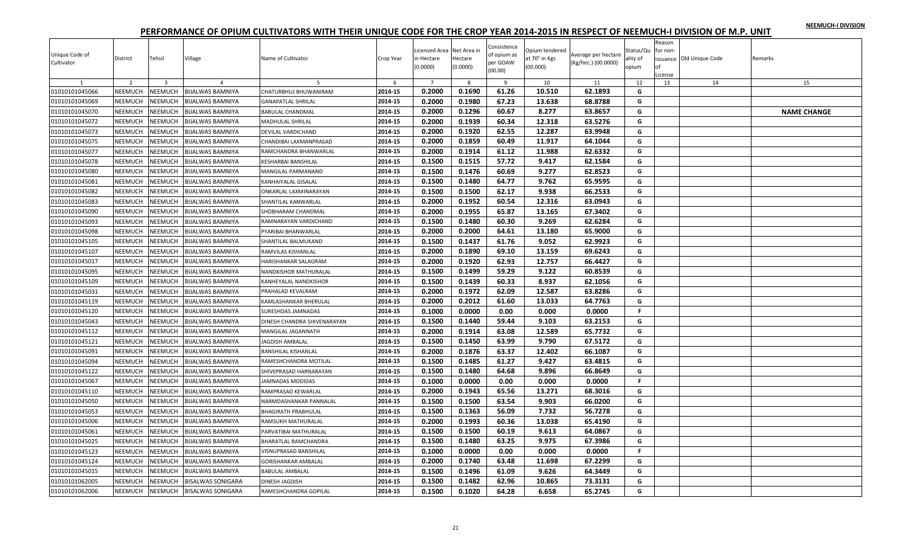NEEMUCH-I DIVISION

# PERFORMANCE OF OPIUM CULTIVATORS WITH THEIR UNIQUE CODE FOR THE CROP YEAR 2014-2015 IN RESPECT OF NEEMUCH-I DIVISION OF M.P. UNIT

| Unique Code of Cultivator | District | Tehsil | Village | Name of Cultivator | Crop Year | Licensed Area in Hectare (0.0000) | Net Area in Hectare (0.0000) | Consistence of opium as per GOAW (00.00) | Opium tendered at 70° in Kgs (00.000) | Average per hectare (Kg/hec.) (00.0000) | Status/Quality of opium | Reason for non-issuance of License | Old Unique Code | Remarks |
|---|---|---|---|---|---|---|---|---|---|---|---|---|---|---|
| 1 | 2 | 3 | 4 | 5 | 6 | 7 | 8 | 9 | 10 | 11 | 12 | 13 | 14 | 15 |
| 01010101045066 | NEEMUCH | NEEMUCH | BIJALWAS BAMNIYA | CHATURBHUJ BHUWANIRAM | 2014-15 | 0.2000 | 0.1690 | 61.26 | 10.510 | 62.1893 | G | | | |
| 01010101045069 | NEEMUCH | NEEMUCH | BIJALWAS BAMNIYA | GANAPATLAL SHRILAL | 2014-15 | 0.2000 | 0.1980 | 67.23 | 13.638 | 68.8788 | G | | | |
| 01010101045070 | NEEMUCH | NEEMUCH | BIJALWAS BAMNIYA | BABULAL CHANDMAL | 2014-15 | 0.2000 | 0.1296 | 60.67 | 8.277 | 63.8657 | G | | | NAME CHANGE |
| 01010101045072 | NEEMUCH | NEEMUCH | BIJALWAS BAMNIYA | MADHULAL SHRILAL | 2014-15 | 0.2000 | 0.1939 | 60.34 | 12.318 | 63.5276 | G | | | |
| 01010101045073 | NEEMUCH | NEEMUCH | BIJALWAS BAMNIYA | DEVILAL VARDICHAND | 2014-15 | 0.2000 | 0.1920 | 62.55 | 12.287 | 63.9948 | G | | | |
| 01010101045075 | NEEMUCH | NEEMUCH | BIJALWAS BAMNIYA | CHANDIBAI LAXMANPRASAD | 2014-15 | 0.2000 | 0.1859 | 60.49 | 11.917 | 64.1044 | G | | | |
| 01010101045077 | NEEMUCH | NEEMUCH | BIJALWAS BAMNIYA | RAMCHANDRA BHANWARLAL | 2014-15 | 0.2000 | 0.1914 | 61.12 | 11.988 | 62.6332 | G | | | |
| 01010101045078 | NEEMUCH | NEEMUCH | BIJALWAS BAMNIYA | KESHARBAI BANSHILAL | 2014-15 | 0.1500 | 0.1515 | 57.72 | 9.417 | 62.1584 | G | | | |
| 01010101045080 | NEEMUCH | NEEMUCH | BIJALWAS BAMNIYA | MANGILAL PARMANAND | 2014-15 | 0.1500 | 0.1476 | 60.69 | 9.277 | 62.8523 | G | | | |
| 01010101045081 | NEEMUCH | NEEMUCH | BIJALWAS BAMNIYA | KANHAIYALAL GISALAL | 2014-15 | 0.1500 | 0.1480 | 64.77 | 9.762 | 65.9595 | G | | | |
| 01010101045082 | NEEMUCH | NEEMUCH | BIJALWAS BAMNIYA | ONKARLAL LAXMINARAYAN | 2014-15 | 0.1500 | 0.1500 | 62.17 | 9.938 | 66.2533 | G | | | |
| 01010101045083 | NEEMUCH | NEEMUCH | BIJALWAS BAMNIYA | SHANTILAL KANWARLAL | 2014-15 | 0.2000 | 0.1952 | 60.54 | 12.316 | 63.0943 | G | | | |
| 01010101045090 | NEEMUCH | NEEMUCH | BIJALWAS BAMNIYA | SHOBHARAM CHANDMAL | 2014-15 | 0.2000 | 0.1955 | 65.87 | 13.165 | 67.3402 | G | | | |
| 01010101045093 | NEEMUCH | NEEMUCH | BIJALWAS BAMNIYA | RAMNARAYAN VARDICHAND | 2014-15 | 0.1500 | 0.1480 | 60.30 | 9.269 | 62.6284 | G | | | |
| 01010101045098 | NEEMUCH | NEEMUCH | BIJALWAS BAMNIYA | PYARIBAI BHANWARLAL | 2014-15 | 0.2000 | 0.2000 | 64.61 | 13.180 | 65.9000 | G | | | |
| 01010101045105 | NEEMUCH | NEEMUCH | BIJALWAS BAMNIYA | SHANTILAL BALMUKAND | 2014-15 | 0.1500 | 0.1437 | 61.76 | 9.052 | 62.9923 | G | | | |
| 01010101045107 | NEEMUCH | NEEMUCH | BIJALWAS BAMNIYA | RAMVILAS KISHANLAL | 2014-15 | 0.2000 | 0.1890 | 69.10 | 13.159 | 69.6243 | G | | | |
| 01010101045017 | NEEMUCH | NEEMUCH | BIJALWAS BAMNIYA | HARISHANKAR SALAGRAM | 2014-15 | 0.2000 | 0.1920 | 62.93 | 12.757 | 66.4427 | G | | | |
| 01010101045095 | NEEMUCH | NEEMUCH | BIJALWAS BAMNIYA | NANDKISHOR MATHURALAL | 2014-15 | 0.1500 | 0.1499 | 59.29 | 9.122 | 60.8539 | G | | | |
| 01010101045109 | NEEMUCH | NEEMUCH | BIJALWAS BAMNIYA | KANHEYALAL NANDKISHOR | 2014-15 | 0.1500 | 0.1439 | 60.33 | 8.937 | 62.1056 | G | | | |
| 01010101045031 | NEEMUCH | NEEMUCH | BIJALWAS BAMNIYA | PRAHALAD KEVALRAM | 2014-15 | 0.2000 | 0.1972 | 62.09 | 12.587 | 63.8286 | G | | | |
| 01010101045119 | NEEMUCH | NEEMUCH | BIJALWAS BAMNIYA | KAMLASHANKAR BHERULAL | 2014-15 | 0.2000 | 0.2012 | 61.60 | 13.033 | 64.7763 | G | | | |
| 01010101045120 | NEEMUCH | NEEMUCH | BIJALWAS BAMNIYA | SURESHDAS JAMNADAS | 2014-15 | 0.1000 | 0.0000 | 0.00 | 0.000 | 0.0000 | F | | | |
| 01010101045043 | NEEMUCH | NEEMUCH | BIJALWAS BAMNIYA | DINESH CHANDRA SHIVENARAYAN | 2014-15 | 0.1500 | 0.1440 | 59.44 | 9.103 | 63.2153 | G | | | |
| 01010101045112 | NEEMUCH | NEEMUCH | BIJALWAS BAMNIYA | MANGILAL JAGANNATH | 2014-15 | 0.2000 | 0.1914 | 63.08 | 12.589 | 65.7732 | G | | | |
| 01010101045121 | NEEMUCH | NEEMUCH | BIJALWAS BAMNIYA | JAGDISH AMBALAL | 2014-15 | 0.1500 | 0.1450 | 63.99 | 9.790 | 67.5172 | G | | | |
| 01010101045091 | NEEMUCH | NEEMUCH | BIJALWAS BAMNIYA | BANSHILAL KISHANLAL | 2014-15 | 0.2000 | 0.1876 | 63.37 | 12.402 | 66.1087 | G | | | |
| 01010101045094 | NEEMUCH | NEEMUCH | BIJALWAS BAMNIYA | RAMESHCHANDRA MOTILAL | 2014-15 | 0.1500 | 0.1485 | 61.27 | 9.427 | 63.4815 | G | | | |
| 01010101045122 | NEEMUCH | NEEMUCH | BIJALWAS BAMNIYA | SHIVEPRASAD HARNARAYAN | 2014-15 | 0.1500 | 0.1480 | 64.68 | 9.896 | 66.8649 | G | | | |
| 01010101045067 | NEEMUCH | NEEMUCH | BIJALWAS BAMNIYA | JAMNADAS MODIDAS | 2014-15 | 0.1000 | 0.0000 | 0.00 | 0.000 | 0.0000 | F | | | |
| 01010101045110 | NEEMUCH | NEEMUCH | BIJALWAS BAMNIYA | RAMPRASAD KEWARLAL | 2014-15 | 0.2000 | 0.1943 | 65.56 | 13.271 | 68.3016 | G | | | |
| 01010101045050 | NEEMUCH | NEEMUCH | BIJALWAS BAMNIYA | NARMDASHANKAR PANNALAL | 2014-15 | 0.1500 | 0.1500 | 63.54 | 9.903 | 66.0200 | G | | | |
| 01010101045053 | NEEMUCH | NEEMUCH | BIJALWAS BAMNIYA | BHAGIRATH PRABHULAL | 2014-15 | 0.1500 | 0.1363 | 56.09 | 7.732 | 56.7278 | G | | | |
| 01010101045006 | NEEMUCH | NEEMUCH | BIJALWAS BAMNIYA | RAMSUKH MATHURALAL | 2014-15 | 0.2000 | 0.1993 | 60.36 | 13.038 | 65.4190 | G | | | |
| 01010101045061 | NEEMUCH | NEEMUCH | BIJALWAS BAMNIYA | PARVATIBAI MATHURALAL | 2014-15 | 0.1500 | 0.1500 | 60.19 | 9.613 | 64.0867 | G | | | |
| 01010101045025 | NEEMUCH | NEEMUCH | BIJALWAS BAMNIYA | BHARATLAL RAMCHANDRA | 2014-15 | 0.1500 | 0.1480 | 63.25 | 9.975 | 67.3986 | G | | | |
| 01010101045123 | NEEMUCH | NEEMUCH | BIJALWAS BAMNIYA | VISNUPRASAD BANSHILAL | 2014-15 | 0.1000 | 0.0000 | 0.00 | 0.000 | 0.0000 | F | | | |
| 01010101045124 | NEEMUCH | NEEMUCH | BIJALWAS BAMNIYA | GORISHANKAR AMBALAL | 2014-15 | 0.2000 | 0.1740 | 63.48 | 11.698 | 67.2299 | G | | | |
| 01010101045015 | NEEMUCH | NEEMUCH | BIJALWAS BAMNIYA | BABULAL AMBALAL | 2014-15 | 0.1500 | 0.1496 | 61.09 | 9.626 | 64.3449 | G | | | |
| 01010101062005 | NEEMUCH | NEEMUCH | BISALWAS SONIGARA | DINESH JAGDISH | 2014-15 | 0.1500 | 0.1482 | 62.96 | 10.865 | 73.3131 | G | | | |
| 01010101062006 | NEEMUCH | NEEMUCH | BISALWAS SONIGARA | RAMESHCHANDRA GOPILAL | 2014-15 | 0.1500 | 0.1020 | 64.28 | 6.658 | 65.2745 | G | | | |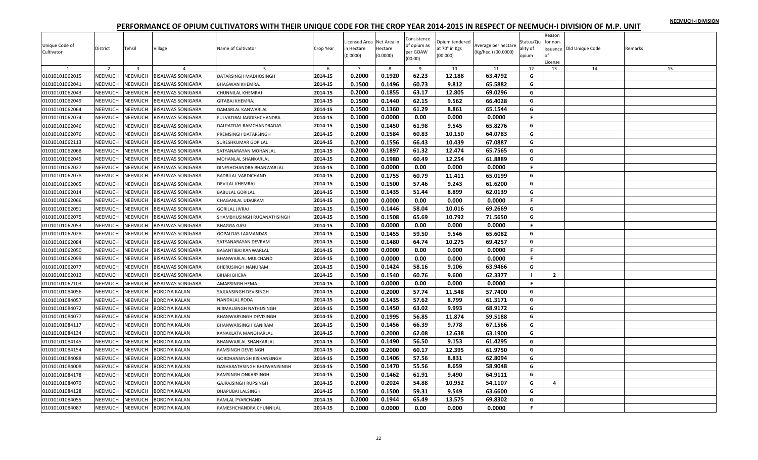NEEMUCH-I DIVISION

# PERFORMANCE OF OPIUM CULTIVATORS WITH THEIR UNIQUE CODE FOR THE CROP YEAR 2014-2015 IN RESPECT OF NEEMUCH-I DIVISION OF M.P. UNIT

| Unique Code of Cultivator | District | Tehsil | Village | Name of Cultivator | Crop Year | Licensed Area in Hectare (0.0000) | Net Area in Hectare (0.0000) | Consistence of opium as per GOAW (00.00) | Opium tendered at 70° in Kgs (00.000) | Average per hectare (Kg/hec.) (00.0000) | Status/Quality of opium | Reason for non-issuance of License | Old Unique Code | Remarks |
|---|---|---|---|---|---|---|---|---|---|---|---|---|---|---|
| 1 | 2 | 3 | 4 | 5 | 6 | 7 | 8 | 9 | 10 | 11 | 12 | 13 | 14 | 15 |
| 01010101062015 | NEEMUCH | NEEMUCH | BISALWAS SONIGARA | DATARSINGH MADHOSINGH | 2014-15 | 0.2000 | 0.1920 | 62.23 | 12.188 | 63.4792 | G | | | |
| 01010101062041 | NEEMUCH | NEEMUCH | BISALWAS SONIGARA | BHAGWAN KHEMRAJ | 2014-15 | 0.1500 | 0.1496 | 60.73 | 9.812 | 65.5882 | G | | | |
| 01010101062043 | NEEMUCH | NEEMUCH | BISALWAS SONIGARA | CHUNNILAL KHEMRAJ | 2014-15 | 0.2000 | 0.1855 | 63.17 | 12.805 | 69.0296 | G | | | |
| 01010101062049 | NEEMUCH | NEEMUCH | BISALWAS SONIGARA | GITABAI KHEMRAJ | 2014-15 | 0.1500 | 0.1440 | 62.15 | 9.562 | 66.4028 | G | | | |
| 01010101062064 | NEEMUCH | NEEMUCH | BISALWAS SONIGARA | DAMARLAL KANWARLAL | 2014-15 | 0.1500 | 0.1360 | 61.29 | 8.861 | 65.1544 | G | | | |
| 01010101062074 | NEEMUCH | NEEMUCH | BISALWAS SONIGARA | FULVATIBAI JAGDISHCHANDRA | 2014-15 | 0.1000 | 0.0000 | 0.00 | 0.000 | 0.0000 | F | | | |
| 01010101062046 | NEEMUCH | NEEMUCH | BISALWAS SONIGARA | DALPATDAS RAMCHANDRADAS | 2014-15 | 0.1500 | 0.1450 | 61.98 | 9.545 | 65.8276 | G | | | |
| 01010101062076 | NEEMUCH | NEEMUCH | BISALWAS SONIGARA | PREMSINGH DATARSINGH | 2014-15 | 0.2000 | 0.1584 | 60.83 | 10.150 | 64.0783 | G | | | |
| 01010101062113 | NEEMUCH | NEEMUCH | BISALWAS SONIGARA | SURESHKUMAR GOPILAL | 2014-15 | 0.2000 | 0.1556 | 66.43 | 10.439 | 67.0887 | G | | | |
| 01010101062068 | NEEMUCH | NEEMUCH | BISALWAS SONIGARA | SATYANARAYAN MOHANLAL | 2014-15 | 0.2000 | 0.1897 | 61.32 | 12.474 | 65.7565 | G | | | |
| 01010101062045 | NEEMUCH | NEEMUCH | BISALWAS SONIGARA | MOHANLAL SHANKARLAL | 2014-15 | 0.2000 | 0.1980 | 60.49 | 12.254 | 61.8889 | G | | | |
| 01010101062027 | NEEMUCH | NEEMUCH | BISALWAS SONIGARA | DINESHCHANDRA BHANWARLAL | 2014-15 | 0.1000 | 0.0000 | 0.00 | 0.000 | 0.0000 | F | | | |
| 01010101062078 | NEEMUCH | NEEMUCH | BISALWAS SONIGARA | BADRILAL VARDICHAND | 2014-15 | 0.2000 | 0.1755 | 60.79 | 11.411 | 65.0199 | G | | | |
| 01010101062065 | NEEMUCH | NEEMUCH | BISALWAS SONIGARA | DEVILAL KHEMRAJ | 2014-15 | 0.1500 | 0.1500 | 57.46 | 9.243 | 61.6200 | G | | | |
| 01010101062014 | NEEMUCH | NEEMUCH | BISALWAS SONIGARA | BABULAL GORILAL | 2014-15 | 0.1500 | 0.1435 | 51.44 | 8.899 | 62.0139 | G | | | |
| 01010101062066 | NEEMUCH | NEEMUCH | BISALWAS SONIGARA | CHAGANLAL UDAIRAM | 2014-15 | 0.1000 | 0.0000 | 0.00 | 0.000 | 0.0000 | F | | | |
| 01010101062091 | NEEMUCH | NEEMUCH | BISALWAS SONIGARA | GORILAL JIVRAJ | 2014-15 | 0.1500 | 0.1446 | 58.04 | 10.016 | 69.2669 | G | | | |
| 01010101062075 | NEEMUCH | NEEMUCH | BISALWAS SONIGARA | SHAMBHUSINGH RUGANATHSINGH | 2014-15 | 0.1500 | 0.1508 | 65.69 | 10.792 | 71.5650 | G | | | |
| 01010101062053 | NEEMUCH | NEEMUCH | BISALWAS SONIGARA | BHAGGA GASI | 2014-15 | 0.1000 | 0.0000 | 0.00 | 0.000 | 0.0000 | F | | | |
| 01010101062028 | NEEMUCH | NEEMUCH | BISALWAS SONIGARA | GOPALDAS LAXMANDAS | 2014-15 | 0.1500 | 0.1455 | 59.50 | 9.546 | 65.6082 | G | | | |
| 01010101062084 | NEEMUCH | NEEMUCH | BISALWAS SONIGARA | SATYANARAYAN DEVRAM | 2014-15 | 0.1500 | 0.1480 | 64.74 | 10.275 | 69.4257 | G | | | |
| 01010101062050 | NEEMUCH | NEEMUCH | BISALWAS SONIGARA | BASANTIBAI KANWARLAL | 2014-15 | 0.1000 | 0.0000 | 0.00 | 0.000 | 0.0000 | F | | | |
| 01010101062099 | NEEMUCH | NEEMUCH | BISALWAS SONIGARA | BHANWARLAL MULCHAND | 2014-15 | 0.1000 | 0.0000 | 0.00 | 0.000 | 0.0000 | F | | | |
| 01010101062077 | NEEMUCH | NEEMUCH | BISALWAS SONIGARA | BHERUSINGH NANURAM | 2014-15 | 0.1500 | 0.1424 | 58.16 | 9.106 | 63.9466 | G | | | |
| 01010101062012 | NEEMUCH | NEEMUCH | BISALWAS SONIGARA | BIHARI BHERA | 2014-15 | 0.1500 | 0.1540 | 60.76 | 9.600 | 62.3377 | I | 2 | | |
| 01010101062103 | NEEMUCH | NEEMUCH | BISALWAS SONIGARA | AMARSINGH HEMA | 2014-15 | 0.1000 | 0.0000 | 0.00 | 0.000 | 0.0000 | F | | | |
| 01010101084056 | NEEMUCH | NEEMUCH | BORDIYA KALAN | SAJJANSINGH DEVISINGH | 2014-15 | 0.2000 | 0.2000 | 57.74 | 11.548 | 57.7400 | G | | | |
| 01010101084057 | NEEMUCH | NEEMUCH | BORDIYA KALAN | NANDALAL RODA | 2014-15 | 0.1500 | 0.1435 | 57.62 | 8.799 | 61.3171 | G | | | |
| 01010101084072 | NEEMUCH | NEEMUCH | BORDIYA KALAN | NIRMALSINGH NATHUSINGH | 2014-15 | 0.1500 | 0.1450 | 63.02 | 9.993 | 68.9172 | G | | | |
| 01010101084077 | NEEMUCH | NEEMUCH | BORDIYA KALAN | BHANWARSINGH DEVISINGH | 2014-15 | 0.2000 | 0.1995 | 56.85 | 11.874 | 59.5188 | G | | | |
| 01010101084117 | NEEMUCH | NEEMUCH | BORDIYA KALAN | BHANWARSINGH KANIRAM | 2014-15 | 0.1500 | 0.1456 | 66.39 | 9.778 | 67.1566 | G | | | |
| 01010101084134 | NEEMUCH | NEEMUCH | BORDIYA KALAN | KANAKLATA MANOHARLAL | 2014-15 | 0.2000 | 0.2000 | 62.08 | 12.638 | 63.1900 | G | | | |
| 01010101084145 | NEEMUCH | NEEMUCH | BORDIYA KALAN | BHANWARLAL SHANKARLAL | 2014-15 | 0.1500 | 0.1490 | 56.50 | 9.153 | 61.4295 | G | | | |
| 01010101084154 | NEEMUCH | NEEMUCH | BORDIYA KALAN | RAMSINGH DEVISINGH | 2014-15 | 0.2000 | 0.2000 | 60.17 | 12.395 | 61.9750 | G | | | |
| 01010101084088 | NEEMUCH | NEEMUCH | BORDIYA KALAN | GORDHANSINGH KISHANSINGH | 2014-15 | 0.1500 | 0.1406 | 57.56 | 8.831 | 62.8094 | G | | | |
| 01010101084008 | NEEMUCH | NEEMUCH | BORDIYA KALAN | DASHARATHSINGH BHUWANISINGH | 2014-15 | 0.1500 | 0.1470 | 55.56 | 8.659 | 58.9048 | G | | | |
| 01010101084178 | NEEMUCH | NEEMUCH | BORDIYA KALAN | RAMSINGH ONKARSINGH | 2014-15 | 0.1500 | 0.1462 | 61.91 | 9.490 | 64.9111 | G | | | |
| 01010101084079 | NEEMUCH | NEEMUCH | BORDIYA KALAN | GAJRAJSINGH RUPSINGH | 2014-15 | 0.2000 | 0.2024 | 54.88 | 10.952 | 54.1107 | G | 4 | | |
| 01010101084128 | NEEMUCH | NEEMUCH | BORDIYA KALAN | DHAPUBAI LALSINGH | 2014-15 | 0.1500 | 0.1500 | 59.31 | 9.549 | 63.6600 | G | | | |
| 01010101084055 | NEEMUCH | NEEMUCH | BORDIYA KALAN | RAMLAL PYARCHAND | 2014-15 | 0.2000 | 0.1944 | 65.49 | 13.575 | 69.8302 | G | | | |
| 01010101084087 | NEEMUCH | NEEMUCH | BORDIYA KALAN | RAMESHCHANDRA CHUNNILAL | 2014-15 | 0.1000 | 0.0000 | 0.00 | 0.000 | 0.0000 | F | | | |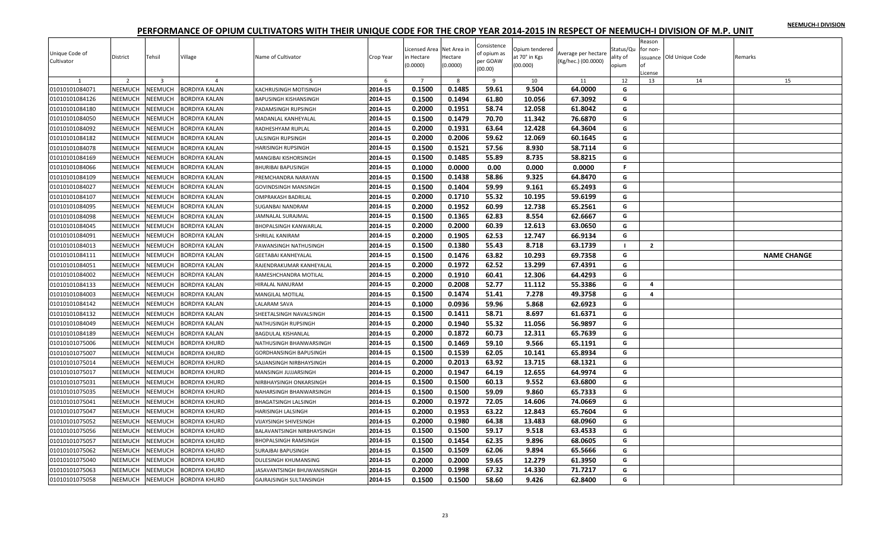NEEMUCH-I DIVISION

# PERFORMANCE OF OPIUM CULTIVATORS WITH THEIR UNIQUE CODE FOR THE CROP YEAR 2014-2015 IN RESPECT OF NEEMUCH-I DIVISION OF M.P. UNIT

| Unique Code of Cultivator | District | Tehsil | Village | Name of Cultivator | Crop Year | Licensed Area in Hectare (0.0000) | Net Area in Hectare (0.0000) | Consistence of opium as per GOAW (00.00) | Opium tendered at 70° in Kgs (00.000) | Average per hectare (Kg/hec.) (00.0000) | Status/Quality of opium | Reason for non-issuance of License | Old Unique Code | Remarks |
|---|---|---|---|---|---|---|---|---|---|---|---|---|---|---|
| 1 | 2 | 3 | 4 | 5 | 6 | 7 | 8 | 9 | 10 | 11 | 12 | 13 | 14 | 15 |
| 01010101084071 | NEEMUCH | NEEMUCH | BORDIYA KALAN | KACHRUSINGH MOTISINGH | 2014-15 | 0.1500 | 0.1485 | 59.61 | 9.504 | 64.0000 | G | | | |
| 01010101084126 | NEEMUCH | NEEMUCH | BORDIYA KALAN | BAPUSINGH KISHANSINGH | 2014-15 | 0.1500 | 0.1494 | 61.80 | 10.056 | 67.3092 | G | | | |
| 01010101084180 | NEEMUCH | NEEMUCH | BORDIYA KALAN | PADAMSINGH RUPSINGH | 2014-15 | 0.2000 | 0.1951 | 58.74 | 12.058 | 61.8042 | G | | | |
| 01010101084050 | NEEMUCH | NEEMUCH | BORDIYA KALAN | MADANLAL KANHEYALAL | 2014-15 | 0.1500 | 0.1479 | 70.70 | 11.342 | 76.6870 | G | | | |
| 01010101084092 | NEEMUCH | NEEMUCH | BORDIYA KALAN | RADHESHYAM RUPLAL | 2014-15 | 0.2000 | 0.1931 | 63.64 | 12.428 | 64.3604 | G | | | |
| 01010101084182 | NEEMUCH | NEEMUCH | BORDIYA KALAN | LALSINGH RUPSINGH | 2014-15 | 0.2000 | 0.2006 | 59.62 | 12.069 | 60.1645 | G | | | |
| 01010101084078 | NEEMUCH | NEEMUCH | BORDIYA KALAN | HARISINGH RUPSINGH | 2014-15 | 0.1500 | 0.1521 | 57.56 | 8.930 | 58.7114 | G | | | |
| 01010101084169 | NEEMUCH | NEEMUCH | BORDIYA KALAN | MANGIBAI KISHORSINGH | 2014-15 | 0.1500 | 0.1485 | 55.89 | 8.735 | 58.8215 | G | | | |
| 01010101084066 | NEEMUCH | NEEMUCH | BORDIYA KALAN | BHURIBAI BAPUSINGH | 2014-15 | 0.1000 | 0.0000 | 0.00 | 0.000 | 0.0000 | F | | | |
| 01010101084109 | NEEMUCH | NEEMUCH | BORDIYA KALAN | PREMCHANDRA NARAYAN | 2014-15 | 0.1500 | 0.1438 | 58.86 | 9.325 | 64.8470 | G | | | |
| 01010101084027 | NEEMUCH | NEEMUCH | BORDIYA KALAN | GOVINDSINGH MANSINGH | 2014-15 | 0.1500 | 0.1404 | 59.99 | 9.161 | 65.2493 | G | | | |
| 01010101084107 | NEEMUCH | NEEMUCH | BORDIYA KALAN | OMPRAKASH BADRILAL | 2014-15 | 0.2000 | 0.1710 | 55.32 | 10.195 | 59.6199 | G | | | |
| 01010101084095 | NEEMUCH | NEEMUCH | BORDIYA KALAN | SUGANBAI NANDRAM | 2014-15 | 0.2000 | 0.1952 | 60.99 | 12.738 | 65.2561 | G | | | |
| 01010101084098 | NEEMUCH | NEEMUCH | BORDIYA KALAN | JAMNALAL SURAJMAL | 2014-15 | 0.1500 | 0.1365 | 62.83 | 8.554 | 62.6667 | G | | | |
| 01010101084045 | NEEMUCH | NEEMUCH | BORDIYA KALAN | BHOPALSINGH KANWARLAL | 2014-15 | 0.2000 | 0.2000 | 60.39 | 12.613 | 63.0650 | G | | | |
| 01010101084091 | NEEMUCH | NEEMUCH | BORDIYA KALAN | SHRILAL KANIRAM | 2014-15 | 0.2000 | 0.1905 | 62.53 | 12.747 | 66.9134 | G | | | |
| 01010101084013 | NEEMUCH | NEEMUCH | BORDIYA KALAN | PAWANSINGH NATHUSINGH | 2014-15 | 0.1500 | 0.1380 | 55.43 | 8.718 | 63.1739 | I | 2 | | |
| 01010101084111 | NEEMUCH | NEEMUCH | BORDIYA KALAN | GEETABAI KANHEYALAL | 2014-15 | 0.1500 | 0.1476 | 63.82 | 10.293 | 69.7358 | G | | | NAME CHANGE |
| 01010101084051 | NEEMUCH | NEEMUCH | BORDIYA KALAN | RAJENDRAKUMAR KANHEYALAL | 2014-15 | 0.2000 | 0.1972 | 62.52 | 13.299 | 67.4391 | G | | | |
| 01010101084002 | NEEMUCH | NEEMUCH | BORDIYA KALAN | RAMESHCHANDRA MOTILAL | 2014-15 | 0.2000 | 0.1910 | 60.41 | 12.306 | 64.4293 | G | | | |
| 01010101084133 | NEEMUCH | NEEMUCH | BORDIYA KALAN | HIRALAL NANURAM | 2014-15 | 0.2000 | 0.2008 | 52.77 | 11.112 | 55.3386 | G | 4 | | |
| 01010101084003 | NEEMUCH | NEEMUCH | BORDIYA KALAN | MANGILAL MOTILAL | 2014-15 | 0.1500 | 0.1474 | 51.41 | 7.278 | 49.3758 | G | 4 | | |
| 01010101084142 | NEEMUCH | NEEMUCH | BORDIYA KALAN | LALARAM SAVA | 2014-15 | 0.1000 | 0.0936 | 59.96 | 5.868 | 62.6923 | G | | | |
| 01010101084132 | NEEMUCH | NEEMUCH | BORDIYA KALAN | SHEETALSINGH NAVALSINGH | 2014-15 | 0.1500 | 0.1411 | 58.71 | 8.697 | 61.6371 | G | | | |
| 01010101084049 | NEEMUCH | NEEMUCH | BORDIYA KALAN | NATHUSINGH RUPSINGH | 2014-15 | 0.2000 | 0.1940 | 55.32 | 11.056 | 56.9897 | G | | | |
| 01010101084189 | NEEMUCH | NEEMUCH | BORDIYA KALAN | BAGDULAL KISHANLAL | 2014-15 | 0.2000 | 0.1872 | 60.73 | 12.311 | 65.7639 | G | | | |
| 01010101075006 | NEEMUCH | NEEMUCH | BORDIYA KHURD | NATHUSINGH BHANWARSINGH | 2014-15 | 0.1500 | 0.1469 | 59.10 | 9.566 | 65.1191 | G | | | |
| 01010101075007 | NEEMUCH | NEEMUCH | BORDIYA KHURD | GORDHANSINGH BAPUSINGH | 2014-15 | 0.1500 | 0.1539 | 62.05 | 10.141 | 65.8934 | G | | | |
| 01010101075014 | NEEMUCH | NEEMUCH | BORDIYA KHURD | SAJJANSINGH NIRBHAYSINGH | 2014-15 | 0.2000 | 0.2013 | 63.92 | 13.715 | 68.1321 | G | | | |
| 01010101075017 | NEEMUCH | NEEMUCH | BORDIYA KHURD | MANSINGH JUJJARSINGH | 2014-15 | 0.2000 | 0.1947 | 64.19 | 12.655 | 64.9974 | G | | | |
| 01010101075031 | NEEMUCH | NEEMUCH | BORDIYA KHURD | NIRBHAYSINGH ONKARSINGH | 2014-15 | 0.1500 | 0.1500 | 60.13 | 9.552 | 63.6800 | G | | | |
| 01010101075035 | NEEMUCH | NEEMUCH | BORDIYA KHURD | NAHARSINGH BHANWARSINGH | 2014-15 | 0.1500 | 0.1500 | 59.09 | 9.860 | 65.7333 | G | | | |
| 01010101075041 | NEEMUCH | NEEMUCH | BORDIYA KHURD | BHAGATSINGH LALSINGH | 2014-15 | 0.2000 | 0.1972 | 72.05 | 14.606 | 74.0669 | G | | | |
| 01010101075047 | NEEMUCH | NEEMUCH | BORDIYA KHURD | HARISINGH LALSINGH | 2014-15 | 0.2000 | 0.1953 | 63.22 | 12.843 | 65.7604 | G | | | |
| 01010101075052 | NEEMUCH | NEEMUCH | BORDIYA KHURD | VIJAYSINGH SHIVESINGH | 2014-15 | 0.2000 | 0.1980 | 64.38 | 13.483 | 68.0960 | G | | | |
| 01010101075056 | NEEMUCH | NEEMUCH | BORDIYA KHURD | BALAVANTSINGH NIRBHAYSINGH | 2014-15 | 0.1500 | 0.1500 | 59.17 | 9.518 | 63.4533 | G | | | |
| 01010101075057 | NEEMUCH | NEEMUCH | BORDIYA KHURD | BHOPALSINGH RAMSINGH | 2014-15 | 0.1500 | 0.1454 | 62.35 | 9.896 | 68.0605 | G | | | |
| 01010101075062 | NEEMUCH | NEEMUCH | BORDIYA KHURD | SURAJBAI BAPUSINGH | 2014-15 | 0.1500 | 0.1509 | 62.06 | 9.894 | 65.5666 | G | | | |
| 01010101075040 | NEEMUCH | NEEMUCH | BORDIYA KHURD | DULESINGH KHUMANSING | 2014-15 | 0.2000 | 0.2000 | 59.65 | 12.279 | 61.3950 | G | | | |
| 01010101075063 | NEEMUCH | NEEMUCH | BORDIYA KHURD | JASAVANTSINGH BHUWANISINGH | 2014-15 | 0.2000 | 0.1998 | 67.32 | 14.330 | 71.7217 | G | | | |
| 01010101075058 | NEEMUCH | NEEMUCH | BORDIYA KHURD | GAJRAJSINGH SULTANSINGH | 2014-15 | 0.1500 | 0.1500 | 58.60 | 9.426 | 62.8400 | G | | | |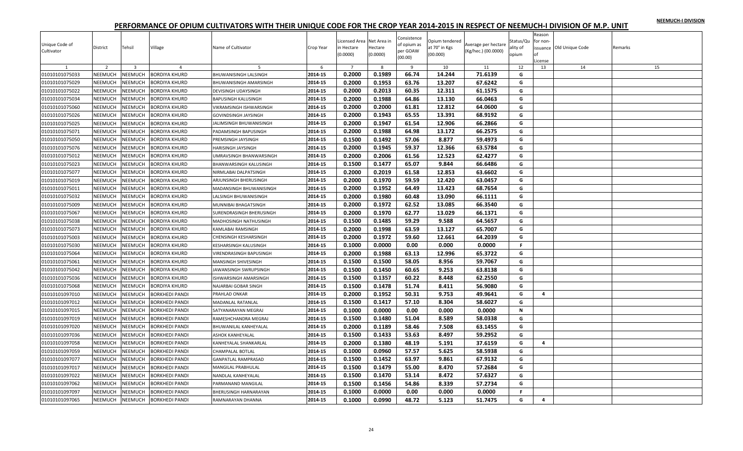NEEMUCH-I DIVISION

# PERFORMANCE OF OPIUM CULTIVATORS WITH THEIR UNIQUE CODE FOR THE CROP YEAR 2014-2015 IN RESPECT OF NEEMUCH-I DIVISION OF M.P. UNIT

| Unique Code of Cultivator | District | Tehsil | Village | Name of Cultivator | Crop Year | Licensed Area in Hectare (0.0000) | Net Area in Hectare (0.0000) | Consistence of opium as per GOAW (00.00) | Opium tendered at 70° in Kgs (00.000) | Average per hectare (Kg/hec.) (00.0000) | Status/Quality of opium | Reason for non-issuance of License | Old Unique Code | Remarks |
|---|---|---|---|---|---|---|---|---|---|---|---|---|---|---|
| 1 | 2 | 3 | 4 | 5 | 6 | 7 | 8 | 9 | 10 | 11 | 12 | 13 | 14 | 15 |
| 01010101075033 | NEEMUCH | NEEMUCH | BORDIYA KHURD | BHUWANISINGH LALSINGH | 2014-15 | 0.2000 | 0.1989 | 66.74 | 14.244 | 71.6139 | G | | | |
| 01010101075029 | NEEMUCH | NEEMUCH | BORDIYA KHURD | BHUWANISINGH AMARSINGH | 2014-15 | 0.2000 | 0.1953 | 63.76 | 13.207 | 67.6242 | G | | | |
| 01010101075022 | NEEMUCH | NEEMUCH | BORDIYA KHURD | DEVISINGH UDAYSINGH | 2014-15 | 0.2000 | 0.2013 | 60.35 | 12.311 | 61.1575 | G | | | |
| 01010101075034 | NEEMUCH | NEEMUCH | BORDIYA KHURD | BAPUSINGH KALUSINGH | 2014-15 | 0.2000 | 0.1988 | 64.86 | 13.130 | 66.0463 | G | | | |
| 01010101075060 | NEEMUCH | NEEMUCH | BORDIYA KHURD | VIKRAMSINGH ISHWARSINGH | 2014-15 | 0.2000 | 0.2000 | 61.81 | 12.812 | 64.0600 | G | | | |
| 01010101075026 | NEEMUCH | NEEMUCH | BORDIYA KHURD | GOVINDSINGH JAYSINGH | 2014-15 | 0.2000 | 0.1943 | 65.55 | 13.391 | 68.9192 | G | | | |
| 01010101075025 | NEEMUCH | NEEMUCH | BORDIYA KHURD | JALIMSINGH BHUWANISINGH | 2014-15 | 0.2000 | 0.1947 | 61.54 | 12.906 | 66.2866 | G | | | |
| 01010101075071 | NEEMUCH | NEEMUCH | BORDIYA KHURD | PADAMSINGH BAPUSINGH | 2014-15 | 0.2000 | 0.1988 | 64.98 | 13.172 | 66.2575 | G | | | |
| 01010101075050 | NEEMUCH | NEEMUCH | BORDIYA KHURD | PREMSINGH JAYSINGH | 2014-15 | 0.1500 | 0.1492 | 57.06 | 8.877 | 59.4973 | G | | | |
| 01010101075076 | NEEMUCH | NEEMUCH | BORDIYA KHURD | HARISINGH JAYSINGH | 2014-15 | 0.2000 | 0.1945 | 59.37 | 12.366 | 63.5784 | G | | | |
| 01010101075012 | NEEMUCH | NEEMUCH | BORDIYA KHURD | UMRAVSINGH BHANWARSINGH | 2014-15 | 0.2000 | 0.2006 | 61.56 | 12.523 | 62.4277 | G | | | |
| 01010101075023 | NEEMUCH | NEEMUCH | BORDIYA KHURD | BHANWARSINGH KALUSINGH | 2014-15 | 0.1500 | 0.1477 | 65.07 | 9.844 | 66.6486 | G | | | |
| 01010101075077 | NEEMUCH | NEEMUCH | BORDIYA KHURD | NIRMLABAI DALPATSINGH | 2014-15 | 0.2000 | 0.2019 | 61.58 | 12.853 | 63.6602 | G | | | |
| 01010101075019 | NEEMUCH | NEEMUCH | BORDIYA KHURD | ARJUNSINGH BHERUSINGH | 2014-15 | 0.2000 | 0.1970 | 59.59 | 12.420 | 63.0457 | G | | | |
| 01010101075011 | NEEMUCH | NEEMUCH | BORDIYA KHURD | MADANSINGH BHUWANISINGH | 2014-15 | 0.2000 | 0.1952 | 64.49 | 13.423 | 68.7654 | G | | | |
| 01010101075032 | NEEMUCH | NEEMUCH | BORDIYA KHURD | LALSINGH BHUWANISINGH | 2014-15 | 0.2000 | 0.1980 | 60.48 | 13.090 | 66.1111 | G | | | |
| 01010101075009 | NEEMUCH | NEEMUCH | BORDIYA KHURD | MUNNIBAI BHAGATSINGH | 2014-15 | 0.2000 | 0.1972 | 62.52 | 13.085 | 66.3540 | G | | | |
| 01010101075067 | NEEMUCH | NEEMUCH | BORDIYA KHURD | SURENDRASINGH BHERUSINGH | 2014-15 | 0.2000 | 0.1970 | 62.77 | 13.029 | 66.1371 | G | | | |
| 01010101075038 | NEEMUCH | NEEMUCH | BORDIYA KHURD | MADHOSINGH NATHUSINGH | 2014-15 | 0.1500 | 0.1485 | 59.29 | 9.588 | 64.5657 | G | | | |
| 01010101075073 | NEEMUCH | NEEMUCH | BORDIYA KHURD | KAMLABAI RAMSINGH | 2014-15 | 0.2000 | 0.1998 | 63.59 | 13.127 | 65.7007 | G | | | |
| 01010101075003 | NEEMUCH | NEEMUCH | BORDIYA KHURD | CHENSINGH KESHARSINGH | 2014-15 | 0.2000 | 0.1972 | 59.60 | 12.661 | 64.2039 | G | | | |
| 01010101075030 | NEEMUCH | NEEMUCH | BORDIYA KHURD | KESHARSINGH KALUSINGH | 2014-15 | 0.1000 | 0.0000 | 0.00 | 0.000 | 0.0000 | F | | | |
| 01010101075064 | NEEMUCH | NEEMUCH | BORDIYA KHURD | VIRENDRASINGH BAPUSINGH | 2014-15 | 0.2000 | 0.1988 | 63.13 | 12.996 | 65.3722 | G | | | |
| 01010101075061 | NEEMUCH | NEEMUCH | BORDIYA KHURD | MANSINGH SHIVESINGH | 2014-15 | 0.1500 | 0.1500 | 58.05 | 8.956 | 59.7067 | G | | | |
| 01010101075042 | NEEMUCH | NEEMUCH | BORDIYA KHURD | JAWANSINGH SWRUPSINGH | 2014-15 | 0.1500 | 0.1450 | 60.65 | 9.253 | 63.8138 | G | | | |
| 01010101075036 | NEEMUCH | NEEMUCH | BORDIYA KHURD | ISHWARSINGH AMARSINGH | 2014-15 | 0.1500 | 0.1357 | 60.22 | 8.448 | 62.2550 | G | | | |
| 01010101075068 | NEEMUCH | NEEMUCH | BORDIYA KHURD | NAJARBAI GOBAR SINGH | 2014-15 | 0.1500 | 0.1478 | 51.74 | 8.411 | 56.9080 | G | | | |
| 01010101097010 | NEEMUCH | NEEMUCH | BORKHEDI PANDI | PRAHLAD ONKAR | 2014-15 | 0.2000 | 0.1952 | 50.31 | 9.753 | 49.9641 | G | 4 | | |
| 01010101097012 | NEEMUCH | NEEMUCH | BORKHEDI PANDI | MADANLAL RATANLAL | 2014-15 | 0.1500 | 0.1417 | 57.10 | 8.304 | 58.6027 | G | | | |
| 01010101097015 | NEEMUCH | NEEMUCH | BORKHEDI PANDI | SATYANARAYAN MEGRAJ | 2014-15 | 0.1000 | 0.0000 | 0.00 | 0.000 | 0.0000 | N | | | |
| 01010101097019 | NEEMUCH | NEEMUCH | BORKHEDI PANDI | RAMESHCHANDRA MEGRAJ | 2014-15 | 0.1500 | 0.1480 | 51.04 | 8.589 | 58.0338 | G | | | |
| 01010101097020 | NEEMUCH | NEEMUCH | BORKHEDI PANDI | BHUWANILAL KANHEYALAL | 2014-15 | 0.2000 | 0.1189 | 58.46 | 7.508 | 63.1455 | G | | | |
| 01010101097036 | NEEMUCH | NEEMUCH | BORKHEDI PANDI | ASHOK KANHEYALAL | 2014-15 | 0.1500 | 0.1433 | 53.63 | 8.497 | 59.2952 | G | | | |
| 01010101097058 | NEEMUCH | NEEMUCH | BORKHEDI PANDI | KANHEYALAL SHANKARLAL | 2014-15 | 0.2000 | 0.1380 | 48.19 | 5.191 | 37.6159 | G | 4 | | |
| 01010101097059 | NEEMUCH | NEEMUCH | BORKHEDI PANDI | CHAMPALAL BOTLAL | 2014-15 | 0.1000 | 0.0960 | 57.57 | 5.625 | 58.5938 | G | | | |
| 01010101097077 | NEEMUCH | NEEMUCH | BORKHEDI PANDI | GANPATLAL RAMPRASAD | 2014-15 | 0.1500 | 0.1452 | 63.97 | 9.861 | 67.9132 | G | | | |
| 01010101097017 | NEEMUCH | NEEMUCH | BORKHEDI PANDI | MANGILAL PRABHULAL | 2014-15 | 0.1500 | 0.1479 | 55.00 | 8.470 | 57.2684 | G | | | |
| 01010101097022 | NEEMUCH | NEEMUCH | BORKHEDI PANDI | NANDLAL KANHEYALAL | 2014-15 | 0.1500 | 0.1470 | 53.14 | 8.472 | 57.6327 | G | | | |
| 01010101097062 | NEEMUCH | NEEMUCH | BORKHEDI PANDI | PARMANAND MANGILAL | 2014-15 | 0.1500 | 0.1456 | 54.86 | 8.339 | 57.2734 | G | | | |
| 01010101097097 | NEEMUCH | NEEMUCH | BORKHEDI PANDI | BHERUSINGH HARNARAYAN | 2014-15 | 0.1000 | 0.0000 | 0.00 | 0.000 | 0.0000 | F | | | |
| 01010101097065 | NEEMUCH | NEEMUCH | BORKHEDI PANDI | RAMNARAYAN DHANNA | 2014-15 | 0.1000 | 0.0990 | 48.72 | 5.123 | 51.7475 | G | 4 | | |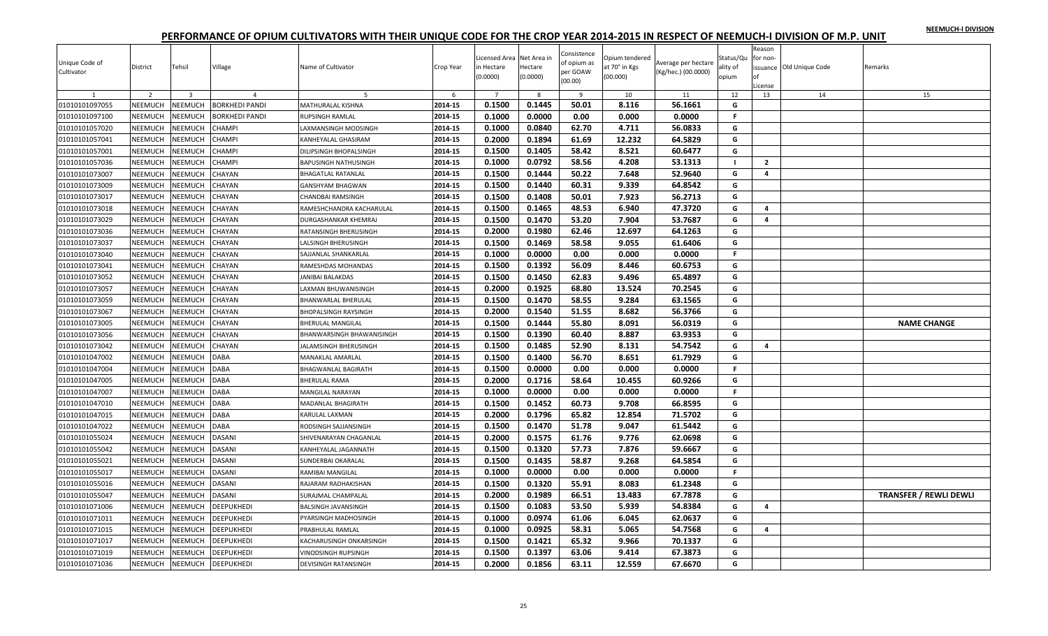NEEMUCH-I DIVISION

# PERFORMANCE OF OPIUM CULTIVATORS WITH THEIR UNIQUE CODE FOR THE CROP YEAR 2014-2015 IN RESPECT OF NEEMUCH-I DIVISION OF M.P. UNIT

| Unique Code of Cultivator | District | Tehsil | Village | Name of Cultivator | Crop Year | Licensed Area in Hectare (0.0000) | Net Area in Hectare (0.0000) | Consistence of opium as per GOAW (00.00) | Opium tendered at 70° in Kgs (00.000) | Average per hectare (Kg/hec.) (00.0000) | Status/Quality of opium | Reason for non-issuance of License | Old Unique Code | Remarks |
|---|---|---|---|---|---|---|---|---|---|---|---|---|---|---|
| 1 | 2 | 3 | 4 | 5 | 6 | 7 | 8 | 9 | 10 | 11 | 12 | 13 | 14 | 15 |
| 01010101097055 | NEEMUCH | NEEMUCH | BORKHEDI PANDI | MATHURALAL KISHNA | 2014-15 | 0.1500 | 0.1445 | 50.01 | 8.116 | 56.1661 | G | | | |
| 01010101097100 | NEEMUCH | NEEMUCH | BORKHEDI PANDI | RUPSINGH RAMLAL | 2014-15 | 0.1000 | 0.0000 | 0.00 | 0.000 | 0.0000 | F | | | |
| 01010101057020 | NEEMUCH | NEEMUCH | CHAMPI | LAXMANSINGH MODSINGH | 2014-15 | 0.1000 | 0.0840 | 62.70 | 4.711 | 56.0833 | G | | | |
| 01010101057041 | NEEMUCH | NEEMUCH | CHAMPI | KANHEYALAL GHASIRAM | 2014-15 | 0.2000 | 0.1894 | 61.69 | 12.232 | 64.5829 | G | | | |
| 01010101057001 | NEEMUCH | NEEMUCH | CHAMPI | DILIPSINGH BHOPALSINGH | 2014-15 | 0.1500 | 0.1405 | 58.42 | 8.521 | 60.6477 | G | | | |
| 01010101057036 | NEEMUCH | NEEMUCH | CHAMPI | BAPUSINGH NATHUSINGH | 2014-15 | 0.1000 | 0.0792 | 58.56 | 4.208 | 53.1313 | I | 2 | | |
| 01010101073007 | NEEMUCH | NEEMUCH | CHAYAN | BHAGATLAL RATANLAL | 2014-15 | 0.1500 | 0.1444 | 50.22 | 7.648 | 52.9640 | G | 4 | | |
| 01010101073009 | NEEMUCH | NEEMUCH | CHAYAN | GANSHYAM BHAGWAN | 2014-15 | 0.1500 | 0.1440 | 60.31 | 9.339 | 64.8542 | G | | | |
| 01010101073017 | NEEMUCH | NEEMUCH | CHAYAN | CHANDBAI RAMSINGH | 2014-15 | 0.1500 | 0.1408 | 50.01 | 7.923 | 56.2713 | G | | | |
| 01010101073018 | NEEMUCH | NEEMUCH | CHAYAN | RAMESHCHANDRA KACHARULAL | 2014-15 | 0.1500 | 0.1465 | 48.53 | 6.940 | 47.3720 | G | 4 | | |
| 01010101073029 | NEEMUCH | NEEMUCH | CHAYAN | DURGASHANKAR KHEMRAJ | 2014-15 | 0.1500 | 0.1470 | 53.20 | 7.904 | 53.7687 | G | 4 | | |
| 01010101073036 | NEEMUCH | NEEMUCH | CHAYAN | RATANSINGH BHERUSINGH | 2014-15 | 0.2000 | 0.1980 | 62.46 | 12.697 | 64.1263 | G | | | |
| 01010101073037 | NEEMUCH | NEEMUCH | CHAYAN | LALSINGH BHERUSINGH | 2014-15 | 0.1500 | 0.1469 | 58.58 | 9.055 | 61.6406 | G | | | |
| 01010101073040 | NEEMUCH | NEEMUCH | CHAYAN | SAJJANLAL SHANKARLAL | 2014-15 | 0.1000 | 0.0000 | 0.00 | 0.000 | 0.0000 | F | | | |
| 01010101073041 | NEEMUCH | NEEMUCH | CHAYAN | RAMESHDAS MOHANDAS | 2014-15 | 0.1500 | 0.1392 | 56.09 | 8.446 | 60.6753 | G | | | |
| 01010101073052 | NEEMUCH | NEEMUCH | CHAYAN | JANIBAI BALAKDAS | 2014-15 | 0.1500 | 0.1450 | 62.83 | 9.496 | 65.4897 | G | | | |
| 01010101073057 | NEEMUCH | NEEMUCH | CHAYAN | LAXMAN BHUWANISINGH | 2014-15 | 0.2000 | 0.1925 | 68.80 | 13.524 | 70.2545 | G | | | |
| 01010101073059 | NEEMUCH | NEEMUCH | CHAYAN | BHANWARLAL BHERULAL | 2014-15 | 0.1500 | 0.1470 | 58.55 | 9.284 | 63.1565 | G | | | |
| 01010101073067 | NEEMUCH | NEEMUCH | CHAYAN | BHOPALSINGH RAYSINGH | 2014-15 | 0.2000 | 0.1540 | 51.55 | 8.682 | 56.3766 | G | | | |
| 01010101073005 | NEEMUCH | NEEMUCH | CHAYAN | BHERULAL MANGILAL | 2014-15 | 0.1500 | 0.1444 | 55.80 | 8.091 | 56.0319 | G | | | NAME CHANGE |
| 01010101073056 | NEEMUCH | NEEMUCH | CHAYAN | BHANWARSINGH BHAWANISINGH | 2014-15 | 0.1500 | 0.1390 | 60.40 | 8.887 | 63.9353 | G | | | |
| 01010101073042 | NEEMUCH | NEEMUCH | CHAYAN | JALAMSINGH BHERUSINGH | 2014-15 | 0.1500 | 0.1485 | 52.90 | 8.131 | 54.7542 | G | 4 | | |
| 01010101047002 | NEEMUCH | NEEMUCH | DABA | MANAKLAL AMARLAL | 2014-15 | 0.1500 | 0.1400 | 56.70 | 8.651 | 61.7929 | G | | | |
| 01010101047004 | NEEMUCH | NEEMUCH | DABA | BHAGWANLAL BAGIRATH | 2014-15 | 0.1500 | 0.0000 | 0.00 | 0.000 | 0.0000 | F | | | |
| 01010101047005 | NEEMUCH | NEEMUCH | DABA | BHERULAL RAMA | 2014-15 | 0.2000 | 0.1716 | 58.64 | 10.455 | 60.9266 | G | | | |
| 01010101047007 | NEEMUCH | NEEMUCH | DABA | MANGILAL NARAYAN | 2014-15 | 0.1000 | 0.0000 | 0.00 | 0.000 | 0.0000 | F | | | |
| 01010101047010 | NEEMUCH | NEEMUCH | DABA | MADANLAL BHAGIRATH | 2014-15 | 0.1500 | 0.1452 | 60.73 | 9.708 | 66.8595 | G | | | |
| 01010101047015 | NEEMUCH | NEEMUCH | DABA | KARULAL LAXMAN | 2014-15 | 0.2000 | 0.1796 | 65.82 | 12.854 | 71.5702 | G | | | |
| 01010101047022 | NEEMUCH | NEEMUCH | DABA | RODSINGH SAJJANSINGH | 2014-15 | 0.1500 | 0.1470 | 51.78 | 9.047 | 61.5442 | G | | | |
| 01010101055024 | NEEMUCH | NEEMUCH | DASANI | SHIVENARAYAN CHAGANLAL | 2014-15 | 0.2000 | 0.1575 | 61.76 | 9.776 | 62.0698 | G | | | |
| 01010101055042 | NEEMUCH | NEEMUCH | DASANI | KANHEYALAL JAGANNATH | 2014-15 | 0.1500 | 0.1320 | 57.73 | 7.876 | 59.6667 | G | | | |
| 01010101055021 | NEEMUCH | NEEMUCH | DASANI | SUNDERBAI OKARALAL | 2014-15 | 0.1500 | 0.1435 | 58.87 | 9.268 | 64.5854 | G | | | |
| 01010101055017 | NEEMUCH | NEEMUCH | DASANI | RAMIBAI MANGILAL | 2014-15 | 0.1000 | 0.0000 | 0.00 | 0.000 | 0.0000 | F | | | |
| 01010101055016 | NEEMUCH | NEEMUCH | DASANI | RAJARAM RADHAKISHAN | 2014-15 | 0.1500 | 0.1320 | 55.91 | 8.083 | 61.2348 | G | | | |
| 01010101055047 | NEEMUCH | NEEMUCH | DASANI | SURAJMAL CHAMPALAL | 2014-15 | 0.2000 | 0.1989 | 66.51 | 13.483 | 67.7878 | G | | | TRANSFER / REWLI DEWLI |
| 01010101071006 | NEEMUCH | NEEMUCH | DEEPUKHEDI | BALSINGH JAVANSINGH | 2014-15 | 0.1500 | 0.1083 | 53.50 | 5.939 | 54.8384 | G | 4 | | |
| 01010101071011 | NEEMUCH | NEEMUCH | DEEPUKHEDI | PYARSINGH MADHOSINGH | 2014-15 | 0.1000 | 0.0974 | 61.06 | 6.045 | 62.0637 | G | | | |
| 01010101071015 | NEEMUCH | NEEMUCH | DEEPUKHEDI | PRABHULAL RAMLAL | 2014-15 | 0.1000 | 0.0925 | 58.31 | 5.065 | 54.7568 | G | 4 | | |
| 01010101071017 | NEEMUCH | NEEMUCH | DEEPUKHEDI | KACHARUSINGH ONKARSINGH | 2014-15 | 0.1500 | 0.1421 | 65.32 | 9.966 | 70.1337 | G | | | |
| 01010101071019 | NEEMUCH | NEEMUCH | DEEPUKHEDI | VINODSINGH RUPSINGH | 2014-15 | 0.1500 | 0.1397 | 63.06 | 9.414 | 67.3873 | G | | | |
| 01010101071036 | NEEMUCH | NEEMUCH | DEEPUKHEDI | DEVISINGH RATANSINGH | 2014-15 | 0.2000 | 0.1856 | 63.11 | 12.559 | 67.6670 | G | | | |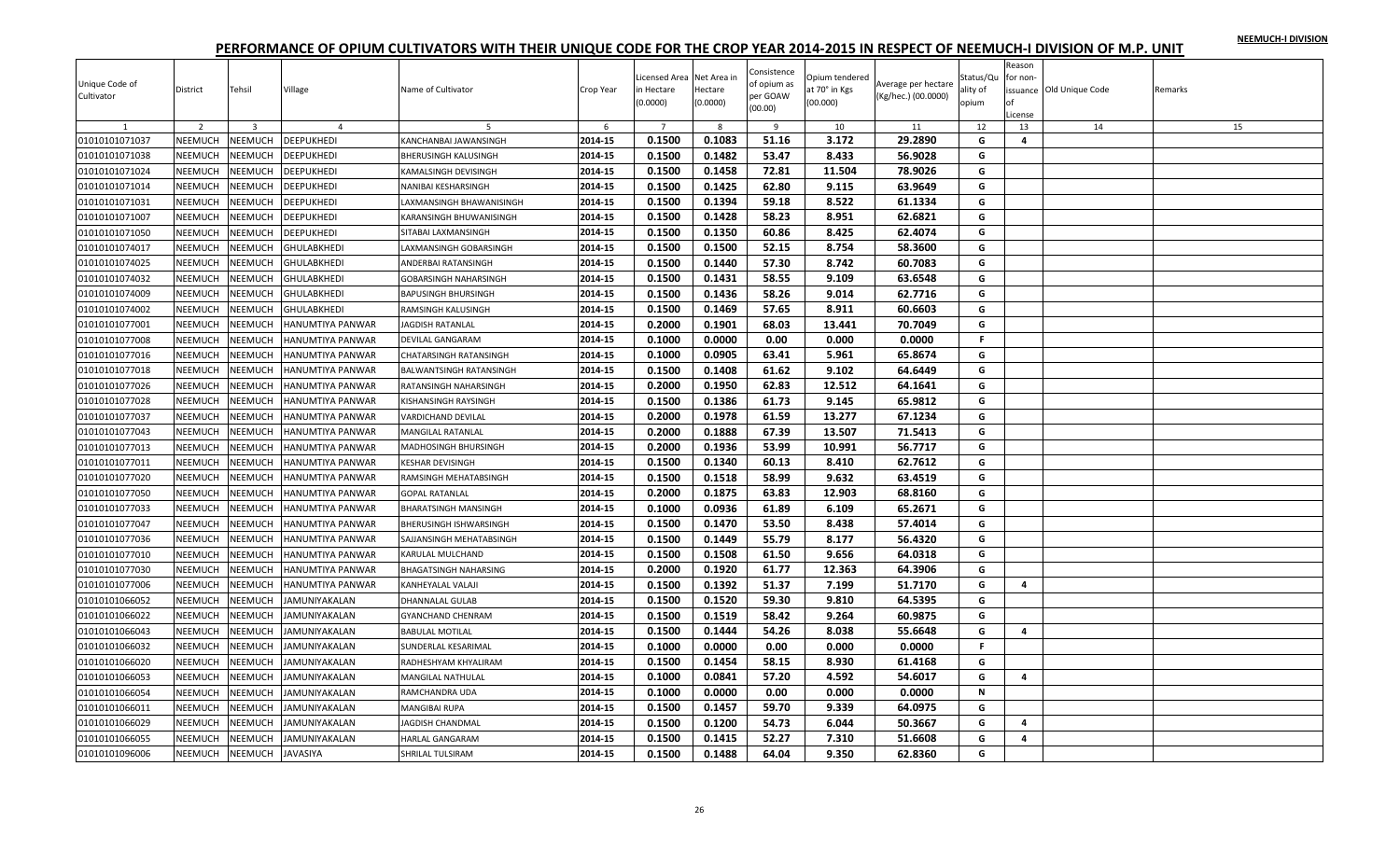NEEMUCH-I DIVISION

# PERFORMANCE OF OPIUM CULTIVATORS WITH THEIR UNIQUE CODE FOR THE CROP YEAR 2014-2015 IN RESPECT OF NEEMUCH-I DIVISION OF M.P. UNIT

| Unique Code of Cultivator | District | Tehsil | Village | Name of Cultivator | Crop Year | Licensed Area in Hectare (0.0000) | Net Area in Hectare (0.0000) | Consistence of opium as per GOAW (00.00) | Opium tendered at 70° in Kgs (00.000) | Average per hectare (Kg/hec.) (00.0000) | Status/Quality of opium | Reason for non-issuance of License | Old Unique Code | Remarks |
|---|---|---|---|---|---|---|---|---|---|---|---|---|---|---|
| 1 | 2 | 3 | 4 | 5 | 6 | 7 | 8 | 9 | 10 | 11 | 12 | 13 | 14 | 15 |
| 01010101071037 | NEEMUCH | NEEMUCH | DEEPUKHEDI | KANCHANBAI JAWANSINGH | 2014-15 | 0.1500 | 0.1083 | 51.16 | 3.172 | 29.2890 | G | 4 | | |
| 01010101071038 | NEEMUCH | NEEMUCH | DEEPUKHEDI | BHERUSINGH KALUSINGH | 2014-15 | 0.1500 | 0.1482 | 53.47 | 8.433 | 56.9028 | G | | | |
| 01010101071024 | NEEMUCH | NEEMUCH | DEEPUKHEDI | KAMALSINGH DEVISINGH | 2014-15 | 0.1500 | 0.1458 | 72.81 | 11.504 | 78.9026 | G | | | |
| 01010101071014 | NEEMUCH | NEEMUCH | DEEPUKHEDI | NANIBAI KESHARSINGH | 2014-15 | 0.1500 | 0.1425 | 62.80 | 9.115 | 63.9649 | G | | | |
| 01010101071031 | NEEMUCH | NEEMUCH | DEEPUKHEDI | LAXMANSINGH BHAWANISINGH | 2014-15 | 0.1500 | 0.1394 | 59.18 | 8.522 | 61.1334 | G | | | |
| 01010101071007 | NEEMUCH | NEEMUCH | DEEPUKHEDI | KARANSINGH BHUWANISINGH | 2014-15 | 0.1500 | 0.1428 | 58.23 | 8.951 | 62.6821 | G | | | |
| 01010101071050 | NEEMUCH | NEEMUCH | DEEPUKHEDI | SITABAI LAXMANSINGH | 2014-15 | 0.1500 | 0.1350 | 60.86 | 8.425 | 62.4074 | G | | | |
| 01010101074017 | NEEMUCH | NEEMUCH | GHULABKHEDI | LAXMANSINGH GOBARSINGH | 2014-15 | 0.1500 | 0.1500 | 52.15 | 8.754 | 58.3600 | G | | | |
| 01010101074025 | NEEMUCH | NEEMUCH | GHULABKHEDI | ANDERBAI RATANSINGH | 2014-15 | 0.1500 | 0.1440 | 57.30 | 8.742 | 60.7083 | G | | | |
| 01010101074032 | NEEMUCH | NEEMUCH | GHULABKHEDI | GOBARSINGH NAHARSINGH | 2014-15 | 0.1500 | 0.1431 | 58.55 | 9.109 | 63.6548 | G | | | |
| 01010101074009 | NEEMUCH | NEEMUCH | GHULABKHEDI | BAPUSINGH BHURSINGH | 2014-15 | 0.1500 | 0.1436 | 58.26 | 9.014 | 62.7716 | G | | | |
| 01010101074002 | NEEMUCH | NEEMUCH | GHULABKHEDI | RAMSINGH KALUSINGH | 2014-15 | 0.1500 | 0.1469 | 57.65 | 8.911 | 60.6603 | G | | | |
| 01010101077001 | NEEMUCH | NEEMUCH | HANUMTIYA PANWAR | JAGDISH RATANLAL | 2014-15 | 0.2000 | 0.1901 | 68.03 | 13.441 | 70.7049 | G | | | |
| 01010101077008 | NEEMUCH | NEEMUCH | HANUMTIYA PANWAR | DEVILAL GANGARAM | 2014-15 | 0.1000 | 0.0000 | 0.00 | 0.000 | 0.0000 | F | | | |
| 01010101077016 | NEEMUCH | NEEMUCH | HANUMTIYA PANWAR | CHATARSINGH RATANSINGH | 2014-15 | 0.1000 | 0.0905 | 63.41 | 5.961 | 65.8674 | G | | | |
| 01010101077018 | NEEMUCH | NEEMUCH | HANUMTIYA PANWAR | BALWANTSINGH RATANSINGH | 2014-15 | 0.1500 | 0.1408 | 61.62 | 9.102 | 64.6449 | G | | | |
| 01010101077026 | NEEMUCH | NEEMUCH | HANUMTIYA PANWAR | RATANSINGH NAHARSINGH | 2014-15 | 0.2000 | 0.1950 | 62.83 | 12.512 | 64.1641 | G | | | |
| 01010101077028 | NEEMUCH | NEEMUCH | HANUMTIYA PANWAR | KISHANSINGH RAYSINGH | 2014-15 | 0.1500 | 0.1386 | 61.73 | 9.145 | 65.9812 | G | | | |
| 01010101077037 | NEEMUCH | NEEMUCH | HANUMTIYA PANWAR | VARDICHAND DEVILAL | 2014-15 | 0.2000 | 0.1978 | 61.59 | 13.277 | 67.1234 | G | | | |
| 01010101077043 | NEEMUCH | NEEMUCH | HANUMTIYA PANWAR | MANGILAL RATANLAL | 2014-15 | 0.2000 | 0.1888 | 67.39 | 13.507 | 71.5413 | G | | | |
| 01010101077013 | NEEMUCH | NEEMUCH | HANUMTIYA PANWAR | MADHOSINGH BHURSINGH | 2014-15 | 0.2000 | 0.1936 | 53.99 | 10.991 | 56.7717 | G | | | |
| 01010101077011 | NEEMUCH | NEEMUCH | HANUMTIYA PANWAR | KESHAR DEVISINGH | 2014-15 | 0.1500 | 0.1340 | 60.13 | 8.410 | 62.7612 | G | | | |
| 01010101077020 | NEEMUCH | NEEMUCH | HANUMTIYA PANWAR | RAMSINGH MEHATABSINGH | 2014-15 | 0.1500 | 0.1518 | 58.99 | 9.632 | 63.4519 | G | | | |
| 01010101077050 | NEEMUCH | NEEMUCH | HANUMTIYA PANWAR | GOPAL RATANLAL | 2014-15 | 0.2000 | 0.1875 | 63.83 | 12.903 | 68.8160 | G | | | |
| 01010101077033 | NEEMUCH | NEEMUCH | HANUMTIYA PANWAR | BHARATSINGH MANSINGH | 2014-15 | 0.1000 | 0.0936 | 61.89 | 6.109 | 65.2671 | G | | | |
| 01010101077047 | NEEMUCH | NEEMUCH | HANUMTIYA PANWAR | BHERUSINGH ISHWARSINGH | 2014-15 | 0.1500 | 0.1470 | 53.50 | 8.438 | 57.4014 | G | | | |
| 01010101077036 | NEEMUCH | NEEMUCH | HANUMTIYA PANWAR | SAJJANSINGH MEHATABSINGH | 2014-15 | 0.1500 | 0.1449 | 55.79 | 8.177 | 56.4320 | G | | | |
| 01010101077010 | NEEMUCH | NEEMUCH | HANUMTIYA PANWAR | KARULAL MULCHAND | 2014-15 | 0.1500 | 0.1508 | 61.50 | 9.656 | 64.0318 | G | | | |
| 01010101077030 | NEEMUCH | NEEMUCH | HANUMTIYA PANWAR | BHAGATSINGH NAHARSING | 2014-15 | 0.2000 | 0.1920 | 61.77 | 12.363 | 64.3906 | G | | | |
| 01010101077006 | NEEMUCH | NEEMUCH | HANUMTIYA PANWAR | KANHEYALAL VALAJI | 2014-15 | 0.1500 | 0.1392 | 51.37 | 7.199 | 51.7170 | G | 4 | | |
| 01010101066052 | NEEMUCH | NEEMUCH | JAMUNIYAKALAN | DHANNALAL GULAB | 2014-15 | 0.1500 | 0.1520 | 59.30 | 9.810 | 64.5395 | G | | | |
| 01010101066022 | NEEMUCH | NEEMUCH | JAMUNIYAKALAN | GYANCHAND CHENRAM | 2014-15 | 0.1500 | 0.1519 | 58.42 | 9.264 | 60.9875 | G | | | |
| 01010101066043 | NEEMUCH | NEEMUCH | JAMUNIYAKALAN | BABULAL MOTILAL | 2014-15 | 0.1500 | 0.1444 | 54.26 | 8.038 | 55.6648 | G | 4 | | |
| 01010101066032 | NEEMUCH | NEEMUCH | JAMUNIYAKALAN | SUNDERLAL KESARIMAL | 2014-15 | 0.1000 | 0.0000 | 0.00 | 0.000 | 0.0000 | F | | | |
| 01010101066020 | NEEMUCH | NEEMUCH | JAMUNIYAKALAN | RADHESHYAM KHYALIRAM | 2014-15 | 0.1500 | 0.1454 | 58.15 | 8.930 | 61.4168 | G | | | |
| 01010101066053 | NEEMUCH | NEEMUCH | JAMUNIYAKALAN | MANGILAL NATHULAL | 2014-15 | 0.1000 | 0.0841 | 57.20 | 4.592 | 54.6017 | G | 4 | | |
| 01010101066054 | NEEMUCH | NEEMUCH | JAMUNIYAKALAN | RAMCHANDRA UDA | 2014-15 | 0.1000 | 0.0000 | 0.00 | 0.000 | 0.0000 | N | | | |
| 01010101066011 | NEEMUCH | NEEMUCH | JAMUNIYAKALAN | MANGIBAI RUPA | 2014-15 | 0.1500 | 0.1457 | 59.70 | 9.339 | 64.0975 | G | | | |
| 01010101066029 | NEEMUCH | NEEMUCH | JAMUNIYAKALAN | JAGDISH CHANDMAL | 2014-15 | 0.1500 | 0.1200 | 54.73 | 6.044 | 50.3667 | G | 4 | | |
| 01010101066055 | NEEMUCH | NEEMUCH | JAMUNIYAKALAN | HARLAL GANGARAM | 2014-15 | 0.1500 | 0.1415 | 52.27 | 7.310 | 51.6608 | G | 4 | | |
| 01010101096006 | NEEMUCH | NEEMUCH | JAVASIYA | SHRILAL TULSIRAM | 2014-15 | 0.1500 | 0.1488 | 64.04 | 9.350 | 62.8360 | G | | | |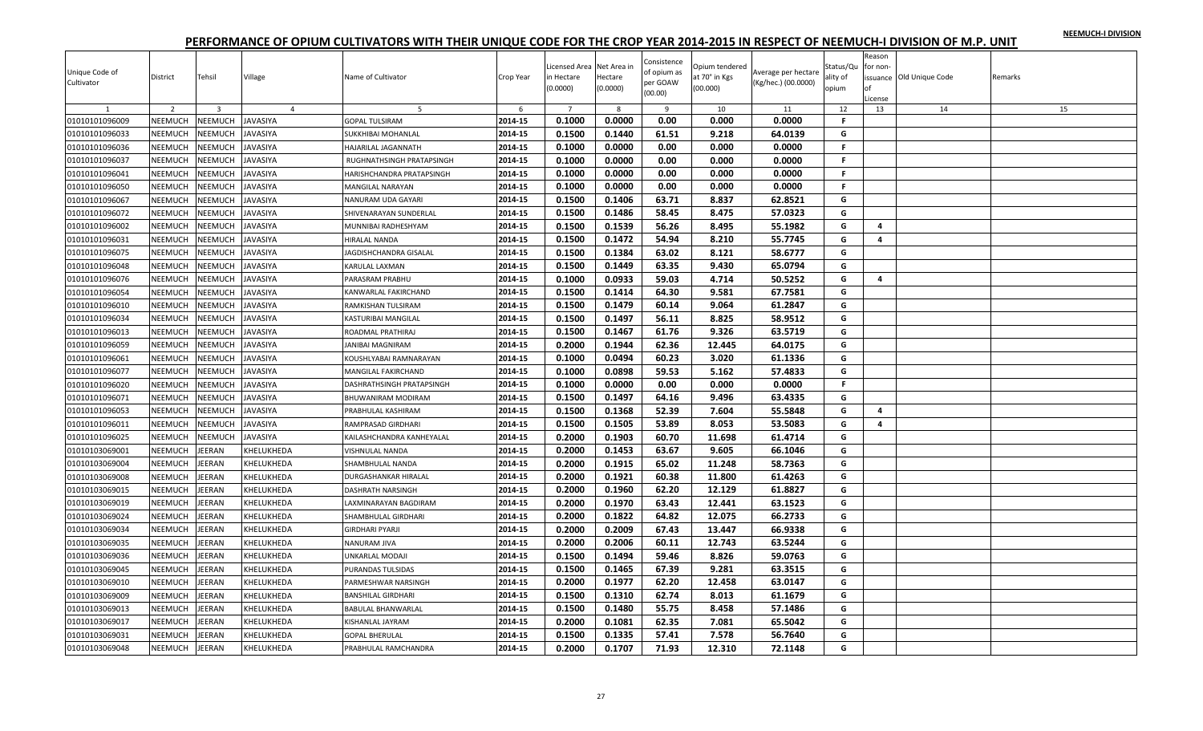NEEMUCH-I DIVISION

# PERFORMANCE OF OPIUM CULTIVATORS WITH THEIR UNIQUE CODE FOR THE CROP YEAR 2014-2015 IN RESPECT OF NEEMUCH-I DIVISION OF M.P. UNIT

| Unique Code of Cultivator | District | Tehsil | Village | Name of Cultivator | Crop Year | Licensed Area in Hectare (0.0000) | Net Area in Hectare (0.0000) | Consistence of opium as per GOAW (00.00) | Opium tendered at 70° in Kgs (00.000) | Average per hectare (Kg/hec.) (00.0000) | Status/Quality of opium | Reason for non-issuance of License | Old Unique Code | Remarks |
|---|---|---|---|---|---|---|---|---|---|---|---|---|---|---|
| 1 | 2 | 3 | 4 | 5 | 6 | 7 | 8 | 9 | 10 | 11 | 12 | 13 | 14 | 15 |
| 01010101096009 | NEEMUCH | NEEMUCH | JAVASIYA | GOPAL TULSIRAM | 2014-15 | 0.1000 | 0.0000 | 0.00 | 0.000 | 0.0000 | F | | | |
| 01010101096033 | NEEMUCH | NEEMUCH | JAVASIYA | SUKKHIBAI MOHANLAL | 2014-15 | 0.1500 | 0.1440 | 61.51 | 9.218 | 64.0139 | G | | | |
| 01010101096036 | NEEMUCH | NEEMUCH | JAVASIYA | HAJARILAL JAGANNATH | 2014-15 | 0.1000 | 0.0000 | 0.00 | 0.000 | 0.0000 | F | | | |
| 01010101096037 | NEEMUCH | NEEMUCH | JAVASIYA | RUGHNATHSINGH PRATAPSINGH | 2014-15 | 0.1000 | 0.0000 | 0.00 | 0.000 | 0.0000 | F | | | |
| 01010101096041 | NEEMUCH | NEEMUCH | JAVASIYA | HARISHCHANDRA PRATAPSINGH | 2014-15 | 0.1000 | 0.0000 | 0.00 | 0.000 | 0.0000 | F | | | |
| 01010101096050 | NEEMUCH | NEEMUCH | JAVASIYA | MANGILAL NARAYAN | 2014-15 | 0.1000 | 0.0000 | 0.00 | 0.000 | 0.0000 | F | | | |
| 01010101096067 | NEEMUCH | NEEMUCH | JAVASIYA | NANURAM UDA GAYARI | 2014-15 | 0.1500 | 0.1406 | 63.71 | 8.837 | 62.8521 | G | | | |
| 01010101096072 | NEEMUCH | NEEMUCH | JAVASIYA | SHIVENARAYAN SUNDERLAL | 2014-15 | 0.1500 | 0.1486 | 58.45 | 8.475 | 57.0323 | G | | | |
| 01010101096002 | NEEMUCH | NEEMUCH | JAVASIYA | MUNNIBAI RADHESHYAM | 2014-15 | 0.1500 | 0.1539 | 56.26 | 8.495 | 55.1982 | G | 4 | | |
| 01010101096031 | NEEMUCH | NEEMUCH | JAVASIYA | HIRALAL NANDA | 2014-15 | 0.1500 | 0.1472 | 54.94 | 8.210 | 55.7745 | G | 4 | | |
| 01010101096075 | NEEMUCH | NEEMUCH | JAVASIYA | JAGDISHCHANDRA GISALAL | 2014-15 | 0.1500 | 0.1384 | 63.02 | 8.121 | 58.6777 | G | | | |
| 01010101096048 | NEEMUCH | NEEMUCH | JAVASIYA | KARULAL LAXMAN | 2014-15 | 0.1500 | 0.1449 | 63.35 | 9.430 | 65.0794 | G | | | |
| 01010101096076 | NEEMUCH | NEEMUCH | JAVASIYA | PARASRAM PRABHU | 2014-15 | 0.1000 | 0.0933 | 59.03 | 4.714 | 50.5252 | G | 4 | | |
| 01010101096054 | NEEMUCH | NEEMUCH | JAVASIYA | KANWARLAL FAKIRCHAND | 2014-15 | 0.1500 | 0.1414 | 64.30 | 9.581 | 67.7581 | G | | | |
| 01010101096010 | NEEMUCH | NEEMUCH | JAVASIYA | RAMKISHAN TULSIRAM | 2014-15 | 0.1500 | 0.1479 | 60.14 | 9.064 | 61.2847 | G | | | |
| 01010101096034 | NEEMUCH | NEEMUCH | JAVASIYA | KASTURIBAI MANGILAL | 2014-15 | 0.1500 | 0.1497 | 56.11 | 8.825 | 58.9512 | G | | | |
| 01010101096013 | NEEMUCH | NEEMUCH | JAVASIYA | ROADMAL PRATHIRAJ | 2014-15 | 0.1500 | 0.1467 | 61.76 | 9.326 | 63.5719 | G | | | |
| 01010101096059 | NEEMUCH | NEEMUCH | JAVASIYA | JANIBAI MAGNIRAM | 2014-15 | 0.2000 | 0.1944 | 62.36 | 12.445 | 64.0175 | G | | | |
| 01010101096061 | NEEMUCH | NEEMUCH | JAVASIYA | KOUSHLYABAI RAMNARAYAN | 2014-15 | 0.1000 | 0.0494 | 60.23 | 3.020 | 61.1336 | G | | | |
| 01010101096077 | NEEMUCH | NEEMUCH | JAVASIYA | MANGILAL FAKIRCHAND | 2014-15 | 0.1000 | 0.0898 | 59.53 | 5.162 | 57.4833 | G | | | |
| 01010101096020 | NEEMUCH | NEEMUCH | JAVASIYA | DASHRATHSINGH PRATAPSINGH | 2014-15 | 0.1000 | 0.0000 | 0.00 | 0.000 | 0.0000 | F | | | |
| 01010101096071 | NEEMUCH | NEEMUCH | JAVASIYA | BHUWANIRAM MODIRAM | 2014-15 | 0.1500 | 0.1497 | 64.16 | 9.496 | 63.4335 | G | | | |
| 01010101096053 | NEEMUCH | NEEMUCH | JAVASIYA | PRABHULAL KASHIRAM | 2014-15 | 0.1500 | 0.1368 | 52.39 | 7.604 | 55.5848 | G | 4 | | |
| 01010101096011 | NEEMUCH | NEEMUCH | JAVASIYA | RAMPRASAD GIRDHARI | 2014-15 | 0.1500 | 0.1505 | 53.89 | 8.053 | 53.5083 | G | 4 | | |
| 01010101096025 | NEEMUCH | NEEMUCH | JAVASIYA | KAILASHCHANDRA KANHEYALAL | 2014-15 | 0.2000 | 0.1903 | 60.70 | 11.698 | 61.4714 | G | | | |
| 01010103069001 | NEEMUCH | JEERAN | KHELUKHEDA | VISHNULAL NANDA | 2014-15 | 0.2000 | 0.1453 | 63.67 | 9.605 | 66.1046 | G | | | |
| 01010103069004 | NEEMUCH | JEERAN | KHELUKHEDA | SHAMBHULAL NANDA | 2014-15 | 0.2000 | 0.1915 | 65.02 | 11.248 | 58.7363 | G | | | |
| 01010103069008 | NEEMUCH | JEERAN | KHELUKHEDA | DURGASHANKAR HIRALAL | 2014-15 | 0.2000 | 0.1921 | 60.38 | 11.800 | 61.4263 | G | | | |
| 01010103069015 | NEEMUCH | JEERAN | KHELUKHEDA | DASHRATH NARSINGH | 2014-15 | 0.2000 | 0.1960 | 62.20 | 12.129 | 61.8827 | G | | | |
| 01010103069019 | NEEMUCH | JEERAN | KHELUKHEDA | LAXMINARAYAN BAGDIRAM | 2014-15 | 0.2000 | 0.1970 | 63.43 | 12.441 | 63.1523 | G | | | |
| 01010103069024 | NEEMUCH | JEERAN | KHELUKHEDA | SHAMBHULAL GIRDHARI | 2014-15 | 0.2000 | 0.1822 | 64.82 | 12.075 | 66.2733 | G | | | |
| 01010103069034 | NEEMUCH | JEERAN | KHELUKHEDA | GIRDHARI PYARJI | 2014-15 | 0.2000 | 0.2009 | 67.43 | 13.447 | 66.9338 | G | | | |
| 01010103069035 | NEEMUCH | JEERAN | KHELUKHEDA | NANURAM JIVA | 2014-15 | 0.2000 | 0.2006 | 60.11 | 12.743 | 63.5244 | G | | | |
| 01010103069036 | NEEMUCH | JEERAN | KHELUKHEDA | UNKARLAL MODAJI | 2014-15 | 0.1500 | 0.1494 | 59.46 | 8.826 | 59.0763 | G | | | |
| 01010103069045 | NEEMUCH | JEERAN | KHELUKHEDA | PURANDAS TULSIDAS | 2014-15 | 0.1500 | 0.1465 | 67.39 | 9.281 | 63.3515 | G | | | |
| 01010103069010 | NEEMUCH | JEERAN | KHELUKHEDA | PARMESHWAR NARSINGH | 2014-15 | 0.2000 | 0.1977 | 62.20 | 12.458 | 63.0147 | G | | | |
| 01010103069009 | NEEMUCH | JEERAN | KHELUKHEDA | BANSHILAL GIRDHARI | 2014-15 | 0.1500 | 0.1310 | 62.74 | 8.013 | 61.1679 | G | | | |
| 01010103069013 | NEEMUCH | JEERAN | KHELUKHEDA | BABULAL BHANWARLAL | 2014-15 | 0.1500 | 0.1480 | 55.75 | 8.458 | 57.1486 | G | | | |
| 01010103069017 | NEEMUCH | JEERAN | KHELUKHEDA | KISHANLAL JAYRAM | 2014-15 | 0.2000 | 0.1081 | 62.35 | 7.081 | 65.5042 | G | | | |
| 01010103069031 | NEEMUCH | JEERAN | KHELUKHEDA | GOPAL BHERULAL | 2014-15 | 0.1500 | 0.1335 | 57.41 | 7.578 | 56.7640 | G | | | |
| 01010103069048 | NEEMUCH | JEERAN | KHELUKHEDA | PRABHULAL RAMCHANDRA | 2014-15 | 0.2000 | 0.1707 | 71.93 | 12.310 | 72.1148 | G | | | |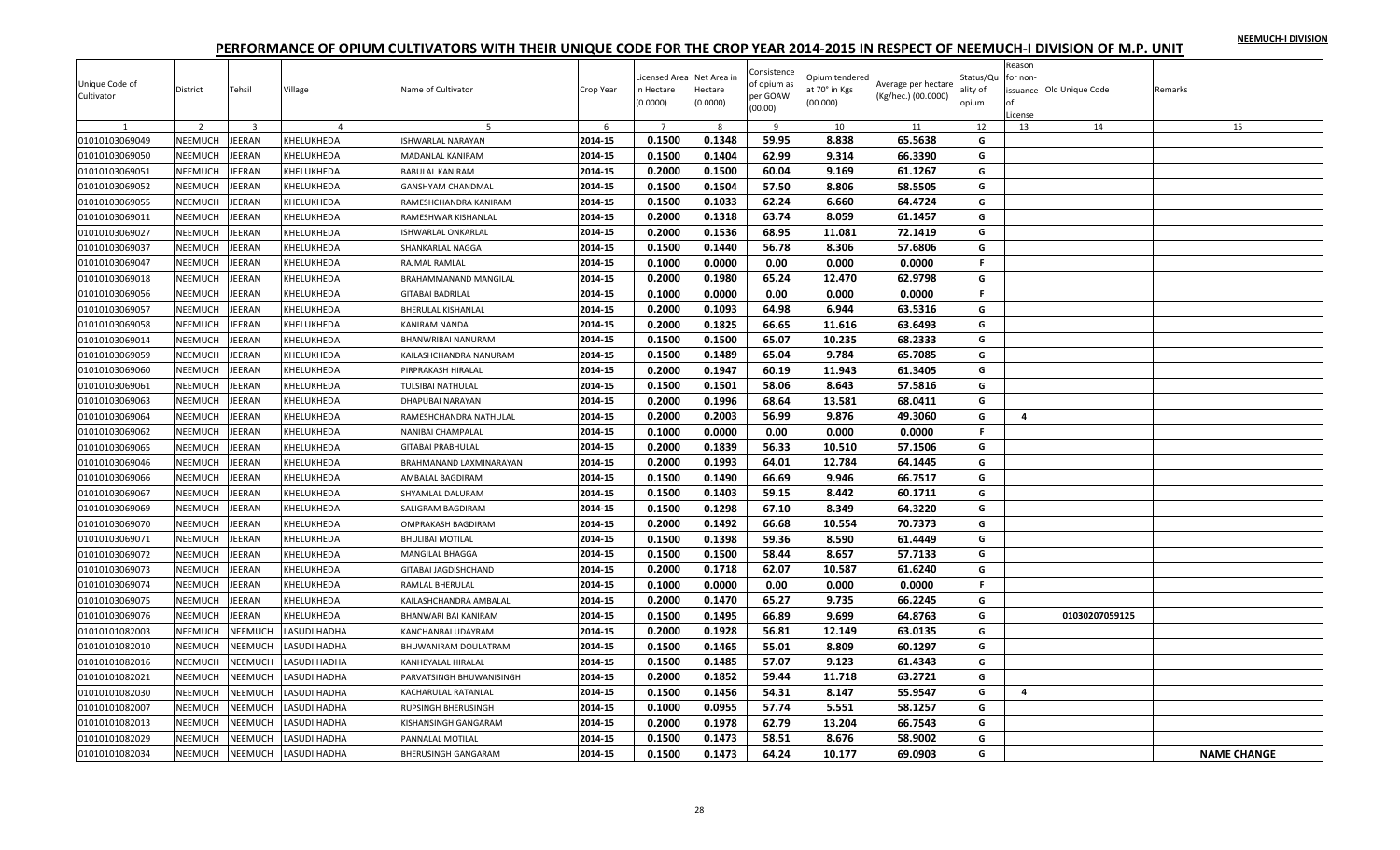NEEMUCH-I DIVISION

# PERFORMANCE OF OPIUM CULTIVATORS WITH THEIR UNIQUE CODE FOR THE CROP YEAR 2014-2015 IN RESPECT OF NEEMUCH-I DIVISION OF M.P. UNIT

| Unique Code of Cultivator | District | Tehsil | Village | Name of Cultivator | Crop Year | Licensed Area in Hectare (0.0000) | Net Area in Hectare (0.0000) | Consistence of opium as per GOAW (00.00) | Opium tendered at 70° in Kgs (00.000) | Average per hectare (Kg/hec.) (00.0000) | Status/Quality of opium | Reason for non-issuance of License | Old Unique Code | Remarks |
|---|---|---|---|---|---|---|---|---|---|---|---|---|---|---|
| 1 | 2 | 3 | 4 | 5 | 6 | 7 | 8 | 9 | 10 | 11 | 12 | 13 | 14 | 15 |
| 01010103069049 | NEEMUCH | JEERAN | KHELUKHEDA | ISHWARLAL NARAYAN | 2014-15 | 0.1500 | 0.1348 | 59.95 | 8.838 | 65.5638 | G | | | |
| 01010103069050 | NEEMUCH | JEERAN | KHELUKHEDA | MADANLAL KANIRAM | 2014-15 | 0.1500 | 0.1404 | 62.99 | 9.314 | 66.3390 | G | | | |
| 01010103069051 | NEEMUCH | JEERAN | KHELUKHEDA | BABULAL KANIRAM | 2014-15 | 0.2000 | 0.1500 | 60.04 | 9.169 | 61.1267 | G | | | |
| 01010103069052 | NEEMUCH | JEERAN | KHELUKHEDA | GANSHYAM CHANDMAL | 2014-15 | 0.1500 | 0.1504 | 57.50 | 8.806 | 58.5505 | G | | | |
| 01010103069055 | NEEMUCH | JEERAN | KHELUKHEDA | RAMESHCHANDRA KANIRAM | 2014-15 | 0.1500 | 0.1033 | 62.24 | 6.660 | 64.4724 | G | | | |
| 01010103069011 | NEEMUCH | JEERAN | KHELUKHEDA | RAMESHWAR KISHANLAL | 2014-15 | 0.2000 | 0.1318 | 63.74 | 8.059 | 61.1457 | G | | | |
| 01010103069027 | NEEMUCH | JEERAN | KHELUKHEDA | ISHWARLAL ONKARLAL | 2014-15 | 0.2000 | 0.1536 | 68.95 | 11.081 | 72.1419 | G | | | |
| 01010103069037 | NEEMUCH | JEERAN | KHELUKHEDA | SHANKARLAL NAGGA | 2014-15 | 0.1500 | 0.1440 | 56.78 | 8.306 | 57.6806 | G | | | |
| 01010103069047 | NEEMUCH | JEERAN | KHELUKHEDA | RAJMAL RAMLAL | 2014-15 | 0.1000 | 0.0000 | 0.00 | 0.000 | 0.0000 | F | | | |
| 01010103069018 | NEEMUCH | JEERAN | KHELUKHEDA | BRAHAMMANAND MANGILAL | 2014-15 | 0.2000 | 0.1980 | 65.24 | 12.470 | 62.9798 | G | | | |
| 01010103069056 | NEEMUCH | JEERAN | KHELUKHEDA | GITABAI BADRILAL | 2014-15 | 0.1000 | 0.0000 | 0.00 | 0.000 | 0.0000 | F | | | |
| 01010103069057 | NEEMUCH | JEERAN | KHELUKHEDA | BHERULAL KISHANLAL | 2014-15 | 0.2000 | 0.1093 | 64.98 | 6.944 | 63.5316 | G | | | |
| 01010103069058 | NEEMUCH | JEERAN | KHELUKHEDA | KANIRAM NANDA | 2014-15 | 0.2000 | 0.1825 | 66.65 | 11.616 | 63.6493 | G | | | |
| 01010103069014 | NEEMUCH | JEERAN | KHELUKHEDA | BHANWRIBAI NANURAM | 2014-15 | 0.1500 | 0.1500 | 65.07 | 10.235 | 68.2333 | G | | | |
| 01010103069059 | NEEMUCH | JEERAN | KHELUKHEDA | KAILASHCHANDRA NANURAM | 2014-15 | 0.1500 | 0.1489 | 65.04 | 9.784 | 65.7085 | G | | | |
| 01010103069060 | NEEMUCH | JEERAN | KHELUKHEDA | PIRPRAKASH HIRALAL | 2014-15 | 0.2000 | 0.1947 | 60.19 | 11.943 | 61.3405 | G | | | |
| 01010103069061 | NEEMUCH | JEERAN | KHELUKHEDA | TULSIBAI NATHULAL | 2014-15 | 0.1500 | 0.1501 | 58.06 | 8.643 | 57.5816 | G | | | |
| 01010103069063 | NEEMUCH | JEERAN | KHELUKHEDA | DHAPUBAI NARAYAN | 2014-15 | 0.2000 | 0.1996 | 68.64 | 13.581 | 68.0411 | G | | | |
| 01010103069064 | NEEMUCH | JEERAN | KHELUKHEDA | RAMESHCHANDRA NATHULAL | 2014-15 | 0.2000 | 0.2003 | 56.99 | 9.876 | 49.3060 | G | 4 | | |
| 01010103069062 | NEEMUCH | JEERAN | KHELUKHEDA | NANIBAI CHAMPALAL | 2014-15 | 0.1000 | 0.0000 | 0.00 | 0.000 | 0.0000 | F | | | |
| 01010103069065 | NEEMUCH | JEERAN | KHELUKHEDA | GITABAI PRABHULAL | 2014-15 | 0.2000 | 0.1839 | 56.33 | 10.510 | 57.1506 | G | | | |
| 01010103069046 | NEEMUCH | JEERAN | KHELUKHEDA | BRAHMANAND LAXMINARAYAN | 2014-15 | 0.2000 | 0.1993 | 64.01 | 12.784 | 64.1445 | G | | | |
| 01010103069066 | NEEMUCH | JEERAN | KHELUKHEDA | AMBALAL BAGDIRAM | 2014-15 | 0.1500 | 0.1490 | 66.69 | 9.946 | 66.7517 | G | | | |
| 01010103069067 | NEEMUCH | JEERAN | KHELUKHEDA | SHYAMLAL DALURAM | 2014-15 | 0.1500 | 0.1403 | 59.15 | 8.442 | 60.1711 | G | | | |
| 01010103069069 | NEEMUCH | JEERAN | KHELUKHEDA | SALIGRAM BAGDIRAM | 2014-15 | 0.1500 | 0.1298 | 67.10 | 8.349 | 64.3220 | G | | | |
| 01010103069070 | NEEMUCH | JEERAN | KHELUKHEDA | OMPRAKASH BAGDIRAM | 2014-15 | 0.2000 | 0.1492 | 66.68 | 10.554 | 70.7373 | G | | | |
| 01010103069071 | NEEMUCH | JEERAN | KHELUKHEDA | BHULIBAI MOTILAL | 2014-15 | 0.1500 | 0.1398 | 59.36 | 8.590 | 61.4449 | G | | | |
| 01010103069072 | NEEMUCH | JEERAN | KHELUKHEDA | MANGILAL BHAGGA | 2014-15 | 0.1500 | 0.1500 | 58.44 | 8.657 | 57.7133 | G | | | |
| 01010103069073 | NEEMUCH | JEERAN | KHELUKHEDA | GITABAI JAGDISHCHAND | 2014-15 | 0.2000 | 0.1718 | 62.07 | 10.587 | 61.6240 | G | | | |
| 01010103069074 | NEEMUCH | JEERAN | KHELUKHEDA | RAMLAL BHERULAL | 2014-15 | 0.1000 | 0.0000 | 0.00 | 0.000 | 0.0000 | F | | | |
| 01010103069075 | NEEMUCH | JEERAN | KHELUKHEDA | KAILASHCHANDRA AMBALAL | 2014-15 | 0.2000 | 0.1470 | 65.27 | 9.735 | 66.2245 | G | | | |
| 01010103069076 | NEEMUCH | JEERAN | KHELUKHEDA | BHANWARI BAI KANIRAM | 2014-15 | 0.1500 | 0.1495 | 66.89 | 9.699 | 64.8763 | G | | 01030207059125 | |
| 01010101082003 | NEEMUCH | NEEMUCH | LASUDI HADHA | KANCHANBAI UDAYRAM | 2014-15 | 0.2000 | 0.1928 | 56.81 | 12.149 | 63.0135 | G | | | |
| 01010101082010 | NEEMUCH | NEEMUCH | LASUDI HADHA | BHUWANIRAM DOULATRAM | 2014-15 | 0.1500 | 0.1465 | 55.01 | 8.809 | 60.1297 | G | | | |
| 01010101082016 | NEEMUCH | NEEMUCH | LASUDI HADHA | KANHEYALAL HIRALAL | 2014-15 | 0.1500 | 0.1485 | 57.07 | 9.123 | 61.4343 | G | | | |
| 01010101082021 | NEEMUCH | NEEMUCH | LASUDI HADHA | PARVATSINGH BHUWANISINGH | 2014-15 | 0.2000 | 0.1852 | 59.44 | 11.718 | 63.2721 | G | | | |
| 01010101082030 | NEEMUCH | NEEMUCH | LASUDI HADHA | KACHARULAL RATANLAL | 2014-15 | 0.1500 | 0.1456 | 54.31 | 8.147 | 55.9547 | G | 4 | | |
| 01010101082007 | NEEMUCH | NEEMUCH | LASUDI HADHA | RUPSINGH BHERUSINGH | 2014-15 | 0.1000 | 0.0955 | 57.74 | 5.551 | 58.1257 | G | | | |
| 01010101082013 | NEEMUCH | NEEMUCH | LASUDI HADHA | KISHANSINGH GANGARAM | 2014-15 | 0.2000 | 0.1978 | 62.79 | 13.204 | 66.7543 | G | | | |
| 01010101082029 | NEEMUCH | NEEMUCH | LASUDI HADHA | PANNALAL MOTILAL | 2014-15 | 0.1500 | 0.1473 | 58.51 | 8.676 | 58.9002 | G | | | |
| 01010101082034 | NEEMUCH | NEEMUCH | LASUDI HADHA | BHERUSINGH GANGARAM | 2014-15 | 0.1500 | 0.1473 | 64.24 | 10.177 | 69.0903 | G | | | NAME CHANGE |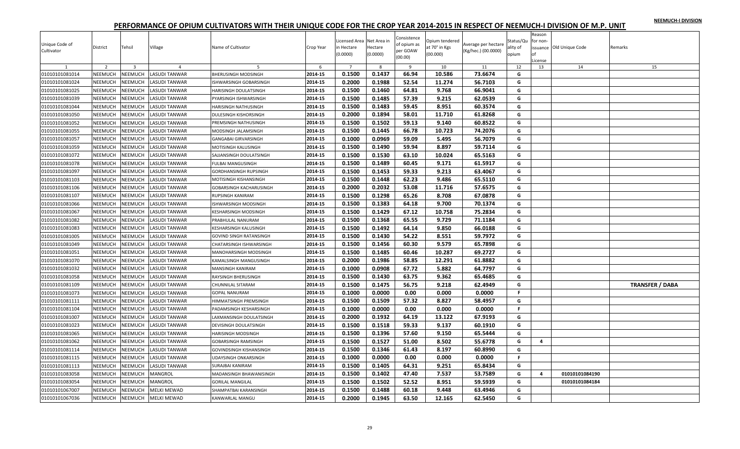NEEMUCH-I DIVISION

# PERFORMANCE OF OPIUM CULTIVATORS WITH THEIR UNIQUE CODE FOR THE CROP YEAR 2014-2015 IN RESPECT OF NEEMUCH-I DIVISION OF M.P. UNIT

| Unique Code of Cultivator | District | Tehsil | Village | Name of Cultivator | Crop Year | Licensed Area in Hectare (0.0000) | Net Area in Hectare (0.0000) | Consistence of opium as per GOAW (00.00) | Opium tendered at 70° in Kgs (00.000) | Average per hectare (Kg/hec.) (00.0000) | Status/Quality of opium | Reason for non-issuance of License | Old Unique Code | Remarks |
|---|---|---|---|---|---|---|---|---|---|---|---|---|---|---|
| 1 | 2 | 3 | 4 | 5 | 6 | 7 | 8 | 9 | 10 | 11 | 12 | 13 | 14 | 15 |
| 01010101081014 | NEEMUCH | NEEMUCH | LASUDI TANWAR | BHERUSINGH MODSINGH | 2014-15 | 0.1500 | 0.1437 | 66.94 | 10.586 | 73.6674 | G | | | |
| 01010101081024 | NEEMUCH | NEEMUCH | LASUDI TANWAR | ISHWARSINGH GOBARSINGH | 2014-15 | 0.2000 | 0.1988 | 52.54 | 11.274 | 56.7103 | G | | | |
| 01010101081025 | NEEMUCH | NEEMUCH | LASUDI TANWAR | HARISINGH DOULATSINGH | 2014-15 | 0.1500 | 0.1460 | 64.81 | 9.768 | 66.9041 | G | | | |
| 01010101081039 | NEEMUCH | NEEMUCH | LASUDI TANWAR | PYARSINGH ISHWARSINGH | 2014-15 | 0.1500 | 0.1485 | 57.39 | 9.215 | 62.0539 | G | | | |
| 01010101081044 | NEEMUCH | NEEMUCH | LASUDI TANWAR | HARISINGH NATHUSINGH | 2014-15 | 0.1500 | 0.1483 | 59.45 | 8.951 | 60.3574 | G | | | |
| 01010101081050 | NEEMUCH | NEEMUCH | LASUDI TANWAR | DULESINGH KISHORSINGH | 2014-15 | 0.2000 | 0.1894 | 58.01 | 11.710 | 61.8268 | G | | | |
| 01010101081052 | NEEMUCH | NEEMUCH | LASUDI TANWAR | PREMSINGH NATHUSINGH | 2014-15 | 0.1500 | 0.1502 | 59.13 | 9.140 | 60.8522 | G | | | |
| 01010101081055 | NEEMUCH | NEEMUCH | LASUDI TANWAR | MODSINGH JALAMSINGH | 2014-15 | 0.1500 | 0.1445 | 66.78 | 10.723 | 74.2076 | G | | | |
| 01010101081057 | NEEMUCH | NEEMUCH | LASUDI TANWAR | GANGABAI GIRVARSINGH | 2014-15 | 0.1000 | 0.0969 | 59.09 | 5.495 | 56.7079 | G | | | |
| 01010101081059 | NEEMUCH | NEEMUCH | LASUDI TANWAR | MOTISINGH KALUSINGH | 2014-15 | 0.1500 | 0.1490 | 59.94 | 8.897 | 59.7114 | G | | | |
| 01010101081072 | NEEMUCH | NEEMUCH | LASUDI TANWAR | SAJJANSINGH DOULATSINGH | 2014-15 | 0.1500 | 0.1530 | 63.10 | 10.024 | 65.5163 | G | | | |
| 01010101081078 | NEEMUCH | NEEMUCH | LASUDI TANWAR | FULBAI MANGUSINGH | 2014-15 | 0.1500 | 0.1489 | 60.45 | 9.171 | 61.5917 | G | | | |
| 01010101081097 | NEEMUCH | NEEMUCH | LASUDI TANWAR | GORDHANSINGH RUPSINGH | 2014-15 | 0.1500 | 0.1453 | 59.33 | 9.213 | 63.4067 | G | | | |
| 01010101081103 | NEEMUCH | NEEMUCH | LASUDI TANWAR | MOTISINGH KISHANSINGH | 2014-15 | 0.1500 | 0.1448 | 62.23 | 9.486 | 65.5110 | G | | | |
| 01010101081106 | NEEMUCH | NEEMUCH | LASUDI TANWAR | GOBARSINGH KACHARUSINGH | 2014-15 | 0.2000 | 0.2032 | 53.08 | 11.716 | 57.6575 | G | | | |
| 01010101081107 | NEEMUCH | NEEMUCH | LASUDI TANWAR | RUPSINGH KANIRAM | 2014-15 | 0.1500 | 0.1298 | 65.26 | 8.708 | 67.0878 | G | | | |
| 01010101081066 | NEEMUCH | NEEMUCH | LASUDI TANWAR | ISHWARSINGH MODSINGH | 2014-15 | 0.1500 | 0.1383 | 64.18 | 9.700 | 70.1374 | G | | | |
| 01010101081067 | NEEMUCH | NEEMUCH | LASUDI TANWAR | KESHARSINGH MODSINGH | 2014-15 | 0.1500 | 0.1429 | 67.12 | 10.758 | 75.2834 | G | | | |
| 01010101081082 | NEEMUCH | NEEMUCH | LASUDI TANWAR | PRABHULAL NANURAM | 2014-15 | 0.1500 | 0.1368 | 65.55 | 9.729 | 71.1184 | G | | | |
| 01010101081083 | NEEMUCH | NEEMUCH | LASUDI TANWAR | KESHARSINGH KALUSINGH | 2014-15 | 0.1500 | 0.1492 | 64.14 | 9.850 | 66.0188 | G | | | |
| 01010101081005 | NEEMUCH | NEEMUCH | LASUDI TANWAR | GOVIND SINGH RATANSINGH | 2014-15 | 0.1500 | 0.1430 | 54.22 | 8.551 | 59.7972 | G | | | |
| 01010101081049 | NEEMUCH | NEEMUCH | LASUDI TANWAR | CHATARSINGH ISHWARSINGH | 2014-15 | 0.1500 | 0.1456 | 60.30 | 9.579 | 65.7898 | G | | | |
| 01010101081051 | NEEMUCH | NEEMUCH | LASUDI TANWAR | MANOHARSINGH MODSINGH | 2014-15 | 0.1500 | 0.1485 | 60.46 | 10.287 | 69.2727 | G | | | |
| 01010101081070 | NEEMUCH | NEEMUCH | LASUDI TANWAR | KAMALSINGH MANGUSINGH | 2014-15 | 0.2000 | 0.1986 | 58.85 | 12.291 | 61.8882 | G | | | |
| 01010101081032 | NEEMUCH | NEEMUCH | LASUDI TANWAR | MANSINGH KANIRAM | 2014-15 | 0.1000 | 0.0908 | 67.72 | 5.882 | 64.7797 | G | | | |
| 01010101081058 | NEEMUCH | NEEMUCH | LASUDI TANWAR | RAYSINGH BHERUSINGH | 2014-15 | 0.1500 | 0.1430 | 63.75 | 9.362 | 65.4685 | G | | | |
| 01010101081109 | NEEMUCH | NEEMUCH | LASUDI TANWAR | CHUNNILAL SITARAM | 2014-15 | 0.1500 | 0.1475 | 56.75 | 9.218 | 62.4949 | G | | | TRANSFER / DABA |
| 01010101081073 | NEEMUCH | NEEMUCH | LASUDI TANWAR | GOPAL NANURAM | 2014-15 | 0.1000 | 0.0000 | 0.00 | 0.000 | 0.0000 | F | | | |
| 01010101081111 | NEEMUCH | NEEMUCH | LASUDI TANWAR | HIMMATSINGH PREMSINGH | 2014-15 | 0.1500 | 0.1509 | 57.32 | 8.827 | 58.4957 | G | | | |
| 01010101081104 | NEEMUCH | NEEMUCH | LASUDI TANWAR | PADAMSINGH KESHARSINGH | 2014-15 | 0.1000 | 0.0000 | 0.00 | 0.000 | 0.0000 | F | | | |
| 01010101081007 | NEEMUCH | NEEMUCH | LASUDI TANWAR | LAXMANSINGH DOULATSINGH | 2014-15 | 0.2000 | 0.1932 | 64.19 | 13.122 | 67.9193 | G | | | |
| 01010101081023 | NEEMUCH | NEEMUCH | LASUDI TANWAR | DEVISINGH DOULATSINGH | 2014-15 | 0.1500 | 0.1518 | 59.33 | 9.137 | 60.1910 | G | | | |
| 01010101081065 | NEEMUCH | NEEMUCH | LASUDI TANWAR | HARISINGH MODSINGH | 2014-15 | 0.1500 | 0.1396 | 57.60 | 9.150 | 65.5444 | G | | | |
| 01010101081062 | NEEMUCH | NEEMUCH | LASUDI TANWAR | GOBARSINGH RAMSINGH | 2014-15 | 0.1500 | 0.1527 | 51.00 | 8.502 | 55.6778 | G | 4 | | |
| 01010101081114 | NEEMUCH | NEEMUCH | LASUDI TANWAR | GOVINDSINGH KISHANSINGH | 2014-15 | 0.1500 | 0.1346 | 61.43 | 8.197 | 60.8990 | G | | | |
| 01010101081115 | NEEMUCH | NEEMUCH | LASUDI TANWAR | UDAYSINGH ONKARSINGH | 2014-15 | 0.1000 | 0.0000 | 0.00 | 0.000 | 0.0000 | F | | | |
| 01010101081113 | NEEMUCH | NEEMUCH | LASUDI TANWAR | SURAJBAI KANIRAM | 2014-15 | 0.1500 | 0.1405 | 64.31 | 9.251 | 65.8434 | G | | | |
| 01010101083058 | NEEMUCH | NEEMUCH | MANGROL | MADANSINGH BHAWANISINGH | 2014-15 | 0.1500 | 0.1402 | 47.40 | 7.537 | 53.7589 | G | 4 | 01010101084190 | |
| 01010101083054 | NEEMUCH | NEEMUCH | MANGROL | GORILAL MANGILAL | 2014-15 | 0.1500 | 0.1502 | 52.52 | 8.951 | 59.5939 | G | | 01010101084184 | |
| 01010101067007 | NEEMUCH | NEEMUCH | MELKI MEWAD | SHAMPATBAI KARANSINGH | 2014-15 | 0.1500 | 0.1488 | 60.18 | 9.448 | 63.4946 | G | | | |
| 01010101067036 | NEEMUCH | NEEMUCH | MELKI MEWAD | KANWARLAL MANGU | 2014-15 | 0.2000 | 0.1945 | 63.50 | 12.165 | 62.5450 | G | | | |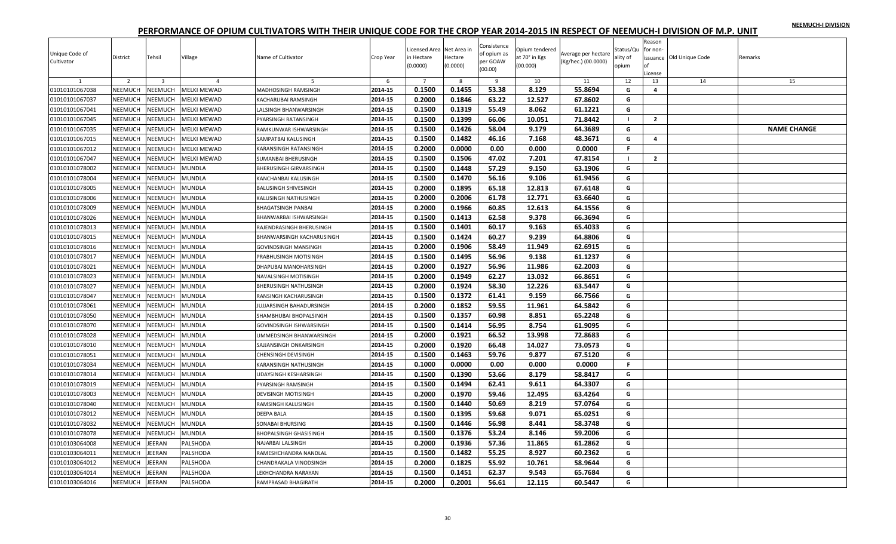NEEMUCH-I DIVISION

# PERFORMANCE OF OPIUM CULTIVATORS WITH THEIR UNIQUE CODE FOR THE CROP YEAR 2014-2015 IN RESPECT OF NEEMUCH-I DIVISION OF M.P. UNIT

| Unique Code of Cultivator | District | Tehsil | Village | Name of Cultivator | Crop Year | Licensed Area in Hectare (0.0000) | Net Area in Hectare (0.0000) | Consistence of opium as per GOAW (00.00) | Opium tendered at 70° in Kgs (00.000) | Average per hectare (Kg/hec.) (00.0000) | Status/Quality of opium | Reason for non-issuance of License | Old Unique Code | Remarks |
|---|---|---|---|---|---|---|---|---|---|---|---|---|---|---|
| 1 | 2 | 3 | 4 | 5 | 6 | 7 | 8 | 9 | 10 | 11 | 12 | 13 | 14 | 15 |
| 01010101067038 | NEEMUCH | NEEMUCH | MELKI MEWAD | MADHOSINGH RAMSINGH | 2014-15 | 0.1500 | 0.1455 | 53.38 | 8.129 | 55.8694 | G | 4 | | |
| 01010101067037 | NEEMUCH | NEEMUCH | MELKI MEWAD | KACHARUBAI RAMSINGH | 2014-15 | 0.2000 | 0.1846 | 63.22 | 12.527 | 67.8602 | G | | | |
| 01010101067041 | NEEMUCH | NEEMUCH | MELKI MEWAD | LALSINGH BHANWARSINGH | 2014-15 | 0.1500 | 0.1319 | 55.49 | 8.062 | 61.1221 | G | | | |
| 01010101067045 | NEEMUCH | NEEMUCH | MELKI MEWAD | PYARSINGH RATANSINGH | 2014-15 | 0.1500 | 0.1399 | 66.06 | 10.051 | 71.8442 | I | 2 | | |
| 01010101067035 | NEEMUCH | NEEMUCH | MELKI MEWAD | RAMKUNWAR ISHWARSINGH | 2014-15 | 0.1500 | 0.1426 | 58.04 | 9.179 | 64.3689 | G | | | NAME CHANGE |
| 01010101067015 | NEEMUCH | NEEMUCH | MELKI MEWAD | SAMPATBAI KALUSINGH | 2014-15 | 0.1500 | 0.1482 | 46.16 | 7.168 | 48.3671 | G | 4 | | |
| 01010101067012 | NEEMUCH | NEEMUCH | MELKI MEWAD | KARANSINGH RATANSINGH | 2014-15 | 0.2000 | 0.0000 | 0.00 | 0.000 | 0.0000 | F | | | |
| 01010101067047 | NEEMUCH | NEEMUCH | MELKI MEWAD | SUMANBAI BHERUSINGH | 2014-15 | 0.1500 | 0.1506 | 47.02 | 7.201 | 47.8154 | I | 2 | | |
| 01010101078002 | NEEMUCH | NEEMUCH | MUNDLA | BHERUSINGH GIRVARSINGH | 2014-15 | 0.1500 | 0.1448 | 57.29 | 9.150 | 63.1906 | G | | | |
| 01010101078004 | NEEMUCH | NEEMUCH | MUNDLA | KANCHANBAI KALUSINGH | 2014-15 | 0.1500 | 0.1470 | 56.16 | 9.106 | 61.9456 | G | | | |
| 01010101078005 | NEEMUCH | NEEMUCH | MUNDLA | BALUSINGH SHIVESINGH | 2014-15 | 0.2000 | 0.1895 | 65.18 | 12.813 | 67.6148 | G | | | |
| 01010101078006 | NEEMUCH | NEEMUCH | MUNDLA | KALUSINGH NATHUSINGH | 2014-15 | 0.2000 | 0.2006 | 61.78 | 12.771 | 63.6640 | G | | | |
| 01010101078009 | NEEMUCH | NEEMUCH | MUNDLA | BHAGATSINGH PANBAI | 2014-15 | 0.2000 | 0.1966 | 60.85 | 12.613 | 64.1556 | G | | | |
| 01010101078026 | NEEMUCH | NEEMUCH | MUNDLA | BHANWARBAI ISHWARSINGH | 2014-15 | 0.1500 | 0.1413 | 62.58 | 9.378 | 66.3694 | G | | | |
| 01010101078013 | NEEMUCH | NEEMUCH | MUNDLA | RAJENDRASINGH BHERUSINGH | 2014-15 | 0.1500 | 0.1401 | 60.17 | 9.163 | 65.4033 | G | | | |
| 01010101078015 | NEEMUCH | NEEMUCH | MUNDLA | BHANWARSINGH KACHARUSINGH | 2014-15 | 0.1500 | 0.1424 | 60.27 | 9.239 | 64.8806 | G | | | |
| 01010101078016 | NEEMUCH | NEEMUCH | MUNDLA | GOVINDSINGH MANSINGH | 2014-15 | 0.2000 | 0.1906 | 58.49 | 11.949 | 62.6915 | G | | | |
| 01010101078017 | NEEMUCH | NEEMUCH | MUNDLA | PRABHUSINGH MOTISINGH | 2014-15 | 0.1500 | 0.1495 | 56.96 | 9.138 | 61.1237 | G | | | |
| 01010101078021 | NEEMUCH | NEEMUCH | MUNDLA | DHAPUBAI MANOHARSINGH | 2014-15 | 0.2000 | 0.1927 | 56.96 | 11.986 | 62.2003 | G | | | |
| 01010101078023 | NEEMUCH | NEEMUCH | MUNDLA | NAVALSINGH MOTISINGH | 2014-15 | 0.2000 | 0.1949 | 62.27 | 13.032 | 66.8651 | G | | | |
| 01010101078027 | NEEMUCH | NEEMUCH | MUNDLA | BHERUSINGH NATHUSINGH | 2014-15 | 0.2000 | 0.1924 | 58.30 | 12.226 | 63.5447 | G | | | |
| 01010101078047 | NEEMUCH | NEEMUCH | MUNDLA | RANSINGH KACHARUSINGH | 2014-15 | 0.1500 | 0.1372 | 61.41 | 9.159 | 66.7566 | G | | | |
| 01010101078061 | NEEMUCH | NEEMUCH | MUNDLA | JUJJARSINGH BAHADURSINGH | 2014-15 | 0.2000 | 0.1852 | 59.55 | 11.961 | 64.5842 | G | | | |
| 01010101078050 | NEEMUCH | NEEMUCH | MUNDLA | SHAMBHUBAI BHOPALSINGH | 2014-15 | 0.1500 | 0.1357 | 60.98 | 8.851 | 65.2248 | G | | | |
| 01010101078070 | NEEMUCH | NEEMUCH | MUNDLA | GOVINDSINGH ISHWARSINGH | 2014-15 | 0.1500 | 0.1414 | 56.95 | 8.754 | 61.9095 | G | | | |
| 01010101078028 | NEEMUCH | NEEMUCH | MUNDLA | UMMEDSINGH BHANWARSINGH | 2014-15 | 0.2000 | 0.1921 | 66.52 | 13.998 | 72.8683 | G | | | |
| 01010101078010 | NEEMUCH | NEEMUCH | MUNDLA | SAJJANSINGH ONKARSINGH | 2014-15 | 0.2000 | 0.1920 | 66.48 | 14.027 | 73.0573 | G | | | |
| 01010101078051 | NEEMUCH | NEEMUCH | MUNDLA | CHENSINGH DEVISINGH | 2014-15 | 0.1500 | 0.1463 | 59.76 | 9.877 | 67.5120 | G | | | |
| 01010101078034 | NEEMUCH | NEEMUCH | MUNDLA | KARANSINGH NATHUSINGH | 2014-15 | 0.1000 | 0.0000 | 0.00 | 0.000 | 0.0000 | F | | | |
| 01010101078014 | NEEMUCH | NEEMUCH | MUNDLA | UDAYSINGH KESHARSINGH | 2014-15 | 0.1500 | 0.1390 | 53.66 | 8.179 | 58.8417 | G | | | |
| 01010101078019 | NEEMUCH | NEEMUCH | MUNDLA | PYARSINGH RAMSINGH | 2014-15 | 0.1500 | 0.1494 | 62.41 | 9.611 | 64.3307 | G | | | |
| 01010101078003 | NEEMUCH | NEEMUCH | MUNDLA | DEVISINGH MOTISINGH | 2014-15 | 0.2000 | 0.1970 | 59.46 | 12.495 | 63.4264 | G | | | |
| 01010101078040 | NEEMUCH | NEEMUCH | MUNDLA | RAMSINGH KALUSINGH | 2014-15 | 0.1500 | 0.1440 | 50.69 | 8.219 | 57.0764 | G | | | |
| 01010101078012 | NEEMUCH | NEEMUCH | MUNDLA | DEEPA BALA | 2014-15 | 0.1500 | 0.1395 | 59.68 | 9.071 | 65.0251 | G | | | |
| 01010101078032 | NEEMUCH | NEEMUCH | MUNDLA | SONABAI BHURSING | 2014-15 | 0.1500 | 0.1446 | 56.98 | 8.441 | 58.3748 | G | | | |
| 01010101078078 | NEEMUCH | NEEMUCH | MUNDLA | BHOPALSINGH GHASISINGH | 2014-15 | 0.1500 | 0.1376 | 53.24 | 8.146 | 59.2006 | G | | | |
| 01010103064008 | NEEMUCH | JEERAN | PALSHODA | NAJARBAI LALSINGH | 2014-15 | 0.2000 | 0.1936 | 57.36 | 11.865 | 61.2862 | G | | | |
| 01010103064011 | NEEMUCH | JEERAN | PALSHODA | RAMESHCHANDRA NANDLAL | 2014-15 | 0.1500 | 0.1482 | 55.25 | 8.927 | 60.2362 | G | | | |
| 01010103064012 | NEEMUCH | JEERAN | PALSHODA | CHANDRAKALA VINODSINGH | 2014-15 | 0.2000 | 0.1825 | 55.92 | 10.761 | 58.9644 | G | | | |
| 01010103064014 | NEEMUCH | JEERAN | PALSHODA | LEKHCHANDRA NARAYAN | 2014-15 | 0.1500 | 0.1451 | 62.37 | 9.543 | 65.7684 | G | | | |
| 01010103064016 | NEEMUCH | JEERAN | PALSHODA | RAMPRASAD BHAGIRATH | 2014-15 | 0.2000 | 0.2001 | 56.61 | 12.115 | 60.5447 | G | | | |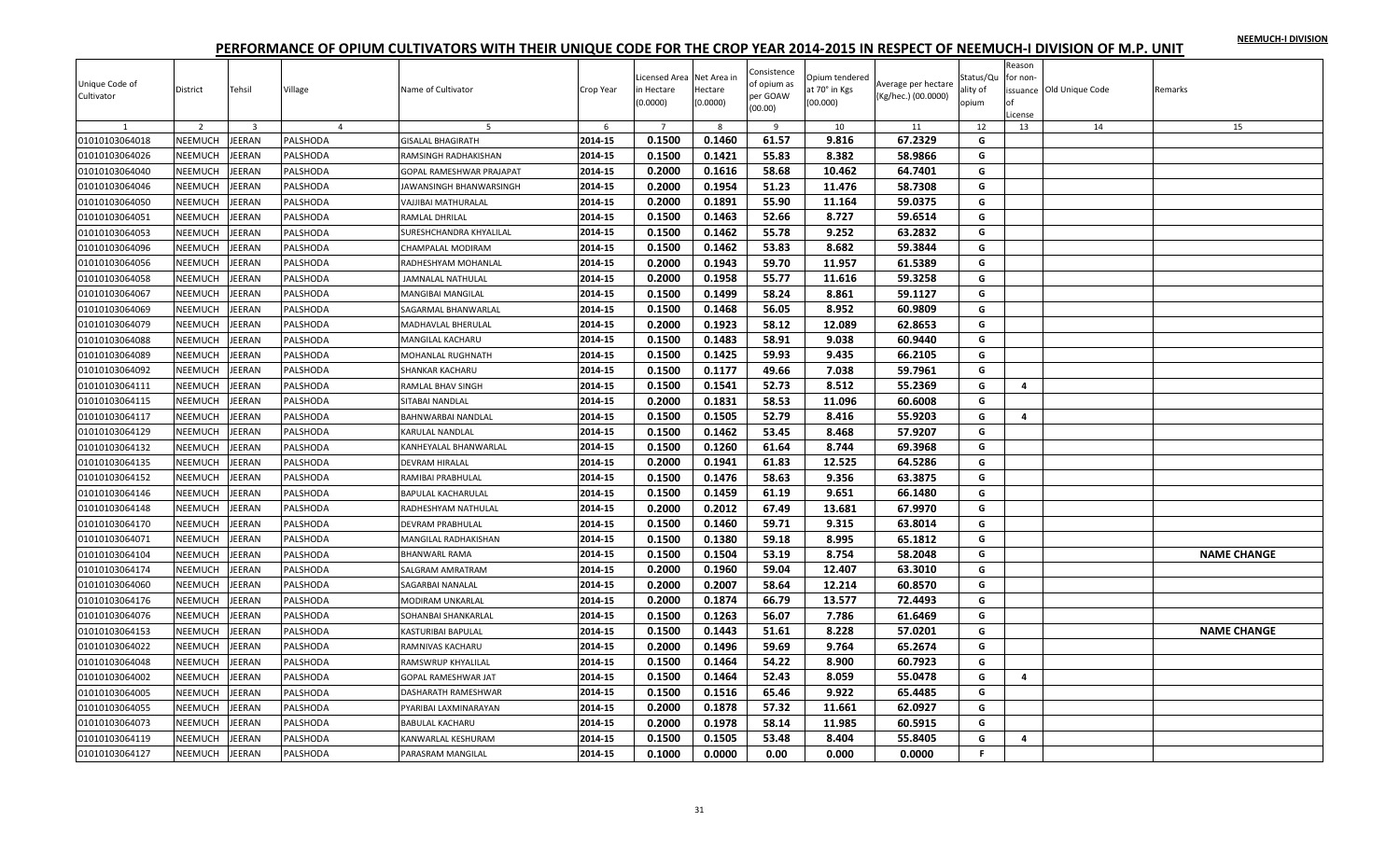NEEMUCH-I DIVISION

## PERFORMANCE OF OPIUM CULTIVATORS WITH THEIR UNIQUE CODE FOR THE CROP YEAR 2014-2015 IN RESPECT OF NEEMUCH-I DIVISION OF M.P. UNIT

| Unique Code of Cultivator | District | Tehsil | Village | Name of Cultivator | Crop Year | Licensed Area in Hectare (0.0000) | Net Area in Hectare (0.0000) | Consistence of opium as per GOAW (00.00) | Opium tendered at 70° in Kgs (00.000) | Average per hectare (Kg/hec.) (00.0000) | Status/Quality of opium | Reason for non-issuance of License | Old Unique Code | Remarks |
|---|---|---|---|---|---|---|---|---|---|---|---|---|---|---|
| 1 | 2 | 3 | 4 | 5 | 6 | 7 | 8 | 9 | 10 | 11 | 12 | 13 | 14 | 15 |
| 01010103064018 | NEEMUCH | JEERAN | PALSHODA | GISALAL BHAGIRATH | 2014-15 | 0.1500 | 0.1460 | 61.57 | 9.816 | 67.2329 | G | | | |
| 01010103064026 | NEEMUCH | JEERAN | PALSHODA | RAMSINGH RADHAKISHAN | 2014-15 | 0.1500 | 0.1421 | 55.83 | 8.382 | 58.9866 | G | | | |
| 01010103064040 | NEEMUCH | JEERAN | PALSHODA | GOPAL RAMESHWAR PRAJAPAT | 2014-15 | 0.2000 | 0.1616 | 58.68 | 10.462 | 64.7401 | G | | | |
| 01010103064046 | NEEMUCH | JEERAN | PALSHODA | JAWANSINGH BHANWARSINGH | 2014-15 | 0.2000 | 0.1954 | 51.23 | 11.476 | 58.7308 | G | | | |
| 01010103064050 | NEEMUCH | JEERAN | PALSHODA | VAJJIBAI MATHURALAL | 2014-15 | 0.2000 | 0.1891 | 55.90 | 11.164 | 59.0375 | G | | | |
| 01010103064051 | NEEMUCH | JEERAN | PALSHODA | RAMLAL DHRILAL | 2014-15 | 0.1500 | 0.1463 | 52.66 | 8.727 | 59.6514 | G | | | |
| 01010103064053 | NEEMUCH | JEERAN | PALSHODA | SURESHCHANDRA KHYALILAL | 2014-15 | 0.1500 | 0.1462 | 55.78 | 9.252 | 63.2832 | G | | | |
| 01010103064096 | NEEMUCH | JEERAN | PALSHODA | CHAMPALAL MODIRAM | 2014-15 | 0.1500 | 0.1462 | 53.83 | 8.682 | 59.3844 | G | | | |
| 01010103064056 | NEEMUCH | JEERAN | PALSHODA | RADHESHYAM MOHANLAL | 2014-15 | 0.2000 | 0.1943 | 59.70 | 11.957 | 61.5389 | G | | | |
| 01010103064058 | NEEMUCH | JEERAN | PALSHODA | JAMNALAL NATHULAL | 2014-15 | 0.2000 | 0.1958 | 55.77 | 11.616 | 59.3258 | G | | | |
| 01010103064067 | NEEMUCH | JEERAN | PALSHODA | MANGIBAI MANGILAL | 2014-15 | 0.1500 | 0.1499 | 58.24 | 8.861 | 59.1127 | G | | | |
| 01010103064069 | NEEMUCH | JEERAN | PALSHODA | SAGARMAL BHANWARLAL | 2014-15 | 0.1500 | 0.1468 | 56.05 | 8.952 | 60.9809 | G | | | |
| 01010103064079 | NEEMUCH | JEERAN | PALSHODA | MADHAVLAL BHERULAL | 2014-15 | 0.2000 | 0.1923 | 58.12 | 12.089 | 62.8653 | G | | | |
| 01010103064088 | NEEMUCH | JEERAN | PALSHODA | MANGILAL KACHARU | 2014-15 | 0.1500 | 0.1483 | 58.91 | 9.038 | 60.9440 | G | | | |
| 01010103064089 | NEEMUCH | JEERAN | PALSHODA | MOHANLAL RUGHNATH | 2014-15 | 0.1500 | 0.1425 | 59.93 | 9.435 | 66.2105 | G | | | |
| 01010103064092 | NEEMUCH | JEERAN | PALSHODA | SHANKAR KACHARU | 2014-15 | 0.1500 | 0.1177 | 49.66 | 7.038 | 59.7961 | G | | | |
| 01010103064111 | NEEMUCH | JEERAN | PALSHODA | RAMLAL BHAV SINGH | 2014-15 | 0.1500 | 0.1541 | 52.73 | 8.512 | 55.2369 | G | 4 | | |
| 01010103064115 | NEEMUCH | JEERAN | PALSHODA | SITABAI NANDLAL | 2014-15 | 0.2000 | 0.1831 | 58.53 | 11.096 | 60.6008 | G | | | |
| 01010103064117 | NEEMUCH | JEERAN | PALSHODA | BAHNWARBAI NANDLAL | 2014-15 | 0.1500 | 0.1505 | 52.79 | 8.416 | 55.9203 | G | 4 | | |
| 01010103064129 | NEEMUCH | JEERAN | PALSHODA | KARULAL NANDLAL | 2014-15 | 0.1500 | 0.1462 | 53.45 | 8.468 | 57.9207 | G | | | |
| 01010103064132 | NEEMUCH | JEERAN | PALSHODA | KANHEYALAL BHANWARLAL | 2014-15 | 0.1500 | 0.1260 | 61.64 | 8.744 | 69.3968 | G | | | |
| 01010103064135 | NEEMUCH | JEERAN | PALSHODA | DEVRAM HIRALAL | 2014-15 | 0.2000 | 0.1941 | 61.83 | 12.525 | 64.5286 | G | | | |
| 01010103064152 | NEEMUCH | JEERAN | PALSHODA | RAMIBAI PRABHULAL | 2014-15 | 0.1500 | 0.1476 | 58.63 | 9.356 | 63.3875 | G | | | |
| 01010103064146 | NEEMUCH | JEERAN | PALSHODA | BAPULAL KACHARULAL | 2014-15 | 0.1500 | 0.1459 | 61.19 | 9.651 | 66.1480 | G | | | |
| 01010103064148 | NEEMUCH | JEERAN | PALSHODA | RADHESHYAM NATHULAL | 2014-15 | 0.2000 | 0.2012 | 67.49 | 13.681 | 67.9970 | G | | | |
| 01010103064170 | NEEMUCH | JEERAN | PALSHODA | DEVRAM PRABHULAL | 2014-15 | 0.1500 | 0.1460 | 59.71 | 9.315 | 63.8014 | G | | | |
| 01010103064071 | NEEMUCH | JEERAN | PALSHODA | MANGILAL RADHAKISHAN | 2014-15 | 0.1500 | 0.1380 | 59.18 | 8.995 | 65.1812 | G | | | |
| 01010103064104 | NEEMUCH | JEERAN | PALSHODA | BHANWARL RAMA | 2014-15 | 0.1500 | 0.1504 | 53.19 | 8.754 | 58.2048 | G | | | NAME CHANGE |
| 01010103064174 | NEEMUCH | JEERAN | PALSHODA | SALGRAM AMRATRAM | 2014-15 | 0.2000 | 0.1960 | 59.04 | 12.407 | 63.3010 | G | | | |
| 01010103064060 | NEEMUCH | JEERAN | PALSHODA | SAGARBAI NANALAL | 2014-15 | 0.2000 | 0.2007 | 58.64 | 12.214 | 60.8570 | G | | | |
| 01010103064176 | NEEMUCH | JEERAN | PALSHODA | MODIRAM UNKARLAL | 2014-15 | 0.2000 | 0.1874 | 66.79 | 13.577 | 72.4493 | G | | | |
| 01010103064076 | NEEMUCH | JEERAN | PALSHODA | SOHANBAI SHANKARLAL | 2014-15 | 0.1500 | 0.1263 | 56.07 | 7.786 | 61.6469 | G | | | |
| 01010103064153 | NEEMUCH | JEERAN | PALSHODA | KASTURIBAI BAPULAL | 2014-15 | 0.1500 | 0.1443 | 51.61 | 8.228 | 57.0201 | G | | | NAME CHANGE |
| 01010103064022 | NEEMUCH | JEERAN | PALSHODA | RAMNIVAS KACHARU | 2014-15 | 0.2000 | 0.1496 | 59.69 | 9.764 | 65.2674 | G | | | |
| 01010103064048 | NEEMUCH | JEERAN | PALSHODA | RAMSWRUP KHYALILAL | 2014-15 | 0.1500 | 0.1464 | 54.22 | 8.900 | 60.7923 | G | | | |
| 01010103064002 | NEEMUCH | JEERAN | PALSHODA | GOPAL RAMESHWAR JAT | 2014-15 | 0.1500 | 0.1464 | 52.43 | 8.059 | 55.0478 | G | 4 | | |
| 01010103064005 | NEEMUCH | JEERAN | PALSHODA | DASHARATH RAMESHWAR | 2014-15 | 0.1500 | 0.1516 | 65.46 | 9.922 | 65.4485 | G | | | |
| 01010103064055 | NEEMUCH | JEERAN | PALSHODA | PYARIBAI LAXMINARAYAN | 2014-15 | 0.2000 | 0.1878 | 57.32 | 11.661 | 62.0927 | G | | | |
| 01010103064073 | NEEMUCH | JEERAN | PALSHODA | BABULAL KACHARU | 2014-15 | 0.2000 | 0.1978 | 58.14 | 11.985 | 60.5915 | G | | | |
| 01010103064119 | NEEMUCH | JEERAN | PALSHODA | KANWARLAL KESHURAM | 2014-15 | 0.1500 | 0.1505 | 53.48 | 8.404 | 55.8405 | G | 4 | | |
| 01010103064127 | NEEMUCH | JEERAN | PALSHODA | PARASRAM MANGILAL | 2014-15 | 0.1000 | 0.0000 | 0.00 | 0.000 | 0.0000 | F | | | |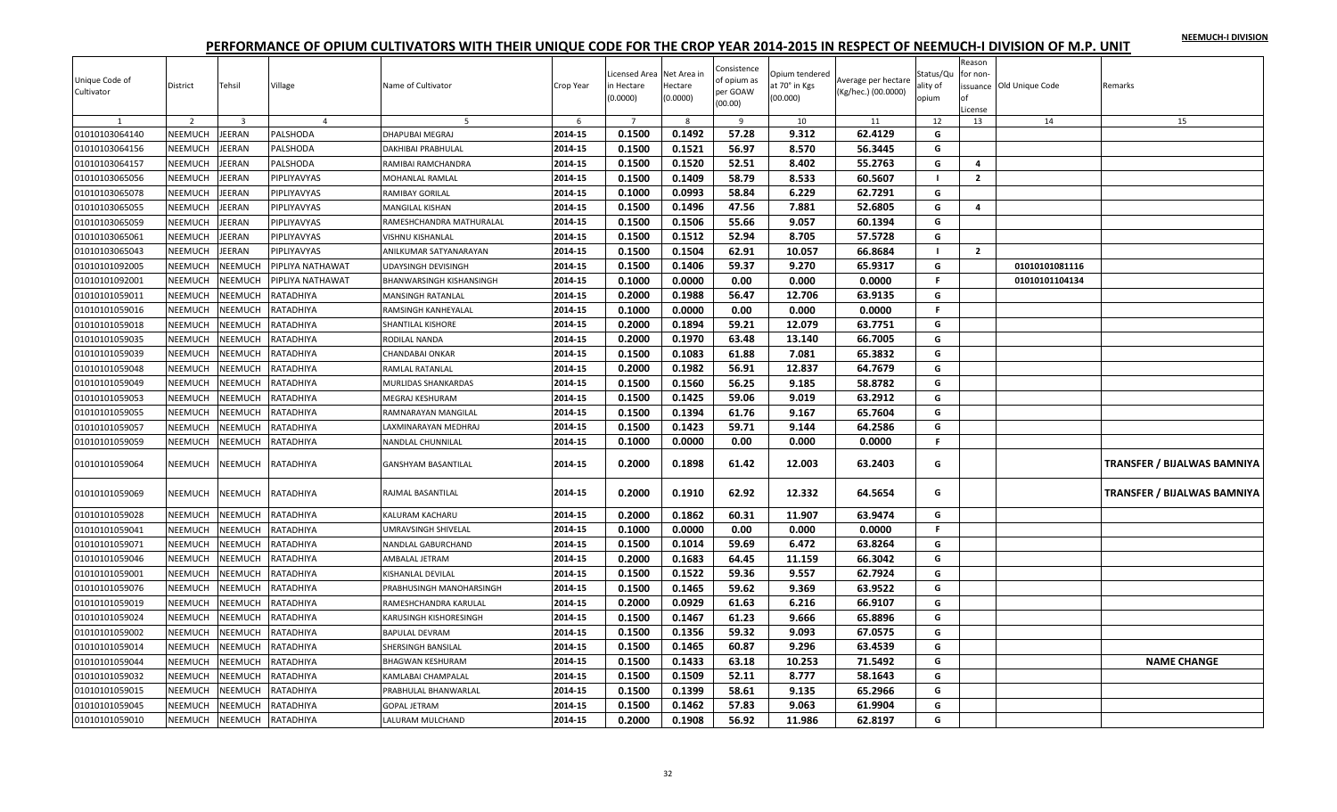# PERFORMANCE OF OPIUM CULTIVATORS WITH THEIR UNIQUE CODE FOR THE CROP YEAR 2014-2015 IN RESPECT OF NEEMUCH-I DIVISION OF M.P. UNIT

NEEMUCH-I DIVISION

| Unique Code of Cultivator | District | Tehsil | Village | Name of Cultivator | Crop Year | Licensed Area in Hectare (0.0000) | Net Area in Hectare (0.0000) | Consistence of opium as per GOAW (00.00) | Opium tendered at 70° in Kgs (00.000) | Average per hectare (Kg/hec.) (00.0000) | Status/Quality of opium | Reason for non-issuance of License | Old Unique Code | Remarks |
|---|---|---|---|---|---|---|---|---|---|---|---|---|---|---|
| 1 | 2 | 3 | 4 | 5 | 6 | 7 | 8 | 9 | 10 | 11 | 12 | 13 | 14 | 15 |
| 01010103064140 | NEEMUCH | JEERAN | PALSHODA | DHAPUBAI MEGRAJ | 2014-15 | 0.1500 | 0.1492 | 57.28 | 9.312 | 62.4129 | G | | | |
| 01010103064156 | NEEMUCH | JEERAN | PALSHODA | DAKHIBAI PRABHULAL | 2014-15 | 0.1500 | 0.1521 | 56.97 | 8.570 | 56.3445 | G | | | |
| 01010103064157 | NEEMUCH | JEERAN | PALSHODA | RAMIBAI RAMCHANDRA | 2014-15 | 0.1500 | 0.1520 | 52.51 | 8.402 | 55.2763 | G | 4 | | |
| 01010103065056 | NEEMUCH | JEERAN | PIPLIYAVYAS | MOHANLAL RAMLAL | 2014-15 | 0.1500 | 0.1409 | 58.79 | 8.533 | 60.5607 | I | 2 | | |
| 01010103065078 | NEEMUCH | JEERAN | PIPLIYAVYAS | RAMIBAY GORILAL | 2014-15 | 0.1000 | 0.0993 | 58.84 | 6.229 | 62.7291 | G | | | |
| 01010103065055 | NEEMUCH | JEERAN | PIPLIYAVYAS | MANGILAL KISHAN | 2014-15 | 0.1500 | 0.1496 | 47.56 | 7.881 | 52.6805 | G | 4 | | |
| 01010103065059 | NEEMUCH | JEERAN | PIPLIYAVYAS | RAMESHCHANDRA MATHURALAL | 2014-15 | 0.1500 | 0.1506 | 55.66 | 9.057 | 60.1394 | G | | | |
| 01010103065061 | NEEMUCH | JEERAN | PIPLIYAVYAS | VISHNU KISHANLAL | 2014-15 | 0.1500 | 0.1512 | 52.94 | 8.705 | 57.5728 | G | | | |
| 01010103065043 | NEEMUCH | JEERAN | PIPLIYAVYAS | ANILKUMAR SATYANARAYAN | 2014-15 | 0.1500 | 0.1504 | 62.91 | 10.057 | 66.8684 | I | 2 | | |
| 01010101092005 | NEEMUCH | NEEMUCH | PIPLIYA NATHAWAT | UDAYSINGH DEVISINGH | 2014-15 | 0.1500 | 0.1406 | 59.37 | 9.270 | 65.9317 | G | | 01010101081116 | |
| 01010101092001 | NEEMUCH | NEEMUCH | PIPLIYA NATHAWAT | BHANWARSINGH KISHANSINGH | 2014-15 | 0.1000 | 0.0000 | 0.00 | 0.000 | 0.0000 | F | | 01010101104134 | |
| 01010101059011 | NEEMUCH | NEEMUCH | RATADHIYA | MANSINGH RATANLAL | 2014-15 | 0.2000 | 0.1988 | 56.47 | 12.706 | 63.9135 | G | | | |
| 01010101059016 | NEEMUCH | NEEMUCH | RATADHIYA | RAMSINGH KANHEYALAL | 2014-15 | 0.1000 | 0.0000 | 0.00 | 0.000 | 0.0000 | F | | | |
| 01010101059018 | NEEMUCH | NEEMUCH | RATADHIYA | SHANTILAL KISHORE | 2014-15 | 0.2000 | 0.1894 | 59.21 | 12.079 | 63.7751 | G | | | |
| 01010101059035 | NEEMUCH | NEEMUCH | RATADHIYA | RODILAL NANDA | 2014-15 | 0.2000 | 0.1970 | 63.48 | 13.140 | 66.7005 | G | | | |
| 01010101059039 | NEEMUCH | NEEMUCH | RATADHIYA | CHANDABAI ONKAR | 2014-15 | 0.1500 | 0.1083 | 61.88 | 7.081 | 65.3832 | G | | | |
| 01010101059048 | NEEMUCH | NEEMUCH | RATADHIYA | RAMLAL RATANLAL | 2014-15 | 0.2000 | 0.1982 | 56.91 | 12.837 | 64.7679 | G | | | |
| 01010101059049 | NEEMUCH | NEEMUCH | RATADHIYA | MURLIDAS SHANKARDAS | 2014-15 | 0.1500 | 0.1560 | 56.25 | 9.185 | 58.8782 | G | | | |
| 01010101059053 | NEEMUCH | NEEMUCH | RATADHIYA | MEGRAJ KESHURAM | 2014-15 | 0.1500 | 0.1425 | 59.06 | 9.019 | 63.2912 | G | | | |
| 01010101059055 | NEEMUCH | NEEMUCH | RATADHIYA | RAMNARAYAN MANGILAL | 2014-15 | 0.1500 | 0.1394 | 61.76 | 9.167 | 65.7604 | G | | | |
| 01010101059057 | NEEMUCH | NEEMUCH | RATADHIYA | LAXMINARAYAN MEDHRAJ | 2014-15 | 0.1500 | 0.1423 | 59.71 | 9.144 | 64.2586 | G | | | |
| 01010101059059 | NEEMUCH | NEEMUCH | RATADHIYA | NANDLAL CHUNNILAL | 2014-15 | 0.1000 | 0.0000 | 0.00 | 0.000 | 0.0000 | F | | | |
| 01010101059064 | NEEMUCH | NEEMUCH | RATADHIYA | GANSHYAM BASANTILAL | 2014-15 | 0.2000 | 0.1898 | 61.42 | 12.003 | 63.2403 | G | | | TRANSFER / BIJALWAS BAMNIYA |
| 01010101059069 | NEEMUCH | NEEMUCH | RATADHIYA | RAJMAL BASANTILAL | 2014-15 | 0.2000 | 0.1910 | 62.92 | 12.332 | 64.5654 | G | | | TRANSFER / BIJALWAS BAMNIYA |
| 01010101059028 | NEEMUCH | NEEMUCH | RATADHIYA | KALURAM KACHARU | 2014-15 | 0.2000 | 0.1862 | 60.31 | 11.907 | 63.9474 | G | | | |
| 01010101059041 | NEEMUCH | NEEMUCH | RATADHIYA | UMRAVSINGH SHIVELAL | 2014-15 | 0.1000 | 0.0000 | 0.00 | 0.000 | 0.0000 | F | | | |
| 01010101059071 | NEEMUCH | NEEMUCH | RATADHIYA | NANDLAL GABURCHAND | 2014-15 | 0.1500 | 0.1014 | 59.69 | 6.472 | 63.8264 | G | | | |
| 01010101059046 | NEEMUCH | NEEMUCH | RATADHIYA | AMBALAL JETRAM | 2014-15 | 0.2000 | 0.1683 | 64.45 | 11.159 | 66.3042 | G | | | |
| 01010101059001 | NEEMUCH | NEEMUCH | RATADHIYA | KISHANLAL DEVILAL | 2014-15 | 0.1500 | 0.1522 | 59.36 | 9.557 | 62.7924 | G | | | |
| 01010101059076 | NEEMUCH | NEEMUCH | RATADHIYA | PRABHUSINGH MANOHARSINGH | 2014-15 | 0.1500 | 0.1465 | 59.62 | 9.369 | 63.9522 | G | | | |
| 01010101059019 | NEEMUCH | NEEMUCH | RATADHIYA | RAMESHCHANDRA KARULAL | 2014-15 | 0.2000 | 0.0929 | 61.63 | 6.216 | 66.9107 | G | | | |
| 01010101059024 | NEEMUCH | NEEMUCH | RATADHIYA | KARUSINGH KISHORESINGH | 2014-15 | 0.1500 | 0.1467 | 61.23 | 9.666 | 65.8896 | G | | | |
| 01010101059002 | NEEMUCH | NEEMUCH | RATADHIYA | BAPULAL DEVRAM | 2014-15 | 0.1500 | 0.1356 | 59.32 | 9.093 | 67.0575 | G | | | |
| 01010101059014 | NEEMUCH | NEEMUCH | RATADHIYA | SHERSINGH BANSILAL | 2014-15 | 0.1500 | 0.1465 | 60.87 | 9.296 | 63.4539 | G | | | |
| 01010101059044 | NEEMUCH | NEEMUCH | RATADHIYA | BHAGWAN KESHURAM | 2014-15 | 0.1500 | 0.1433 | 63.18 | 10.253 | 71.5492 | G | | | NAME CHANGE |
| 01010101059032 | NEEMUCH | NEEMUCH | RATADHIYA | KAMLABAI CHAMPALAL | 2014-15 | 0.1500 | 0.1509 | 52.11 | 8.777 | 58.1643 | G | | | |
| 01010101059015 | NEEMUCH | NEEMUCH | RATADHIYA | PRABHULAL BHANWARLAL | 2014-15 | 0.1500 | 0.1399 | 58.61 | 9.135 | 65.2966 | G | | | |
| 01010101059045 | NEEMUCH | NEEMUCH | RATADHIYA | GOPAL JETRAM | 2014-15 | 0.1500 | 0.1462 | 57.83 | 9.063 | 61.9904 | G | | | |
| 01010101059010 | NEEMUCH | NEEMUCH | RATADHIYA | LALURAM MULCHAND | 2014-15 | 0.2000 | 0.1908 | 56.92 | 11.986 | 62.8197 | G | | | |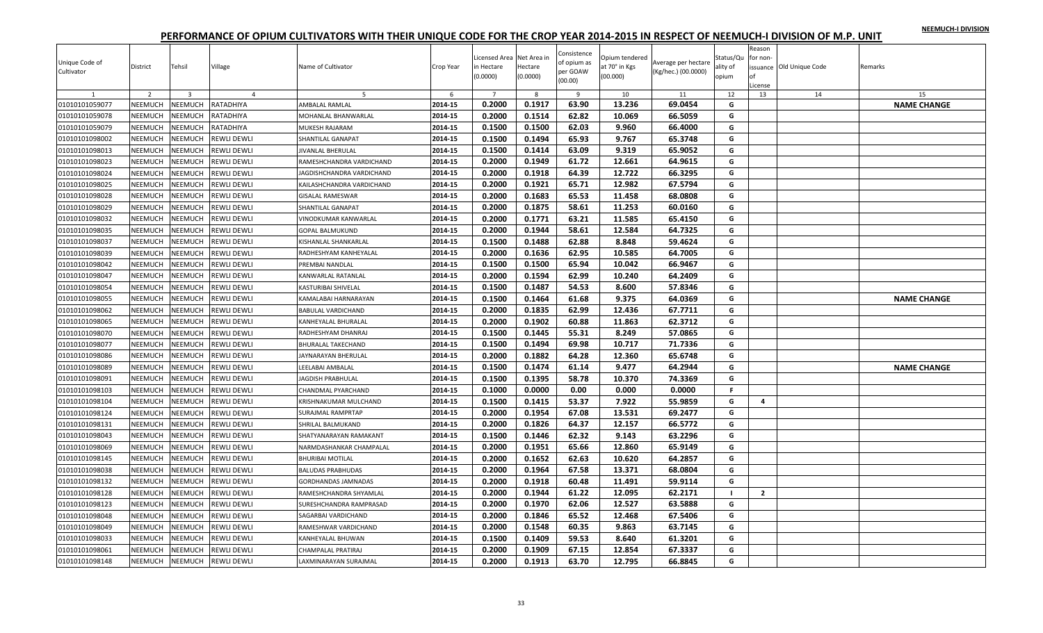# PERFORMANCE OF OPIUM CULTIVATORS WITH THEIR UNIQUE CODE FOR THE CROP YEAR 2014-2015 IN RESPECT OF NEEMUCH-I DIVISION OF M.P. UNIT

| Unique Code of Cultivator | District | Tehsil | Village | Name of Cultivator | Crop Year | Licensed Area in Hectare (0.0000) | Net Area in Hectare (0.0000) | Consistence of opium as per GOAW (00.00) | Opium tendered at 70° in Kgs (00.000) | Average per hectare (Kg/hec.) (00.0000) | Status/Quality of opium | Reason for non-issuance of License | Old Unique Code | Remarks |
|---|---|---|---|---|---|---|---|---|---|---|---|---|---|---|
| 1 | 2 | 3 | 4 | 5 | 6 | 7 | 8 | 9 | 10 | 11 | 12 | 13 | 14 | 15 |
| 01010101059077 | NEEMUCH | NEEMUCH | RATADHIYA | AMBALAL RAMLAL | 2014-15 | 0.2000 | 0.1917 | 63.90 | 13.236 | 69.0454 | G | | | NAME CHANGE |
| 01010101059078 | NEEMUCH | NEEMUCH | RATADHIYA | MOHANLAL BHANWARLAL | 2014-15 | 0.2000 | 0.1514 | 62.82 | 10.069 | 66.5059 | G | | | |
| 01010101059079 | NEEMUCH | NEEMUCH | RATADHIYA | MUKESH RAJARAM | 2014-15 | 0.1500 | 0.1500 | 62.03 | 9.960 | 66.4000 | G | | | |
| 01010101098002 | NEEMUCH | NEEMUCH | REWLI DEWLI | SHANTILAL GANAPAT | 2014-15 | 0.1500 | 0.1494 | 65.93 | 9.767 | 65.3748 | G | | | |
| 01010101098013 | NEEMUCH | NEEMUCH | REWLI DEWLI | JIVANLAL BHERULAL | 2014-15 | 0.1500 | 0.1414 | 63.09 | 9.319 | 65.9052 | G | | | |
| 01010101098023 | NEEMUCH | NEEMUCH | REWLI DEWLI | RAMESHCHANDRA VARDICHAND | 2014-15 | 0.2000 | 0.1949 | 61.72 | 12.661 | 64.9615 | G | | | |
| 01010101098024 | NEEMUCH | NEEMUCH | REWLI DEWLI | JAGDISHCHANDRA VARDICHAND | 2014-15 | 0.2000 | 0.1918 | 64.39 | 12.722 | 66.3295 | G | | | |
| 01010101098025 | NEEMUCH | NEEMUCH | REWLI DEWLI | KAILASHCHANDRA VARDICHAND | 2014-15 | 0.2000 | 0.1921 | 65.71 | 12.982 | 67.5794 | G | | | |
| 01010101098028 | NEEMUCH | NEEMUCH | REWLI DEWLI | GISALAL RAMESWAR | 2014-15 | 0.2000 | 0.1683 | 65.53 | 11.458 | 68.0808 | G | | | |
| 01010101098029 | NEEMUCH | NEEMUCH | REWLI DEWLI | SHANTILAL GANAPAT | 2014-15 | 0.2000 | 0.1875 | 58.61 | 11.253 | 60.0160 | G | | | |
| 01010101098032 | NEEMUCH | NEEMUCH | REWLI DEWLI | VINODKUMAR KANWARLAL | 2014-15 | 0.2000 | 0.1771 | 63.21 | 11.585 | 65.4150 | G | | | |
| 01010101098035 | NEEMUCH | NEEMUCH | REWLI DEWLI | GOPAL BALMUKUND | 2014-15 | 0.2000 | 0.1944 | 58.61 | 12.584 | 64.7325 | G | | | |
| 01010101098037 | NEEMUCH | NEEMUCH | REWLI DEWLI | KISHANLAL SHANKARLAL | 2014-15 | 0.1500 | 0.1488 | 62.88 | 8.848 | 59.4624 | G | | | |
| 01010101098039 | NEEMUCH | NEEMUCH | REWLI DEWLI | RADHESHYAM KANHEYALAL | 2014-15 | 0.2000 | 0.1636 | 62.95 | 10.585 | 64.7005 | G | | | |
| 01010101098042 | NEEMUCH | NEEMUCH | REWLI DEWLI | PREMBAI NANDLAL | 2014-15 | 0.1500 | 0.1500 | 65.94 | 10.042 | 66.9467 | G | | | |
| 01010101098047 | NEEMUCH | NEEMUCH | REWLI DEWLI | KANWARLAL RATANLAL | 2014-15 | 0.2000 | 0.1594 | 62.99 | 10.240 | 64.2409 | G | | | |
| 01010101098054 | NEEMUCH | NEEMUCH | REWLI DEWLI | KASTURIBAI SHIVELAL | 2014-15 | 0.1500 | 0.1487 | 54.53 | 8.600 | 57.8346 | G | | | |
| 01010101098055 | NEEMUCH | NEEMUCH | REWLI DEWLI | KAMALABAI HARNARAYAN | 2014-15 | 0.1500 | 0.1464 | 61.68 | 9.375 | 64.0369 | G | | | NAME CHANGE |
| 01010101098062 | NEEMUCH | NEEMUCH | REWLI DEWLI | BABULAL VARDICHAND | 2014-15 | 0.2000 | 0.1835 | 62.99 | 12.436 | 67.7711 | G | | | |
| 01010101098065 | NEEMUCH | NEEMUCH | REWLI DEWLI | KANHEYALAL BHURALAL | 2014-15 | 0.2000 | 0.1902 | 60.88 | 11.863 | 62.3712 | G | | | |
| 01010101098070 | NEEMUCH | NEEMUCH | REWLI DEWLI | RADHESHYAM DHANRAJ | 2014-15 | 0.1500 | 0.1445 | 55.31 | 8.249 | 57.0865 | G | | | |
| 01010101098077 | NEEMUCH | NEEMUCH | REWLI DEWLI | BHURALAL TAKECHAND | 2014-15 | 0.1500 | 0.1494 | 69.98 | 10.717 | 71.7336 | G | | | |
| 01010101098086 | NEEMUCH | NEEMUCH | REWLI DEWLI | JAYNARAYAN BHERULAL | 2014-15 | 0.2000 | 0.1882 | 64.28 | 12.360 | 65.6748 | G | | | |
| 01010101098089 | NEEMUCH | NEEMUCH | REWLI DEWLI | LEELABAI AMBALAL | 2014-15 | 0.1500 | 0.1474 | 61.14 | 9.477 | 64.2944 | G | | | NAME CHANGE |
| 01010101098091 | NEEMUCH | NEEMUCH | REWLI DEWLI | JAGDISH PRABHULAL | 2014-15 | 0.1500 | 0.1395 | 58.78 | 10.370 | 74.3369 | G | | | |
| 01010101098103 | NEEMUCH | NEEMUCH | REWLI DEWLI | CHANDMAL PYARCHAND | 2014-15 | 0.1000 | 0.0000 | 0.00 | 0.000 | 0.0000 | F | | | |
| 01010101098104 | NEEMUCH | NEEMUCH | REWLI DEWLI | KRISHNAKUMAR MULCHAND | 2014-15 | 0.1500 | 0.1415 | 53.37 | 7.922 | 55.9859 | G | 4 | | |
| 01010101098124 | NEEMUCH | NEEMUCH | REWLI DEWLI | SURAJMAL RAMPRTAP | 2014-15 | 0.2000 | 0.1954 | 67.08 | 13.531 | 69.2477 | G | | | |
| 01010101098131 | NEEMUCH | NEEMUCH | REWLI DEWLI | SHRILAL BALMUKAND | 2014-15 | 0.2000 | 0.1826 | 64.37 | 12.157 | 66.5772 | G | | | |
| 01010101098043 | NEEMUCH | NEEMUCH | REWLI DEWLI | SHATYANARAYAN RAMAKANT | 2014-15 | 0.1500 | 0.1446 | 62.32 | 9.143 | 63.2296 | G | | | |
| 01010101098069 | NEEMUCH | NEEMUCH | REWLI DEWLI | NARMDASHANKAR CHAMPALAL | 2014-15 | 0.2000 | 0.1951 | 65.66 | 12.860 | 65.9149 | G | | | |
| 01010101098145 | NEEMUCH | NEEMUCH | REWLI DEWLI | BHURIBAI MOTILAL | 2014-15 | 0.2000 | 0.1652 | 62.63 | 10.620 | 64.2857 | G | | | |
| 01010101098038 | NEEMUCH | NEEMUCH | REWLI DEWLI | BALUDAS PRABHUDAS | 2014-15 | 0.2000 | 0.1964 | 67.58 | 13.371 | 68.0804 | G | | | |
| 01010101098132 | NEEMUCH | NEEMUCH | REWLI DEWLI | GORDHANDAS JAMNADAS | 2014-15 | 0.2000 | 0.1918 | 60.48 | 11.491 | 59.9114 | G | | | |
| 01010101098128 | NEEMUCH | NEEMUCH | REWLI DEWLI | RAMESHCHANDRA SHYAMLAL | 2014-15 | 0.2000 | 0.1944 | 61.22 | 12.095 | 62.2171 | I | 2 | | |
| 01010101098123 | NEEMUCH | NEEMUCH | REWLI DEWLI | SURESHCHANDRA RAMPRASAD | 2014-15 | 0.2000 | 0.1970 | 62.06 | 12.527 | 63.5888 | G | | | |
| 01010101098048 | NEEMUCH | NEEMUCH | REWLI DEWLI | SAGARBAI VARDICHAND | 2014-15 | 0.2000 | 0.1846 | 65.52 | 12.468 | 67.5406 | G | | | |
| 01010101098049 | NEEMUCH | NEEMUCH | REWLI DEWLI | RAMESHWAR VARDICHAND | 2014-15 | 0.2000 | 0.1548 | 60.35 | 9.863 | 63.7145 | G | | | |
| 01010101098033 | NEEMUCH | NEEMUCH | REWLI DEWLI | KANHEYALAL BHUWAN | 2014-15 | 0.1500 | 0.1409 | 59.53 | 8.640 | 61.3201 | G | | | |
| 01010101098061 | NEEMUCH | NEEMUCH | REWLI DEWLI | CHAMPALAL PRATIRAJ | 2014-15 | 0.2000 | 0.1909 | 67.15 | 12.854 | 67.3337 | G | | | |
| 01010101098148 | NEEMUCH | NEEMUCH | REWLI DEWLI | LAXMINARAYAN SURAJMAL | 2014-15 | 0.2000 | 0.1913 | 63.70 | 12.795 | 66.8845 | G | | | |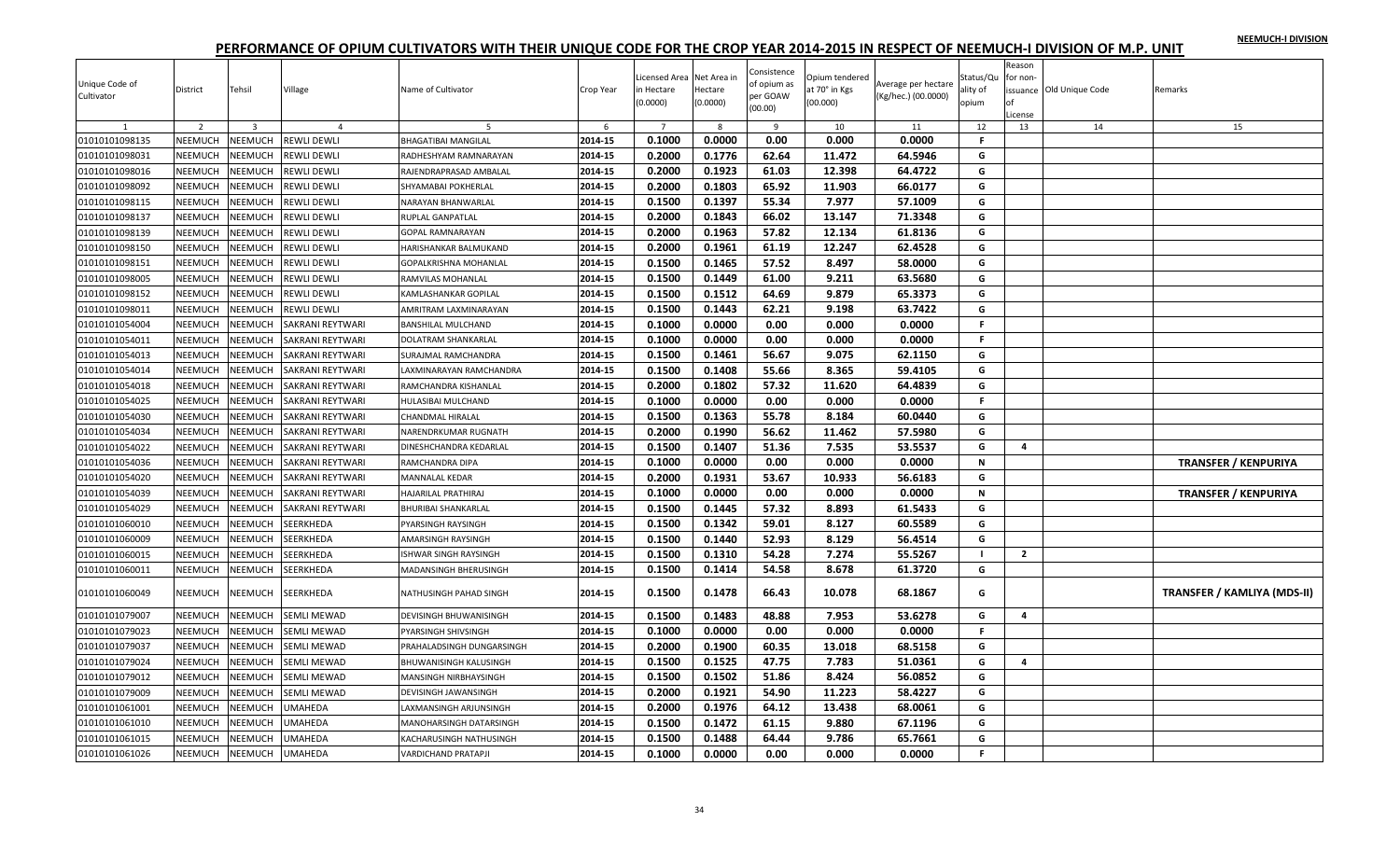NEEMUCH-I DIVISION

# PERFORMANCE OF OPIUM CULTIVATORS WITH THEIR UNIQUE CODE FOR THE CROP YEAR 2014-2015 IN RESPECT OF NEEMUCH-I DIVISION OF M.P. UNIT

| Unique Code of Cultivator | District | Tehsil | Village | Name of Cultivator | Crop Year | Licensed Area in Hectare (0.0000) | Net Area in Hectare (0.0000) | Consistence of opium as per GOAW (00.00) | Opium tendered at 70° in Kgs (00.000) | Average per hectare (Kg/hec.) (00.0000) | Status/Quality of opium | Reason for non-issuance of License | Old Unique Code | Remarks |
|---|---|---|---|---|---|---|---|---|---|---|---|---|---|---|
| 1 | 2 | 3 | 4 | 5 | 6 | 7 | 8 | 9 | 10 | 11 | 12 | 13 | 14 | 15 |
| 01010101098135 | NEEMUCH | NEEMUCH | REWLI DEWLI | BHAGATIBAI MANGILAL | 2014-15 | 0.1000 | 0.0000 | 0.00 | 0.000 | 0.0000 | F | | | |
| 01010101098031 | NEEMUCH | NEEMUCH | REWLI DEWLI | RADHESHYAM RAMNARAYAN | 2014-15 | 0.2000 | 0.1776 | 62.64 | 11.472 | 64.5946 | G | | | |
| 01010101098016 | NEEMUCH | NEEMUCH | REWLI DEWLI | RAJENDRAPRASAD AMBALAL | 2014-15 | 0.2000 | 0.1923 | 61.03 | 12.398 | 64.4722 | G | | | |
| 01010101098092 | NEEMUCH | NEEMUCH | REWLI DEWLI | SHYAMABAI POKHERLAL | 2014-15 | 0.2000 | 0.1803 | 65.92 | 11.903 | 66.0177 | G | | | |
| 01010101098115 | NEEMUCH | NEEMUCH | REWLI DEWLI | NARAYAN BHANWARLAL | 2014-15 | 0.1500 | 0.1397 | 55.34 | 7.977 | 57.1009 | G | | | |
| 01010101098137 | NEEMUCH | NEEMUCH | REWLI DEWLI | RUPLAL GANPATLAL | 2014-15 | 0.2000 | 0.1843 | 66.02 | 13.147 | 71.3348 | G | | | |
| 01010101098139 | NEEMUCH | NEEMUCH | REWLI DEWLI | GOPAL RAMNARAYAN | 2014-15 | 0.2000 | 0.1963 | 57.82 | 12.134 | 61.8136 | G | | | |
| 01010101098150 | NEEMUCH | NEEMUCH | REWLI DEWLI | HARISHANKAR BALMUKAND | 2014-15 | 0.2000 | 0.1961 | 61.19 | 12.247 | 62.4528 | G | | | |
| 01010101098151 | NEEMUCH | NEEMUCH | REWLI DEWLI | GOPALKRISHNA MOHANLAL | 2014-15 | 0.1500 | 0.1465 | 57.52 | 8.497 | 58.0000 | G | | | |
| 01010101098005 | NEEMUCH | NEEMUCH | REWLI DEWLI | RAMVILAS MOHANLAL | 2014-15 | 0.1500 | 0.1449 | 61.00 | 9.211 | 63.5680 | G | | | |
| 01010101098152 | NEEMUCH | NEEMUCH | REWLI DEWLI | KAMLASHANKAR GOPILAL | 2014-15 | 0.1500 | 0.1512 | 64.69 | 9.879 | 65.3373 | G | | | |
| 01010101098011 | NEEMUCH | NEEMUCH | REWLI DEWLI | AMRITRAM LAXMINARAYAN | 2014-15 | 0.1500 | 0.1443 | 62.21 | 9.198 | 63.7422 | G | | | |
| 01010101054004 | NEEMUCH | NEEMUCH | SAKRANI REYTWARI | BANSHILAL MULCHAND | 2014-15 | 0.1000 | 0.0000 | 0.00 | 0.000 | 0.0000 | F | | | |
| 01010101054011 | NEEMUCH | NEEMUCH | SAKRANI REYTWARI | DOLATRAM SHANKARLAL | 2014-15 | 0.1000 | 0.0000 | 0.00 | 0.000 | 0.0000 | F | | | |
| 01010101054013 | NEEMUCH | NEEMUCH | SAKRANI REYTWARI | SURAJMAL RAMCHANDRA | 2014-15 | 0.1500 | 0.1461 | 56.67 | 9.075 | 62.1150 | G | | | |
| 01010101054014 | NEEMUCH | NEEMUCH | SAKRANI REYTWARI | LAXMINARAYAN RAMCHANDRA | 2014-15 | 0.1500 | 0.1408 | 55.66 | 8.365 | 59.4105 | G | | | |
| 01010101054018 | NEEMUCH | NEEMUCH | SAKRANI REYTWARI | RAMCHANDRA KISHANLAL | 2014-15 | 0.2000 | 0.1802 | 57.32 | 11.620 | 64.4839 | G | | | |
| 01010101054025 | NEEMUCH | NEEMUCH | SAKRANI REYTWARI | HULASIBAI MULCHAND | 2014-15 | 0.1000 | 0.0000 | 0.00 | 0.000 | 0.0000 | F | | | |
| 01010101054030 | NEEMUCH | NEEMUCH | SAKRANI REYTWARI | CHANDMAL HIRALAL | 2014-15 | 0.1500 | 0.1363 | 55.78 | 8.184 | 60.0440 | G | | | |
| 01010101054034 | NEEMUCH | NEEMUCH | SAKRANI REYTWARI | NARENDRKUMAR RUGNATH | 2014-15 | 0.2000 | 0.1990 | 56.62 | 11.462 | 57.5980 | G | | | |
| 01010101054022 | NEEMUCH | NEEMUCH | SAKRANI REYTWARI | DINESHCHANDRA KEDARLAL | 2014-15 | 0.1500 | 0.1407 | 51.36 | 7.535 | 53.5537 | G | 4 | | |
| 01010101054036 | NEEMUCH | NEEMUCH | SAKRANI REYTWARI | RAMCHANDRA DIPA | 2014-15 | 0.1000 | 0.0000 | 0.00 | 0.000 | 0.0000 | N | | | TRANSFER / KENPURIYA |
| 01010101054020 | NEEMUCH | NEEMUCH | SAKRANI REYTWARI | MANNALAL KEDAR | 2014-15 | 0.2000 | 0.1931 | 53.67 | 10.933 | 56.6183 | G | | | |
| 01010101054039 | NEEMUCH | NEEMUCH | SAKRANI REYTWARI | HAJARILAL PRATHIRAJ | 2014-15 | 0.1000 | 0.0000 | 0.00 | 0.000 | 0.0000 | N | | | TRANSFER / KENPURIYA |
| 01010101054029 | NEEMUCH | NEEMUCH | SAKRANI REYTWARI | BHURIBAI SHANKARLAL | 2014-15 | 0.1500 | 0.1445 | 57.32 | 8.893 | 61.5433 | G | | | |
| 01010101060010 | NEEMUCH | NEEMUCH | SEERKHEDA | PYARSINGH RAYSINGH | 2014-15 | 0.1500 | 0.1342 | 59.01 | 8.127 | 60.5589 | G | | | |
| 01010101060009 | NEEMUCH | NEEMUCH | SEERKHEDA | AMARSINGH RAYSINGH | 2014-15 | 0.1500 | 0.1440 | 52.93 | 8.129 | 56.4514 | G | | | |
| 01010101060015 | NEEMUCH | NEEMUCH | SEERKHEDA | ISHWAR SINGH RAYSINGH | 2014-15 | 0.1500 | 0.1310 | 54.28 | 7.274 | 55.5267 | I | 2 | | |
| 01010101060011 | NEEMUCH | NEEMUCH | SEERKHEDA | MADANSINGH BHERUSINGH | 2014-15 | 0.1500 | 0.1414 | 54.58 | 8.678 | 61.3720 | G | | | |
| 01010101060049 | NEEMUCH | NEEMUCH | SEERKHEDA | NATHUSINGH PAHAD SINGH | 2014-15 | 0.1500 | 0.1478 | 66.43 | 10.078 | 68.1867 | G | | | TRANSFER / KAMLIYA (MDS-II) |
| 01010101079007 | NEEMUCH | NEEMUCH | SEMLI MEWAD | DEVISINGH BHUWANISINGH | 2014-15 | 0.1500 | 0.1483 | 48.88 | 7.953 | 53.6278 | G | 4 | | |
| 01010101079023 | NEEMUCH | NEEMUCH | SEMLI MEWAD | PYARSINGH SHIVSINGH | 2014-15 | 0.1000 | 0.0000 | 0.00 | 0.000 | 0.0000 | F | | | |
| 01010101079037 | NEEMUCH | NEEMUCH | SEMLI MEWAD | PRAHALADSINGH DUNGARSINGH | 2014-15 | 0.2000 | 0.1900 | 60.35 | 13.018 | 68.5158 | G | | | |
| 01010101079024 | NEEMUCH | NEEMUCH | SEMLI MEWAD | BHUWANISINGH KALUSINGH | 2014-15 | 0.1500 | 0.1525 | 47.75 | 7.783 | 51.0361 | G | 4 | | |
| 01010101079012 | NEEMUCH | NEEMUCH | SEMLI MEWAD | MANSINGH NIRBHAYSINGH | 2014-15 | 0.1500 | 0.1502 | 51.86 | 8.424 | 56.0852 | G | | | |
| 01010101079009 | NEEMUCH | NEEMUCH | SEMLI MEWAD | DEVISINGH JAWANSINGH | 2014-15 | 0.2000 | 0.1921 | 54.90 | 11.223 | 58.4227 | G | | | |
| 01010101061001 | NEEMUCH | NEEMUCH | UMAHEDA | LAXMANSINGH ARJUNSINGH | 2014-15 | 0.2000 | 0.1976 | 64.12 | 13.438 | 68.0061 | G | | | |
| 01010101061010 | NEEMUCH | NEEMUCH | UMAHEDA | MANOHARSINGH DATARSINGH | 2014-15 | 0.1500 | 0.1472 | 61.15 | 9.880 | 67.1196 | G | | | |
| 01010101061015 | NEEMUCH | NEEMUCH | UMAHEDA | KACHARUSINGH NATHUSINGH | 2014-15 | 0.1500 | 0.1488 | 64.44 | 9.786 | 65.7661 | G | | | |
| 01010101061026 | NEEMUCH | NEEMUCH | UMAHEDA | VARDICHAND PRATAPJI | 2014-15 | 0.1000 | 0.0000 | 0.00 | 0.000 | 0.0000 | F | | | |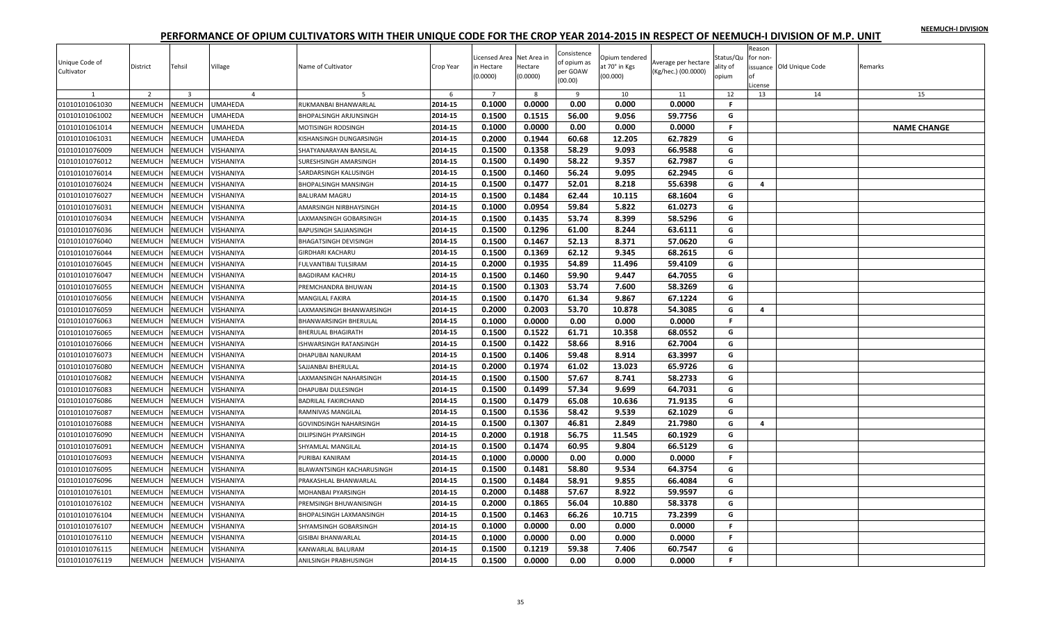NEEMUCH-I DIVISION

# PERFORMANCE OF OPIUM CULTIVATORS WITH THEIR UNIQUE CODE FOR THE CROP YEAR 2014-2015 IN RESPECT OF NEEMUCH-I DIVISION OF M.P. UNIT

| Unique Code of Cultivator | District | Tehsil | Village | Name of Cultivator | Crop Year | Licensed Area in Hectare (0.0000) | Net Area in Hectare (0.0000) | Consistence of opium as per GOAW (00.00) | Opium tendered at 70° in Kgs (00.000) | Average per hectare (Kg/hec.) (00.0000) | Status/Quality of opium | Reason for non-issuance of License | Old Unique Code | Remarks |
|---|---|---|---|---|---|---|---|---|---|---|---|---|---|---|
| 1 | 2 | 3 | 4 | 5 | 6 | 7 | 8 | 9 | 10 | 11 | 12 | 13 | 14 | 15 |
| 01010101061030 | NEEMUCH | NEEMUCH | UMAHEDA | RUKMANBAI BHANWARLAL | 2014-15 | 0.1000 | 0.0000 | 0.00 | 0.000 | 0.0000 | F | | | |
| 01010101061002 | NEEMUCH | NEEMUCH | UMAHEDA | BHOPALSINGH ARJUNSINGH | 2014-15 | 0.1500 | 0.1515 | 56.00 | 9.056 | 59.7756 | G | | | |
| 01010101061014 | NEEMUCH | NEEMUCH | UMAHEDA | MOTISINGH RODSINGH | 2014-15 | 0.1000 | 0.0000 | 0.00 | 0.000 | 0.0000 | F | | | NAME CHANGE |
| 01010101061031 | NEEMUCH | NEEMUCH | UMAHEDA | KISHANSINGH DUNGARSINGH | 2014-15 | 0.2000 | 0.1944 | 60.68 | 12.205 | 62.7829 | G | | | |
| 01010101076009 | NEEMUCH | NEEMUCH | VISHANIYA | SHATYANARAYAN BANSILAL | 2014-15 | 0.1500 | 0.1358 | 58.29 | 9.093 | 66.9588 | G | | | |
| 01010101076012 | NEEMUCH | NEEMUCH | VISHANIYA | SURESHSINGH AMARSINGH | 2014-15 | 0.1500 | 0.1490 | 58.22 | 9.357 | 62.7987 | G | | | |
| 01010101076014 | NEEMUCH | NEEMUCH | VISHANIYA | SARDARSINGH KALUSINGH | 2014-15 | 0.1500 | 0.1460 | 56.24 | 9.095 | 62.2945 | G | | | |
| 01010101076024 | NEEMUCH | NEEMUCH | VISHANIYA | BHOPALSINGH MANSINGH | 2014-15 | 0.1500 | 0.1477 | 52.01 | 8.218 | 55.6398 | G | 4 | | |
| 01010101076027 | NEEMUCH | NEEMUCH | VISHANIYA | BALURAM MAGRU | 2014-15 | 0.1500 | 0.1484 | 62.44 | 10.115 | 68.1604 | G | | | |
| 01010101076031 | NEEMUCH | NEEMUCH | VISHANIYA | AMARSINGH NIRBHAYSINGH | 2014-15 | 0.1000 | 0.0954 | 59.84 | 5.822 | 61.0273 | G | | | |
| 01010101076034 | NEEMUCH | NEEMUCH | VISHANIYA | LAXMANSINGH GOBARSINGH | 2014-15 | 0.1500 | 0.1435 | 53.74 | 8.399 | 58.5296 | G | | | |
| 01010101076036 | NEEMUCH | NEEMUCH | VISHANIYA | BAPUSINGH SAJJANSINGH | 2014-15 | 0.1500 | 0.1296 | 61.00 | 8.244 | 63.6111 | G | | | |
| 01010101076040 | NEEMUCH | NEEMUCH | VISHANIYA | BHAGATSINGH DEVISINGH | 2014-15 | 0.1500 | 0.1467 | 52.13 | 8.371 | 57.0620 | G | | | |
| 01010101076044 | NEEMUCH | NEEMUCH | VISHANIYA | GIRDHARI KACHARU | 2014-15 | 0.1500 | 0.1369 | 62.12 | 9.345 | 68.2615 | G | | | |
| 01010101076045 | NEEMUCH | NEEMUCH | VISHANIYA | FULVANTIBAI TULSIRAM | 2014-15 | 0.2000 | 0.1935 | 54.89 | 11.496 | 59.4109 | G | | | |
| 01010101076047 | NEEMUCH | NEEMUCH | VISHANIYA | BAGDIRAM KACHRU | 2014-15 | 0.1500 | 0.1460 | 59.90 | 9.447 | 64.7055 | G | | | |
| 01010101076055 | NEEMUCH | NEEMUCH | VISHANIYA | PREMCHANDRA BHUWAN | 2014-15 | 0.1500 | 0.1303 | 53.74 | 7.600 | 58.3269 | G | | | |
| 01010101076056 | NEEMUCH | NEEMUCH | VISHANIYA | MANGILAL FAKIRA | 2014-15 | 0.1500 | 0.1470 | 61.34 | 9.867 | 67.1224 | G | | | |
| 01010101076059 | NEEMUCH | NEEMUCH | VISHANIYA | LAXMANSINGH BHANWARSINGH | 2014-15 | 0.2000 | 0.2003 | 53.70 | 10.878 | 54.3085 | G | 4 | | |
| 01010101076063 | NEEMUCH | NEEMUCH | VISHANIYA | BHANWARSINGH BHERULAL | 2014-15 | 0.1000 | 0.0000 | 0.00 | 0.000 | 0.0000 | F | | | |
| 01010101076065 | NEEMUCH | NEEMUCH | VISHANIYA | BHERULAL BHAGIRATH | 2014-15 | 0.1500 | 0.1522 | 61.71 | 10.358 | 68.0552 | G | | | |
| 01010101076066 | NEEMUCH | NEEMUCH | VISHANIYA | ISHWARSINGH RATANSINGH | 2014-15 | 0.1500 | 0.1422 | 58.66 | 8.916 | 62.7004 | G | | | |
| 01010101076073 | NEEMUCH | NEEMUCH | VISHANIYA | DHAPUBAI NANURAM | 2014-15 | 0.1500 | 0.1406 | 59.48 | 8.914 | 63.3997 | G | | | |
| 01010101076080 | NEEMUCH | NEEMUCH | VISHANIYA | SAJJANBAI BHERULAL | 2014-15 | 0.2000 | 0.1974 | 61.02 | 13.023 | 65.9726 | G | | | |
| 01010101076082 | NEEMUCH | NEEMUCH | VISHANIYA | LAXMANSINGH NAHARSINGH | 2014-15 | 0.1500 | 0.1500 | 57.67 | 8.741 | 58.2733 | G | | | |
| 01010101076083 | NEEMUCH | NEEMUCH | VISHANIYA | DHAPUBAI DULESINGH | 2014-15 | 0.1500 | 0.1499 | 57.34 | 9.699 | 64.7031 | G | | | |
| 01010101076086 | NEEMUCH | NEEMUCH | VISHANIYA | BADRILAL FAKIRCHAND | 2014-15 | 0.1500 | 0.1479 | 65.08 | 10.636 | 71.9135 | G | | | |
| 01010101076087 | NEEMUCH | NEEMUCH | VISHANIYA | RAMNIVAS MANGILAL | 2014-15 | 0.1500 | 0.1536 | 58.42 | 9.539 | 62.1029 | G | | | |
| 01010101076088 | NEEMUCH | NEEMUCH | VISHANIYA | GOVINDSINGH NAHARSINGH | 2014-15 | 0.1500 | 0.1307 | 46.81 | 2.849 | 21.7980 | G | 4 | | |
| 01010101076090 | NEEMUCH | NEEMUCH | VISHANIYA | DILIPSINGH PYARSINGH | 2014-15 | 0.2000 | 0.1918 | 56.75 | 11.545 | 60.1929 | G | | | |
| 01010101076091 | NEEMUCH | NEEMUCH | VISHANIYA | SHYAMLAL MANGILAL | 2014-15 | 0.1500 | 0.1474 | 60.95 | 9.804 | 66.5129 | G | | | |
| 01010101076093 | NEEMUCH | NEEMUCH | VISHANIYA | PURIBAI KANIRAM | 2014-15 | 0.1000 | 0.0000 | 0.00 | 0.000 | 0.0000 | F | | | |
| 01010101076095 | NEEMUCH | NEEMUCH | VISHANIYA | BLAWANTSINGH KACHARUSINGH | 2014-15 | 0.1500 | 0.1481 | 58.80 | 9.534 | 64.3754 | G | | | |
| 01010101076096 | NEEMUCH | NEEMUCH | VISHANIYA | PRAKASHLAL BHANWARLAL | 2014-15 | 0.1500 | 0.1484 | 58.91 | 9.855 | 66.4084 | G | | | |
| 01010101076101 | NEEMUCH | NEEMUCH | VISHANIYA | MOHANBAI PYARSINGH | 2014-15 | 0.2000 | 0.1488 | 57.67 | 8.922 | 59.9597 | G | | | |
| 01010101076102 | NEEMUCH | NEEMUCH | VISHANIYA | PREMSINGH BHUWANISINGH | 2014-15 | 0.2000 | 0.1865 | 56.04 | 10.880 | 58.3378 | G | | | |
| 01010101076104 | NEEMUCH | NEEMUCH | VISHANIYA | BHOPALSINGH LAXMANSINGH | 2014-15 | 0.1500 | 0.1463 | 66.26 | 10.715 | 73.2399 | G | | | |
| 01010101076107 | NEEMUCH | NEEMUCH | VISHANIYA | SHYAMSINGH GOBARSINGH | 2014-15 | 0.1000 | 0.0000 | 0.00 | 0.000 | 0.0000 | F | | | |
| 01010101076110 | NEEMUCH | NEEMUCH | VISHANIYA | GISIBAI BHANWARLAL | 2014-15 | 0.1000 | 0.0000 | 0.00 | 0.000 | 0.0000 | F | | | |
| 01010101076115 | NEEMUCH | NEEMUCH | VISHANIYA | KANWARLAL BALURAM | 2014-15 | 0.1500 | 0.1219 | 59.38 | 7.406 | 60.7547 | G | | | |
| 01010101076119 | NEEMUCH | NEEMUCH | VISHANIYA | ANILSINGH PRABHUSINGH | 2014-15 | 0.1500 | 0.0000 | 0.00 | 0.000 | 0.0000 | F | | | |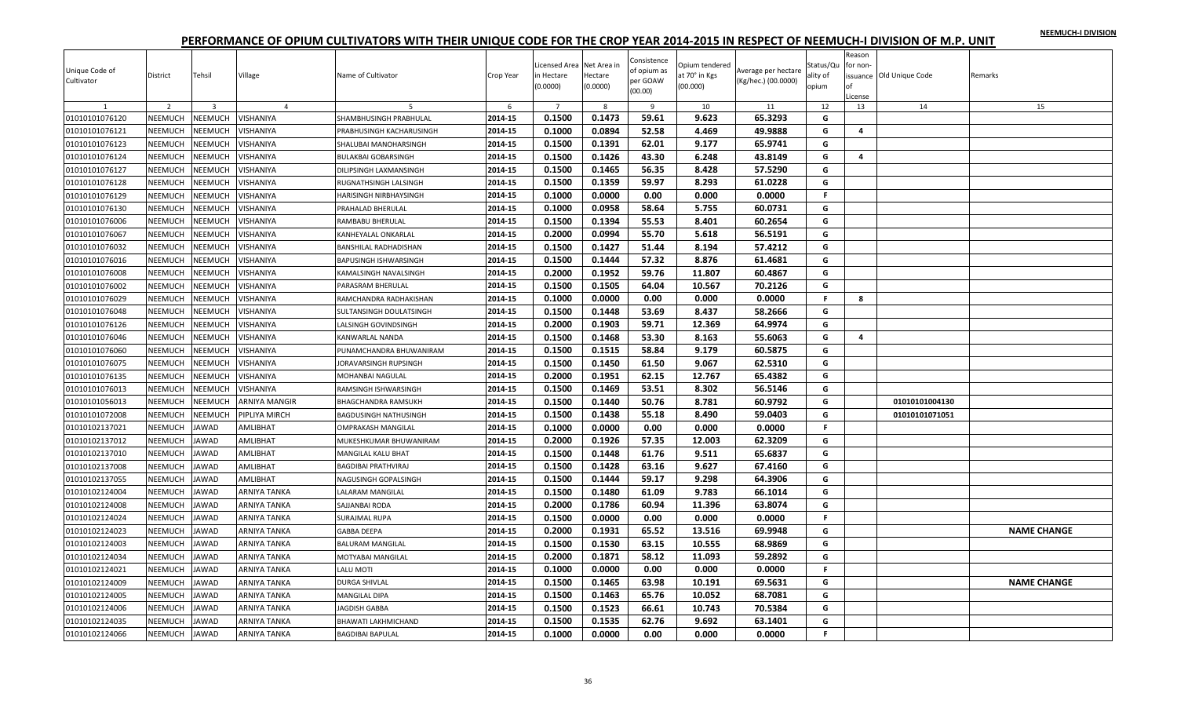NEEMUCH-I DIVISION

# PERFORMANCE OF OPIUM CULTIVATORS WITH THEIR UNIQUE CODE FOR THE CROP YEAR 2014-2015 IN RESPECT OF NEEMUCH-I DIVISION OF M.P. UNIT

| Unique Code of Cultivator | District | Tehsil | Village | Name of Cultivator | Crop Year | Licensed Area in Hectare (0.0000) | Net Area in Hectare (0.0000) | Consistence of opium as per GOAW (00.00) | Opium tendered at 70° in Kgs (00.000) | Average per hectare (Kg/hec.) (00.0000) | Status/Quality of opium | Reason for non-issuance of License | Old Unique Code | Remarks |
|---|---|---|---|---|---|---|---|---|---|---|---|---|---|---|
| 1 | 2 | 3 | 4 | 5 | 6 | 7 | 8 | 9 | 10 | 11 | 12 | 13 | 14 | 15 |
| 01010101076120 | NEEMUCH | NEEMUCH | VISHANIYA | SHAMBHUSINGH PRABHULAL | 2014-15 | 0.1500 | 0.1473 | 59.61 | 9.623 | 65.3293 | G | | | |
| 01010101076121 | NEEMUCH | NEEMUCH | VISHANIYA | PRABHUSINGH KACHARUSINGH | 2014-15 | 0.1000 | 0.0894 | 52.58 | 4.469 | 49.9888 | G | 4 | | |
| 01010101076123 | NEEMUCH | NEEMUCH | VISHANIYA | SHALUBAI MANOHARSINGH | 2014-15 | 0.1500 | 0.1391 | 62.01 | 9.177 | 65.9741 | G | | | |
| 01010101076124 | NEEMUCH | NEEMUCH | VISHANIYA | BULAKBAI GOBARSINGH | 2014-15 | 0.1500 | 0.1426 | 43.30 | 6.248 | 43.8149 | G | 4 | | |
| 01010101076127 | NEEMUCH | NEEMUCH | VISHANIYA | DILIPSINGH LAXMANSINGH | 2014-15 | 0.1500 | 0.1465 | 56.35 | 8.428 | 57.5290 | G | | | |
| 01010101076128 | NEEMUCH | NEEMUCH | VISHANIYA | RUGNATHSINGH LALSINGH | 2014-15 | 0.1500 | 0.1359 | 59.97 | 8.293 | 61.0228 | G | | | |
| 01010101076129 | NEEMUCH | NEEMUCH | VISHANIYA | HARISINGH NIRBHAYSINGH | 2014-15 | 0.1000 | 0.0000 | 0.00 | 0.000 | 0.0000 | F | | | |
| 01010101076130 | NEEMUCH | NEEMUCH | VISHANIYA | PRAHALAD BHERULAL | 2014-15 | 0.1000 | 0.0958 | 58.64 | 5.755 | 60.0731 | G | | | |
| 01010101076006 | NEEMUCH | NEEMUCH | VISHANIYA | RAMBABU BHERULAL | 2014-15 | 0.1500 | 0.1394 | 55.53 | 8.401 | 60.2654 | G | | | |
| 01010101076067 | NEEMUCH | NEEMUCH | VISHANIYA | KANHEYALAL ONKARLAL | 2014-15 | 0.2000 | 0.0994 | 55.70 | 5.618 | 56.5191 | G | | | |
| 01010101076032 | NEEMUCH | NEEMUCH | VISHANIYA | BANSHILAL RADHADISHAN | 2014-15 | 0.1500 | 0.1427 | 51.44 | 8.194 | 57.4212 | G | | | |
| 01010101076016 | NEEMUCH | NEEMUCH | VISHANIYA | BAPUSINGH ISHWARSINGH | 2014-15 | 0.1500 | 0.1444 | 57.32 | 8.876 | 61.4681 | G | | | |
| 01010101076008 | NEEMUCH | NEEMUCH | VISHANIYA | KAMALSINGH NAVALSINGH | 2014-15 | 0.2000 | 0.1952 | 59.76 | 11.807 | 60.4867 | G | | | |
| 01010101076002 | NEEMUCH | NEEMUCH | VISHANIYA | PARASRAM BHERULAL | 2014-15 | 0.1500 | 0.1505 | 64.04 | 10.567 | 70.2126 | G | | | |
| 01010101076029 | NEEMUCH | NEEMUCH | VISHANIYA | RAMCHANDRA RADHAKISHAN | 2014-15 | 0.1000 | 0.0000 | 0.00 | 0.000 | 0.0000 | F | 8 | | |
| 01010101076048 | NEEMUCH | NEEMUCH | VISHANIYA | SULTANSINGH DOULATSINGH | 2014-15 | 0.1500 | 0.1448 | 53.69 | 8.437 | 58.2666 | G | | | |
| 01010101076126 | NEEMUCH | NEEMUCH | VISHANIYA | LALSINGH GOVINDSINGH | 2014-15 | 0.2000 | 0.1903 | 59.71 | 12.369 | 64.9974 | G | | | |
| 01010101076046 | NEEMUCH | NEEMUCH | VISHANIYA | KANWARLAL NANDA | 2014-15 | 0.1500 | 0.1468 | 53.30 | 8.163 | 55.6063 | G | 4 | | |
| 01010101076060 | NEEMUCH | NEEMUCH | VISHANIYA | PUNAMCHANDRA BHUWANIRAM | 2014-15 | 0.1500 | 0.1515 | 58.84 | 9.179 | 60.5875 | G | | | |
| 01010101076075 | NEEMUCH | NEEMUCH | VISHANIYA | JORAVARSINGH RUPSINGH | 2014-15 | 0.1500 | 0.1450 | 61.50 | 9.067 | 62.5310 | G | | | |
| 01010101076135 | NEEMUCH | NEEMUCH | VISHANIYA | MOHANBAI NAGULAL | 2014-15 | 0.2000 | 0.1951 | 62.15 | 12.767 | 65.4382 | G | | | |
| 01010101076013 | NEEMUCH | NEEMUCH | VISHANIYA | RAMSINGH ISHWARSINGH | 2014-15 | 0.1500 | 0.1469 | 53.51 | 8.302 | 56.5146 | G | | | |
| 01010101056013 | NEEMUCH | NEEMUCH | ARNIYA MANGIR | BHAGCHANDRA RAMSUKH | 2014-15 | 0.1500 | 0.1440 | 50.76 | 8.781 | 60.9792 | G | | 01010101004130 | |
| 01010101072008 | NEEMUCH | NEEMUCH | PIPLIYA MIRCH | BAGDUSINGH NATHUSINGH | 2014-15 | 0.1500 | 0.1438 | 55.18 | 8.490 | 59.0403 | G | | 01010101071051 | |
| 01010102137021 | NEEMUCH | JAWAD | AMLIBHAT | OMPRAKASH MANGILAL | 2014-15 | 0.1000 | 0.0000 | 0.00 | 0.000 | 0.0000 | F | | | |
| 01010102137012 | NEEMUCH | JAWAD | AMLIBHAT | MUKESHKUMAR BHUWANIRAM | 2014-15 | 0.2000 | 0.1926 | 57.35 | 12.003 | 62.3209 | G | | | |
| 01010102137010 | NEEMUCH | JAWAD | AMLIBHAT | MANGILAL KALU BHAT | 2014-15 | 0.1500 | 0.1448 | 61.76 | 9.511 | 65.6837 | G | | | |
| 01010102137008 | NEEMUCH | JAWAD | AMLIBHAT | BAGDIBAI PRATHVIRAJ | 2014-15 | 0.1500 | 0.1428 | 63.16 | 9.627 | 67.4160 | G | | | |
| 01010102137055 | NEEMUCH | JAWAD | AMLIBHAT | NAGUSINGH GOPALSINGH | 2014-15 | 0.1500 | 0.1444 | 59.17 | 9.298 | 64.3906 | G | | | |
| 01010102124004 | NEEMUCH | JAWAD | ARNIYA TANKA | LALARAM MANGILAL | 2014-15 | 0.1500 | 0.1480 | 61.09 | 9.783 | 66.1014 | G | | | |
| 01010102124008 | NEEMUCH | JAWAD | ARNIYA TANKA | SAJJANBAI RODA | 2014-15 | 0.2000 | 0.1786 | 60.94 | 11.396 | 63.8074 | G | | | |
| 01010102124024 | NEEMUCH | JAWAD | ARNIYA TANKA | SURAJMAL RUPA | 2014-15 | 0.1500 | 0.0000 | 0.00 | 0.000 | 0.0000 | F | | | |
| 01010102124023 | NEEMUCH | JAWAD | ARNIYA TANKA | GABBA DEEPA | 2014-15 | 0.2000 | 0.1931 | 65.52 | 13.516 | 69.9948 | G | | | NAME CHANGE |
| 01010102124003 | NEEMUCH | JAWAD | ARNIYA TANKA | BALURAM MANGILAL | 2014-15 | 0.1500 | 0.1530 | 63.15 | 10.555 | 68.9869 | G | | | |
| 01010102124034 | NEEMUCH | JAWAD | ARNIYA TANKA | MOTYABAI MANGILAL | 2014-15 | 0.2000 | 0.1871 | 58.12 | 11.093 | 59.2892 | G | | | |
| 01010102124021 | NEEMUCH | JAWAD | ARNIYA TANKA | LALU MOTI | 2014-15 | 0.1000 | 0.0000 | 0.00 | 0.000 | 0.0000 | F | | | |
| 01010102124009 | NEEMUCH | JAWAD | ARNIYA TANKA | DURGA SHIVLAL | 2014-15 | 0.1500 | 0.1465 | 63.98 | 10.191 | 69.5631 | G | | | NAME CHANGE |
| 01010102124005 | NEEMUCH | JAWAD | ARNIYA TANKA | MANGILAL DIPA | 2014-15 | 0.1500 | 0.1463 | 65.76 | 10.052 | 68.7081 | G | | | |
| 01010102124006 | NEEMUCH | JAWAD | ARNIYA TANKA | JAGDISH GABBA | 2014-15 | 0.1500 | 0.1523 | 66.61 | 10.743 | 70.5384 | G | | | |
| 01010102124035 | NEEMUCH | JAWAD | ARNIYA TANKA | BHAWATI LAKHMICHAND | 2014-15 | 0.1500 | 0.1535 | 62.76 | 9.692 | 63.1401 | G | | | |
| 01010102124066 | NEEMUCH | JAWAD | ARNIYA TANKA | BAGDIBAI BAPULAL | 2014-15 | 0.1000 | 0.0000 | 0.00 | 0.000 | 0.0000 | F | | | |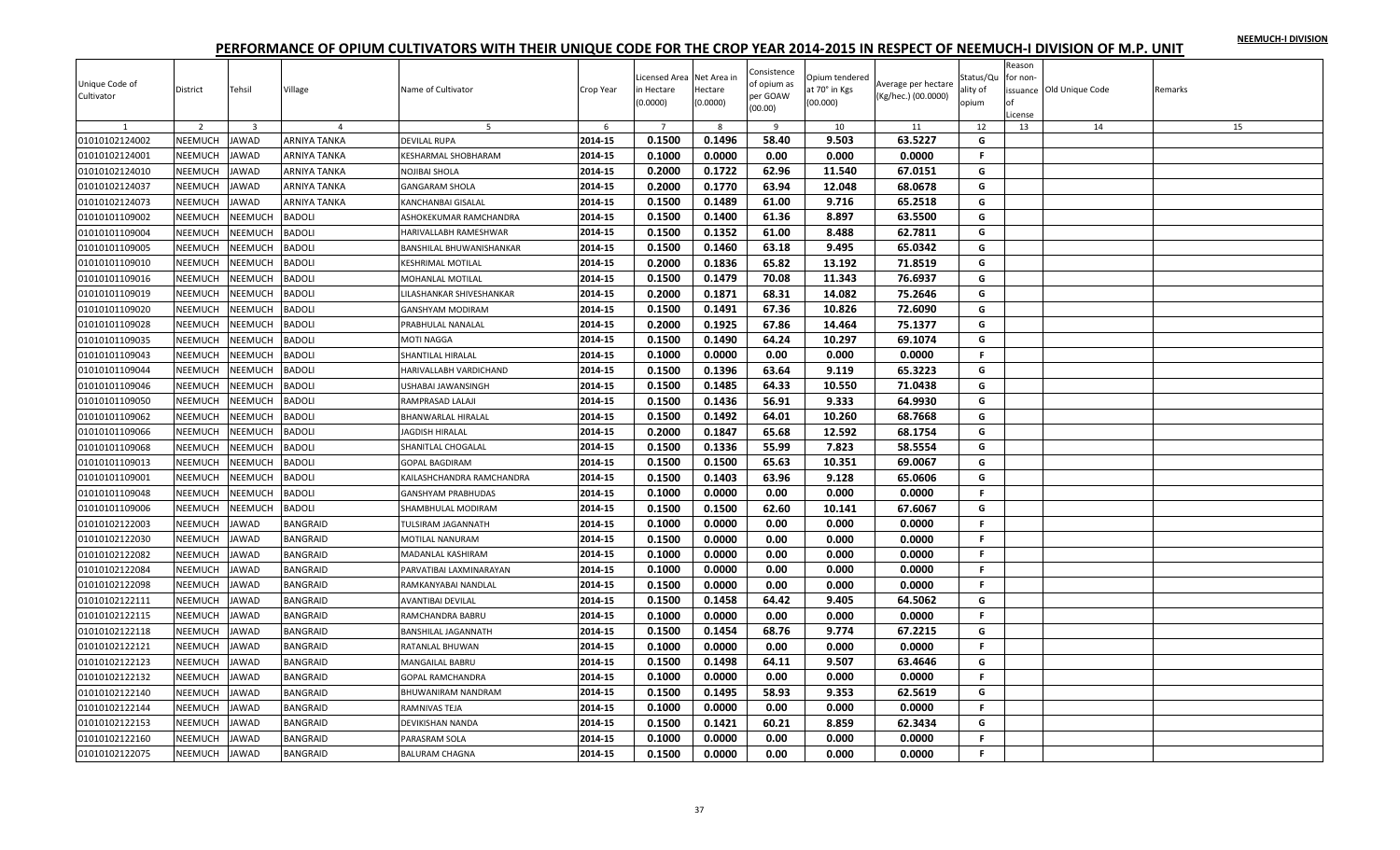NEEMUCH-I DIVISION

# PERFORMANCE OF OPIUM CULTIVATORS WITH THEIR UNIQUE CODE FOR THE CROP YEAR 2014-2015 IN RESPECT OF NEEMUCH-I DIVISION OF M.P. UNIT

| Unique Code of Cultivator | District | Tehsil | Village | Name of Cultivator | Crop Year | Licensed Area in Hectare (0.0000) | Net Area in Hectare (0.0000) | Consistence of opium as per GOAW (00.00) | Opium tendered at 70° in Kgs (00.000) | Average per hectare (Kg/hec.) (00.0000) | Status/Quality of opium | Reason for non-issuance of License | Old Unique Code | Remarks |
|---|---|---|---|---|---|---|---|---|---|---|---|---|---|---|
| 1 | 2 | 3 | 4 | 5 | 6 | 7 | 8 | 9 | 10 | 11 | 12 | 13 | 14 | 15 |
| 01010102124002 | NEEMUCH | JAWAD | ARNIYA TANKA | DEVILAL RUPA | 2014-15 | 0.1500 | 0.1496 | 58.40 | 9.503 | 63.5227 | G | | | |
| 01010102124001 | NEEMUCH | JAWAD | ARNIYA TANKA | KESHARMAL SHOBHARAM | 2014-15 | 0.1000 | 0.0000 | 0.00 | 0.000 | 0.0000 | F | | | |
| 01010102124010 | NEEMUCH | JAWAD | ARNIYA TANKA | NOJIBAI SHOLA | 2014-15 | 0.2000 | 0.1722 | 62.96 | 11.540 | 67.0151 | G | | | |
| 01010102124037 | NEEMUCH | JAWAD | ARNIYA TANKA | GANGARAM SHOLA | 2014-15 | 0.2000 | 0.1770 | 63.94 | 12.048 | 68.0678 | G | | | |
| 01010102124073 | NEEMUCH | JAWAD | ARNIYA TANKA | KANCHANBAI GISALAL | 2014-15 | 0.1500 | 0.1489 | 61.00 | 9.716 | 65.2518 | G | | | |
| 01010101109002 | NEEMUCH | NEEMUCH | BADOLI | ASHOKEKUMAR RAMCHANDRA | 2014-15 | 0.1500 | 0.1400 | 61.36 | 8.897 | 63.5500 | G | | | |
| 01010101109004 | NEEMUCH | NEEMUCH | BADOLI | HARIVALLABH RAMESHWAR | 2014-15 | 0.1500 | 0.1352 | 61.00 | 8.488 | 62.7811 | G | | | |
| 01010101109005 | NEEMUCH | NEEMUCH | BADOLI | BANSHILAL BHUWANISHANKAR | 2014-15 | 0.1500 | 0.1460 | 63.18 | 9.495 | 65.0342 | G | | | |
| 01010101109010 | NEEMUCH | NEEMUCH | BADOLI | KESHRIMAL MOTILAL | 2014-15 | 0.2000 | 0.1836 | 65.82 | 13.192 | 71.8519 | G | | | |
| 01010101109016 | NEEMUCH | NEEMUCH | BADOLI | MOHANLAL MOTILAL | 2014-15 | 0.1500 | 0.1479 | 70.08 | 11.343 | 76.6937 | G | | | |
| 01010101109019 | NEEMUCH | NEEMUCH | BADOLI | LILASHANKAR SHIVESHANKAR | 2014-15 | 0.2000 | 0.1871 | 68.31 | 14.082 | 75.2646 | G | | | |
| 01010101109020 | NEEMUCH | NEEMUCH | BADOLI | GANSHYAM MODIRAM | 2014-15 | 0.1500 | 0.1491 | 67.36 | 10.826 | 72.6090 | G | | | |
| 01010101109028 | NEEMUCH | NEEMUCH | BADOLI | PRABHULAL NANALAL | 2014-15 | 0.2000 | 0.1925 | 67.86 | 14.464 | 75.1377 | G | | | |
| 01010101109035 | NEEMUCH | NEEMUCH | BADOLI | MOTI NAGGA | 2014-15 | 0.1500 | 0.1490 | 64.24 | 10.297 | 69.1074 | G | | | |
| 01010101109043 | NEEMUCH | NEEMUCH | BADOLI | SHANTILAL HIRALAL | 2014-15 | 0.1000 | 0.0000 | 0.00 | 0.000 | 0.0000 | F | | | |
| 01010101109044 | NEEMUCH | NEEMUCH | BADOLI | HARIVALLABH VARDICHAND | 2014-15 | 0.1500 | 0.1396 | 63.64 | 9.119 | 65.3223 | G | | | |
| 01010101109046 | NEEMUCH | NEEMUCH | BADOLI | USHABAI JAWANSINGH | 2014-15 | 0.1500 | 0.1485 | 64.33 | 10.550 | 71.0438 | G | | | |
| 01010101109050 | NEEMUCH | NEEMUCH | BADOLI | RAMPRASAD LALAJI | 2014-15 | 0.1500 | 0.1436 | 56.91 | 9.333 | 64.9930 | G | | | |
| 01010101109062 | NEEMUCH | NEEMUCH | BADOLI | BHANWARLAL HIRALAL | 2014-15 | 0.1500 | 0.1492 | 64.01 | 10.260 | 68.7668 | G | | | |
| 01010101109066 | NEEMUCH | NEEMUCH | BADOLI | JAGDISH HIRALAL | 2014-15 | 0.2000 | 0.1847 | 65.68 | 12.592 | 68.1754 | G | | | |
| 01010101109068 | NEEMUCH | NEEMUCH | BADOLI | SHANITLAL CHOGALAL | 2014-15 | 0.1500 | 0.1336 | 55.99 | 7.823 | 58.5554 | G | | | |
| 01010101109013 | NEEMUCH | NEEMUCH | BADOLI | GOPAL BAGDIRAM | 2014-15 | 0.1500 | 0.1500 | 65.63 | 10.351 | 69.0067 | G | | | |
| 01010101109001 | NEEMUCH | NEEMUCH | BADOLI | KAILASHCHANDRA RAMCHANDRA | 2014-15 | 0.1500 | 0.1403 | 63.96 | 9.128 | 65.0606 | G | | | |
| 01010101109048 | NEEMUCH | NEEMUCH | BADOLI | GANSHYAM PRABHUDAS | 2014-15 | 0.1000 | 0.0000 | 0.00 | 0.000 | 0.0000 | F | | | |
| 01010101109006 | NEEMUCH | NEEMUCH | BADOLI | SHAMBHULAL MODIRAM | 2014-15 | 0.1500 | 0.1500 | 62.60 | 10.141 | 67.6067 | G | | | |
| 01010102122003 | NEEMUCH | JAWAD | BANGRAID | TULSIRAM JAGANNATH | 2014-15 | 0.1000 | 0.0000 | 0.00 | 0.000 | 0.0000 | F | | | |
| 01010102122030 | NEEMUCH | JAWAD | BANGRAID | MOTILAL NANURAM | 2014-15 | 0.1500 | 0.0000 | 0.00 | 0.000 | 0.0000 | F | | | |
| 01010102122082 | NEEMUCH | JAWAD | BANGRAID | MADANLAL KASHIRAM | 2014-15 | 0.1000 | 0.0000 | 0.00 | 0.000 | 0.0000 | F | | | |
| 01010102122084 | NEEMUCH | JAWAD | BANGRAID | PARVATIBAI LAXMINARAYAN | 2014-15 | 0.1000 | 0.0000 | 0.00 | 0.000 | 0.0000 | F | | | |
| 01010102122098 | NEEMUCH | JAWAD | BANGRAID | RAMKANYABAI NANDLAL | 2014-15 | 0.1500 | 0.0000 | 0.00 | 0.000 | 0.0000 | F | | | |
| 01010102122111 | NEEMUCH | JAWAD | BANGRAID | AVANTIBAI DEVILAL | 2014-15 | 0.1500 | 0.1458 | 64.42 | 9.405 | 64.5062 | G | | | |
| 01010102122115 | NEEMUCH | JAWAD | BANGRAID | RAMCHANDRA BABRU | 2014-15 | 0.1000 | 0.0000 | 0.00 | 0.000 | 0.0000 | F | | | |
| 01010102122118 | NEEMUCH | JAWAD | BANGRAID | BANSHILAL JAGANNATH | 2014-15 | 0.1500 | 0.1454 | 68.76 | 9.774 | 67.2215 | G | | | |
| 01010102122121 | NEEMUCH | JAWAD | BANGRAID | RATANLAL BHUWAN | 2014-15 | 0.1000 | 0.0000 | 0.00 | 0.000 | 0.0000 | F | | | |
| 01010102122123 | NEEMUCH | JAWAD | BANGRAID | MANGAILAL BABRU | 2014-15 | 0.1500 | 0.1498 | 64.11 | 9.507 | 63.4646 | G | | | |
| 01010102122132 | NEEMUCH | JAWAD | BANGRAID | GOPAL RAMCHANDRA | 2014-15 | 0.1000 | 0.0000 | 0.00 | 0.000 | 0.0000 | F | | | |
| 01010102122140 | NEEMUCH | JAWAD | BANGRAID | BHUWANIRAM NANDRAM | 2014-15 | 0.1500 | 0.1495 | 58.93 | 9.353 | 62.5619 | G | | | |
| 01010102122144 | NEEMUCH | JAWAD | BANGRAID | RAMNIVAS TEJA | 2014-15 | 0.1000 | 0.0000 | 0.00 | 0.000 | 0.0000 | F | | | |
| 01010102122153 | NEEMUCH | JAWAD | BANGRAID | DEVKISHAN NANDA | 2014-15 | 0.1500 | 0.1421 | 60.21 | 8.859 | 62.3434 | G | | | |
| 01010102122160 | NEEMUCH | JAWAD | BANGRAID | PARASRAM SOLA | 2014-15 | 0.1000 | 0.0000 | 0.00 | 0.000 | 0.0000 | F | | | |
| 01010102122075 | NEEMUCH | JAWAD | BANGRAID | BALURAM CHAGNA | 2014-15 | 0.1500 | 0.0000 | 0.00 | 0.000 | 0.0000 | F | | | |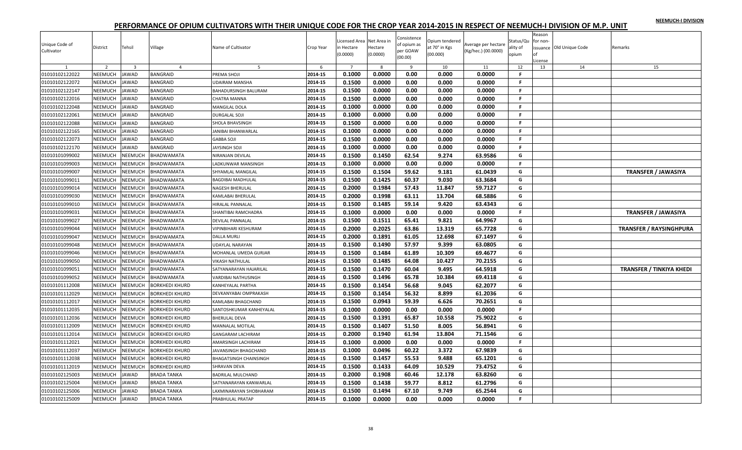NEEMUCH-I DIVISION

# PERFORMANCE OF OPIUM CULTIVATORS WITH THEIR UNIQUE CODE FOR THE CROP YEAR 2014-2015 IN RESPECT OF NEEMUCH-I DIVISION OF M.P. UNIT

| Unique Code of Cultivator | District | Tehsil | Village | Name of Cultivator | Crop Year | Licensed Area in Hectare (0.0000) | Net Area in Hectare (0.0000) | Consistence of opium as per GOAW (00.00) | Opium tendered at 70° in Kgs (00.000) | Average per hectare (Kg/hec.) (00.0000) | Status/Quality of opium | Reason for non-issuance of License | Old Unique Code | Remarks |
|---|---|---|---|---|---|---|---|---|---|---|---|---|---|---|
| 1 | 2 | 3 | 4 | 5 | 6 | 7 | 8 | 9 | 10 | 11 | 12 | 13 | 14 | 15 |
| 01010102122022 | NEEMUCH | JAWAD | BANGRAID | PREMA SHOJI | 2014-15 | 0.1000 | 0.0000 | 0.00 | 0.000 | 0.0000 | F | | | |
| 01010102122072 | NEEMUCH | JAWAD | BANGRAID | UDAIRAM MANSHA | 2014-15 | 0.1500 | 0.0000 | 0.00 | 0.000 | 0.0000 | F | | | |
| 01010102122147 | NEEMUCH | JAWAD | BANGRAID | BAHADURSINGH BALURAM | 2014-15 | 0.1500 | 0.0000 | 0.00 | 0.000 | 0.0000 | F | | | |
| 01010102122016 | NEEMUCH | JAWAD | BANGRAID | CHATRA MANNA | 2014-15 | 0.1500 | 0.0000 | 0.00 | 0.000 | 0.0000 | F | | | |
| 01010102122048 | NEEMUCH | JAWAD | BANGRAID | MANGILAL DOLA | 2014-15 | 0.1000 | 0.0000 | 0.00 | 0.000 | 0.0000 | F | | | |
| 01010102122061 | NEEMUCH | JAWAD | BANGRAID | DURGALAL SOJI | 2014-15 | 0.1000 | 0.0000 | 0.00 | 0.000 | 0.0000 | F | | | |
| 01010102122088 | NEEMUCH | JAWAD | BANGRAID | SHOLA BHAVSINGH | 2014-15 | 0.1500 | 0.0000 | 0.00 | 0.000 | 0.0000 | F | | | |
| 01010102122165 | NEEMUCH | JAWAD | BANGRAID | JANIBAI BHANWARLAL | 2014-15 | 0.1000 | 0.0000 | 0.00 | 0.000 | 0.0000 | F | | | |
| 01010102122073 | NEEMUCH | JAWAD | BANGRAID | GABBA SOJI | 2014-15 | 0.1500 | 0.0000 | 0.00 | 0.000 | 0.0000 | F | | | |
| 01010102122170 | NEEMUCH | JAWAD | BANGRAID | JAYSINGH SOJI | 2014-15 | 0.1000 | 0.0000 | 0.00 | 0.000 | 0.0000 | F | | | |
| 01010101099002 | NEEMUCH | NEEMUCH | BHADWAMATA | NIRANJAN DEVILAL | 2014-15 | 0.1500 | 0.1450 | 62.54 | 9.274 | 63.9586 | G | | | |
| 01010101099003 | NEEMUCH | NEEMUCH | BHADWAMATA | LADKUNWAR MANSINGH | 2014-15 | 0.1000 | 0.0000 | 0.00 | 0.000 | 0.0000 | F | | | |
| 01010101099007 | NEEMUCH | NEEMUCH | BHADWAMATA | SHYAMLAL MANGILAL | 2014-15 | 0.1500 | 0.1504 | 59.62 | 9.181 | 61.0439 | G | | | TRANSFER / JAWASIYA |
| 01010101099011 | NEEMUCH | NEEMUCH | BHADWAMATA | BAGDIBAI MADHULAL | 2014-15 | 0.1500 | 0.1425 | 60.37 | 9.030 | 63.3684 | G | | | |
| 01010101099014 | NEEMUCH | NEEMUCH | BHADWAMATA | NAGESH BHERULAL | 2014-15 | 0.2000 | 0.1984 | 57.43 | 11.847 | 59.7127 | G | | | |
| 01010101099030 | NEEMUCH | NEEMUCH | BHADWAMATA | KAMLABAI BHERULAL | 2014-15 | 0.2000 | 0.1998 | 63.11 | 13.704 | 68.5886 | G | | | |
| 01010101099010 | NEEMUCH | NEEMUCH | BHADWAMATA | HIRALAL PANNALAL | 2014-15 | 0.1500 | 0.1485 | 59.14 | 9.420 | 63.4343 | G | | | |
| 01010101099031 | NEEMUCH | NEEMUCH | BHADWAMATA | SHANTIBAI RAMCHADRA | 2014-15 | 0.1000 | 0.0000 | 0.00 | 0.000 | 0.0000 | F | | | TRANSFER / JAWASIYA |
| 01010101099027 | NEEMUCH | NEEMUCH | BHADWAMATA | DEVILAL PANNALAL | 2014-15 | 0.1500 | 0.1511 | 65.41 | 9.821 | 64.9967 | G | | | |
| 01010101099044 | NEEMUCH | NEEMUCH | BHADWAMATA | VIPINBIHARI KESHURAM | 2014-15 | 0.2000 | 0.2025 | 63.86 | 13.319 | 65.7728 | G | | | TRANSFER / RAYSINGHPURA |
| 01010101099047 | NEEMUCH | NEEMUCH | BHADWAMATA | DALLA MURLI | 2014-15 | 0.2000 | 0.1891 | 61.05 | 12.698 | 67.1497 | G | | | |
| 01010101099048 | NEEMUCH | NEEMUCH | BHADWAMATA | UDAYLAL NARAYAN | 2014-15 | 0.1500 | 0.1490 | 57.97 | 9.399 | 63.0805 | G | | | |
| 01010101099046 | NEEMUCH | NEEMUCH | BHADWAMATA | MOHANLAL UMEDA GURJAR | 2014-15 | 0.1500 | 0.1484 | 61.89 | 10.309 | 69.4677 | G | | | |
| 01010101099050 | NEEMUCH | NEEMUCH | BHADWAMATA | VIKASH NATHULAL | 2014-15 | 0.1500 | 0.1485 | 64.08 | 10.427 | 70.2155 | G | | | |
| 01010101099051 | NEEMUCH | NEEMUCH | BHADWAMATA | SATYANARAYAN HAJARILAL | 2014-15 | 0.1500 | 0.1470 | 60.04 | 9.495 | 64.5918 | G | | | TRANSFER / TINKIYA KHEDI |
| 01010101099052 | NEEMUCH | NEEMUCH | BHADWAMATA | VARDIBAI NATHUSINGH | 2014-15 | 0.1500 | 0.1496 | 65.78 | 10.384 | 69.4118 | G | | | |
| 01010101112008 | NEEMUCH | NEEMUCH | BORKHEDI KHURD | KANHEYALAL PARTHA | 2014-15 | 0.1500 | 0.1454 | 56.68 | 9.045 | 62.2077 | G | | | |
| 01010101112029 | NEEMUCH | NEEMUCH | BORKHEDI KHURD | DEVKANYABAI OMPRAKASH | 2014-15 | 0.1500 | 0.1454 | 56.32 | 8.899 | 61.2036 | G | | | |
| 01010101112017 | NEEMUCH | NEEMUCH | BORKHEDI KHURD | KAMLABAI BHAGCHAND | 2014-15 | 0.1500 | 0.0943 | 59.39 | 6.626 | 70.2651 | G | | | |
| 01010101112035 | NEEMUCH | NEEMUCH | BORKHEDI KHURD | SANTOSHKUMAR KANHEYALAL | 2014-15 | 0.1000 | 0.0000 | 0.00 | 0.000 | 0.0000 | F | | | |
| 01010101112036 | NEEMUCH | NEEMUCH | BORKHEDI KHURD | BHERULAL DEVA | 2014-15 | 0.1500 | 0.1391 | 65.87 | 10.558 | 75.9022 | G | | | |
| 01010101112009 | NEEMUCH | NEEMUCH | BORKHEDI KHURD | MANNALAL MOTILAL | 2014-15 | 0.1500 | 0.1407 | 51.50 | 8.005 | 56.8941 | G | | | |
| 01010101112014 | NEEMUCH | NEEMUCH | BORKHEDI KHURD | GANGARAM LACHIRAM | 2014-15 | 0.2000 | 0.1940 | 61.94 | 13.804 | 71.1546 | G | | | |
| 01010101112021 | NEEMUCH | NEEMUCH | BORKHEDI KHURD | AMARSINGH LACHIRAM | 2014-15 | 0.1000 | 0.0000 | 0.00 | 0.000 | 0.0000 | F | | | |
| 01010101112037 | NEEMUCH | NEEMUCH | BORKHEDI KHURD | JAVANSINGH BHAGCHAND | 2014-15 | 0.1000 | 0.0496 | 60.22 | 3.372 | 67.9839 | G | | | |
| 01010101112038 | NEEMUCH | NEEMUCH | BORKHEDI KHURD | BHAGATSINGH CHAINSINGH | 2014-15 | 0.1500 | 0.1457 | 55.53 | 9.488 | 65.1201 | G | | | |
| 01010101112019 | NEEMUCH | NEEMUCH | BORKHEDI KHURD | SHRAVAN DEVA | 2014-15 | 0.1500 | 0.1433 | 64.09 | 10.529 | 73.4752 | G | | | |
| 01010102125003 | NEEMUCH | JAWAD | BRADA TANKA | BADRILAL MULCHAND | 2014-15 | 0.2000 | 0.1908 | 60.46 | 12.178 | 63.8260 | G | | | |
| 01010102125004 | NEEMUCH | JAWAD | BRADA TANKA | SATYANARAYAN KANWARLAL | 2014-15 | 0.1500 | 0.1438 | 59.77 | 8.812 | 61.2796 | G | | | |
| 01010102125006 | NEEMUCH | JAWAD | BRADA TANKA | LAXMINARAYAN SHOBHARAM | 2014-15 | 0.1500 | 0.1494 | 67.10 | 9.749 | 65.2544 | G | | | |
| 01010102125009 | NEEMUCH | JAWAD | BRADA TANKA | PRABHULAL PRATAP | 2014-15 | 0.1000 | 0.0000 | 0.00 | 0.000 | 0.0000 | F | | | |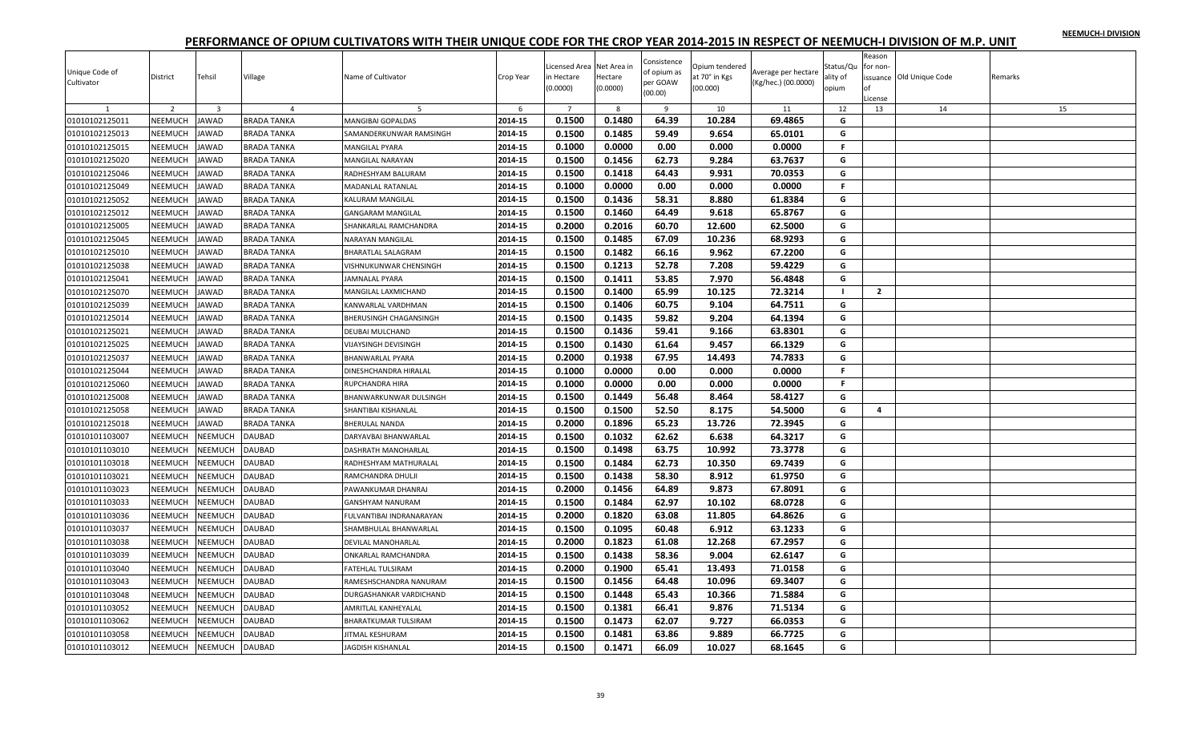# PERFORMANCE OF OPIUM CULTIVATORS WITH THEIR UNIQUE CODE FOR THE CROP YEAR 2014-2015 IN RESPECT OF NEEMUCH-I DIVISION OF M.P. UNIT

NEEMUCH-I DIVISION

| Unique Code of Cultivator | District | Tehsil | Village | Name of Cultivator | Crop Year | Licensed Area in Hectare (0.0000) | Net Area in Hectare (0.0000) | Consistence of opium as per GOAW (00.00) | Opium tendered at 70° in Kgs (00.000) | Average per hectare (Kg/hec.) (00.0000) | Status/Quality of opium | Reason for non-issuance of License | Old Unique Code | Remarks |
|---|---|---|---|---|---|---|---|---|---|---|---|---|---|---|
| 1 | 2 | 3 | 4 | 5 | 6 | 7 | 8 | 9 | 10 | 11 | 12 | 13 | 14 | 15 |
| 01010102125011 | NEEMUCH | JAWAD | BRADA TANKA | MANGIBAI GOPALDAS | 2014-15 | 0.1500 | 0.1480 | 64.39 | 10.284 | 69.4865 | G | | | |
| 01010102125013 | NEEMUCH | JAWAD | BRADA TANKA | SAMANDERKUNWAR RAMSINGH | 2014-15 | 0.1500 | 0.1485 | 59.49 | 9.654 | 65.0101 | G | | | |
| 01010102125015 | NEEMUCH | JAWAD | BRADA TANKA | MANGILAL PYARA | 2014-15 | 0.1000 | 0.0000 | 0.00 | 0.000 | 0.0000 | F | | | |
| 01010102125020 | NEEMUCH | JAWAD | BRADA TANKA | MANGILAL NARAYAN | 2014-15 | 0.1500 | 0.1456 | 62.73 | 9.284 | 63.7637 | G | | | |
| 01010102125046 | NEEMUCH | JAWAD | BRADA TANKA | RADHESHYAM BALURAM | 2014-15 | 0.1500 | 0.1418 | 64.43 | 9.931 | 70.0353 | G | | | |
| 01010102125049 | NEEMUCH | JAWAD | BRADA TANKA | MADANLAL RATANLAL | 2014-15 | 0.1000 | 0.0000 | 0.00 | 0.000 | 0.0000 | F | | | |
| 01010102125052 | NEEMUCH | JAWAD | BRADA TANKA | KALURAM MANGILAL | 2014-15 | 0.1500 | 0.1436 | 58.31 | 8.880 | 61.8384 | G | | | |
| 01010102125012 | NEEMUCH | JAWAD | BRADA TANKA | GANGARAM MANGILAL | 2014-15 | 0.1500 | 0.1460 | 64.49 | 9.618 | 65.8767 | G | | | |
| 01010102125005 | NEEMUCH | JAWAD | BRADA TANKA | SHANKARLAL RAMCHANDRA | 2014-15 | 0.2000 | 0.2016 | 60.70 | 12.600 | 62.5000 | G | | | |
| 01010102125045 | NEEMUCH | JAWAD | BRADA TANKA | NARAYAN MANGILAL | 2014-15 | 0.1500 | 0.1485 | 67.09 | 10.236 | 68.9293 | G | | | |
| 01010102125010 | NEEMUCH | JAWAD | BRADA TANKA | BHARATLAL SALAGRAM | 2014-15 | 0.1500 | 0.1482 | 66.16 | 9.962 | 67.2200 | G | | | |
| 01010102125038 | NEEMUCH | JAWAD | BRADA TANKA | VISHNUKUNWAR CHENSINGH | 2014-15 | 0.1500 | 0.1213 | 52.78 | 7.208 | 59.4229 | G | | | |
| 01010102125041 | NEEMUCH | JAWAD | BRADA TANKA | JAMNALAL PYARA | 2014-15 | 0.1500 | 0.1411 | 53.85 | 7.970 | 56.4848 | G | | | |
| 01010102125070 | NEEMUCH | JAWAD | BRADA TANKA | MANGILAL LAXMICHAND | 2014-15 | 0.1500 | 0.1400 | 65.99 | 10.125 | 72.3214 | I | 2 | | |
| 01010102125039 | NEEMUCH | JAWAD | BRADA TANKA | KANWARLAL VARDHMAN | 2014-15 | 0.1500 | 0.1406 | 60.75 | 9.104 | 64.7511 | G | | | |
| 01010102125014 | NEEMUCH | JAWAD | BRADA TANKA | BHERUSINGH CHAGANSINGH | 2014-15 | 0.1500 | 0.1435 | 59.82 | 9.204 | 64.1394 | G | | | |
| 01010102125021 | NEEMUCH | JAWAD | BRADA TANKA | DEUBAI MULCHAND | 2014-15 | 0.1500 | 0.1436 | 59.41 | 9.166 | 63.8301 | G | | | |
| 01010102125025 | NEEMUCH | JAWAD | BRADA TANKA | VIJAYSINGH DEVISINGH | 2014-15 | 0.1500 | 0.1430 | 61.64 | 9.457 | 66.1329 | G | | | |
| 01010102125037 | NEEMUCH | JAWAD | BRADA TANKA | BHANWARLAL PYARA | 2014-15 | 0.2000 | 0.1938 | 67.95 | 14.493 | 74.7833 | G | | | |
| 01010102125044 | NEEMUCH | JAWAD | BRADA TANKA | DINESHCHANDRA HIRALAL | 2014-15 | 0.1000 | 0.0000 | 0.00 | 0.000 | 0.0000 | F | | | |
| 01010102125060 | NEEMUCH | JAWAD | BRADA TANKA | RUPCHANDRA HIRA | 2014-15 | 0.1000 | 0.0000 | 0.00 | 0.000 | 0.0000 | F | | | |
| 01010102125008 | NEEMUCH | JAWAD | BRADA TANKA | BHANWARKUNWAR DULSINGH | 2014-15 | 0.1500 | 0.1449 | 56.48 | 8.464 | 58.4127 | G | | | |
| 01010102125058 | NEEMUCH | JAWAD | BRADA TANKA | SHANTIBAI KISHANLAL | 2014-15 | 0.1500 | 0.1500 | 52.50 | 8.175 | 54.5000 | G | 4 | | |
| 01010102125018 | NEEMUCH | JAWAD | BRADA TANKA | BHERULAL NANDA | 2014-15 | 0.2000 | 0.1896 | 65.23 | 13.726 | 72.3945 | G | | | |
| 01010101103007 | NEEMUCH | NEEMUCH | DAUBAD | DARYAVBAI BHANWARLAL | 2014-15 | 0.1500 | 0.1032 | 62.62 | 6.638 | 64.3217 | G | | | |
| 01010101103010 | NEEMUCH | NEEMUCH | DAUBAD | DASHRATH MANOHARLAL | 2014-15 | 0.1500 | 0.1498 | 63.75 | 10.992 | 73.3778 | G | | | |
| 01010101103018 | NEEMUCH | NEEMUCH | DAUBAD | RADHESHYAM MATHURALAL | 2014-15 | 0.1500 | 0.1484 | 62.73 | 10.350 | 69.7439 | G | | | |
| 01010101103021 | NEEMUCH | NEEMUCH | DAUBAD | RAMCHANDRA DHULJI | 2014-15 | 0.1500 | 0.1438 | 58.30 | 8.912 | 61.9750 | G | | | |
| 01010101103023 | NEEMUCH | NEEMUCH | DAUBAD | PAWANKUMAR DHANRAJ | 2014-15 | 0.2000 | 0.1456 | 64.89 | 9.873 | 67.8091 | G | | | |
| 01010101103033 | NEEMUCH | NEEMUCH | DAUBAD | GANSHYAM NANURAM | 2014-15 | 0.1500 | 0.1484 | 62.97 | 10.102 | 68.0728 | G | | | |
| 01010101103036 | NEEMUCH | NEEMUCH | DAUBAD | FULVANTIBAI INDRANARAYAN | 2014-15 | 0.2000 | 0.1820 | 63.08 | 11.805 | 64.8626 | G | | | |
| 01010101103037 | NEEMUCH | NEEMUCH | DAUBAD | SHAMBHULAL BHANWARLAL | 2014-15 | 0.1500 | 0.1095 | 60.48 | 6.912 | 63.1233 | G | | | |
| 01010101103038 | NEEMUCH | NEEMUCH | DAUBAD | DEVILAL MANOHARLAL | 2014-15 | 0.2000 | 0.1823 | 61.08 | 12.268 | 67.2957 | G | | | |
| 01010101103039 | NEEMUCH | NEEMUCH | DAUBAD | ONKARLAL RAMCHANDRA | 2014-15 | 0.1500 | 0.1438 | 58.36 | 9.004 | 62.6147 | G | | | |
| 01010101103040 | NEEMUCH | NEEMUCH | DAUBAD | FATEHLAL TULSIRAM | 2014-15 | 0.2000 | 0.1900 | 65.41 | 13.493 | 71.0158 | G | | | |
| 01010101103043 | NEEMUCH | NEEMUCH | DAUBAD | RAMESHSCHANDRA NANURAM | 2014-15 | 0.1500 | 0.1456 | 64.48 | 10.096 | 69.3407 | G | | | |
| 01010101103048 | NEEMUCH | NEEMUCH | DAUBAD | DURGASHANKAR VARDICHAND | 2014-15 | 0.1500 | 0.1448 | 65.43 | 10.366 | 71.5884 | G | | | |
| 01010101103052 | NEEMUCH | NEEMUCH | DAUBAD | AMRITLAL KANHEYALAL | 2014-15 | 0.1500 | 0.1381 | 66.41 | 9.876 | 71.5134 | G | | | |
| 01010101103062 | NEEMUCH | NEEMUCH | DAUBAD | BHARATKUMAR TULSIRAM | 2014-15 | 0.1500 | 0.1473 | 62.07 | 9.727 | 66.0353 | G | | | |
| 01010101103058 | NEEMUCH | NEEMUCH | DAUBAD | JITMAL KESHURAM | 2014-15 | 0.1500 | 0.1481 | 63.86 | 9.889 | 66.7725 | G | | | |
| 01010101103012 | NEEMUCH | NEEMUCH | DAUBAD | JAGDISH KISHANLAL | 2014-15 | 0.1500 | 0.1471 | 66.09 | 10.027 | 68.1645 | G | | | |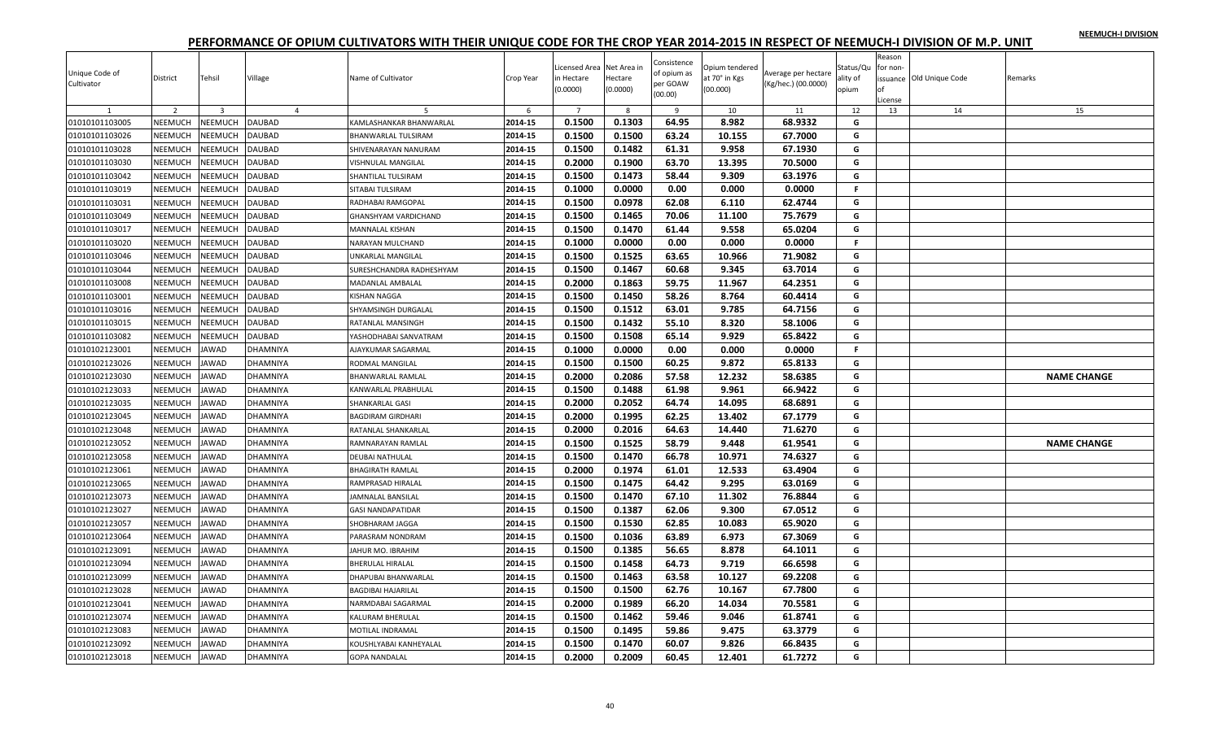# PERFORMANCE OF OPIUM CULTIVATORS WITH THEIR UNIQUE CODE FOR THE CROP YEAR 2014-2015 IN RESPECT OF NEEMUCH-I DIVISION OF M.P. UNIT

NEEMUCH-I DIVISION

| Unique Code of Cultivator | District | Tehsil | Village | Name of Cultivator | Crop Year | Licensed Area in Hectare (0.0000) | Net Area in Hectare (0.0000) | Consistence of opium as per GOAW (00.00) | Opium tendered at 70° in Kgs (00.000) | Average per hectare (Kg/hec.) (00.0000) | Status/Quality of opium | Reason for non-issuance of License | Old Unique Code | Remarks |
|---|---|---|---|---|---|---|---|---|---|---|---|---|---|---|
| 1 | 2 | 3 | 4 | 5 | 6 | 7 | 8 | 9 | 10 | 11 | 12 | 13 | 14 | 15 |
| 01010101103005 | NEEMUCH | NEEMUCH | DAUBAD | KAMLASHANKAR BHANWARLAL | 2014-15 | 0.1500 | 0.1303 | 64.95 | 8.982 | 68.9332 | G | | | |
| 01010101103026 | NEEMUCH | NEEMUCH | DAUBAD | BHANWARLAL TULSIRAM | 2014-15 | 0.1500 | 0.1500 | 63.24 | 10.155 | 67.7000 | G | | | |
| 01010101103028 | NEEMUCH | NEEMUCH | DAUBAD | SHIVENARAYAN NANURAM | 2014-15 | 0.1500 | 0.1482 | 61.31 | 9.958 | 67.1930 | G | | | |
| 01010101103030 | NEEMUCH | NEEMUCH | DAUBAD | VISHNULAL MANGILAL | 2014-15 | 0.2000 | 0.1900 | 63.70 | 13.395 | 70.5000 | G | | | |
| 01010101103042 | NEEMUCH | NEEMUCH | DAUBAD | SHANTILAL TULSIRAM | 2014-15 | 0.1500 | 0.1473 | 58.44 | 9.309 | 63.1976 | G | | | |
| 01010101103019 | NEEMUCH | NEEMUCH | DAUBAD | SITABAI TULSIRAM | 2014-15 | 0.1000 | 0.0000 | 0.00 | 0.000 | 0.0000 | F | | | |
| 01010101103031 | NEEMUCH | NEEMUCH | DAUBAD | RADHABAI RAMGOPAL | 2014-15 | 0.1500 | 0.0978 | 62.08 | 6.110 | 62.4744 | G | | | |
| 01010101103049 | NEEMUCH | NEEMUCH | DAUBAD | GHANSHYAM VARDICHAND | 2014-15 | 0.1500 | 0.1465 | 70.06 | 11.100 | 75.7679 | G | | | |
| 01010101103017 | NEEMUCH | NEEMUCH | DAUBAD | MANNALAL KISHAN | 2014-15 | 0.1500 | 0.1470 | 61.44 | 9.558 | 65.0204 | G | | | |
| 01010101103020 | NEEMUCH | NEEMUCH | DAUBAD | NARAYAN MULCHAND | 2014-15 | 0.1000 | 0.0000 | 0.00 | 0.000 | 0.0000 | F | | | |
| 01010101103046 | NEEMUCH | NEEMUCH | DAUBAD | UNKARLAL MANGILAL | 2014-15 | 0.1500 | 0.1525 | 63.65 | 10.966 | 71.9082 | G | | | |
| 01010101103044 | NEEMUCH | NEEMUCH | DAUBAD | SURESHCHANDRA RADHESHYAM | 2014-15 | 0.1500 | 0.1467 | 60.68 | 9.345 | 63.7014 | G | | | |
| 01010101103008 | NEEMUCH | NEEMUCH | DAUBAD | MADANLAL AMBALAL | 2014-15 | 0.2000 | 0.1863 | 59.75 | 11.967 | 64.2351 | G | | | |
| 01010101103001 | NEEMUCH | NEEMUCH | DAUBAD | KISHAN NAGGA | 2014-15 | 0.1500 | 0.1450 | 58.26 | 8.764 | 60.4414 | G | | | |
| 01010101103016 | NEEMUCH | NEEMUCH | DAUBAD | SHYAMSINGH DURGALAL | 2014-15 | 0.1500 | 0.1512 | 63.01 | 9.785 | 64.7156 | G | | | |
| 01010101103015 | NEEMUCH | NEEMUCH | DAUBAD | RATANLAL MANSINGH | 2014-15 | 0.1500 | 0.1432 | 55.10 | 8.320 | 58.1006 | G | | | |
| 01010101103082 | NEEMUCH | NEEMUCH | DAUBAD | YASHODHABAI SANVATRAM | 2014-15 | 0.1500 | 0.1508 | 65.14 | 9.929 | 65.8422 | G | | | |
| 01010102123001 | NEEMUCH | JAWAD | DHAMNIYA | AJAYKUMAR SAGARMAL | 2014-15 | 0.1000 | 0.0000 | 0.00 | 0.000 | 0.0000 | F | | | |
| 01010102123026 | NEEMUCH | JAWAD | DHAMNIYA | RODMAL MANGILAL | 2014-15 | 0.1500 | 0.1500 | 60.25 | 9.872 | 65.8133 | G | | | |
| 01010102123030 | NEEMUCH | JAWAD | DHAMNIYA | BHANWARLAL RAMLAL | 2014-15 | 0.2000 | 0.2086 | 57.58 | 12.232 | 58.6385 | G | | | NAME CHANGE |
| 01010102123033 | NEEMUCH | JAWAD | DHAMNIYA | KANWARLAL PRABHULAL | 2014-15 | 0.1500 | 0.1488 | 61.98 | 9.961 | 66.9422 | G | | | |
| 01010102123035 | NEEMUCH | JAWAD | DHAMNIYA | SHANKARLAL GASI | 2014-15 | 0.2000 | 0.2052 | 64.74 | 14.095 | 68.6891 | G | | | |
| 01010102123045 | NEEMUCH | JAWAD | DHAMNIYA | BAGDIRAM GIRDHARI | 2014-15 | 0.2000 | 0.1995 | 62.25 | 13.402 | 67.1779 | G | | | |
| 01010102123048 | NEEMUCH | JAWAD | DHAMNIYA | RATANLAL SHANKARLAL | 2014-15 | 0.2000 | 0.2016 | 64.63 | 14.440 | 71.6270 | G | | | |
| 01010102123052 | NEEMUCH | JAWAD | DHAMNIYA | RAMNARAYAN RAMLAL | 2014-15 | 0.1500 | 0.1525 | 58.79 | 9.448 | 61.9541 | G | | | NAME CHANGE |
| 01010102123058 | NEEMUCH | JAWAD | DHAMNIYA | DEUBAI NATHULAL | 2014-15 | 0.1500 | 0.1470 | 66.78 | 10.971 | 74.6327 | G | | | |
| 01010102123061 | NEEMUCH | JAWAD | DHAMNIYA | BHAGIRATH RAMLAL | 2014-15 | 0.2000 | 0.1974 | 61.01 | 12.533 | 63.4904 | G | | | |
| 01010102123065 | NEEMUCH | JAWAD | DHAMNIYA | RAMPRASAD HIRALAL | 2014-15 | 0.1500 | 0.1475 | 64.42 | 9.295 | 63.0169 | G | | | |
| 01010102123073 | NEEMUCH | JAWAD | DHAMNIYA | JAMNALAL BANSILAL | 2014-15 | 0.1500 | 0.1470 | 67.10 | 11.302 | 76.8844 | G | | | |
| 01010102123027 | NEEMUCH | JAWAD | DHAMNIYA | GASI NANDAPATIDAR | 2014-15 | 0.1500 | 0.1387 | 62.06 | 9.300 | 67.0512 | G | | | |
| 01010102123057 | NEEMUCH | JAWAD | DHAMNIYA | SHOBHARAM JAGGA | 2014-15 | 0.1500 | 0.1530 | 62.85 | 10.083 | 65.9020 | G | | | |
| 01010102123064 | NEEMUCH | JAWAD | DHAMNIYA | PARASRAM NONDRAM | 2014-15 | 0.1500 | 0.1036 | 63.89 | 6.973 | 67.3069 | G | | | |
| 01010102123091 | NEEMUCH | JAWAD | DHAMNIYA | JAHUR MO. IBRAHIM | 2014-15 | 0.1500 | 0.1385 | 56.65 | 8.878 | 64.1011 | G | | | |
| 01010102123094 | NEEMUCH | JAWAD | DHAMNIYA | BHERULAL HIRALAL | 2014-15 | 0.1500 | 0.1458 | 64.73 | 9.719 | 66.6598 | G | | | |
| 01010102123099 | NEEMUCH | JAWAD | DHAMNIYA | DHAPUBAI BHANWARLAL | 2014-15 | 0.1500 | 0.1463 | 63.58 | 10.127 | 69.2208 | G | | | |
| 01010102123028 | NEEMUCH | JAWAD | DHAMNIYA | BAGDIBAI HAJARILAL | 2014-15 | 0.1500 | 0.1500 | 62.76 | 10.167 | 67.7800 | G | | | |
| 01010102123041 | NEEMUCH | JAWAD | DHAMNIYA | NARMDABAI SAGARMAL | 2014-15 | 0.2000 | 0.1989 | 66.20 | 14.034 | 70.5581 | G | | | |
| 01010102123074 | NEEMUCH | JAWAD | DHAMNIYA | KALURAM BHERULAL | 2014-15 | 0.1500 | 0.1462 | 59.46 | 9.046 | 61.8741 | G | | | |
| 01010102123083 | NEEMUCH | JAWAD | DHAMNIYA | MOTILAL INDRAMAL | 2014-15 | 0.1500 | 0.1495 | 59.86 | 9.475 | 63.3779 | G | | | |
| 01010102123092 | NEEMUCH | JAWAD | DHAMNIYA | KOUSHLYABAI KANHEYALAL | 2014-15 | 0.1500 | 0.1470 | 60.07 | 9.826 | 66.8435 | G | | | |
| 01010102123018 | NEEMUCH | JAWAD | DHAMNIYA | GOPA NANDALAL | 2014-15 | 0.2000 | 0.2009 | 60.45 | 12.401 | 61.7272 | G | | | |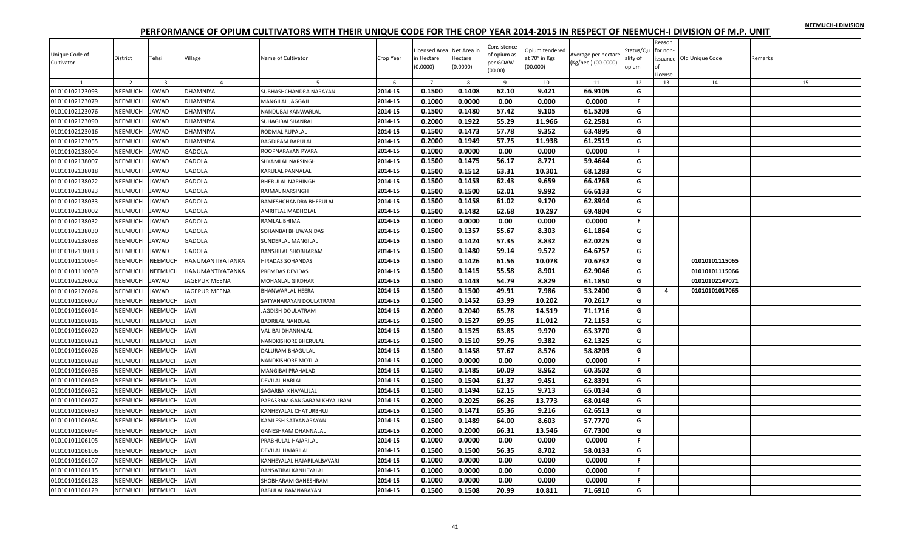# PERFORMANCE OF OPIUM CULTIVATORS WITH THEIR UNIQUE CODE FOR THE CROP YEAR 2014-2015 IN RESPECT OF NEEMUCH-I DIVISION OF M.P. UNIT

NEEMUCH-I DIVISION

| Unique Code of Cultivator | District | Tehsil | Village | Name of Cultivator | Crop Year | Licensed Area in Hectare (0.0000) | Net Area in Hectare (0.0000) | Consistence of opium as per GOAW (00.00) | Opium tendered at 70° in Kgs (00.000) | Average per hectare (Kg/hec.) (00.0000) | Status/Quality of opium | Reason for non-issuance of License | Old Unique Code | Remarks |
|---|---|---|---|---|---|---|---|---|---|---|---|---|---|---|
| 1 | 2 | 3 | 4 | 5 | 6 | 7 | 8 | 9 | 10 | 11 | 12 | 13 | 14 | 15 |
| 01010102123093 | NEEMUCH | JAWAD | DHAMNIYA | SUBHASHCHANDRA NARAYAN | 2014-15 | 0.1500 | 0.1408 | 62.10 | 9.421 | 66.9105 | G | | | |
| 01010102123079 | NEEMUCH | JAWAD | DHAMNIYA | MANGILAL JAGGAJI | 2014-15 | 0.1000 | 0.0000 | 0.00 | 0.000 | 0.0000 | F | | | |
| 01010102123076 | NEEMUCH | JAWAD | DHAMNIYA | NANDUBAI KANWARLAL | 2014-15 | 0.1500 | 0.1480 | 57.42 | 9.105 | 61.5203 | G | | | |
| 01010102123090 | NEEMUCH | JAWAD | DHAMNIYA | SUHAGIBAI SHANRAJ | 2014-15 | 0.2000 | 0.1922 | 55.29 | 11.966 | 62.2581 | G | | | |
| 01010102123016 | NEEMUCH | JAWAD | DHAMNIYA | RODMAL RUPALAL | 2014-15 | 0.1500 | 0.1473 | 57.78 | 9.352 | 63.4895 | G | | | |
| 01010102123055 | NEEMUCH | JAWAD | DHAMNIYA | BAGDIRAM BAPULAL | 2014-15 | 0.2000 | 0.1949 | 57.75 | 11.938 | 61.2519 | G | | | |
| 01010102138004 | NEEMUCH | JAWAD | GADOLA | ROOPNARAYAN PYARA | 2014-15 | 0.1000 | 0.0000 | 0.00 | 0.000 | 0.0000 | F | | | |
| 01010102138007 | NEEMUCH | JAWAD | GADOLA | SHYAMLAL NARSINGH | 2014-15 | 0.1500 | 0.1475 | 56.17 | 8.771 | 59.4644 | G | | | |
| 01010102138018 | NEEMUCH | JAWAD | GADOLA | KARULAL PANNALAL | 2014-15 | 0.1500 | 0.1512 | 63.31 | 10.301 | 68.1283 | G | | | |
| 01010102138022 | NEEMUCH | JAWAD | GADOLA | BHERULAL NARHINGH | 2014-15 | 0.1500 | 0.1453 | 62.43 | 9.659 | 66.4763 | G | | | |
| 01010102138023 | NEEMUCH | JAWAD | GADOLA | RAJMAL NARSINGH | 2014-15 | 0.1500 | 0.1500 | 62.01 | 9.992 | 66.6133 | G | | | |
| 01010102138033 | NEEMUCH | JAWAD | GADOLA | RAMESHCHANDRA BHERULAL | 2014-15 | 0.1500 | 0.1458 | 61.02 | 9.170 | 62.8944 | G | | | |
| 01010102138002 | NEEMUCH | JAWAD | GADOLA | AMRITLAL MADHOLAL | 2014-15 | 0.1500 | 0.1482 | 62.68 | 10.297 | 69.4804 | G | | | |
| 01010102138032 | NEEMUCH | JAWAD | GADOLA | RAMLAL BHIMA | 2014-15 | 0.1000 | 0.0000 | 0.00 | 0.000 | 0.0000 | F | | | |
| 01010102138030 | NEEMUCH | JAWAD | GADOLA | SOHANBAI BHUWANIDAS | 2014-15 | 0.1500 | 0.1357 | 55.67 | 8.303 | 61.1864 | G | | | |
| 01010102138038 | NEEMUCH | JAWAD | GADOLA | SUNDERLAL MANGILAL | 2014-15 | 0.1500 | 0.1424 | 57.35 | 8.832 | 62.0225 | G | | | |
| 01010102138013 | NEEMUCH | JAWAD | GADOLA | BANSHILAL SHOBHARAM | 2014-15 | 0.1500 | 0.1480 | 59.14 | 9.572 | 64.6757 | G | | | |
| 01010101110064 | NEEMUCH | NEEMUCH | HANUMANTIYATANKA | HIRADAS SOHANDAS | 2014-15 | 0.1500 | 0.1426 | 61.56 | 10.078 | 70.6732 | G | | 01010101115065 | |
| 01010101110069 | NEEMUCH | NEEMUCH | HANUMANTIYATANKA | PREMDAS DEVIDAS | 2014-15 | 0.1500 | 0.1415 | 55.58 | 8.901 | 62.9046 | G | | 01010101115066 | |
| 01010102126002 | NEEMUCH | JAWAD | JAGEPUR MEENA | MOHANLAL GIRDHARI | 2014-15 | 0.1500 | 0.1443 | 54.79 | 8.829 | 61.1850 | G | | 01010102147071 | |
| 01010102126024 | NEEMUCH | JAWAD | JAGEPUR MEENA | BHANWARLAL HEERA | 2014-15 | 0.1500 | 0.1500 | 49.91 | 7.986 | 53.2400 | G | 4 | 01010101017065 | |
| 01010101106007 | NEEMUCH | NEEMUCH | JAVI | SATYANARAYAN DOULATRAM | 2014-15 | 0.1500 | 0.1452 | 63.99 | 10.202 | 70.2617 | G | | | |
| 01010101106014 | NEEMUCH | NEEMUCH | JAVI | JAGDISH DOULATRAM | 2014-15 | 0.2000 | 0.2040 | 65.78 | 14.519 | 71.1716 | G | | | |
| 01010101106016 | NEEMUCH | NEEMUCH | JAVI | BADRILAL NANDLAL | 2014-15 | 0.1500 | 0.1527 | 69.95 | 11.012 | 72.1153 | G | | | |
| 01010101106020 | NEEMUCH | NEEMUCH | JAVI | VALIBAI DHANNALAL | 2014-15 | 0.1500 | 0.1525 | 63.85 | 9.970 | 65.3770 | G | | | |
| 01010101106021 | NEEMUCH | NEEMUCH | JAVI | NANDKISHORE BHERULAL | 2014-15 | 0.1500 | 0.1510 | 59.76 | 9.382 | 62.1325 | G | | | |
| 01010101106026 | NEEMUCH | NEEMUCH | JAVI | DALURAM BHAGULAL | 2014-15 | 0.1500 | 0.1458 | 57.67 | 8.576 | 58.8203 | G | | | |
| 01010101106028 | NEEMUCH | NEEMUCH | JAVI | NANDKISHORE MOTILAL | 2014-15 | 0.1000 | 0.0000 | 0.00 | 0.000 | 0.0000 | F | | | |
| 01010101106036 | NEEMUCH | NEEMUCH | JAVI | MANGIBAI PRAHALAD | 2014-15 | 0.1500 | 0.1485 | 60.09 | 8.962 | 60.3502 | G | | | |
| 01010101106049 | NEEMUCH | NEEMUCH | JAVI | DEVILAL HARLAL | 2014-15 | 0.1500 | 0.1504 | 61.37 | 9.451 | 62.8391 | G | | | |
| 01010101106052 | NEEMUCH | NEEMUCH | JAVI | SAGARBAI KHAYALILAL | 2014-15 | 0.1500 | 0.1494 | 62.15 | 9.713 | 65.0134 | G | | | |
| 01010101106077 | NEEMUCH | NEEMUCH | JAVI | PARASRAM GANGARAM KHYALIRAM | 2014-15 | 0.2000 | 0.2025 | 66.26 | 13.773 | 68.0148 | G | | | |
| 01010101106080 | NEEMUCH | NEEMUCH | JAVI | KANHEYALAL CHATURBHUJ | 2014-15 | 0.1500 | 0.1471 | 65.36 | 9.216 | 62.6513 | G | | | |
| 01010101106084 | NEEMUCH | NEEMUCH | JAVI | KAMLESH SATYANARAYAN | 2014-15 | 0.1500 | 0.1489 | 64.00 | 8.603 | 57.7770 | G | | | |
| 01010101106094 | NEEMUCH | NEEMUCH | JAVI | GANESHRAM DHANNALAL | 2014-15 | 0.2000 | 0.2000 | 66.31 | 13.546 | 67.7300 | G | | | |
| 01010101106105 | NEEMUCH | NEEMUCH | JAVI | PRABHULAL HAJARILAL | 2014-15 | 0.1000 | 0.0000 | 0.00 | 0.000 | 0.0000 | F | | | |
| 01010101106106 | NEEMUCH | NEEMUCH | JAVI | DEVILAL HAJARILAL | 2014-15 | 0.1500 | 0.1500 | 56.35 | 8.702 | 58.0133 | G | | | |
| 01010101106107 | NEEMUCH | NEEMUCH | JAVI | KANHEYALAL HAJARILALBAVARI | 2014-15 | 0.1000 | 0.0000 | 0.00 | 0.000 | 0.0000 | F | | | |
| 01010101106115 | NEEMUCH | NEEMUCH | JAVI | BANSATIBAI KANHEYALAL | 2014-15 | 0.1000 | 0.0000 | 0.00 | 0.000 | 0.0000 | F | | | |
| 01010101106128 | NEEMUCH | NEEMUCH | JAVI | SHOBHARAM GANESHRAM | 2014-15 | 0.1000 | 0.0000 | 0.00 | 0.000 | 0.0000 | F | | | |
| 01010101106129 | NEEMUCH | NEEMUCH | JAVI | BABULAL RAMNARAYAN | 2014-15 | 0.1500 | 0.1508 | 70.99 | 10.811 | 71.6910 | G | | | |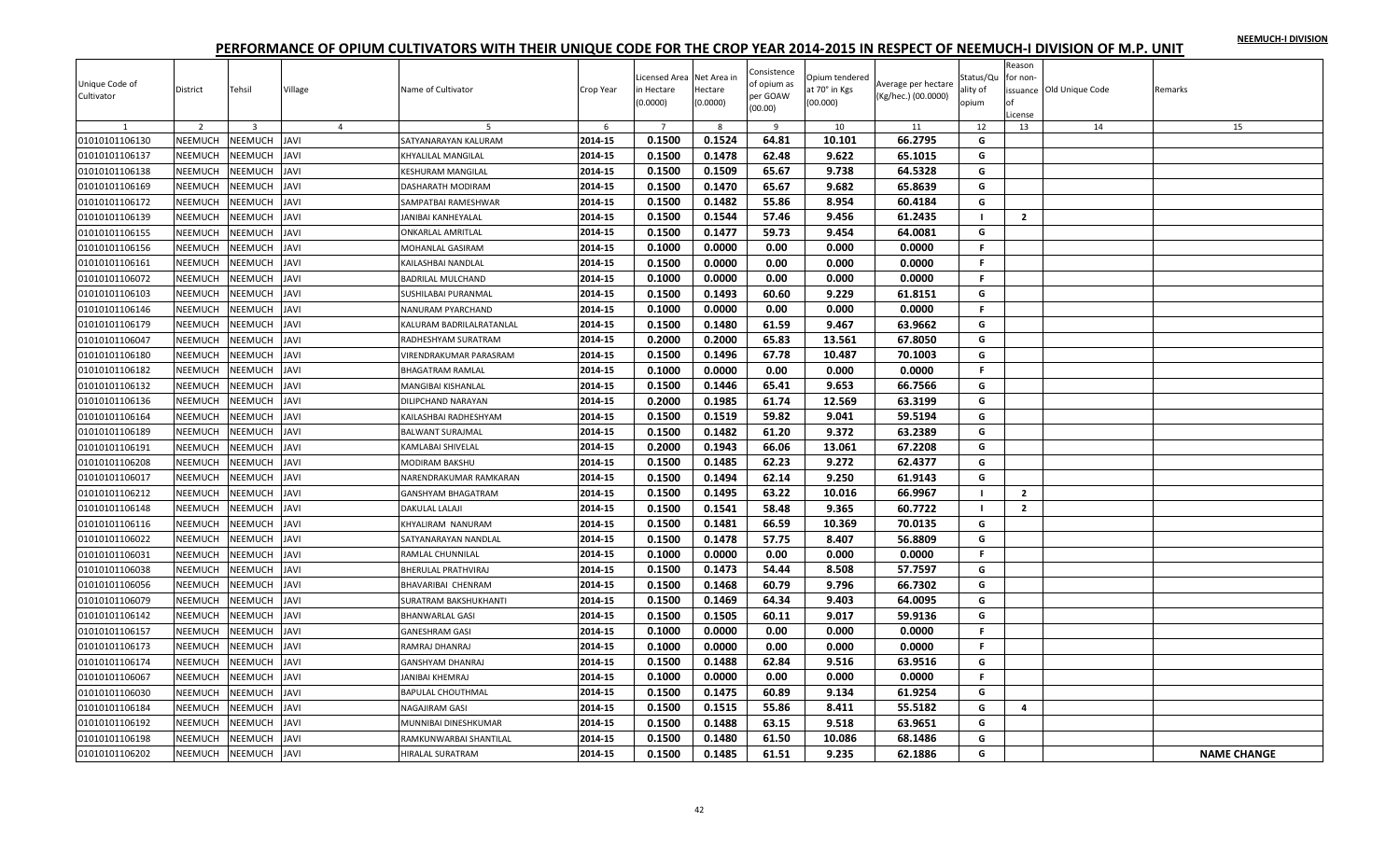NEEMUCH-I DIVISION

# PERFORMANCE OF OPIUM CULTIVATORS WITH THEIR UNIQUE CODE FOR THE CROP YEAR 2014-2015 IN RESPECT OF NEEMUCH-I DIVISION OF M.P. UNIT

| Unique Code of Cultivator | District | Tehsil | Village | Name of Cultivator | Crop Year | Licensed Area in Hectare (0.0000) | Net Area in Hectare (0.0000) | Consistence of opium as per GOAW (00.00) | Opium tendered at 70° in Kgs (00.000) | Average per hectare (Kg/hec.) (00.0000) | Status/Quality of opium | Reason for non-issuance of License | Old Unique Code | Remarks |
|---|---|---|---|---|---|---|---|---|---|---|---|---|---|---|
| 1 | 2 | 3 | 4 | 5 | 6 | 7 | 8 | 9 | 10 | 11 | 12 | 13 | 14 | 15 |
| 01010101106130 | NEEMUCH | NEEMUCH | JAVI | SATYANARAYAN KALURAM | 2014-15 | 0.1500 | 0.1524 | 64.81 | 10.101 | 66.2795 | G | | | |
| 01010101106137 | NEEMUCH | NEEMUCH | JAVI | KHYALILAL MANGILAL | 2014-15 | 0.1500 | 0.1478 | 62.48 | 9.622 | 65.1015 | G | | | |
| 01010101106138 | NEEMUCH | NEEMUCH | JAVI | KESHURAM MANGILAL | 2014-15 | 0.1500 | 0.1509 | 65.67 | 9.738 | 64.5328 | G | | | |
| 01010101106169 | NEEMUCH | NEEMUCH | JAVI | DASHARATH MODIRAM | 2014-15 | 0.1500 | 0.1470 | 65.67 | 9.682 | 65.8639 | G | | | |
| 01010101106172 | NEEMUCH | NEEMUCH | JAVI | SAMPATBAI RAMESHWAR | 2014-15 | 0.1500 | 0.1482 | 55.86 | 8.954 | 60.4184 | G | | | |
| 01010101106139 | NEEMUCH | NEEMUCH | JAVI | JANIBAI KANHEYALAL | 2014-15 | 0.1500 | 0.1544 | 57.46 | 9.456 | 61.2435 | I | 2 | | |
| 01010101106155 | NEEMUCH | NEEMUCH | JAVI | ONKARLAL AMRITLAL | 2014-15 | 0.1500 | 0.1477 | 59.73 | 9.454 | 64.0081 | G | | | |
| 01010101106156 | NEEMUCH | NEEMUCH | JAVI | MOHANLAL GASIRAM | 2014-15 | 0.1000 | 0.0000 | 0.00 | 0.000 | 0.0000 | F | | | |
| 01010101106161 | NEEMUCH | NEEMUCH | JAVI | KAILASHBAI NANDLAL | 2014-15 | 0.1500 | 0.0000 | 0.00 | 0.000 | 0.0000 | F | | | |
| 01010101106072 | NEEMUCH | NEEMUCH | JAVI | BADRILAL MULCHAND | 2014-15 | 0.1000 | 0.0000 | 0.00 | 0.000 | 0.0000 | F | | | |
| 01010101106103 | NEEMUCH | NEEMUCH | JAVI | SUSHILABAI PURANMAL | 2014-15 | 0.1500 | 0.1493 | 60.60 | 9.229 | 61.8151 | G | | | |
| 01010101106146 | NEEMUCH | NEEMUCH | JAVI | NANURAM PYARCHAND | 2014-15 | 0.1000 | 0.0000 | 0.00 | 0.000 | 0.0000 | F | | | |
| 01010101106179 | NEEMUCH | NEEMUCH | JAVI | KALURAM BADRILALRATANLAL | 2014-15 | 0.1500 | 0.1480 | 61.59 | 9.467 | 63.9662 | G | | | |
| 01010101106047 | NEEMUCH | NEEMUCH | JAVI | RADHESHYAM SURATRAM | 2014-15 | 0.2000 | 0.2000 | 65.83 | 13.561 | 67.8050 | G | | | |
| 01010101106180 | NEEMUCH | NEEMUCH | JAVI | VIRENDRAKUMAR PARASRAM | 2014-15 | 0.1500 | 0.1496 | 67.78 | 10.487 | 70.1003 | G | | | |
| 01010101106182 | NEEMUCH | NEEMUCH | JAVI | BHAGATRAM RAMLAL | 2014-15 | 0.1000 | 0.0000 | 0.00 | 0.000 | 0.0000 | F | | | |
| 01010101106132 | NEEMUCH | NEEMUCH | JAVI | MANGIBAI KISHANLAL | 2014-15 | 0.1500 | 0.1446 | 65.41 | 9.653 | 66.7566 | G | | | |
| 01010101106136 | NEEMUCH | NEEMUCH | JAVI | DILIPCHAND NARAYAN | 2014-15 | 0.2000 | 0.1985 | 61.74 | 12.569 | 63.3199 | G | | | |
| 01010101106164 | NEEMUCH | NEEMUCH | JAVI | KAILASHBAI RADHESHYAM | 2014-15 | 0.1500 | 0.1519 | 59.82 | 9.041 | 59.5194 | G | | | |
| 01010101106189 | NEEMUCH | NEEMUCH | JAVI | BALWANT SURAJMAL | 2014-15 | 0.1500 | 0.1482 | 61.20 | 9.372 | 63.2389 | G | | | |
| 01010101106191 | NEEMUCH | NEEMUCH | JAVI | KAMLABAI SHIVELAL | 2014-15 | 0.2000 | 0.1943 | 66.06 | 13.061 | 67.2208 | G | | | |
| 01010101106208 | NEEMUCH | NEEMUCH | JAVI | MODIRAM BAKSHU | 2014-15 | 0.1500 | 0.1485 | 62.23 | 9.272 | 62.4377 | G | | | |
| 01010101106017 | NEEMUCH | NEEMUCH | JAVI | NARENDRAKUMAR RAMKARAN | 2014-15 | 0.1500 | 0.1494 | 62.14 | 9.250 | 61.9143 | G | | | |
| 01010101106212 | NEEMUCH | NEEMUCH | JAVI | GANSHYAM BHAGATRAM | 2014-15 | 0.1500 | 0.1495 | 63.22 | 10.016 | 66.9967 | I | 2 | | |
| 01010101106148 | NEEMUCH | NEEMUCH | JAVI | DAKULAL LALAJI | 2014-15 | 0.1500 | 0.1541 | 58.48 | 9.365 | 60.7722 | I | 2 | | |
| 01010101106116 | NEEMUCH | NEEMUCH | JAVI | KHYALIRAM NANURAM | 2014-15 | 0.1500 | 0.1481 | 66.59 | 10.369 | 70.0135 | G | | | |
| 01010101106022 | NEEMUCH | NEEMUCH | JAVI | SATYANARAYAN NANDLAL | 2014-15 | 0.1500 | 0.1478 | 57.75 | 8.407 | 56.8809 | G | | | |
| 01010101106031 | NEEMUCH | NEEMUCH | JAVI | RAMLAL CHUNNILAL | 2014-15 | 0.1000 | 0.0000 | 0.00 | 0.000 | 0.0000 | F | | | |
| 01010101106038 | NEEMUCH | NEEMUCH | JAVI | BHERULAL PRATHVIRAJ | 2014-15 | 0.1500 | 0.1473 | 54.44 | 8.508 | 57.7597 | G | | | |
| 01010101106056 | NEEMUCH | NEEMUCH | JAVI | BHAVARIBAI CHENRAM | 2014-15 | 0.1500 | 0.1468 | 60.79 | 9.796 | 66.7302 | G | | | |
| 01010101106079 | NEEMUCH | NEEMUCH | JAVI | SURATRAM BAKSHUKHANTI | 2014-15 | 0.1500 | 0.1469 | 64.34 | 9.403 | 64.0095 | G | | | |
| 01010101106142 | NEEMUCH | NEEMUCH | JAVI | BHANWARLAL GASI | 2014-15 | 0.1500 | 0.1505 | 60.11 | 9.017 | 59.9136 | G | | | |
| 01010101106157 | NEEMUCH | NEEMUCH | JAVI | GANESHRAM GASI | 2014-15 | 0.1000 | 0.0000 | 0.00 | 0.000 | 0.0000 | F | | | |
| 01010101106173 | NEEMUCH | NEEMUCH | JAVI | RAMRAJ DHANRAJ | 2014-15 | 0.1000 | 0.0000 | 0.00 | 0.000 | 0.0000 | F | | | |
| 01010101106174 | NEEMUCH | NEEMUCH | JAVI | GANSHYAM DHANRAJ | 2014-15 | 0.1500 | 0.1488 | 62.84 | 9.516 | 63.9516 | G | | | |
| 01010101106067 | NEEMUCH | NEEMUCH | JAVI | JANIBAI KHEMRAJ | 2014-15 | 0.1000 | 0.0000 | 0.00 | 0.000 | 0.0000 | F | | | |
| 01010101106030 | NEEMUCH | NEEMUCH | JAVI | BAPULAL CHOUTHMAL | 2014-15 | 0.1500 | 0.1475 | 60.89 | 9.134 | 61.9254 | G | | | |
| 01010101106184 | NEEMUCH | NEEMUCH | JAVI | NAGAJIRAM GASI | 2014-15 | 0.1500 | 0.1515 | 55.86 | 8.411 | 55.5182 | G | 4 | | |
| 01010101106192 | NEEMUCH | NEEMUCH | JAVI | MUNNIBAI DINESHKUMAR | 2014-15 | 0.1500 | 0.1488 | 63.15 | 9.518 | 63.9651 | G | | | |
| 01010101106198 | NEEMUCH | NEEMUCH | JAVI | RAMKUNWARBAI SHANTILAL | 2014-15 | 0.1500 | 0.1480 | 61.50 | 10.086 | 68.1486 | G | | | |
| 01010101106202 | NEEMUCH | NEEMUCH | JAVI | HIRALAL SURATRAM | 2014-15 | 0.1500 | 0.1485 | 61.51 | 9.235 | 62.1886 | G | | | NAME CHANGE |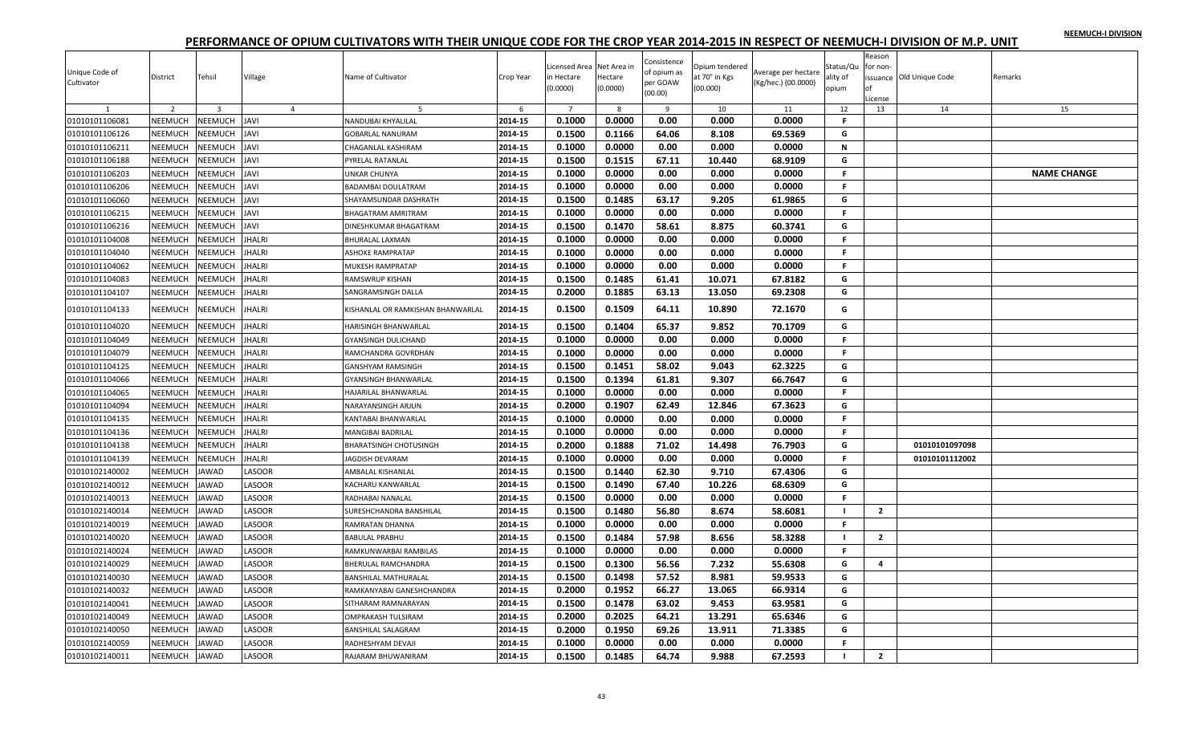NEEMUCH-I DIVISION

# PERFORMANCE OF OPIUM CULTIVATORS WITH THEIR UNIQUE CODE FOR THE CROP YEAR 2014-2015 IN RESPECT OF NEEMUCH-I DIVISION OF M.P. UNIT

| Unique Code of Cultivator | District | Tehsil | Village | Name of Cultivator | Crop Year | Licensed Area in Hectare (0.0000) | Net Area in Hectare (0.0000) | Consistence of opium as per GOAW (00.00) | Opium tendered at 70° in Kgs (00.000) | Average per hectare (Kg/hec.) (00.0000) | Status/Quality of opium | Reason for non-issuance of License | Old Unique Code | Remarks |
|---|---|---|---|---|---|---|---|---|---|---|---|---|---|---|
| 1 | 2 | 3 | 4 | 5 | 6 | 7 | 8 | 9 | 10 | 11 | 12 | 13 | 14 | 15 |
| 01010101106081 | NEEMUCH | NEEMUCH | JAVI | NANDUBAI KHYALILAL | 2014-15 | 0.1000 | 0.0000 | 0.00 | 0.000 | 0.0000 | F | | | |
| 01010101106126 | NEEMUCH | NEEMUCH | JAVI | GOBARLAL NANURAM | 2014-15 | 0.1500 | 0.1166 | 64.06 | 8.108 | 69.5369 | G | | | |
| 01010101106211 | NEEMUCH | NEEMUCH | JAVI | CHAGANLAL KASHIRAM | 2014-15 | 0.1000 | 0.0000 | 0.00 | 0.000 | 0.0000 | N | | | |
| 01010101106188 | NEEMUCH | NEEMUCH | JAVI | PYRELAL RATANLAL | 2014-15 | 0.1500 | 0.1515 | 67.11 | 10.440 | 68.9109 | G | | | |
| 01010101106203 | NEEMUCH | NEEMUCH | JAVI | UNKAR CHUNYA | 2014-15 | 0.1000 | 0.0000 | 0.00 | 0.000 | 0.0000 | F | | | NAME CHANGE |
| 01010101106206 | NEEMUCH | NEEMUCH | JAVI | BADAMBAI DOULATRAM | 2014-15 | 0.1000 | 0.0000 | 0.00 | 0.000 | 0.0000 | F | | | |
| 01010101106060 | NEEMUCH | NEEMUCH | JAVI | SHAYAMSUNDAR DASHRATH | 2014-15 | 0.1500 | 0.1485 | 63.17 | 9.205 | 61.9865 | G | | | |
| 01010101106215 | NEEMUCH | NEEMUCH | JAVI | BHAGATRAM AMRITRAM | 2014-15 | 0.1000 | 0.0000 | 0.00 | 0.000 | 0.0000 | F | | | |
| 01010101106216 | NEEMUCH | NEEMUCH | JAVI | DINESHKUMAR BHAGATRAM | 2014-15 | 0.1500 | 0.1470 | 58.61 | 8.875 | 60.3741 | G | | | |
| 01010101104008 | NEEMUCH | NEEMUCH | JHALRI | BHURALAL LAXMAN | 2014-15 | 0.1000 | 0.0000 | 0.00 | 0.000 | 0.0000 | F | | | |
| 01010101104040 | NEEMUCH | NEEMUCH | JHALRI | ASHOKE RAMPRATAP | 2014-15 | 0.1000 | 0.0000 | 0.00 | 0.000 | 0.0000 | F | | | |
| 01010101104062 | NEEMUCH | NEEMUCH | JHALRI | MUKESH RAMPRATAP | 2014-15 | 0.1000 | 0.0000 | 0.00 | 0.000 | 0.0000 | F | | | |
| 01010101104083 | NEEMUCH | NEEMUCH | JHALRI | RAMSWRUP KISHAN | 2014-15 | 0.1500 | 0.1485 | 61.41 | 10.071 | 67.8182 | G | | | |
| 01010101104107 | NEEMUCH | NEEMUCH | JHALRI | SANGRAMSINGH DALLA | 2014-15 | 0.2000 | 0.1885 | 63.13 | 13.050 | 69.2308 | G | | | |
| 01010101104133 | NEEMUCH | NEEMUCH | JHALRI | KISHANLAL OR RAMKISHAN BHANWARLAL | 2014-15 | 0.1500 | 0.1509 | 64.11 | 10.890 | 72.1670 | G | | | |
| 01010101104020 | NEEMUCH | NEEMUCH | JHALRI | HARISINGH BHANWARLAL | 2014-15 | 0.1500 | 0.1404 | 65.37 | 9.852 | 70.1709 | G | | | |
| 01010101104049 | NEEMUCH | NEEMUCH | JHALRI | GYANSINGH DULICHAND | 2014-15 | 0.1000 | 0.0000 | 0.00 | 0.000 | 0.0000 | F | | | |
| 01010101104079 | NEEMUCH | NEEMUCH | JHALRI | RAMCHANDRA GOVRDHAN | 2014-15 | 0.1000 | 0.0000 | 0.00 | 0.000 | 0.0000 | F | | | |
| 01010101104125 | NEEMUCH | NEEMUCH | JHALRI | GANSHYAM RAMSINGH | 2014-15 | 0.1500 | 0.1451 | 58.02 | 9.043 | 62.3225 | G | | | |
| 01010101104066 | NEEMUCH | NEEMUCH | JHALRI | GYANSINGH BHANWARLAL | 2014-15 | 0.1500 | 0.1394 | 61.81 | 9.307 | 66.7647 | G | | | |
| 01010101104065 | NEEMUCH | NEEMUCH | JHALRI | HAJARILAL BHANWARLAL | 2014-15 | 0.1000 | 0.0000 | 0.00 | 0.000 | 0.0000 | F | | | |
| 01010101104094 | NEEMUCH | NEEMUCH | JHALRI | NARAYANSINGH ARJUN | 2014-15 | 0.2000 | 0.1907 | 62.49 | 12.846 | 67.3623 | G | | | |
| 01010101104135 | NEEMUCH | NEEMUCH | JHALRI | KANTABAI BHANWARLAL | 2014-15 | 0.1000 | 0.0000 | 0.00 | 0.000 | 0.0000 | F | | | |
| 01010101104136 | NEEMUCH | NEEMUCH | JHALRI | MANGIBAI BADRILAL | 2014-15 | 0.1000 | 0.0000 | 0.00 | 0.000 | 0.0000 | F | | | |
| 01010101104138 | NEEMUCH | NEEMUCH | JHALRI | BHARATSINGH CHOTUSINGH | 2014-15 | 0.2000 | 0.1888 | 71.02 | 14.498 | 76.7903 | G | | 01010101097098 | |
| 01010101104139 | NEEMUCH | NEEMUCH | JHALRI | JAGDISH DEVARAM | 2014-15 | 0.1000 | 0.0000 | 0.00 | 0.000 | 0.0000 | F | | 01010101112002 | |
| 01010102140002 | NEEMUCH | JAWAD | LASOOR | AMBALAL KISHANLAL | 2014-15 | 0.1500 | 0.1440 | 62.30 | 9.710 | 67.4306 | G | | | |
| 01010102140012 | NEEMUCH | JAWAD | LASOOR | KACHARU KANWARLAL | 2014-15 | 0.1500 | 0.1490 | 67.40 | 10.226 | 68.6309 | G | | | |
| 01010102140013 | NEEMUCH | JAWAD | LASOOR | RADHABAI NANALAL | 2014-15 | 0.1500 | 0.0000 | 0.00 | 0.000 | 0.0000 | F | | | |
| 01010102140014 | NEEMUCH | JAWAD | LASOOR | SURESHCHANDRA BANSHILAL | 2014-15 | 0.1500 | 0.1480 | 56.80 | 8.674 | 58.6081 | I | 2 | | |
| 01010102140019 | NEEMUCH | JAWAD | LASOOR | RAMRATAN DHANNA | 2014-15 | 0.1000 | 0.0000 | 0.00 | 0.000 | 0.0000 | F | | | |
| 01010102140020 | NEEMUCH | JAWAD | LASOOR | BABULAL PRABHU | 2014-15 | 0.1500 | 0.1484 | 57.98 | 8.656 | 58.3288 | I | 2 | | |
| 01010102140024 | NEEMUCH | JAWAD | LASOOR | RAMKUNWARBAI RAMBILAS | 2014-15 | 0.1000 | 0.0000 | 0.00 | 0.000 | 0.0000 | F | | | |
| 01010102140029 | NEEMUCH | JAWAD | LASOOR | BHERULAL RAMCHANDRA | 2014-15 | 0.1500 | 0.1300 | 56.56 | 7.232 | 55.6308 | G | 4 | | |
| 01010102140030 | NEEMUCH | JAWAD | LASOOR | BANSHILAL MATHURALAL | 2014-15 | 0.1500 | 0.1498 | 57.52 | 8.981 | 59.9533 | G | | | |
| 01010102140032 | NEEMUCH | JAWAD | LASOOR | RAMKANYABAI GANESHCHANDRA | 2014-15 | 0.2000 | 0.1952 | 66.27 | 13.065 | 66.9314 | G | | | |
| 01010102140041 | NEEMUCH | JAWAD | LASOOR | SITHARAM RAMNARAYAN | 2014-15 | 0.1500 | 0.1478 | 63.02 | 9.453 | 63.9581 | G | | | |
| 01010102140049 | NEEMUCH | JAWAD | LASOOR | OMPRAKASH TULSIRAM | 2014-15 | 0.2000 | 0.2025 | 64.21 | 13.291 | 65.6346 | G | | | |
| 01010102140050 | NEEMUCH | JAWAD | LASOOR | BANSHILAL SALAGRAM | 2014-15 | 0.2000 | 0.1950 | 69.26 | 13.911 | 71.3385 | G | | | |
| 01010102140059 | NEEMUCH | JAWAD | LASOOR | RADHESHYAM DEVAJI | 2014-15 | 0.1000 | 0.0000 | 0.00 | 0.000 | 0.0000 | F | | | |
| 01010102140011 | NEEMUCH | JAWAD | LASOOR | RAJARAM BHUWANIRAM | 2014-15 | 0.1500 | 0.1485 | 64.74 | 9.988 | 67.2593 | I | 2 | | |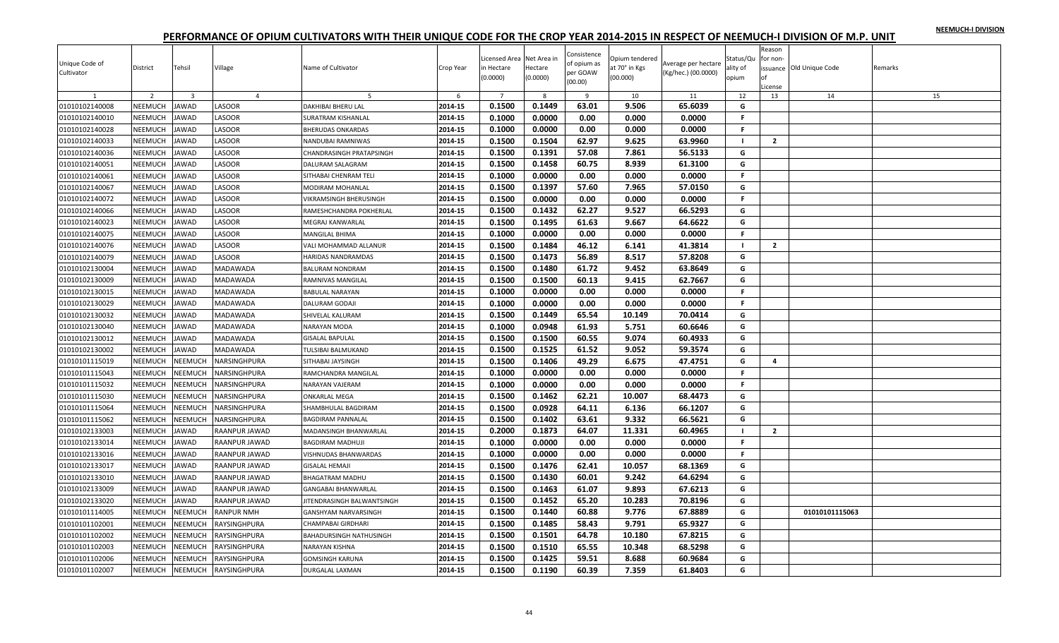NEEMUCH-I DIVISION

# PERFORMANCE OF OPIUM CULTIVATORS WITH THEIR UNIQUE CODE FOR THE CROP YEAR 2014-2015 IN RESPECT OF NEEMUCH-I DIVISION OF M.P. UNIT

| Unique Code of Cultivator | District | Tehsil | Village | Name of Cultivator | Crop Year | Licensed Area in Hectare (0.0000) | Net Area in Hectare (0.0000) | Consistence of opium as per GOAW (00.00) | Opium tendered at 70° in Kgs (00.000) | Average per hectare (Kg/hec.) (00.0000) | Status/Quality of opium | Reason for non-issuance of License | Old Unique Code | Remarks |
|---|---|---|---|---|---|---|---|---|---|---|---|---|---|---|
| 1 | 2 | 3 | 4 | 5 | 6 | 7 | 8 | 9 | 10 | 11 | 12 | 13 | 14 | 15 |
| 01010102140008 | NEEMUCH | JAWAD | LASOOR | DAKHIBAI BHERU LAL | 2014-15 | 0.1500 | 0.1449 | 63.01 | 9.506 | 65.6039 | G | | | |
| 01010102140010 | NEEMUCH | JAWAD | LASOOR | SURATRAM KISHANLAL | 2014-15 | 0.1000 | 0.0000 | 0.00 | 0.000 | 0.0000 | F | | | |
| 01010102140028 | NEEMUCH | JAWAD | LASOOR | BHERUDAS ONKARDAS | 2014-15 | 0.1000 | 0.0000 | 0.00 | 0.000 | 0.0000 | F | | | |
| 01010102140033 | NEEMUCH | JAWAD | LASOOR | NANDUBAI RAMNIWAS | 2014-15 | 0.1500 | 0.1504 | 62.97 | 9.625 | 63.9960 | I | 2 | | |
| 01010102140036 | NEEMUCH | JAWAD | LASOOR | CHANDRASINGH PRATAPSINGH | 2014-15 | 0.1500 | 0.1391 | 57.08 | 7.861 | 56.5133 | G | | | |
| 01010102140051 | NEEMUCH | JAWAD | LASOOR | DALURAM SALAGRAM | 2014-15 | 0.1500 | 0.1458 | 60.75 | 8.939 | 61.3100 | G | | | |
| 01010102140061 | NEEMUCH | JAWAD | LASOOR | SITHABAI CHENRAM TELI | 2014-15 | 0.1000 | 0.0000 | 0.00 | 0.000 | 0.0000 | F | | | |
| 01010102140067 | NEEMUCH | JAWAD | LASOOR | MODIRAM MOHANLAL | 2014-15 | 0.1500 | 0.1397 | 57.60 | 7.965 | 57.0150 | G | | | |
| 01010102140072 | NEEMUCH | JAWAD | LASOOR | VIKRAMSINGH BHERUSINGH | 2014-15 | 0.1500 | 0.0000 | 0.00 | 0.000 | 0.0000 | F | | | |
| 01010102140066 | NEEMUCH | JAWAD | LASOOR | RAMESHCHANDRA POKHERLAL | 2014-15 | 0.1500 | 0.1432 | 62.27 | 9.527 | 66.5293 | G | | | |
| 01010102140023 | NEEMUCH | JAWAD | LASOOR | MEGRAJ KANWARLAL | 2014-15 | 0.1500 | 0.1495 | 61.63 | 9.667 | 64.6622 | G | | | |
| 01010102140075 | NEEMUCH | JAWAD | LASOOR | MANGILAL BHIMA | 2014-15 | 0.1000 | 0.0000 | 0.00 | 0.000 | 0.0000 | F | | | |
| 01010102140076 | NEEMUCH | JAWAD | LASOOR | VALI MOHAMMAD ALLANUR | 2014-15 | 0.1500 | 0.1484 | 46.12 | 6.141 | 41.3814 | I | 2 | | |
| 01010102140079 | NEEMUCH | JAWAD | LASOOR | HARIDAS NANDRAMDAS | 2014-15 | 0.1500 | 0.1473 | 56.89 | 8.517 | 57.8208 | G | | | |
| 01010102130004 | NEEMUCH | JAWAD | MADAWADA | BALURAM NONDRAM | 2014-15 | 0.1500 | 0.1480 | 61.72 | 9.452 | 63.8649 | G | | | |
| 01010102130009 | NEEMUCH | JAWAD | MADAWADA | RAMNIVAS MANGILAL | 2014-15 | 0.1500 | 0.1500 | 60.13 | 9.415 | 62.7667 | G | | | |
| 01010102130015 | NEEMUCH | JAWAD | MADAWADA | BABULAL NARAYAN | 2014-15 | 0.1000 | 0.0000 | 0.00 | 0.000 | 0.0000 | F | | | |
| 01010102130029 | NEEMUCH | JAWAD | MADAWADA | DALURAM GODAJI | 2014-15 | 0.1000 | 0.0000 | 0.00 | 0.000 | 0.0000 | F | | | |
| 01010102130032 | NEEMUCH | JAWAD | MADAWADA | SHIVELAL KALURAM | 2014-15 | 0.1500 | 0.1449 | 65.54 | 10.149 | 70.0414 | G | | | |
| 01010102130040 | NEEMUCH | JAWAD | MADAWADA | NARAYAN MODA | 2014-15 | 0.1000 | 0.0948 | 61.93 | 5.751 | 60.6646 | G | | | |
| 01010102130012 | NEEMUCH | JAWAD | MADAWADA | GISALAL BAPULAL | 2014-15 | 0.1500 | 0.1500 | 60.55 | 9.074 | 60.4933 | G | | | |
| 01010102130002 | NEEMUCH | JAWAD | MADAWADA | TULSIBAI BALMUKAND | 2014-15 | 0.1500 | 0.1525 | 61.52 | 9.052 | 59.3574 | G | | | |
| 01010101115019 | NEEMUCH | NEEMUCH | NARSINGHPURA | SITHABAI JAYSINGH | 2014-15 | 0.1500 | 0.1406 | 49.29 | 6.675 | 47.4751 | G | 4 | | |
| 01010101115043 | NEEMUCH | NEEMUCH | NARSINGHPURA | RAMCHANDRA MANGILAL | 2014-15 | 0.1000 | 0.0000 | 0.00 | 0.000 | 0.0000 | F | | | |
| 01010101115032 | NEEMUCH | NEEMUCH | NARSINGHPURA | NARAYAN VAJERAM | 2014-15 | 0.1000 | 0.0000 | 0.00 | 0.000 | 0.0000 | F | | | |
| 01010101115030 | NEEMUCH | NEEMUCH | NARSINGHPURA | ONKARLAL MEGA | 2014-15 | 0.1500 | 0.1462 | 62.21 | 10.007 | 68.4473 | G | | | |
| 01010101115064 | NEEMUCH | NEEMUCH | NARSINGHPURA | SHAMBHULAL BAGDIRAM | 2014-15 | 0.1500 | 0.0928 | 64.11 | 6.136 | 66.1207 | G | | | |
| 01010101115062 | NEEMUCH | NEEMUCH | NARSINGHPURA | BAGDIRAM PANNALAL | 2014-15 | 0.1500 | 0.1402 | 63.61 | 9.332 | 66.5621 | G | | | |
| 01010102133003 | NEEMUCH | JAWAD | RAANPUR JAWAD | MADANSINGH BHANWARLAL | 2014-15 | 0.2000 | 0.1873 | 64.07 | 11.331 | 60.4965 | I | 2 | | |
| 01010102133014 | NEEMUCH | JAWAD | RAANPUR JAWAD | BAGDIRAM MADHUJI | 2014-15 | 0.1000 | 0.0000 | 0.00 | 0.000 | 0.0000 | F | | | |
| 01010102133016 | NEEMUCH | JAWAD | RAANPUR JAWAD | VISHNUDAS BHANWARDAS | 2014-15 | 0.1000 | 0.0000 | 0.00 | 0.000 | 0.0000 | F | | | |
| 01010102133017 | NEEMUCH | JAWAD | RAANPUR JAWAD | GISALAL HEMAJI | 2014-15 | 0.1500 | 0.1476 | 62.41 | 10.057 | 68.1369 | G | | | |
| 01010102133010 | NEEMUCH | JAWAD | RAANPUR JAWAD | BHAGATRAM MADHU | 2014-15 | 0.1500 | 0.1430 | 60.01 | 9.242 | 64.6294 | G | | | |
| 01010102133009 | NEEMUCH | JAWAD | RAANPUR JAWAD | GANGABAI BHANWARLAL | 2014-15 | 0.1500 | 0.1463 | 61.07 | 9.893 | 67.6213 | G | | | |
| 01010102133020 | NEEMUCH | JAWAD | RAANPUR JAWAD | JITENDRASINGH BALWANTSINGH | 2014-15 | 0.1500 | 0.1452 | 65.20 | 10.283 | 70.8196 | G | | | |
| 01010101114005 | NEEMUCH | NEEMUCH | RANPUR NMH | GANSHYAM NARVARSINGH | 2014-15 | 0.1500 | 0.1440 | 60.88 | 9.776 | 67.8889 | G | | 01010101115063 | |
| 01010101102001 | NEEMUCH | NEEMUCH | RAYSINGHPURA | CHAMPABAI GIRDHARI | 2014-15 | 0.1500 | 0.1485 | 58.43 | 9.791 | 65.9327 | G | | | |
| 01010101102002 | NEEMUCH | NEEMUCH | RAYSINGHPURA | BAHADURSINGH NATHUSINGH | 2014-15 | 0.1500 | 0.1501 | 64.78 | 10.180 | 67.8215 | G | | | |
| 01010101102003 | NEEMUCH | NEEMUCH | RAYSINGHPURA | NARAYAN KISHNA | 2014-15 | 0.1500 | 0.1510 | 65.55 | 10.348 | 68.5298 | G | | | |
| 01010101102006 | NEEMUCH | NEEMUCH | RAYSINGHPURA | GOMSINGH KARUNA | 2014-15 | 0.1500 | 0.1425 | 59.51 | 8.688 | 60.9684 | G | | | |
| 01010101102007 | NEEMUCH | NEEMUCH | RAYSINGHPURA | DURGALAL LAXMAN | 2014-15 | 0.1500 | 0.1190 | 60.39 | 7.359 | 61.8403 | G | | | |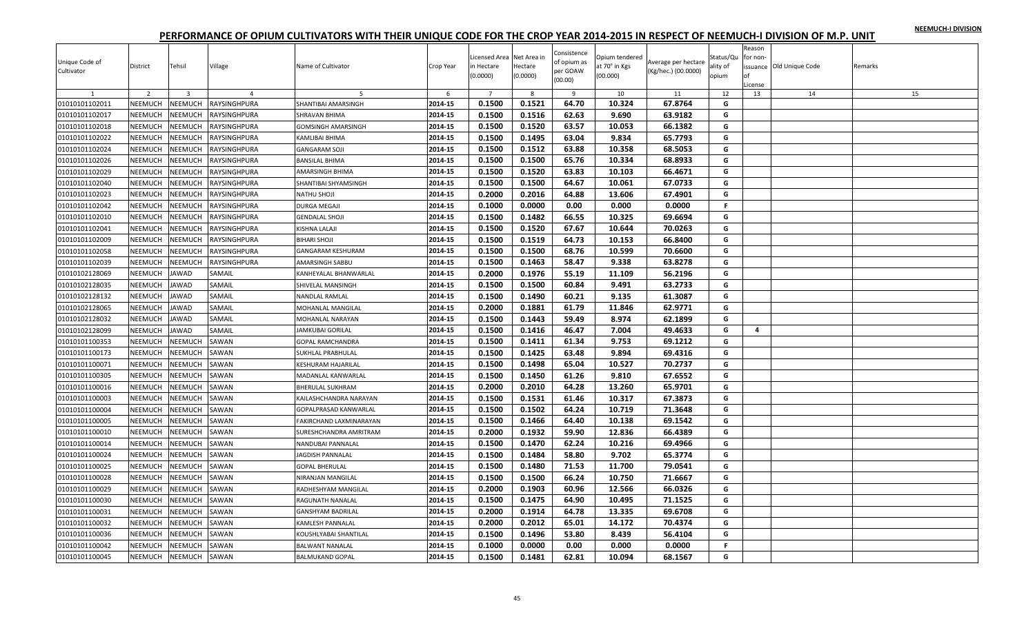NEEMUCH-I DIVISION

# PERFORMANCE OF OPIUM CULTIVATORS WITH THEIR UNIQUE CODE FOR THE CROP YEAR 2014-2015 IN RESPECT OF NEEMUCH-I DIVISION OF M.P. UNIT

| Unique Code of Cultivator | District | Tehsil | Village | Name of Cultivator | Crop Year | Licensed Area in Hectare (0.0000) | Net Area in Hectare (0.0000) | Consistence of opium as per GOAW (00.00) | Opium tendered at 70° in Kgs (00.000) | Average per hectare (Kg/hec.) (00.0000) | Status/Quality of opium | Reason for non-issuance of License | Old Unique Code | Remarks |
|---|---|---|---|---|---|---|---|---|---|---|---|---|---|---|
| 1 | 2 | 3 | 4 | 5 | 6 | 7 | 8 | 9 | 10 | 11 | 12 | 13 | 14 | 15 |
| 01010101102011 | NEEMUCH | NEEMUCH | RAYSINGHPURA | SHANTIBAI AMARSINGH | 2014-15 | 0.1500 | 0.1521 | 64.70 | 10.324 | 67.8764 | G | | | |
| 01010101102017 | NEEMUCH | NEEMUCH | RAYSINGHPURA | SHRAVAN BHIMA | 2014-15 | 0.1500 | 0.1516 | 62.63 | 9.690 | 63.9182 | G | | | |
| 01010101102018 | NEEMUCH | NEEMUCH | RAYSINGHPURA | GOMSINGH AMARSINGH | 2014-15 | 0.1500 | 0.1520 | 63.57 | 10.053 | 66.1382 | G | | | |
| 01010101102022 | NEEMUCH | NEEMUCH | RAYSINGHPURA | KAMLIBAI BHIMA | 2014-15 | 0.1500 | 0.1495 | 63.04 | 9.834 | 65.7793 | G | | | |
| 01010101102024 | NEEMUCH | NEEMUCH | RAYSINGHPURA | GANGARAM SOJI | 2014-15 | 0.1500 | 0.1512 | 63.88 | 10.358 | 68.5053 | G | | | |
| 01010101102026 | NEEMUCH | NEEMUCH | RAYSINGHPURA | BANSILAL BHIMA | 2014-15 | 0.1500 | 0.1500 | 65.76 | 10.334 | 68.8933 | G | | | |
| 01010101102029 | NEEMUCH | NEEMUCH | RAYSINGHPURA | AMARSINGH BHIMA | 2014-15 | 0.1500 | 0.1520 | 63.83 | 10.103 | 66.4671 | G | | | |
| 01010101102040 | NEEMUCH | NEEMUCH | RAYSINGHPURA | SHANTIBAI SHYAMSINGH | 2014-15 | 0.1500 | 0.1500 | 64.67 | 10.061 | 67.0733 | G | | | |
| 01010101102023 | NEEMUCH | NEEMUCH | RAYSINGHPURA | NATHU SHOJI | 2014-15 | 0.2000 | 0.2016 | 64.88 | 13.606 | 67.4901 | G | | | |
| 01010101102042 | NEEMUCH | NEEMUCH | RAYSINGHPURA | DURGA MEGAJI | 2014-15 | 0.1000 | 0.0000 | 0.00 | 0.000 | 0.0000 | F | | | |
| 01010101102010 | NEEMUCH | NEEMUCH | RAYSINGHPURA | GENDALAL SHOJI | 2014-15 | 0.1500 | 0.1482 | 66.55 | 10.325 | 69.6694 | G | | | |
| 01010101102041 | NEEMUCH | NEEMUCH | RAYSINGHPURA | KISHNA LALAJI | 2014-15 | 0.1500 | 0.1520 | 67.67 | 10.644 | 70.0263 | G | | | |
| 01010101102009 | NEEMUCH | NEEMUCH | RAYSINGHPURA | BIHARI SHOJI | 2014-15 | 0.1500 | 0.1519 | 64.73 | 10.153 | 66.8400 | G | | | |
| 01010101102058 | NEEMUCH | NEEMUCH | RAYSINGHPURA | GANGARAM KESHURAM | 2014-15 | 0.1500 | 0.1500 | 68.76 | 10.599 | 70.6600 | G | | | |
| 01010101102039 | NEEMUCH | NEEMUCH | RAYSINGHPURA | AMARSINGH SABBU | 2014-15 | 0.1500 | 0.1463 | 58.47 | 9.338 | 63.8278 | G | | | |
| 01010102128069 | NEEMUCH | JAWAD | SAMAIL | KANHEYALAL BHANWARLAL | 2014-15 | 0.2000 | 0.1976 | 55.19 | 11.109 | 56.2196 | G | | | |
| 01010102128035 | NEEMUCH | JAWAD | SAMAIL | SHIVELAL MANSINGH | 2014-15 | 0.1500 | 0.1500 | 60.84 | 9.491 | 63.2733 | G | | | |
| 01010102128132 | NEEMUCH | JAWAD | SAMAIL | NANDLAL RAMLAL | 2014-15 | 0.1500 | 0.1490 | 60.21 | 9.135 | 61.3087 | G | | | |
| 01010102128065 | NEEMUCH | JAWAD | SAMAIL | MOHANLAL MANGILAL | 2014-15 | 0.2000 | 0.1881 | 61.79 | 11.846 | 62.9771 | G | | | |
| 01010102128032 | NEEMUCH | JAWAD | SAMAIL | MOHANLAL NARAYAN | 2014-15 | 0.1500 | 0.1443 | 59.49 | 8.974 | 62.1899 | G | | | |
| 01010102128099 | NEEMUCH | JAWAD | SAMAIL | JAMKUBAI GORILAL | 2014-15 | 0.1500 | 0.1416 | 46.47 | 7.004 | 49.4633 | G | 4 | | |
| 01010101100353 | NEEMUCH | NEEMUCH | SAWAN | GOPAL RAMCHANDRA | 2014-15 | 0.1500 | 0.1411 | 61.34 | 9.753 | 69.1212 | G | | | |
| 01010101100173 | NEEMUCH | NEEMUCH | SAWAN | SUKHLAL PRABHULAL | 2014-15 | 0.1500 | 0.1425 | 63.48 | 9.894 | 69.4316 | G | | | |
| 01010101100071 | NEEMUCH | NEEMUCH | SAWAN | KESHURAM HAJARILAL | 2014-15 | 0.1500 | 0.1498 | 65.04 | 10.527 | 70.2737 | G | | | |
| 01010101100305 | NEEMUCH | NEEMUCH | SAWAN | MADANLAL KANWARLAL | 2014-15 | 0.1500 | 0.1450 | 61.26 | 9.810 | 67.6552 | G | | | |
| 01010101100016 | NEEMUCH | NEEMUCH | SAWAN | BHERULAL SUKHRAM | 2014-15 | 0.2000 | 0.2010 | 64.28 | 13.260 | 65.9701 | G | | | |
| 01010101100003 | NEEMUCH | NEEMUCH | SAWAN | KAILASHCHANDRA NARAYAN | 2014-15 | 0.1500 | 0.1531 | 61.46 | 10.317 | 67.3873 | G | | | |
| 01010101100004 | NEEMUCH | NEEMUCH | SAWAN | GOPALPRASAD KANWARLAL | 2014-15 | 0.1500 | 0.1502 | 64.24 | 10.719 | 71.3648 | G | | | |
| 01010101100005 | NEEMUCH | NEEMUCH | SAWAN | FAKIRCHAND LAXMINARAYAN | 2014-15 | 0.1500 | 0.1466 | 64.40 | 10.138 | 69.1542 | G | | | |
| 01010101100010 | NEEMUCH | NEEMUCH | SAWAN | SURESHCHANDRA AMRITRAM | 2014-15 | 0.2000 | 0.1932 | 59.90 | 12.836 | 66.4389 | G | | | |
| 01010101100014 | NEEMUCH | NEEMUCH | SAWAN | NANDUBAI PANNALAL | 2014-15 | 0.1500 | 0.1470 | 62.24 | 10.216 | 69.4966 | G | | | |
| 01010101100024 | NEEMUCH | NEEMUCH | SAWAN | JAGDISH PANNALAL | 2014-15 | 0.1500 | 0.1484 | 58.80 | 9.702 | 65.3774 | G | | | |
| 01010101100025 | NEEMUCH | NEEMUCH | SAWAN | GOPAL BHERULAL | 2014-15 | 0.1500 | 0.1480 | 71.53 | 11.700 | 79.0541 | G | | | |
| 01010101100028 | NEEMUCH | NEEMUCH | SAWAN | NIRANJAN MANGILAL | 2014-15 | 0.1500 | 0.1500 | 66.24 | 10.750 | 71.6667 | G | | | |
| 01010101100029 | NEEMUCH | NEEMUCH | SAWAN | RADHESHYAM MANGILAL | 2014-15 | 0.2000 | 0.1903 | 60.96 | 12.566 | 66.0326 | G | | | |
| 01010101100030 | NEEMUCH | NEEMUCH | SAWAN | RAGUNATH NANALAL | 2014-15 | 0.1500 | 0.1475 | 64.90 | 10.495 | 71.1525 | G | | | |
| 01010101100031 | NEEMUCH | NEEMUCH | SAWAN | GANSHYAM BADRILAL | 2014-15 | 0.2000 | 0.1914 | 64.78 | 13.335 | 69.6708 | G | | | |
| 01010101100032 | NEEMUCH | NEEMUCH | SAWAN | KAMLESH PANNALAL | 2014-15 | 0.2000 | 0.2012 | 65.01 | 14.172 | 70.4374 | G | | | |
| 01010101100036 | NEEMUCH | NEEMUCH | SAWAN | KOUSHLYABAI SHANTILAL | 2014-15 | 0.1500 | 0.1496 | 53.80 | 8.439 | 56.4104 | G | | | |
| 01010101100042 | NEEMUCH | NEEMUCH | SAWAN | BALWANT NANALAL | 2014-15 | 0.1000 | 0.0000 | 0.00 | 0.000 | 0.0000 | F | | | |
| 01010101100045 | NEEMUCH | NEEMUCH | SAWAN | BALMUKAND GOPAL | 2014-15 | 0.1500 | 0.1481 | 62.81 | 10.094 | 68.1567 | G | | | |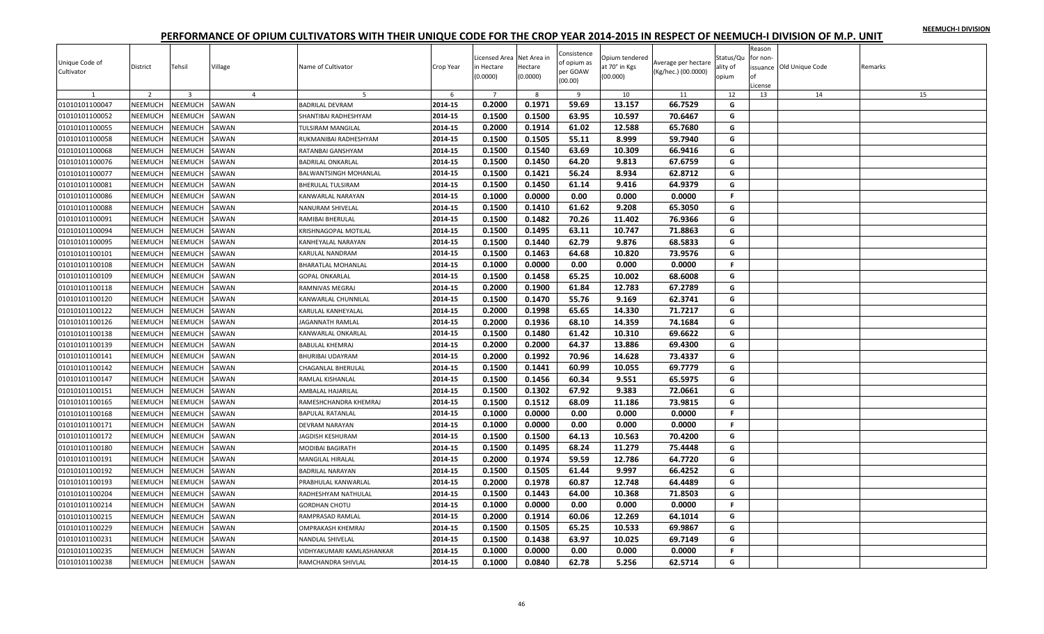NEEMUCH-I DIVISION

# PERFORMANCE OF OPIUM CULTIVATORS WITH THEIR UNIQUE CODE FOR THE CROP YEAR 2014-2015 IN RESPECT OF NEEMUCH-I DIVISION OF M.P. UNIT

| Unique Code of Cultivator | District | Tehsil | Village | Name of Cultivator | Crop Year | Licensed Area in Hectare (0.0000) | Net Area in Hectare (0.0000) | Consistence of opium as per GOAW (00.00) | Opium tendered at 70° in Kgs (00.000) | Average per hectare (Kg/hec.) (00.0000) | Status/Quality of opium | Reason for non-issuance of License | Old Unique Code | Remarks |
|---|---|---|---|---|---|---|---|---|---|---|---|---|---|---|
| 1 | 2 | 3 | 4 | 5 | 6 | 7 | 8 | 9 | 10 | 11 | 12 | 13 | 14 | 15 |
| 01010101100047 | NEEMUCH | NEEMUCH | SAWAN | BADRILAL DEVRAM | 2014-15 | 0.2000 | 0.1971 | 59.69 | 13.157 | 66.7529 | G | | | |
| 01010101100052 | NEEMUCH | NEEMUCH | SAWAN | SHANTIBAI RADHESHYAM | 2014-15 | 0.1500 | 0.1500 | 63.95 | 10.597 | 70.6467 | G | | | |
| 01010101100055 | NEEMUCH | NEEMUCH | SAWAN | TULSIRAM MANGILAL | 2014-15 | 0.2000 | 0.1914 | 61.02 | 12.588 | 65.7680 | G | | | |
| 01010101100058 | NEEMUCH | NEEMUCH | SAWAN | RUKMANIBAI RADHESHYAM | 2014-15 | 0.1500 | 0.1505 | 55.11 | 8.999 | 59.7940 | G | | | |
| 01010101100068 | NEEMUCH | NEEMUCH | SAWAN | RATANBAI GANSHYAM | 2014-15 | 0.1500 | 0.1540 | 63.69 | 10.309 | 66.9416 | G | | | |
| 01010101100076 | NEEMUCH | NEEMUCH | SAWAN | BADRILAL ONKARLAL | 2014-15 | 0.1500 | 0.1450 | 64.20 | 9.813 | 67.6759 | G | | | |
| 01010101100077 | NEEMUCH | NEEMUCH | SAWAN | BALWANTSINGH MOHANLAL | 2014-15 | 0.1500 | 0.1421 | 56.24 | 8.934 | 62.8712 | G | | | |
| 01010101100081 | NEEMUCH | NEEMUCH | SAWAN | BHERULAL TULSIRAM | 2014-15 | 0.1500 | 0.1450 | 61.14 | 9.416 | 64.9379 | G | | | |
| 01010101100086 | NEEMUCH | NEEMUCH | SAWAN | KANWARLAL NARAYAN | 2014-15 | 0.1000 | 0.0000 | 0.00 | 0.000 | 0.0000 | F | | | |
| 01010101100088 | NEEMUCH | NEEMUCH | SAWAN | NANURAM SHIVELAL | 2014-15 | 0.1500 | 0.1410 | 61.62 | 9.208 | 65.3050 | G | | | |
| 01010101100091 | NEEMUCH | NEEMUCH | SAWAN | RAMIBAI BHERULAL | 2014-15 | 0.1500 | 0.1482 | 70.26 | 11.402 | 76.9366 | G | | | |
| 01010101100094 | NEEMUCH | NEEMUCH | SAWAN | KRISHNAGOPAL MOTILAL | 2014-15 | 0.1500 | 0.1495 | 63.11 | 10.747 | 71.8863 | G | | | |
| 01010101100095 | NEEMUCH | NEEMUCH | SAWAN | KANHEYALAL NARAYAN | 2014-15 | 0.1500 | 0.1440 | 62.79 | 9.876 | 68.5833 | G | | | |
| 01010101100101 | NEEMUCH | NEEMUCH | SAWAN | KARULAL NANDRAM | 2014-15 | 0.1500 | 0.1463 | 64.68 | 10.820 | 73.9576 | G | | | |
| 01010101100108 | NEEMUCH | NEEMUCH | SAWAN | BHARATLAL MOHANLAL | 2014-15 | 0.1000 | 0.0000 | 0.00 | 0.000 | 0.0000 | F | | | |
| 01010101100109 | NEEMUCH | NEEMUCH | SAWAN | GOPAL ONKARLAL | 2014-15 | 0.1500 | 0.1458 | 65.25 | 10.002 | 68.6008 | G | | | |
| 01010101100118 | NEEMUCH | NEEMUCH | SAWAN | RAMNIVAS MEGRAJ | 2014-15 | 0.2000 | 0.1900 | 61.84 | 12.783 | 67.2789 | G | | | |
| 01010101100120 | NEEMUCH | NEEMUCH | SAWAN | KANWARLAL CHUNNILAL | 2014-15 | 0.1500 | 0.1470 | 55.76 | 9.169 | 62.3741 | G | | | |
| 01010101100122 | NEEMUCH | NEEMUCH | SAWAN | KARULAL KANHEYALAL | 2014-15 | 0.2000 | 0.1998 | 65.65 | 14.330 | 71.7217 | G | | | |
| 01010101100126 | NEEMUCH | NEEMUCH | SAWAN | JAGANNATH RAMLAL | 2014-15 | 0.2000 | 0.1936 | 68.10 | 14.359 | 74.1684 | G | | | |
| 01010101100138 | NEEMUCH | NEEMUCH | SAWAN | KANWARLAL ONKARLAL | 2014-15 | 0.1500 | 0.1480 | 61.42 | 10.310 | 69.6622 | G | | | |
| 01010101100139 | NEEMUCH | NEEMUCH | SAWAN | BABULAL KHEMRAJ | 2014-15 | 0.2000 | 0.2000 | 64.37 | 13.886 | 69.4300 | G | | | |
| 01010101100141 | NEEMUCH | NEEMUCH | SAWAN | BHURIBAI UDAYRAM | 2014-15 | 0.2000 | 0.1992 | 70.96 | 14.628 | 73.4337 | G | | | |
| 01010101100142 | NEEMUCH | NEEMUCH | SAWAN | CHAGANLAL BHERULAL | 2014-15 | 0.1500 | 0.1441 | 60.99 | 10.055 | 69.7779 | G | | | |
| 01010101100147 | NEEMUCH | NEEMUCH | SAWAN | RAMLAL KISHANLAL | 2014-15 | 0.1500 | 0.1456 | 60.34 | 9.551 | 65.5975 | G | | | |
| 01010101100151 | NEEMUCH | NEEMUCH | SAWAN | AMBALAL HAJARILAL | 2014-15 | 0.1500 | 0.1302 | 67.92 | 9.383 | 72.0661 | G | | | |
| 01010101100165 | NEEMUCH | NEEMUCH | SAWAN | RAMESHCHANDRA KHEMRAJ | 2014-15 | 0.1500 | 0.1512 | 68.09 | 11.186 | 73.9815 | G | | | |
| 01010101100168 | NEEMUCH | NEEMUCH | SAWAN | BAPULAL RATANLAL | 2014-15 | 0.1000 | 0.0000 | 0.00 | 0.000 | 0.0000 | F | | | |
| 01010101100171 | NEEMUCH | NEEMUCH | SAWAN | DEVRAM NARAYAN | 2014-15 | 0.1000 | 0.0000 | 0.00 | 0.000 | 0.0000 | F | | | |
| 01010101100172 | NEEMUCH | NEEMUCH | SAWAN | JAGDISH KESHURAM | 2014-15 | 0.1500 | 0.1500 | 64.13 | 10.563 | 70.4200 | G | | | |
| 01010101100180 | NEEMUCH | NEEMUCH | SAWAN | MODIBAI BAGIRATH | 2014-15 | 0.1500 | 0.1495 | 68.24 | 11.279 | 75.4448 | G | | | |
| 01010101100191 | NEEMUCH | NEEMUCH | SAWAN | MANGILAL HIRALAL | 2014-15 | 0.2000 | 0.1974 | 59.59 | 12.786 | 64.7720 | G | | | |
| 01010101100192 | NEEMUCH | NEEMUCH | SAWAN | BADRILAL NARAYAN | 2014-15 | 0.1500 | 0.1505 | 61.44 | 9.997 | 66.4252 | G | | | |
| 01010101100193 | NEEMUCH | NEEMUCH | SAWAN | PRABHULAL KANWARLAL | 2014-15 | 0.2000 | 0.1978 | 60.87 | 12.748 | 64.4489 | G | | | |
| 01010101100204 | NEEMUCH | NEEMUCH | SAWAN | RADHESHYAM NATHULAL | 2014-15 | 0.1500 | 0.1443 | 64.00 | 10.368 | 71.8503 | G | | | |
| 01010101100214 | NEEMUCH | NEEMUCH | SAWAN | GORDHAN CHOTU | 2014-15 | 0.1000 | 0.0000 | 0.00 | 0.000 | 0.0000 | F | | | |
| 01010101100215 | NEEMUCH | NEEMUCH | SAWAN | RAMPRASAD RAMLAL | 2014-15 | 0.2000 | 0.1914 | 60.06 | 12.269 | 64.1014 | G | | | |
| 01010101100229 | NEEMUCH | NEEMUCH | SAWAN | OMPRAKASH KHEMRAJ | 2014-15 | 0.1500 | 0.1505 | 65.25 | 10.533 | 69.9867 | G | | | |
| 01010101100231 | NEEMUCH | NEEMUCH | SAWAN | NANDLAL SHIVELAL | 2014-15 | 0.1500 | 0.1438 | 63.97 | 10.025 | 69.7149 | G | | | |
| 01010101100235 | NEEMUCH | NEEMUCH | SAWAN | VIDHYAKUMARI KAMLASHANKAR | 2014-15 | 0.1000 | 0.0000 | 0.00 | 0.000 | 0.0000 | F | | | |
| 01010101100238 | NEEMUCH | NEEMUCH | SAWAN | RAMCHANDRA SHIVLAL | 2014-15 | 0.1000 | 0.0840 | 62.78 | 5.256 | 62.5714 | G | | | |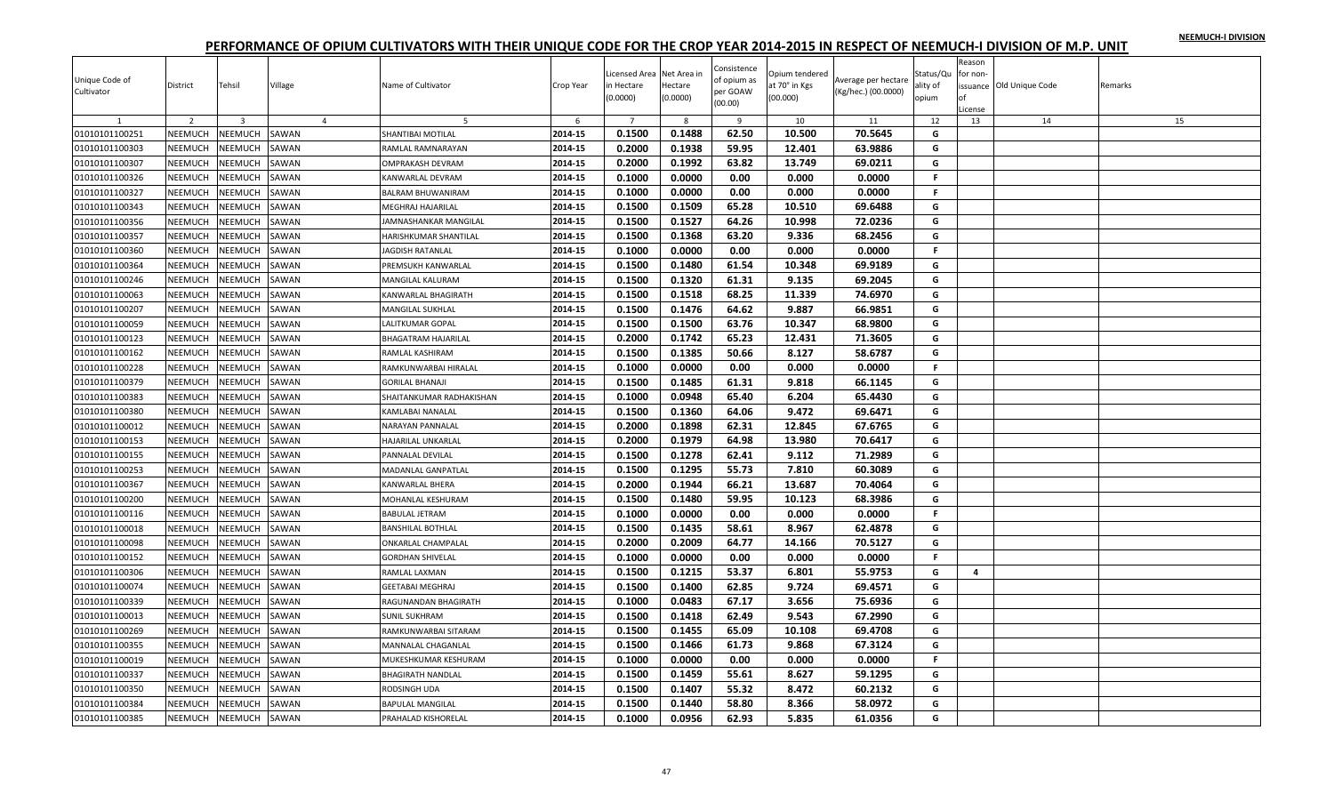NEEMUCH-I DIVISION

# PERFORMANCE OF OPIUM CULTIVATORS WITH THEIR UNIQUE CODE FOR THE CROP YEAR 2014-2015 IN RESPECT OF NEEMUCH-I DIVISION OF M.P. UNIT

| Unique Code of Cultivator | District | Tehsil | Village | Name of Cultivator | Crop Year | Licensed Area in Hectare (0.0000) | Net Area in Hectare (0.0000) | Consistence of opium as per GOAW (00.00) | Opium tendered at 70° in Kgs (00.000) | Average per hectare (Kg/hec.) (00.0000) | Status/Quality of opium | Reason for non-issuance of License | Old Unique Code | Remarks |
|---|---|---|---|---|---|---|---|---|---|---|---|---|---|---|
| 1 | 2 | 3 | 4 | 5 | 6 | 7 | 8 | 9 | 10 | 11 | 12 | 13 | 14 | 15 |
| 01010101100251 | NEEMUCH | NEEMUCH | SAWAN | SHANTIBAI MOTILAL | 2014-15 | 0.1500 | 0.1488 | 62.50 | 10.500 | 70.5645 | G | | | |
| 01010101100303 | NEEMUCH | NEEMUCH | SAWAN | RAMLAL RAMNARAYAN | 2014-15 | 0.2000 | 0.1938 | 59.95 | 12.401 | 63.9886 | G | | | |
| 01010101100307 | NEEMUCH | NEEMUCH | SAWAN | OMPRAKASH DEVRAM | 2014-15 | 0.2000 | 0.1992 | 63.82 | 13.749 | 69.0211 | G | | | |
| 01010101100326 | NEEMUCH | NEEMUCH | SAWAN | KANWARLAL DEVRAM | 2014-15 | 0.1000 | 0.0000 | 0.00 | 0.000 | 0.0000 | F | | | |
| 01010101100327 | NEEMUCH | NEEMUCH | SAWAN | BALRAM BHUWANIRAM | 2014-15 | 0.1000 | 0.0000 | 0.00 | 0.000 | 0.0000 | F | | | |
| 01010101100343 | NEEMUCH | NEEMUCH | SAWAN | MEGHRAJ HAJARILAL | 2014-15 | 0.1500 | 0.1509 | 65.28 | 10.510 | 69.6488 | G | | | |
| 01010101100356 | NEEMUCH | NEEMUCH | SAWAN | JAMNASHANKAR MANGILAL | 2014-15 | 0.1500 | 0.1527 | 64.26 | 10.998 | 72.0236 | G | | | |
| 01010101100357 | NEEMUCH | NEEMUCH | SAWAN | HARISHKUMAR SHANTILAL | 2014-15 | 0.1500 | 0.1368 | 63.20 | 9.336 | 68.2456 | G | | | |
| 01010101100360 | NEEMUCH | NEEMUCH | SAWAN | JAGDISH RATANLAL | 2014-15 | 0.1000 | 0.0000 | 0.00 | 0.000 | 0.0000 | F | | | |
| 01010101100364 | NEEMUCH | NEEMUCH | SAWAN | PREMSUKH KANWARLAL | 2014-15 | 0.1500 | 0.1480 | 61.54 | 10.348 | 69.9189 | G | | | |
| 01010101100246 | NEEMUCH | NEEMUCH | SAWAN | MANGILAL KALURAM | 2014-15 | 0.1500 | 0.1320 | 61.31 | 9.135 | 69.2045 | G | | | |
| 01010101100063 | NEEMUCH | NEEMUCH | SAWAN | KANWARLAL BHAGIRATH | 2014-15 | 0.1500 | 0.1518 | 68.25 | 11.339 | 74.6970 | G | | | |
| 01010101100207 | NEEMUCH | NEEMUCH | SAWAN | MANGILAL SUKHLAL | 2014-15 | 0.1500 | 0.1476 | 64.62 | 9.887 | 66.9851 | G | | | |
| 01010101100059 | NEEMUCH | NEEMUCH | SAWAN | LALITKUMAR GOPAL | 2014-15 | 0.1500 | 0.1500 | 63.76 | 10.347 | 68.9800 | G | | | |
| 01010101100123 | NEEMUCH | NEEMUCH | SAWAN | BHAGATRAM HAJARILAL | 2014-15 | 0.2000 | 0.1742 | 65.23 | 12.431 | 71.3605 | G | | | |
| 01010101100162 | NEEMUCH | NEEMUCH | SAWAN | RAMLAL KASHIRAM | 2014-15 | 0.1500 | 0.1385 | 50.66 | 8.127 | 58.6787 | G | | | |
| 01010101100228 | NEEMUCH | NEEMUCH | SAWAN | RAMKUNWARBAI HIRALAL | 2014-15 | 0.1000 | 0.0000 | 0.00 | 0.000 | 0.0000 | F | | | |
| 01010101100379 | NEEMUCH | NEEMUCH | SAWAN | GORILAL BHANAJI | 2014-15 | 0.1500 | 0.1485 | 61.31 | 9.818 | 66.1145 | G | | | |
| 01010101100383 | NEEMUCH | NEEMUCH | SAWAN | SHAITANKUMAR RADHAKISHAN | 2014-15 | 0.1000 | 0.0948 | 65.40 | 6.204 | 65.4430 | G | | | |
| 01010101100380 | NEEMUCH | NEEMUCH | SAWAN | KAMLABAI NANALAL | 2014-15 | 0.1500 | 0.1360 | 64.06 | 9.472 | 69.6471 | G | | | |
| 01010101100012 | NEEMUCH | NEEMUCH | SAWAN | NARAYAN PANNALAL | 2014-15 | 0.2000 | 0.1898 | 62.31 | 12.845 | 67.6765 | G | | | |
| 01010101100153 | NEEMUCH | NEEMUCH | SAWAN | HAJARILAL UNKARLAL | 2014-15 | 0.2000 | 0.1979 | 64.98 | 13.980 | 70.6417 | G | | | |
| 01010101100155 | NEEMUCH | NEEMUCH | SAWAN | PANNALAL DEVILAL | 2014-15 | 0.1500 | 0.1278 | 62.41 | 9.112 | 71.2989 | G | | | |
| 01010101100253 | NEEMUCH | NEEMUCH | SAWAN | MADANLAL GANPATLAL | 2014-15 | 0.1500 | 0.1295 | 55.73 | 7.810 | 60.3089 | G | | | |
| 01010101100367 | NEEMUCH | NEEMUCH | SAWAN | KANWARLAL BHERA | 2014-15 | 0.2000 | 0.1944 | 66.21 | 13.687 | 70.4064 | G | | | |
| 01010101100200 | NEEMUCH | NEEMUCH | SAWAN | MOHANLAL KESHURAM | 2014-15 | 0.1500 | 0.1480 | 59.95 | 10.123 | 68.3986 | G | | | |
| 01010101100116 | NEEMUCH | NEEMUCH | SAWAN | BABULAL JETRAM | 2014-15 | 0.1000 | 0.0000 | 0.00 | 0.000 | 0.0000 | F | | | |
| 01010101100018 | NEEMUCH | NEEMUCH | SAWAN | BANSHILAL BOTHLAL | 2014-15 | 0.1500 | 0.1435 | 58.61 | 8.967 | 62.4878 | G | | | |
| 01010101100098 | NEEMUCH | NEEMUCH | SAWAN | ONKARLAL CHAMPALAL | 2014-15 | 0.2000 | 0.2009 | 64.77 | 14.166 | 70.5127 | G | | | |
| 01010101100152 | NEEMUCH | NEEMUCH | SAWAN | GORDHAN SHIVELAL | 2014-15 | 0.1000 | 0.0000 | 0.00 | 0.000 | 0.0000 | F | | | |
| 01010101100306 | NEEMUCH | NEEMUCH | SAWAN | RAMLAL LAXMAN | 2014-15 | 0.1500 | 0.1215 | 53.37 | 6.801 | 55.9753 | G | 4 | | |
| 01010101100074 | NEEMUCH | NEEMUCH | SAWAN | GEETABAI MEGHRAJ | 2014-15 | 0.1500 | 0.1400 | 62.85 | 9.724 | 69.4571 | G | | | |
| 01010101100339 | NEEMUCH | NEEMUCH | SAWAN | RAGUNANDAN BHAGIRATH | 2014-15 | 0.1000 | 0.0483 | 67.17 | 3.656 | 75.6936 | G | | | |
| 01010101100013 | NEEMUCH | NEEMUCH | SAWAN | SUNIL SUKHRAM | 2014-15 | 0.1500 | 0.1418 | 62.49 | 9.543 | 67.2990 | G | | | |
| 01010101100269 | NEEMUCH | NEEMUCH | SAWAN | RAMKUNWARBAI SITARAM | 2014-15 | 0.1500 | 0.1455 | 65.09 | 10.108 | 69.4708 | G | | | |
| 01010101100355 | NEEMUCH | NEEMUCH | SAWAN | MANNALAL CHAGANLAL | 2014-15 | 0.1500 | 0.1466 | 61.73 | 9.868 | 67.3124 | G | | | |
| 01010101100019 | NEEMUCH | NEEMUCH | SAWAN | MUKESHKUMAR KESHURAM | 2014-15 | 0.1000 | 0.0000 | 0.00 | 0.000 | 0.0000 | F | | | |
| 01010101100337 | NEEMUCH | NEEMUCH | SAWAN | BHAGIRATH NANDLAL | 2014-15 | 0.1500 | 0.1459 | 55.61 | 8.627 | 59.1295 | G | | | |
| 01010101100350 | NEEMUCH | NEEMUCH | SAWAN | RODSINGH UDA | 2014-15 | 0.1500 | 0.1407 | 55.32 | 8.472 | 60.2132 | G | | | |
| 01010101100384 | NEEMUCH | NEEMUCH | SAWAN | BAPULAL MANGILAL | 2014-15 | 0.1500 | 0.1440 | 58.80 | 8.366 | 58.0972 | G | | | |
| 01010101100385 | NEEMUCH | NEEMUCH | SAWAN | PRAHALAD KISHORELAL | 2014-15 | 0.1000 | 0.0956 | 62.93 | 5.835 | 61.0356 | G | | | |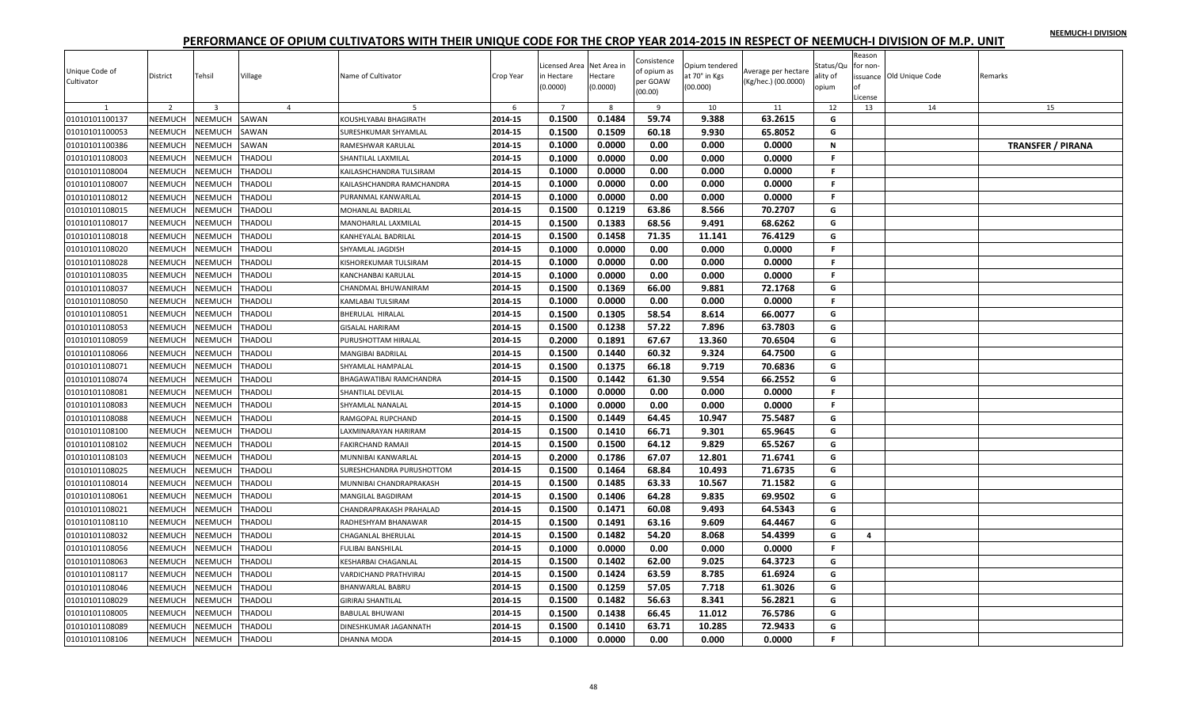NEEMUCH-I DIVISION

# PERFORMANCE OF OPIUM CULTIVATORS WITH THEIR UNIQUE CODE FOR THE CROP YEAR 2014-2015 IN RESPECT OF NEEMUCH-I DIVISION OF M.P. UNIT

| Unique Code of Cultivator | District | Tehsil | Village | Name of Cultivator | Crop Year | Licensed Area in Hectare (0.0000) | Net Area in Hectare (0.0000) | Consistence of opium as per GOAW (00.00) | Opium tendered at 70° in Kgs (00.000) | Average per hectare (Kg/hec.) (00.0000) | Status/Quality of opium | Reason for non-issuance of License | Old Unique Code | Remarks |
|---|---|---|---|---|---|---|---|---|---|---|---|---|---|---|
| 1 | 2 | 3 | 4 | 5 | 6 | 7 | 8 | 9 | 10 | 11 | 12 | 13 | 14 | 15 |
| 01010101100137 | NEEMUCH | NEEMUCH | SAWAN | KOUSHLYABAI BHAGIRATH | 2014-15 | 0.1500 | 0.1484 | 59.74 | 9.388 | 63.2615 | G | | | |
| 01010101100053 | NEEMUCH | NEEMUCH | SAWAN | SURESHKUMAR SHYAMLAL | 2014-15 | 0.1500 | 0.1509 | 60.18 | 9.930 | 65.8052 | G | | | |
| 01010101100386 | NEEMUCH | NEEMUCH | SAWAN | RAMESHWAR KARULAL | 2014-15 | 0.1000 | 0.0000 | 0.00 | 0.000 | 0.0000 | N | | | **TRANSFER / PIRANA** |
| 01010101108003 | NEEMUCH | NEEMUCH | THADOLI | SHANTILAL LAXMILAL | 2014-15 | 0.1000 | 0.0000 | 0.00 | 0.000 | 0.0000 | F | | | |
| 01010101108004 | NEEMUCH | NEEMUCH | THADOLI | KAILASHCHANDRA TULSIRAM | 2014-15 | 0.1000 | 0.0000 | 0.00 | 0.000 | 0.0000 | F | | | |
| 01010101108007 | NEEMUCH | NEEMUCH | THADOLI | KAILASHCHANDRA RAMCHANDRA | 2014-15 | 0.1000 | 0.0000 | 0.00 | 0.000 | 0.0000 | F | | | |
| 01010101108012 | NEEMUCH | NEEMUCH | THADOLI | PURANMAL KANWARLAL | 2014-15 | 0.1000 | 0.0000 | 0.00 | 0.000 | 0.0000 | F | | | |
| 01010101108015 | NEEMUCH | NEEMUCH | THADOLI | MOHANLAL BADRILAL | 2014-15 | 0.1500 | 0.1219 | 63.86 | 8.566 | 70.2707 | G | | | |
| 01010101108017 | NEEMUCH | NEEMUCH | THADOLI | MANOHARLAL LAXMILAL | 2014-15 | 0.1500 | 0.1383 | 68.56 | 9.491 | 68.6262 | G | | | |
| 01010101108018 | NEEMUCH | NEEMUCH | THADOLI | KANHEYALAL BADRILAL | 2014-15 | 0.1500 | 0.1458 | 71.35 | 11.141 | 76.4129 | G | | | |
| 01010101108020 | NEEMUCH | NEEMUCH | THADOLI | SHYAMLAL JAGDISH | 2014-15 | 0.1000 | 0.0000 | 0.00 | 0.000 | 0.0000 | F | | | |
| 01010101108028 | NEEMUCH | NEEMUCH | THADOLI | KISHOREKUMAR TULSIRAM | 2014-15 | 0.1000 | 0.0000 | 0.00 | 0.000 | 0.0000 | F | | | |
| 01010101108035 | NEEMUCH | NEEMUCH | THADOLI | KANCHANBAI KARULAL | 2014-15 | 0.1000 | 0.0000 | 0.00 | 0.000 | 0.0000 | F | | | |
| 01010101108037 | NEEMUCH | NEEMUCH | THADOLI | CHANDMAL BHUWANIRAM | 2014-15 | 0.1500 | 0.1369 | 66.00 | 9.881 | 72.1768 | G | | | |
| 01010101108050 | NEEMUCH | NEEMUCH | THADOLI | KAMLABAI TULSIRAM | 2014-15 | 0.1000 | 0.0000 | 0.00 | 0.000 | 0.0000 | F | | | |
| 01010101108051 | NEEMUCH | NEEMUCH | THADOLI | BHERULAL HIRALAL | 2014-15 | 0.1500 | 0.1305 | 58.54 | 8.614 | 66.0077 | G | | | |
| 01010101108053 | NEEMUCH | NEEMUCH | THADOLI | GISALAL HARIRAM | 2014-15 | 0.1500 | 0.1238 | 57.22 | 7.896 | 63.7803 | G | | | |
| 01010101108059 | NEEMUCH | NEEMUCH | THADOLI | PURUSHOTTAM HIRALAL | 2014-15 | 0.2000 | 0.1891 | 67.67 | 13.360 | 70.6504 | G | | | |
| 01010101108066 | NEEMUCH | NEEMUCH | THADOLI | MANGIBAI BADRILAL | 2014-15 | 0.1500 | 0.1440 | 60.32 | 9.324 | 64.7500 | G | | | |
| 01010101108071 | NEEMUCH | NEEMUCH | THADOLI | SHYAMLAL HAMPALAL | 2014-15 | 0.1500 | 0.1375 | 66.18 | 9.719 | 70.6836 | G | | | |
| 01010101108074 | NEEMUCH | NEEMUCH | THADOLI | BHAGAWATIBAI RAMCHANDRA | 2014-15 | 0.1500 | 0.1442 | 61.30 | 9.554 | 66.2552 | G | | | |
| 01010101108081 | NEEMUCH | NEEMUCH | THADOLI | SHANTILAL DEVILAL | 2014-15 | 0.1000 | 0.0000 | 0.00 | 0.000 | 0.0000 | F | | | |
| 01010101108083 | NEEMUCH | NEEMUCH | THADOLI | SHYAMLAL NANALAL | 2014-15 | 0.1000 | 0.0000 | 0.00 | 0.000 | 0.0000 | F | | | |
| 01010101108088 | NEEMUCH | NEEMUCH | THADOLI | RAMGOPAL RUPCHAND | 2014-15 | 0.1500 | 0.1449 | 64.45 | 10.947 | 75.5487 | G | | | |
| 01010101108100 | NEEMUCH | NEEMUCH | THADOLI | LAXMINARAYAN HARIRAM | 2014-15 | 0.1500 | 0.1410 | 66.71 | 9.301 | 65.9645 | G | | | |
| 01010101108102 | NEEMUCH | NEEMUCH | THADOLI | FAKIRCHAND RAMAJI | 2014-15 | 0.1500 | 0.1500 | 64.12 | 9.829 | 65.5267 | G | | | |
| 01010101108103 | NEEMUCH | NEEMUCH | THADOLI | MUNNIBAI KANWARLAL | 2014-15 | 0.2000 | 0.1786 | 67.07 | 12.801 | 71.6741 | G | | | |
| 01010101108025 | NEEMUCH | NEEMUCH | THADOLI | SURESHCHANDRA PURUSHOTTOM | 2014-15 | 0.1500 | 0.1464 | 68.84 | 10.493 | 71.6735 | G | | | |
| 01010101108014 | NEEMUCH | NEEMUCH | THADOLI | MUNNIBAI CHANDRAPRAKASH | 2014-15 | 0.1500 | 0.1485 | 63.33 | 10.567 | 71.1582 | G | | | |
| 01010101108061 | NEEMUCH | NEEMUCH | THADOLI | MANGILAL BAGDIRAM | 2014-15 | 0.1500 | 0.1406 | 64.28 | 9.835 | 69.9502 | G | | | |
| 01010101108021 | NEEMUCH | NEEMUCH | THADOLI | CHANDRAPRAKASH PRAHALAD | 2014-15 | 0.1500 | 0.1471 | 60.08 | 9.493 | 64.5343 | G | | | |
| 01010101108110 | NEEMUCH | NEEMUCH | THADOLI | RADHESHYAM BHANAWAR | 2014-15 | 0.1500 | 0.1491 | 63.16 | 9.609 | 64.4467 | G | | | |
| 01010101108032 | NEEMUCH | NEEMUCH | THADOLI | CHAGANLAL BHERULAL | 2014-15 | 0.1500 | 0.1482 | 54.20 | 8.068 | 54.4399 | G | 4 | | |
| 01010101108056 | NEEMUCH | NEEMUCH | THADOLI | FULIBAI BANSHILAL | 2014-15 | 0.1000 | 0.0000 | 0.00 | 0.000 | 0.0000 | F | | | |
| 01010101108063 | NEEMUCH | NEEMUCH | THADOLI | KESHARBAI CHAGANLAL | 2014-15 | 0.1500 | 0.1402 | 62.00 | 9.025 | 64.3723 | G | | | |
| 01010101108117 | NEEMUCH | NEEMUCH | THADOLI | VARDICHAND PRATHVIRAJ | 2014-15 | 0.1500 | 0.1424 | 63.59 | 8.785 | 61.6924 | G | | | |
| 01010101108046 | NEEMUCH | NEEMUCH | THADOLI | BHANWARLAL BABRU | 2014-15 | 0.1500 | 0.1259 | 57.05 | 7.718 | 61.3026 | G | | | |
| 01010101108029 | NEEMUCH | NEEMUCH | THADOLI | GIRIRAJ SHANTILAL | 2014-15 | 0.1500 | 0.1482 | 56.63 | 8.341 | 56.2821 | G | | | |
| 01010101108005 | NEEMUCH | NEEMUCH | THADOLI | BABULAL BHUWANI | 2014-15 | 0.1500 | 0.1438 | 66.45 | 11.012 | 76.5786 | G | | | |
| 01010101108089 | NEEMUCH | NEEMUCH | THADOLI | DINESHKUMAR JAGANNATH | 2014-15 | 0.1500 | 0.1410 | 63.71 | 10.285 | 72.9433 | G | | | |
| 01010101108106 | NEEMUCH | NEEMUCH | THADOLI | DHANNA MODA | 2014-15 | 0.1000 | 0.0000 | 0.00 | 0.000 | 0.0000 | F | | | |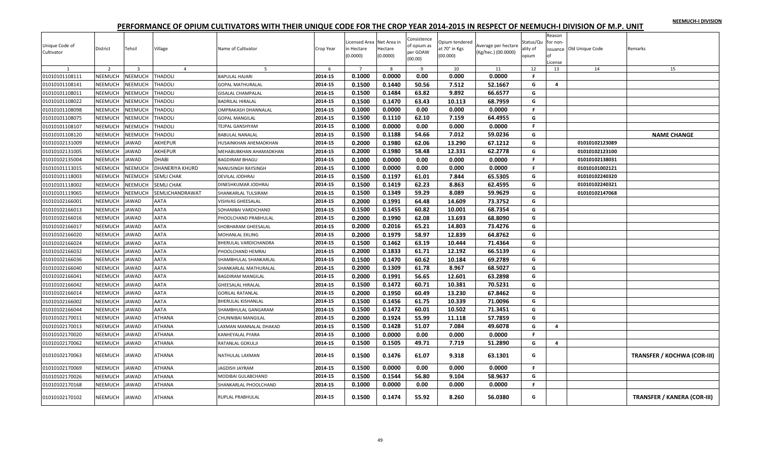# PERFORMANCE OF OPIUM CULTIVATORS WITH THEIR UNIQUE CODE FOR THE CROP YEAR 2014-2015 IN RESPECT OF NEEMUCH-I DIVISION OF M.P. UNIT

| Unique Code of Cultivator | District | Tehsil | Village | Name of Cultivator | Crop Year | Licensed Area in Hectare (0.0000) | Net Area in Hectare (0.0000) | Consistence of opium as per GOAW (00.00) | Opium tendered at 70° in Kgs (00.000) | Average per hectare (Kg/hec.) (00.0000) | Status/Quality of opium | Reason for non-issuance of License | Old Unique Code | Remarks |
|---|---|---|---|---|---|---|---|---|---|---|---|---|---|---|
| 1 | 2 | 3 | 4 | 5 | 6 | 7 | 8 | 9 | 10 | 11 | 12 | 13 | 14 | 15 |
| 01010101108111 | NEEMUCH | NEEMUCH | THADOLI | BAPULAL HAJARI | 2014-15 | 0.1000 | 0.0000 | 0.00 | 0.000 | 0.0000 | F | | | |
| 01010101108141 | NEEMUCH | NEEMUCH | THADOLI | GOPAL MATHURALAL | 2014-15 | 0.1500 | 0.1440 | 50.56 | 7.512 | 52.1667 | G | 4 | | |
| 01010101108011 | NEEMUCH | NEEMUCH | THADOLI | GISALAL CHAMPALAL | 2014-15 | 0.1500 | 0.1484 | 63.82 | 9.892 | 66.6577 | G | | | |
| 01010101108022 | NEEMUCH | NEEMUCH | THADOLI | BADRILAL HIRALAL | 2014-15 | 0.1500 | 0.1470 | 63.43 | 10.113 | 68.7959 | G | | | |
| 01010101108098 | NEEMUCH | NEEMUCH | THADOLI | OMPRAKASH DHANNALAL | 2014-15 | 0.1000 | 0.0000 | 0.00 | 0.000 | 0.0000 | F | | | |
| 01010101108075 | NEEMUCH | NEEMUCH | THADOLI | GOPAL MANGILAL | 2014-15 | 0.1500 | 0.1110 | 62.10 | 7.159 | 64.4955 | G | | | |
| 01010101108107 | NEEMUCH | NEEMUCH | THADOLI | TEJPAL GANSHYAM | 2014-15 | 0.1000 | 0.0000 | 0.00 | 0.000 | 0.0000 | F | | | |
| 01010101108120 | NEEMUCH | NEEMUCH | THADOLI | BABULAL NANALAL | 2014-15 | 0.1500 | 0.1188 | 54.66 | 7.012 | 59.0236 | G | | | **NAME CHANGE** |
| 01010102131009 | NEEMUCH | JAWAD | AKHEPUR | HUSAINKHAN AHEMADKHAN | 2014-15 | 0.2000 | 0.1980 | 62.06 | 13.290 | 67.1212 | G | | 01010102123089 | |
| 01010102131005 | NEEMUCH | JAWAD | AKHEPUR | MEHABUBKHAN AHAMADKHAN | 2014-15 | 0.2000 | 0.1980 | 58.48 | 12.331 | 62.2778 | G | | 01010102123100 | |
| 01010102135004 | NEEMUCH | JAWAD | DHABI | BAGDIRAM BHAGU | 2014-15 | 0.1000 | 0.0000 | 0.00 | 0.000 | 0.0000 | F | | 01010102138031 | |
| 01010101113015 | NEEMUCH | NEEMUCH | DHANERIYA KHURD | NANUSINGH RAYSINGH | 2014-15 | 0.1000 | 0.0000 | 0.00 | 0.000 | 0.0000 | F | | 01010101002121 | |
| 01010101118003 | NEEMUCH | NEEMUCH | SEMLI CHAK | DEVILAL JODHRAJ | 2014-15 | 0.1500 | 0.1197 | 61.01 | 7.844 | 65.5305 | G | | 01010102240320 | |
| 01010101118002 | NEEMUCH | NEEMUCH | SEMLI CHAK | DINESHKUMAR JODHRAJ | 2014-15 | 0.1500 | 0.1419 | 62.23 | 8.863 | 62.4595 | G | | 01010102240321 | |
| 01010101119065 | NEEMUCH | NEEMUCH | SEMLICHANDRAWAT | SHANKARLAL TULSIRAM | 2014-15 | 0.1500 | 0.1349 | 59.29 | 8.089 | 59.9629 | G | | 01010102147068 | |
| 01010102166001 | NEEMUCH | JAWAD | AATA | VISHVAS GHEESALAL | 2014-15 | 0.2000 | 0.1991 | 64.48 | 14.609 | 73.3752 | G | | | |
| 01010102166013 | NEEMUCH | JAWAD | AATA | SOHANIBAI VARDICHAND | 2014-15 | 0.1500 | 0.1455 | 60.82 | 10.001 | 68.7354 | G | | | |
| 01010102166016 | NEEMUCH | JAWAD | AATA | PHOOLCHAND PRABHULAL | 2014-15 | 0.2000 | 0.1990 | 62.08 | 13.693 | 68.8090 | G | | | |
| 01010102166017 | NEEMUCH | JAWAD | AATA | SHOBHARAM GHEESALAL | 2014-15 | 0.2000 | 0.2016 | 65.21 | 14.803 | 73.4276 | G | | | |
| 01010102166020 | NEEMUCH | JAWAD | AATA | MOHANLAL EKLING | 2014-15 | 0.2000 | 0.1979 | 58.97 | 12.839 | 64.8762 | G | | | |
| 01010102166024 | NEEMUCH | JAWAD | AATA | BHERULAL VARDICHANDRA | 2014-15 | 0.1500 | 0.1462 | 63.19 | 10.444 | 71.4364 | G | | | |
| 01010102166032 | NEEMUCH | JAWAD | AATA | PHOOLCHAND HEMRAJ | 2014-15 | 0.2000 | 0.1833 | 61.71 | 12.192 | 66.5139 | G | | | |
| 01010102166036 | NEEMUCH | JAWAD | AATA | SHAMBHULAL SHANKARLAL | 2014-15 | 0.1500 | 0.1470 | 60.62 | 10.184 | 69.2789 | G | | | |
| 01010102166040 | NEEMUCH | JAWAD | AATA | SHANKARLAL MATHURALAL | 2014-15 | 0.2000 | 0.1309 | 61.78 | 8.967 | 68.5027 | G | | | |
| 01010102166041 | NEEMUCH | JAWAD | AATA | BAGDIRAM MANGILAL | 2014-15 | 0.2000 | 0.1991 | 56.65 | 12.601 | 63.2898 | G | | | |
| 01010102166042 | NEEMUCH | JAWAD | AATA | GHEESALAL HIRALAL | 2014-15 | 0.1500 | 0.1472 | 60.71 | 10.381 | 70.5231 | G | | | |
| 01010102166014 | NEEMUCH | JAWAD | AATA | GORILAL RATANLAL | 2014-15 | 0.2000 | 0.1950 | 60.49 | 13.230 | 67.8462 | G | | | |
| 01010102166002 | NEEMUCH | JAWAD | AATA | BHERULAL KISHANLAL | 2014-15 | 0.1500 | 0.1456 | 61.75 | 10.339 | 71.0096 | G | | | |
| 01010102166044 | NEEMUCH | JAWAD | AATA | SHAMBHULAL GANGARAM | 2014-15 | 0.1500 | 0.1472 | 60.01 | 10.502 | 71.3451 | G | | | |
| 01010102170011 | NEEMUCH | JAWAD | ATHANA | CHUNNIBAI MANGILAL | 2014-15 | 0.2000 | 0.1924 | 55.99 | 11.118 | 57.7859 | G | | | |
| 01010102170013 | NEEMUCH | JAWAD | ATHANA | LAXMAN MANNALAL DHAKAD | 2014-15 | 0.1500 | 0.1428 | 51.07 | 7.084 | 49.6078 | G | 4 | | |
| 01010102170020 | NEEMUCH | JAWAD | ATHANA | KANHEYALAL PYARA | 2014-15 | 0.1000 | 0.0000 | 0.00 | 0.000 | 0.0000 | F | | | |
| 01010102170062 | NEEMUCH | JAWAD | ATHANA | RATANLAL GOKULJI | 2014-15 | 0.1500 | 0.1505 | 49.71 | 7.719 | 51.2890 | G | 4 | | |
| 01010102170063 | NEEMUCH | JAWAD | ATHANA | NATHULAL LAXMAN | 2014-15 | 0.1500 | 0.1476 | 61.07 | 9.318 | 63.1301 | G | | | **TRANSFER / KOCHWA (COR-III)** |
| 01010102170069 | NEEMUCH | JAWAD | ATHANA | JAGDISH JAYRAM | 2014-15 | 0.1500 | 0.0000 | 0.00 | 0.000 | 0.0000 | F | | | |
| 01010102170026 | NEEMUCH | JAWAD | ATHANA | MODIBAI GULABCHAND | 2014-15 | 0.1500 | 0.1544 | 56.80 | 9.104 | 58.9637 | G | | | |
| 01010102170168 | NEEMUCH | JAWAD | ATHANA | SHANKARLAL PHOOLCHAND | 2014-15 | 0.1000 | 0.0000 | 0.00 | 0.000 | 0.0000 | F | | | |
| 01010102170102 | NEEMUCH | JAWAD | ATHANA | RUPLAL PRABHULAL | 2014-15 | 0.1500 | 0.1474 | 55.92 | 8.260 | 56.0380 | G | | | **TRANSFER / KANERA (COR-III)** |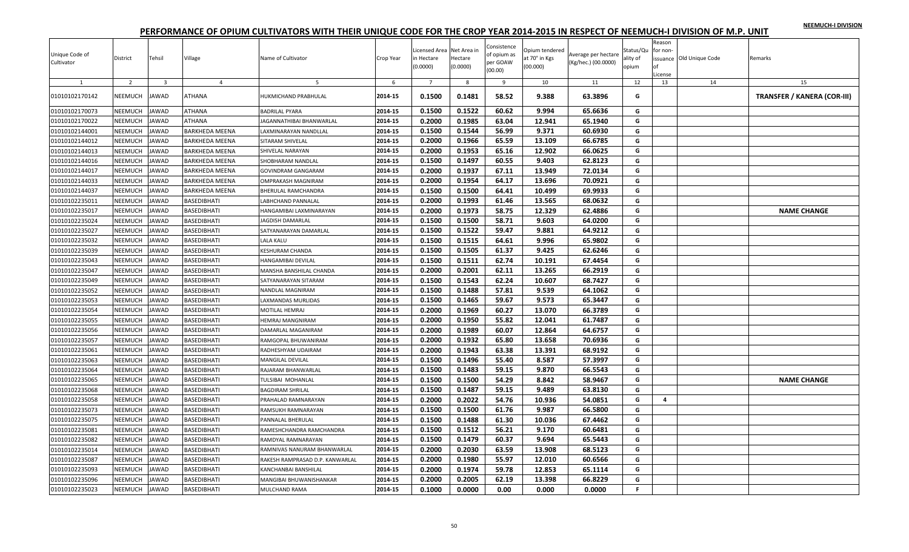# PERFORMANCE OF OPIUM CULTIVATORS WITH THEIR UNIQUE CODE FOR THE CROP YEAR 2014-2015 IN RESPECT OF NEEMUCH-I DIVISION OF M.P. UNIT

NEEMUCH-I DIVISION

| Unique Code of Cultivator | District | Tehsil | Village | Name of Cultivator | Crop Year | Licensed Area in Hectare (0.0000) | Net Area in Hectare (0.0000) | Consistence of opium as per GOAW (00.00) | Opium tendered at 70° in Kgs (00.000) | Average per hectare (Kg/hec.) (00.0000) | Status/Quality of opium | Reason for non-issuance of License | Old Unique Code | Remarks |
|---|---|---|---|---|---|---|---|---|---|---|---|---|---|---|
| 1 | 2 | 3 | 4 | 5 | 6 | 7 | 8 | 9 | 10 | 11 | 12 | 13 | 14 | 15 |
| 01010102170142 | NEEMUCH | JAWAD | ATHANA | HUKMICHAND PRABHULAL | 2014-15 | 0.1500 | 0.1481 | 58.52 | 9.388 | 63.3896 | G | | | TRANSFER / KANERA (COR-III) |
| 01010102170073 | NEEMUCH | JAWAD | ATHANA | BADRILAL PYARA | 2014-15 | 0.1500 | 0.1522 | 60.62 | 9.994 | 65.6636 | G | | | |
| 01010102170022 | NEEMUCH | JAWAD | ATHANA | JAGANNATHIBAI BHANWARLAL | 2014-15 | 0.2000 | 0.1985 | 63.04 | 12.941 | 65.1940 | G | | | |
| 01010102144001 | NEEMUCH | JAWAD | BARKHEDA MEENA | LAXMINARAYAN NANDLLAL | 2014-15 | 0.1500 | 0.1544 | 56.99 | 9.371 | 60.6930 | G | | | |
| 01010102144012 | NEEMUCH | JAWAD | BARKHEDA MEENA | SITARAM SHIVELAL | 2014-15 | 0.2000 | 0.1966 | 65.59 | 13.109 | 66.6785 | G | | | |
| 01010102144013 | NEEMUCH | JAWAD | BARKHEDA MEENA | SHIVELAL NARAYAN | 2014-15 | 0.2000 | 0.1953 | 65.16 | 12.902 | 66.0625 | G | | | |
| 01010102144016 | NEEMUCH | JAWAD | BARKHEDA MEENA | SHOBHARAM NANDLAL | 2014-15 | 0.1500 | 0.1497 | 60.55 | 9.403 | 62.8123 | G | | | |
| 01010102144017 | NEEMUCH | JAWAD | BARKHEDA MEENA | GOVINDRAM GANGARAM | 2014-15 | 0.2000 | 0.1937 | 67.11 | 13.949 | 72.0134 | G | | | |
| 01010102144033 | NEEMUCH | JAWAD | BARKHEDA MEENA | OMPRAKASH MAGNIRAM | 2014-15 | 0.2000 | 0.1954 | 64.17 | 13.696 | 70.0921 | G | | | |
| 01010102144037 | NEEMUCH | JAWAD | BARKHEDA MEENA | BHERULAL RAMCHANDRA | 2014-15 | 0.1500 | 0.1500 | 64.41 | 10.499 | 69.9933 | G | | | |
| 01010102235011 | NEEMUCH | JAWAD | BASEDIBHATI | LABHCHAND PANNALAL | 2014-15 | 0.2000 | 0.1993 | 61.46 | 13.565 | 68.0632 | G | | | |
| 01010102235017 | NEEMUCH | JAWAD | BASEDIBHATI | HANGAMIBAI LAXMINARAYAN | 2014-15 | 0.2000 | 0.1973 | 58.75 | 12.329 | 62.4886 | G | | | NAME CHANGE |
| 01010102235024 | NEEMUCH | JAWAD | BASEDIBHATI | JAGDISH DAMARLAL | 2014-15 | 0.1500 | 0.1500 | 58.71 | 9.603 | 64.0200 | G | | | |
| 01010102235027 | NEEMUCH | JAWAD | BASEDIBHATI | SATYANARAYAN DAMARLAL | 2014-15 | 0.1500 | 0.1522 | 59.47 | 9.881 | 64.9212 | G | | | |
| 01010102235032 | NEEMUCH | JAWAD | BASEDIBHATI | LALA KALU | 2014-15 | 0.1500 | 0.1515 | 64.61 | 9.996 | 65.9802 | G | | | |
| 01010102235039 | NEEMUCH | JAWAD | BASEDIBHATI | KESHURAM CHANDA | 2014-15 | 0.1500 | 0.1505 | 61.37 | 9.425 | 62.6246 | G | | | |
| 01010102235043 | NEEMUCH | JAWAD | BASEDIBHATI | HANGAMIBAI DEVILAL | 2014-15 | 0.1500 | 0.1511 | 62.74 | 10.191 | 67.4454 | G | | | |
| 01010102235047 | NEEMUCH | JAWAD | BASEDIBHATI | MANSHA BANSHILAL CHANDA | 2014-15 | 0.2000 | 0.2001 | 62.11 | 13.265 | 66.2919 | G | | | |
| 01010102235049 | NEEMUCH | JAWAD | BASEDIBHATI | SATYANARAYAN SITARAM | 2014-15 | 0.1500 | 0.1543 | 62.24 | 10.607 | 68.7427 | G | | | |
| 01010102235052 | NEEMUCH | JAWAD | BASEDIBHATI | NANDLAL MAGNIRAM | 2014-15 | 0.1500 | 0.1488 | 57.81 | 9.539 | 64.1062 | G | | | |
| 01010102235053 | NEEMUCH | JAWAD | BASEDIBHATI | LAXMANDAS MURLIDAS | 2014-15 | 0.1500 | 0.1465 | 59.67 | 9.573 | 65.3447 | G | | | |
| 01010102235054 | NEEMUCH | JAWAD | BASEDIBHATI | MOTILAL HEMRAJ | 2014-15 | 0.2000 | 0.1969 | 60.27 | 13.070 | 66.3789 | G | | | |
| 01010102235055 | NEEMUCH | JAWAD | BASEDIBHATI | HEMRAJ MANGNIRAM | 2014-15 | 0.2000 | 0.1950 | 55.82 | 12.041 | 61.7487 | G | | | |
| 01010102235056 | NEEMUCH | JAWAD | BASEDIBHATI | DAMARLAL MAGANIRAM | 2014-15 | 0.2000 | 0.1989 | 60.07 | 12.864 | 64.6757 | G | | | |
| 01010102235057 | NEEMUCH | JAWAD | BASEDIBHATI | RAMGOPAL BHUWANIRAM | 2014-15 | 0.2000 | 0.1932 | 65.80 | 13.658 | 70.6936 | G | | | |
| 01010102235061 | NEEMUCH | JAWAD | BASEDIBHATI | RADHESHYAM UDAIRAM | 2014-15 | 0.2000 | 0.1943 | 63.38 | 13.391 | 68.9192 | G | | | |
| 01010102235063 | NEEMUCH | JAWAD | BASEDIBHATI | MANGILAL DEVILAL | 2014-15 | 0.1500 | 0.1496 | 55.40 | 8.587 | 57.3997 | G | | | |
| 01010102235064 | NEEMUCH | JAWAD | BASEDIBHATI | RAJARAM BHANWARLAL | 2014-15 | 0.1500 | 0.1483 | 59.15 | 9.870 | 66.5543 | G | | | |
| 01010102235065 | NEEMUCH | JAWAD | BASEDIBHATI | TULSIBAI MOHANLAL | 2014-15 | 0.1500 | 0.1500 | 54.29 | 8.842 | 58.9467 | G | | | NAME CHANGE |
| 01010102235068 | NEEMUCH | JAWAD | BASEDIBHATI | BAGDIRAM SHRILAL | 2014-15 | 0.1500 | 0.1487 | 59.15 | 9.489 | 63.8130 | G | | | |
| 01010102235058 | NEEMUCH | JAWAD | BASEDIBHATI | PRAHALAD RAMNARAYAN | 2014-15 | 0.2000 | 0.2022 | 54.76 | 10.936 | 54.0851 | G | 4 | | |
| 01010102235073 | NEEMUCH | JAWAD | BASEDIBHATI | RAMSUKH RAMNARAYAN | 2014-15 | 0.1500 | 0.1500 | 61.76 | 9.987 | 66.5800 | G | | | |
| 01010102235075 | NEEMUCH | JAWAD | BASEDIBHATI | PANNALAL BHERULAL | 2014-15 | 0.1500 | 0.1488 | 61.30 | 10.036 | 67.4462 | G | | | |
| 01010102235081 | NEEMUCH | JAWAD | BASEDIBHATI | RAMESHCHANDRA RAMCHANDRA | 2014-15 | 0.1500 | 0.1512 | 56.21 | 9.170 | 60.6481 | G | | | |
| 01010102235082 | NEEMUCH | JAWAD | BASEDIBHATI | RAMDYAL RAMNARAYAN | 2014-15 | 0.1500 | 0.1479 | 60.37 | 9.694 | 65.5443 | G | | | |
| 01010102235014 | NEEMUCH | JAWAD | BASEDIBHATI | RAMNIVAS NANURAM BHANWARLAL | 2014-15 | 0.2000 | 0.2030 | 63.59 | 13.908 | 68.5123 | G | | | |
| 01010102235087 | NEEMUCH | JAWAD | BASEDIBHATI | RAKESH RAMPRASAD D.P. KANWARLAL | 2014-15 | 0.2000 | 0.1980 | 55.97 | 12.010 | 60.6566 | G | | | |
| 01010102235093 | NEEMUCH | JAWAD | BASEDIBHATI | KANCHANBAI BANSHILAL | 2014-15 | 0.2000 | 0.1974 | 59.78 | 12.853 | 65.1114 | G | | | |
| 01010102235096 | NEEMUCH | JAWAD | BASEDIBHATI | MANGIBAI BHUWANISHANKAR | 2014-15 | 0.2000 | 0.2005 | 62.19 | 13.398 | 66.8229 | G | | | |
| 01010102235023 | NEEMUCH | JAWAD | BASEDIBHATI | MULCHAND RAMA | 2014-15 | 0.1000 | 0.0000 | 0.00 | 0.000 | 0.0000 | F | | | |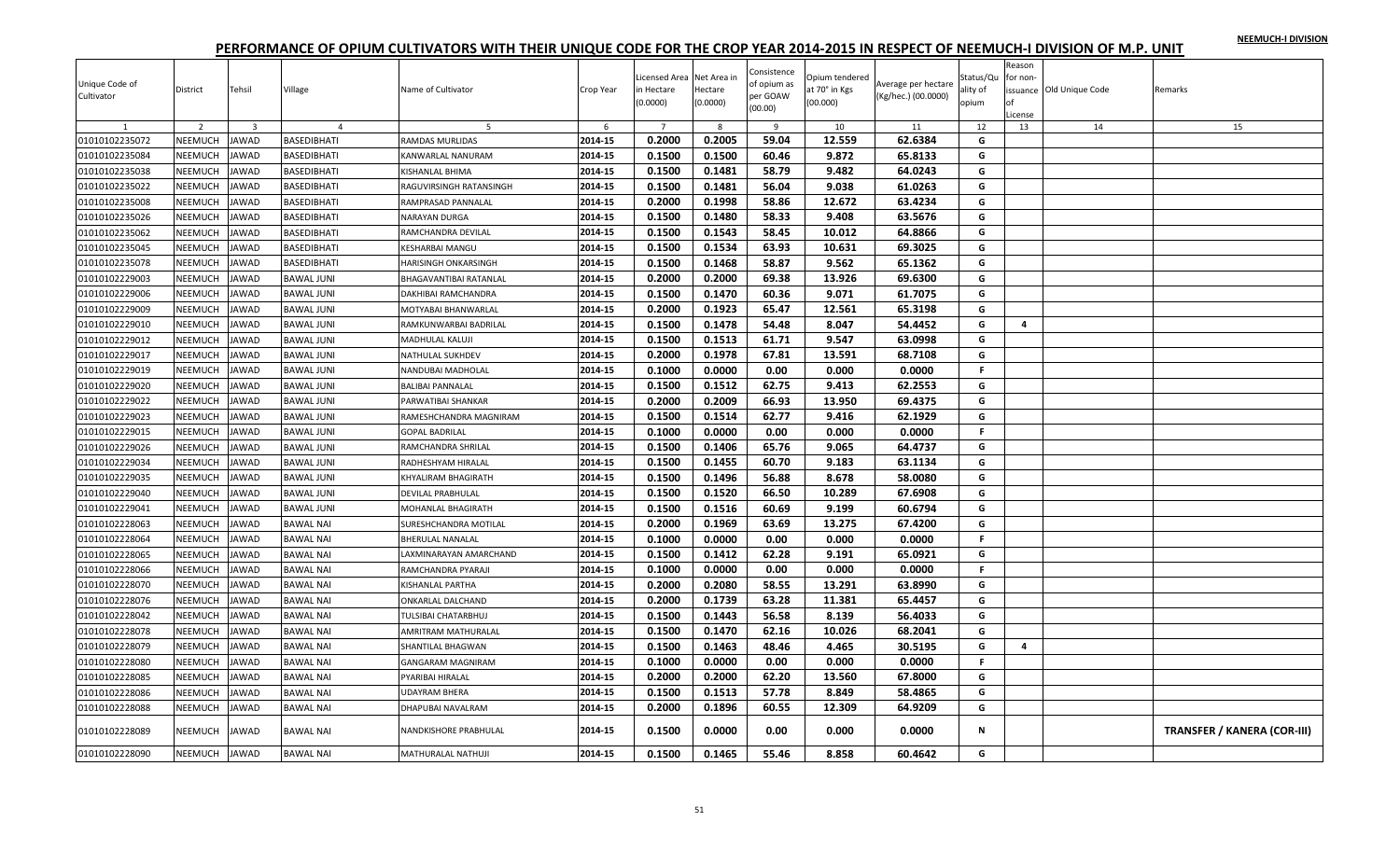NEEMUCH-I DIVISION

# PERFORMANCE OF OPIUM CULTIVATORS WITH THEIR UNIQUE CODE FOR THE CROP YEAR 2014-2015 IN RESPECT OF NEEMUCH-I DIVISION OF M.P. UNIT

| Unique Code of Cultivator | District | Tehsil | Village | Name of Cultivator | Crop Year | Licensed Area in Hectare (0.0000) | Net Area in Hectare (0.0000) | Consistence of opium as per GOAW (00.00) | Opium tendered at 70° in Kgs (00.000) | Average per hectare (Kg/hec.) (00.0000) | Status/Quality of opium | Reason for non-issuance of License | Old Unique Code | Remarks |
|---|---|---|---|---|---|---|---|---|---|---|---|---|---|---|
| 1 | 2 | 3 | 4 | 5 | 6 | 7 | 8 | 9 | 10 | 11 | 12 | 13 | 14 | 15 |
| 01010102235072 | NEEMUCH | JAWAD | BASEDIBHATI | RAMDAS MURLIDAS | 2014-15 | 0.2000 | 0.2005 | 59.04 | 12.559 | 62.6384 | G | | | |
| 01010102235084 | NEEMUCH | JAWAD | BASEDIBHATI | KANWARLAL NANURAM | 2014-15 | 0.1500 | 0.1500 | 60.46 | 9.872 | 65.8133 | G | | | |
| 01010102235038 | NEEMUCH | JAWAD | BASEDIBHATI | KISHANLAL BHIMA | 2014-15 | 0.1500 | 0.1481 | 58.79 | 9.482 | 64.0243 | G | | | |
| 01010102235022 | NEEMUCH | JAWAD | BASEDIBHATI | RAGUVIRSINGH RATANSINGH | 2014-15 | 0.1500 | 0.1481 | 56.04 | 9.038 | 61.0263 | G | | | |
| 01010102235008 | NEEMUCH | JAWAD | BASEDIBHATI | RAMPRASAD PANNALAL | 2014-15 | 0.2000 | 0.1998 | 58.86 | 12.672 | 63.4234 | G | | | |
| 01010102235026 | NEEMUCH | JAWAD | BASEDIBHATI | NARAYAN DURGA | 2014-15 | 0.1500 | 0.1480 | 58.33 | 9.408 | 63.5676 | G | | | |
| 01010102235062 | NEEMUCH | JAWAD | BASEDIBHATI | RAMCHANDRA DEVILAL | 2014-15 | 0.1500 | 0.1543 | 58.45 | 10.012 | 64.8866 | G | | | |
| 01010102235045 | NEEMUCH | JAWAD | BASEDIBHATI | KESHARBAI MANGU | 2014-15 | 0.1500 | 0.1534 | 63.93 | 10.631 | 69.3025 | G | | | |
| 01010102235078 | NEEMUCH | JAWAD | BASEDIBHATI | HARISINGH ONKARSINGH | 2014-15 | 0.1500 | 0.1468 | 58.87 | 9.562 | 65.1362 | G | | | |
| 01010102229003 | NEEMUCH | JAWAD | BAWAL JUNI | BHAGAVANTIBAI RATANLAL | 2014-15 | 0.2000 | 0.2000 | 69.38 | 13.926 | 69.6300 | G | | | |
| 01010102229006 | NEEMUCH | JAWAD | BAWAL JUNI | DAKHIBAI RAMCHANDRA | 2014-15 | 0.1500 | 0.1470 | 60.36 | 9.071 | 61.7075 | G | | | |
| 01010102229009 | NEEMUCH | JAWAD | BAWAL JUNI | MOTYABAI BHANWARLAL | 2014-15 | 0.2000 | 0.1923 | 65.47 | 12.561 | 65.3198 | G | | | |
| 01010102229010 | NEEMUCH | JAWAD | BAWAL JUNI | RAMKUNWARBAI BADRILAL | 2014-15 | 0.1500 | 0.1478 | 54.48 | 8.047 | 54.4452 | G | 4 | | |
| 01010102229012 | NEEMUCH | JAWAD | BAWAL JUNI | MADHULAL KALUJI | 2014-15 | 0.1500 | 0.1513 | 61.71 | 9.547 | 63.0998 | G | | | |
| 01010102229017 | NEEMUCH | JAWAD | BAWAL JUNI | NATHULAL SUKHDEV | 2014-15 | 0.2000 | 0.1978 | 67.81 | 13.591 | 68.7108 | G | | | |
| 01010102229019 | NEEMUCH | JAWAD | BAWAL JUNI | NANDUBAI MADHOLAL | 2014-15 | 0.1000 | 0.0000 | 0.00 | 0.000 | 0.0000 | F | | | |
| 01010102229020 | NEEMUCH | JAWAD | BAWAL JUNI | BALIBAI PANNALAL | 2014-15 | 0.1500 | 0.1512 | 62.75 | 9.413 | 62.2553 | G | | | |
| 01010102229022 | NEEMUCH | JAWAD | BAWAL JUNI | PARWATIBAI SHANKAR | 2014-15 | 0.2000 | 0.2009 | 66.93 | 13.950 | 69.4375 | G | | | |
| 01010102229023 | NEEMUCH | JAWAD | BAWAL JUNI | RAMESHCHANDRA MAGNIRAM | 2014-15 | 0.1500 | 0.1514 | 62.77 | 9.416 | 62.1929 | G | | | |
| 01010102229015 | NEEMUCH | JAWAD | BAWAL JUNI | GOPAL BADRILAL | 2014-15 | 0.1000 | 0.0000 | 0.00 | 0.000 | 0.0000 | F | | | |
| 01010102229026 | NEEMUCH | JAWAD | BAWAL JUNI | RAMCHANDRA SHRILAL | 2014-15 | 0.1500 | 0.1406 | 65.76 | 9.065 | 64.4737 | G | | | |
| 01010102229034 | NEEMUCH | JAWAD | BAWAL JUNI | RADHESHYAM HIRALAL | 2014-15 | 0.1500 | 0.1455 | 60.70 | 9.183 | 63.1134 | G | | | |
| 01010102229035 | NEEMUCH | JAWAD | BAWAL JUNI | KHYALIRAM BHAGIRATH | 2014-15 | 0.1500 | 0.1496 | 56.88 | 8.678 | 58.0080 | G | | | |
| 01010102229040 | NEEMUCH | JAWAD | BAWAL JUNI | DEVILAL PRABHULAL | 2014-15 | 0.1500 | 0.1520 | 66.50 | 10.289 | 67.6908 | G | | | |
| 01010102229041 | NEEMUCH | JAWAD | BAWAL JUNI | MOHANLAL BHAGIRATH | 2014-15 | 0.1500 | 0.1516 | 60.69 | 9.199 | 60.6794 | G | | | |
| 01010102228063 | NEEMUCH | JAWAD | BAWAL NAI | SURESHCHANDRA MOTILAL | 2014-15 | 0.2000 | 0.1969 | 63.69 | 13.275 | 67.4200 | G | | | |
| 01010102228064 | NEEMUCH | JAWAD | BAWAL NAI | BHERULAL NANALAL | 2014-15 | 0.1000 | 0.0000 | 0.00 | 0.000 | 0.0000 | F | | | |
| 01010102228065 | NEEMUCH | JAWAD | BAWAL NAI | LAXMINARAYAN AMARCHAND | 2014-15 | 0.1500 | 0.1412 | 62.28 | 9.191 | 65.0921 | G | | | |
| 01010102228066 | NEEMUCH | JAWAD | BAWAL NAI | RAMCHANDRA PYARAJI | 2014-15 | 0.1000 | 0.0000 | 0.00 | 0.000 | 0.0000 | F | | | |
| 01010102228070 | NEEMUCH | JAWAD | BAWAL NAI | KISHANLAL PARTHA | 2014-15 | 0.2000 | 0.2080 | 58.55 | 13.291 | 63.8990 | G | | | |
| 01010102228076 | NEEMUCH | JAWAD | BAWAL NAI | ONKARLAL DALCHAND | 2014-15 | 0.2000 | 0.1739 | 63.28 | 11.381 | 65.4457 | G | | | |
| 01010102228042 | NEEMUCH | JAWAD | BAWAL NAI | TULSIBAI CHATARBHUJ | 2014-15 | 0.1500 | 0.1443 | 56.58 | 8.139 | 56.4033 | G | | | |
| 01010102228078 | NEEMUCH | JAWAD | BAWAL NAI | AMRITRAM MATHURALAL | 2014-15 | 0.1500 | 0.1470 | 62.16 | 10.026 | 68.2041 | G | | | |
| 01010102228079 | NEEMUCH | JAWAD | BAWAL NAI | SHANTILAL BHAGWAN | 2014-15 | 0.1500 | 0.1463 | 48.46 | 4.465 | 30.5195 | G | 4 | | |
| 01010102228080 | NEEMUCH | JAWAD | BAWAL NAI | GANGARAM MAGNIRAM | 2014-15 | 0.1000 | 0.0000 | 0.00 | 0.000 | 0.0000 | F | | | |
| 01010102228085 | NEEMUCH | JAWAD | BAWAL NAI | PYARIBAI HIRALAL | 2014-15 | 0.2000 | 0.2000 | 62.20 | 13.560 | 67.8000 | G | | | |
| 01010102228086 | NEEMUCH | JAWAD | BAWAL NAI | UDAYRAM BHERA | 2014-15 | 0.1500 | 0.1513 | 57.78 | 8.849 | 58.4865 | G | | | |
| 01010102228088 | NEEMUCH | JAWAD | BAWAL NAI | DHAPUBAI NAVALRAM | 2014-15 | 0.2000 | 0.1896 | 60.55 | 12.309 | 64.9209 | G | | | |
| 01010102228089 | NEEMUCH | JAWAD | BAWAL NAI | NANDKISHORE PRABHULAL | 2014-15 | 0.1500 | 0.0000 | 0.00 | 0.000 | 0.0000 | N | | | TRANSFER / KANERA (COR-III) |
| 01010102228090 | NEEMUCH | JAWAD | BAWAL NAI | MATHURALAL NATHUJI | 2014-15 | 0.1500 | 0.1465 | 55.46 | 8.858 | 60.4642 | G | | | |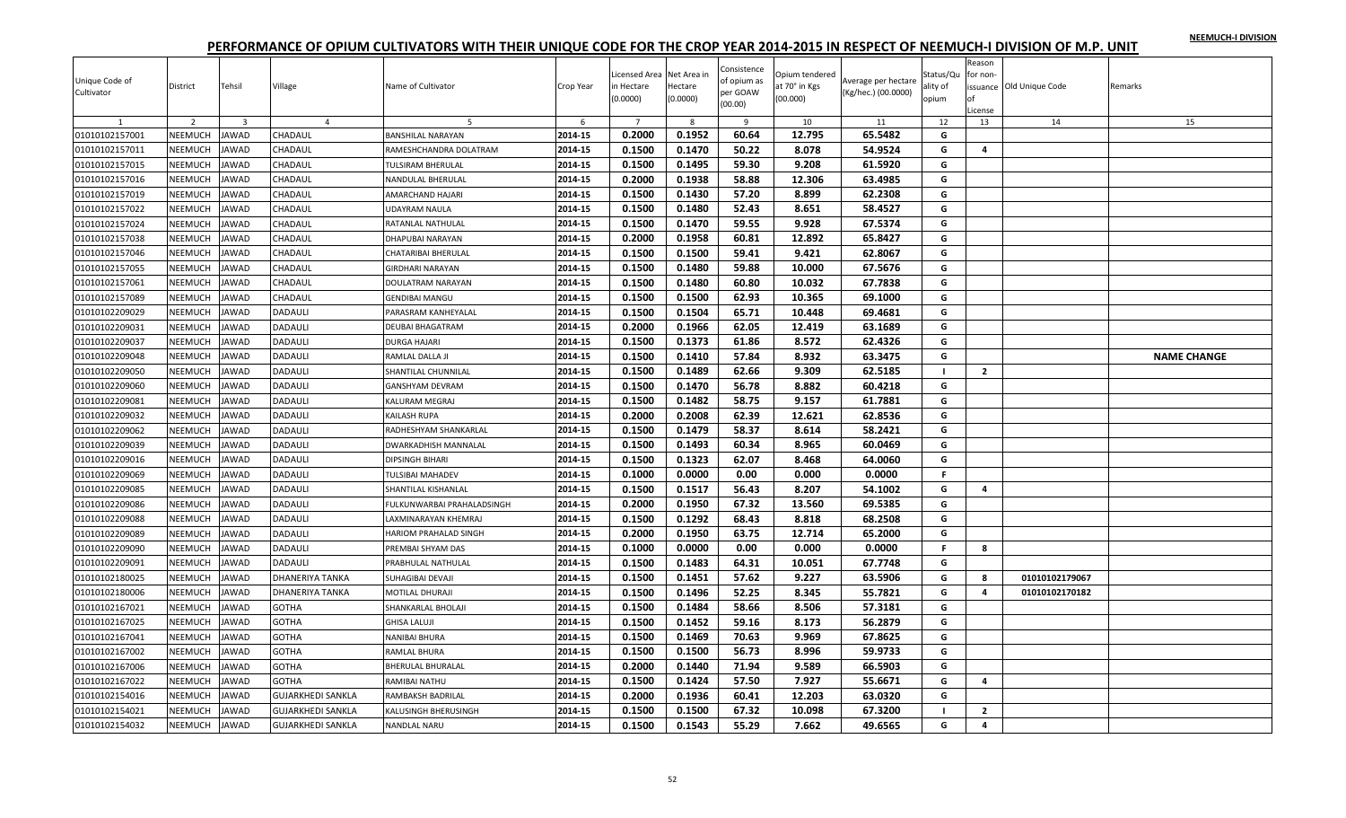NEEMUCH-I DIVISION

# PERFORMANCE OF OPIUM CULTIVATORS WITH THEIR UNIQUE CODE FOR THE CROP YEAR 2014-2015 IN RESPECT OF NEEMUCH-I DIVISION OF M.P. UNIT

| Unique Code of Cultivator | District | Tehsil | Village | Name of Cultivator | Crop Year | Licensed Area in Hectare (0.0000) | Net Area in Hectare (0.0000) | Consistence of opium as per GOAW (00.00) | Opium tendered at 70° in Kgs (00.000) | Average per hectare (Kg/hec.) (00.0000) | Status/Quality of opium | Reason for non-issuance of License | Old Unique Code | Remarks |
|---|---|---|---|---|---|---|---|---|---|---|---|---|---|---|
| 1 | 2 | 3 | 4 | 5 | 6 | 7 | 8 | 9 | 10 | 11 | 12 | 13 | 14 | 15 |
| 01010102157001 | NEEMUCH | JAWAD | CHADAUL | BANSHILAL NARAYAN | 2014-15 | 0.2000 | 0.1952 | 60.64 | 12.795 | 65.5482 | G | | | |
| 01010102157011 | NEEMUCH | JAWAD | CHADAUL | RAMESHCHANDRA DOLATRAM | 2014-15 | 0.1500 | 0.1470 | 50.22 | 8.078 | 54.9524 | G | 4 | | |
| 01010102157015 | NEEMUCH | JAWAD | CHADAUL | TULSIRAM BHERULAL | 2014-15 | 0.1500 | 0.1495 | 59.30 | 9.208 | 61.5920 | G | | | |
| 01010102157016 | NEEMUCH | JAWAD | CHADAUL | NANDULAL BHERULAL | 2014-15 | 0.2000 | 0.1938 | 58.88 | 12.306 | 63.4985 | G | | | |
| 01010102157019 | NEEMUCH | JAWAD | CHADAUL | AMARCHAND HAJARI | 2014-15 | 0.1500 | 0.1430 | 57.20 | 8.899 | 62.2308 | G | | | |
| 01010102157022 | NEEMUCH | JAWAD | CHADAUL | UDAYRAM NAULA | 2014-15 | 0.1500 | 0.1480 | 52.43 | 8.651 | 58.4527 | G | | | |
| 01010102157024 | NEEMUCH | JAWAD | CHADAUL | RATANLAL NATHULAL | 2014-15 | 0.1500 | 0.1470 | 59.55 | 9.928 | 67.5374 | G | | | |
| 01010102157038 | NEEMUCH | JAWAD | CHADAUL | DHAPUBAI NARAYAN | 2014-15 | 0.2000 | 0.1958 | 60.81 | 12.892 | 65.8427 | G | | | |
| 01010102157046 | NEEMUCH | JAWAD | CHADAUL | CHATARIBAI BHERULAL | 2014-15 | 0.1500 | 0.1500 | 59.41 | 9.421 | 62.8067 | G | | | |
| 01010102157055 | NEEMUCH | JAWAD | CHADAUL | GIRDHARI NARAYAN | 2014-15 | 0.1500 | 0.1480 | 59.88 | 10.000 | 67.5676 | G | | | |
| 01010102157061 | NEEMUCH | JAWAD | CHADAUL | DOULATRAM NARAYAN | 2014-15 | 0.1500 | 0.1480 | 60.80 | 10.032 | 67.7838 | G | | | |
| 01010102157089 | NEEMUCH | JAWAD | CHADAUL | GENDIBAI MANGU | 2014-15 | 0.1500 | 0.1500 | 62.93 | 10.365 | 69.1000 | G | | | |
| 01010102209029 | NEEMUCH | JAWAD | DADAULI | PARASRAM KANHEYALAL | 2014-15 | 0.1500 | 0.1504 | 65.71 | 10.448 | 69.4681 | G | | | |
| 01010102209031 | NEEMUCH | JAWAD | DADAULI | DEUBAI BHAGATRAM | 2014-15 | 0.2000 | 0.1966 | 62.05 | 12.419 | 63.1689 | G | | | |
| 01010102209037 | NEEMUCH | JAWAD | DADAULI | DURGA HAJARI | 2014-15 | 0.1500 | 0.1373 | 61.86 | 8.572 | 62.4326 | G | | | |
| 01010102209048 | NEEMUCH | JAWAD | DADAULI | RAMLAL DALLA JI | 2014-15 | 0.1500 | 0.1410 | 57.84 | 8.932 | 63.3475 | G | | | NAME CHANGE |
| 01010102209050 | NEEMUCH | JAWAD | DADAULI | SHANTILAL CHUNNILAL | 2014-15 | 0.1500 | 0.1489 | 62.66 | 9.309 | 62.5185 | I | 2 | | |
| 01010102209060 | NEEMUCH | JAWAD | DADAULI | GANSHYAM DEVRAM | 2014-15 | 0.1500 | 0.1470 | 56.78 | 8.882 | 60.4218 | G | | | |
| 01010102209081 | NEEMUCH | JAWAD | DADAULI | KALURAM MEGRAJ | 2014-15 | 0.1500 | 0.1482 | 58.75 | 9.157 | 61.7881 | G | | | |
| 01010102209032 | NEEMUCH | JAWAD | DADAULI | KAILASH RUPA | 2014-15 | 0.2000 | 0.2008 | 62.39 | 12.621 | 62.8536 | G | | | |
| 01010102209062 | NEEMUCH | JAWAD | DADAULI | RADHESHYAM SHANKARLAL | 2014-15 | 0.1500 | 0.1479 | 58.37 | 8.614 | 58.2421 | G | | | |
| 01010102209039 | NEEMUCH | JAWAD | DADAULI | DWARKADHISH MANNALAL | 2014-15 | 0.1500 | 0.1493 | 60.34 | 8.965 | 60.0469 | G | | | |
| 01010102209016 | NEEMUCH | JAWAD | DADAULI | DIPSINGH BIHARI | 2014-15 | 0.1500 | 0.1323 | 62.07 | 8.468 | 64.0060 | G | | | |
| 01010102209069 | NEEMUCH | JAWAD | DADAULI | TULSIBAI MAHADEV | 2014-15 | 0.1000 | 0.0000 | 0.00 | 0.000 | 0.0000 | F | | | |
| 01010102209085 | NEEMUCH | JAWAD | DADAULI | SHANTILAL KISHANLAL | 2014-15 | 0.1500 | 0.1517 | 56.43 | 8.207 | 54.1002 | G | 4 | | |
| 01010102209086 | NEEMUCH | JAWAD | DADAULI | FULKUNWARBAI PRAHALADSINGH | 2014-15 | 0.2000 | 0.1950 | 67.32 | 13.560 | 69.5385 | G | | | |
| 01010102209088 | NEEMUCH | JAWAD | DADAULI | LAXMINARAYAN KHEMRAJ | 2014-15 | 0.1500 | 0.1292 | 68.43 | 8.818 | 68.2508 | G | | | |
| 01010102209089 | NEEMUCH | JAWAD | DADAULI | HARIOM PRAHALAD SINGH | 2014-15 | 0.2000 | 0.1950 | 63.75 | 12.714 | 65.2000 | G | | | |
| 01010102209090 | NEEMUCH | JAWAD | DADAULI | PREMBAI SHYAM DAS | 2014-15 | 0.1000 | 0.0000 | 0.00 | 0.000 | 0.0000 | F | 8 | | |
| 01010102209091 | NEEMUCH | JAWAD | DADAULI | PRABHULAL NATHULAL | 2014-15 | 0.1500 | 0.1483 | 64.31 | 10.051 | 67.7748 | G | | | |
| 01010102180025 | NEEMUCH | JAWAD | DHANERIYA TANKA | SUHAGIBAI DEVAJI | 2014-15 | 0.1500 | 0.1451 | 57.62 | 9.227 | 63.5906 | G | 8 | 01010102179067 | |
| 01010102180006 | NEEMUCH | JAWAD | DHANERIYA TANKA | MOTILAL DHURAJI | 2014-15 | 0.1500 | 0.1496 | 52.25 | 8.345 | 55.7821 | G | 4 | 01010102170182 | |
| 01010102167021 | NEEMUCH | JAWAD | GOTHA | SHANKARLAL BHOLAJI | 2014-15 | 0.1500 | 0.1484 | 58.66 | 8.506 | 57.3181 | G | | | |
| 01010102167025 | NEEMUCH | JAWAD | GOTHA | GHISA LALUJI | 2014-15 | 0.1500 | 0.1452 | 59.16 | 8.173 | 56.2879 | G | | | |
| 01010102167041 | NEEMUCH | JAWAD | GOTHA | NANIBAI BHURA | 2014-15 | 0.1500 | 0.1469 | 70.63 | 9.969 | 67.8625 | G | | | |
| 01010102167002 | NEEMUCH | JAWAD | GOTHA | RAMLAL BHURA | 2014-15 | 0.1500 | 0.1500 | 56.73 | 8.996 | 59.9733 | G | | | |
| 01010102167006 | NEEMUCH | JAWAD | GOTHA | BHERULAL BHURALAL | 2014-15 | 0.2000 | 0.1440 | 71.94 | 9.589 | 66.5903 | G | | | |
| 01010102167022 | NEEMUCH | JAWAD | GOTHA | RAMIBAI NATHU | 2014-15 | 0.1500 | 0.1424 | 57.50 | 7.927 | 55.6671 | G | 4 | | |
| 01010102154016 | NEEMUCH | JAWAD | GUJARKHEDI SANKLA | RAMBAKSH BADRILAL | 2014-15 | 0.2000 | 0.1936 | 60.41 | 12.203 | 63.0320 | G | | | |
| 01010102154021 | NEEMUCH | JAWAD | GUJARKHEDI SANKLA | KALUSINGH BHERUSINGH | 2014-15 | 0.1500 | 0.1500 | 67.32 | 10.098 | 67.3200 | I | 2 | | |
| 01010102154032 | NEEMUCH | JAWAD | GUJARKHEDI SANKLA | NANDLAL NARU | 2014-15 | 0.1500 | 0.1543 | 55.29 | 7.662 | 49.6565 | G | 4 | | |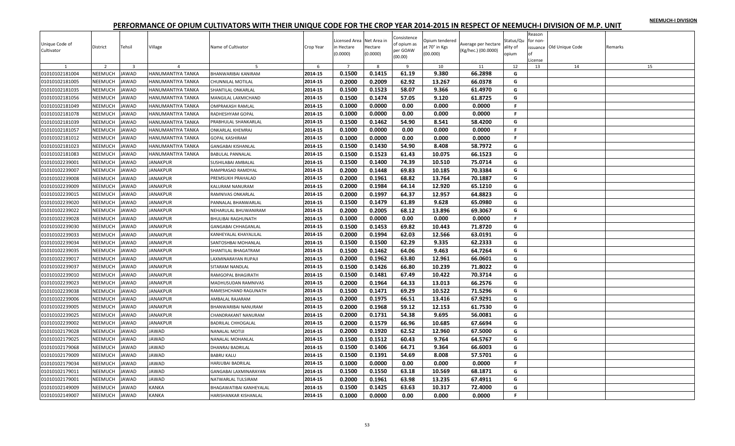NEEMUCH-I DIVISION

# PERFORMANCE OF OPIUM CULTIVATORS WITH THEIR UNIQUE CODE FOR THE CROP YEAR 2014-2015 IN RESPECT OF NEEMUCH-I DIVISION OF M.P. UNIT

| Unique Code of Cultivator | District | Tehsil | Village | Name of Cultivator | Crop Year | Licensed Area in Hectare (0.0000) | Net Area in Hectare (0.0000) | Consistence of opium as per GOAW (00.00) | Opium tendered at 70° in Kgs (00.000) | Average per hectare (Kg/hec.) (00.0000) | Status/Quality of opium | Reason for non-issuance of License | Old Unique Code | Remarks |
|---|---|---|---|---|---|---|---|---|---|---|---|---|---|---|
| 1 | 2 | 3 | 4 | 5 | 6 | 7 | 8 | 9 | 10 | 11 | 12 | 13 | 14 | 15 |
| 01010102181004 | NEEMUCH | JAWAD | HANUMANTIYA TANKA | BHANWARIBAI KANIRAM | 2014-15 | 0.1500 | 0.1415 | 61.19 | 9.380 | 66.2898 | G | | | |
| 01010102181005 | NEEMUCH | JAWAD | HANUMANTIYA TANKA | CHUNNILAL MOTILAL | 2014-15 | 0.2000 | 0.2009 | 62.92 | 13.267 | 66.0378 | G | | | |
| 01010102181035 | NEEMUCH | JAWAD | HANUMANTIYA TANKA | SHANTILAL ONKARLAL | 2014-15 | 0.1500 | 0.1523 | 58.07 | 9.366 | 61.4970 | G | | | |
| 01010102181056 | NEEMUCH | JAWAD | HANUMANTIYA TANKA | MANGILAL LAXMICHAND | 2014-15 | 0.1500 | 0.1474 | 57.05 | 9.120 | 61.8725 | G | | | |
| 01010102181049 | NEEMUCH | JAWAD | HANUMANTIYA TANKA | OMPRAKASH RAMLAL | 2014-15 | 0.1000 | 0.0000 | 0.00 | 0.000 | 0.0000 | F | | | |
| 01010102181078 | NEEMUCH | JAWAD | HANUMANTIYA TANKA | RADHESHYAM GOPAL | 2014-15 | 0.1000 | 0.0000 | 0.00 | 0.000 | 0.0000 | F | | | |
| 01010102181039 | NEEMUCH | JAWAD | HANUMANTIYA TANKA | PRABHULAL SHANKARLAL | 2014-15 | 0.1500 | 0.1462 | 54.90 | 8.541 | 58.4200 | G | | | |
| 01010102181057 | NEEMUCH | JAWAD | HANUMANTIYA TANKA | ONKARLAL KHEMRAJ | 2014-15 | 0.1000 | 0.0000 | 0.00 | 0.000 | 0.0000 | F | | | |
| 01010102181012 | NEEMUCH | JAWAD | HANUMANTIYA TANKA | GOPAL KASHIRAM | 2014-15 | 0.1000 | 0.0000 | 0.00 | 0.000 | 0.0000 | F | | | |
| 01010102181023 | NEEMUCH | JAWAD | HANUMANTIYA TANKA | GANGABAI KISHANLAL | 2014-15 | 0.1500 | 0.1430 | 54.90 | 8.408 | 58.7972 | G | | | |
| 01010102181083 | NEEMUCH | JAWAD | HANUMANTIYA TANKA | BABULAL PANNALAL | 2014-15 | 0.1500 | 0.1523 | 61.43 | 10.075 | 66.1523 | G | | | |
| 01010102239001 | NEEMUCH | JAWAD | JANAKPUR | SUSHILABAI AMBALAL | 2014-15 | 0.1500 | 0.1400 | 74.39 | 10.510 | 75.0714 | G | | | |
| 01010102239007 | NEEMUCH | JAWAD | JANAKPUR | RAMPRASAD RAMDYAL | 2014-15 | 0.2000 | 0.1448 | 69.83 | 10.185 | 70.3384 | G | | | |
| 01010102239008 | NEEMUCH | JAWAD | JANAKPUR | PREMSUKH PRAHALAD | 2014-15 | 0.2000 | 0.1961 | 68.82 | 13.764 | 70.1887 | G | | | |
| 01010102239009 | NEEMUCH | JAWAD | JANAKPUR | KALURAM NANURAM | 2014-15 | 0.2000 | 0.1984 | 64.14 | 12.920 | 65.1210 | G | | | |
| 01010102239015 | NEEMUCH | JAWAD | JANAKPUR | RAMNIVAS ONKARLAL | 2014-15 | 0.2000 | 0.1997 | 64.37 | 12.957 | 64.8823 | G | | | |
| 01010102239020 | NEEMUCH | JAWAD | JANAKPUR | PANNALAL BHANWARLAL | 2014-15 | 0.1500 | 0.1479 | 61.89 | 9.628 | 65.0980 | G | | | |
| 01010102239022 | NEEMUCH | JAWAD | JANAKPUR | NEHARULAL BHUWANIRAM | 2014-15 | 0.2000 | 0.2005 | 68.12 | 13.896 | 69.3067 | G | | | |
| 01010102239028 | NEEMUCH | JAWAD | JANAKPUR | BHULIBAI RAGHUNATH | 2014-15 | 0.1000 | 0.0000 | 0.00 | 0.000 | 0.0000 | F | | | |
| 01010102239030 | NEEMUCH | JAWAD | JANAKPUR | GANGABAI CHHAGANLAL | 2014-15 | 0.1500 | 0.1453 | 69.82 | 10.443 | 71.8720 | G | | | |
| 01010102239033 | NEEMUCH | JAWAD | JANAKPUR | KANHEYALAL KHAYALILAL | 2014-15 | 0.2000 | 0.1994 | 62.03 | 12.566 | 63.0191 | G | | | |
| 01010102239034 | NEEMUCH | JAWAD | JANAKPUR | SANTOSHBAI MOHANLAL | 2014-15 | 0.1500 | 0.1500 | 62.29 | 9.335 | 62.2333 | G | | | |
| 01010102239035 | NEEMUCH | JAWAD | JANAKPUR | SHANTILAL BHAGATRAM | 2014-15 | 0.1500 | 0.1462 | 64.06 | 9.463 | 64.7264 | G | | | |
| 01010102239017 | NEEMUCH | JAWAD | JANAKPUR | LAXMINARAYAN RUPAJI | 2014-15 | 0.2000 | 0.1962 | 63.80 | 12.961 | 66.0601 | G | | | |
| 01010102239037 | NEEMUCH | JAWAD | JANAKPUR | SITARAM NANDLAL | 2014-15 | 0.1500 | 0.1426 | 66.80 | 10.239 | 71.8022 | G | | | |
| 01010102239010 | NEEMUCH | JAWAD | JANAKPUR | RAMGOPAL BHAGIRATH | 2014-15 | 0.1500 | 0.1481 | 67.49 | 10.422 | 70.3714 | G | | | |
| 01010102239023 | NEEMUCH | JAWAD | JANAKPUR | MADHUSUDAN RAMNIVAS | 2014-15 | 0.2000 | 0.1964 | 64.33 | 13.013 | 66.2576 | G | | | |
| 01010102239038 | NEEMUCH | JAWAD | JANAKPUR | RAMESHCHAND RAGUNATH | 2014-15 | 0.1500 | 0.1471 | 69.29 | 10.522 | 71.5296 | G | | | |
| 01010102239006 | NEEMUCH | JAWAD | JANAKPUR | AMBALAL RAJARAM | 2014-15 | 0.2000 | 0.1975 | 66.51 | 13.416 | 67.9291 | G | | | |
| 01010102239005 | NEEMUCH | JAWAD | JANAKPUR | BHANWARIBAI NANURAM | 2014-15 | 0.2000 | 0.1968 | 59.12 | 12.153 | 61.7530 | G | | | |
| 01010102239025 | NEEMUCH | JAWAD | JANAKPUR | CHANDRAKANT NANURAM | 2014-15 | 0.2000 | 0.1731 | 54.38 | 9.695 | 56.0081 | G | | | |
| 01010102239002 | NEEMUCH | JAWAD | JANAKPUR | BADRILAL CHHOGALAL | 2014-15 | 0.2000 | 0.1579 | 66.96 | 10.685 | 67.6694 | G | | | |
| 01010102179028 | NEEMUCH | JAWAD | JAWAD | NANALAL MOTIJI | 2014-15 | 0.2000 | 0.1920 | 62.52 | 12.960 | 67.5000 | G | | | |
| 01010102179025 | NEEMUCH | JAWAD | JAWAD | NANALAL MOHANLAL | 2014-15 | 0.1500 | 0.1512 | 60.43 | 9.764 | 64.5767 | G | | | |
| 01010102179068 | NEEMUCH | JAWAD | JAWAD | DHANRAJ BADRILAL | 2014-15 | 0.1500 | 0.1406 | 64.71 | 9.364 | 66.6003 | G | | | |
| 01010102179009 | NEEMUCH | JAWAD | JAWAD | BABRU KALU | 2014-15 | 0.1500 | 0.1391 | 54.69 | 8.008 | 57.5701 | G | | | |
| 01010102179034 | NEEMUCH | JAWAD | JAWAD | HARJUBAI BADRILAL | 2014-15 | 0.1000 | 0.0000 | 0.00 | 0.000 | 0.0000 | F | | | |
| 01010102179011 | NEEMUCH | JAWAD | JAWAD | GANGABAI LAXMINARAYAN | 2014-15 | 0.1500 | 0.1550 | 63.18 | 10.569 | 68.1871 | G | | | |
| 01010102179001 | NEEMUCH | JAWAD | JAWAD | NATWARLAL TULSIRAM | 2014-15 | 0.2000 | 0.1961 | 63.98 | 13.235 | 67.4911 | G | | | |
| 01010102149009 | NEEMUCH | JAWAD | KANKA | BHAGAWATIBAI KANHEYALAL | 2014-15 | 0.1500 | 0.1425 | 63.63 | 10.317 | 72.4000 | G | | | |
| 01010102149007 | NEEMUCH | JAWAD | KANKA | HARISHANKAR KISHANLAL | 2014-15 | 0.1000 | 0.0000 | 0.00 | 0.000 | 0.0000 | F | | | |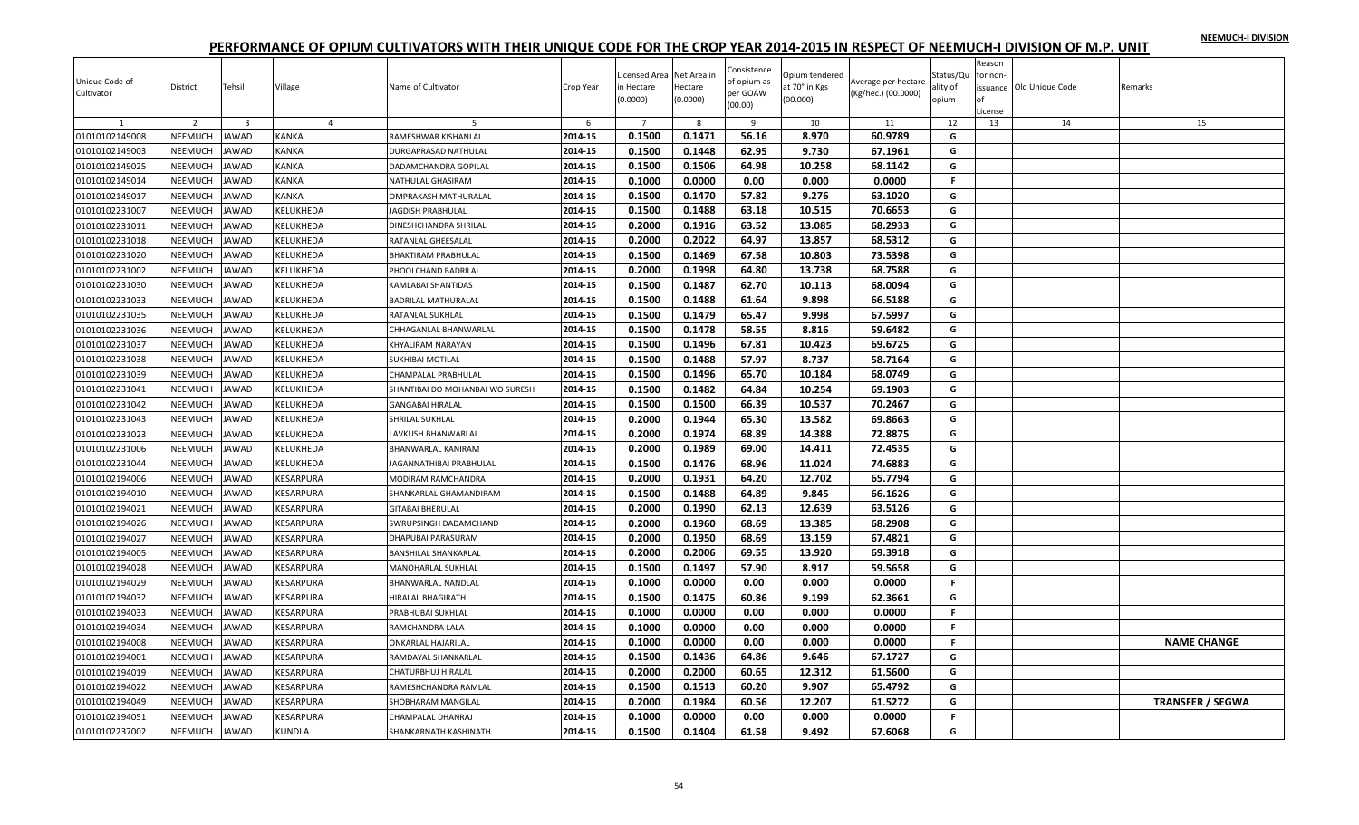# PERFORMANCE OF OPIUM CULTIVATORS WITH THEIR UNIQUE CODE FOR THE CROP YEAR 2014-2015 IN RESPECT OF NEEMUCH-I DIVISION OF M.P. UNIT

NEEMUCH-I DIVISION

| Unique Code of Cultivator | District | Tehsil | Village | Name of Cultivator | Crop Year | Licensed Area in Hectare (0.0000) | Net Area in Hectare (0.0000) | Consistence of opium as per GOAW (00.00) | Opium tendered at 70° in Kgs (00.000) | Average per hectare (Kg/hec.) (00.0000) | Status/Quality of opium | Reason for non-issuance of License | Old Unique Code | Remarks |
|---|---|---|---|---|---|---|---|---|---|---|---|---|---|---|
| 1 | 2 | 3 | 4 | 5 | 6 | 7 | 8 | 9 | 10 | 11 | 12 | 13 | 14 | 15 |
| 01010102149008 | NEEMUCH | JAWAD | KANKA | RAMESHWAR KISHANLAL | 2014-15 | 0.1500 | 0.1471 | 56.16 | 8.970 | 60.9789 | G | | | |
| 01010102149003 | NEEMUCH | JAWAD | KANKA | DURGAPRASAD NATHULAL | 2014-15 | 0.1500 | 0.1448 | 62.95 | 9.730 | 67.1961 | G | | | |
| 01010102149025 | NEEMUCH | JAWAD | KANKA | DADAMCHANDRA GOPILAL | 2014-15 | 0.1500 | 0.1506 | 64.98 | 10.258 | 68.1142 | G | | | |
| 01010102149014 | NEEMUCH | JAWAD | KANKA | NATHULAL GHASIRAM | 2014-15 | 0.1000 | 0.0000 | 0.00 | 0.000 | 0.0000 | F | | | |
| 01010102149017 | NEEMUCH | JAWAD | KANKA | OMPRAKASH MATHURALAL | 2014-15 | 0.1500 | 0.1470 | 57.82 | 9.276 | 63.1020 | G | | | |
| 01010102231007 | NEEMUCH | JAWAD | KELUKHEDA | JAGDISH PRABHULAL | 2014-15 | 0.1500 | 0.1488 | 63.18 | 10.515 | 70.6653 | G | | | |
| 01010102231011 | NEEMUCH | JAWAD | KELUKHEDA | DINESHCHANDRA SHRILAL | 2014-15 | 0.2000 | 0.1916 | 63.52 | 13.085 | 68.2933 | G | | | |
| 01010102231018 | NEEMUCH | JAWAD | KELUKHEDA | RATANLAL GHEESALAL | 2014-15 | 0.2000 | 0.2022 | 64.97 | 13.857 | 68.5312 | G | | | |
| 01010102231020 | NEEMUCH | JAWAD | KELUKHEDA | BHAKTIRAM PRABHULAL | 2014-15 | 0.1500 | 0.1469 | 67.58 | 10.803 | 73.5398 | G | | | |
| 01010102231002 | NEEMUCH | JAWAD | KELUKHEDA | PHOOLCHAND BADRILAL | 2014-15 | 0.2000 | 0.1998 | 64.80 | 13.738 | 68.7588 | G | | | |
| 01010102231030 | NEEMUCH | JAWAD | KELUKHEDA | KAMLABAI SHANTIDAS | 2014-15 | 0.1500 | 0.1487 | 62.70 | 10.113 | 68.0094 | G | | | |
| 01010102231033 | NEEMUCH | JAWAD | KELUKHEDA | BADRILAL MATHURALAL | 2014-15 | 0.1500 | 0.1488 | 61.64 | 9.898 | 66.5188 | G | | | |
| 01010102231035 | NEEMUCH | JAWAD | KELUKHEDA | RATANLAL SUKHLAL | 2014-15 | 0.1500 | 0.1479 | 65.47 | 9.998 | 67.5997 | G | | | |
| 01010102231036 | NEEMUCH | JAWAD | KELUKHEDA | CHHAGANLAL BHANWARLAL | 2014-15 | 0.1500 | 0.1478 | 58.55 | 8.816 | 59.6482 | G | | | |
| 01010102231037 | NEEMUCH | JAWAD | KELUKHEDA | KHYALIRAM NARAYAN | 2014-15 | 0.1500 | 0.1496 | 67.81 | 10.423 | 69.6725 | G | | | |
| 01010102231038 | NEEMUCH | JAWAD | KELUKHEDA | SUKHIBAI MOTILAL | 2014-15 | 0.1500 | 0.1488 | 57.97 | 8.737 | 58.7164 | G | | | |
| 01010102231039 | NEEMUCH | JAWAD | KELUKHEDA | CHAMPALAL PRABHULAL | 2014-15 | 0.1500 | 0.1496 | 65.70 | 10.184 | 68.0749 | G | | | |
| 01010102231041 | NEEMUCH | JAWAD | KELUKHEDA | SHANTIBAI DO MOHANBAI WO SURESH | 2014-15 | 0.1500 | 0.1482 | 64.84 | 10.254 | 69.1903 | G | | | |
| 01010102231042 | NEEMUCH | JAWAD | KELUKHEDA | GANGABAI HIRALAL | 2014-15 | 0.1500 | 0.1500 | 66.39 | 10.537 | 70.2467 | G | | | |
| 01010102231043 | NEEMUCH | JAWAD | KELUKHEDA | SHRILAL SUKHLAL | 2014-15 | 0.2000 | 0.1944 | 65.30 | 13.582 | 69.8663 | G | | | |
| 01010102231023 | NEEMUCH | JAWAD | KELUKHEDA | LAVKUSH BHANWARLAL | 2014-15 | 0.2000 | 0.1974 | 68.89 | 14.388 | 72.8875 | G | | | |
| 01010102231006 | NEEMUCH | JAWAD | KELUKHEDA | BHANWARLAL KANIRAM | 2014-15 | 0.2000 | 0.1989 | 69.00 | 14.411 | 72.4535 | G | | | |
| 01010102231044 | NEEMUCH | JAWAD | KELUKHEDA | JAGANNATHIBAI PRABHULAL | 2014-15 | 0.1500 | 0.1476 | 68.96 | 11.024 | 74.6883 | G | | | |
| 01010102194006 | NEEMUCH | JAWAD | KESARPURA | MODIRAM RAMCHANDRA | 2014-15 | 0.2000 | 0.1931 | 64.20 | 12.702 | 65.7794 | G | | | |
| 01010102194010 | NEEMUCH | JAWAD | KESARPURA | SHANKARLAL GHAMANDIRAM | 2014-15 | 0.1500 | 0.1488 | 64.89 | 9.845 | 66.1626 | G | | | |
| 01010102194021 | NEEMUCH | JAWAD | KESARPURA | GITABAI BHERULAL | 2014-15 | 0.2000 | 0.1990 | 62.13 | 12.639 | 63.5126 | G | | | |
| 01010102194026 | NEEMUCH | JAWAD | KESARPURA | SWRUPSINGH DADAMCHAND | 2014-15 | 0.2000 | 0.1960 | 68.69 | 13.385 | 68.2908 | G | | | |
| 01010102194027 | NEEMUCH | JAWAD | KESARPURA | DHAPUBAI PARASURAM | 2014-15 | 0.2000 | 0.1950 | 68.69 | 13.159 | 67.4821 | G | | | |
| 01010102194005 | NEEMUCH | JAWAD | KESARPURA | BANSHILAL SHANKARLAL | 2014-15 | 0.2000 | 0.2006 | 69.55 | 13.920 | 69.3918 | G | | | |
| 01010102194028 | NEEMUCH | JAWAD | KESARPURA | MANOHARLAL SUKHLAL | 2014-15 | 0.1500 | 0.1497 | 57.90 | 8.917 | 59.5658 | G | | | |
| 01010102194029 | NEEMUCH | JAWAD | KESARPURA | BHANWARLAL NANDLAL | 2014-15 | 0.1000 | 0.0000 | 0.00 | 0.000 | 0.0000 | F | | | |
| 01010102194032 | NEEMUCH | JAWAD | KESARPURA | HIRALAL BHAGIRATH | 2014-15 | 0.1500 | 0.1475 | 60.86 | 9.199 | 62.3661 | G | | | |
| 01010102194033 | NEEMUCH | JAWAD | KESARPURA | PRABHUBAI SUKHLAL | 2014-15 | 0.1000 | 0.0000 | 0.00 | 0.000 | 0.0000 | F | | | |
| 01010102194034 | NEEMUCH | JAWAD | KESARPURA | RAMCHANDRA LALA | 2014-15 | 0.1000 | 0.0000 | 0.00 | 0.000 | 0.0000 | F | | | |
| 01010102194008 | NEEMUCH | JAWAD | KESARPURA | ONKARLAL HAJARILAL | 2014-15 | 0.1000 | 0.0000 | 0.00 | 0.000 | 0.0000 | F | | | NAME CHANGE |
| 01010102194001 | NEEMUCH | JAWAD | KESARPURA | RAMDAYAL SHANKARLAL | 2014-15 | 0.1500 | 0.1436 | 64.86 | 9.646 | 67.1727 | G | | | |
| 01010102194019 | NEEMUCH | JAWAD | KESARPURA | CHATURBHUJ HIRALAL | 2014-15 | 0.2000 | 0.2000 | 60.65 | 12.312 | 61.5600 | G | | | |
| 01010102194022 | NEEMUCH | JAWAD | KESARPURA | RAMESHCHANDRA RAMLAL | 2014-15 | 0.1500 | 0.1513 | 60.20 | 9.907 | 65.4792 | G | | | |
| 01010102194049 | NEEMUCH | JAWAD | KESARPURA | SHOBHARAM MANGILAL | 2014-15 | 0.2000 | 0.1984 | 60.56 | 12.207 | 61.5272 | G | | | TRANSFER / SEGWA |
| 01010102194051 | NEEMUCH | JAWAD | KESARPURA | CHAMPALAL DHANRAJ | 2014-15 | 0.1000 | 0.0000 | 0.00 | 0.000 | 0.0000 | F | | | |
| 01010102237002 | NEEMUCH | JAWAD | KUNDLA | SHANKARNATH KASHINATH | 2014-15 | 0.1500 | 0.1404 | 61.58 | 9.492 | 67.6068 | G | | | |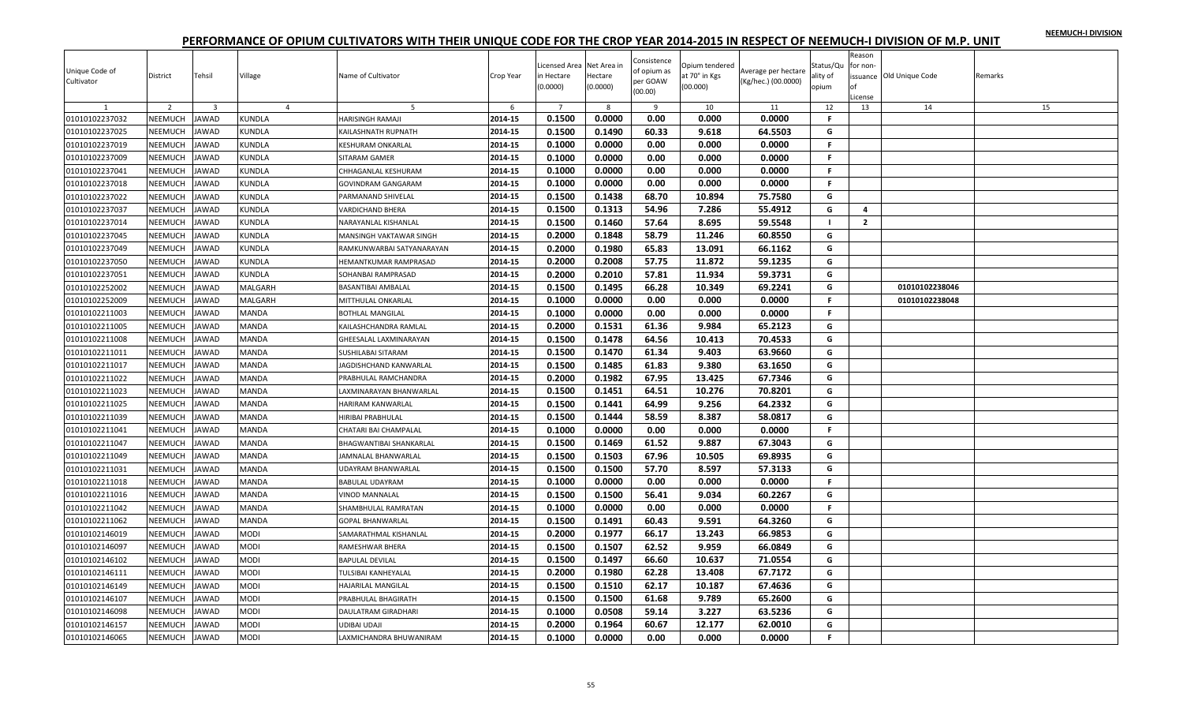# PERFORMANCE OF OPIUM CULTIVATORS WITH THEIR UNIQUE CODE FOR THE CROP YEAR 2014-2015 IN RESPECT OF NEEMUCH-I DIVISION OF M.P. UNIT

NEEMUCH-I DIVISION

| Unique Code of Cultivator | District | Tehsil | Village | Name of Cultivator | Crop Year | Licensed Area in Hectare (0.0000) | Net Area in Hectare (0.0000) | Consistence of opium as per GOAW (00.00) | Opium tendered at 70° in Kgs (00.000) | Average per hectare (Kg/hec.) (00.0000) | Status/Quality of opium | Reason for non-issuance of License | Old Unique Code | Remarks |
|---|---|---|---|---|---|---|---|---|---|---|---|---|---|---|
| 1 | 2 | 3 | 4 | 5 | 6 | 7 | 8 | 9 | 10 | 11 | 12 | 13 | 14 | 15 |
| 01010102237032 | NEEMUCH | JAWAD | KUNDLA | HARISINGH RAMAJI | 2014-15 | 0.1500 | 0.0000 | 0.00 | 0.000 | 0.0000 | F | | | |
| 01010102237025 | NEEMUCH | JAWAD | KUNDLA | KAILASHNATH RUPNATH | 2014-15 | 0.1500 | 0.1490 | 60.33 | 9.618 | 64.5503 | G | | | |
| 01010102237019 | NEEMUCH | JAWAD | KUNDLA | KESHURAM ONKARLAL | 2014-15 | 0.1000 | 0.0000 | 0.00 | 0.000 | 0.0000 | F | | | |
| 01010102237009 | NEEMUCH | JAWAD | KUNDLA | SITARAM GAMER | 2014-15 | 0.1000 | 0.0000 | 0.00 | 0.000 | 0.0000 | F | | | |
| 01010102237041 | NEEMUCH | JAWAD | KUNDLA | CHHAGANLAL KESHURAM | 2014-15 | 0.1000 | 0.0000 | 0.00 | 0.000 | 0.0000 | F | | | |
| 01010102237018 | NEEMUCH | JAWAD | KUNDLA | GOVINDRAM GANGARAM | 2014-15 | 0.1000 | 0.0000 | 0.00 | 0.000 | 0.0000 | F | | | |
| 01010102237022 | NEEMUCH | JAWAD | KUNDLA | PARMANAND SHIVELAL | 2014-15 | 0.1500 | 0.1438 | 68.70 | 10.894 | 75.7580 | G | | | |
| 01010102237037 | NEEMUCH | JAWAD | KUNDLA | VARDICHAND BHERA | 2014-15 | 0.1500 | 0.1313 | 54.96 | 7.286 | 55.4912 | G | 4 | | |
| 01010102237014 | NEEMUCH | JAWAD | KUNDLA | NARAYANLAL KISHANLAL | 2014-15 | 0.1500 | 0.1460 | 57.64 | 8.695 | 59.5548 | I | 2 | | |
| 01010102237045 | NEEMUCH | JAWAD | KUNDLA | MANSINGH VAKTAWAR SINGH | 2014-15 | 0.2000 | 0.1848 | 58.79 | 11.246 | 60.8550 | G | | | |
| 01010102237049 | NEEMUCH | JAWAD | KUNDLA | RAMKUNWARBAI SATYANARAYAN | 2014-15 | 0.2000 | 0.1980 | 65.83 | 13.091 | 66.1162 | G | | | |
| 01010102237050 | NEEMUCH | JAWAD | KUNDLA | HEMANTKUMAR RAMPRASAD | 2014-15 | 0.2000 | 0.2008 | 57.75 | 11.872 | 59.1235 | G | | | |
| 01010102237051 | NEEMUCH | JAWAD | KUNDLA | SOHANBAI RAMPRASAD | 2014-15 | 0.2000 | 0.2010 | 57.81 | 11.934 | 59.3731 | G | | | |
| 01010102252002 | NEEMUCH | JAWAD | MALGARH | BASANTIBAI AMBALAL | 2014-15 | 0.1500 | 0.1495 | 66.28 | 10.349 | 69.2241 | G | | 01010102238046 | |
| 01010102252009 | NEEMUCH | JAWAD | MALGARH | MITTHULAL ONKARLAL | 2014-15 | 0.1000 | 0.0000 | 0.00 | 0.000 | 0.0000 | F | | 01010102238048 | |
| 01010102211003 | NEEMUCH | JAWAD | MANDA | BOTHLAL MANGILAL | 2014-15 | 0.1000 | 0.0000 | 0.00 | 0.000 | 0.0000 | F | | | |
| 01010102211005 | NEEMUCH | JAWAD | MANDA | KAILASHCHANDRA RAMLAL | 2014-15 | 0.2000 | 0.1531 | 61.36 | 9.984 | 65.2123 | G | | | |
| 01010102211008 | NEEMUCH | JAWAD | MANDA | GHEESALAL LAXMINARAYAN | 2014-15 | 0.1500 | 0.1478 | 64.56 | 10.413 | 70.4533 | G | | | |
| 01010102211011 | NEEMUCH | JAWAD | MANDA | SUSHILABAI SITARAM | 2014-15 | 0.1500 | 0.1470 | 61.34 | 9.403 | 63.9660 | G | | | |
| 01010102211017 | NEEMUCH | JAWAD | MANDA | JAGDISHCHAND KANWARLAL | 2014-15 | 0.1500 | 0.1485 | 61.83 | 9.380 | 63.1650 | G | | | |
| 01010102211022 | NEEMUCH | JAWAD | MANDA | PRABHULAL RAMCHANDRA | 2014-15 | 0.2000 | 0.1982 | 67.95 | 13.425 | 67.7346 | G | | | |
| 01010102211023 | NEEMUCH | JAWAD | MANDA | LAXMINARAYAN BHANWARLAL | 2014-15 | 0.1500 | 0.1451 | 64.51 | 10.276 | 70.8201 | G | | | |
| 01010102211025 | NEEMUCH | JAWAD | MANDA | HARIRAM KANWARLAL | 2014-15 | 0.1500 | 0.1441 | 64.99 | 9.256 | 64.2332 | G | | | |
| 01010102211039 | NEEMUCH | JAWAD | MANDA | HIRIBAI PRABHULAL | 2014-15 | 0.1500 | 0.1444 | 58.59 | 8.387 | 58.0817 | G | | | |
| 01010102211041 | NEEMUCH | JAWAD | MANDA | CHATARI BAI CHAMPALAL | 2014-15 | 0.1000 | 0.0000 | 0.00 | 0.000 | 0.0000 | F | | | |
| 01010102211047 | NEEMUCH | JAWAD | MANDA | BHAGWANTIBAI SHANKARLAL | 2014-15 | 0.1500 | 0.1469 | 61.52 | 9.887 | 67.3043 | G | | | |
| 01010102211049 | NEEMUCH | JAWAD | MANDA | JAMNALAL BHANWARLAL | 2014-15 | 0.1500 | 0.1503 | 67.96 | 10.505 | 69.8935 | G | | | |
| 01010102211031 | NEEMUCH | JAWAD | MANDA | UDAYRAM BHANWARLAL | 2014-15 | 0.1500 | 0.1500 | 57.70 | 8.597 | 57.3133 | G | | | |
| 01010102211018 | NEEMUCH | JAWAD | MANDA | BABULAL UDAYRAM | 2014-15 | 0.1000 | 0.0000 | 0.00 | 0.000 | 0.0000 | F | | | |
| 01010102211016 | NEEMUCH | JAWAD | MANDA | VINOD MANNALAL | 2014-15 | 0.1500 | 0.1500 | 56.41 | 9.034 | 60.2267 | G | | | |
| 01010102211042 | NEEMUCH | JAWAD | MANDA | SHAMBHULAL RAMRATAN | 2014-15 | 0.1000 | 0.0000 | 0.00 | 0.000 | 0.0000 | F | | | |
| 01010102211062 | NEEMUCH | JAWAD | MANDA | GOPAL BHANWARLAL | 2014-15 | 0.1500 | 0.1491 | 60.43 | 9.591 | 64.3260 | G | | | |
| 01010102146019 | NEEMUCH | JAWAD | MODI | SAMARATHMAL KISHANLAL | 2014-15 | 0.2000 | 0.1977 | 66.17 | 13.243 | 66.9853 | G | | | |
| 01010102146097 | NEEMUCH | JAWAD | MODI | RAMESHWAR BHERA | 2014-15 | 0.1500 | 0.1507 | 62.52 | 9.959 | 66.0849 | G | | | |
| 01010102146102 | NEEMUCH | JAWAD | MODI | BAPULAL DEVILAL | 2014-15 | 0.1500 | 0.1497 | 66.60 | 10.637 | 71.0554 | G | | | |
| 01010102146111 | NEEMUCH | JAWAD | MODI | TULSIBAI KANHEYALAL | 2014-15 | 0.2000 | 0.1980 | 62.28 | 13.408 | 67.7172 | G | | | |
| 01010102146149 | NEEMUCH | JAWAD | MODI | HAJARILAL MANGILAL | 2014-15 | 0.1500 | 0.1510 | 62.17 | 10.187 | 67.4636 | G | | | |
| 01010102146107 | NEEMUCH | JAWAD | MODI | PRABHULAL BHAGIRATH | 2014-15 | 0.1500 | 0.1500 | 61.68 | 9.789 | 65.2600 | G | | | |
| 01010102146098 | NEEMUCH | JAWAD | MODI | DAULATRAM GIRADHARI | 2014-15 | 0.1000 | 0.0508 | 59.14 | 3.227 | 63.5236 | G | | | |
| 01010102146157 | NEEMUCH | JAWAD | MODI | UDIBAI UDAJI | 2014-15 | 0.2000 | 0.1964 | 60.67 | 12.177 | 62.0010 | G | | | |
| 01010102146065 | NEEMUCH | JAWAD | MODI | LAXMICHANDRA BHUWANIRAM | 2014-15 | 0.1000 | 0.0000 | 0.00 | 0.000 | 0.0000 | F | | | |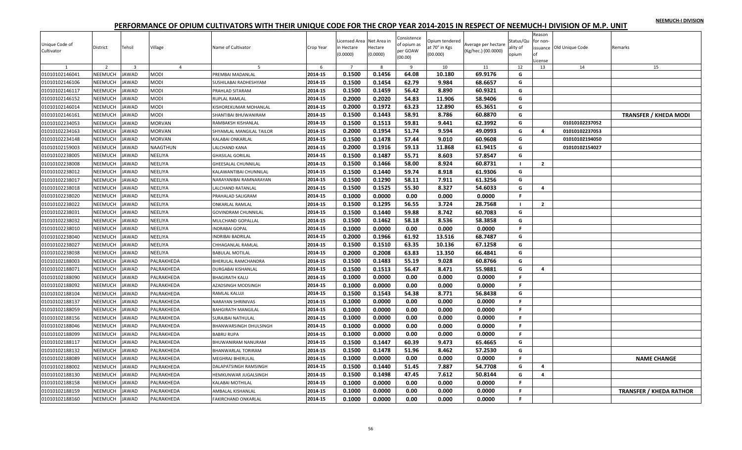NEEMUCH-I DIVISION

# PERFORMANCE OF OPIUM CULTIVATORS WITH THEIR UNIQUE CODE FOR THE CROP YEAR 2014-2015 IN RESPECT OF NEEMUCH-I DIVISION OF M.P. UNIT

| Unique Code of Cultivator | District | Tehsil | Village | Name of Cultivator | Crop Year | Licensed Area in Hectare (0.0000) | Net Area in Hectare (0.0000) | Consistence of opium as per GOAW (00.00) | Opium tendered at 70° in Kgs (00.000) | Average per hectare (Kg/hec.) (00.0000) | Status/Quality of opium | Reason for non-issuance of License | Old Unique Code | Remarks |
|---|---|---|---|---|---|---|---|---|---|---|---|---|---|---|
| 1 | 2 | 3 | 4 | 5 | 6 | 7 | 8 | 9 | 10 | 11 | 12 | 13 | 14 | 15 |
| 01010102146041 | NEEMUCH | JAWAD | MODI | PREMBAI MADANLAL | 2014-15 | 0.1500 | 0.1456 | 64.08 | 10.180 | 69.9176 | G | | | |
| 01010102146106 | NEEMUCH | JAWAD | MODI | SUSHILABAI RADHESHYAM | 2014-15 | 0.1500 | 0.1454 | 62.79 | 9.984 | 68.6657 | G | | | |
| 01010102146117 | NEEMUCH | JAWAD | MODI | PRAHLAD SITARAM | 2014-15 | 0.1500 | 0.1459 | 56.42 | 8.890 | 60.9321 | G | | | |
| 01010102146152 | NEEMUCH | JAWAD | MODI | RUPLAL RAMLAL | 2014-15 | 0.2000 | 0.2020 | 54.83 | 11.906 | 58.9406 | G | | | |
| 01010102146014 | NEEMUCH | JAWAD | MODI | KISHOREKUMAR MOHANLAL | 2014-15 | 0.2000 | 0.1972 | 63.23 | 12.890 | 65.3651 | G | | | |
| 01010102146161 | NEEMUCH | JAWAD | MODI | SHANTIBAI BHUWANIRAM | 2014-15 | 0.1500 | 0.1443 | 58.91 | 8.786 | 60.8870 | G | | | TRANSFER / KHEDA MODI |
| 01010102234053 | NEEMUCH | JAWAD | MORVAN | RAMBAKSH KISHANLAL | 2014-15 | 0.1500 | 0.1513 | 59.81 | 9.441 | 62.3992 | G | | 01010102237052 | |
| 01010102234163 | NEEMUCH | JAWAD | MORVAN | SHYAMLAL MANGILAL TAILOR | 2014-15 | 0.2000 | 0.1954 | 51.74 | 9.594 | 49.0993 | G | 4 | 01010102237053 | |
| 01010102234148 | NEEMUCH | JAWAD | MORVAN | KALABAI ONKARLAL | 2014-15 | 0.1500 | 0.1478 | 57.44 | 9.010 | 60.9608 | G | | 01010102194050 | |
| 01010102159003 | NEEMUCH | JAWAD | NAAGTHUN | LALCHAND KANA | 2014-15 | 0.2000 | 0.1916 | 59.13 | 11.868 | 61.9415 | G | | 01010102154027 | |
| 01010102238005 | NEEMUCH | JAWAD | NEELIYA | GHASILAL GORILAL | 2014-15 | 0.1500 | 0.1487 | 55.71 | 8.603 | 57.8547 | G | | | |
| 01010102238008 | NEEMUCH | JAWAD | NEELIYA | GHEESALAL CHUNNILAL | 2014-15 | 0.1500 | 0.1466 | 58.00 | 8.924 | 60.8731 | I | 2 | | |
| 01010102238012 | NEEMUCH | JAWAD | NEELIYA | KALAWANTIBAI CHUNNILAL | 2014-15 | 0.1500 | 0.1440 | 59.74 | 8.918 | 61.9306 | G | | | |
| 01010102238017 | NEEMUCH | JAWAD | NEELIYA | NARAYANIBAI RAMNARAYAN | 2014-15 | 0.1500 | 0.1290 | 58.11 | 7.911 | 61.3256 | G | | | |
| 01010102238018 | NEEMUCH | JAWAD | NEELIYA | LALCHAND RATANLAL | 2014-15 | 0.1500 | 0.1525 | 55.30 | 8.327 | 54.6033 | G | 4 | | |
| 01010102238020 | NEEMUCH | JAWAD | NEELIYA | PRAHALAD SALIGRAM | 2014-15 | 0.1000 | 0.0000 | 0.00 | 0.000 | 0.0000 | F | | | |
| 01010102238022 | NEEMUCH | JAWAD | NEELIYA | ONKARLAL RAMLAL | 2014-15 | 0.1500 | 0.1295 | 56.55 | 3.724 | 28.7568 | I | 2 | | |
| 01010102238031 | NEEMUCH | JAWAD | NEELIYA | GOVINDRAM CHUNNILAL | 2014-15 | 0.1500 | 0.1440 | 59.88 | 8.742 | 60.7083 | G | | | |
| 01010102238032 | NEEMUCH | JAWAD | NEELIYA | MULCHAND GOPALLAL | 2014-15 | 0.1500 | 0.1462 | 58.18 | 8.536 | 58.3858 | G | | | |
| 01010102238010 | NEEMUCH | JAWAD | NEELIYA | INDRABAI GOPAL | 2014-15 | 0.1000 | 0.0000 | 0.00 | 0.000 | 0.0000 | F | | | |
| 01010102238040 | NEEMUCH | JAWAD | NEELIYA | INDRIBAI BADRILAL | 2014-15 | 0.2000 | 0.1966 | 61.92 | 13.516 | 68.7487 | G | | | |
| 01010102238027 | NEEMUCH | JAWAD | NEELIYA | CHHAGANLAL RAMLAL | 2014-15 | 0.1500 | 0.1510 | 63.35 | 10.136 | 67.1258 | G | | | |
| 01010102238038 | NEEMUCH | JAWAD | NEELIYA | BABULAL MOTILAL | 2014-15 | 0.2000 | 0.2008 | 63.83 | 13.350 | 66.4841 | G | | | |
| 01010102188003 | NEEMUCH | JAWAD | PALRAKHEDA | BHERULAL RAMCHANDRA | 2014-15 | 0.1500 | 0.1483 | 55.19 | 9.028 | 60.8766 | G | | | |
| 01010102188071 | NEEMUCH | JAWAD | PALRAKHEDA | DURGABAI KISHANLAL | 2014-15 | 0.1500 | 0.1513 | 56.47 | 8.471 | 55.9881 | G | 4 | | |
| 01010102188090 | NEEMUCH | JAWAD | PALRAKHEDA | BHAGIRATH KALU | 2014-15 | 0.1000 | 0.0000 | 0.00 | 0.000 | 0.0000 | F | | | |
| 01010102188092 | NEEMUCH | JAWAD | PALRAKHEDA | AZADSINGH MODSINGH | 2014-15 | 0.1000 | 0.0000 | 0.00 | 0.000 | 0.0000 | F | | | |
| 01010102188104 | NEEMUCH | JAWAD | PALRAKHEDA | RAMLAL KALUJI | 2014-15 | 0.1500 | 0.1543 | 54.38 | 8.771 | 56.8438 | G | | | |
| 01010102188137 | NEEMUCH | JAWAD | PALRAKHEDA | NARAYAN SHRINIVAS | 2014-15 | 0.1000 | 0.0000 | 0.00 | 0.000 | 0.0000 | F | | | |
| 01010102188059 | NEEMUCH | JAWAD | PALRAKHEDA | BAHGIRATH MANGILAL | 2014-15 | 0.1000 | 0.0000 | 0.00 | 0.000 | 0.0000 | F | | | |
| 01010102188156 | NEEMUCH | JAWAD | PALRAKHEDA | SURAJBAI NATHULAL | 2014-15 | 0.1000 | 0.0000 | 0.00 | 0.000 | 0.0000 | F | | | |
| 01010102188046 | NEEMUCH | JAWAD | PALRAKHEDA | BHANWARSINGH DHULSINGH | 2014-15 | 0.1000 | 0.0000 | 0.00 | 0.000 | 0.0000 | F | | | |
| 01010102188099 | NEEMUCH | JAWAD | PALRAKHEDA | BABRU RUPA | 2014-15 | 0.1000 | 0.0000 | 0.00 | 0.000 | 0.0000 | F | | | |
| 01010102188117 | NEEMUCH | JAWAD | PALRAKHEDA | BHUWANIRAM NANURAM | 2014-15 | 0.1500 | 0.1447 | 60.39 | 9.473 | 65.4665 | G | | | |
| 01010102188132 | NEEMUCH | JAWAD | PALRAKHEDA | BHANWARLAL TORIRAM | 2014-15 | 0.1500 | 0.1478 | 51.96 | 8.462 | 57.2530 | G | | | |
| 01010102188089 | NEEMUCH | JAWAD | PALRAKHEDA | MEGHRAJ BHERULAL | 2014-15 | 0.1000 | 0.0000 | 0.00 | 0.000 | 0.0000 | F | | | NAME CHANGE |
| 01010102188002 | NEEMUCH | JAWAD | PALRAKHEDA | DALAPATSINGH RAMSINGH | 2014-15 | 0.1500 | 0.1440 | 51.45 | 7.887 | 54.7708 | G | 4 | | |
| 01010102188130 | NEEMUCH | JAWAD | PALRAKHEDA | HEMKUNWAR JUGALSINGH | 2014-15 | 0.1500 | 0.1498 | 47.45 | 7.612 | 50.8144 | G | 4 | | |
| 01010102188158 | NEEMUCH | JAWAD | PALRAKHEDA | KALABAI MOTHILAL | 2014-15 | 0.1000 | 0.0000 | 0.00 | 0.000 | 0.0000 | F | | | |
| 01010102188159 | NEEMUCH | JAWAD | PALRAKHEDA | AMBALAL KISHANLAL | 2014-15 | 0.1000 | 0.0000 | 0.00 | 0.000 | 0.0000 | F | | | TRANSFER / KHEDA RATHOR |
| 01010102188160 | NEEMUCH | JAWAD | PALRAKHEDA | FAKIRCHAND ONKARLAL | 2014-15 | 0.1000 | 0.0000 | 0.00 | 0.000 | 0.0000 | F | | | |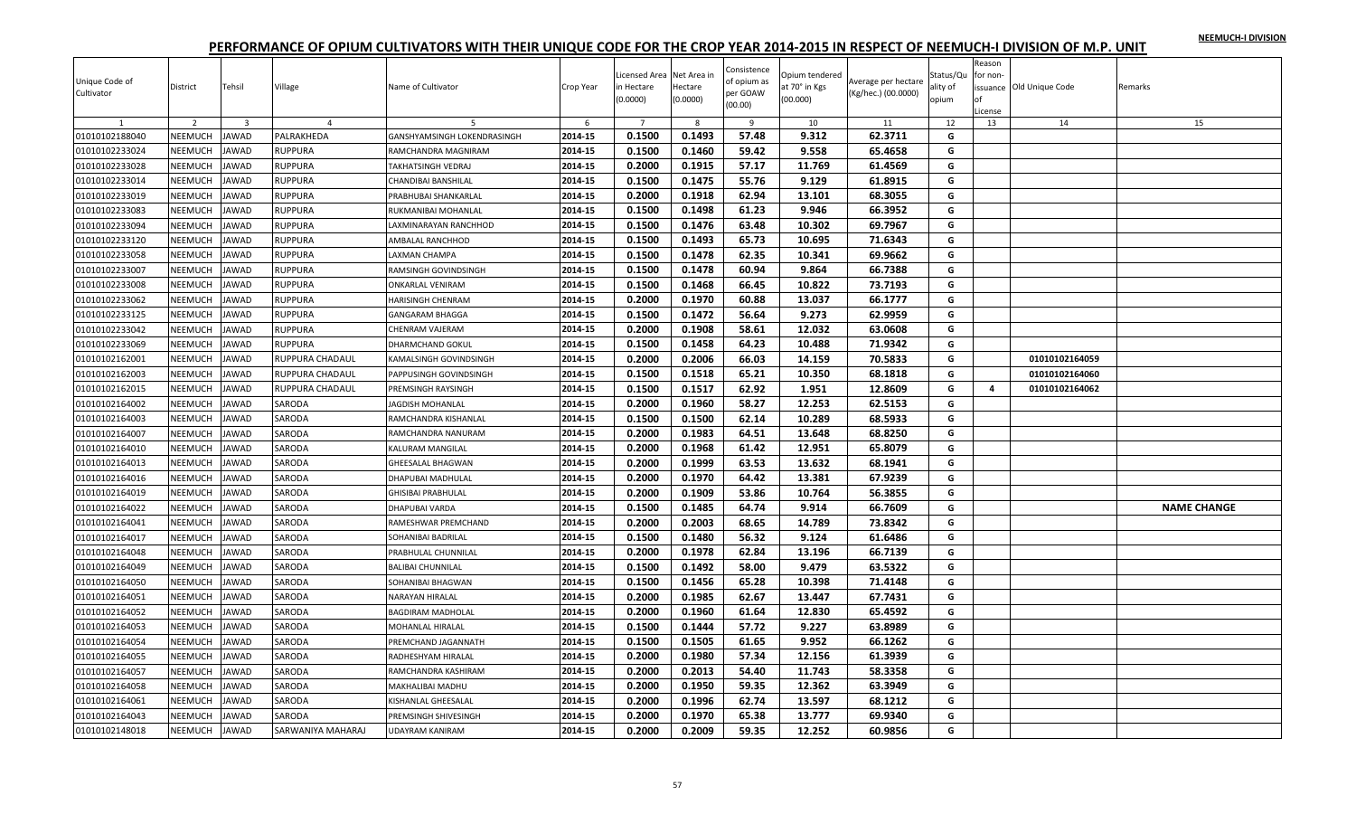# PERFORMANCE OF OPIUM CULTIVATORS WITH THEIR UNIQUE CODE FOR THE CROP YEAR 2014-2015 IN RESPECT OF NEEMUCH-I DIVISION OF M.P. UNIT

NEEMUCH-I DIVISION

| Unique Code of Cultivator | District | Tehsil | Village | Name of Cultivator | Crop Year | Licensed Area in Hectare (0.0000) | Net Area in Hectare (0.0000) | Consistence of opium as per GOAW (00.00) | Opium tendered at 70° in Kgs (00.000) | Average per hectare (Kg/hec.) (00.0000) | Status/Quality of opium | Reason for non-issuance of License | Old Unique Code | Remarks |
|---|---|---|---|---|---|---|---|---|---|---|---|---|---|---|
| 1 | 2 | 3 | 4 | 5 | 6 | 7 | 8 | 9 | 10 | 11 | 12 | 13 | 14 | 15 |
| 01010102188040 | NEEMUCH | JAWAD | PALRAKHEDA | GANSHYAMSINGH LOKENDRASINGH | 2014-15 | 0.1500 | 0.1493 | 57.48 | 9.312 | 62.3711 | G | | | |
| 01010102233024 | NEEMUCH | JAWAD | RUPPURA | RAMCHANDRA MAGNIRAM | 2014-15 | 0.1500 | 0.1460 | 59.42 | 9.558 | 65.4658 | G | | | |
| 01010102233028 | NEEMUCH | JAWAD | RUPPURA | TAKHATSINGH VEDRAJ | 2014-15 | 0.2000 | 0.1915 | 57.17 | 11.769 | 61.4569 | G | | | |
| 01010102233014 | NEEMUCH | JAWAD | RUPPURA | CHANDIBAI BANSHILAL | 2014-15 | 0.1500 | 0.1475 | 55.76 | 9.129 | 61.8915 | G | | | |
| 01010102233019 | NEEMUCH | JAWAD | RUPPURA | PRABHUBAI SHANKARLAL | 2014-15 | 0.2000 | 0.1918 | 62.94 | 13.101 | 68.3055 | G | | | |
| 01010102233083 | NEEMUCH | JAWAD | RUPPURA | RUKMANIBAI MOHANLAL | 2014-15 | 0.1500 | 0.1498 | 61.23 | 9.946 | 66.3952 | G | | | |
| 01010102233094 | NEEMUCH | JAWAD | RUPPURA | LAXMINARAYAN RANCHHOD | 2014-15 | 0.1500 | 0.1476 | 63.48 | 10.302 | 69.7967 | G | | | |
| 01010102233120 | NEEMUCH | JAWAD | RUPPURA | AMBALAL RANCHHOD | 2014-15 | 0.1500 | 0.1493 | 65.73 | 10.695 | 71.6343 | G | | | |
| 01010102233058 | NEEMUCH | JAWAD | RUPPURA | LAXMAN CHAMPA | 2014-15 | 0.1500 | 0.1478 | 62.35 | 10.341 | 69.9662 | G | | | |
| 01010102233007 | NEEMUCH | JAWAD | RUPPURA | RAMSINGH GOVINDSINGH | 2014-15 | 0.1500 | 0.1478 | 60.94 | 9.864 | 66.7388 | G | | | |
| 01010102233008 | NEEMUCH | JAWAD | RUPPURA | ONKARLAL VENIRAM | 2014-15 | 0.1500 | 0.1468 | 66.45 | 10.822 | 73.7193 | G | | | |
| 01010102233062 | NEEMUCH | JAWAD | RUPPURA | HARISINGH CHENRAM | 2014-15 | 0.2000 | 0.1970 | 60.88 | 13.037 | 66.1777 | G | | | |
| 01010102233125 | NEEMUCH | JAWAD | RUPPURA | GANGARAM BHAGGA | 2014-15 | 0.1500 | 0.1472 | 56.64 | 9.273 | 62.9959 | G | | | |
| 01010102233042 | NEEMUCH | JAWAD | RUPPURA | CHENRAM VAJERAM | 2014-15 | 0.2000 | 0.1908 | 58.61 | 12.032 | 63.0608 | G | | | |
| 01010102233069 | NEEMUCH | JAWAD | RUPPURA | DHARMCHAND GOKUL | 2014-15 | 0.1500 | 0.1458 | 64.23 | 10.488 | 71.9342 | G | | | |
| 01010102162001 | NEEMUCH | JAWAD | RUPPURA CHADAUL | KAMALSINGH GOVINDSINGH | 2014-15 | 0.2000 | 0.2006 | 66.03 | 14.159 | 70.5833 | G | | 01010102164059 | |
| 01010102162003 | NEEMUCH | JAWAD | RUPPURA CHADAUL | PAPPUSINGH GOVINDSINGH | 2014-15 | 0.1500 | 0.1518 | 65.21 | 10.350 | 68.1818 | G | | 01010102164060 | |
| 01010102162015 | NEEMUCH | JAWAD | RUPPURA CHADAUL | PREMSINGH RAYSINGH | 2014-15 | 0.1500 | 0.1517 | 62.92 | 1.951 | 12.8609 | G | 4 | 01010102164062 | |
| 01010102164002 | NEEMUCH | JAWAD | SARODA | JAGDISH MOHANLAL | 2014-15 | 0.2000 | 0.1960 | 58.27 | 12.253 | 62.5153 | G | | | |
| 01010102164003 | NEEMUCH | JAWAD | SARODA | RAMCHANDRA KISHANLAL | 2014-15 | 0.1500 | 0.1500 | 62.14 | 10.289 | 68.5933 | G | | | |
| 01010102164007 | NEEMUCH | JAWAD | SARODA | RAMCHANDRA NANURAM | 2014-15 | 0.2000 | 0.1983 | 64.51 | 13.648 | 68.8250 | G | | | |
| 01010102164010 | NEEMUCH | JAWAD | SARODA | KALURAM MANGILAL | 2014-15 | 0.2000 | 0.1968 | 61.42 | 12.951 | 65.8079 | G | | | |
| 01010102164013 | NEEMUCH | JAWAD | SARODA | GHEESALAL BHAGWAN | 2014-15 | 0.2000 | 0.1999 | 63.53 | 13.632 | 68.1941 | G | | | |
| 01010102164016 | NEEMUCH | JAWAD | SARODA | DHAPUBAI MADHULAL | 2014-15 | 0.2000 | 0.1970 | 64.42 | 13.381 | 67.9239 | G | | | |
| 01010102164019 | NEEMUCH | JAWAD | SARODA | GHISIBAI PRABHULAL | 2014-15 | 0.2000 | 0.1909 | 53.86 | 10.764 | 56.3855 | G | | | |
| 01010102164022 | NEEMUCH | JAWAD | SARODA | DHAPUBAI VARDA | 2014-15 | 0.1500 | 0.1485 | 64.74 | 9.914 | 66.7609 | G | | | NAME CHANGE |
| 01010102164041 | NEEMUCH | JAWAD | SARODA | RAMESHWAR PREMCHAND | 2014-15 | 0.2000 | 0.2003 | 68.65 | 14.789 | 73.8342 | G | | | |
| 01010102164017 | NEEMUCH | JAWAD | SARODA | SOHANIBAI BADRILAL | 2014-15 | 0.1500 | 0.1480 | 56.32 | 9.124 | 61.6486 | G | | | |
| 01010102164048 | NEEMUCH | JAWAD | SARODA | PRABHULAL CHUNNILAL | 2014-15 | 0.2000 | 0.1978 | 62.84 | 13.196 | 66.7139 | G | | | |
| 01010102164049 | NEEMUCH | JAWAD | SARODA | BALIBAI CHUNNILAL | 2014-15 | 0.1500 | 0.1492 | 58.00 | 9.479 | 63.5322 | G | | | |
| 01010102164050 | NEEMUCH | JAWAD | SARODA | SOHANIBAI BHAGWAN | 2014-15 | 0.1500 | 0.1456 | 65.28 | 10.398 | 71.4148 | G | | | |
| 01010102164051 | NEEMUCH | JAWAD | SARODA | NARAYAN HIRALAL | 2014-15 | 0.2000 | 0.1985 | 62.67 | 13.447 | 67.7431 | G | | | |
| 01010102164052 | NEEMUCH | JAWAD | SARODA | BAGDIRAM MADHOLAL | 2014-15 | 0.2000 | 0.1960 | 61.64 | 12.830 | 65.4592 | G | | | |
| 01010102164053 | NEEMUCH | JAWAD | SARODA | MOHANLAL HIRALAL | 2014-15 | 0.1500 | 0.1444 | 57.72 | 9.227 | 63.8989 | G | | | |
| 01010102164054 | NEEMUCH | JAWAD | SARODA | PREMCHAND JAGANNATH | 2014-15 | 0.1500 | 0.1505 | 61.65 | 9.952 | 66.1262 | G | | | |
| 01010102164055 | NEEMUCH | JAWAD | SARODA | RADHESHYAM HIRALAL | 2014-15 | 0.2000 | 0.1980 | 57.34 | 12.156 | 61.3939 | G | | | |
| 01010102164057 | NEEMUCH | JAWAD | SARODA | RAMCHANDRA KASHIRAM | 2014-15 | 0.2000 | 0.2013 | 54.40 | 11.743 | 58.3358 | G | | | |
| 01010102164058 | NEEMUCH | JAWAD | SARODA | MAKHALIBAI MADHU | 2014-15 | 0.2000 | 0.1950 | 59.35 | 12.362 | 63.3949 | G | | | |
| 01010102164061 | NEEMUCH | JAWAD | SARODA | KISHANLAL GHEESALAL | 2014-15 | 0.2000 | 0.1996 | 62.74 | 13.597 | 68.1212 | G | | | |
| 01010102164043 | NEEMUCH | JAWAD | SARODA | PREMSINGH SHIVESINGH | 2014-15 | 0.2000 | 0.1970 | 65.38 | 13.777 | 69.9340 | G | | | |
| 01010102148018 | NEEMUCH | JAWAD | SARWANIYA MAHARAJ | UDAYRAM KANIRAM | 2014-15 | 0.2000 | 0.2009 | 59.35 | 12.252 | 60.9856 | G | | | |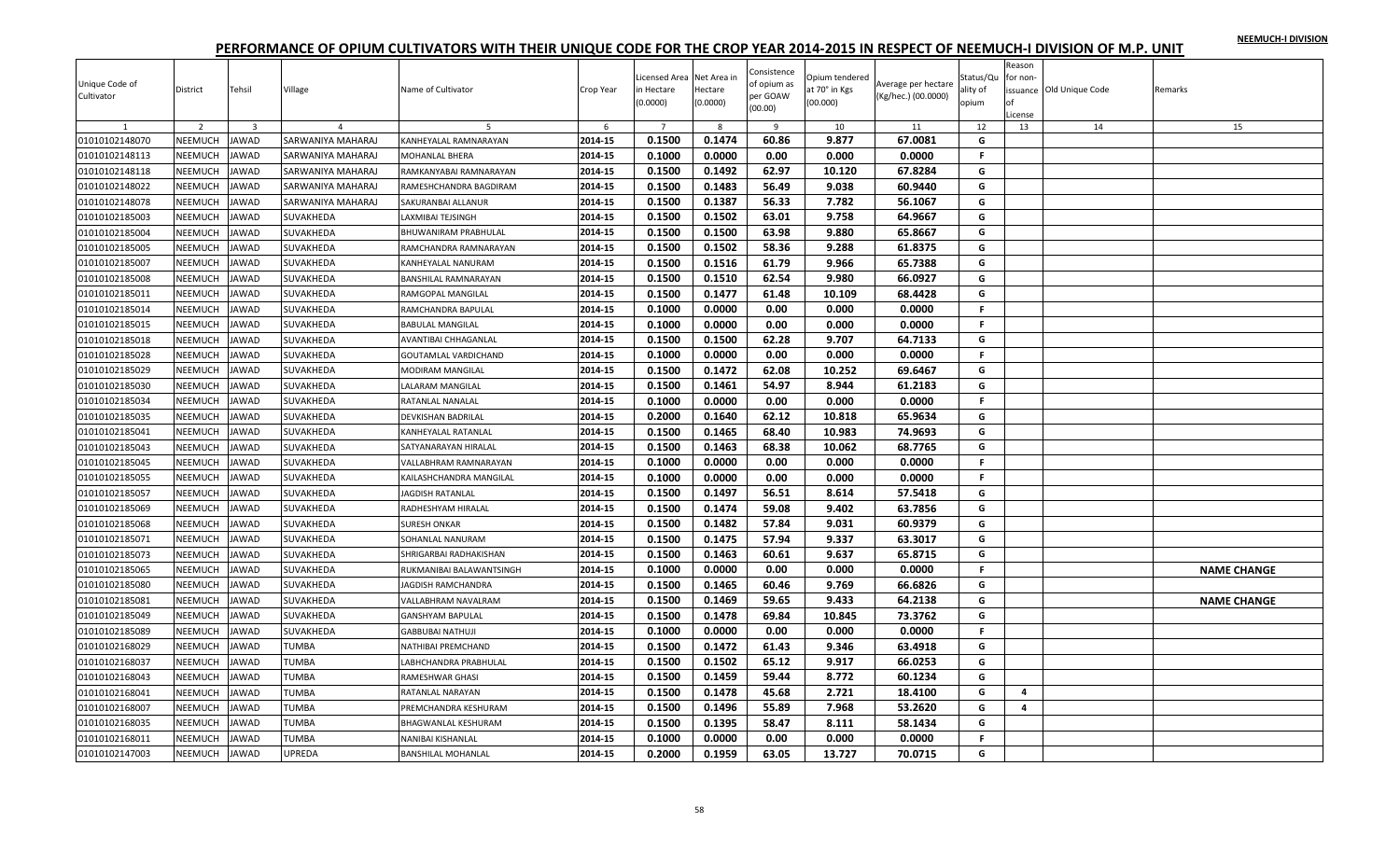# PERFORMANCE OF OPIUM CULTIVATORS WITH THEIR UNIQUE CODE FOR THE CROP YEAR 2014-2015 IN RESPECT OF NEEMUCH-I DIVISION OF M.P. UNIT

NEEMUCH-I DIVISION

| Unique Code of Cultivator | District | Tehsil | Village | Name of Cultivator | Crop Year | Licensed Area in Hectare (0.0000) | Net Area in Hectare (0.0000) | Consistence of opium as per GOAW (00.00) | Opium tendered at 70° in Kgs (00.000) | Average per hectare (Kg/hec.) (00.0000) | Status/Quality of opium | Reason for non-issuance of License | Old Unique Code | Remarks |
|---|---|---|---|---|---|---|---|---|---|---|---|---|---|---|
| 1 | 2 | 3 | 4 | 5 | 6 | 7 | 8 | 9 | 10 | 11 | 12 | 13 | 14 | 15 |
| 01010102148070 | NEEMUCH | JAWAD | SARWANIYA MAHARAJ | KANHEYALAL RAMNARAYAN | 2014-15 | 0.1500 | 0.1474 | 60.86 | 9.877 | 67.0081 | G | | | |
| 01010102148113 | NEEMUCH | JAWAD | SARWANIYA MAHARAJ | MOHANLAL BHERA | 2014-15 | 0.1000 | 0.0000 | 0.00 | 0.000 | 0.0000 | F | | | |
| 01010102148118 | NEEMUCH | JAWAD | SARWANIYA MAHARAJ | RAMKANYABAI RAMNARAYAN | 2014-15 | 0.1500 | 0.1492 | 62.97 | 10.120 | 67.8284 | G | | | |
| 01010102148022 | NEEMUCH | JAWAD | SARWANIYA MAHARAJ | RAMESHCHANDRA BAGDIRAM | 2014-15 | 0.1500 | 0.1483 | 56.49 | 9.038 | 60.9440 | G | | | |
| 01010102148078 | NEEMUCH | JAWAD | SARWANIYA MAHARAJ | SAKURANBAI ALLANUR | 2014-15 | 0.1500 | 0.1387 | 56.33 | 7.782 | 56.1067 | G | | | |
| 01010102185003 | NEEMUCH | JAWAD | SUVAKHEDA | LAXMIBAI TEJSINGH | 2014-15 | 0.1500 | 0.1502 | 63.01 | 9.758 | 64.9667 | G | | | |
| 01010102185004 | NEEMUCH | JAWAD | SUVAKHEDA | BHUWANIRAM PRABHULAL | 2014-15 | 0.1500 | 0.1500 | 63.98 | 9.880 | 65.8667 | G | | | |
| 01010102185005 | NEEMUCH | JAWAD | SUVAKHEDA | RAMCHANDRA RAMNARAYAN | 2014-15 | 0.1500 | 0.1502 | 58.36 | 9.288 | 61.8375 | G | | | |
| 01010102185007 | NEEMUCH | JAWAD | SUVAKHEDA | KANHEYALAL NANURAM | 2014-15 | 0.1500 | 0.1516 | 61.79 | 9.966 | 65.7388 | G | | | |
| 01010102185008 | NEEMUCH | JAWAD | SUVAKHEDA | BANSHILAL RAMNARAYAN | 2014-15 | 0.1500 | 0.1510 | 62.54 | 9.980 | 66.0927 | G | | | |
| 01010102185011 | NEEMUCH | JAWAD | SUVAKHEDA | RAMGOPAL MANGILAL | 2014-15 | 0.1500 | 0.1477 | 61.48 | 10.109 | 68.4428 | G | | | |
| 01010102185014 | NEEMUCH | JAWAD | SUVAKHEDA | RAMCHANDRA BAPULAL | 2014-15 | 0.1000 | 0.0000 | 0.00 | 0.000 | 0.0000 | F | | | |
| 01010102185015 | NEEMUCH | JAWAD | SUVAKHEDA | BABULAL MANGILAL | 2014-15 | 0.1000 | 0.0000 | 0.00 | 0.000 | 0.0000 | F | | | |
| 01010102185018 | NEEMUCH | JAWAD | SUVAKHEDA | AVANTIBAI CHHAGANLAL | 2014-15 | 0.1500 | 0.1500 | 62.28 | 9.707 | 64.7133 | G | | | |
| 01010102185028 | NEEMUCH | JAWAD | SUVAKHEDA | GOUTAMLAL VARDICHAND | 2014-15 | 0.1000 | 0.0000 | 0.00 | 0.000 | 0.0000 | F | | | |
| 01010102185029 | NEEMUCH | JAWAD | SUVAKHEDA | MODIRAM MANGILAL | 2014-15 | 0.1500 | 0.1472 | 62.08 | 10.252 | 69.6467 | G | | | |
| 01010102185030 | NEEMUCH | JAWAD | SUVAKHEDA | LALARAM MANGILAL | 2014-15 | 0.1500 | 0.1461 | 54.97 | 8.944 | 61.2183 | G | | | |
| 01010102185034 | NEEMUCH | JAWAD | SUVAKHEDA | RATANLAL NANALAL | 2014-15 | 0.1000 | 0.0000 | 0.00 | 0.000 | 0.0000 | F | | | |
| 01010102185035 | NEEMUCH | JAWAD | SUVAKHEDA | DEVKISHAN BADRILAL | 2014-15 | 0.2000 | 0.1640 | 62.12 | 10.818 | 65.9634 | G | | | |
| 01010102185041 | NEEMUCH | JAWAD | SUVAKHEDA | KANHEYALAL RATANLAL | 2014-15 | 0.1500 | 0.1465 | 68.40 | 10.983 | 74.9693 | G | | | |
| 01010102185043 | NEEMUCH | JAWAD | SUVAKHEDA | SATYANARAYAN HIRALAL | 2014-15 | 0.1500 | 0.1463 | 68.38 | 10.062 | 68.7765 | G | | | |
| 01010102185045 | NEEMUCH | JAWAD | SUVAKHEDA | VALLABHRAM RAMNARAYAN | 2014-15 | 0.1000 | 0.0000 | 0.00 | 0.000 | 0.0000 | F | | | |
| 01010102185055 | NEEMUCH | JAWAD | SUVAKHEDA | KAILASHCHANDRA MANGILAL | 2014-15 | 0.1000 | 0.0000 | 0.00 | 0.000 | 0.0000 | F | | | |
| 01010102185057 | NEEMUCH | JAWAD | SUVAKHEDA | JAGDISH RATANLAL | 2014-15 | 0.1500 | 0.1497 | 56.51 | 8.614 | 57.5418 | G | | | |
| 01010102185069 | NEEMUCH | JAWAD | SUVAKHEDA | RADHESHYAM HIRALAL | 2014-15 | 0.1500 | 0.1474 | 59.08 | 9.402 | 63.7856 | G | | | |
| 01010102185068 | NEEMUCH | JAWAD | SUVAKHEDA | SURESH ONKAR | 2014-15 | 0.1500 | 0.1482 | 57.84 | 9.031 | 60.9379 | G | | | |
| 01010102185071 | NEEMUCH | JAWAD | SUVAKHEDA | SOHANLAL NANURAM | 2014-15 | 0.1500 | 0.1475 | 57.94 | 9.337 | 63.3017 | G | | | |
| 01010102185073 | NEEMUCH | JAWAD | SUVAKHEDA | SHRIGARBAI RADHAKISHAN | 2014-15 | 0.1500 | 0.1463 | 60.61 | 9.637 | 65.8715 | G | | | |
| 01010102185065 | NEEMUCH | JAWAD | SUVAKHEDA | RUKMANIBAI BALAWANTSINGH | 2014-15 | 0.1000 | 0.0000 | 0.00 | 0.000 | 0.0000 | F | | | NAME CHANGE |
| 01010102185080 | NEEMUCH | JAWAD | SUVAKHEDA | JAGDISH RAMCHANDRA | 2014-15 | 0.1500 | 0.1465 | 60.46 | 9.769 | 66.6826 | G | | | |
| 01010102185081 | NEEMUCH | JAWAD | SUVAKHEDA | VALLABHRAM NAVALRAM | 2014-15 | 0.1500 | 0.1469 | 59.65 | 9.433 | 64.2138 | G | | | NAME CHANGE |
| 01010102185049 | NEEMUCH | JAWAD | SUVAKHEDA | GANSHYAM BAPULAL | 2014-15 | 0.1500 | 0.1478 | 69.84 | 10.845 | 73.3762 | G | | | |
| 01010102185089 | NEEMUCH | JAWAD | SUVAKHEDA | GABBUBAI NATHUJI | 2014-15 | 0.1000 | 0.0000 | 0.00 | 0.000 | 0.0000 | F | | | |
| 01010102168029 | NEEMUCH | JAWAD | TUMBA | NATHIBAI PREMCHAND | 2014-15 | 0.1500 | 0.1472 | 61.43 | 9.346 | 63.4918 | G | | | |
| 01010102168037 | NEEMUCH | JAWAD | TUMBA | LABHCHANDRA PRABHULAL | 2014-15 | 0.1500 | 0.1502 | 65.12 | 9.917 | 66.0253 | G | | | |
| 01010102168043 | NEEMUCH | JAWAD | TUMBA | RAMESHWAR GHASI | 2014-15 | 0.1500 | 0.1459 | 59.44 | 8.772 | 60.1234 | G | | | |
| 01010102168041 | NEEMUCH | JAWAD | TUMBA | RATANLAL NARAYAN | 2014-15 | 0.1500 | 0.1478 | 45.68 | 2.721 | 18.4100 | G | 4 | | |
| 01010102168007 | NEEMUCH | JAWAD | TUMBA | PREMCHANDRA KESHURAM | 2014-15 | 0.1500 | 0.1496 | 55.89 | 7.968 | 53.2620 | G | 4 | | |
| 01010102168035 | NEEMUCH | JAWAD | TUMBA | BHAGWANLAL KESHURAM | 2014-15 | 0.1500 | 0.1395 | 58.47 | 8.111 | 58.1434 | G | | | |
| 01010102168011 | NEEMUCH | JAWAD | TUMBA | NANIBAI KISHANLAL | 2014-15 | 0.1000 | 0.0000 | 0.00 | 0.000 | 0.0000 | F | | | |
| 01010102147003 | NEEMUCH | JAWAD | UPREDA | BANSHILAL MOHANLAL | 2014-15 | 0.2000 | 0.1959 | 63.05 | 13.727 | 70.0715 | G | | | |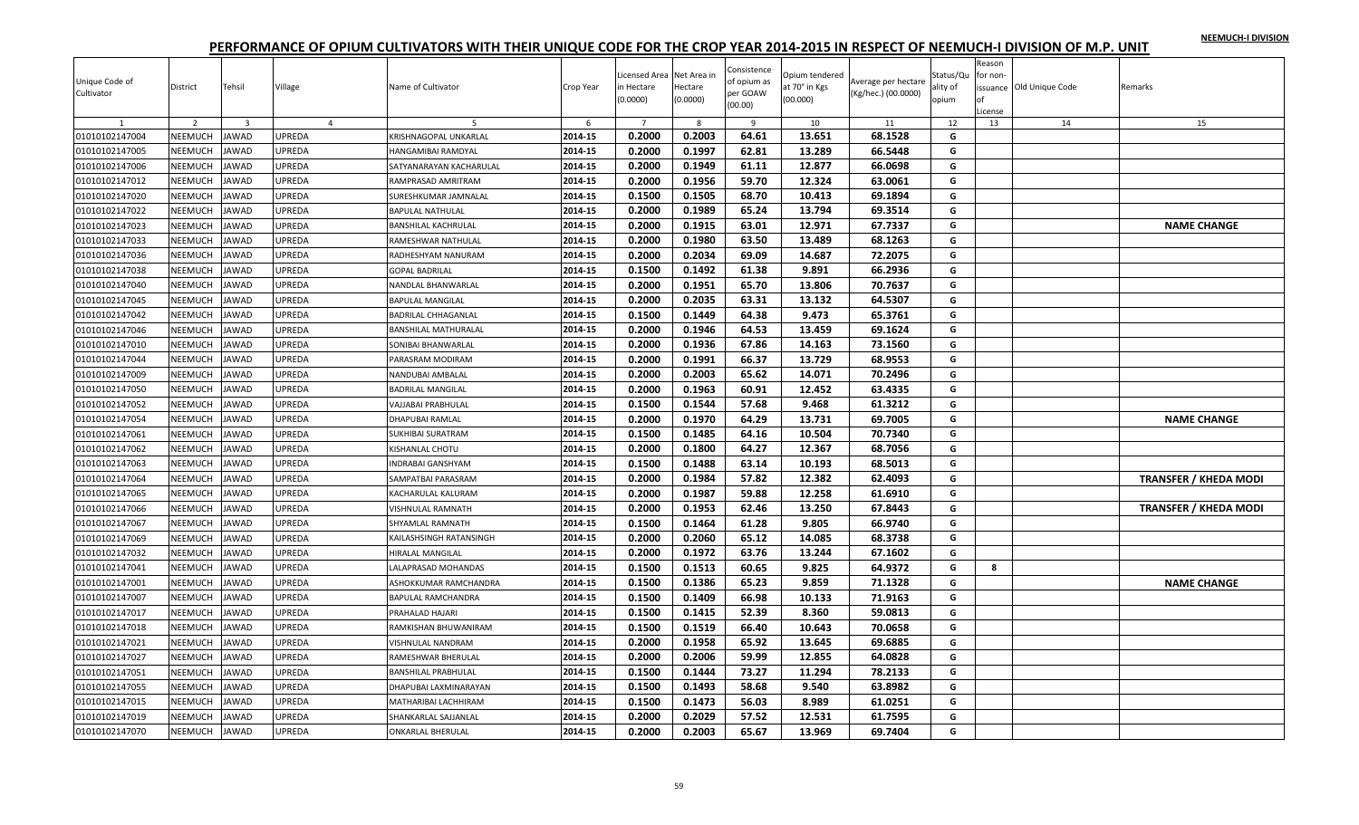NEEMUCH-I DIVISION

# PERFORMANCE OF OPIUM CULTIVATORS WITH THEIR UNIQUE CODE FOR THE CROP YEAR 2014-2015 IN RESPECT OF NEEMUCH-I DIVISION OF M.P. UNIT

| Unique Code of Cultivator | District | Tehsil | Village | Name of Cultivator | Crop Year | Licensed Area in Hectare (0.0000) | Net Area in Hectare (0.0000) | Consistence of opium as per GOAW (00.00) | Opium tendered at 70° in Kgs (00.000) | Average per hectare (Kg/hec.) (00.0000) | Status/Quality of opium | Reason for non-issuance of License | Old Unique Code | Remarks |
|---|---|---|---|---|---|---|---|---|---|---|---|---|---|---|
| 1 | 2 | 3 | 4 | 5 | 6 | 7 | 8 | 9 | 10 | 11 | 12 | 13 | 14 | 15 |
| 01010102147004 | NEEMUCH | JAWAD | UPREDA | KRISHNAGOPAL UNKARLAL | 2014-15 | 0.2000 | 0.2003 | 64.61 | 13.651 | 68.1528 | G | | | |
| 01010102147005 | NEEMUCH | JAWAD | UPREDA | HANGAMIBAI RAMDYAL | 2014-15 | 0.2000 | 0.1997 | 62.81 | 13.289 | 66.5448 | G | | | |
| 01010102147006 | NEEMUCH | JAWAD | UPREDA | SATYANARAYAN KACHARULAL | 2014-15 | 0.2000 | 0.1949 | 61.11 | 12.877 | 66.0698 | G | | | |
| 01010102147012 | NEEMUCH | JAWAD | UPREDA | RAMPRASAD AMRITRAM | 2014-15 | 0.2000 | 0.1956 | 59.70 | 12.324 | 63.0061 | G | | | |
| 01010102147020 | NEEMUCH | JAWAD | UPREDA | SURESHKUMAR JAMNALAL | 2014-15 | 0.1500 | 0.1505 | 68.70 | 10.413 | 69.1894 | G | | | |
| 01010102147022 | NEEMUCH | JAWAD | UPREDA | BAPULAL NATHULAL | 2014-15 | 0.2000 | 0.1989 | 65.24 | 13.794 | 69.3514 | G | | | |
| 01010102147023 | NEEMUCH | JAWAD | UPREDA | BANSHILAL KACHRULAL | 2014-15 | 0.2000 | 0.1915 | 63.01 | 12.971 | 67.7337 | G | | | NAME CHANGE |
| 01010102147033 | NEEMUCH | JAWAD | UPREDA | RAMESHWAR NATHULAL | 2014-15 | 0.2000 | 0.1980 | 63.50 | 13.489 | 68.1263 | G | | | |
| 01010102147036 | NEEMUCH | JAWAD | UPREDA | RADHESHYAM NANURAM | 2014-15 | 0.2000 | 0.2034 | 69.09 | 14.687 | 72.2075 | G | | | |
| 01010102147038 | NEEMUCH | JAWAD | UPREDA | GOPAL BADRILAL | 2014-15 | 0.1500 | 0.1492 | 61.38 | 9.891 | 66.2936 | G | | | |
| 01010102147040 | NEEMUCH | JAWAD | UPREDA | NANDLAL BHANWARLAL | 2014-15 | 0.2000 | 0.1951 | 65.70 | 13.806 | 70.7637 | G | | | |
| 01010102147045 | NEEMUCH | JAWAD | UPREDA | BAPULAL MANGILAL | 2014-15 | 0.2000 | 0.2035 | 63.31 | 13.132 | 64.5307 | G | | | |
| 01010102147042 | NEEMUCH | JAWAD | UPREDA | BADRILAL CHHAGANLAL | 2014-15 | 0.1500 | 0.1449 | 64.38 | 9.473 | 65.3761 | G | | | |
| 01010102147046 | NEEMUCH | JAWAD | UPREDA | BANSHILAL MATHURALAL | 2014-15 | 0.2000 | 0.1946 | 64.53 | 13.459 | 69.1624 | G | | | |
| 01010102147010 | NEEMUCH | JAWAD | UPREDA | SONIBAI BHANWARLAL | 2014-15 | 0.2000 | 0.1936 | 67.86 | 14.163 | 73.1560 | G | | | |
| 01010102147044 | NEEMUCH | JAWAD | UPREDA | PARASRAM MODIRAM | 2014-15 | 0.2000 | 0.1991 | 66.37 | 13.729 | 68.9553 | G | | | |
| 01010102147009 | NEEMUCH | JAWAD | UPREDA | NANDUBAI AMBALAL | 2014-15 | 0.2000 | 0.2003 | 65.62 | 14.071 | 70.2496 | G | | | |
| 01010102147050 | NEEMUCH | JAWAD | UPREDA | BADRILAL MANGILAL | 2014-15 | 0.2000 | 0.1963 | 60.91 | 12.452 | 63.4335 | G | | | |
| 01010102147052 | NEEMUCH | JAWAD | UPREDA | VAJJABAI PRABHULAL | 2014-15 | 0.1500 | 0.1544 | 57.68 | 9.468 | 61.3212 | G | | | |
| 01010102147054 | NEEMUCH | JAWAD | UPREDA | DHAPUBAI RAMLAL | 2014-15 | 0.2000 | 0.1970 | 64.29 | 13.731 | 69.7005 | G | | | NAME CHANGE |
| 01010102147061 | NEEMUCH | JAWAD | UPREDA | SUKHIBAI SURATRAM | 2014-15 | 0.1500 | 0.1485 | 64.16 | 10.504 | 70.7340 | G | | | |
| 01010102147062 | NEEMUCH | JAWAD | UPREDA | KISHANLAL CHOTU | 2014-15 | 0.2000 | 0.1800 | 64.27 | 12.367 | 68.7056 | G | | | |
| 01010102147063 | NEEMUCH | JAWAD | UPREDA | INDRABAI GANSHYAM | 2014-15 | 0.1500 | 0.1488 | 63.14 | 10.193 | 68.5013 | G | | | |
| 01010102147064 | NEEMUCH | JAWAD | UPREDA | SAMPATBAI PARASRAM | 2014-15 | 0.2000 | 0.1984 | 57.82 | 12.382 | 62.4093 | G | | | TRANSFER / KHEDA MODI |
| 01010102147065 | NEEMUCH | JAWAD | UPREDA | KACHARULAL KALURAM | 2014-15 | 0.2000 | 0.1987 | 59.88 | 12.258 | 61.6910 | G | | | |
| 01010102147066 | NEEMUCH | JAWAD | UPREDA | VISHNULAL RAMNATH | 2014-15 | 0.2000 | 0.1953 | 62.46 | 13.250 | 67.8443 | G | | | TRANSFER / KHEDA MODI |
| 01010102147067 | NEEMUCH | JAWAD | UPREDA | SHYAMLAL RAMNATH | 2014-15 | 0.1500 | 0.1464 | 61.28 | 9.805 | 66.9740 | G | | | |
| 01010102147069 | NEEMUCH | JAWAD | UPREDA | KAILASHSINGH RATANSINGH | 2014-15 | 0.2000 | 0.2060 | 65.12 | 14.085 | 68.3738 | G | | | |
| 01010102147032 | NEEMUCH | JAWAD | UPREDA | HIRALAL MANGILAL | 2014-15 | 0.2000 | 0.1972 | 63.76 | 13.244 | 67.1602 | G | | | |
| 01010102147041 | NEEMUCH | JAWAD | UPREDA | LALAPRASAD MOHANDAS | 2014-15 | 0.1500 | 0.1513 | 60.65 | 9.825 | 64.9372 | G | 8 | | |
| 01010102147001 | NEEMUCH | JAWAD | UPREDA | ASHOKKUMAR RAMCHANDRA | 2014-15 | 0.1500 | 0.1386 | 65.23 | 9.859 | 71.1328 | G | | | NAME CHANGE |
| 01010102147007 | NEEMUCH | JAWAD | UPREDA | BAPULAL RAMCHANDRA | 2014-15 | 0.1500 | 0.1409 | 66.98 | 10.133 | 71.9163 | G | | | |
| 01010102147017 | NEEMUCH | JAWAD | UPREDA | PRAHALAD HAJARI | 2014-15 | 0.1500 | 0.1415 | 52.39 | 8.360 | 59.0813 | G | | | |
| 01010102147018 | NEEMUCH | JAWAD | UPREDA | RAMKISHAN BHUWANIRAM | 2014-15 | 0.1500 | 0.1519 | 66.40 | 10.643 | 70.0658 | G | | | |
| 01010102147021 | NEEMUCH | JAWAD | UPREDA | VISHNULAL NANDRAM | 2014-15 | 0.2000 | 0.1958 | 65.92 | 13.645 | 69.6885 | G | | | |
| 01010102147027 | NEEMUCH | JAWAD | UPREDA | RAMESHWAR BHERULAL | 2014-15 | 0.2000 | 0.2006 | 59.99 | 12.855 | 64.0828 | G | | | |
| 01010102147051 | NEEMUCH | JAWAD | UPREDA | BANSHILAL PRABHULAL | 2014-15 | 0.1500 | 0.1444 | 73.27 | 11.294 | 78.2133 | G | | | |
| 01010102147055 | NEEMUCH | JAWAD | UPREDA | DHAPUBAI LAXMINARAYAN | 2014-15 | 0.1500 | 0.1493 | 58.68 | 9.540 | 63.8982 | G | | | |
| 01010102147015 | NEEMUCH | JAWAD | UPREDA | MATHARIBAI LACHHIRAM | 2014-15 | 0.1500 | 0.1473 | 56.03 | 8.989 | 61.0251 | G | | | |
| 01010102147019 | NEEMUCH | JAWAD | UPREDA | SHANKARLAL SAJJANLAL | 2014-15 | 0.2000 | 0.2029 | 57.52 | 12.531 | 61.7595 | G | | | |
| 01010102147070 | NEEMUCH | JAWAD | UPREDA | ONKARLAL BHERULAL | 2014-15 | 0.2000 | 0.2003 | 65.67 | 13.969 | 69.7404 | G | | | |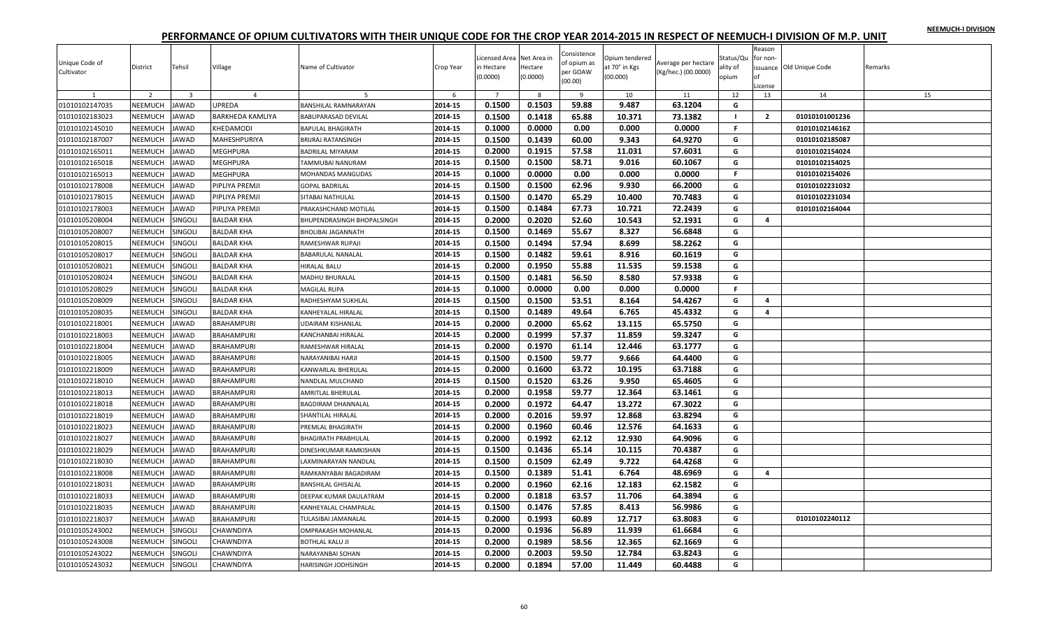NEEMUCH-I DIVISION

# PERFORMANCE OF OPIUM CULTIVATORS WITH THEIR UNIQUE CODE FOR THE CROP YEAR 2014-2015 IN RESPECT OF NEEMUCH-I DIVISION OF M.P. UNIT

| Unique Code of Cultivator | District | Tehsil | Village | Name of Cultivator | Crop Year | Licensed Area in Hectare (0.0000) | Net Area in Hectare (0.0000) | Consistence of opium as per GOAW (00.00) | Opium tendered at 70° in Kgs (00.000) | Average per hectare (Kg/hec.) (00.0000) | Status/Quality of opium | Reason for non-issuance of License | Old Unique Code | Remarks |
|---|---|---|---|---|---|---|---|---|---|---|---|---|---|---|
| 1 | 2 | 3 | 4 | 5 | 6 | 7 | 8 | 9 | 10 | 11 | 12 | 13 | 14 | 15 |
| 01010102147035 | NEEMUCH | JAWAD | UPREDA | BANSHILAL RAMNARAYAN | 2014-15 | 0.1500 | 0.1503 | 59.88 | 9.487 | 63.1204 | G | | | |
| 01010102183023 | NEEMUCH | JAWAD | BARKHEDA KAMLIYA | BABUPARASAD DEVILAL | 2014-15 | 0.1500 | 0.1418 | 65.88 | 10.371 | 73.1382 | I | 2 | 01010101001236 | |
| 01010102145010 | NEEMUCH | JAWAD | KHEDAMODI | BAPULAL BHAGIRATH | 2014-15 | 0.1000 | 0.0000 | 0.00 | 0.000 | 0.0000 | F | | 01010102146162 | |
| 01010102187007 | NEEMUCH | JAWAD | MAHESHPURIYA | BRIJRAJ RATANSINGH | 2014-15 | 0.1500 | 0.1439 | 60.00 | 9.343 | 64.9270 | G | | 01010102185087 | |
| 01010102165011 | NEEMUCH | JAWAD | MEGHPURA | BADRILAL MIYARAM | 2014-15 | 0.2000 | 0.1915 | 57.58 | 11.031 | 57.6031 | G | | 01010102154024 | |
| 01010102165018 | NEEMUCH | JAWAD | MEGHPURA | TAMMUBAI NANURAM | 2014-15 | 0.1500 | 0.1500 | 58.71 | 9.016 | 60.1067 | G | | 01010102154025 | |
| 01010102165013 | NEEMUCH | JAWAD | MEGHPURA | MOHANDAS MANGUDAS | 2014-15 | 0.1000 | 0.0000 | 0.00 | 0.000 | 0.0000 | F | | 01010102154026 | |
| 01010102178008 | NEEMUCH | JAWAD | PIPLIYA PREMJI | GOPAL BADRILAL | 2014-15 | 0.1500 | 0.1500 | 62.96 | 9.930 | 66.2000 | G | | 01010102231032 | |
| 01010102178015 | NEEMUCH | JAWAD | PIPLIYA PREMJI | SITABAI NATHULAL | 2014-15 | 0.1500 | 0.1470 | 65.29 | 10.400 | 70.7483 | G | | 01010102231034 | |
| 01010102178003 | NEEMUCH | JAWAD | PIPLIYA PREMJI | PRAKASHCHAND MOTILAL | 2014-15 | 0.1500 | 0.1484 | 67.73 | 10.721 | 72.2439 | G | | 01010102164044 | |
| 01010105208004 | NEEMUCH | SINGOLI | BALDAR KHA | BHUPENDRASINGH BHOPALSINGH | 2014-15 | 0.2000 | 0.2020 | 52.60 | 10.543 | 52.1931 | G | 4 | | |
| 01010105208007 | NEEMUCH | SINGOLI | BALDAR KHA | BHOLIBAI JAGANNATH | 2014-15 | 0.1500 | 0.1469 | 55.67 | 8.327 | 56.6848 | G | | | |
| 01010105208015 | NEEMUCH | SINGOLI | BALDAR KHA | RAMESHWAR RUPAJI | 2014-15 | 0.1500 | 0.1494 | 57.94 | 8.699 | 58.2262 | G | | | |
| 01010105208017 | NEEMUCH | SINGOLI | BALDAR KHA | BABARULAL NANALAL | 2014-15 | 0.1500 | 0.1482 | 59.61 | 8.916 | 60.1619 | G | | | |
| 01010105208021 | NEEMUCH | SINGOLI | BALDAR KHA | HIRALAL BALU | 2014-15 | 0.2000 | 0.1950 | 55.88 | 11.535 | 59.1538 | G | | | |
| 01010105208024 | NEEMUCH | SINGOLI | BALDAR KHA | MADHU BHURALAL | 2014-15 | 0.1500 | 0.1481 | 56.50 | 8.580 | 57.9338 | G | | | |
| 01010105208029 | NEEMUCH | SINGOLI | BALDAR KHA | MAGILAL RUPA | 2014-15 | 0.1000 | 0.0000 | 0.00 | 0.000 | 0.0000 | F | | | |
| 01010105208009 | NEEMUCH | SINGOLI | BALDAR KHA | RADHESHYAM SUKHLAL | 2014-15 | 0.1500 | 0.1500 | 53.51 | 8.164 | 54.4267 | G | 4 | | |
| 01010105208035 | NEEMUCH | SINGOLI | BALDAR KHA | KANHEYALAL HIRALAL | 2014-15 | 0.1500 | 0.1489 | 49.64 | 6.765 | 45.4332 | G | 4 | | |
| 01010102218001 | NEEMUCH | JAWAD | BRAHAMPURI | UDAIRAM KISHANLAL | 2014-15 | 0.2000 | 0.2000 | 65.62 | 13.115 | 65.5750 | G | | | |
| 01010102218003 | NEEMUCH | JAWAD | BRAHAMPURI | KANCHANBAI HIRALAL | 2014-15 | 0.2000 | 0.1999 | 57.37 | 11.859 | 59.3247 | G | | | |
| 01010102218004 | NEEMUCH | JAWAD | BRAHAMPURI | RAMESHWAR HIRALAL | 2014-15 | 0.2000 | 0.1970 | 61.14 | 12.446 | 63.1777 | G | | | |
| 01010102218005 | NEEMUCH | JAWAD | BRAHAMPURI | NARAYANIBAI HARJI | 2014-15 | 0.1500 | 0.1500 | 59.77 | 9.666 | 64.4400 | G | | | |
| 01010102218009 | NEEMUCH | JAWAD | BRAHAMPURI | KANWARLAL BHERULAL | 2014-15 | 0.2000 | 0.1600 | 63.72 | 10.195 | 63.7188 | G | | | |
| 01010102218010 | NEEMUCH | JAWAD | BRAHAMPURI | NANDLAL MULCHAND | 2014-15 | 0.1500 | 0.1520 | 63.26 | 9.950 | 65.4605 | G | | | |
| 01010102218013 | NEEMUCH | JAWAD | BRAHAMPURI | AMRITLAL BHERULAL | 2014-15 | 0.2000 | 0.1958 | 59.77 | 12.364 | 63.1461 | G | | | |
| 01010102218018 | NEEMUCH | JAWAD | BRAHAMPURI | BAGDIRAM DHANNALAL | 2014-15 | 0.2000 | 0.1972 | 64.47 | 13.272 | 67.3022 | G | | | |
| 01010102218019 | NEEMUCH | JAWAD | BRAHAMPURI | SHANTILAL HIRALAL | 2014-15 | 0.2000 | 0.2016 | 59.97 | 12.868 | 63.8294 | G | | | |
| 01010102218023 | NEEMUCH | JAWAD | BRAHAMPURI | PREMLAL BHAGIRATH | 2014-15 | 0.2000 | 0.1960 | 60.46 | 12.576 | 64.1633 | G | | | |
| 01010102218027 | NEEMUCH | JAWAD | BRAHAMPURI | BHAGIRATH PRABHULAL | 2014-15 | 0.2000 | 0.1992 | 62.12 | 12.930 | 64.9096 | G | | | |
| 01010102218029 | NEEMUCH | JAWAD | BRAHAMPURI | DINESHKUMAR RAMKISHAN | 2014-15 | 0.1500 | 0.1436 | 65.14 | 10.115 | 70.4387 | G | | | |
| 01010102218030 | NEEMUCH | JAWAD | BRAHAMPURI | LAXMINARAYAN NANDLAL | 2014-15 | 0.1500 | 0.1509 | 62.49 | 9.722 | 64.4268 | G | | | |
| 01010102218008 | NEEMUCH | JAWAD | BRAHAMPURI | RAMKANYABAI BAGADIRAM | 2014-15 | 0.1500 | 0.1389 | 51.41 | 6.764 | 48.6969 | G | 4 | | |
| 01010102218031 | NEEMUCH | JAWAD | BRAHAMPURI | BANSHILAL GHISALAL | 2014-15 | 0.2000 | 0.1960 | 62.16 | 12.183 | 62.1582 | G | | | |
| 01010102218033 | NEEMUCH | JAWAD | BRAHAMPURI | DEEPAK KUMAR DAULATRAM | 2014-15 | 0.2000 | 0.1818 | 63.57 | 11.706 | 64.3894 | G | | | |
| 01010102218035 | NEEMUCH | JAWAD | BRAHAMPURI | KANHEYALAL CHAMPALAL | 2014-15 | 0.1500 | 0.1476 | 57.85 | 8.413 | 56.9986 | G | | | |
| 01010102218037 | NEEMUCH | JAWAD | BRAHAMPURI | TULASIBAI JAMANALAL | 2014-15 | 0.2000 | 0.1993 | 60.89 | 12.717 | 63.8083 | G | | 01010102240112 | |
| 01010105243002 | NEEMUCH | SINGOLI | CHAWNDIYA | OMPRAKASH MOHANLAL | 2014-15 | 0.2000 | 0.1936 | 56.89 | 11.939 | 61.6684 | G | | | |
| 01010105243008 | NEEMUCH | SINGOLI | CHAWNDIYA | BOTHLAL KALU JI | 2014-15 | 0.2000 | 0.1989 | 58.56 | 12.365 | 62.1669 | G | | | |
| 01010105243022 | NEEMUCH | SINGOLI | CHAWNDIYA | NARAYANBAI SOHAN | 2014-15 | 0.2000 | 0.2003 | 59.50 | 12.784 | 63.8243 | G | | | |
| 01010105243032 | NEEMUCH | SINGOLI | CHAWNDIYA | HARISINGH JODHSINGH | 2014-15 | 0.2000 | 0.1894 | 57.00 | 11.449 | 60.4488 | G | | | |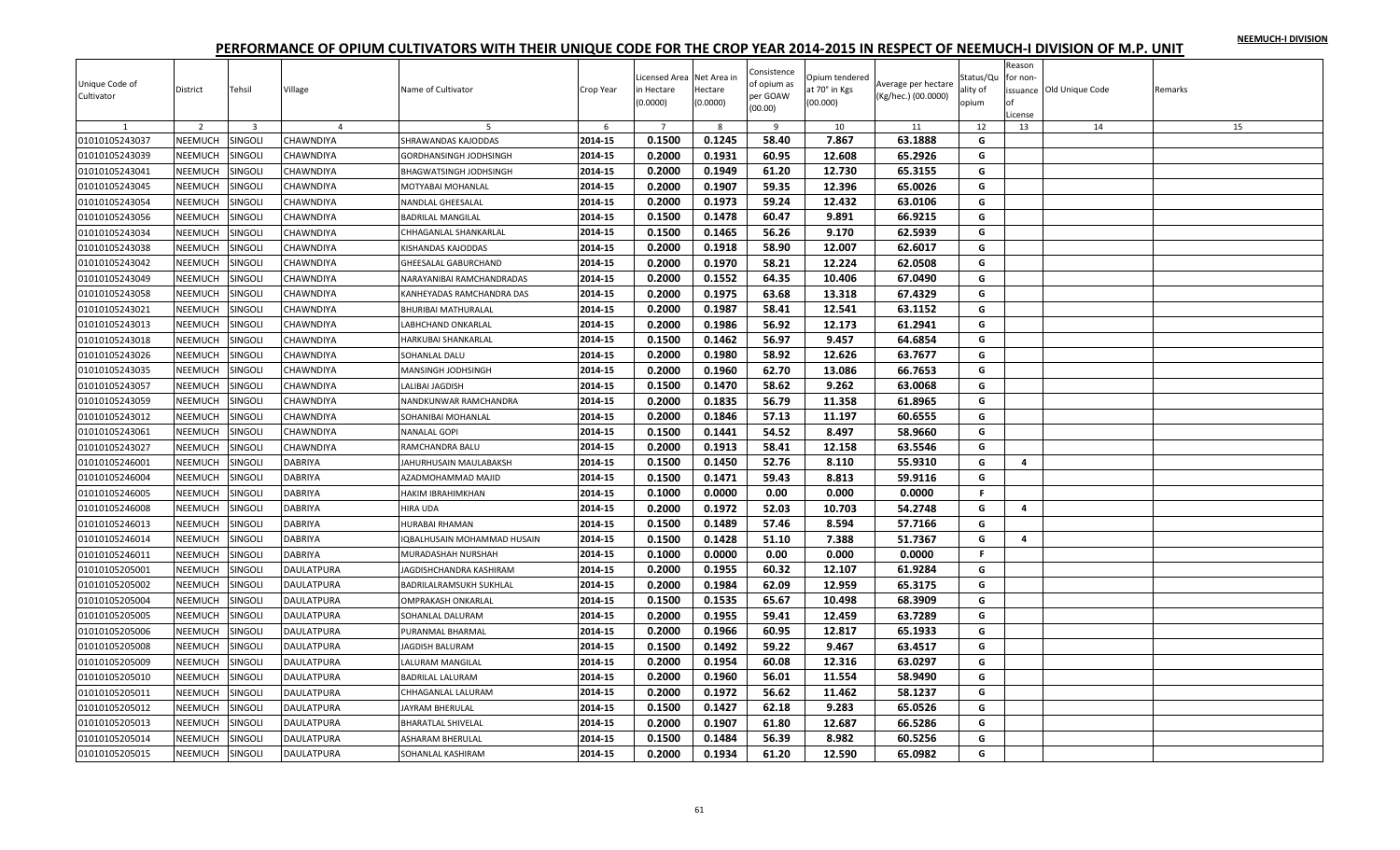NEEMUCH-I DIVISION

# PERFORMANCE OF OPIUM CULTIVATORS WITH THEIR UNIQUE CODE FOR THE CROP YEAR 2014-2015 IN RESPECT OF NEEMUCH-I DIVISION OF M.P. UNIT

| Unique Code of Cultivator | District | Tehsil | Village | Name of Cultivator | Crop Year | Licensed Area in Hectare (0.0000) | Net Area in Hectare (0.0000) | Consistence of opium as per GOAW (00.00) | Opium tendered at 70° in Kgs (00.000) | Average per hectare (Kg/hec.) (00.0000) | Status/Quality of opium | Reason for non-issuance of License | Old Unique Code | Remarks |
|---|---|---|---|---|---|---|---|---|---|---|---|---|---|---|
| 1 | 2 | 3 | 4 | 5 | 6 | 7 | 8 | 9 | 10 | 11 | 12 | 13 | 14 | 15 |
| 01010105243037 | NEEMUCH | SINGOLI | CHAWNDIYA | SHRAWANDAS KAJODDAS | 2014-15 | 0.1500 | 0.1245 | 58.40 | 7.867 | 63.1888 | G | | | |
| 01010105243039 | NEEMUCH | SINGOLI | CHAWNDIYA | GORDHANSINGH JODHSINGH | 2014-15 | 0.2000 | 0.1931 | 60.95 | 12.608 | 65.2926 | G | | | |
| 01010105243041 | NEEMUCH | SINGOLI | CHAWNDIYA | BHAGWATSINGH JODHSINGH | 2014-15 | 0.2000 | 0.1949 | 61.20 | 12.730 | 65.3155 | G | | | |
| 01010105243045 | NEEMUCH | SINGOLI | CHAWNDIYA | MOTYABAI MOHANLAL | 2014-15 | 0.2000 | 0.1907 | 59.35 | 12.396 | 65.0026 | G | | | |
| 01010105243054 | NEEMUCH | SINGOLI | CHAWNDIYA | NANDLAL GHEESALAL | 2014-15 | 0.2000 | 0.1973 | 59.24 | 12.432 | 63.0106 | G | | | |
| 01010105243056 | NEEMUCH | SINGOLI | CHAWNDIYA | BADRILAL MANGILAL | 2014-15 | 0.1500 | 0.1478 | 60.47 | 9.891 | 66.9215 | G | | | |
| 01010105243034 | NEEMUCH | SINGOLI | CHAWNDIYA | CHHAGANLAL SHANKARLAL | 2014-15 | 0.1500 | 0.1465 | 56.26 | 9.170 | 62.5939 | G | | | |
| 01010105243038 | NEEMUCH | SINGOLI | CHAWNDIYA | KISHANDAS KAJODDAS | 2014-15 | 0.2000 | 0.1918 | 58.90 | 12.007 | 62.6017 | G | | | |
| 01010105243042 | NEEMUCH | SINGOLI | CHAWNDIYA | GHEESALAL GABURCHAND | 2014-15 | 0.2000 | 0.1970 | 58.21 | 12.224 | 62.0508 | G | | | |
| 01010105243049 | NEEMUCH | SINGOLI | CHAWNDIYA | NARAYANIBAI RAMCHANDRADAS | 2014-15 | 0.2000 | 0.1552 | 64.35 | 10.406 | 67.0490 | G | | | |
| 01010105243058 | NEEMUCH | SINGOLI | CHAWNDIYA | KANHEYADAS RAMCHANDRA DAS | 2014-15 | 0.2000 | 0.1975 | 63.68 | 13.318 | 67.4329 | G | | | |
| 01010105243021 | NEEMUCH | SINGOLI | CHAWNDIYA | BHURIBAI MATHURALAL | 2014-15 | 0.2000 | 0.1987 | 58.41 | 12.541 | 63.1152 | G | | | |
| 01010105243013 | NEEMUCH | SINGOLI | CHAWNDIYA | LABHCHAND ONKARLAL | 2014-15 | 0.2000 | 0.1986 | 56.92 | 12.173 | 61.2941 | G | | | |
| 01010105243018 | NEEMUCH | SINGOLI | CHAWNDIYA | HARKUBAI SHANKARLAL | 2014-15 | 0.1500 | 0.1462 | 56.97 | 9.457 | 64.6854 | G | | | |
| 01010105243026 | NEEMUCH | SINGOLI | CHAWNDIYA | SOHANLAL DALU | 2014-15 | 0.2000 | 0.1980 | 58.92 | 12.626 | 63.7677 | G | | | |
| 01010105243035 | NEEMUCH | SINGOLI | CHAWNDIYA | MANSINGH JODHSINGH | 2014-15 | 0.2000 | 0.1960 | 62.70 | 13.086 | 66.7653 | G | | | |
| 01010105243057 | NEEMUCH | SINGOLI | CHAWNDIYA | LALIBAI JAGDISH | 2014-15 | 0.1500 | 0.1470 | 58.62 | 9.262 | 63.0068 | G | | | |
| 01010105243059 | NEEMUCH | SINGOLI | CHAWNDIYA | NANDKUNWAR RAMCHANDRA | 2014-15 | 0.2000 | 0.1835 | 56.79 | 11.358 | 61.8965 | G | | | |
| 01010105243012 | NEEMUCH | SINGOLI | CHAWNDIYA | SOHANIBAI MOHANLAL | 2014-15 | 0.2000 | 0.1846 | 57.13 | 11.197 | 60.6555 | G | | | |
| 01010105243061 | NEEMUCH | SINGOLI | CHAWNDIYA | NANALAL GOPI | 2014-15 | 0.1500 | 0.1441 | 54.52 | 8.497 | 58.9660 | G | | | |
| 01010105243027 | NEEMUCH | SINGOLI | CHAWNDIYA | RAMCHANDRA BALU | 2014-15 | 0.2000 | 0.1913 | 58.41 | 12.158 | 63.5546 | G | | | |
| 01010105246001 | NEEMUCH | SINGOLI | DABRIYA | JAHURHUSAIN MAULABAKSH | 2014-15 | 0.1500 | 0.1450 | 52.76 | 8.110 | 55.9310 | G | 4 | | |
| 01010105246004 | NEEMUCH | SINGOLI | DABRIYA | AZADMOHAMMAD MAJID | 2014-15 | 0.1500 | 0.1471 | 59.43 | 8.813 | 59.9116 | G | | | |
| 01010105246005 | NEEMUCH | SINGOLI | DABRIYA | HAKIM IBRAHIMKHAN | 2014-15 | 0.1000 | 0.0000 | 0.00 | 0.000 | 0.0000 | F | | | |
| 01010105246008 | NEEMUCH | SINGOLI | DABRIYA | HIRA UDA | 2014-15 | 0.2000 | 0.1972 | 52.03 | 10.703 | 54.2748 | G | 4 | | |
| 01010105246013 | NEEMUCH | SINGOLI | DABRIYA | HURABAI RHAMAN | 2014-15 | 0.1500 | 0.1489 | 57.46 | 8.594 | 57.7166 | G | | | |
| 01010105246014 | NEEMUCH | SINGOLI | DABRIYA | IQBALHUSAIN MOHAMMAD HUSAIN | 2014-15 | 0.1500 | 0.1428 | 51.10 | 7.388 | 51.7367 | G | 4 | | |
| 01010105246011 | NEEMUCH | SINGOLI | DABRIYA | MURADASHAH NURSHAH | 2014-15 | 0.1000 | 0.0000 | 0.00 | 0.000 | 0.0000 | F | | | |
| 01010105205001 | NEEMUCH | SINGOLI | DAULATPURA | JAGDISHCHANDRA KASHIRAM | 2014-15 | 0.2000 | 0.1955 | 60.32 | 12.107 | 61.9284 | G | | | |
| 01010105205002 | NEEMUCH | SINGOLI | DAULATPURA | BADRILALRAMSUKH SUKHLAL | 2014-15 | 0.2000 | 0.1984 | 62.09 | 12.959 | 65.3175 | G | | | |
| 01010105205004 | NEEMUCH | SINGOLI | DAULATPURA | OMPRAKASH ONKARLAL | 2014-15 | 0.1500 | 0.1535 | 65.67 | 10.498 | 68.3909 | G | | | |
| 01010105205005 | NEEMUCH | SINGOLI | DAULATPURA | SOHANLAL DALURAM | 2014-15 | 0.2000 | 0.1955 | 59.41 | 12.459 | 63.7289 | G | | | |
| 01010105205006 | NEEMUCH | SINGOLI | DAULATPURA | PURANMAL BHARMAL | 2014-15 | 0.2000 | 0.1966 | 60.95 | 12.817 | 65.1933 | G | | | |
| 01010105205008 | NEEMUCH | SINGOLI | DAULATPURA | JAGDISH BALURAM | 2014-15 | 0.1500 | 0.1492 | 59.22 | 9.467 | 63.4517 | G | | | |
| 01010105205009 | NEEMUCH | SINGOLI | DAULATPURA | LALURAM MANGILAL | 2014-15 | 0.2000 | 0.1954 | 60.08 | 12.316 | 63.0297 | G | | | |
| 01010105205010 | NEEMUCH | SINGOLI | DAULATPURA | BADRILAL LALURAM | 2014-15 | 0.2000 | 0.1960 | 56.01 | 11.554 | 58.9490 | G | | | |
| 01010105205011 | NEEMUCH | SINGOLI | DAULATPURA | CHHAGANLAL LALURAM | 2014-15 | 0.2000 | 0.1972 | 56.62 | 11.462 | 58.1237 | G | | | |
| 01010105205012 | NEEMUCH | SINGOLI | DAULATPURA | JAYRAM BHERULAL | 2014-15 | 0.1500 | 0.1427 | 62.18 | 9.283 | 65.0526 | G | | | |
| 01010105205013 | NEEMUCH | SINGOLI | DAULATPURA | BHARATLAL SHIVELAL | 2014-15 | 0.2000 | 0.1907 | 61.80 | 12.687 | 66.5286 | G | | | |
| 01010105205014 | NEEMUCH | SINGOLI | DAULATPURA | ASHARAM BHERULAL | 2014-15 | 0.1500 | 0.1484 | 56.39 | 8.982 | 60.5256 | G | | | |
| 01010105205015 | NEEMUCH | SINGOLI | DAULATPURA | SOHANLAL KASHIRAM | 2014-15 | 0.2000 | 0.1934 | 61.20 | 12.590 | 65.0982 | G | | | |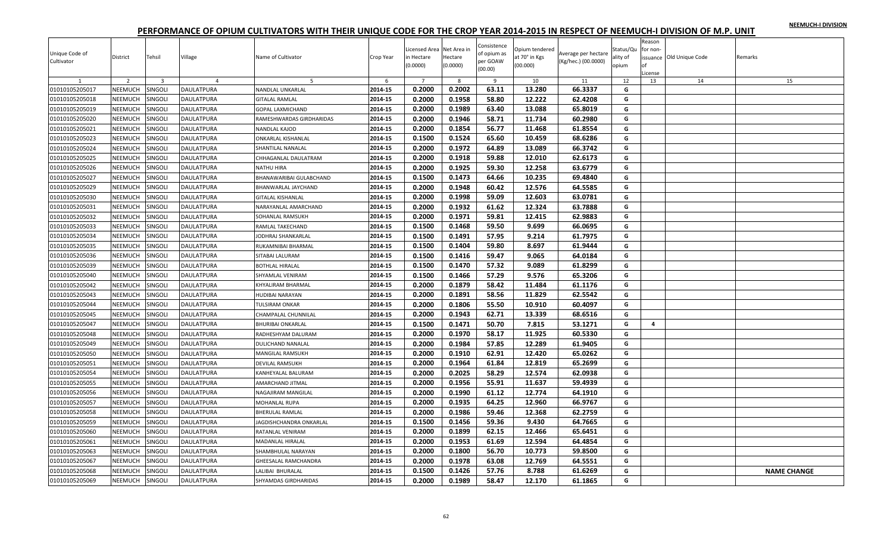NEEMUCH-I DIVISION

# PERFORMANCE OF OPIUM CULTIVATORS WITH THEIR UNIQUE CODE FOR THE CROP YEAR 2014-2015 IN RESPECT OF NEEMUCH-I DIVISION OF M.P. UNIT

| Unique Code of Cultivator | District | Tehsil | Village | Name of Cultivator | Crop Year | Licensed Area in Hectare (0.0000) | Net Area in Hectare (0.0000) | Consistence of opium as per GOAW (00.00) | Opium tendered at 70° in Kgs (00.000) | Average per hectare (Kg/hec.) (00.0000) | Status/Quality of opium | Reason for non-issuance of License | Old Unique Code | Remarks |
|---|---|---|---|---|---|---|---|---|---|---|---|---|---|---|
| 1 | 2 | 3 | 4 | 5 | 6 | 7 | 8 | 9 | 10 | 11 | 12 | 13 | 14 | 15 |
| 01010105205017 | NEEMUCH | SINGOLI | DAULATPURA | NANDLAL UNKARLAL | 2014-15 | 0.2000 | 0.2002 | 63.11 | 13.280 | 66.3337 | G | | | |
| 01010105205018 | NEEMUCH | SINGOLI | DAULATPURA | GITALAL RAMLAL | 2014-15 | 0.2000 | 0.1958 | 58.80 | 12.222 | 62.4208 | G | | | |
| 01010105205019 | NEEMUCH | SINGOLI | DAULATPURA | GOPAL LAXMICHAND | 2014-15 | 0.2000 | 0.1989 | 63.40 | 13.088 | 65.8019 | G | | | |
| 01010105205020 | NEEMUCH | SINGOLI | DAULATPURA | RAMESHWARDAS GIRDHARIDAS | 2014-15 | 0.2000 | 0.1946 | 58.71 | 11.734 | 60.2980 | G | | | |
| 01010105205021 | NEEMUCH | SINGOLI | DAULATPURA | NANDLAL KAJOD | 2014-15 | 0.2000 | 0.1854 | 56.77 | 11.468 | 61.8554 | G | | | |
| 01010105205023 | NEEMUCH | SINGOLI | DAULATPURA | ONKARLAL KISHANLAL | 2014-15 | 0.1500 | 0.1524 | 65.60 | 10.459 | 68.6286 | G | | | |
| 01010105205024 | NEEMUCH | SINGOLI | DAULATPURA | SHANTILAL NANALAL | 2014-15 | 0.2000 | 0.1972 | 64.89 | 13.089 | 66.3742 | G | | | |
| 01010105205025 | NEEMUCH | SINGOLI | DAULATPURA | CHHAGANLAL DAULATRAM | 2014-15 | 0.2000 | 0.1918 | 59.88 | 12.010 | 62.6173 | G | | | |
| 01010105205026 | NEEMUCH | SINGOLI | DAULATPURA | NATHU HIRA | 2014-15 | 0.2000 | 0.1925 | 59.30 | 12.258 | 63.6779 | G | | | |
| 01010105205027 | NEEMUCH | SINGOLI | DAULATPURA | BHANAWARIBAI GULABCHAND | 2014-15 | 0.1500 | 0.1473 | 64.66 | 10.235 | 69.4840 | G | | | |
| 01010105205029 | NEEMUCH | SINGOLI | DAULATPURA | BHANWARLAL JAYCHAND | 2014-15 | 0.2000 | 0.1948 | 60.42 | 12.576 | 64.5585 | G | | | |
| 01010105205030 | NEEMUCH | SINGOLI | DAULATPURA | GITALAL KISHANLAL | 2014-15 | 0.2000 | 0.1998 | 59.09 | 12.603 | 63.0781 | G | | | |
| 01010105205031 | NEEMUCH | SINGOLI | DAULATPURA | NARAYANLAL AMARCHAND | 2014-15 | 0.2000 | 0.1932 | 61.62 | 12.324 | 63.7888 | G | | | |
| 01010105205032 | NEEMUCH | SINGOLI | DAULATPURA | SOHANLAL RAMSUKH | 2014-15 | 0.2000 | 0.1971 | 59.81 | 12.415 | 62.9883 | G | | | |
| 01010105205033 | NEEMUCH | SINGOLI | DAULATPURA | RAMLAL TAKECHAND | 2014-15 | 0.1500 | 0.1468 | 59.50 | 9.699 | 66.0695 | G | | | |
| 01010105205034 | NEEMUCH | SINGOLI | DAULATPURA | JODHRAJ SHANKARLAL | 2014-15 | 0.1500 | 0.1491 | 57.95 | 9.214 | 61.7975 | G | | | |
| 01010105205035 | NEEMUCH | SINGOLI | DAULATPURA | RUKAMNIBAI BHARMAL | 2014-15 | 0.1500 | 0.1404 | 59.80 | 8.697 | 61.9444 | G | | | |
| 01010105205036 | NEEMUCH | SINGOLI | DAULATPURA | SITABAI LALURAM | 2014-15 | 0.1500 | 0.1416 | 59.47 | 9.065 | 64.0184 | G | | | |
| 01010105205039 | NEEMUCH | SINGOLI | DAULATPURA | BOTHLAL HIRALAL | 2014-15 | 0.1500 | 0.1470 | 57.32 | 9.089 | 61.8299 | G | | | |
| 01010105205040 | NEEMUCH | SINGOLI | DAULATPURA | SHYAMLAL VENIRAM | 2014-15 | 0.1500 | 0.1466 | 57.29 | 9.576 | 65.3206 | G | | | |
| 01010105205042 | NEEMUCH | SINGOLI | DAULATPURA | KHYALIRAM BHARMAL | 2014-15 | 0.2000 | 0.1879 | 58.42 | 11.484 | 61.1176 | G | | | |
| 01010105205043 | NEEMUCH | SINGOLI | DAULATPURA | HUDIBAI NARAYAN | 2014-15 | 0.2000 | 0.1891 | 58.56 | 11.829 | 62.5542 | G | | | |
| 01010105205044 | NEEMUCH | SINGOLI | DAULATPURA | TULSIRAM ONKAR | 2014-15 | 0.2000 | 0.1806 | 55.50 | 10.910 | 60.4097 | G | | | |
| 01010105205045 | NEEMUCH | SINGOLI | DAULATPURA | CHAMPALAL CHUNNILAL | 2014-15 | 0.2000 | 0.1943 | 62.71 | 13.339 | 68.6516 | G | | | |
| 01010105205047 | NEEMUCH | SINGOLI | DAULATPURA | BHURIBAI ONKARLAL | 2014-15 | 0.1500 | 0.1471 | 50.70 | 7.815 | 53.1271 | G | 4 | | |
| 01010105205048 | NEEMUCH | SINGOLI | DAULATPURA | RADHESHYAM DALURAM | 2014-15 | 0.2000 | 0.1970 | 58.17 | 11.925 | 60.5330 | G | | | |
| 01010105205049 | NEEMUCH | SINGOLI | DAULATPURA | DULICHAND NANALAL | 2014-15 | 0.2000 | 0.1984 | 57.85 | 12.289 | 61.9405 | G | | | |
| 01010105205050 | NEEMUCH | SINGOLI | DAULATPURA | MANGILAL RAMSUKH | 2014-15 | 0.2000 | 0.1910 | 62.91 | 12.420 | 65.0262 | G | | | |
| 01010105205051 | NEEMUCH | SINGOLI | DAULATPURA | DEVILAL RAMSUKH | 2014-15 | 0.2000 | 0.1964 | 61.84 | 12.819 | 65.2699 | G | | | |
| 01010105205054 | NEEMUCH | SINGOLI | DAULATPURA | KANHEYALAL BALURAM | 2014-15 | 0.2000 | 0.2025 | 58.29 | 12.574 | 62.0938 | G | | | |
| 01010105205055 | NEEMUCH | SINGOLI | DAULATPURA | AMARCHAND JITMAL | 2014-15 | 0.2000 | 0.1956 | 55.91 | 11.637 | 59.4939 | G | | | |
| 01010105205056 | NEEMUCH | SINGOLI | DAULATPURA | NAGAJIRAM MANGILAL | 2014-15 | 0.2000 | 0.1990 | 61.12 | 12.774 | 64.1910 | G | | | |
| 01010105205057 | NEEMUCH | SINGOLI | DAULATPURA | MOHANLAL RUPA | 2014-15 | 0.2000 | 0.1935 | 64.25 | 12.960 | 66.9767 | G | | | |
| 01010105205058 | NEEMUCH | SINGOLI | DAULATPURA | BHERULAL RAMLAL | 2014-15 | 0.2000 | 0.1986 | 59.46 | 12.368 | 62.2759 | G | | | |
| 01010105205059 | NEEMUCH | SINGOLI | DAULATPURA | JAGDISHCHANDRA ONKARLAL | 2014-15 | 0.1500 | 0.1456 | 59.36 | 9.430 | 64.7665 | G | | | |
| 01010105205060 | NEEMUCH | SINGOLI | DAULATPURA | RATANLAL VENIRAM | 2014-15 | 0.2000 | 0.1899 | 62.15 | 12.466 | 65.6451 | G | | | |
| 01010105205061 | NEEMUCH | SINGOLI | DAULATPURA | MADANLAL HIRALAL | 2014-15 | 0.2000 | 0.1953 | 61.69 | 12.594 | 64.4854 | G | | | |
| 01010105205063 | NEEMUCH | SINGOLI | DAULATPURA | SHAMBHULAL NARAYAN | 2014-15 | 0.2000 | 0.1800 | 56.70 | 10.773 | 59.8500 | G | | | |
| 01010105205067 | NEEMUCH | SINGOLI | DAULATPURA | GHEESALAL RAMCHANDRA | 2014-15 | 0.2000 | 0.1978 | 63.08 | 12.769 | 64.5551 | G | | | |
| 01010105205068 | NEEMUCH | SINGOLI | DAULATPURA | LALIBAI BHURALAL | 2014-15 | 0.1500 | 0.1426 | 57.76 | 8.788 | 61.6269 | G | | | NAME CHANGE |
| 01010105205069 | NEEMUCH | SINGOLI | DAULATPURA | SHYAMDAS GIRDHARIDAS | 2014-15 | 0.2000 | 0.1989 | 58.47 | 12.170 | 61.1865 | G | | | |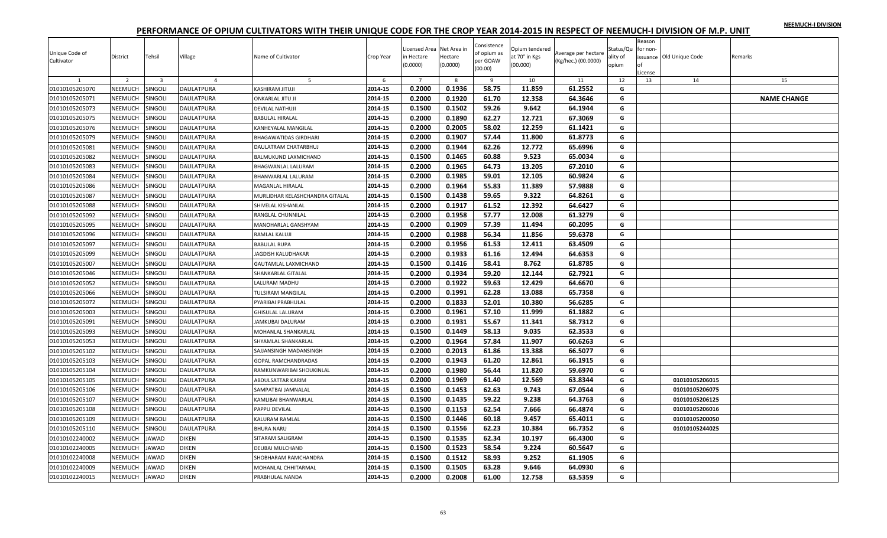NEEMUCH-I DIVISION

# PERFORMANCE OF OPIUM CULTIVATORS WITH THEIR UNIQUE CODE FOR THE CROP YEAR 2014-2015 IN RESPECT OF NEEMUCH-I DIVISION OF M.P. UNIT

| Unique Code of Cultivator | District | Tehsil | Village | Name of Cultivator | Crop Year | Licensed Area in Hectare (0.0000) | Net Area in Hectare (0.0000) | Consistence of opium as per GOAW (00.00) | Opium tendered at 70° in Kgs (00.000) | Average per hectare (Kg/hec.) (00.0000) | Status/Quality of opium | Reason for non-issuance of License | Old Unique Code | Remarks |
|---|---|---|---|---|---|---|---|---|---|---|---|---|---|---|
| 1 | 2 | 3 | 4 | 5 | 6 | 7 | 8 | 9 | 10 | 11 | 12 | 13 | 14 | 15 |
| 01010105205070 | NEEMUCH | SINGOLI | DAULATPURA | KASHIRAM JITUJI | 2014-15 | 0.2000 | 0.1936 | 58.75 | 11.859 | 61.2552 | G | | | |
| 01010105205071 | NEEMUCH | SINGOLI | DAULATPURA | ONKARLAL JITU JI | 2014-15 | 0.2000 | 0.1920 | 61.70 | 12.358 | 64.3646 | G | | | NAME CHANGE |
| 01010105205073 | NEEMUCH | SINGOLI | DAULATPURA | DEVILAL NATHUJI | 2014-15 | 0.1500 | 0.1502 | 59.26 | 9.642 | 64.1944 | G | | | |
| 01010105205075 | NEEMUCH | SINGOLI | DAULATPURA | BABULAL HIRALAL | 2014-15 | 0.2000 | 0.1890 | 62.27 | 12.721 | 67.3069 | G | | | |
| 01010105205076 | NEEMUCH | SINGOLI | DAULATPURA | KANHEYALAL MANGILAL | 2014-15 | 0.2000 | 0.2005 | 58.02 | 12.259 | 61.1421 | G | | | |
| 01010105205079 | NEEMUCH | SINGOLI | DAULATPURA | BHAGAWATIDAS GIRDHARI | 2014-15 | 0.2000 | 0.1907 | 57.44 | 11.800 | 61.8773 | G | | | |
| 01010105205081 | NEEMUCH | SINGOLI | DAULATPURA | DAULATRAM CHATARBHUJ | 2014-15 | 0.2000 | 0.1944 | 62.26 | 12.772 | 65.6996 | G | | | |
| 01010105205082 | NEEMUCH | SINGOLI | DAULATPURA | BALMUKUND LAXMICHAND | 2014-15 | 0.1500 | 0.1465 | 60.88 | 9.523 | 65.0034 | G | | | |
| 01010105205083 | NEEMUCH | SINGOLI | DAULATPURA | BHAGWANLAL LALURAM | 2014-15 | 0.2000 | 0.1965 | 64.73 | 13.205 | 67.2010 | G | | | |
| 01010105205084 | NEEMUCH | SINGOLI | DAULATPURA | BHANWARLAL LALURAM | 2014-15 | 0.2000 | 0.1985 | 59.01 | 12.105 | 60.9824 | G | | | |
| 01010105205086 | NEEMUCH | SINGOLI | DAULATPURA | MAGANLAL HIRALAL | 2014-15 | 0.2000 | 0.1964 | 55.83 | 11.389 | 57.9888 | G | | | |
| 01010105205087 | NEEMUCH | SINGOLI | DAULATPURA | MURLIDHAR KELASHCHANDRA GITALAL | 2014-15 | 0.1500 | 0.1438 | 59.65 | 9.322 | 64.8261 | G | | | |
| 01010105205088 | NEEMUCH | SINGOLI | DAULATPURA | SHIVELAL KISHANLAL | 2014-15 | 0.2000 | 0.1917 | 61.52 | 12.392 | 64.6427 | G | | | |
| 01010105205092 | NEEMUCH | SINGOLI | DAULATPURA | RANGLAL CHUNNILAL | 2014-15 | 0.2000 | 0.1958 | 57.77 | 12.008 | 61.3279 | G | | | |
| 01010105205095 | NEEMUCH | SINGOLI | DAULATPURA | MANOHARLAL GANSHYAM | 2014-15 | 0.2000 | 0.1909 | 57.39 | 11.494 | 60.2095 | G | | | |
| 01010105205096 | NEEMUCH | SINGOLI | DAULATPURA | RAMLAL KALUJI | 2014-15 | 0.2000 | 0.1988 | 56.34 | 11.856 | 59.6378 | G | | | |
| 01010105205097 | NEEMUCH | SINGOLI | DAULATPURA | BABULAL RUPA | 2014-15 | 0.2000 | 0.1956 | 61.53 | 12.411 | 63.4509 | G | | | |
| 01010105205099 | NEEMUCH | SINGOLI | DAULATPURA | JAGDISH KALUDHAKAR | 2014-15 | 0.2000 | 0.1933 | 61.16 | 12.494 | 64.6353 | G | | | |
| 01010105205007 | NEEMUCH | SINGOLI | DAULATPURA | GAUTAMLAL LAXMICHAND | 2014-15 | 0.1500 | 0.1416 | 58.41 | 8.762 | 61.8785 | G | | | |
| 01010105205046 | NEEMUCH | SINGOLI | DAULATPURA | SHANKARLAL GITALAL | 2014-15 | 0.2000 | 0.1934 | 59.20 | 12.144 | 62.7921 | G | | | |
| 01010105205052 | NEEMUCH | SINGOLI | DAULATPURA | LALURAM MADHU | 2014-15 | 0.2000 | 0.1922 | 59.63 | 12.429 | 64.6670 | G | | | |
| 01010105205066 | NEEMUCH | SINGOLI | DAULATPURA | TULSIRAM MANGILAL | 2014-15 | 0.2000 | 0.1991 | 62.28 | 13.088 | 65.7358 | G | | | |
| 01010105205072 | NEEMUCH | SINGOLI | DAULATPURA | PYARIBAI PRABHULAL | 2014-15 | 0.2000 | 0.1833 | 52.01 | 10.380 | 56.6285 | G | | | |
| 01010105205003 | NEEMUCH | SINGOLI | DAULATPURA | GHISULAL LALURAM | 2014-15 | 0.2000 | 0.1961 | 57.10 | 11.999 | 61.1882 | G | | | |
| 01010105205091 | NEEMUCH | SINGOLI | DAULATPURA | JAMKUBAI DALURAM | 2014-15 | 0.2000 | 0.1931 | 55.67 | 11.341 | 58.7312 | G | | | |
| 01010105205093 | NEEMUCH | SINGOLI | DAULATPURA | MOHANLAL SHANKARLAL | 2014-15 | 0.1500 | 0.1449 | 58.13 | 9.035 | 62.3533 | G | | | |
| 01010105205053 | NEEMUCH | SINGOLI | DAULATPURA | SHYAMLAL SHANKARLAL | 2014-15 | 0.2000 | 0.1964 | 57.84 | 11.907 | 60.6263 | G | | | |
| 01010105205102 | NEEMUCH | SINGOLI | DAULATPURA | SAJJANSINGH MADANSINGH | 2014-15 | 0.2000 | 0.2013 | 61.86 | 13.388 | 66.5077 | G | | | |
| 01010105205103 | NEEMUCH | SINGOLI | DAULATPURA | GOPAL RAMCHANDRADAS | 2014-15 | 0.2000 | 0.1943 | 61.20 | 12.861 | 66.1915 | G | | | |
| 01010105205104 | NEEMUCH | SINGOLI | DAULATPURA | RAMKUNWARIBAI SHOUKINLAL | 2014-15 | 0.2000 | 0.1980 | 56.44 | 11.820 | 59.6970 | G | | | |
| 01010105205105 | NEEMUCH | SINGOLI | DAULATPURA | ABDULSATTAR KARIM | 2014-15 | 0.2000 | 0.1969 | 61.40 | 12.569 | 63.8344 | G | | 01010105206015 | |
| 01010105205106 | NEEMUCH | SINGOLI | DAULATPURA | SAMPATBAI JAMNALAL | 2014-15 | 0.1500 | 0.1453 | 62.63 | 9.743 | 67.0544 | G | | 01010105206075 | |
| 01010105205107 | NEEMUCH | SINGOLI | DAULATPURA | KAMLIBAI BHANWARLAL | 2014-15 | 0.1500 | 0.1435 | 59.22 | 9.238 | 64.3763 | G | | 01010105206125 | |
| 01010105205108 | NEEMUCH | SINGOLI | DAULATPURA | PAPPU DEVILAL | 2014-15 | 0.1500 | 0.1153 | 62.54 | 7.666 | 66.4874 | G | | 01010105206016 | |
| 01010105205109 | NEEMUCH | SINGOLI | DAULATPURA | KALURAM RAMLAL | 2014-15 | 0.1500 | 0.1446 | 60.18 | 9.457 | 65.4011 | G | | 01010105200050 | |
| 01010105205110 | NEEMUCH | SINGOLI | DAULATPURA | BHURA NARU | 2014-15 | 0.1500 | 0.1556 | 62.23 | 10.384 | 66.7352 | G | | 01010105244025 | |
| 01010102240002 | NEEMUCH | JAWAD | DIKEN | SITARAM SALIGRAM | 2014-15 | 0.1500 | 0.1535 | 62.34 | 10.197 | 66.4300 | G | | | |
| 01010102240005 | NEEMUCH | JAWAD | DIKEN | DEUBAI MULCHAND | 2014-15 | 0.1500 | 0.1523 | 58.54 | 9.224 | 60.5647 | G | | | |
| 01010102240008 | NEEMUCH | JAWAD | DIKEN | SHOBHARAM RAMCHANDRA | 2014-15 | 0.1500 | 0.1512 | 58.93 | 9.252 | 61.1905 | G | | | |
| 01010102240009 | NEEMUCH | JAWAD | DIKEN | MOHANLAL CHHITARMAL | 2014-15 | 0.1500 | 0.1505 | 63.28 | 9.646 | 64.0930 | G | | | |
| 01010102240015 | NEEMUCH | JAWAD | DIKEN | PRABHULAL NANDA | 2014-15 | 0.2000 | 0.2008 | 61.00 | 12.758 | 63.5359 | G | | | |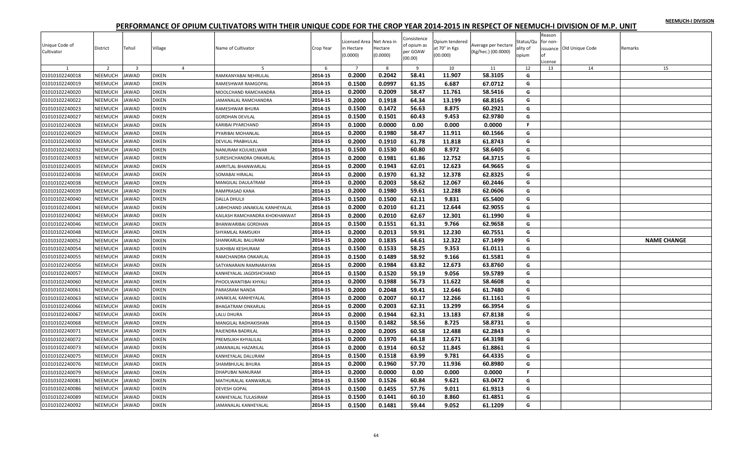## PERFORMANCE OF OPIUM CULTIVATORS WITH THEIR UNIQUE CODE FOR THE CROP YEAR 2014-2015 IN RESPECT OF NEEMUCH-I DIVISION OF M.P. UNIT

NEEMUCH-I DIVISION

| Unique Code of Cultivator | District | Tehsil | Village | Name of Cultivator | Crop Year | Licensed Area in Hectare (0.0000) | Net Area in Hectare (0.0000) | Consistence of opium as per GOAW (00.00) | Opium tendered at 70° in Kgs (00.000) | Average per hectare (Kg/hec.) (00.0000) | Status/Quality of opium | Reason for non-issuance of License | Old Unique Code | Remarks |
|---|---|---|---|---|---|---|---|---|---|---|---|---|---|---|
| 1 | 2 | 3 | 4 | 5 | 6 | 7 | 8 | 9 | 10 | 11 | 12 | 13 | 14 | 15 |
| 01010102240018 | NEEMUCH | JAWAD | DIKEN | RAMKANYABAI NEHRULAL | 2014-15 | 0.2000 | 0.2042 | 58.41 | 11.907 | 58.3105 | G | | | |
| 01010102240019 | NEEMUCH | JAWAD | DIKEN | RAMESHWAR RAMGOPAL | 2014-15 | 0.1500 | 0.0997 | 61.35 | 6.687 | 67.0712 | G | | | |
| 01010102240020 | NEEMUCH | JAWAD | DIKEN | MOOLCHAND RAMCHANDRA | 2014-15 | 0.2000 | 0.2009 | 58.47 | 11.761 | 58.5416 | G | | | |
| 01010102240022 | NEEMUCH | JAWAD | DIKEN | JAMANALAL RAMCHANDRA | 2014-15 | 0.2000 | 0.1918 | 64.34 | 13.199 | 68.8165 | G | | | |
| 01010102240023 | NEEMUCH | JAWAD | DIKEN | RAMESHWAR BHURA | 2014-15 | 0.1500 | 0.1472 | 56.63 | 8.875 | 60.2921 | G | | | |
| 01010102240027 | NEEMUCH | JAWAD | DIKEN | GORDHAN DEVILAL | 2014-15 | 0.1500 | 0.1501 | 60.43 | 9.453 | 62.9780 | G | | | |
| 01010102240028 | NEEMUCH | JAWAD | DIKEN | KARIBAI PYARCHAND | 2014-15 | 0.1000 | 0.0000 | 0.00 | 0.000 | 0.0000 | F | | | |
| 01010102240029 | NEEMUCH | JAWAD | DIKEN | PYARIBAI MOHANLAL | 2014-15 | 0.2000 | 0.1980 | 58.47 | 11.911 | 60.1566 | G | | | |
| 01010102240030 | NEEMUCH | JAWAD | DIKEN | DEVILAL PRABHULAL | 2014-15 | 0.2000 | 0.1910 | 61.78 | 11.818 | 61.8743 | G | | | |
| 01010102240032 | NEEMUCH | JAWAD | DIKEN | NANURAM KOJUKELWAR | 2014-15 | 0.1500 | 0.1530 | 60.80 | 8.972 | 58.6405 | G | | | |
| 01010102240033 | NEEMUCH | JAWAD | DIKEN | SURESHCHANDRA ONKARLAL | 2014-15 | 0.2000 | 0.1981 | 61.86 | 12.752 | 64.3715 | G | | | |
| 01010102240035 | NEEMUCH | JAWAD | DIKEN | AMRITLAL BHANWARLAL | 2014-15 | 0.2000 | 0.1943 | 62.01 | 12.623 | 64.9665 | G | | | |
| 01010102240036 | NEEMUCH | JAWAD | DIKEN | SOMABAI HIRALAL | 2014-15 | 0.2000 | 0.1970 | 61.32 | 12.378 | 62.8325 | G | | | |
| 01010102240038 | NEEMUCH | JAWAD | DIKEN | MANGILAL DAULATRAM | 2014-15 | 0.2000 | 0.2003 | 58.62 | 12.067 | 60.2446 | G | | | |
| 01010102240039 | NEEMUCH | JAWAD | DIKEN | RAMPRASAD KANA | 2014-15 | 0.2000 | 0.1980 | 59.61 | 12.288 | 62.0606 | G | | | |
| 01010102240040 | NEEMUCH | JAWAD | DIKEN | DALLA DHULJI | 2014-15 | 0.1500 | 0.1500 | 62.11 | 9.831 | 65.5400 | G | | | |
| 01010102240041 | NEEMUCH | JAWAD | DIKEN | LABHCHAND JANAKILAL KANHEYALAL | 2014-15 | 0.2000 | 0.2010 | 61.21 | 12.644 | 62.9055 | G | | | |
| 01010102240042 | NEEMUCH | JAWAD | DIKEN | KAILASH RAMCHANDRA KHOKHANWAT | 2014-15 | 0.2000 | 0.2010 | 62.67 | 12.301 | 61.1990 | G | | | |
| 01010102240046 | NEEMUCH | JAWAD | DIKEN | BHANWARIBAI GORDHAN | 2014-15 | 0.1500 | 0.1551 | 61.31 | 9.766 | 62.9658 | G | | | |
| 01010102240048 | NEEMUCH | JAWAD | DIKEN | SHYAMLAL RAMSUKH | 2014-15 | 0.2000 | 0.2013 | 59.91 | 12.230 | 60.7551 | G | | | |
| 01010102240052 | NEEMUCH | JAWAD | DIKEN | SHANKARLAL BALURAM | 2014-15 | 0.2000 | 0.1835 | 64.61 | 12.322 | 67.1499 | G | | | NAME CHANGE |
| 01010102240054 | NEEMUCH | JAWAD | DIKEN | SUKHIBAI KESHURAM | 2014-15 | 0.1500 | 0.1533 | 58.25 | 9.353 | 61.0111 | G | | | |
| 01010102240055 | NEEMUCH | JAWAD | DIKEN | RAMCHANDRA ONKARLAL | 2014-15 | 0.1500 | 0.1489 | 58.92 | 9.166 | 61.5581 | G | | | |
| 01010102240056 | NEEMUCH | JAWAD | DIKEN | SATYANARAIN RAMNARAYAN | 2014-15 | 0.2000 | 0.1984 | 63.82 | 12.673 | 63.8760 | G | | | |
| 01010102240057 | NEEMUCH | JAWAD | DIKEN | KANHEYALAL JAGDISHCHAND | 2014-15 | 0.1500 | 0.1520 | 59.19 | 9.056 | 59.5789 | G | | | |
| 01010102240060 | NEEMUCH | JAWAD | DIKEN | PHOOLWANTIBAI KHYALI | 2014-15 | 0.2000 | 0.1988 | 56.73 | 11.622 | 58.4608 | G | | | |
| 01010102240061 | NEEMUCH | JAWAD | DIKEN | PARASRAM NANDA | 2014-15 | 0.2000 | 0.2048 | 59.41 | 12.646 | 61.7480 | G | | | |
| 01010102240063 | NEEMUCH | JAWAD | DIKEN | JANAKILAL KANHEYALAL | 2014-15 | 0.2000 | 0.2007 | 60.17 | 12.266 | 61.1161 | G | | | |
| 01010102240066 | NEEMUCH | JAWAD | DIKEN | BHAGATRAM ONKARLAL | 2014-15 | 0.2000 | 0.2003 | 62.31 | 13.299 | 66.3954 | G | | | |
| 01010102240067 | NEEMUCH | JAWAD | DIKEN | LALU DHURA | 2014-15 | 0.2000 | 0.1944 | 62.31 | 13.183 | 67.8138 | G | | | |
| 01010102240068 | NEEMUCH | JAWAD | DIKEN | MANGILAL RADHAKISHAN | 2014-15 | 0.1500 | 0.1482 | 58.56 | 8.725 | 58.8731 | G | | | |
| 01010102240071 | NEEMUCH | JAWAD | DIKEN | RAJENDRA BADRILAL | 2014-15 | 0.2000 | 0.2005 | 60.58 | 12.488 | 62.2843 | G | | | |
| 01010102240072 | NEEMUCH | JAWAD | DIKEN | PREMSUKH KHYALILAL | 2014-15 | 0.2000 | 0.1970 | 64.18 | 12.671 | 64.3198 | G | | | |
| 01010102240073 | NEEMUCH | JAWAD | DIKEN | JAMANALAL HAZARILAL | 2014-15 | 0.2000 | 0.1914 | 60.52 | 11.845 | 61.8861 | G | | | |
| 01010102240075 | NEEMUCH | JAWAD | DIKEN | KANHEYALAL DALURAM | 2014-15 | 0.1500 | 0.1518 | 63.99 | 9.781 | 64.4335 | G | | | |
| 01010102240076 | NEEMUCH | JAWAD | DIKEN | SHAMBHULAL BHURA | 2014-15 | 0.2000 | 0.1960 | 57.70 | 11.936 | 60.8980 | G | | | |
| 01010102240079 | NEEMUCH | JAWAD | DIKEN | DHAPUBAI NANURAM | 2014-15 | 0.2000 | 0.0000 | 0.00 | 0.000 | 0.0000 | F | | | |
| 01010102240081 | NEEMUCH | JAWAD | DIKEN | MATHURALAL KANWARLAL | 2014-15 | 0.1500 | 0.1526 | 60.84 | 9.621 | 63.0472 | G | | | |
| 01010102240086 | NEEMUCH | JAWAD | DIKEN | DEVESH GOPAL | 2014-15 | 0.1500 | 0.1455 | 57.76 | 9.011 | 61.9313 | G | | | |
| 01010102240089 | NEEMUCH | JAWAD | DIKEN | KANHEYALAL TULASIRAM | 2014-15 | 0.1500 | 0.1441 | 60.10 | 8.860 | 61.4851 | G | | | |
| 01010102240092 | NEEMUCH | JAWAD | DIKEN | JAMANALAL KANHEYALAL | 2014-15 | 0.1500 | 0.1481 | 59.44 | 9.052 | 61.1209 | G | | | |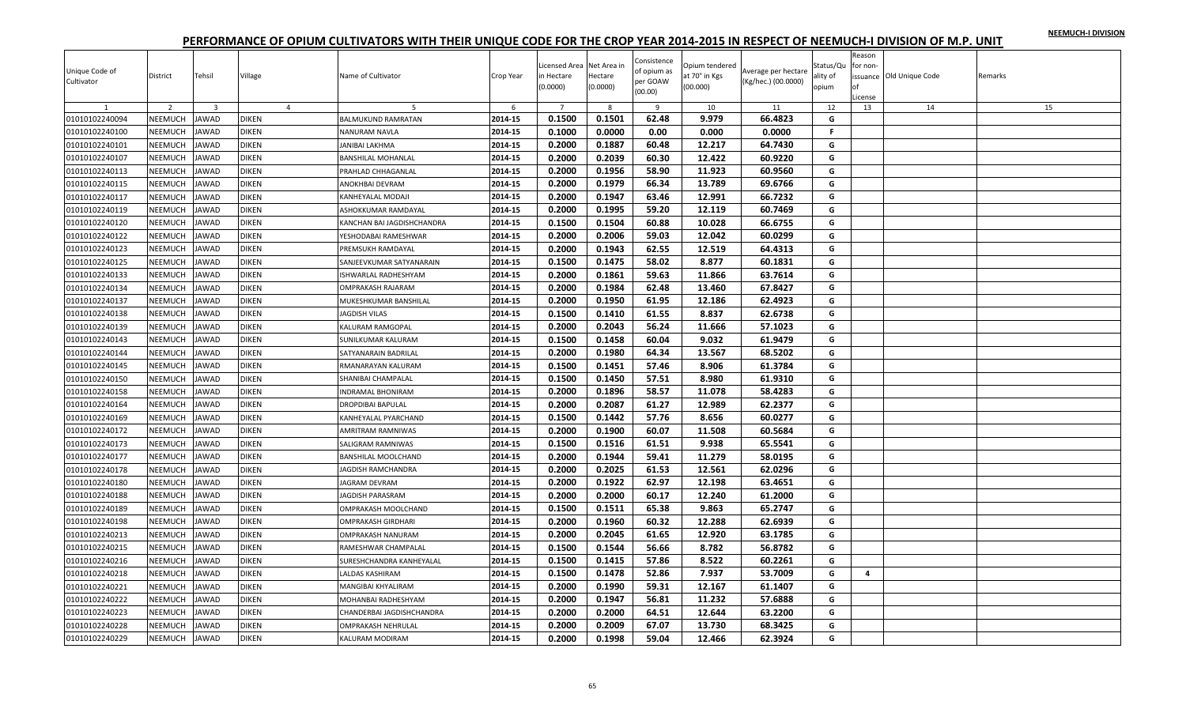NEEMUCH-I DIVISION

# PERFORMANCE OF OPIUM CULTIVATORS WITH THEIR UNIQUE CODE FOR THE CROP YEAR 2014-2015 IN RESPECT OF NEEMUCH-I DIVISION OF M.P. UNIT

| Unique Code of Cultivator | District | Tehsil | Village | Name of Cultivator | Crop Year | Licensed Area in Hectare (0.0000) | Net Area in Hectare (0.0000) | Consistence of opium as per GOAW (00.00) | Opium tendered at 70° in Kgs (00.000) | Average per hectare (Kg/hec.) (00.0000) | Status/Quality of opium | Reason for non-issuance of License | Old Unique Code | Remarks |
|---|---|---|---|---|---|---|---|---|---|---|---|---|---|---|
| 1 | 2 | 3 | 4 | 5 | 6 | 7 | 8 | 9 | 10 | 11 | 12 | 13 | 14 | 15 |
| 01010102240094 | NEEMUCH | JAWAD | DIKEN | BALMUKUND RAMRATAN | 2014-15 | 0.1500 | 0.1501 | 62.48 | 9.979 | 66.4823 | G | | | |
| 01010102240100 | NEEMUCH | JAWAD | DIKEN | NANURAM NAVLA | 2014-15 | 0.1000 | 0.0000 | 0.00 | 0.000 | 0.0000 | F | | | |
| 01010102240101 | NEEMUCH | JAWAD | DIKEN | JANIBAI LAKHMA | 2014-15 | 0.2000 | 0.1887 | 60.48 | 12.217 | 64.7430 | G | | | |
| 01010102240107 | NEEMUCH | JAWAD | DIKEN | BANSHILAL MOHANLAL | 2014-15 | 0.2000 | 0.2039 | 60.30 | 12.422 | 60.9220 | G | | | |
| 01010102240113 | NEEMUCH | JAWAD | DIKEN | PRAHLAD CHHAGANLAL | 2014-15 | 0.2000 | 0.1956 | 58.90 | 11.923 | 60.9560 | G | | | |
| 01010102240115 | NEEMUCH | JAWAD | DIKEN | ANOKHBAI DEVRAM | 2014-15 | 0.2000 | 0.1979 | 66.34 | 13.789 | 69.6766 | G | | | |
| 01010102240117 | NEEMUCH | JAWAD | DIKEN | KANHEYALAL MODAJI | 2014-15 | 0.2000 | 0.1947 | 63.46 | 12.991 | 66.7232 | G | | | |
| 01010102240119 | NEEMUCH | JAWAD | DIKEN | ASHOKKUMAR RAMDAYAL | 2014-15 | 0.2000 | 0.1995 | 59.20 | 12.119 | 60.7469 | G | | | |
| 01010102240120 | NEEMUCH | JAWAD | DIKEN | KANCHAN BAI JAGDISHCHANDRA | 2014-15 | 0.1500 | 0.1504 | 60.88 | 10.028 | 66.6755 | G | | | |
| 01010102240122 | NEEMUCH | JAWAD | DIKEN | YESHODABAI RAMESHWAR | 2014-15 | 0.2000 | 0.2006 | 59.03 | 12.042 | 60.0299 | G | | | |
| 01010102240123 | NEEMUCH | JAWAD | DIKEN | PREMSUKH RAMDAYAL | 2014-15 | 0.2000 | 0.1943 | 62.55 | 12.519 | 64.4313 | G | | | |
| 01010102240125 | NEEMUCH | JAWAD | DIKEN | SANJEEVKUMAR SATYANARAIN | 2014-15 | 0.1500 | 0.1475 | 58.02 | 8.877 | 60.1831 | G | | | |
| 01010102240133 | NEEMUCH | JAWAD | DIKEN | ISHWARLAL RADHESHYAM | 2014-15 | 0.2000 | 0.1861 | 59.63 | 11.866 | 63.7614 | G | | | |
| 01010102240134 | NEEMUCH | JAWAD | DIKEN | OMPRAKASH RAJARAM | 2014-15 | 0.2000 | 0.1984 | 62.48 | 13.460 | 67.8427 | G | | | |
| 01010102240137 | NEEMUCH | JAWAD | DIKEN | MUKESHKUMAR BANSHILAL | 2014-15 | 0.2000 | 0.1950 | 61.95 | 12.186 | 62.4923 | G | | | |
| 01010102240138 | NEEMUCH | JAWAD | DIKEN | JAGDISH VILAS | 2014-15 | 0.1500 | 0.1410 | 61.55 | 8.837 | 62.6738 | G | | | |
| 01010102240139 | NEEMUCH | JAWAD | DIKEN | KALURAM RAMGOPAL | 2014-15 | 0.2000 | 0.2043 | 56.24 | 11.666 | 57.1023 | G | | | |
| 01010102240143 | NEEMUCH | JAWAD | DIKEN | SUNILKUMAR KALURAM | 2014-15 | 0.1500 | 0.1458 | 60.04 | 9.032 | 61.9479 | G | | | |
| 01010102240144 | NEEMUCH | JAWAD | DIKEN | SATYANARAIN BADRILAL | 2014-15 | 0.2000 | 0.1980 | 64.34 | 13.567 | 68.5202 | G | | | |
| 01010102240145 | NEEMUCH | JAWAD | DIKEN | RMANARAYAN KALURAM | 2014-15 | 0.1500 | 0.1451 | 57.46 | 8.906 | 61.3784 | G | | | |
| 01010102240150 | NEEMUCH | JAWAD | DIKEN | SHANIBAI CHAMPALAL | 2014-15 | 0.1500 | 0.1450 | 57.51 | 8.980 | 61.9310 | G | | | |
| 01010102240158 | NEEMUCH | JAWAD | DIKEN | INDRAMAL BHONIRAM | 2014-15 | 0.2000 | 0.1896 | 58.57 | 11.078 | 58.4283 | G | | | |
| 01010102240164 | NEEMUCH | JAWAD | DIKEN | DROPDIBAI BAPULAL | 2014-15 | 0.2000 | 0.2087 | 61.27 | 12.989 | 62.2377 | G | | | |
| 01010102240169 | NEEMUCH | JAWAD | DIKEN | KANHEYALAL PYARCHAND | 2014-15 | 0.1500 | 0.1442 | 57.76 | 8.656 | 60.0277 | G | | | |
| 01010102240172 | NEEMUCH | JAWAD | DIKEN | AMRITRAM RAMNIWAS | 2014-15 | 0.2000 | 0.1900 | 60.07 | 11.508 | 60.5684 | G | | | |
| 01010102240173 | NEEMUCH | JAWAD | DIKEN | SALIGRAM RAMNIWAS | 2014-15 | 0.1500 | 0.1516 | 61.51 | 9.938 | 65.5541 | G | | | |
| 01010102240177 | NEEMUCH | JAWAD | DIKEN | BANSHILAL MOOLCHAND | 2014-15 | 0.2000 | 0.1944 | 59.41 | 11.279 | 58.0195 | G | | | |
| 01010102240178 | NEEMUCH | JAWAD | DIKEN | JAGDISH RAMCHANDRA | 2014-15 | 0.2000 | 0.2025 | 61.53 | 12.561 | 62.0296 | G | | | |
| 01010102240180 | NEEMUCH | JAWAD | DIKEN | JAGRAM DEVRAM | 2014-15 | 0.2000 | 0.1922 | 62.97 | 12.198 | 63.4651 | G | | | |
| 01010102240188 | NEEMUCH | JAWAD | DIKEN | JAGDISH PARASRAM | 2014-15 | 0.2000 | 0.2000 | 60.17 | 12.240 | 61.2000 | G | | | |
| 01010102240189 | NEEMUCH | JAWAD | DIKEN | OMPRAKASH MOOLCHAND | 2014-15 | 0.1500 | 0.1511 | 65.38 | 9.863 | 65.2747 | G | | | |
| 01010102240198 | NEEMUCH | JAWAD | DIKEN | OMPRAKASH GIRDHARI | 2014-15 | 0.2000 | 0.1960 | 60.32 | 12.288 | 62.6939 | G | | | |
| 01010102240213 | NEEMUCH | JAWAD | DIKEN | OMPRAKASH NANURAM | 2014-15 | 0.2000 | 0.2045 | 61.65 | 12.920 | 63.1785 | G | | | |
| 01010102240215 | NEEMUCH | JAWAD | DIKEN | RAMESHWAR CHAMPALAL | 2014-15 | 0.1500 | 0.1544 | 56.66 | 8.782 | 56.8782 | G | | | |
| 01010102240216 | NEEMUCH | JAWAD | DIKEN | SURESHCHANDRA KANHEYALAL | 2014-15 | 0.1500 | 0.1415 | 57.86 | 8.522 | 60.2261 | G | | | |
| 01010102240218 | NEEMUCH | JAWAD | DIKEN | LALDAS KASHIRAM | 2014-15 | 0.1500 | 0.1478 | 52.86 | 7.937 | 53.7009 | G | 4 | | |
| 01010102240221 | NEEMUCH | JAWAD | DIKEN | MANGIBAI KHYALIRAM | 2014-15 | 0.2000 | 0.1990 | 59.31 | 12.167 | 61.1407 | G | | | |
| 01010102240222 | NEEMUCH | JAWAD | DIKEN | MOHANBAI RADHESHYAM | 2014-15 | 0.2000 | 0.1947 | 56.81 | 11.232 | 57.6888 | G | | | |
| 01010102240223 | NEEMUCH | JAWAD | DIKEN | CHANDERBAI JAGDISHCHANDRA | 2014-15 | 0.2000 | 0.2000 | 64.51 | 12.644 | 63.2200 | G | | | |
| 01010102240228 | NEEMUCH | JAWAD | DIKEN | OMPRAKASH NEHRULAL | 2014-15 | 0.2000 | 0.2009 | 67.07 | 13.730 | 68.3425 | G | | | |
| 01010102240229 | NEEMUCH | JAWAD | DIKEN | KALURAM MODIRAM | 2014-15 | 0.2000 | 0.1998 | 59.04 | 12.466 | 62.3924 | G | | | |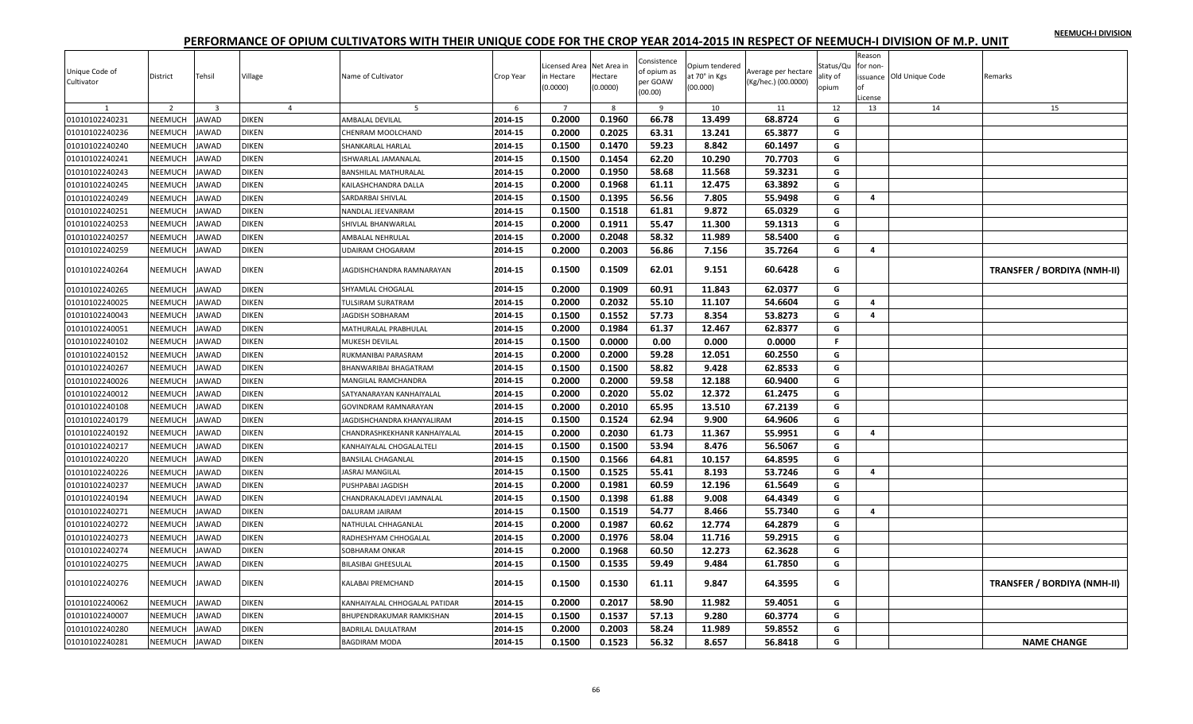NEEMUCH-I DIVISION

# PERFORMANCE OF OPIUM CULTIVATORS WITH THEIR UNIQUE CODE FOR THE CROP YEAR 2014-2015 IN RESPECT OF NEEMUCH-I DIVISION OF M.P. UNIT

| Unique Code of Cultivator | District | Tehsil | Village | Name of Cultivator | Crop Year | Licensed Area in Hectare (0.0000) | Net Area in Hectare (0.0000) | Consistence of opium as per GOAW (00.00) | Opium tendered at 70° in Kgs (00.000) | Average per hectare (Kg/hec.) (00.0000) | Status/Quality of opium | Reason for non-issuance of License | Old Unique Code | Remarks |
|---|---|---|---|---|---|---|---|---|---|---|---|---|---|---|
| 1 | 2 | 3 | 4 | 5 | 6 | 7 | 8 | 9 | 10 | 11 | 12 | 13 | 14 | 15 |
| 01010102240231 | NEEMUCH | JAWAD | DIKEN | AMBALAL DEVILAL | 2014-15 | 0.2000 | 0.1960 | 66.78 | 13.499 | 68.8724 | G | | | |
| 01010102240236 | NEEMUCH | JAWAD | DIKEN | CHENRAM MOOLCHAND | 2014-15 | 0.2000 | 0.2025 | 63.31 | 13.241 | 65.3877 | G | | | |
| 01010102240240 | NEEMUCH | JAWAD | DIKEN | SHANKARLAL HARLAL | 2014-15 | 0.1500 | 0.1470 | 59.23 | 8.842 | 60.1497 | G | | | |
| 01010102240241 | NEEMUCH | JAWAD | DIKEN | ISHWARLAL JAMANALAL | 2014-15 | 0.1500 | 0.1454 | 62.20 | 10.290 | 70.7703 | G | | | |
| 01010102240243 | NEEMUCH | JAWAD | DIKEN | BANSHILAL MATHURALAL | 2014-15 | 0.2000 | 0.1950 | 58.68 | 11.568 | 59.3231 | G | | | |
| 01010102240245 | NEEMUCH | JAWAD | DIKEN | KAILASHCHANDRA DALLA | 2014-15 | 0.2000 | 0.1968 | 61.11 | 12.475 | 63.3892 | G | | | |
| 01010102240249 | NEEMUCH | JAWAD | DIKEN | SARDARBAI SHIVLAL | 2014-15 | 0.1500 | 0.1395 | 56.56 | 7.805 | 55.9498 | G | 4 | | |
| 01010102240251 | NEEMUCH | JAWAD | DIKEN | NANDLAL JEEVANRAM | 2014-15 | 0.1500 | 0.1518 | 61.81 | 9.872 | 65.0329 | G | | | |
| 01010102240253 | NEEMUCH | JAWAD | DIKEN | SHIVLAL BHANWARLAL | 2014-15 | 0.2000 | 0.1911 | 55.47 | 11.300 | 59.1313 | G | | | |
| 01010102240257 | NEEMUCH | JAWAD | DIKEN | AMBALAL NEHRULAL | 2014-15 | 0.2000 | 0.2048 | 58.32 | 11.989 | 58.5400 | G | | | |
| 01010102240259 | NEEMUCH | JAWAD | DIKEN | UDAIRAM CHOGARAM | 2014-15 | 0.2000 | 0.2003 | 56.86 | 7.156 | 35.7264 | G | 4 | | |
| 01010102240264 | NEEMUCH | JAWAD | DIKEN | JAGDISHCHANDRA RAMNARAYAN | 2014-15 | 0.1500 | 0.1509 | 62.01 | 9.151 | 60.6428 | G | | | TRANSFER / BORDIYA (NMH-II) |
| 01010102240265 | NEEMUCH | JAWAD | DIKEN | SHYAMLAL CHOGALAL | 2014-15 | 0.2000 | 0.1909 | 60.91 | 11.843 | 62.0377 | G | | | |
| 01010102240025 | NEEMUCH | JAWAD | DIKEN | TULSIRAM SURATRAM | 2014-15 | 0.2000 | 0.2032 | 55.10 | 11.107 | 54.6604 | G | 4 | | |
| 01010102240043 | NEEMUCH | JAWAD | DIKEN | JAGDISH SOBHARAM | 2014-15 | 0.1500 | 0.1552 | 57.73 | 8.354 | 53.8273 | G | 4 | | |
| 01010102240051 | NEEMUCH | JAWAD | DIKEN | MATHURALAL PRABHULAL | 2014-15 | 0.2000 | 0.1984 | 61.37 | 12.467 | 62.8377 | G | | | |
| 01010102240102 | NEEMUCH | JAWAD | DIKEN | MUKESH DEVILAL | 2014-15 | 0.1500 | 0.0000 | 0.00 | 0.000 | 0.0000 | F | | | |
| 01010102240152 | NEEMUCH | JAWAD | DIKEN | RUKMANIBAI PARASRAM | 2014-15 | 0.2000 | 0.2000 | 59.28 | 12.051 | 60.2550 | G | | | |
| 01010102240267 | NEEMUCH | JAWAD | DIKEN | BHANWARIBAI BHAGATRAM | 2014-15 | 0.1500 | 0.1500 | 58.82 | 9.428 | 62.8533 | G | | | |
| 01010102240026 | NEEMUCH | JAWAD | DIKEN | MANGILAL RAMCHANDRA | 2014-15 | 0.2000 | 0.2000 | 59.58 | 12.188 | 60.9400 | G | | | |
| 01010102240012 | NEEMUCH | JAWAD | DIKEN | SATYANARAYAN KANHAIYALAL | 2014-15 | 0.2000 | 0.2020 | 55.02 | 12.372 | 61.2475 | G | | | |
| 01010102240108 | NEEMUCH | JAWAD | DIKEN | GOVINDRAM RAMNARAYAN | 2014-15 | 0.2000 | 0.2010 | 65.95 | 13.510 | 67.2139 | G | | | |
| 01010102240179 | NEEMUCH | JAWAD | DIKEN | JAGDISHCHANDRA KHANYALIRAM | 2014-15 | 0.1500 | 0.1524 | 62.94 | 9.900 | 64.9606 | G | | | |
| 01010102240192 | NEEMUCH | JAWAD | DIKEN | CHANDRASHKEKHANR KANHAIYALAL | 2014-15 | 0.2000 | 0.2030 | 61.73 | 11.367 | 55.9951 | G | 4 | | |
| 01010102240217 | NEEMUCH | JAWAD | DIKEN | KANHAIYALAL CHOGALALTELI | 2014-15 | 0.1500 | 0.1500 | 53.94 | 8.476 | 56.5067 | G | | | |
| 01010102240220 | NEEMUCH | JAWAD | DIKEN | BANSILAL CHAGANLAL | 2014-15 | 0.1500 | 0.1566 | 64.81 | 10.157 | 64.8595 | G | | | |
| 01010102240226 | NEEMUCH | JAWAD | DIKEN | JASRAJ MANGILAL | 2014-15 | 0.1500 | 0.1525 | 55.41 | 8.193 | 53.7246 | G | 4 | | |
| 01010102240237 | NEEMUCH | JAWAD | DIKEN | PUSHPABAI JAGDISH | 2014-15 | 0.2000 | 0.1981 | 60.59 | 12.196 | 61.5649 | G | | | |
| 01010102240194 | NEEMUCH | JAWAD | DIKEN | CHANDRAKALADEVI JAMNALAL | 2014-15 | 0.1500 | 0.1398 | 61.88 | 9.008 | 64.4349 | G | | | |
| 01010102240271 | NEEMUCH | JAWAD | DIKEN | DALURAM JAIRAM | 2014-15 | 0.1500 | 0.1519 | 54.77 | 8.466 | 55.7340 | G | 4 | | |
| 01010102240272 | NEEMUCH | JAWAD | DIKEN | NATHULAL CHHAGANLAL | 2014-15 | 0.2000 | 0.1987 | 60.62 | 12.774 | 64.2879 | G | | | |
| 01010102240273 | NEEMUCH | JAWAD | DIKEN | RADHESHYAM CHHOGALAL | 2014-15 | 0.2000 | 0.1976 | 58.04 | 11.716 | 59.2915 | G | | | |
| 01010102240274 | NEEMUCH | JAWAD | DIKEN | SOBHARAM ONKAR | 2014-15 | 0.2000 | 0.1968 | 60.50 | 12.273 | 62.3628 | G | | | |
| 01010102240275 | NEEMUCH | JAWAD | DIKEN | BILASIBAI GHEESULAL | 2014-15 | 0.1500 | 0.1535 | 59.49 | 9.484 | 61.7850 | G | | | |
| 01010102240276 | NEEMUCH | JAWAD | DIKEN | KALABAI PREMCHAND | 2014-15 | 0.1500 | 0.1530 | 61.11 | 9.847 | 64.3595 | G | | | TRANSFER / BORDIYA (NMH-II) |
| 01010102240062 | NEEMUCH | JAWAD | DIKEN | KANHAIYALAL CHHOGALAL PATIDAR | 2014-15 | 0.2000 | 0.2017 | 58.90 | 11.982 | 59.4051 | G | | | |
| 01010102240007 | NEEMUCH | JAWAD | DIKEN | BHUPENDRAKUMAR RAMKISHAN | 2014-15 | 0.1500 | 0.1537 | 57.13 | 9.280 | 60.3774 | G | | | |
| 01010102240280 | NEEMUCH | JAWAD | DIKEN | BADRILAL DAULATRAM | 2014-15 | 0.2000 | 0.2003 | 58.24 | 11.989 | 59.8552 | G | | | |
| 01010102240281 | NEEMUCH | JAWAD | DIKEN | BAGDIRAM MODA | 2014-15 | 0.1500 | 0.1523 | 56.32 | 8.657 | 56.8418 | G | | | NAME CHANGE |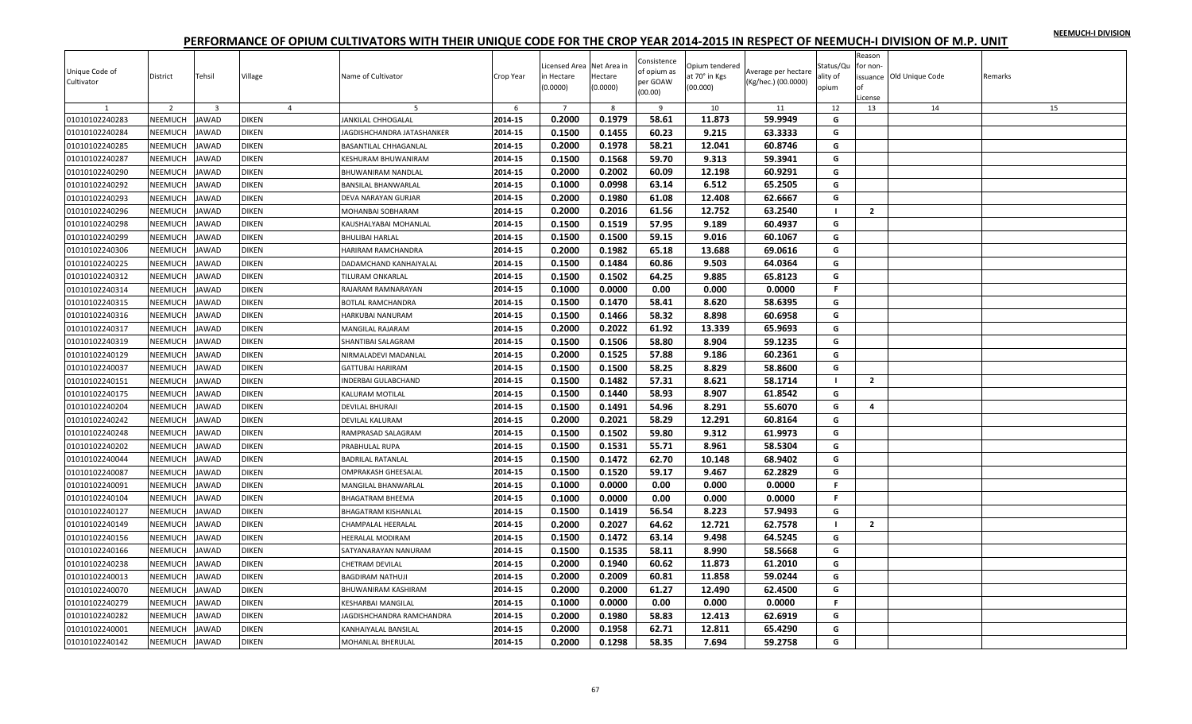NEEMUCH-I DIVISION

# PERFORMANCE OF OPIUM CULTIVATORS WITH THEIR UNIQUE CODE FOR THE CROP YEAR 2014-2015 IN RESPECT OF NEEMUCH-I DIVISION OF M.P. UNIT

| Unique Code of Cultivator | District | Tehsil | Village | Name of Cultivator | Crop Year | Licensed Area in Hectare (0.0000) | Net Area in Hectare (0.0000) | Consistence of opium as per GOAW (00.00) | Opium tendered at 70° in Kgs (00.000) | Average per hectare (Kg/hec.) (00.0000) | Status/Quality of opium | Reason for non-issuance of License | Old Unique Code | Remarks |
|---|---|---|---|---|---|---|---|---|---|---|---|---|---|---|
| 1 | 2 | 3 | 4 | 5 | 6 | 7 | 8 | 9 | 10 | 11 | 12 | 13 | 14 | 15 |
| 01010102240283 | NEEMUCH | JAWAD | DIKEN | JANKILAL CHHOGALAL | 2014-15 | 0.2000 | 0.1979 | 58.61 | 11.873 | 59.9949 | G | | | |
| 01010102240284 | NEEMUCH | JAWAD | DIKEN | JAGDISHCHANDRA JATASHANKER | 2014-15 | 0.1500 | 0.1455 | 60.23 | 9.215 | 63.3333 | G | | | |
| 01010102240285 | NEEMUCH | JAWAD | DIKEN | BASANTILAL CHHAGANLAL | 2014-15 | 0.2000 | 0.1978 | 58.21 | 12.041 | 60.8746 | G | | | |
| 01010102240287 | NEEMUCH | JAWAD | DIKEN | KESHURAM BHUWANIRAM | 2014-15 | 0.1500 | 0.1568 | 59.70 | 9.313 | 59.3941 | G | | | |
| 01010102240290 | NEEMUCH | JAWAD | DIKEN | BHUWANIRAM NANDLAL | 2014-15 | 0.2000 | 0.2002 | 60.09 | 12.198 | 60.9291 | G | | | |
| 01010102240292 | NEEMUCH | JAWAD | DIKEN | BANSILAL BHANWARLAL | 2014-15 | 0.1000 | 0.0998 | 63.14 | 6.512 | 65.2505 | G | | | |
| 01010102240293 | NEEMUCH | JAWAD | DIKEN | DEVA NARAYAN GURJAR | 2014-15 | 0.2000 | 0.1980 | 61.08 | 12.408 | 62.6667 | G | | | |
| 01010102240296 | NEEMUCH | JAWAD | DIKEN | MOHANBAI SOBHARAM | 2014-15 | 0.2000 | 0.2016 | 61.56 | 12.752 | 63.2540 | I | 2 | | |
| 01010102240298 | NEEMUCH | JAWAD | DIKEN | KAUSHALYABAI MOHANLAL | 2014-15 | 0.1500 | 0.1519 | 57.95 | 9.189 | 60.4937 | G | | | |
| 01010102240299 | NEEMUCH | JAWAD | DIKEN | BHULIBAI HARLAL | 2014-15 | 0.1500 | 0.1500 | 59.15 | 9.016 | 60.1067 | G | | | |
| 01010102240306 | NEEMUCH | JAWAD | DIKEN | HARIRAM RAMCHANDRA | 2014-15 | 0.2000 | 0.1982 | 65.18 | 13.688 | 69.0616 | G | | | |
| 01010102240225 | NEEMUCH | JAWAD | DIKEN | DADAMCHAND KANHAIYALAL | 2014-15 | 0.1500 | 0.1484 | 60.86 | 9.503 | 64.0364 | G | | | |
| 01010102240312 | NEEMUCH | JAWAD | DIKEN | TILURAM ONKARLAL | 2014-15 | 0.1500 | 0.1502 | 64.25 | 9.885 | 65.8123 | G | | | |
| 01010102240314 | NEEMUCH | JAWAD | DIKEN | RAJARAM RAMNARAYAN | 2014-15 | 0.1000 | 0.0000 | 0.00 | 0.000 | 0.0000 | F | | | |
| 01010102240315 | NEEMUCH | JAWAD | DIKEN | BOTLAL RAMCHANDRA | 2014-15 | 0.1500 | 0.1470 | 58.41 | 8.620 | 58.6395 | G | | | |
| 01010102240316 | NEEMUCH | JAWAD | DIKEN | HARKUBAI NANURAM | 2014-15 | 0.1500 | 0.1466 | 58.32 | 8.898 | 60.6958 | G | | | |
| 01010102240317 | NEEMUCH | JAWAD | DIKEN | MANGILAL RAJARAM | 2014-15 | 0.2000 | 0.2022 | 61.92 | 13.339 | 65.9693 | G | | | |
| 01010102240319 | NEEMUCH | JAWAD | DIKEN | SHANTIBAI SALAGRAM | 2014-15 | 0.1500 | 0.1506 | 58.80 | 8.904 | 59.1235 | G | | | |
| 01010102240129 | NEEMUCH | JAWAD | DIKEN | NIRMALADEVI MADANLAL | 2014-15 | 0.2000 | 0.1525 | 57.88 | 9.186 | 60.2361 | G | | | |
| 01010102240037 | NEEMUCH | JAWAD | DIKEN | GATTUBAI HARIRAM | 2014-15 | 0.1500 | 0.1500 | 58.25 | 8.829 | 58.8600 | G | | | |
| 01010102240151 | NEEMUCH | JAWAD | DIKEN | INDERBAI GULABCHAND | 2014-15 | 0.1500 | 0.1482 | 57.31 | 8.621 | 58.1714 | I | 2 | | |
| 01010102240175 | NEEMUCH | JAWAD | DIKEN | KALURAM MOTILAL | 2014-15 | 0.1500 | 0.1440 | 58.93 | 8.907 | 61.8542 | G | | | |
| 01010102240204 | NEEMUCH | JAWAD | DIKEN | DEVILAL BHURAJI | 2014-15 | 0.1500 | 0.1491 | 54.96 | 8.291 | 55.6070 | G | 4 | | |
| 01010102240242 | NEEMUCH | JAWAD | DIKEN | DEVILAL KALURAM | 2014-15 | 0.2000 | 0.2021 | 58.29 | 12.291 | 60.8164 | G | | | |
| 01010102240248 | NEEMUCH | JAWAD | DIKEN | RAMPRASAD SALAGRAM | 2014-15 | 0.1500 | 0.1502 | 59.80 | 9.312 | 61.9973 | G | | | |
| 01010102240202 | NEEMUCH | JAWAD | DIKEN | PRABHULAL RUPA | 2014-15 | 0.1500 | 0.1531 | 55.71 | 8.961 | 58.5304 | G | | | |
| 01010102240044 | NEEMUCH | JAWAD | DIKEN | BADRILAL RATANLAL | 2014-15 | 0.1500 | 0.1472 | 62.70 | 10.148 | 68.9402 | G | | | |
| 01010102240087 | NEEMUCH | JAWAD | DIKEN | OMPRAKASH GHEESALAL | 2014-15 | 0.1500 | 0.1520 | 59.17 | 9.467 | 62.2829 | G | | | |
| 01010102240091 | NEEMUCH | JAWAD | DIKEN | MANGILAL BHANWARLAL | 2014-15 | 0.1000 | 0.0000 | 0.00 | 0.000 | 0.0000 | F | | | |
| 01010102240104 | NEEMUCH | JAWAD | DIKEN | BHAGATRAM BHEEMA | 2014-15 | 0.1000 | 0.0000 | 0.00 | 0.000 | 0.0000 | F | | | |
| 01010102240127 | NEEMUCH | JAWAD | DIKEN | BHAGATRAM KISHANLAL | 2014-15 | 0.1500 | 0.1419 | 56.54 | 8.223 | 57.9493 | G | | | |
| 01010102240149 | NEEMUCH | JAWAD | DIKEN | CHAMPALAL HEERALAL | 2014-15 | 0.2000 | 0.2027 | 64.62 | 12.721 | 62.7578 | I | 2 | | |
| 01010102240156 | NEEMUCH | JAWAD | DIKEN | HEERALAL MODIRAM | 2014-15 | 0.1500 | 0.1472 | 63.14 | 9.498 | 64.5245 | G | | | |
| 01010102240166 | NEEMUCH | JAWAD | DIKEN | SATYANARAYAN NANURAM | 2014-15 | 0.1500 | 0.1535 | 58.11 | 8.990 | 58.5668 | G | | | |
| 01010102240238 | NEEMUCH | JAWAD | DIKEN | CHETRAM DEVILAL | 2014-15 | 0.2000 | 0.1940 | 60.62 | 11.873 | 61.2010 | G | | | |
| 01010102240013 | NEEMUCH | JAWAD | DIKEN | BAGDIRAM NATHUJI | 2014-15 | 0.2000 | 0.2009 | 60.81 | 11.858 | 59.0244 | G | | | |
| 01010102240070 | NEEMUCH | JAWAD | DIKEN | BHUWANIRAM KASHIRAM | 2014-15 | 0.2000 | 0.2000 | 61.27 | 12.490 | 62.4500 | G | | | |
| 01010102240279 | NEEMUCH | JAWAD | DIKEN | KESHARBAI MANGILAL | 2014-15 | 0.1000 | 0.0000 | 0.00 | 0.000 | 0.0000 | F | | | |
| 01010102240282 | NEEMUCH | JAWAD | DIKEN | JAGDISHCHANDRA RAMCHANDRA | 2014-15 | 0.2000 | 0.1980 | 58.83 | 12.413 | 62.6919 | G | | | |
| 01010102240001 | NEEMUCH | JAWAD | DIKEN | KANHAIYALAL BANSILAL | 2014-15 | 0.2000 | 0.1958 | 62.71 | 12.811 | 65.4290 | G | | | |
| 01010102240142 | NEEMUCH | JAWAD | DIKEN | MOHANLAL BHERULAL | 2014-15 | 0.2000 | 0.1298 | 58.35 | 7.694 | 59.2758 | G | | | |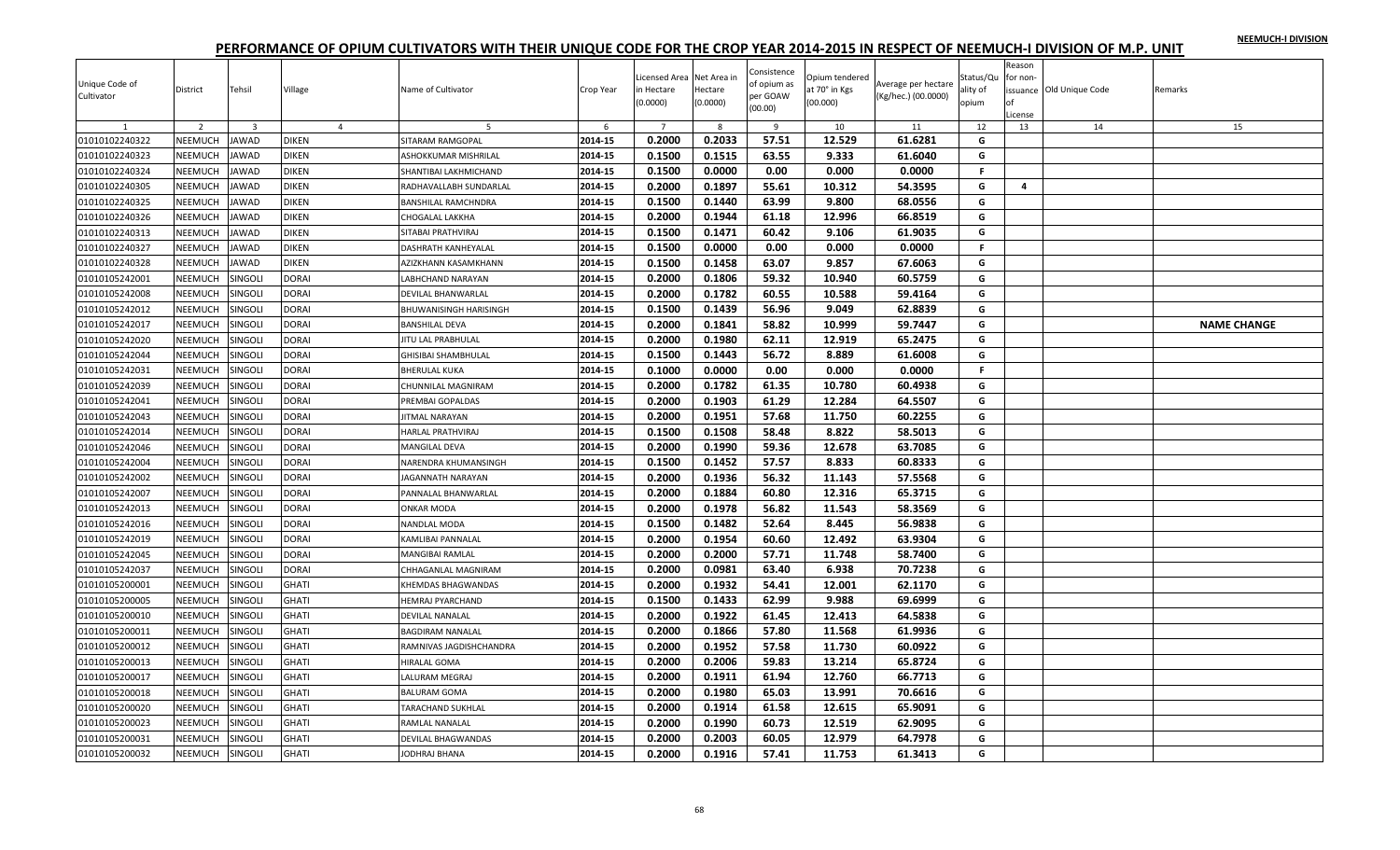# PERFORMANCE OF OPIUM CULTIVATORS WITH THEIR UNIQUE CODE FOR THE CROP YEAR 2014-2015 IN RESPECT OF NEEMUCH-I DIVISION OF M.P. UNIT

NEEMUCH-I DIVISION

| Unique Code of Cultivator | District | Tehsil | Village | Name of Cultivator | Crop Year | Licensed Area in Hectare (0.0000) | Net Area in Hectare (0.0000) | Consistence of opium as per GOAW (00.00) | Opium tendered at 70° in Kgs (00.000) | Average per hectare (Kg/hec.) (00.0000) | Status/Quality of opium | Reason for non-issuance of License | Old Unique Code | Remarks |
|---|---|---|---|---|---|---|---|---|---|---|---|---|---|---|
| 1 | 2 | 3 | 4 | 5 | 6 | 7 | 8 | 9 | 10 | 11 | 12 | 13 | 14 | 15 |
| 01010102240322 | NEEMUCH | JAWAD | DIKEN | SITARAM RAMGOPAL | 2014-15 | 0.2000 | 0.2033 | 57.51 | 12.529 | 61.6281 | G | | | |
| 01010102240323 | NEEMUCH | JAWAD | DIKEN | ASHOKKUMAR MISHRILAL | 2014-15 | 0.1500 | 0.1515 | 63.55 | 9.333 | 61.6040 | G | | | |
| 01010102240324 | NEEMUCH | JAWAD | DIKEN | SHANTIBAI LAKHMICHAND | 2014-15 | 0.1500 | 0.0000 | 0.00 | 0.000 | 0.0000 | F | | | |
| 01010102240305 | NEEMUCH | JAWAD | DIKEN | RADHAVALLABH SUNDARLAL | 2014-15 | 0.2000 | 0.1897 | 55.61 | 10.312 | 54.3595 | G | 4 | | |
| 01010102240325 | NEEMUCH | JAWAD | DIKEN | BANSHILAL RAMCHNDRA | 2014-15 | 0.1500 | 0.1440 | 63.99 | 9.800 | 68.0556 | G | | | |
| 01010102240326 | NEEMUCH | JAWAD | DIKEN | CHOGALAL LAKKHA | 2014-15 | 0.2000 | 0.1944 | 61.18 | 12.996 | 66.8519 | G | | | |
| 01010102240313 | NEEMUCH | JAWAD | DIKEN | SITABAI PRATHVIRAJ | 2014-15 | 0.1500 | 0.1471 | 60.42 | 9.106 | 61.9035 | G | | | |
| 01010102240327 | NEEMUCH | JAWAD | DIKEN | DASHRATH KANHEYALAL | 2014-15 | 0.1500 | 0.0000 | 0.00 | 0.000 | 0.0000 | F | | | |
| 01010102240328 | NEEMUCH | JAWAD | DIKEN | AZIZKHANN KASAMKHANN | 2014-15 | 0.1500 | 0.1458 | 63.07 | 9.857 | 67.6063 | G | | | |
| 01010105242001 | NEEMUCH | SINGOLI | DORAI | LABHCHAND NARAYAN | 2014-15 | 0.2000 | 0.1806 | 59.32 | 10.940 | 60.5759 | G | | | |
| 01010105242008 | NEEMUCH | SINGOLI | DORAI | DEVILAL BHANWARLAL | 2014-15 | 0.2000 | 0.1782 | 60.55 | 10.588 | 59.4164 | G | | | |
| 01010105242012 | NEEMUCH | SINGOLI | DORAI | BHUWANISINGH HARISINGH | 2014-15 | 0.1500 | 0.1439 | 56.96 | 9.049 | 62.8839 | G | | | |
| 01010105242017 | NEEMUCH | SINGOLI | DORAI | BANSHILAL DEVA | 2014-15 | 0.2000 | 0.1841 | 58.82 | 10.999 | 59.7447 | G | | | NAME CHANGE |
| 01010105242020 | NEEMUCH | SINGOLI | DORAI | JITU LAL PRABHULAL | 2014-15 | 0.2000 | 0.1980 | 62.11 | 12.919 | 65.2475 | G | | | |
| 01010105242044 | NEEMUCH | SINGOLI | DORAI | GHISIBAI SHAMBHULAL | 2014-15 | 0.1500 | 0.1443 | 56.72 | 8.889 | 61.6008 | G | | | |
| 01010105242031 | NEEMUCH | SINGOLI | DORAI | BHERULAL KUKA | 2014-15 | 0.1000 | 0.0000 | 0.00 | 0.000 | 0.0000 | F | | | |
| 01010105242039 | NEEMUCH | SINGOLI | DORAI | CHUNNILAL MAGNIRAM | 2014-15 | 0.2000 | 0.1782 | 61.35 | 10.780 | 60.4938 | G | | | |
| 01010105242041 | NEEMUCH | SINGOLI | DORAI | PREMBAI GOPALDAS | 2014-15 | 0.2000 | 0.1903 | 61.29 | 12.284 | 64.5507 | G | | | |
| 01010105242043 | NEEMUCH | SINGOLI | DORAI | JITMAL NARAYAN | 2014-15 | 0.2000 | 0.1951 | 57.68 | 11.750 | 60.2255 | G | | | |
| 01010105242014 | NEEMUCH | SINGOLI | DORAI | HARLAL PRATHVIRAJ | 2014-15 | 0.1500 | 0.1508 | 58.48 | 8.822 | 58.5013 | G | | | |
| 01010105242046 | NEEMUCH | SINGOLI | DORAI | MANGILAL DEVA | 2014-15 | 0.2000 | 0.1990 | 59.36 | 12.678 | 63.7085 | G | | | |
| 01010105242004 | NEEMUCH | SINGOLI | DORAI | NARENDRA KHUMANSINGH | 2014-15 | 0.1500 | 0.1452 | 57.57 | 8.833 | 60.8333 | G | | | |
| 01010105242002 | NEEMUCH | SINGOLI | DORAI | JAGANNATH NARAYAN | 2014-15 | 0.2000 | 0.1936 | 56.32 | 11.143 | 57.5568 | G | | | |
| 01010105242007 | NEEMUCH | SINGOLI | DORAI | PANNALAL BHANWARLAL | 2014-15 | 0.2000 | 0.1884 | 60.80 | 12.316 | 65.3715 | G | | | |
| 01010105242013 | NEEMUCH | SINGOLI | DORAI | ONKAR MODA | 2014-15 | 0.2000 | 0.1978 | 56.82 | 11.543 | 58.3569 | G | | | |
| 01010105242016 | NEEMUCH | SINGOLI | DORAI | NANDLAL MODA | 2014-15 | 0.1500 | 0.1482 | 52.64 | 8.445 | 56.9838 | G | | | |
| 01010105242019 | NEEMUCH | SINGOLI | DORAI | KAMLIBAI PANNALAL | 2014-15 | 0.2000 | 0.1954 | 60.60 | 12.492 | 63.9304 | G | | | |
| 01010105242045 | NEEMUCH | SINGOLI | DORAI | MANGIBAI RAMLAL | 2014-15 | 0.2000 | 0.2000 | 57.71 | 11.748 | 58.7400 | G | | | |
| 01010105242037 | NEEMUCH | SINGOLI | DORAI | CHHAGANLAL MAGNIRAM | 2014-15 | 0.2000 | 0.0981 | 63.40 | 6.938 | 70.7238 | G | | | |
| 01010105200001 | NEEMUCH | SINGOLI | GHATI | KHEMDAS BHAGWANDAS | 2014-15 | 0.2000 | 0.1932 | 54.41 | 12.001 | 62.1170 | G | | | |
| 01010105200005 | NEEMUCH | SINGOLI | GHATI | HEMRAJ PYARCHAND | 2014-15 | 0.1500 | 0.1433 | 62.99 | 9.988 | 69.6999 | G | | | |
| 01010105200010 | NEEMUCH | SINGOLI | GHATI | DEVILAL NANALAL | 2014-15 | 0.2000 | 0.1922 | 61.45 | 12.413 | 64.5838 | G | | | |
| 01010105200011 | NEEMUCH | SINGOLI | GHATI | BAGDIRAM NANALAL | 2014-15 | 0.2000 | 0.1866 | 57.80 | 11.568 | 61.9936 | G | | | |
| 01010105200012 | NEEMUCH | SINGOLI | GHATI | RAMNIVAS JAGDISHCHANDRA | 2014-15 | 0.2000 | 0.1952 | 57.58 | 11.730 | 60.0922 | G | | | |
| 01010105200013 | NEEMUCH | SINGOLI | GHATI | HIRALAL GOMA | 2014-15 | 0.2000 | 0.2006 | 59.83 | 13.214 | 65.8724 | G | | | |
| 01010105200017 | NEEMUCH | SINGOLI | GHATI | LALURAM MEGRAJ | 2014-15 | 0.2000 | 0.1911 | 61.94 | 12.760 | 66.7713 | G | | | |
| 01010105200018 | NEEMUCH | SINGOLI | GHATI | BALURAM GOMA | 2014-15 | 0.2000 | 0.1980 | 65.03 | 13.991 | 70.6616 | G | | | |
| 01010105200020 | NEEMUCH | SINGOLI | GHATI | TARACHAND SUKHLAL | 2014-15 | 0.2000 | 0.1914 | 61.58 | 12.615 | 65.9091 | G | | | |
| 01010105200023 | NEEMUCH | SINGOLI | GHATI | RAMLAL NANALAL | 2014-15 | 0.2000 | 0.1990 | 60.73 | 12.519 | 62.9095 | G | | | |
| 01010105200031 | NEEMUCH | SINGOLI | GHATI | DEVILAL BHAGWANDAS | 2014-15 | 0.2000 | 0.2003 | 60.05 | 12.979 | 64.7978 | G | | | |
| 01010105200032 | NEEMUCH | SINGOLI | GHATI | JODHRAJ BHANA | 2014-15 | 0.2000 | 0.1916 | 57.41 | 11.753 | 61.3413 | G | | | |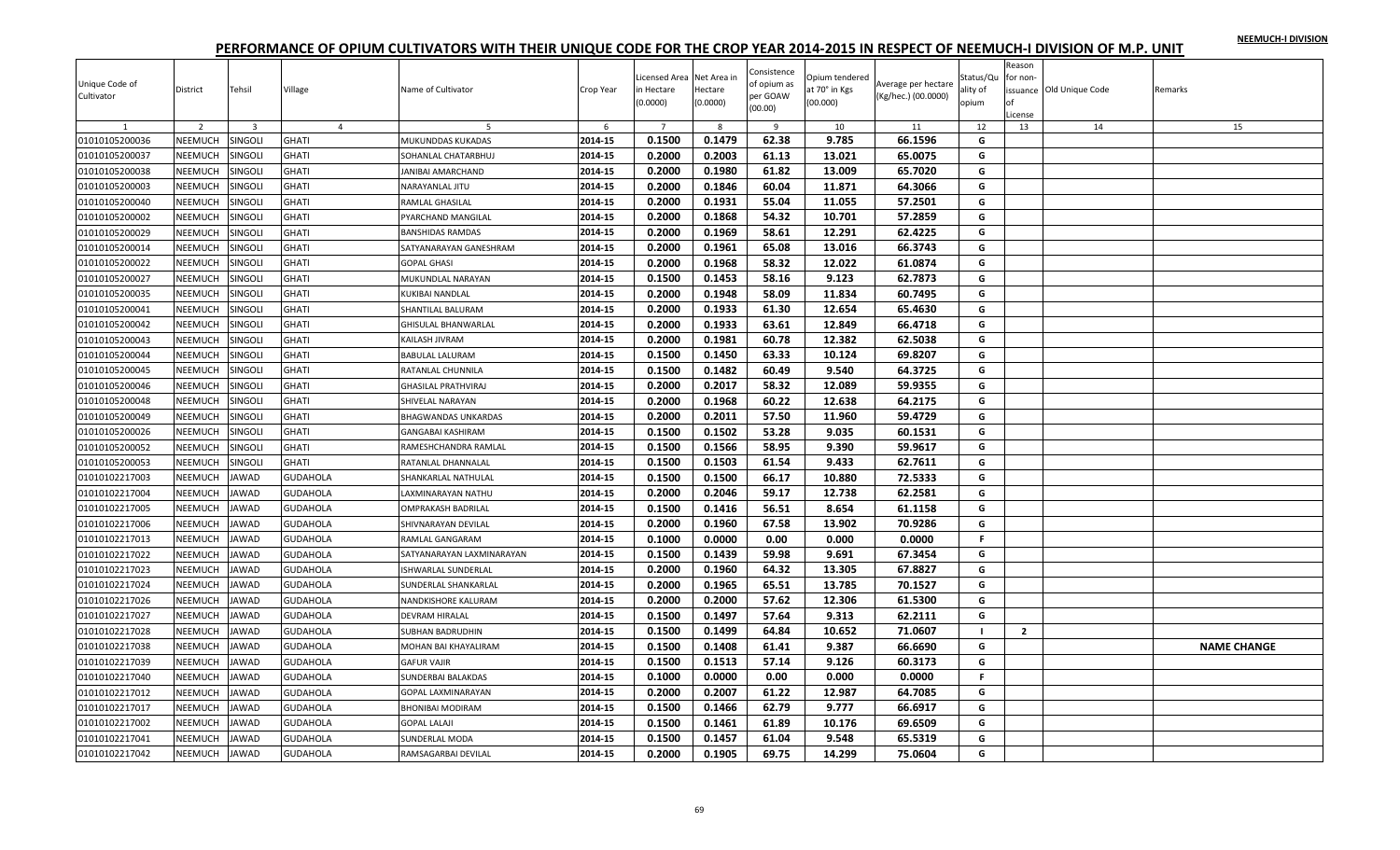NEEMUCH-I DIVISION

# PERFORMANCE OF OPIUM CULTIVATORS WITH THEIR UNIQUE CODE FOR THE CROP YEAR 2014-2015 IN RESPECT OF NEEMUCH-I DIVISION OF M.P. UNIT

| Unique Code of Cultivator | District | Tehsil | Village | Name of Cultivator | Crop Year | Licensed Area in Hectare (0.0000) | Net Area in Hectare (0.0000) | Consistence of opium as per GOAW (00.00) | Opium tendered at 70° in Kgs (00.000) | Average per hectare (Kg/hec.) (00.0000) | Status/Quality of opium | Reason for non-issuance of License | Old Unique Code | Remarks |
|---|---|---|---|---|---|---|---|---|---|---|---|---|---|---|
| 1 | 2 | 3 | 4 | 5 | 6 | 7 | 8 | 9 | 10 | 11 | 12 | 13 | 14 | 15 |
| 01010105200036 | NEEMUCH | SINGOLI | GHATI | MUKUNDDAS KUKADAS | 2014-15 | 0.1500 | 0.1479 | 62.38 | 9.785 | 66.1596 | G | | | |
| 01010105200037 | NEEMUCH | SINGOLI | GHATI | SOHANLAL CHATARBHUJ | 2014-15 | 0.2000 | 0.2003 | 61.13 | 13.021 | 65.0075 | G | | | |
| 01010105200038 | NEEMUCH | SINGOLI | GHATI | JANIBAI AMARCHAND | 2014-15 | 0.2000 | 0.1980 | 61.82 | 13.009 | 65.7020 | G | | | |
| 01010105200003 | NEEMUCH | SINGOLI | GHATI | NARAYANLAL JITU | 2014-15 | 0.2000 | 0.1846 | 60.04 | 11.871 | 64.3066 | G | | | |
| 01010105200040 | NEEMUCH | SINGOLI | GHATI | RAMLAL GHASILAL | 2014-15 | 0.2000 | 0.1931 | 55.04 | 11.055 | 57.2501 | G | | | |
| 01010105200002 | NEEMUCH | SINGOLI | GHATI | PYARCHAND MANGILAL | 2014-15 | 0.2000 | 0.1868 | 54.32 | 10.701 | 57.2859 | G | | | |
| 01010105200029 | NEEMUCH | SINGOLI | GHATI | BANSHIDAS RAMDAS | 2014-15 | 0.2000 | 0.1969 | 58.61 | 12.291 | 62.4225 | G | | | |
| 01010105200014 | NEEMUCH | SINGOLI | GHATI | SATYANARAYAN GANESHRAM | 2014-15 | 0.2000 | 0.1961 | 65.08 | 13.016 | 66.3743 | G | | | |
| 01010105200022 | NEEMUCH | SINGOLI | GHATI | GOPAL GHASI | 2014-15 | 0.2000 | 0.1968 | 58.32 | 12.022 | 61.0874 | G | | | |
| 01010105200027 | NEEMUCH | SINGOLI | GHATI | MUKUNDLAL NARAYAN | 2014-15 | 0.1500 | 0.1453 | 58.16 | 9.123 | 62.7873 | G | | | |
| 01010105200035 | NEEMUCH | SINGOLI | GHATI | KUKIBAI NANDLAL | 2014-15 | 0.2000 | 0.1948 | 58.09 | 11.834 | 60.7495 | G | | | |
| 01010105200041 | NEEMUCH | SINGOLI | GHATI | SHANTILAL BALURAM | 2014-15 | 0.2000 | 0.1933 | 61.30 | 12.654 | 65.4630 | G | | | |
| 01010105200042 | NEEMUCH | SINGOLI | GHATI | GHISULAL BHANWARLAL | 2014-15 | 0.2000 | 0.1933 | 63.61 | 12.849 | 66.4718 | G | | | |
| 01010105200043 | NEEMUCH | SINGOLI | GHATI | KAILASH JIVRAM | 2014-15 | 0.2000 | 0.1981 | 60.78 | 12.382 | 62.5038 | G | | | |
| 01010105200044 | NEEMUCH | SINGOLI | GHATI | BABULAL LALURAM | 2014-15 | 0.1500 | 0.1450 | 63.33 | 10.124 | 69.8207 | G | | | |
| 01010105200045 | NEEMUCH | SINGOLI | GHATI | RATANLAL CHUNNILA | 2014-15 | 0.1500 | 0.1482 | 60.49 | 9.540 | 64.3725 | G | | | |
| 01010105200046 | NEEMUCH | SINGOLI | GHATI | GHASILAL PRATHVIRAJ | 2014-15 | 0.2000 | 0.2017 | 58.32 | 12.089 | 59.9355 | G | | | |
| 01010105200048 | NEEMUCH | SINGOLI | GHATI | SHIVELAL NARAYAN | 2014-15 | 0.2000 | 0.1968 | 60.22 | 12.638 | 64.2175 | G | | | |
| 01010105200049 | NEEMUCH | SINGOLI | GHATI | BHAGWANDAS UNKARDAS | 2014-15 | 0.2000 | 0.2011 | 57.50 | 11.960 | 59.4729 | G | | | |
| 01010105200026 | NEEMUCH | SINGOLI | GHATI | GANGABAI KASHIRAM | 2014-15 | 0.1500 | 0.1502 | 53.28 | 9.035 | 60.1531 | G | | | |
| 01010105200052 | NEEMUCH | SINGOLI | GHATI | RAMESHCHANDRA RAMLAL | 2014-15 | 0.1500 | 0.1566 | 58.95 | 9.390 | 59.9617 | G | | | |
| 01010105200053 | NEEMUCH | SINGOLI | GHATI | RATANLAL DHANNALAL | 2014-15 | 0.1500 | 0.1503 | 61.54 | 9.433 | 62.7611 | G | | | |
| 01010102217003 | NEEMUCH | JAWAD | GUDAHOLA | SHANKARLAL NATHULAL | 2014-15 | 0.1500 | 0.1500 | 66.17 | 10.880 | 72.5333 | G | | | |
| 01010102217004 | NEEMUCH | JAWAD | GUDAHOLA | LAXMINARAYAN NATHU | 2014-15 | 0.2000 | 0.2046 | 59.17 | 12.738 | 62.2581 | G | | | |
| 01010102217005 | NEEMUCH | JAWAD | GUDAHOLA | OMPRAKASH BADRILAL | 2014-15 | 0.1500 | 0.1416 | 56.51 | 8.654 | 61.1158 | G | | | |
| 01010102217006 | NEEMUCH | JAWAD | GUDAHOLA | SHIVNARAYAN DEVILAL | 2014-15 | 0.2000 | 0.1960 | 67.58 | 13.902 | 70.9286 | G | | | |
| 01010102217013 | NEEMUCH | JAWAD | GUDAHOLA | RAMLAL GANGARAM | 2014-15 | 0.1000 | 0.0000 | 0.00 | 0.000 | 0.0000 | F | | | |
| 01010102217022 | NEEMUCH | JAWAD | GUDAHOLA | SATYANARAYAN LAXMINARAYAN | 2014-15 | 0.1500 | 0.1439 | 59.98 | 9.691 | 67.3454 | G | | | |
| 01010102217023 | NEEMUCH | JAWAD | GUDAHOLA | ISHWARLAL SUNDERLAL | 2014-15 | 0.2000 | 0.1960 | 64.32 | 13.305 | 67.8827 | G | | | |
| 01010102217024 | NEEMUCH | JAWAD | GUDAHOLA | SUNDERLAL SHANKARLAL | 2014-15 | 0.2000 | 0.1965 | 65.51 | 13.785 | 70.1527 | G | | | |
| 01010102217026 | NEEMUCH | JAWAD | GUDAHOLA | NANDKISHORE KALURAM | 2014-15 | 0.2000 | 0.2000 | 57.62 | 12.306 | 61.5300 | G | | | |
| 01010102217027 | NEEMUCH | JAWAD | GUDAHOLA | DEVRAM HIRALAL | 2014-15 | 0.1500 | 0.1497 | 57.64 | 9.313 | 62.2111 | G | | | |
| 01010102217028 | NEEMUCH | JAWAD | GUDAHOLA | SUBHAN BADRUDHIN | 2014-15 | 0.1500 | 0.1499 | 64.84 | 10.652 | 71.0607 | I | 2 | | |
| 01010102217038 | NEEMUCH | JAWAD | GUDAHOLA | MOHAN BAI KHAYALIRAM | 2014-15 | 0.1500 | 0.1408 | 61.41 | 9.387 | 66.6690 | G | | | NAME CHANGE |
| 01010102217039 | NEEMUCH | JAWAD | GUDAHOLA | GAFUR VAJIR | 2014-15 | 0.1500 | 0.1513 | 57.14 | 9.126 | 60.3173 | G | | | |
| 01010102217040 | NEEMUCH | JAWAD | GUDAHOLA | SUNDERBAI BALAKDAS | 2014-15 | 0.1000 | 0.0000 | 0.00 | 0.000 | 0.0000 | F | | | |
| 01010102217012 | NEEMUCH | JAWAD | GUDAHOLA | GOPAL LAXMINARAYAN | 2014-15 | 0.2000 | 0.2007 | 61.22 | 12.987 | 64.7085 | G | | | |
| 01010102217017 | NEEMUCH | JAWAD | GUDAHOLA | BHONIBAI MODIRAM | 2014-15 | 0.1500 | 0.1466 | 62.79 | 9.777 | 66.6917 | G | | | |
| 01010102217002 | NEEMUCH | JAWAD | GUDAHOLA | GOPAL LALAJI | 2014-15 | 0.1500 | 0.1461 | 61.89 | 10.176 | 69.6509 | G | | | |
| 01010102217041 | NEEMUCH | JAWAD | GUDAHOLA | SUNDERLAL MODA | 2014-15 | 0.1500 | 0.1457 | 61.04 | 9.548 | 65.5319 | G | | | |
| 01010102217042 | NEEMUCH | JAWAD | GUDAHOLA | RAMSAGARBAI DEVILAL | 2014-15 | 0.2000 | 0.1905 | 69.75 | 14.299 | 75.0604 | G | | | |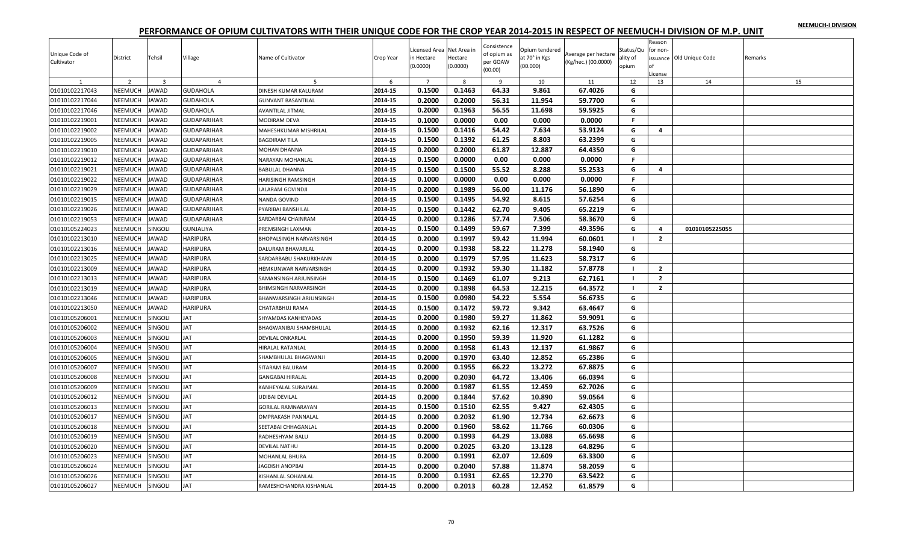NEEMUCH-I DIVISION

# PERFORMANCE OF OPIUM CULTIVATORS WITH THEIR UNIQUE CODE FOR THE CROP YEAR 2014-2015 IN RESPECT OF NEEMUCH-I DIVISION OF M.P. UNIT

| Unique Code of Cultivator | District | Tehsil | Village | Name of Cultivator | Crop Year | Licensed Area in Hectare (0.0000) | Net Area in Hectare (0.0000) | Consistence of opium as per GOAW (00.00) | Opium tendered at 70° in Kgs (00.000) | Average per hectare (Kg/hec.) (00.0000) | Status/Quality of opium | Reason for non-issuance of License | Old Unique Code | Remarks |
|---|---|---|---|---|---|---|---|---|---|---|---|---|---|---|
| 1 | 2 | 3 | 4 | 5 | 6 | 7 | 8 | 9 | 10 | 11 | 12 | 13 | 14 | 15 |
| 01010102217043 | NEEMUCH | JAWAD | GUDAHOLA | DINESH KUMAR KALURAM | 2014-15 | 0.1500 | 0.1463 | 64.33 | 9.861 | 67.4026 | G | | | |
| 01010102217044 | NEEMUCH | JAWAD | GUDAHOLA | GUNVANT BASANTILAL | 2014-15 | 0.2000 | 0.2000 | 56.31 | 11.954 | 59.7700 | G | | | |
| 01010102217046 | NEEMUCH | JAWAD | GUDAHOLA | AVANTILAL JITMAL | 2014-15 | 0.2000 | 0.1963 | 56.55 | 11.698 | 59.5925 | G | | | |
| 01010102219001 | NEEMUCH | JAWAD | GUDAPARIHAR | MODIRAM DEVA | 2014-15 | 0.1000 | 0.0000 | 0.00 | 0.000 | 0.0000 | F | | | |
| 01010102219002 | NEEMUCH | JAWAD | GUDAPARIHAR | MAHESHKUMAR MISHRILAL | 2014-15 | 0.1500 | 0.1416 | 54.42 | 7.634 | 53.9124 | G | 4 | | |
| 01010102219005 | NEEMUCH | JAWAD | GUDAPARIHAR | BAGDIRAM TILA | 2014-15 | 0.1500 | 0.1392 | 61.25 | 8.803 | 63.2399 | G | | | |
| 01010102219010 | NEEMUCH | JAWAD | GUDAPARIHAR | MOHAN DHANNA | 2014-15 | 0.2000 | 0.2000 | 61.87 | 12.887 | 64.4350 | G | | | |
| 01010102219012 | NEEMUCH | JAWAD | GUDAPARIHAR | NARAYAN MOHANLAL | 2014-15 | 0.1500 | 0.0000 | 0.00 | 0.000 | 0.0000 | F | | | |
| 01010102219021 | NEEMUCH | JAWAD | GUDAPARIHAR | BABULAL DHANNA | 2014-15 | 0.1500 | 0.1500 | 55.52 | 8.288 | 55.2533 | G | 4 | | |
| 01010102219022 | NEEMUCH | JAWAD | GUDAPARIHAR | HARISINGH RAMSINGH | 2014-15 | 0.1000 | 0.0000 | 0.00 | 0.000 | 0.0000 | F | | | |
| 01010102219029 | NEEMUCH | JAWAD | GUDAPARIHAR | LALARAM GOVINDJI | 2014-15 | 0.2000 | 0.1989 | 56.00 | 11.176 | 56.1890 | G | | | |
| 01010102219015 | NEEMUCH | JAWAD | GUDAPARIHAR | NANDA GOVIND | 2014-15 | 0.1500 | 0.1495 | 54.92 | 8.615 | 57.6254 | G | | | |
| 01010102219026 | NEEMUCH | JAWAD | GUDAPARIHAR | PYARIBAI BANSHILAL | 2014-15 | 0.1500 | 0.1442 | 62.70 | 9.405 | 65.2219 | G | | | |
| 01010102219053 | NEEMUCH | JAWAD | GUDAPARIHAR | SARDARBAI CHAINRAM | 2014-15 | 0.2000 | 0.1286 | 57.74 | 7.506 | 58.3670 | G | | | |
| 01010105224023 | NEEMUCH | SINGOLI | GUNJALIYA | PREMSINGH LAXMAN | 2014-15 | 0.1500 | 0.1499 | 59.67 | 7.399 | 49.3596 | G | 4 | 01010105225055 | |
| 01010102213010 | NEEMUCH | JAWAD | HARIPURA | BHOPALSINGH NARVARSINGH | 2014-15 | 0.2000 | 0.1997 | 59.42 | 11.994 | 60.0601 | I | 2 | | |
| 01010102213016 | NEEMUCH | JAWAD | HARIPURA | DALURAM BHAVARLAL | 2014-15 | 0.2000 | 0.1938 | 58.22 | 11.278 | 58.1940 | G | | | |
| 01010102213025 | NEEMUCH | JAWAD | HARIPURA | SARDARBABU SHAKURKHANN | 2014-15 | 0.2000 | 0.1979 | 57.95 | 11.623 | 58.7317 | G | | | |
| 01010102213009 | NEEMUCH | JAWAD | HARIPURA | HEMKUNWAR NARVARSINGH | 2014-15 | 0.2000 | 0.1932 | 59.30 | 11.182 | 57.8778 | I | 2 | | |
| 01010102213013 | NEEMUCH | JAWAD | HARIPURA | SAMANSINGH ARJUNSINGH | 2014-15 | 0.1500 | 0.1469 | 61.07 | 9.213 | 62.7161 | I | 2 | | |
| 01010102213019 | NEEMUCH | JAWAD | HARIPURA | BHIMSINGH NARVARSINGH | 2014-15 | 0.2000 | 0.1898 | 64.53 | 12.215 | 64.3572 | I | 2 | | |
| 01010102213046 | NEEMUCH | JAWAD | HARIPURA | BHANWARSINGH ARJUNSINGH | 2014-15 | 0.1500 | 0.0980 | 54.22 | 5.554 | 56.6735 | G | | | |
| 01010102213050 | NEEMUCH | JAWAD | HARIPURA | CHATARBHUJ RAMA | 2014-15 | 0.1500 | 0.1472 | 59.72 | 9.342 | 63.4647 | G | | | |
| 01010105206001 | NEEMUCH | SINGOLI | JAT | SHYAMDAS KANHEYADAS | 2014-15 | 0.2000 | 0.1980 | 59.27 | 11.862 | 59.9091 | G | | | |
| 01010105206002 | NEEMUCH | SINGOLI | JAT | BHAGWANIBAI SHAMBHULAL | 2014-15 | 0.2000 | 0.1932 | 62.16 | 12.317 | 63.7526 | G | | | |
| 01010105206003 | NEEMUCH | SINGOLI | JAT | DEVILAL ONKARLAL | 2014-15 | 0.2000 | 0.1950 | 59.39 | 11.920 | 61.1282 | G | | | |
| 01010105206004 | NEEMUCH | SINGOLI | JAT | HIRALAL RATANLAL | 2014-15 | 0.2000 | 0.1958 | 61.43 | 12.137 | 61.9867 | G | | | |
| 01010105206005 | NEEMUCH | SINGOLI | JAT | SHAMBHULAL BHAGWANJI | 2014-15 | 0.2000 | 0.1970 | 63.40 | 12.852 | 65.2386 | G | | | |
| 01010105206007 | NEEMUCH | SINGOLI | JAT | SITARAM BALURAM | 2014-15 | 0.2000 | 0.1955 | 66.22 | 13.272 | 67.8875 | G | | | |
| 01010105206008 | NEEMUCH | SINGOLI | JAT | GANGABAI HIRALAL | 2014-15 | 0.2000 | 0.2030 | 64.72 | 13.406 | 66.0394 | G | | | |
| 01010105206009 | NEEMUCH | SINGOLI | JAT | KANHEYALAL SURAJMAL | 2014-15 | 0.2000 | 0.1987 | 61.55 | 12.459 | 62.7026 | G | | | |
| 01010105206012 | NEEMUCH | SINGOLI | JAT | UDIBAI DEVILAL | 2014-15 | 0.2000 | 0.1844 | 57.62 | 10.890 | 59.0564 | G | | | |
| 01010105206013 | NEEMUCH | SINGOLI | JAT | GORILAL RAMNARAYAN | 2014-15 | 0.1500 | 0.1510 | 62.55 | 9.427 | 62.4305 | G | | | |
| 01010105206017 | NEEMUCH | SINGOLI | JAT | OMPRAKASH PANNALAL | 2014-15 | 0.2000 | 0.2032 | 61.90 | 12.734 | 62.6673 | G | | | |
| 01010105206018 | NEEMUCH | SINGOLI | JAT | SEETABAI CHHAGANLAL | 2014-15 | 0.2000 | 0.1960 | 58.62 | 11.766 | 60.0306 | G | | | |
| 01010105206019 | NEEMUCH | SINGOLI | JAT | RADHESHYAM BALU | 2014-15 | 0.2000 | 0.1993 | 64.29 | 13.088 | 65.6698 | G | | | |
| 01010105206020 | NEEMUCH | SINGOLI | JAT | DEVILAL NATHU | 2014-15 | 0.2000 | 0.2025 | 63.20 | 13.128 | 64.8296 | G | | | |
| 01010105206023 | NEEMUCH | SINGOLI | JAT | MOHANLAL BHURA | 2014-15 | 0.2000 | 0.1991 | 62.07 | 12.609 | 63.3300 | G | | | |
| 01010105206024 | NEEMUCH | SINGOLI | JAT | JAGDISH ANOPBAI | 2014-15 | 0.2000 | 0.2040 | 57.88 | 11.874 | 58.2059 | G | | | |
| 01010105206026 | NEEMUCH | SINGOLI | JAT | KISHANLAL SOHANLAL | 2014-15 | 0.2000 | 0.1931 | 62.65 | 12.270 | 63.5422 | G | | | |
| 01010105206027 | NEEMUCH | SINGOLI | JAT | RAMESHCHANDRA KISHANLAL | 2014-15 | 0.2000 | 0.2013 | 60.28 | 12.452 | 61.8579 | G | | | |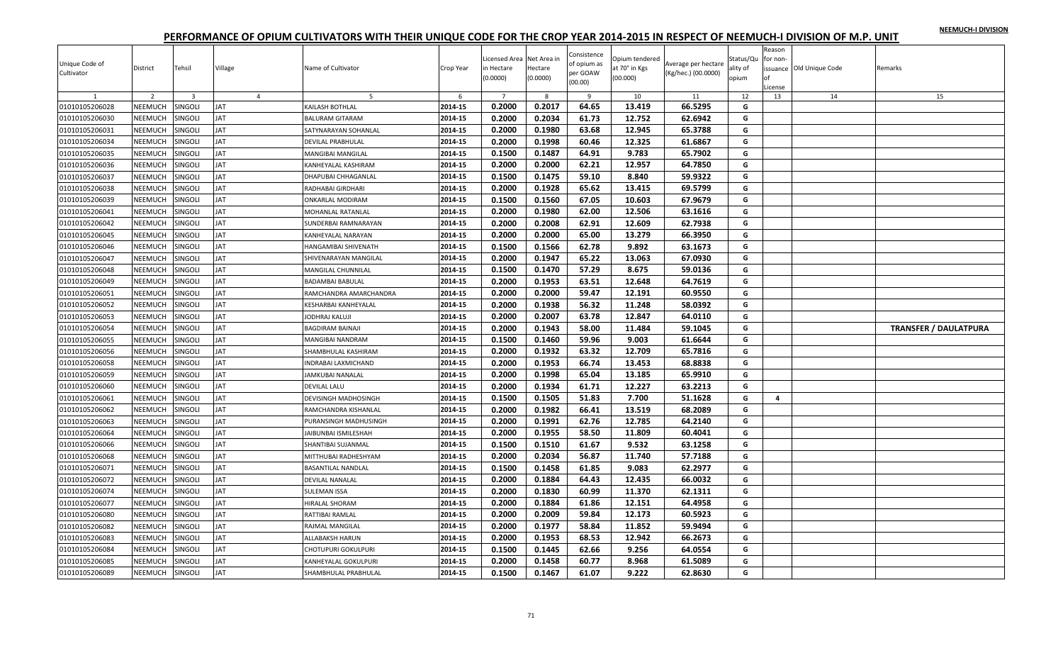NEEMUCH-I DIVISION

# PERFORMANCE OF OPIUM CULTIVATORS WITH THEIR UNIQUE CODE FOR THE CROP YEAR 2014-2015 IN RESPECT OF NEEMUCH-I DIVISION OF M.P. UNIT

| Unique Code of Cultivator | District | Tehsil | Village | Name of Cultivator | Crop Year | Licensed Area in Hectare (0.0000) | Net Area in Hectare (0.0000) | Consistence of opium as per GOAW (00.00) | Opium tendered at 70° in Kgs (00.000) | Average per hectare (Kg/hec.) (00.0000) | Status/Quality of opium | Reason for non-issuance of License | Old Unique Code | Remarks |
|---|---|---|---|---|---|---|---|---|---|---|---|---|---|---|
| 1 | 2 | 3 | 4 | 5 | 6 | 7 | 8 | 9 | 10 | 11 | 12 | 13 | 14 | 15 |
| 01010105206028 | NEEMUCH | SINGOLI | JAT | KAILASH BOTHLAL | 2014-15 | 0.2000 | 0.2017 | 64.65 | 13.419 | 66.5295 | G | | | |
| 01010105206030 | NEEMUCH | SINGOLI | JAT | BALURAM GITARAM | 2014-15 | 0.2000 | 0.2034 | 61.73 | 12.752 | 62.6942 | G | | | |
| 01010105206031 | NEEMUCH | SINGOLI | JAT | SATYNARAYAN SOHANLAL | 2014-15 | 0.2000 | 0.1980 | 63.68 | 12.945 | 65.3788 | G | | | |
| 01010105206034 | NEEMUCH | SINGOLI | JAT | DEVILAL PRABHULAL | 2014-15 | 0.2000 | 0.1998 | 60.46 | 12.325 | 61.6867 | G | | | |
| 01010105206035 | NEEMUCH | SINGOLI | JAT | MANGIBAI MANGILAL | 2014-15 | 0.1500 | 0.1487 | 64.91 | 9.783 | 65.7902 | G | | | |
| 01010105206036 | NEEMUCH | SINGOLI | JAT | KANHEYALAL KASHIRAM | 2014-15 | 0.2000 | 0.2000 | 62.21 | 12.957 | 64.7850 | G | | | |
| 01010105206037 | NEEMUCH | SINGOLI | JAT | DHAPUBAI CHHAGANLAL | 2014-15 | 0.1500 | 0.1475 | 59.10 | 8.840 | 59.9322 | G | | | |
| 01010105206038 | NEEMUCH | SINGOLI | JAT | RADHABAI GIRDHARI | 2014-15 | 0.2000 | 0.1928 | 65.62 | 13.415 | 69.5799 | G | | | |
| 01010105206039 | NEEMUCH | SINGOLI | JAT | ONKARLAL MODIRAM | 2014-15 | 0.1500 | 0.1560 | 67.05 | 10.603 | 67.9679 | G | | | |
| 01010105206041 | NEEMUCH | SINGOLI | JAT | MOHANLAL RATANLAL | 2014-15 | 0.2000 | 0.1980 | 62.00 | 12.506 | 63.1616 | G | | | |
| 01010105206042 | NEEMUCH | SINGOLI | JAT | SUNDERBAI RAMNARAYAN | 2014-15 | 0.2000 | 0.2008 | 62.91 | 12.609 | 62.7938 | G | | | |
| 01010105206045 | NEEMUCH | SINGOLI | JAT | KANHEYALAL NARAYAN | 2014-15 | 0.2000 | 0.2000 | 65.00 | 13.279 | 66.3950 | G | | | |
| 01010105206046 | NEEMUCH | SINGOLI | JAT | HANGAMIBAI SHIVENATH | 2014-15 | 0.1500 | 0.1566 | 62.78 | 9.892 | 63.1673 | G | | | |
| 01010105206047 | NEEMUCH | SINGOLI | JAT | SHIVENARAYAN MANGILAL | 2014-15 | 0.2000 | 0.1947 | 65.22 | 13.063 | 67.0930 | G | | | |
| 01010105206048 | NEEMUCH | SINGOLI | JAT | MANGILAL CHUNNILAL | 2014-15 | 0.1500 | 0.1470 | 57.29 | 8.675 | 59.0136 | G | | | |
| 01010105206049 | NEEMUCH | SINGOLI | JAT | BADAMBAI BABULAL | 2014-15 | 0.2000 | 0.1953 | 63.51 | 12.648 | 64.7619 | G | | | |
| 01010105206051 | NEEMUCH | SINGOLI | JAT | RAMCHANDRA AMARCHANDRA | 2014-15 | 0.2000 | 0.2000 | 59.47 | 12.191 | 60.9550 | G | | | |
| 01010105206052 | NEEMUCH | SINGOLI | JAT | KESHARBAI KANHEYALAL | 2014-15 | 0.2000 | 0.1938 | 56.32 | 11.248 | 58.0392 | G | | | |
| 01010105206053 | NEEMUCH | SINGOLI | JAT | JODHRAJ KALUJI | 2014-15 | 0.2000 | 0.2007 | 63.78 | 12.847 | 64.0110 | G | | | |
| 01010105206054 | NEEMUCH | SINGOLI | JAT | BAGDIRAM BAINAJI | 2014-15 | 0.2000 | 0.1943 | 58.00 | 11.484 | 59.1045 | G | | | **TRANSFER / DAULATPURA** |
| 01010105206055 | NEEMUCH | SINGOLI | JAT | MANGIBAI NANDRAM | 2014-15 | 0.1500 | 0.1460 | 59.96 | 9.003 | 61.6644 | G | | | |
| 01010105206056 | NEEMUCH | SINGOLI | JAT | SHAMBHULAL KASHIRAM | 2014-15 | 0.2000 | 0.1932 | 63.32 | 12.709 | 65.7816 | G | | | |
| 01010105206058 | NEEMUCH | SINGOLI | JAT | INDRABAI LAXMICHAND | 2014-15 | 0.2000 | 0.1953 | 66.74 | 13.453 | 68.8838 | G | | | |
| 01010105206059 | NEEMUCH | SINGOLI | JAT | JAMKUBAI NANALAL | 2014-15 | 0.2000 | 0.1998 | 65.04 | 13.185 | 65.9910 | G | | | |
| 01010105206060 | NEEMUCH | SINGOLI | JAT | DEVILAL LALU | 2014-15 | 0.2000 | 0.1934 | 61.71 | 12.227 | 63.2213 | G | | | |
| 01010105206061 | NEEMUCH | SINGOLI | JAT | DEVISINGH MADHOSINGH | 2014-15 | 0.1500 | 0.1505 | 51.83 | 7.700 | 51.1628 | G | 4 | | |
| 01010105206062 | NEEMUCH | SINGOLI | JAT | RAMCHANDRA KISHANLAL | 2014-15 | 0.2000 | 0.1982 | 66.41 | 13.519 | 68.2089 | G | | | |
| 01010105206063 | NEEMUCH | SINGOLI | JAT | PURANSINGH MADHUSINGH | 2014-15 | 0.2000 | 0.1991 | 62.76 | 12.785 | 64.2140 | G | | | |
| 01010105206064 | NEEMUCH | SINGOLI | JAT | JAIBUNBAI ISMILESHAH | 2014-15 | 0.2000 | 0.1955 | 58.50 | 11.809 | 60.4041 | G | | | |
| 01010105206066 | NEEMUCH | SINGOLI | JAT | SHANTIBAI SUJANMAL | 2014-15 | 0.1500 | 0.1510 | 61.67 | 9.532 | 63.1258 | G | | | |
| 01010105206068 | NEEMUCH | SINGOLI | JAT | MITTHUBAI RADHESHYAM | 2014-15 | 0.2000 | 0.2034 | 56.87 | 11.740 | 57.7188 | G | | | |
| 01010105206071 | NEEMUCH | SINGOLI | JAT | BASANTILAL NANDLAL | 2014-15 | 0.1500 | 0.1458 | 61.85 | 9.083 | 62.2977 | G | | | |
| 01010105206072 | NEEMUCH | SINGOLI | JAT | DEVILAL NANALAL | 2014-15 | 0.2000 | 0.1884 | 64.43 | 12.435 | 66.0032 | G | | | |
| 01010105206074 | NEEMUCH | SINGOLI | JAT | SULEMAN ISSA | 2014-15 | 0.2000 | 0.1830 | 60.99 | 11.370 | 62.1311 | G | | | |
| 01010105206077 | NEEMUCH | SINGOLI | JAT | HIRALAL SHORAM | 2014-15 | 0.2000 | 0.1884 | 61.86 | 12.151 | 64.4958 | G | | | |
| 01010105206080 | NEEMUCH | SINGOLI | JAT | RATTIBAI RAMLAL | 2014-15 | 0.2000 | 0.2009 | 59.84 | 12.173 | 60.5923 | G | | | |
| 01010105206082 | NEEMUCH | SINGOLI | JAT | RAJMAL MANGILAL | 2014-15 | 0.2000 | 0.1977 | 58.84 | 11.852 | 59.9494 | G | | | |
| 01010105206083 | NEEMUCH | SINGOLI | JAT | ALLABAKSH HARUN | 2014-15 | 0.2000 | 0.1953 | 68.53 | 12.942 | 66.2673 | G | | | |
| 01010105206084 | NEEMUCH | SINGOLI | JAT | CHOTUPURI GOKULPURI | 2014-15 | 0.1500 | 0.1445 | 62.66 | 9.256 | 64.0554 | G | | | |
| 01010105206085 | NEEMUCH | SINGOLI | JAT | KANHEYALAL GOKULPURI | 2014-15 | 0.2000 | 0.1458 | 60.77 | 8.968 | 61.5089 | G | | | |
| 01010105206089 | NEEMUCH | SINGOLI | JAT | SHAMBHULAL PRABHULAL | 2014-15 | 0.1500 | 0.1467 | 61.07 | 9.222 | 62.8630 | G | | | |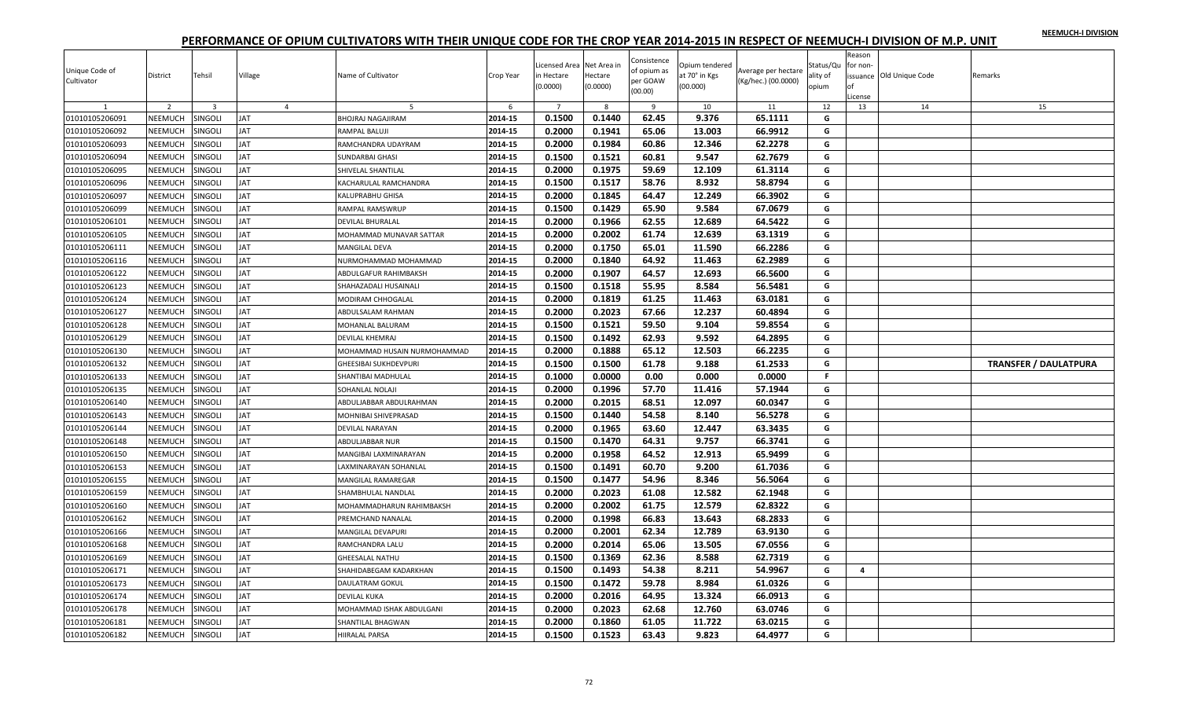NEEMUCH-I DIVISION

# PERFORMANCE OF OPIUM CULTIVATORS WITH THEIR UNIQUE CODE FOR THE CROP YEAR 2014-2015 IN RESPECT OF NEEMUCH-I DIVISION OF M.P. UNIT

| Unique Code of Cultivator | District | Tehsil | Village | Name of Cultivator | Crop Year | Licensed Area in Hectare (0.0000) | Net Area in Hectare (0.0000) | Consistence of opium as per GOAW (00.00) | Opium tendered at 70° in Kgs (00.000) | Average per hectare (Kg/hec.) (00.0000) | Status/Quality of opium | Reason for non-issuance of License | Old Unique Code | Remarks |
|---|---|---|---|---|---|---|---|---|---|---|---|---|---|---|
| 1 | 2 | 3 | 4 | 5 | 6 | 7 | 8 | 9 | 10 | 11 | 12 | 13 | 14 | 15 |
| 01010105206091 | NEEMUCH | SINGOLI | JAT | BHOJRAJ NAGAJIRAM | 2014-15 | 0.1500 | 0.1440 | 62.45 | 9.376 | 65.1111 | G | | | |
| 01010105206092 | NEEMUCH | SINGOLI | JAT | RAMPAL BALUJI | 2014-15 | 0.2000 | 0.1941 | 65.06 | 13.003 | 66.9912 | G | | | |
| 01010105206093 | NEEMUCH | SINGOLI | JAT | RAMCHANDRA UDAYRAM | 2014-15 | 0.2000 | 0.1984 | 60.86 | 12.346 | 62.2278 | G | | | |
| 01010105206094 | NEEMUCH | SINGOLI | JAT | SUNDARBAI GHASI | 2014-15 | 0.1500 | 0.1521 | 60.81 | 9.547 | 62.7679 | G | | | |
| 01010105206095 | NEEMUCH | SINGOLI | JAT | SHIVELAL SHANTILAL | 2014-15 | 0.2000 | 0.1975 | 59.69 | 12.109 | 61.3114 | G | | | |
| 01010105206096 | NEEMUCH | SINGOLI | JAT | KACHARULAL RAMCHANDRA | 2014-15 | 0.1500 | 0.1517 | 58.76 | 8.932 | 58.8794 | G | | | |
| 01010105206097 | NEEMUCH | SINGOLI | JAT | KALUPRABHU GHISA | 2014-15 | 0.2000 | 0.1845 | 64.47 | 12.249 | 66.3902 | G | | | |
| 01010105206099 | NEEMUCH | SINGOLI | JAT | RAMPAL RAMSWRUP | 2014-15 | 0.1500 | 0.1429 | 65.90 | 9.584 | 67.0679 | G | | | |
| 01010105206101 | NEEMUCH | SINGOLI | JAT | DEVILAL BHURALAL | 2014-15 | 0.2000 | 0.1966 | 62.55 | 12.689 | 64.5422 | G | | | |
| 01010105206105 | NEEMUCH | SINGOLI | JAT | MOHAMMAD MUNAVAR SATTAR | 2014-15 | 0.2000 | 0.2002 | 61.74 | 12.639 | 63.1319 | G | | | |
| 01010105206111 | NEEMUCH | SINGOLI | JAT | MANGILAL DEVA | 2014-15 | 0.2000 | 0.1750 | 65.01 | 11.590 | 66.2286 | G | | | |
| 01010105206116 | NEEMUCH | SINGOLI | JAT | NURMOHAMMAD MOHAMMAD | 2014-15 | 0.2000 | 0.1840 | 64.92 | 11.463 | 62.2989 | G | | | |
| 01010105206122 | NEEMUCH | SINGOLI | JAT | ABDULGAFUR RAHIMBAKSH | 2014-15 | 0.2000 | 0.1907 | 64.57 | 12.693 | 66.5600 | G | | | |
| 01010105206123 | NEEMUCH | SINGOLI | JAT | SHAHAZADALI HUSAINALI | 2014-15 | 0.1500 | 0.1518 | 55.95 | 8.584 | 56.5481 | G | | | |
| 01010105206124 | NEEMUCH | SINGOLI | JAT | MODIRAM CHHOGALAL | 2014-15 | 0.2000 | 0.1819 | 61.25 | 11.463 | 63.0181 | G | | | |
| 01010105206127 | NEEMUCH | SINGOLI | JAT | ABDULSALAM RAHMAN | 2014-15 | 0.2000 | 0.2023 | 67.66 | 12.237 | 60.4894 | G | | | |
| 01010105206128 | NEEMUCH | SINGOLI | JAT | MOHANLAL BALURAM | 2014-15 | 0.1500 | 0.1521 | 59.50 | 9.104 | 59.8554 | G | | | |
| 01010105206129 | NEEMUCH | SINGOLI | JAT | DEVILAL KHEMRAJ | 2014-15 | 0.1500 | 0.1492 | 62.93 | 9.592 | 64.2895 | G | | | |
| 01010105206130 | NEEMUCH | SINGOLI | JAT | MOHAMMAD HUSAIN NURMOHAMMAD | 2014-15 | 0.2000 | 0.1888 | 65.12 | 12.503 | 66.2235 | G | | | |
| 01010105206132 | NEEMUCH | SINGOLI | JAT | GHEESIBAI SUKHDEVPURI | 2014-15 | 0.1500 | 0.1500 | 61.78 | 9.188 | 61.2533 | G | | | **TRANSFER / DAULATPURA** |
| 01010105206133 | NEEMUCH | SINGOLI | JAT | SHANTIBAI MADHULAL | 2014-15 | 0.1000 | 0.0000 | 0.00 | 0.000 | 0.0000 | F | | | |
| 01010105206135 | NEEMUCH | SINGOLI | JAT | SOHANLAL NOLAJI | 2014-15 | 0.2000 | 0.1996 | 57.70 | 11.416 | 57.1944 | G | | | |
| 01010105206140 | NEEMUCH | SINGOLI | JAT | ABDULJABBAR ABDULRAHMAN | 2014-15 | 0.2000 | 0.2015 | 68.51 | 12.097 | 60.0347 | G | | | |
| 01010105206143 | NEEMUCH | SINGOLI | JAT | MOHNIBAI SHIVEPRASAD | 2014-15 | 0.1500 | 0.1440 | 54.58 | 8.140 | 56.5278 | G | | | |
| 01010105206144 | NEEMUCH | SINGOLI | JAT | DEVILAL NARAYAN | 2014-15 | 0.2000 | 0.1965 | 63.60 | 12.447 | 63.3435 | G | | | |
| 01010105206148 | NEEMUCH | SINGOLI | JAT | ABDULJABBAR NUR | 2014-15 | 0.1500 | 0.1470 | 64.31 | 9.757 | 66.3741 | G | | | |
| 01010105206150 | NEEMUCH | SINGOLI | JAT | MANGIBAI LAXMINARAYAN | 2014-15 | 0.2000 | 0.1958 | 64.52 | 12.913 | 65.9499 | G | | | |
| 01010105206153 | NEEMUCH | SINGOLI | JAT | LAXMINARAYAN SOHANLAL | 2014-15 | 0.1500 | 0.1491 | 60.70 | 9.200 | 61.7036 | G | | | |
| 01010105206155 | NEEMUCH | SINGOLI | JAT | MANGILAL RAMAREGAR | 2014-15 | 0.1500 | 0.1477 | 54.96 | 8.346 | 56.5064 | G | | | |
| 01010105206159 | NEEMUCH | SINGOLI | JAT | SHAMBHULAL NANDLAL | 2014-15 | 0.2000 | 0.2023 | 61.08 | 12.582 | 62.1948 | G | | | |
| 01010105206160 | NEEMUCH | SINGOLI | JAT | MOHAMMADHARUN RAHIMBAKSH | 2014-15 | 0.2000 | 0.2002 | 61.75 | 12.579 | 62.8322 | G | | | |
| 01010105206162 | NEEMUCH | SINGOLI | JAT | PREMCHAND NANALAL | 2014-15 | 0.2000 | 0.1998 | 66.83 | 13.643 | 68.2833 | G | | | |
| 01010105206166 | NEEMUCH | SINGOLI | JAT | MANGILAL DEVAPURI | 2014-15 | 0.2000 | 0.2001 | 62.34 | 12.789 | 63.9130 | G | | | |
| 01010105206168 | NEEMUCH | SINGOLI | JAT | RAMCHANDRA LALU | 2014-15 | 0.2000 | 0.2014 | 65.06 | 13.505 | 67.0556 | G | | | |
| 01010105206169 | NEEMUCH | SINGOLI | JAT | GHEESALAL NATHU | 2014-15 | 0.1500 | 0.1369 | 62.36 | 8.588 | 62.7319 | G | | | |
| 01010105206171 | NEEMUCH | SINGOLI | JAT | SHAHIDABEGAM KADARKHAN | 2014-15 | 0.1500 | 0.1493 | 54.38 | 8.211 | 54.9967 | G | 4 | | |
| 01010105206173 | NEEMUCH | SINGOLI | JAT | DAULATRAM GOKUL | 2014-15 | 0.1500 | 0.1472 | 59.78 | 8.984 | 61.0326 | G | | | |
| 01010105206174 | NEEMUCH | SINGOLI | JAT | DEVILAL KUKA | 2014-15 | 0.2000 | 0.2016 | 64.95 | 13.324 | 66.0913 | G | | | |
| 01010105206178 | NEEMUCH | SINGOLI | JAT | MOHAMMAD ISHAK ABDULGANI | 2014-15 | 0.2000 | 0.2023 | 62.68 | 12.760 | 63.0746 | G | | | |
| 01010105206181 | NEEMUCH | SINGOLI | JAT | SHANTILAL BHAGWAN | 2014-15 | 0.2000 | 0.1860 | 61.05 | 11.722 | 63.0215 | G | | | |
| 01010105206182 | NEEMUCH | SINGOLI | JAT | HIIRALAL PARSA | 2014-15 | 0.1500 | 0.1523 | 63.43 | 9.823 | 64.4977 | G | | | |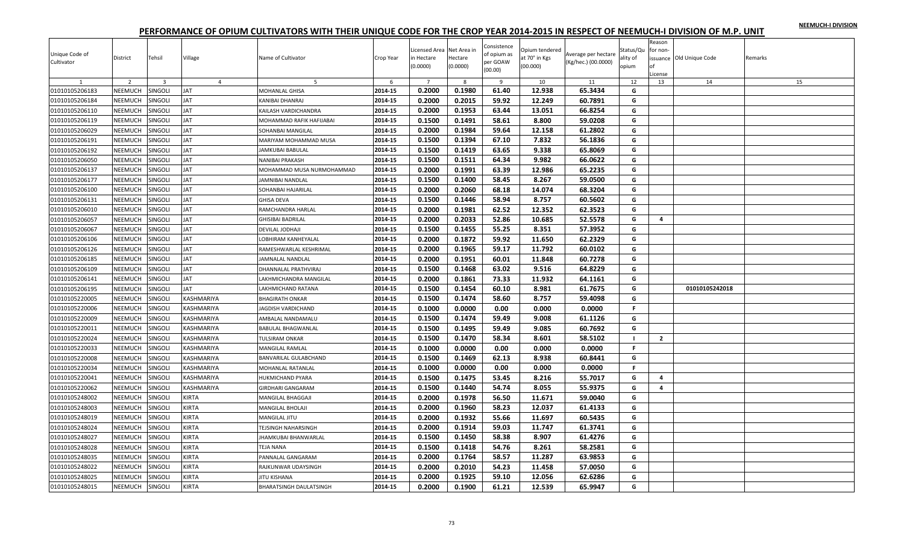# PERFORMANCE OF OPIUM CULTIVATORS WITH THEIR UNIQUE CODE FOR THE CROP YEAR 2014-2015 IN RESPECT OF NEEMUCH-I DIVISION OF M.P. UNIT

| Unique Code of Cultivator | District | Tehsil | Village | Name of Cultivator | Crop Year | Licensed Area in Hectare (0.0000) | Net Area in Hectare (0.0000) | Consistence of opium as per GOAW (00.00) | Opium tendered at 70° in Kgs (00.000) | Average per hectare (Kg/hec.) (00.0000) | Status/Quality of opium | Reason for non-issuance of License | Old Unique Code | Remarks |
|---|---|---|---|---|---|---|---|---|---|---|---|---|---|---|
| 1 | 2 | 3 | 4 | 5 | 6 | 7 | 8 | 9 | 10 | 11 | 12 | 13 | 14 | 15 |
| 01010105206183 | NEEMUCH | SINGOLI | JAT | MOHANLAL GHISA | 2014-15 | 0.2000 | 0.1980 | 61.40 | 12.938 | 65.3434 | G | | | |
| 01010105206184 | NEEMUCH | SINGOLI | JAT | KANIBAI DHANRAJ | 2014-15 | 0.2000 | 0.2015 | 59.92 | 12.249 | 60.7891 | G | | | |
| 01010105206110 | NEEMUCH | SINGOLI | JAT | KAILASH VARDICHANDRA | 2014-15 | 0.2000 | 0.1953 | 63.44 | 13.051 | 66.8254 | G | | | |
| 01010105206119 | NEEMUCH | SINGOLI | JAT | MOHAMMAD RAFIK HAFIJABAI | 2014-15 | 0.1500 | 0.1491 | 58.61 | 8.800 | 59.0208 | G | | | |
| 01010105206029 | NEEMUCH | SINGOLI | JAT | SOHANBAI MANGILAL | 2014-15 | 0.2000 | 0.1984 | 59.64 | 12.158 | 61.2802 | G | | | |
| 01010105206191 | NEEMUCH | SINGOLI | JAT | MARIYAM MOHAMMAD MUSA | 2014-15 | 0.1500 | 0.1394 | 67.10 | 7.832 | 56.1836 | G | | | |
| 01010105206192 | NEEMUCH | SINGOLI | JAT | JAMKUBAI BABULAL | 2014-15 | 0.1500 | 0.1419 | 63.65 | 9.338 | 65.8069 | G | | | |
| 01010105206050 | NEEMUCH | SINGOLI | JAT | NANIBAI PRAKASH | 2014-15 | 0.1500 | 0.1511 | 64.34 | 9.982 | 66.0622 | G | | | |
| 01010105206137 | NEEMUCH | SINGOLI | JAT | MOHAMMAD MUSA NURMOHAMMAD | 2014-15 | 0.2000 | 0.1991 | 63.39 | 12.986 | 65.2235 | G | | | |
| 01010105206177 | NEEMUCH | SINGOLI | JAT | JAMNIBAI NANDLAL | 2014-15 | 0.1500 | 0.1400 | 58.45 | 8.267 | 59.0500 | G | | | |
| 01010105206100 | NEEMUCH | SINGOLI | JAT | SOHANBAI HAJARILAL | 2014-15 | 0.2000 | 0.2060 | 68.18 | 14.074 | 68.3204 | G | | | |
| 01010105206131 | NEEMUCH | SINGOLI | JAT | GHISA DEVA | 2014-15 | 0.1500 | 0.1446 | 58.94 | 8.757 | 60.5602 | G | | | |
| 01010105206010 | NEEMUCH | SINGOLI | JAT | RAMCHANDRA HARLAL | 2014-15 | 0.2000 | 0.1981 | 62.52 | 12.352 | 62.3523 | G | | | |
| 01010105206057 | NEEMUCH | SINGOLI | JAT | GHISIBAI BADRILAL | 2014-15 | 0.2000 | 0.2033 | 52.86 | 10.685 | 52.5578 | G | 4 | | |
| 01010105206067 | NEEMUCH | SINGOLI | JAT | DEVILAL JODHAJI | 2014-15 | 0.1500 | 0.1455 | 55.25 | 8.351 | 57.3952 | G | | | |
| 01010105206106 | NEEMUCH | SINGOLI | JAT | LOBHIRAM KANHEYALAL | 2014-15 | 0.2000 | 0.1872 | 59.92 | 11.650 | 62.2329 | G | | | |
| 01010105206126 | NEEMUCH | SINGOLI | JAT | RAMESHWARLAL KESHRIMAL | 2014-15 | 0.2000 | 0.1965 | 59.17 | 11.792 | 60.0102 | G | | | |
| 01010105206185 | NEEMUCH | SINGOLI | JAT | JAMNALAL NANDLAL | 2014-15 | 0.2000 | 0.1951 | 60.01 | 11.848 | 60.7278 | G | | | |
| 01010105206109 | NEEMUCH | SINGOLI | JAT | DHANNALAL PRATHVIRAJ | 2014-15 | 0.1500 | 0.1468 | 63.02 | 9.516 | 64.8229 | G | | | |
| 01010105206141 | NEEMUCH | SINGOLI | JAT | LAKHMICHANDRA MANGILAL | 2014-15 | 0.2000 | 0.1861 | 73.33 | 11.932 | 64.1161 | G | | | |
| 01010105206195 | NEEMUCH | SINGOLI | JAT | LAKHMICHAND RATANA | 2014-15 | 0.1500 | 0.1454 | 60.10 | 8.981 | 61.7675 | G | | 01010105242018 | |
| 01010105220005 | NEEMUCH | SINGOLI | KASHMARIYA | BHAGIRATH ONKAR | 2014-15 | 0.1500 | 0.1474 | 58.60 | 8.757 | 59.4098 | G | | | |
| 01010105220006 | NEEMUCH | SINGOLI | KASHMARIYA | JAGDISH VARDICHAND | 2014-15 | 0.1000 | 0.0000 | 0.00 | 0.000 | 0.0000 | F | | | |
| 01010105220009 | NEEMUCH | SINGOLI | KASHMARIYA | AMBALAL NANDAMALU | 2014-15 | 0.1500 | 0.1474 | 59.49 | 9.008 | 61.1126 | G | | | |
| 01010105220011 | NEEMUCH | SINGOLI | KASHMARIYA | BABULAL BHAGWANLAL | 2014-15 | 0.1500 | 0.1495 | 59.49 | 9.085 | 60.7692 | G | | | |
| 01010105220024 | NEEMUCH | SINGOLI | KASHMARIYA | TULSIRAM ONKAR | 2014-15 | 0.1500 | 0.1470 | 58.34 | 8.601 | 58.5102 | I | 2 | | |
| 01010105220033 | NEEMUCH | SINGOLI | KASHMARIYA | MANGILAL RAMLAL | 2014-15 | 0.1000 | 0.0000 | 0.00 | 0.000 | 0.0000 | F | | | |
| 01010105220008 | NEEMUCH | SINGOLI | KASHMARIYA | BANVARILAL GULABCHAND | 2014-15 | 0.1500 | 0.1469 | 62.13 | 8.938 | 60.8441 | G | | | |
| 01010105220034 | NEEMUCH | SINGOLI | KASHMARIYA | MOHANLAL RATANLAL | 2014-15 | 0.1000 | 0.0000 | 0.00 | 0.000 | 0.0000 | F | | | |
| 01010105220041 | NEEMUCH | SINGOLI | KASHMARIYA | HUKMICHAND PYARA | 2014-15 | 0.1500 | 0.1475 | 53.45 | 8.216 | 55.7017 | G | 4 | | |
| 01010105220062 | NEEMUCH | SINGOLI | KASHMARIYA | GIRDHARI GANGARAM | 2014-15 | 0.1500 | 0.1440 | 54.74 | 8.055 | 55.9375 | G | 4 | | |
| 01010105248002 | NEEMUCH | SINGOLI | KIRTA | MANGILAL BHAGGAJI | 2014-15 | 0.2000 | 0.1978 | 56.50 | 11.671 | 59.0040 | G | | | |
| 01010105248003 | NEEMUCH | SINGOLI | KIRTA | MANGILAL BHOLAJI | 2014-15 | 0.2000 | 0.1960 | 58.23 | 12.037 | 61.4133 | G | | | |
| 01010105248019 | NEEMUCH | SINGOLI | KIRTA | MANGILAL JITU | 2014-15 | 0.2000 | 0.1932 | 55.66 | 11.697 | 60.5435 | G | | | |
| 01010105248024 | NEEMUCH | SINGOLI | KIRTA | TEJSINGH NAHARSINGH | 2014-15 | 0.2000 | 0.1914 | 59.03 | 11.747 | 61.3741 | G | | | |
| 01010105248027 | NEEMUCH | SINGOLI | KIRTA | JHAMKUBAI BHANWARLAL | 2014-15 | 0.1500 | 0.1450 | 58.38 | 8.907 | 61.4276 | G | | | |
| 01010105248028 | NEEMUCH | SINGOLI | KIRTA | TEJA NANA | 2014-15 | 0.1500 | 0.1418 | 54.76 | 8.261 | 58.2581 | G | | | |
| 01010105248035 | NEEMUCH | SINGOLI | KIRTA | PANNALAL GANGARAM | 2014-15 | 0.2000 | 0.1764 | 58.57 | 11.287 | 63.9853 | G | | | |
| 01010105248022 | NEEMUCH | SINGOLI | KIRTA | RAJKUNWAR UDAYSINGH | 2014-15 | 0.2000 | 0.2010 | 54.23 | 11.458 | 57.0050 | G | | | |
| 01010105248025 | NEEMUCH | SINGOLI | KIRTA | JITU KISHANA | 2014-15 | 0.2000 | 0.1925 | 59.10 | 12.056 | 62.6286 | G | | | |
| 01010105248015 | NEEMUCH | SINGOLI | KIRTA | BHARATSINGH DAULATSINGH | 2014-15 | 0.2000 | 0.1900 | 61.21 | 12.539 | 65.9947 | G | | | |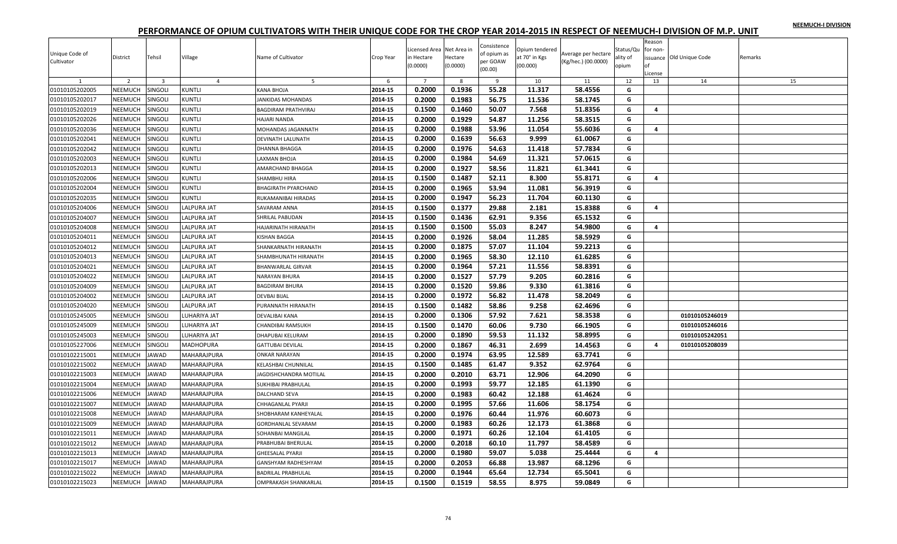NEEMUCH-I DIVISION

# PERFORMANCE OF OPIUM CULTIVATORS WITH THEIR UNIQUE CODE FOR THE CROP YEAR 2014-2015 IN RESPECT OF NEEMUCH-I DIVISION OF M.P. UNIT

| Unique Code of Cultivator | District | Tehsil | Village | Name of Cultivator | Crop Year | Licensed Area in Hectare (0.0000) | Net Area in Hectare (0.0000) | Consistence of opium as per GOAW (00.00) | Opium tendered at 70° in Kgs (00.000) | Average per hectare (Kg/hec.) (00.0000) | Status/Quality of opium | Reason for non-issuance of License | Old Unique Code | Remarks |
|---|---|---|---|---|---|---|---|---|---|---|---|---|---|---|
| 1 | 2 | 3 | 4 | 5 | 6 | 7 | 8 | 9 | 10 | 11 | 12 | 13 | 14 | 15 |
| 01010105202005 | NEEMUCH | SINGOLI | KUNTLI | KANA BHOJA | 2014-15 | 0.2000 | 0.1936 | 55.28 | 11.317 | 58.4556 | G | | | |
| 01010105202017 | NEEMUCH | SINGOLI | KUNTLI | JANKIDAS MOHANDAS | 2014-15 | 0.2000 | 0.1983 | 56.75 | 11.536 | 58.1745 | G | | | |
| 01010105202019 | NEEMUCH | SINGOLI | KUNTLI | BAGDIRAM PRATHVIRAJ | 2014-15 | 0.1500 | 0.1460 | 50.07 | 7.568 | 51.8356 | G | 4 | | |
| 01010105202026 | NEEMUCH | SINGOLI | KUNTLI | HAJARI NANDA | 2014-15 | 0.2000 | 0.1929 | 54.87 | 11.256 | 58.3515 | G | | | |
| 01010105202036 | NEEMUCH | SINGOLI | KUNTLI | MOHANDAS JAGANNATH | 2014-15 | 0.2000 | 0.1988 | 53.96 | 11.054 | 55.6036 | G | 4 | | |
| 01010105202041 | NEEMUCH | SINGOLI | KUNTLI | DEVINATH LALUNATH | 2014-15 | 0.2000 | 0.1639 | 56.63 | 9.999 | 61.0067 | G | | | |
| 01010105202042 | NEEMUCH | SINGOLI | KUNTLI | DHANNA BHAGGA | 2014-15 | 0.2000 | 0.1976 | 54.63 | 11.418 | 57.7834 | G | | | |
| 01010105202003 | NEEMUCH | SINGOLI | KUNTLI | LAXMAN BHOJA | 2014-15 | 0.2000 | 0.1984 | 54.69 | 11.321 | 57.0615 | G | | | |
| 01010105202013 | NEEMUCH | SINGOLI | KUNTLI | AMARCHAND BHAGGA | 2014-15 | 0.2000 | 0.1927 | 58.56 | 11.821 | 61.3441 | G | | | |
| 01010105202006 | NEEMUCH | SINGOLI | KUNTLI | SHAMBHU HIRA | 2014-15 | 0.1500 | 0.1487 | 52.11 | 8.300 | 55.8171 | G | 4 | | |
| 01010105202004 | NEEMUCH | SINGOLI | KUNTLI | BHAGIRATH PYARCHAND | 2014-15 | 0.2000 | 0.1965 | 53.94 | 11.081 | 56.3919 | G | | | |
| 01010105202035 | NEEMUCH | SINGOLI | KUNTLI | RUKAMANIBAI HIRADAS | 2014-15 | 0.2000 | 0.1947 | 56.23 | 11.704 | 60.1130 | G | | | |
| 01010105204006 | NEEMUCH | SINGOLI | LALPURA JAT | SAVARAM ANNA | 2014-15 | 0.1500 | 0.1377 | 29.88 | 2.181 | 15.8388 | G | 4 | | |
| 01010105204007 | NEEMUCH | SINGOLI | LALPURA JAT | SHRILAL PABUDAN | 2014-15 | 0.1500 | 0.1436 | 62.91 | 9.356 | 65.1532 | G | | | |
| 01010105204008 | NEEMUCH | SINGOLI | LALPURA JAT | HAJARINATH HIRANATH | 2014-15 | 0.1500 | 0.1500 | 55.03 | 8.247 | 54.9800 | G | 4 | | |
| 01010105204011 | NEEMUCH | SINGOLI | LALPURA JAT | KISHAN BAGGA | 2014-15 | 0.2000 | 0.1926 | 58.04 | 11.285 | 58.5929 | G | | | |
| 01010105204012 | NEEMUCH | SINGOLI | LALPURA JAT | SHANKARNATH HIRANATH | 2014-15 | 0.2000 | 0.1875 | 57.07 | 11.104 | 59.2213 | G | | | |
| 01010105204013 | NEEMUCH | SINGOLI | LALPURA JAT | SHAMBHUNATH HIRANATH | 2014-15 | 0.2000 | 0.1965 | 58.30 | 12.110 | 61.6285 | G | | | |
| 01010105204021 | NEEMUCH | SINGOLI | LALPURA JAT | BHANWARLAL GIRVAR | 2014-15 | 0.2000 | 0.1964 | 57.21 | 11.556 | 58.8391 | G | | | |
| 01010105204022 | NEEMUCH | SINGOLI | LALPURA JAT | NARAYAN BHURA | 2014-15 | 0.2000 | 0.1527 | 57.79 | 9.205 | 60.2816 | G | | | |
| 01010105204009 | NEEMUCH | SINGOLI | LALPURA JAT | BAGDIRAM BHURA | 2014-15 | 0.2000 | 0.1520 | 59.86 | 9.330 | 61.3816 | G | | | |
| 01010105204002 | NEEMUCH | SINGOLI | LALPURA JAT | DEVBAI BIJAL | 2014-15 | 0.2000 | 0.1972 | 56.82 | 11.478 | 58.2049 | G | | | |
| 01010105204020 | NEEMUCH | SINGOLI | LALPURA JAT | PURANNATH HIRANATH | 2014-15 | 0.1500 | 0.1482 | 58.86 | 9.258 | 62.4696 | G | | | |
| 01010105245005 | NEEMUCH | SINGOLI | LUHARIYA JAT | DEVALIBAI KANA | 2014-15 | 0.2000 | 0.1306 | 57.92 | 7.621 | 58.3538 | G | | 01010105246019 | |
| 01010105245009 | NEEMUCH | SINGOLI | LUHARIYA JAT | CHANDIBAI RAMSUKH | 2014-15 | 0.1500 | 0.1470 | 60.06 | 9.730 | 66.1905 | G | | 01010105246016 | |
| 01010105245003 | NEEMUCH | SINGOLI | LUHARIYA JAT | DHAPUBAI KELURAM | 2014-15 | 0.2000 | 0.1890 | 59.53 | 11.132 | 58.8995 | G | | 01010105242051 | |
| 01010105227006 | NEEMUCH | SINGOLI | MADHOPURA | GATTUBAI DEVILAL | 2014-15 | 0.2000 | 0.1867 | 46.31 | 2.699 | 14.4563 | G | 4 | 01010105208039 | |
| 01010102215001 | NEEMUCH | JAWAD | MAHARAJPURA | ONKAR NARAYAN | 2014-15 | 0.2000 | 0.1974 | 63.95 | 12.589 | 63.7741 | G | | | |
| 01010102215002 | NEEMUCH | JAWAD | MAHARAJPURA | KELASHBAI CHUNNILAL | 2014-15 | 0.1500 | 0.1485 | 61.47 | 9.352 | 62.9764 | G | | | |
| 01010102215003 | NEEMUCH | JAWAD | MAHARAJPURA | JAGDISHCHANDRA MOTILAL | 2014-15 | 0.2000 | 0.2010 | 63.71 | 12.906 | 64.2090 | G | | | |
| 01010102215004 | NEEMUCH | JAWAD | MAHARAJPURA | SUKHIBAI PRABHULAL | 2014-15 | 0.2000 | 0.1993 | 59.77 | 12.185 | 61.1390 | G | | | |
| 01010102215006 | NEEMUCH | JAWAD | MAHARAJPURA | DALCHAND SEVA | 2014-15 | 0.2000 | 0.1983 | 60.42 | 12.188 | 61.4624 | G | | | |
| 01010102215007 | NEEMUCH | JAWAD | MAHARAJPURA | CHHAGANLAL PYARJI | 2014-15 | 0.2000 | 0.1995 | 57.66 | 11.606 | 58.1754 | G | | | |
| 01010102215008 | NEEMUCH | JAWAD | MAHARAJPURA | SHOBHARAM KANHEYALAL | 2014-15 | 0.2000 | 0.1976 | 60.44 | 11.976 | 60.6073 | G | | | |
| 01010102215009 | NEEMUCH | JAWAD | MAHARAJPURA | GORDHANLAL SEVARAM | 2014-15 | 0.2000 | 0.1983 | 60.26 | 12.173 | 61.3868 | G | | | |
| 01010102215011 | NEEMUCH | JAWAD | MAHARAJPURA | SOHANBAI MANGILAL | 2014-15 | 0.2000 | 0.1971 | 60.26 | 12.104 | 61.4105 | G | | | |
| 01010102215012 | NEEMUCH | JAWAD | MAHARAJPURA | PRABHUBAI BHERULAL | 2014-15 | 0.2000 | 0.2018 | 60.10 | 11.797 | 58.4589 | G | | | |
| 01010102215013 | NEEMUCH | JAWAD | MAHARAJPURA | GHEESALAL PYARJI | 2014-15 | 0.2000 | 0.1980 | 59.07 | 5.038 | 25.4444 | G | 4 | | |
| 01010102215017 | NEEMUCH | JAWAD | MAHARAJPURA | GANSHYAM RADHESHYAM | 2014-15 | 0.2000 | 0.2053 | 66.88 | 13.987 | 68.1296 | G | | | |
| 01010102215022 | NEEMUCH | JAWAD | MAHARAJPURA | BADRILAL PRABHULAL | 2014-15 | 0.2000 | 0.1944 | 65.64 | 12.734 | 65.5041 | G | | | |
| 01010102215023 | NEEMUCH | JAWAD | MAHARAJPURA | OMPRAKASH SHANKARLAL | 2014-15 | 0.1500 | 0.1519 | 58.55 | 8.975 | 59.0849 | G | | | |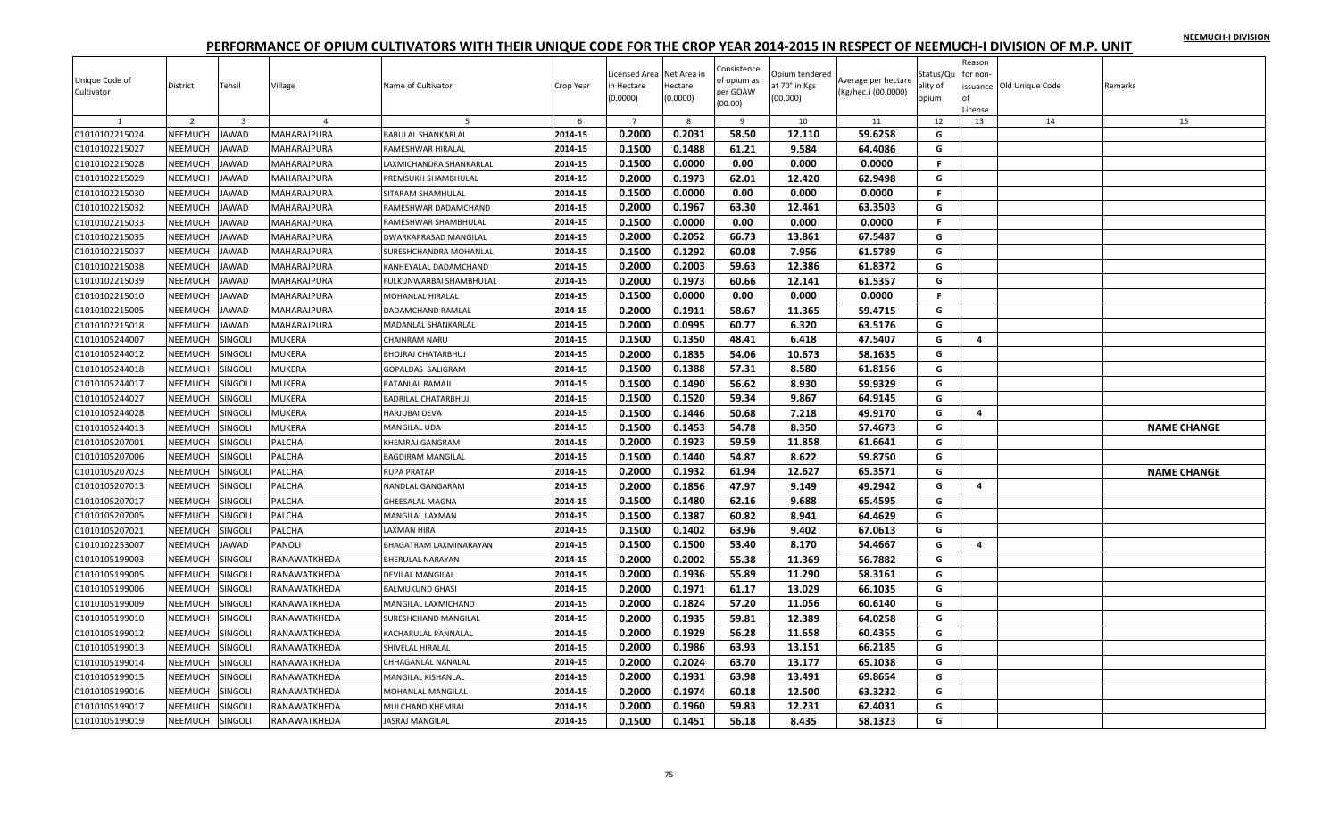NEEMUCH-I DIVISION

# PERFORMANCE OF OPIUM CULTIVATORS WITH THEIR UNIQUE CODE FOR THE CROP YEAR 2014-2015 IN RESPECT OF NEEMUCH-I DIVISION OF M.P. UNIT

| Unique Code of Cultivator | District | Tehsil | Village | Name of Cultivator | Crop Year | Licensed Area in Hectare (0.0000) | Net Area in Hectare (0.0000) | Consistence of opium as per GOAW (00.00) | Opium tendered at 70° in Kgs (00.000) | Average per hectare (Kg/hec.) (00.0000) | Status/Quality of opium | Reason for non-issuance of License | Old Unique Code | Remarks |
|---|---|---|---|---|---|---|---|---|---|---|---|---|---|---|
| 1 | 2 | 3 | 4 | 5 | 6 | 7 | 8 | 9 | 10 | 11 | 12 | 13 | 14 | 15 |
| 01010102215024 | NEEMUCH | JAWAD | MAHARAJPURA | BABULAL SHANKARLAL | 2014-15 | 0.2000 | 0.2031 | 58.50 | 12.110 | 59.6258 | G | | | |
| 01010102215027 | NEEMUCH | JAWAD | MAHARAJPURA | RAMESHWAR HIRALAL | 2014-15 | 0.1500 | 0.1488 | 61.21 | 9.584 | 64.4086 | G | | | |
| 01010102215028 | NEEMUCH | JAWAD | MAHARAJPURA | LAXMICHANDRA SHANKARLAL | 2014-15 | 0.1500 | 0.0000 | 0.00 | 0.000 | 0.0000 | F | | | |
| 01010102215029 | NEEMUCH | JAWAD | MAHARAJPURA | PREMSUKH SHAMBHULAL | 2014-15 | 0.2000 | 0.1973 | 62.01 | 12.420 | 62.9498 | G | | | |
| 01010102215030 | NEEMUCH | JAWAD | MAHARAJPURA | SITARAM SHAMHULAL | 2014-15 | 0.1500 | 0.0000 | 0.00 | 0.000 | 0.0000 | F | | | |
| 01010102215032 | NEEMUCH | JAWAD | MAHARAJPURA | RAMESHWAR DADAMCHAND | 2014-15 | 0.2000 | 0.1967 | 63.30 | 12.461 | 63.3503 | G | | | |
| 01010102215033 | NEEMUCH | JAWAD | MAHARAJPURA | RAMESHWAR SHAMBHULAL | 2014-15 | 0.1500 | 0.0000 | 0.00 | 0.000 | 0.0000 | F | | | |
| 01010102215035 | NEEMUCH | JAWAD | MAHARAJPURA | DWARKAPRASAD MANGILAL | 2014-15 | 0.2000 | 0.2052 | 66.73 | 13.861 | 67.5487 | G | | | |
| 01010102215037 | NEEMUCH | JAWAD | MAHARAJPURA | SURESHCHANDRA MOHANLAL | 2014-15 | 0.1500 | 0.1292 | 60.08 | 7.956 | 61.5789 | G | | | |
| 01010102215038 | NEEMUCH | JAWAD | MAHARAJPURA | KANHEYALAL DADAMCHAND | 2014-15 | 0.2000 | 0.2003 | 59.63 | 12.386 | 61.8372 | G | | | |
| 01010102215039 | NEEMUCH | JAWAD | MAHARAJPURA | FULKUNWARBAI SHAMBHULAL | 2014-15 | 0.2000 | 0.1973 | 60.66 | 12.141 | 61.5357 | G | | | |
| 01010102215010 | NEEMUCH | JAWAD | MAHARAJPURA | MOHANLAL HIRALAL | 2014-15 | 0.1500 | 0.0000 | 0.00 | 0.000 | 0.0000 | F | | | |
| 01010102215005 | NEEMUCH | JAWAD | MAHARAJPURA | DADAMCHAND RAMLAL | 2014-15 | 0.2000 | 0.1911 | 58.67 | 11.365 | 59.4715 | G | | | |
| 01010102215018 | NEEMUCH | JAWAD | MAHARAJPURA | MADANLAL SHANKARLAL | 2014-15 | 0.2000 | 0.0995 | 60.77 | 6.320 | 63.5176 | G | | | |
| 01010105244007 | NEEMUCH | SINGOLI | MUKERA | CHAINRAM NARU | 2014-15 | 0.1500 | 0.1350 | 48.41 | 6.418 | 47.5407 | G | 4 | | |
| 01010105244012 | NEEMUCH | SINGOLI | MUKERA | BHOJRAJ CHATARBHUJ | 2014-15 | 0.2000 | 0.1835 | 54.06 | 10.673 | 58.1635 | G | | | |
| 01010105244018 | NEEMUCH | SINGOLI | MUKERA | GOPALDAS SALIGRAM | 2014-15 | 0.1500 | 0.1388 | 57.31 | 8.580 | 61.8156 | G | | | |
| 01010105244017 | NEEMUCH | SINGOLI | MUKERA | RATANLAL RAMAJI | 2014-15 | 0.1500 | 0.1490 | 56.62 | 8.930 | 59.9329 | G | | | |
| 01010105244027 | NEEMUCH | SINGOLI | MUKERA | BADRILAL CHATARBHUJ | 2014-15 | 0.1500 | 0.1520 | 59.34 | 9.867 | 64.9145 | G | | | |
| 01010105244028 | NEEMUCH | SINGOLI | MUKERA | HARJUBAI DEVA | 2014-15 | 0.1500 | 0.1446 | 50.68 | 7.218 | 49.9170 | G | 4 | | |
| 01010105244013 | NEEMUCH | SINGOLI | MUKERA | MANGILAL UDA | 2014-15 | 0.1500 | 0.1453 | 54.78 | 8.350 | 57.4673 | G | | | NAME CHANGE |
| 01010105207001 | NEEMUCH | SINGOLI | PALCHA | KHEMRAJ GANGRAM | 2014-15 | 0.2000 | 0.1923 | 59.59 | 11.858 | 61.6641 | G | | | |
| 01010105207006 | NEEMUCH | SINGOLI | PALCHA | BAGDIRAM MANGILAL | 2014-15 | 0.1500 | 0.1440 | 54.87 | 8.622 | 59.8750 | G | | | |
| 01010105207023 | NEEMUCH | SINGOLI | PALCHA | RUPA PRATAP | 2014-15 | 0.2000 | 0.1932 | 61.94 | 12.627 | 65.3571 | G | | | NAME CHANGE |
| 01010105207013 | NEEMUCH | SINGOLI | PALCHA | NANDLAL GANGARAM | 2014-15 | 0.2000 | 0.1856 | 47.97 | 9.149 | 49.2942 | G | 4 | | |
| 01010105207017 | NEEMUCH | SINGOLI | PALCHA | GHEESALAL MAGNA | 2014-15 | 0.1500 | 0.1480 | 62.16 | 9.688 | 65.4595 | G | | | |
| 01010105207005 | NEEMUCH | SINGOLI | PALCHA | MANGILAL LAXMAN | 2014-15 | 0.1500 | 0.1387 | 60.82 | 8.941 | 64.4629 | G | | | |
| 01010105207021 | NEEMUCH | SINGOLI | PALCHA | LAXMAN HIRA | 2014-15 | 0.1500 | 0.1402 | 63.96 | 9.402 | 67.0613 | G | | | |
| 01010102253007 | NEEMUCH | JAWAD | PANOLI | BHAGATRAM LAXMINARAYAN | 2014-15 | 0.1500 | 0.1500 | 53.40 | 8.170 | 54.4667 | G | 4 | | |
| 01010105199003 | NEEMUCH | SINGOLI | RANAWATKHEDA | BHERULAL NARAYAN | 2014-15 | 0.2000 | 0.2002 | 55.38 | 11.369 | 56.7882 | G | | | |
| 01010105199005 | NEEMUCH | SINGOLI | RANAWATKHEDA | DEVILAL MANGILAL | 2014-15 | 0.2000 | 0.1936 | 55.89 | 11.290 | 58.3161 | G | | | |
| 01010105199006 | NEEMUCH | SINGOLI | RANAWATKHEDA | BALMUKUND GHASI | 2014-15 | 0.2000 | 0.1971 | 61.17 | 13.029 | 66.1035 | G | | | |
| 01010105199009 | NEEMUCH | SINGOLI | RANAWATKHEDA | MANGILAL LAXMICHAND | 2014-15 | 0.2000 | 0.1824 | 57.20 | 11.056 | 60.6140 | G | | | |
| 01010105199010 | NEEMUCH | SINGOLI | RANAWATKHEDA | SURESHCHAND MANGILAL | 2014-15 | 0.2000 | 0.1935 | 59.81 | 12.389 | 64.0258 | G | | | |
| 01010105199012 | NEEMUCH | SINGOLI | RANAWATKHEDA | KACHARULAL PANNALAL | 2014-15 | 0.2000 | 0.1929 | 56.28 | 11.658 | 60.4355 | G | | | |
| 01010105199013 | NEEMUCH | SINGOLI | RANAWATKHEDA | SHIVELAL HIRALAL | 2014-15 | 0.2000 | 0.1986 | 63.93 | 13.151 | 66.2185 | G | | | |
| 01010105199014 | NEEMUCH | SINGOLI | RANAWATKHEDA | CHHAGANLAL NANALAL | 2014-15 | 0.2000 | 0.2024 | 63.70 | 13.177 | 65.1038 | G | | | |
| 01010105199015 | NEEMUCH | SINGOLI | RANAWATKHEDA | MANGILAL KISHANLAL | 2014-15 | 0.2000 | 0.1931 | 63.98 | 13.491 | 69.8654 | G | | | |
| 01010105199016 | NEEMUCH | SINGOLI | RANAWATKHEDA | MOHANLAL MANGILAL | 2014-15 | 0.2000 | 0.1974 | 60.18 | 12.500 | 63.3232 | G | | | |
| 01010105199017 | NEEMUCH | SINGOLI | RANAWATKHEDA | MULCHAND KHEMRAJ | 2014-15 | 0.2000 | 0.1960 | 59.83 | 12.231 | 62.4031 | G | | | |
| 01010105199019 | NEEMUCH | SINGOLI | RANAWATKHEDA | JASRAJ MANGILAL | 2014-15 | 0.1500 | 0.1451 | 56.18 | 8.435 | 58.1323 | G | | | |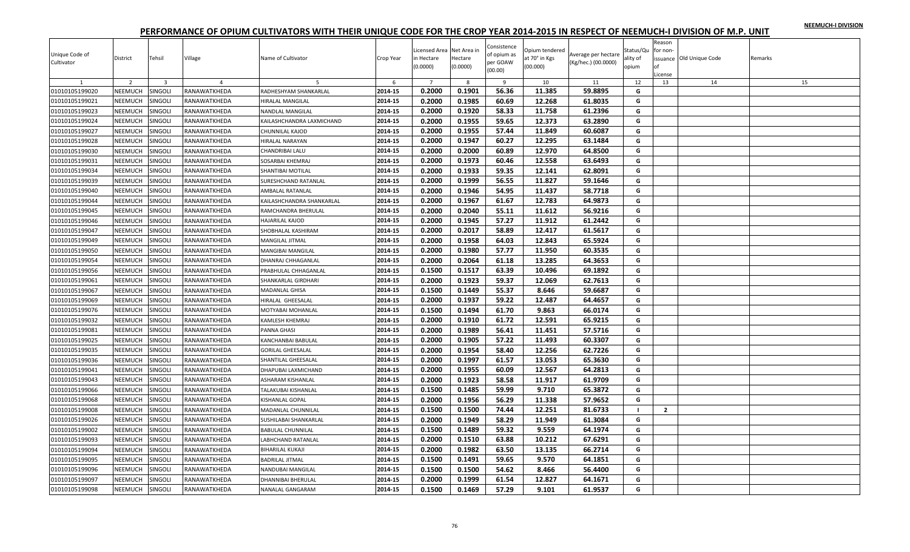# PERFORMANCE OF OPIUM CULTIVATORS WITH THEIR UNIQUE CODE FOR THE CROP YEAR 2014-2015 IN RESPECT OF NEEMUCH-I DIVISION OF M.P. UNIT

| Unique Code of Cultivator | District | Tehsil | Village | Name of Cultivator | Crop Year | Licensed Area in Hectare (0.0000) | Net Area in Hectare (0.0000) | Consistence of opium as per GOAW (00.00) | Opium tendered at 70° in Kgs (00.000) | Average per hectare (Kg/hec.) (00.0000) | Status/Quality of opium | Reason for non-issuance of License | Old Unique Code | Remarks |
|---|---|---|---|---|---|---|---|---|---|---|---|---|---|---|
| 1 | 2 | 3 | 4 | 5 | 6 | 7 | 8 | 9 | 10 | 11 | 12 | 13 | 14 | 15 |
| 01010105199020 | NEEMUCH | SINGOLI | RANAWATKHEDA | RADHESHYAM SHANKARLAL | 2014-15 | 0.2000 | 0.1901 | 56.36 | 11.385 | 59.8895 | G | | | |
| 01010105199021 | NEEMUCH | SINGOLI | RANAWATKHEDA | HIRALAL MANGILAL | 2014-15 | 0.2000 | 0.1985 | 60.69 | 12.268 | 61.8035 | G | | | |
| 01010105199023 | NEEMUCH | SINGOLI | RANAWATKHEDA | NANDLAL MANGILAL | 2014-15 | 0.2000 | 0.1920 | 58.33 | 11.758 | 61.2396 | G | | | |
| 01010105199024 | NEEMUCH | SINGOLI | RANAWATKHEDA | KAILASHCHANDRA LAXMICHAND | 2014-15 | 0.2000 | 0.1955 | 59.65 | 12.373 | 63.2890 | G | | | |
| 01010105199027 | NEEMUCH | SINGOLI | RANAWATKHEDA | CHUNNILAL KAJOD | 2014-15 | 0.2000 | 0.1955 | 57.44 | 11.849 | 60.6087 | G | | | |
| 01010105199028 | NEEMUCH | SINGOLI | RANAWATKHEDA | HIRALAL NARAYAN | 2014-15 | 0.2000 | 0.1947 | 60.27 | 12.295 | 63.1484 | G | | | |
| 01010105199030 | NEEMUCH | SINGOLI | RANAWATKHEDA | CHANDRIBAI LALU | 2014-15 | 0.2000 | 0.2000 | 60.89 | 12.970 | 64.8500 | G | | | |
| 01010105199031 | NEEMUCH | SINGOLI | RANAWATKHEDA | SOSARBAI KHEMRAJ | 2014-15 | 0.2000 | 0.1973 | 60.46 | 12.558 | 63.6493 | G | | | |
| 01010105199034 | NEEMUCH | SINGOLI | RANAWATKHEDA | SHANTIBAI MOTILAL | 2014-15 | 0.2000 | 0.1933 | 59.35 | 12.141 | 62.8091 | G | | | |
| 01010105199039 | NEEMUCH | SINGOLI | RANAWATKHEDA | SURESHCHAND RATANLAL | 2014-15 | 0.2000 | 0.1999 | 56.55 | 11.827 | 59.1646 | G | | | |
| 01010105199040 | NEEMUCH | SINGOLI | RANAWATKHEDA | AMBALAL RATANLAL | 2014-15 | 0.2000 | 0.1946 | 54.95 | 11.437 | 58.7718 | G | | | |
| 01010105199044 | NEEMUCH | SINGOLI | RANAWATKHEDA | KAILASHCHANDRA SHANKARLAL | 2014-15 | 0.2000 | 0.1967 | 61.67 | 12.783 | 64.9873 | G | | | |
| 01010105199045 | NEEMUCH | SINGOLI | RANAWATKHEDA | RAMCHANDRA BHERULAL | 2014-15 | 0.2000 | 0.2040 | 55.11 | 11.612 | 56.9216 | G | | | |
| 01010105199046 | NEEMUCH | SINGOLI | RANAWATKHEDA | HAJARILAL KAJOD | 2014-15 | 0.2000 | 0.1945 | 57.27 | 11.912 | 61.2442 | G | | | |
| 01010105199047 | NEEMUCH | SINGOLI | RANAWATKHEDA | SHOBHALAL KASHIRAM | 2014-15 | 0.2000 | 0.2017 | 58.89 | 12.417 | 61.5617 | G | | | |
| 01010105199049 | NEEMUCH | SINGOLI | RANAWATKHEDA | MANGILAL JITMAL | 2014-15 | 0.2000 | 0.1958 | 64.03 | 12.843 | 65.5924 | G | | | |
| 01010105199050 | NEEMUCH | SINGOLI | RANAWATKHEDA | MANGIBAI MANGILAL | 2014-15 | 0.2000 | 0.1980 | 57.77 | 11.950 | 60.3535 | G | | | |
| 01010105199054 | NEEMUCH | SINGOLI | RANAWATKHEDA | DHANRAJ CHHAGANLAL | 2014-15 | 0.2000 | 0.2064 | 61.18 | 13.285 | 64.3653 | G | | | |
| 01010105199056 | NEEMUCH | SINGOLI | RANAWATKHEDA | PRABHULAL CHHAGANLAL | 2014-15 | 0.1500 | 0.1517 | 63.39 | 10.496 | 69.1892 | G | | | |
| 01010105199061 | NEEMUCH | SINGOLI | RANAWATKHEDA | SHANKARLAL GIRDHARI | 2014-15 | 0.2000 | 0.1923 | 59.37 | 12.069 | 62.7613 | G | | | |
| 01010105199067 | NEEMUCH | SINGOLI | RANAWATKHEDA | MADANLAL GHISA | 2014-15 | 0.1500 | 0.1449 | 55.37 | 8.646 | 59.6687 | G | | | |
| 01010105199069 | NEEMUCH | SINGOLI | RANAWATKHEDA | HIRALAL GHEESALAL | 2014-15 | 0.2000 | 0.1937 | 59.22 | 12.487 | 64.4657 | G | | | |
| 01010105199076 | NEEMUCH | SINGOLI | RANAWATKHEDA | MOTYABAI MOHANLAL | 2014-15 | 0.1500 | 0.1494 | 61.70 | 9.863 | 66.0174 | G | | | |
| 01010105199032 | NEEMUCH | SINGOLI | RANAWATKHEDA | KAMLESH KHEMRAJ | 2014-15 | 0.2000 | 0.1910 | 61.72 | 12.591 | 65.9215 | G | | | |
| 01010105199081 | NEEMUCH | SINGOLI | RANAWATKHEDA | PANNA GHASI | 2014-15 | 0.2000 | 0.1989 | 56.41 | 11.451 | 57.5716 | G | | | |
| 01010105199025 | NEEMUCH | SINGOLI | RANAWATKHEDA | KANCHANBAI BABULAL | 2014-15 | 0.2000 | 0.1905 | 57.22 | 11.493 | 60.3307 | G | | | |
| 01010105199035 | NEEMUCH | SINGOLI | RANAWATKHEDA | GORILAL GHEESALAL | 2014-15 | 0.2000 | 0.1954 | 58.40 | 12.256 | 62.7226 | G | | | |
| 01010105199036 | NEEMUCH | SINGOLI | RANAWATKHEDA | SHANTILAL GHEESALAL | 2014-15 | 0.2000 | 0.1997 | 61.57 | 13.053 | 65.3630 | G | | | |
| 01010105199041 | NEEMUCH | SINGOLI | RANAWATKHEDA | DHAPUBAI LAXMICHAND | 2014-15 | 0.2000 | 0.1955 | 60.09 | 12.567 | 64.2813 | G | | | |
| 01010105199043 | NEEMUCH | SINGOLI | RANAWATKHEDA | ASHARAM KISHANLAL | 2014-15 | 0.2000 | 0.1923 | 58.58 | 11.917 | 61.9709 | G | | | |
| 01010105199066 | NEEMUCH | SINGOLI | RANAWATKHEDA | TALAKUBAI KISHANLAL | 2014-15 | 0.1500 | 0.1485 | 59.99 | 9.710 | 65.3872 | G | | | |
| 01010105199068 | NEEMUCH | SINGOLI | RANAWATKHEDA | KISHANLAL GOPAL | 2014-15 | 0.2000 | 0.1956 | 56.29 | 11.338 | 57.9652 | G | | | |
| 01010105199008 | NEEMUCH | SINGOLI | RANAWATKHEDA | MADANLAL CHUNNILAL | 2014-15 | 0.1500 | 0.1500 | 74.44 | 12.251 | 81.6733 | I | 2 | | |
| 01010105199026 | NEEMUCH | SINGOLI | RANAWATKHEDA | SUSHILABAI SHANKARLAL | 2014-15 | 0.2000 | 0.1949 | 58.29 | 11.949 | 61.3084 | G | | | |
| 01010105199002 | NEEMUCH | SINGOLI | RANAWATKHEDA | BABULAL CHUNNILAL | 2014-15 | 0.1500 | 0.1489 | 59.32 | 9.559 | 64.1974 | G | | | |
| 01010105199093 | NEEMUCH | SINGOLI | RANAWATKHEDA | LABHCHAND RATANLAL | 2014-15 | 0.2000 | 0.1510 | 63.88 | 10.212 | 67.6291 | G | | | |
| 01010105199094 | NEEMUCH | SINGOLI | RANAWATKHEDA | BIHARILAL KUKAJI | 2014-15 | 0.2000 | 0.1982 | 63.50 | 13.135 | 66.2714 | G | | | |
| 01010105199095 | NEEMUCH | SINGOLI | RANAWATKHEDA | BADRILAL JITMAL | 2014-15 | 0.1500 | 0.1491 | 59.65 | 9.570 | 64.1851 | G | | | |
| 01010105199096 | NEEMUCH | SINGOLI | RANAWATKHEDA | NANDUBAI MANGILAL | 2014-15 | 0.1500 | 0.1500 | 54.62 | 8.466 | 56.4400 | G | | | |
| 01010105199097 | NEEMUCH | SINGOLI | RANAWATKHEDA | DHANNIBAI BHERULAL | 2014-15 | 0.2000 | 0.1999 | 61.54 | 12.827 | 64.1671 | G | | | |
| 01010105199098 | NEEMUCH | SINGOLI | RANAWATKHEDA | NANALAL GANGARAM | 2014-15 | 0.1500 | 0.1469 | 57.29 | 9.101 | 61.9537 | G | | | |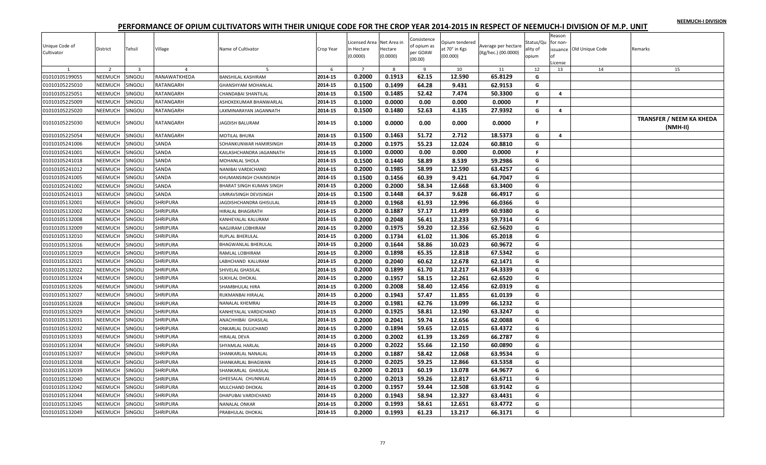# PERFORMANCE OF OPIUM CULTIVATORS WITH THEIR UNIQUE CODE FOR THE CROP YEAR 2014-2015 IN RESPECT OF NEEMUCH-I DIVISION OF M.P. UNIT

| Unique Code of Cultivator | District | Tehsil | Village | Name of Cultivator | Crop Year | Licensed Area in Hectare (0.0000) | Net Area in Hectare (0.0000) | Consistence of opium as per GOAW (00.00) | Opium tendered at 70° in Kgs (00.000) | Average per hectare (Kg/hec.) (00.0000) | Status/Quality of opium | Reason for non-issuance of License | Old Unique Code | Remarks |
|---|---|---|---|---|---|---|---|---|---|---|---|---|---|---|
| 1 | 2 | 3 | 4 | 5 | 6 | 7 | 8 | 9 | 10 | 11 | 12 | 13 | 14 | 15 |
| 01010105199055 | NEEMUCH | SINGOLI | RANAWATKHEDA | BANSHILAL KASHIRAM | 2014-15 | 0.2000 | 0.1913 | 62.15 | 12.590 | 65.8129 | G | | | |
| 01010105225010 | NEEMUCH | SINGOLI | RATANGARH | GHANSHYAM MOHANLAL | 2014-15 | 0.1500 | 0.1499 | 64.28 | 9.431 | 62.9153 | G | | | |
| 01010105225051 | NEEMUCH | SINGOLI | RATANGARH | CHANDABAI SHANTILAL | 2014-15 | 0.1500 | 0.1485 | 52.42 | 7.474 | 50.3300 | G | 4 | | |
| 01010105225009 | NEEMUCH | SINGOLI | RATANGARH | ASHOKEKUMAR BHANWARLAL | 2014-15 | 0.1000 | 0.0000 | 0.00 | 0.000 | 0.0000 | F | | | |
| 01010105225020 | NEEMUCH | SINGOLI | RATANGARH | LAXMINARAYAN JAGANNATH | 2014-15 | 0.1500 | 0.1480 | 52.63 | 4.135 | 27.9392 | G | 4 | | |
| 01010105225030 | NEEMUCH | SINGOLI | RATANGARH | JAGDISH BALURAM | 2014-15 | 0.1000 | 0.0000 | 0.00 | 0.000 | 0.0000 | F | | | TRANSFER / NEEM KA KHEDA (NMH-II) |
| 01010105225054 | NEEMUCH | SINGOLI | RATANGARH | MOTILAL BHURA | 2014-15 | 0.1500 | 0.1463 | 51.72 | 2.712 | 18.5373 | G | 4 | | |
| 01010105241006 | NEEMUCH | SINGOLI | SANDA | SOHANKUNWAR HAMIRSINGH | 2014-15 | 0.2000 | 0.1975 | 55.23 | 12.024 | 60.8810 | G | | | |
| 01010105241001 | NEEMUCH | SINGOLI | SANDA | KAILASHCHANDRA JAGANNATH | 2014-15 | 0.1000 | 0.0000 | 0.00 | 0.000 | 0.0000 | F | | | |
| 01010105241018 | NEEMUCH | SINGOLI | SANDA | MOHANLAL SHOLA | 2014-15 | 0.1500 | 0.1440 | 58.89 | 8.539 | 59.2986 | G | | | |
| 01010105241012 | NEEMUCH | SINGOLI | SANDA | NANIBAI VARDICHAND | 2014-15 | 0.2000 | 0.1985 | 58.99 | 12.590 | 63.4257 | G | | | |
| 01010105241005 | NEEMUCH | SINGOLI | SANDA | KHUMANSINGH CHAINSINGH | 2014-15 | 0.1500 | 0.1456 | 60.39 | 9.421 | 64.7047 | G | | | |
| 01010105241002 | NEEMUCH | SINGOLI | SANDA | BHARAT SINGH KUMAN SINGH | 2014-15 | 0.2000 | 0.2000 | 58.34 | 12.668 | 63.3400 | G | | | |
| 01010105241013 | NEEMUCH | SINGOLI | SANDA | UMRAVSINGH DEVISINGH | 2014-15 | 0.1500 | 0.1448 | 64.37 | 9.628 | 66.4917 | G | | | |
| 01010105132001 | NEEMUCH | SINGOLI | SHRIPURA | JAGDISHCHANDRA GHISULAL | 2014-15 | 0.2000 | 0.1968 | 61.93 | 12.996 | 66.0366 | G | | | |
| 01010105132002 | NEEMUCH | SINGOLI | SHRIPURA | HIRALAL BHAGIRATH | 2014-15 | 0.2000 | 0.1887 | 57.17 | 11.499 | 60.9380 | G | | | |
| 01010105132008 | NEEMUCH | SINGOLI | SHRIPURA | KANHEYALAL KALURAM | 2014-15 | 0.2000 | 0.2048 | 56.41 | 12.233 | 59.7314 | G | | | |
| 01010105132009 | NEEMUCH | SINGOLI | SHRIPURA | NAGJIRAM LOBHIRAM | 2014-15 | 0.2000 | 0.1975 | 59.20 | 12.356 | 62.5620 | G | | | |
| 01010105132010 | NEEMUCH | SINGOLI | SHRIPURA | RUPLAL BHERULAL | 2014-15 | 0.2000 | 0.1734 | 61.02 | 11.306 | 65.2018 | G | | | |
| 01010105132016 | NEEMUCH | SINGOLI | SHRIPURA | BHAGWANLAL BHERULAL | 2014-15 | 0.2000 | 0.1644 | 58.86 | 10.023 | 60.9672 | G | | | |
| 01010105132019 | NEEMUCH | SINGOLI | SHRIPURA | RAMLAL LOBHIRAM | 2014-15 | 0.2000 | 0.1898 | 65.35 | 12.818 | 67.5342 | G | | | |
| 01010105132021 | NEEMUCH | SINGOLI | SHRIPURA | LABHCHAND KALURAM | 2014-15 | 0.2000 | 0.2040 | 60.62 | 12.678 | 62.1471 | G | | | |
| 01010105132022 | NEEMUCH | SINGOLI | SHRIPURA | SHIVELAL GHASILAL | 2014-15 | 0.2000 | 0.1899 | 61.70 | 12.217 | 64.3339 | G | | | |
| 01010105132024 | NEEMUCH | SINGOLI | SHRIPURA | SUKHLAL DHOKAL | 2014-15 | 0.2000 | 0.1957 | 58.15 | 12.261 | 62.6520 | G | | | |
| 01010105132026 | NEEMUCH | SINGOLI | SHRIPURA | SHAMBHULAL HIRA | 2014-15 | 0.2000 | 0.2008 | 58.40 | 12.456 | 62.0319 | G | | | |
| 01010105132027 | NEEMUCH | SINGOLI | SHRIPURA | RUKMANBAI HIRALAL | 2014-15 | 0.2000 | 0.1943 | 57.47 | 11.855 | 61.0139 | G | | | |
| 01010105132028 | NEEMUCH | SINGOLI | SHRIPURA | NANALAL KHEMRAJ | 2014-15 | 0.2000 | 0.1981 | 62.76 | 13.099 | 66.1232 | G | | | |
| 01010105132029 | NEEMUCH | SINGOLI | SHRIPURA | KANHEYALAL VARDICHAND | 2014-15 | 0.2000 | 0.1925 | 58.81 | 12.190 | 63.3247 | G | | | |
| 01010105132031 | NEEMUCH | SINGOLI | SHRIPURA | ANACHHIBAI GHASILAL | 2014-15 | 0.2000 | 0.2041 | 59.74 | 12.656 | 62.0088 | G | | | |
| 01010105132032 | NEEMUCH | SINGOLI | SHRIPURA | ONKARLAL DULICHAND | 2014-15 | 0.2000 | 0.1894 | 59.65 | 12.015 | 63.4372 | G | | | |
| 01010105132033 | NEEMUCH | SINGOLI | SHRIPURA | HIRALAL DEVA | 2014-15 | 0.2000 | 0.2002 | 61.39 | 13.269 | 66.2787 | G | | | |
| 01010105132034 | NEEMUCH | SINGOLI | SHRIPURA | SHYAMLAL HARLAL | 2014-15 | 0.2000 | 0.2022 | 55.66 | 12.150 | 60.0890 | G | | | |
| 01010105132037 | NEEMUCH | SINGOLI | SHRIPURA | SHANKARLAL NANALAL | 2014-15 | 0.2000 | 0.1887 | 58.42 | 12.068 | 63.9534 | G | | | |
| 01010105132038 | NEEMUCH | SINGOLI | SHRIPURA | SHANKARLAL BHAGWAN | 2014-15 | 0.2000 | 0.2025 | 59.25 | 12.866 | 63.5358 | G | | | |
| 01010105132039 | NEEMUCH | SINGOLI | SHRIPURA | SHANKARLAL GHASILAL | 2014-15 | 0.2000 | 0.2013 | 60.19 | 13.078 | 64.9677 | G | | | |
| 01010105132040 | NEEMUCH | SINGOLI | SHRIPURA | GHEESALAL CHUNNILAL | 2014-15 | 0.2000 | 0.2013 | 59.26 | 12.817 | 63.6711 | G | | | |
| 01010105132042 | NEEMUCH | SINGOLI | SHRIPURA | MULCHAND DHOKAL | 2014-15 | 0.2000 | 0.1957 | 59.44 | 12.508 | 63.9142 | G | | | |
| 01010105132044 | NEEMUCH | SINGOLI | SHRIPURA | DHAPUBAI VARDICHAND | 2014-15 | 0.2000 | 0.1943 | 58.94 | 12.327 | 63.4431 | G | | | |
| 01010105132045 | NEEMUCH | SINGOLI | SHRIPURA | NANALAL ONKAR | 2014-15 | 0.2000 | 0.1993 | 58.61 | 12.651 | 63.4772 | G | | | |
| 01010105132049 | NEEMUCH | SINGOLI | SHRIPURA | PRABHULAL DHOKAL | 2014-15 | 0.2000 | 0.1993 | 61.23 | 13.217 | 66.3171 | G | | | |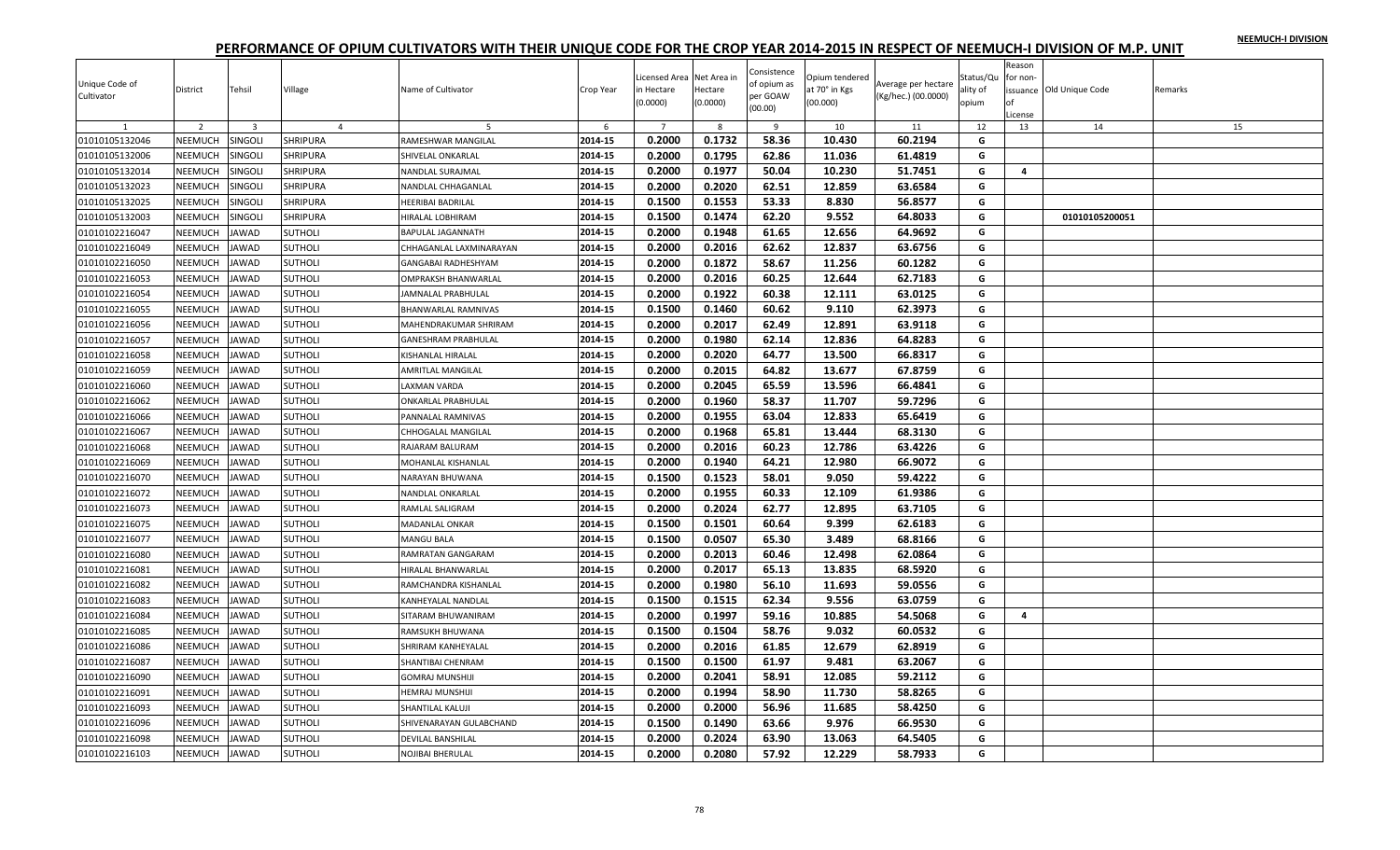NEEMUCH-I DIVISION

# PERFORMANCE OF OPIUM CULTIVATORS WITH THEIR UNIQUE CODE FOR THE CROP YEAR 2014-2015 IN RESPECT OF NEEMUCH-I DIVISION OF M.P. UNIT

| Unique Code of Cultivator | District | Tehsil | Village | Name of Cultivator | Crop Year | Licensed Area in Hectare (0.0000) | Net Area in Hectare (0.0000) | Consistence of opium as per GOAW (00.00) | Opium tendered at 70° in Kgs (00.000) | Average per hectare (Kg/hec.) (00.0000) | Status/Quality of opium | Reason for non-issuance of License | Old Unique Code | Remarks |
|---|---|---|---|---|---|---|---|---|---|---|---|---|---|---|
| 1 | 2 | 3 | 4 | 5 | 6 | 7 | 8 | 9 | 10 | 11 | 12 | 13 | 14 | 15 |
| 01010105132046 | NEEMUCH | SINGOLI | SHRIPURA | RAMESHWAR MANGILAL | 2014-15 | 0.2000 | 0.1732 | 58.36 | 10.430 | 60.2194 | G | | | |
| 01010105132006 | NEEMUCH | SINGOLI | SHRIPURA | SHIVELAL ONKARLAL | 2014-15 | 0.2000 | 0.1795 | 62.86 | 11.036 | 61.4819 | G | | | |
| 01010105132014 | NEEMUCH | SINGOLI | SHRIPURA | NANDLAL SURAJMAL | 2014-15 | 0.2000 | 0.1977 | 50.04 | 10.230 | 51.7451 | G | 4 | | |
| 01010105132023 | NEEMUCH | SINGOLI | SHRIPURA | NANDLAL CHHAGANLAL | 2014-15 | 0.2000 | 0.2020 | 62.51 | 12.859 | 63.6584 | G | | | |
| 01010105132025 | NEEMUCH | SINGOLI | SHRIPURA | HEERIBAI BADRILAL | 2014-15 | 0.1500 | 0.1553 | 53.33 | 8.830 | 56.8577 | G | | | |
| 01010105132003 | NEEMUCH | SINGOLI | SHRIPURA | HIRALAL LOBHIRAM | 2014-15 | 0.1500 | 0.1474 | 62.20 | 9.552 | 64.8033 | G | | 01010105200051 | |
| 01010102216047 | NEEMUCH | JAWAD | SUTHOLI | BAPULAL JAGANNATH | 2014-15 | 0.2000 | 0.1948 | 61.65 | 12.656 | 64.9692 | G | | | |
| 01010102216049 | NEEMUCH | JAWAD | SUTHOLI | CHHAGANLAL LAXMINARAYAN | 2014-15 | 0.2000 | 0.2016 | 62.62 | 12.837 | 63.6756 | G | | | |
| 01010102216050 | NEEMUCH | JAWAD | SUTHOLI | GANGABAI RADHESHYAM | 2014-15 | 0.2000 | 0.1872 | 58.67 | 11.256 | 60.1282 | G | | | |
| 01010102216053 | NEEMUCH | JAWAD | SUTHOLI | OMPRAKSH BHANWARLAL | 2014-15 | 0.2000 | 0.2016 | 60.25 | 12.644 | 62.7183 | G | | | |
| 01010102216054 | NEEMUCH | JAWAD | SUTHOLI | JAMNALAL PRABHULAL | 2014-15 | 0.2000 | 0.1922 | 60.38 | 12.111 | 63.0125 | G | | | |
| 01010102216055 | NEEMUCH | JAWAD | SUTHOLI | BHANWARLAL RAMNIVAS | 2014-15 | 0.1500 | 0.1460 | 60.62 | 9.110 | 62.3973 | G | | | |
| 01010102216056 | NEEMUCH | JAWAD | SUTHOLI | MAHENDRAKUMAR SHRIRAM | 2014-15 | 0.2000 | 0.2017 | 62.49 | 12.891 | 63.9118 | G | | | |
| 01010102216057 | NEEMUCH | JAWAD | SUTHOLI | GANESHRAM PRABHULAL | 2014-15 | 0.2000 | 0.1980 | 62.14 | 12.836 | 64.8283 | G | | | |
| 01010102216058 | NEEMUCH | JAWAD | SUTHOLI | KISHANLAL HIRALAL | 2014-15 | 0.2000 | 0.2020 | 64.77 | 13.500 | 66.8317 | G | | | |
| 01010102216059 | NEEMUCH | JAWAD | SUTHOLI | AMRITLAL MANGILAL | 2014-15 | 0.2000 | 0.2015 | 64.82 | 13.677 | 67.8759 | G | | | |
| 01010102216060 | NEEMUCH | JAWAD | SUTHOLI | LAXMAN VARDA | 2014-15 | 0.2000 | 0.2045 | 65.59 | 13.596 | 66.4841 | G | | | |
| 01010102216062 | NEEMUCH | JAWAD | SUTHOLI | ONKARLAL PRABHULAL | 2014-15 | 0.2000 | 0.1960 | 58.37 | 11.707 | 59.7296 | G | | | |
| 01010102216066 | NEEMUCH | JAWAD | SUTHOLI | PANNALAL RAMNIVAS | 2014-15 | 0.2000 | 0.1955 | 63.04 | 12.833 | 65.6419 | G | | | |
| 01010102216067 | NEEMUCH | JAWAD | SUTHOLI | CHHOGALAL MANGILAL | 2014-15 | 0.2000 | 0.1968 | 65.81 | 13.444 | 68.3130 | G | | | |
| 01010102216068 | NEEMUCH | JAWAD | SUTHOLI | RAJARAM BALURAM | 2014-15 | 0.2000 | 0.2016 | 60.23 | 12.786 | 63.4226 | G | | | |
| 01010102216069 | NEEMUCH | JAWAD | SUTHOLI | MOHANLAL KISHANLAL | 2014-15 | 0.2000 | 0.1940 | 64.21 | 12.980 | 66.9072 | G | | | |
| 01010102216070 | NEEMUCH | JAWAD | SUTHOLI | NARAYAN BHUWANA | 2014-15 | 0.1500 | 0.1523 | 58.01 | 9.050 | 59.4222 | G | | | |
| 01010102216072 | NEEMUCH | JAWAD | SUTHOLI | NANDLAL ONKARLAL | 2014-15 | 0.2000 | 0.1955 | 60.33 | 12.109 | 61.9386 | G | | | |
| 01010102216073 | NEEMUCH | JAWAD | SUTHOLI | RAMLAL SALIGRAM | 2014-15 | 0.2000 | 0.2024 | 62.77 | 12.895 | 63.7105 | G | | | |
| 01010102216075 | NEEMUCH | JAWAD | SUTHOLI | MADANLAL ONKAR | 2014-15 | 0.1500 | 0.1501 | 60.64 | 9.399 | 62.6183 | G | | | |
| 01010102216077 | NEEMUCH | JAWAD | SUTHOLI | MANGU BALA | 2014-15 | 0.1500 | 0.0507 | 65.30 | 3.489 | 68.8166 | G | | | |
| 01010102216080 | NEEMUCH | JAWAD | SUTHOLI | RAMRATAN GANGARAM | 2014-15 | 0.2000 | 0.2013 | 60.46 | 12.498 | 62.0864 | G | | | |
| 01010102216081 | NEEMUCH | JAWAD | SUTHOLI | HIRALAL BHANWARLAL | 2014-15 | 0.2000 | 0.2017 | 65.13 | 13.835 | 68.5920 | G | | | |
| 01010102216082 | NEEMUCH | JAWAD | SUTHOLI | RAMCHANDRA KISHANLAL | 2014-15 | 0.2000 | 0.1980 | 56.10 | 11.693 | 59.0556 | G | | | |
| 01010102216083 | NEEMUCH | JAWAD | SUTHOLI | KANHEYALAL NANDLAL | 2014-15 | 0.1500 | 0.1515 | 62.34 | 9.556 | 63.0759 | G | | | |
| 01010102216084 | NEEMUCH | JAWAD | SUTHOLI | SITARAM BHUWANIRAM | 2014-15 | 0.2000 | 0.1997 | 59.16 | 10.885 | 54.5068 | G | 4 | | |
| 01010102216085 | NEEMUCH | JAWAD | SUTHOLI | RAMSUKH BHUWANA | 2014-15 | 0.1500 | 0.1504 | 58.76 | 9.032 | 60.0532 | G | | | |
| 01010102216086 | NEEMUCH | JAWAD | SUTHOLI | SHRIRAM KANHEYALAL | 2014-15 | 0.2000 | 0.2016 | 61.85 | 12.679 | 62.8919 | G | | | |
| 01010102216087 | NEEMUCH | JAWAD | SUTHOLI | SHANTIBAI CHENRAM | 2014-15 | 0.1500 | 0.1500 | 61.97 | 9.481 | 63.2067 | G | | | |
| 01010102216090 | NEEMUCH | JAWAD | SUTHOLI | GOMRAJ MUNSHIJI | 2014-15 | 0.2000 | 0.2041 | 58.91 | 12.085 | 59.2112 | G | | | |
| 01010102216091 | NEEMUCH | JAWAD | SUTHOLI | HEMRAJ MUNSHIJI | 2014-15 | 0.2000 | 0.1994 | 58.90 | 11.730 | 58.8265 | G | | | |
| 01010102216093 | NEEMUCH | JAWAD | SUTHOLI | SHANTILAL KALUJI | 2014-15 | 0.2000 | 0.2000 | 56.96 | 11.685 | 58.4250 | G | | | |
| 01010102216096 | NEEMUCH | JAWAD | SUTHOLI | SHIVENARAYAN GULABCHAND | 2014-15 | 0.1500 | 0.1490 | 63.66 | 9.976 | 66.9530 | G | | | |
| 01010102216098 | NEEMUCH | JAWAD | SUTHOLI | DEVILAL BANSHILAL | 2014-15 | 0.2000 | 0.2024 | 63.90 | 13.063 | 64.5405 | G | | | |
| 01010102216103 | NEEMUCH | JAWAD | SUTHOLI | NOJIBAI BHERULAL | 2014-15 | 0.2000 | 0.2080 | 57.92 | 12.229 | 58.7933 | G | | | |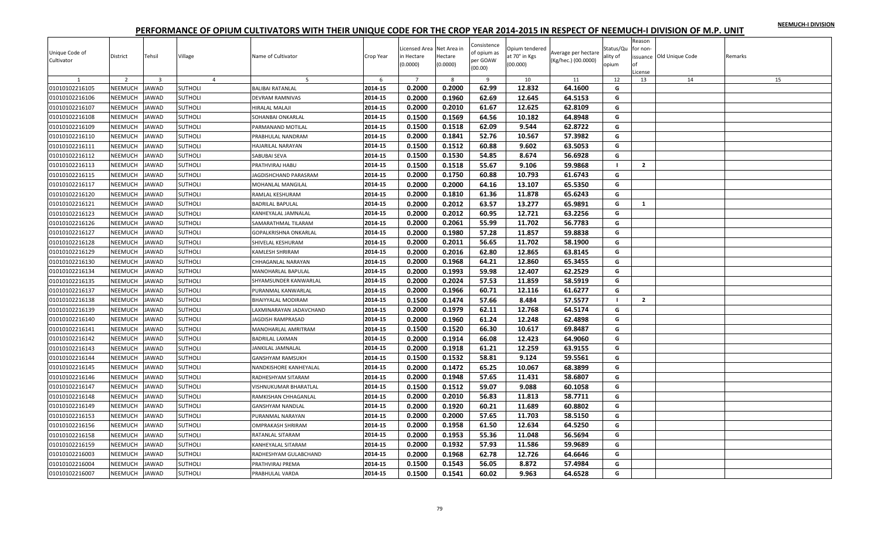# PERFORMANCE OF OPIUM CULTIVATORS WITH THEIR UNIQUE CODE FOR THE CROP YEAR 2014-2015 IN RESPECT OF NEEMUCH-I DIVISION OF M.P. UNIT

| Unique Code of Cultivator | District | Tehsil | Village | Name of Cultivator | Crop Year | Licensed Area in Hectare (0.0000) | Net Area in Hectare (0.0000) | Consistence of opium as per GOAW (00.00) | Opium tendered at 70° in Kgs (00.000) | Average per hectare (Kg/hec.) (00.0000) | Status/Quality of opium | Reason for non-issuance of License | Old Unique Code | Remarks |
|---|---|---|---|---|---|---|---|---|---|---|---|---|---|---|
| 1 | 2 | 3 | 4 | 5 | 6 | 7 | 8 | 9 | 10 | 11 | 12 | 13 | 14 | 15 |
| 01010102216105 | NEEMUCH | JAWAD | SUTHOLI | BALIBAI RATANLAL | 2014-15 | 0.2000 | 0.2000 | 62.99 | 12.832 | 64.1600 | G | | | |
| 01010102216106 | NEEMUCH | JAWAD | SUTHOLI | DEVRAM RAMNIVAS | 2014-15 | 0.2000 | 0.1960 | 62.69 | 12.645 | 64.5153 | G | | | |
| 01010102216107 | NEEMUCH | JAWAD | SUTHOLI | HIRALAL MALAJI | 2014-15 | 0.2000 | 0.2010 | 61.67 | 12.625 | 62.8109 | G | | | |
| 01010102216108 | NEEMUCH | JAWAD | SUTHOLI | SOHANBAI ONKARLAL | 2014-15 | 0.1500 | 0.1569 | 64.56 | 10.182 | 64.8948 | G | | | |
| 01010102216109 | NEEMUCH | JAWAD | SUTHOLI | PARMANAND MOTILAL | 2014-15 | 0.1500 | 0.1518 | 62.09 | 9.544 | 62.8722 | G | | | |
| 01010102216110 | NEEMUCH | JAWAD | SUTHOLI | PRABHULAL NANDRAM | 2014-15 | 0.2000 | 0.1841 | 52.76 | 10.567 | 57.3982 | G | | | |
| 01010102216111 | NEEMUCH | JAWAD | SUTHOLI | HAJARILAL NARAYAN | 2014-15 | 0.1500 | 0.1512 | 60.88 | 9.602 | 63.5053 | G | | | |
| 01010102216112 | NEEMUCH | JAWAD | SUTHOLI | SABUBAI SEVA | 2014-15 | 0.1500 | 0.1530 | 54.85 | 8.674 | 56.6928 | G | | | |
| 01010102216113 | NEEMUCH | JAWAD | SUTHOLI | PRATHVIRAJ HABU | 2014-15 | 0.1500 | 0.1518 | 55.67 | 9.106 | 59.9868 | I | 2 | | |
| 01010102216115 | NEEMUCH | JAWAD | SUTHOLI | JAGDISHCHAND PARASRAM | 2014-15 | 0.2000 | 0.1750 | 60.88 | 10.793 | 61.6743 | G | | | |
| 01010102216117 | NEEMUCH | JAWAD | SUTHOLI | MOHANLAL MANGILAL | 2014-15 | 0.2000 | 0.2000 | 64.16 | 13.107 | 65.5350 | G | | | |
| 01010102216120 | NEEMUCH | JAWAD | SUTHOLI | RAMLAL KESHURAM | 2014-15 | 0.2000 | 0.1810 | 61.36 | 11.878 | 65.6243 | G | | | |
| 01010102216121 | NEEMUCH | JAWAD | SUTHOLI | BADRILAL BAPULAL | 2014-15 | 0.2000 | 0.2012 | 63.57 | 13.277 | 65.9891 | G | 1 | | |
| 01010102216123 | NEEMUCH | JAWAD | SUTHOLI | KANHEYALAL JAMNALAL | 2014-15 | 0.2000 | 0.2012 | 60.95 | 12.721 | 63.2256 | G | | | |
| 01010102216126 | NEEMUCH | JAWAD | SUTHOLI | SAMARATHMAL TILARAM | 2014-15 | 0.2000 | 0.2061 | 55.99 | 11.702 | 56.7783 | G | | | |
| 01010102216127 | NEEMUCH | JAWAD | SUTHOLI | GOPALKRISHNA ONKARLAL | 2014-15 | 0.2000 | 0.1980 | 57.28 | 11.857 | 59.8838 | G | | | |
| 01010102216128 | NEEMUCH | JAWAD | SUTHOLI | SHIVELAL KESHURAM | 2014-15 | 0.2000 | 0.2011 | 56.65 | 11.702 | 58.1900 | G | | | |
| 01010102216129 | NEEMUCH | JAWAD | SUTHOLI | KAMLESH SHRIRAM | 2014-15 | 0.2000 | 0.2016 | 62.80 | 12.865 | 63.8145 | G | | | |
| 01010102216130 | NEEMUCH | JAWAD | SUTHOLI | CHHAGANLAL NARAYAN | 2014-15 | 0.2000 | 0.1968 | 64.21 | 12.860 | 65.3455 | G | | | |
| 01010102216134 | NEEMUCH | JAWAD | SUTHOLI | MANOHARLAL BAPULAL | 2014-15 | 0.2000 | 0.1993 | 59.98 | 12.407 | 62.2529 | G | | | |
| 01010102216135 | NEEMUCH | JAWAD | SUTHOLI | SHYAMSUNDER KANWARLAL | 2014-15 | 0.2000 | 0.2024 | 57.53 | 11.859 | 58.5919 | G | | | |
| 01010102216137 | NEEMUCH | JAWAD | SUTHOLI | PURANMAL KANWARLAL | 2014-15 | 0.2000 | 0.1966 | 60.71 | 12.116 | 61.6277 | G | | | |
| 01010102216138 | NEEMUCH | JAWAD | SUTHOLI | BHAIYYALAL MODIRAM | 2014-15 | 0.1500 | 0.1474 | 57.66 | 8.484 | 57.5577 | I | 2 | | |
| 01010102216139 | NEEMUCH | JAWAD | SUTHOLI | LAXMINARAYAN JADAVCHAND | 2014-15 | 0.2000 | 0.1979 | 62.11 | 12.768 | 64.5174 | G | | | |
| 01010102216140 | NEEMUCH | JAWAD | SUTHOLI | JAGDISH RAMPRASAD | 2014-15 | 0.2000 | 0.1960 | 61.24 | 12.248 | 62.4898 | G | | | |
| 01010102216141 | NEEMUCH | JAWAD | SUTHOLI | MANOHARLAL AMRITRAM | 2014-15 | 0.1500 | 0.1520 | 66.30 | 10.617 | 69.8487 | G | | | |
| 01010102216142 | NEEMUCH | JAWAD | SUTHOLI | BADRILAL LAXMAN | 2014-15 | 0.2000 | 0.1914 | 66.08 | 12.423 | 64.9060 | G | | | |
| 01010102216143 | NEEMUCH | JAWAD | SUTHOLI | JANKILAL JAMNALAL | 2014-15 | 0.2000 | 0.1918 | 61.21 | 12.259 | 63.9155 | G | | | |
| 01010102216144 | NEEMUCH | JAWAD | SUTHOLI | GANSHYAM RAMSUKH | 2014-15 | 0.1500 | 0.1532 | 58.81 | 9.124 | 59.5561 | G | | | |
| 01010102216145 | NEEMUCH | JAWAD | SUTHOLI | NANDKISHORE KANHEYALAL | 2014-15 | 0.2000 | 0.1472 | 65.25 | 10.067 | 68.3899 | G | | | |
| 01010102216146 | NEEMUCH | JAWAD | SUTHOLI | RADHESHYAM SITARAM | 2014-15 | 0.2000 | 0.1948 | 57.65 | 11.431 | 58.6807 | G | | | |
| 01010102216147 | NEEMUCH | JAWAD | SUTHOLI | VISHNUKUMAR BHARATLAL | 2014-15 | 0.1500 | 0.1512 | 59.07 | 9.088 | 60.1058 | G | | | |
| 01010102216148 | NEEMUCH | JAWAD | SUTHOLI | RAMKISHAN CHHAGANLAL | 2014-15 | 0.2000 | 0.2010 | 56.83 | 11.813 | 58.7711 | G | | | |
| 01010102216149 | NEEMUCH | JAWAD | SUTHOLI | GANSHYAM NANDLAL | 2014-15 | 0.2000 | 0.1920 | 60.21 | 11.689 | 60.8802 | G | | | |
| 01010102216153 | NEEMUCH | JAWAD | SUTHOLI | PURANMAL NARAYAN | 2014-15 | 0.2000 | 0.2000 | 57.65 | 11.703 | 58.5150 | G | | | |
| 01010102216156 | NEEMUCH | JAWAD | SUTHOLI | OMPRAKASH SHRIRAM | 2014-15 | 0.2000 | 0.1958 | 61.50 | 12.634 | 64.5250 | G | | | |
| 01010102216158 | NEEMUCH | JAWAD | SUTHOLI | RATANLAL SITARAM | 2014-15 | 0.2000 | 0.1953 | 55.36 | 11.048 | 56.5694 | G | | | |
| 01010102216159 | NEEMUCH | JAWAD | SUTHOLI | KANHEYALAL SITARAM | 2014-15 | 0.2000 | 0.1932 | 57.93 | 11.586 | 59.9689 | G | | | |
| 01010102216003 | NEEMUCH | JAWAD | SUTHOLI | RADHESHYAM GULABCHAND | 2014-15 | 0.2000 | 0.1968 | 62.78 | 12.726 | 64.6646 | G | | | |
| 01010102216004 | NEEMUCH | JAWAD | SUTHOLI | PRATHVIRAJ PREMA | 2014-15 | 0.1500 | 0.1543 | 56.05 | 8.872 | 57.4984 | G | | | |
| 01010102216007 | NEEMUCH | JAWAD | SUTHOLI | PRABHULAL VARDA | 2014-15 | 0.1500 | 0.1541 | 60.02 | 9.963 | 64.6528 | G | | | |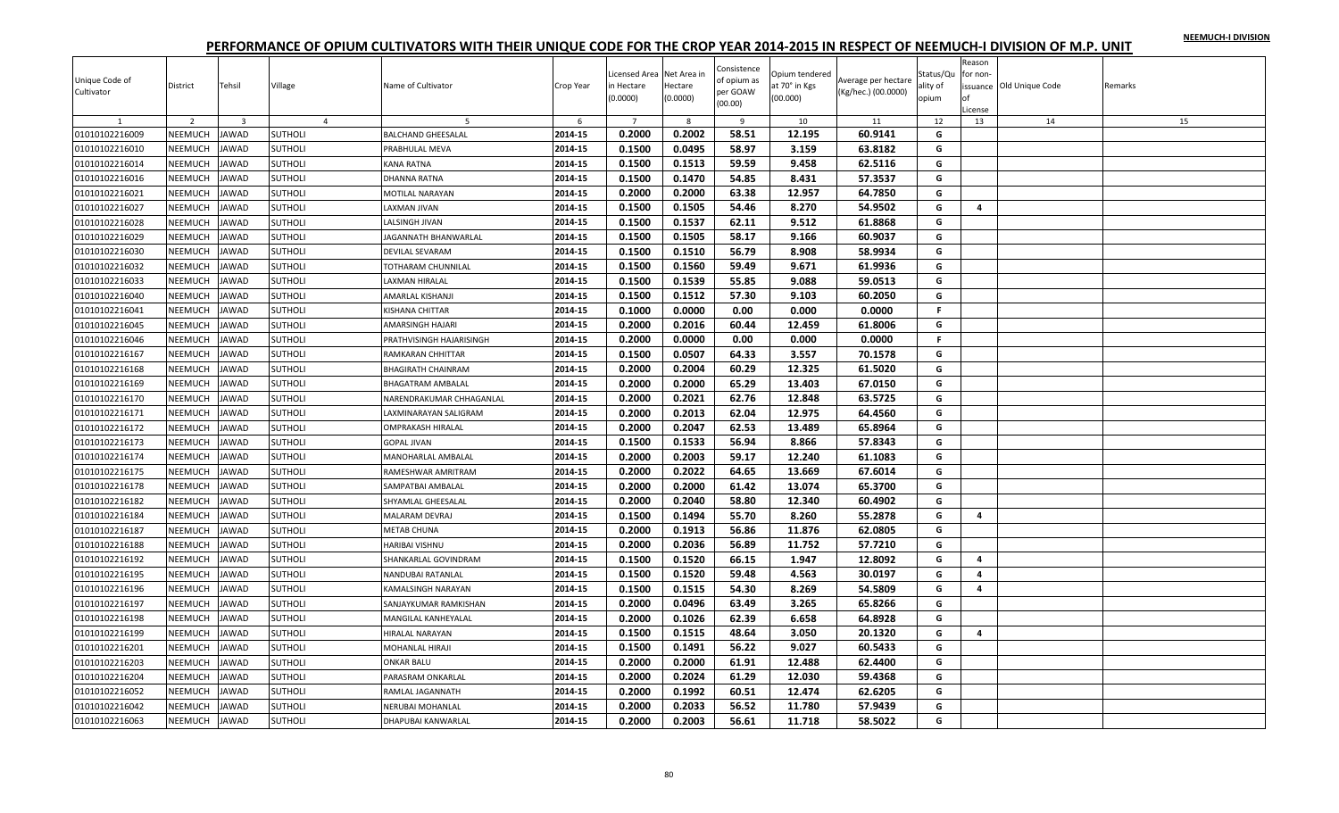# PERFORMANCE OF OPIUM CULTIVATORS WITH THEIR UNIQUE CODE FOR THE CROP YEAR 2014-2015 IN RESPECT OF NEEMUCH-I DIVISION OF M.P. UNIT

NEEMUCH-I DIVISION

| Unique Code of Cultivator | District | Tehsil | Village | Name of Cultivator | Crop Year | Licensed Area in Hectare (0.0000) | Net Area in Hectare (0.0000) | Consistence of opium as per GOAW (00.00) | Opium tendered at 70° in Kgs (00.000) | Average per hectare (Kg/hec.) (00.0000) | Status/Quality of opium | Reason for non-issuance of License | Old Unique Code | Remarks |
|---|---|---|---|---|---|---|---|---|---|---|---|---|---|---|
| 1 | 2 | 3 | 4 | 5 | 6 | 7 | 8 | 9 | 10 | 11 | 12 | 13 | 14 | 15 |
| 01010102216009 | NEEMUCH | JAWAD | SUTHOLI | BALCHAND GHEESALAL | 2014-15 | 0.2000 | 0.2002 | 58.51 | 12.195 | 60.9141 | G | | | |
| 01010102216010 | NEEMUCH | JAWAD | SUTHOLI | PRABHULAL MEVA | 2014-15 | 0.1500 | 0.0495 | 58.97 | 3.159 | 63.8182 | G | | | |
| 01010102216014 | NEEMUCH | JAWAD | SUTHOLI | KANA RATNA | 2014-15 | 0.1500 | 0.1513 | 59.59 | 9.458 | 62.5116 | G | | | |
| 01010102216016 | NEEMUCH | JAWAD | SUTHOLI | DHANNA RATNA | 2014-15 | 0.1500 | 0.1470 | 54.85 | 8.431 | 57.3537 | G | | | |
| 01010102216021 | NEEMUCH | JAWAD | SUTHOLI | MOTILAL NARAYAN | 2014-15 | 0.2000 | 0.2000 | 63.38 | 12.957 | 64.7850 | G | | | |
| 01010102216027 | NEEMUCH | JAWAD | SUTHOLI | LAXMAN JIVAN | 2014-15 | 0.1500 | 0.1505 | 54.46 | 8.270 | 54.9502 | G | 4 | | |
| 01010102216028 | NEEMUCH | JAWAD | SUTHOLI | LALSINGH JIVAN | 2014-15 | 0.1500 | 0.1537 | 62.11 | 9.512 | 61.8868 | G | | | |
| 01010102216029 | NEEMUCH | JAWAD | SUTHOLI | JAGANNATH BHANWARLAL | 2014-15 | 0.1500 | 0.1505 | 58.17 | 9.166 | 60.9037 | G | | | |
| 01010102216030 | NEEMUCH | JAWAD | SUTHOLI | DEVILAL SEVARAM | 2014-15 | 0.1500 | 0.1510 | 56.79 | 8.908 | 58.9934 | G | | | |
| 01010102216032 | NEEMUCH | JAWAD | SUTHOLI | TOTHARAM CHUNNILAL | 2014-15 | 0.1500 | 0.1560 | 59.49 | 9.671 | 61.9936 | G | | | |
| 01010102216033 | NEEMUCH | JAWAD | SUTHOLI | LAXMAN HIRALAL | 2014-15 | 0.1500 | 0.1539 | 55.85 | 9.088 | 59.0513 | G | | | |
| 01010102216040 | NEEMUCH | JAWAD | SUTHOLI | AMARLAL KISHANJI | 2014-15 | 0.1500 | 0.1512 | 57.30 | 9.103 | 60.2050 | G | | | |
| 01010102216041 | NEEMUCH | JAWAD | SUTHOLI | KISHANA CHITTAR | 2014-15 | 0.1000 | 0.0000 | 0.00 | 0.000 | 0.0000 | F | | | |
| 01010102216045 | NEEMUCH | JAWAD | SUTHOLI | AMARSINGH HAJARI | 2014-15 | 0.2000 | 0.2016 | 60.44 | 12.459 | 61.8006 | G | | | |
| 01010102216046 | NEEMUCH | JAWAD | SUTHOLI | PRATHVISINGH HAJARISINGH | 2014-15 | 0.2000 | 0.0000 | 0.00 | 0.000 | 0.0000 | F | | | |
| 01010102216167 | NEEMUCH | JAWAD | SUTHOLI | RAMKARAN CHHITTAR | 2014-15 | 0.1500 | 0.0507 | 64.33 | 3.557 | 70.1578 | G | | | |
| 01010102216168 | NEEMUCH | JAWAD | SUTHOLI | BHAGIRATH CHAINRAM | 2014-15 | 0.2000 | 0.2004 | 60.29 | 12.325 | 61.5020 | G | | | |
| 01010102216169 | NEEMUCH | JAWAD | SUTHOLI | BHAGATRAM AMBALAL | 2014-15 | 0.2000 | 0.2000 | 65.29 | 13.403 | 67.0150 | G | | | |
| 01010102216170 | NEEMUCH | JAWAD | SUTHOLI | NARENDRAKUMAR CHHAGANLAL | 2014-15 | 0.2000 | 0.2021 | 62.76 | 12.848 | 63.5725 | G | | | |
| 01010102216171 | NEEMUCH | JAWAD | SUTHOLI | LAXMINARAYAN SALIGRAM | 2014-15 | 0.2000 | 0.2013 | 62.04 | 12.975 | 64.4560 | G | | | |
| 01010102216172 | NEEMUCH | JAWAD | SUTHOLI | OMPRAKASH HIRALAL | 2014-15 | 0.2000 | 0.2047 | 62.53 | 13.489 | 65.8964 | G | | | |
| 01010102216173 | NEEMUCH | JAWAD | SUTHOLI | GOPAL JIVAN | 2014-15 | 0.1500 | 0.1533 | 56.94 | 8.866 | 57.8343 | G | | | |
| 01010102216174 | NEEMUCH | JAWAD | SUTHOLI | MANOHARLAL AMBALAL | 2014-15 | 0.2000 | 0.2003 | 59.17 | 12.240 | 61.1083 | G | | | |
| 01010102216175 | NEEMUCH | JAWAD | SUTHOLI | RAMESHWAR AMRITRAM | 2014-15 | 0.2000 | 0.2022 | 64.65 | 13.669 | 67.6014 | G | | | |
| 01010102216178 | NEEMUCH | JAWAD | SUTHOLI | SAMPATBAI AMBALAL | 2014-15 | 0.2000 | 0.2000 | 61.42 | 13.074 | 65.3700 | G | | | |
| 01010102216182 | NEEMUCH | JAWAD | SUTHOLI | SHYAMLAL GHEESALAL | 2014-15 | 0.2000 | 0.2040 | 58.80 | 12.340 | 60.4902 | G | | | |
| 01010102216184 | NEEMUCH | JAWAD | SUTHOLI | MALARAM DEVRAJ | 2014-15 | 0.1500 | 0.1494 | 55.70 | 8.260 | 55.2878 | G | 4 | | |
| 01010102216187 | NEEMUCH | JAWAD | SUTHOLI | METAB CHUNA | 2014-15 | 0.2000 | 0.1913 | 56.86 | 11.876 | 62.0805 | G | | | |
| 01010102216188 | NEEMUCH | JAWAD | SUTHOLI | HARIBAI VISHNU | 2014-15 | 0.2000 | 0.2036 | 56.89 | 11.752 | 57.7210 | G | | | |
| 01010102216192 | NEEMUCH | JAWAD | SUTHOLI | SHANKARLAL GOVINDRAM | 2014-15 | 0.1500 | 0.1520 | 66.15 | 1.947 | 12.8092 | G | 4 | | |
| 01010102216195 | NEEMUCH | JAWAD | SUTHOLI | NANDUBAI RATANLAL | 2014-15 | 0.1500 | 0.1520 | 59.48 | 4.563 | 30.0197 | G | 4 | | |
| 01010102216196 | NEEMUCH | JAWAD | SUTHOLI | KAMALSINGH NARAYAN | 2014-15 | 0.1500 | 0.1515 | 54.30 | 8.269 | 54.5809 | G | 4 | | |
| 01010102216197 | NEEMUCH | JAWAD | SUTHOLI | SANJAYKUMAR RAMKISHAN | 2014-15 | 0.2000 | 0.0496 | 63.49 | 3.265 | 65.8266 | G | | | |
| 01010102216198 | NEEMUCH | JAWAD | SUTHOLI | MANGILAL KANHEYALAL | 2014-15 | 0.2000 | 0.1026 | 62.39 | 6.658 | 64.8928 | G | | | |
| 01010102216199 | NEEMUCH | JAWAD | SUTHOLI | HIRALAL NARAYAN | 2014-15 | 0.1500 | 0.1515 | 48.64 | 3.050 | 20.1320 | G | 4 | | |
| 01010102216201 | NEEMUCH | JAWAD | SUTHOLI | MOHANLAL HIRAJI | 2014-15 | 0.1500 | 0.1491 | 56.22 | 9.027 | 60.5433 | G | | | |
| 01010102216203 | NEEMUCH | JAWAD | SUTHOLI | ONKAR BALU | 2014-15 | 0.2000 | 0.2000 | 61.91 | 12.488 | 62.4400 | G | | | |
| 01010102216204 | NEEMUCH | JAWAD | SUTHOLI | PARASRAM ONKARLAL | 2014-15 | 0.2000 | 0.2024 | 61.29 | 12.030 | 59.4368 | G | | | |
| 01010102216052 | NEEMUCH | JAWAD | SUTHOLI | RAMLAL JAGANNATH | 2014-15 | 0.2000 | 0.1992 | 60.51 | 12.474 | 62.6205 | G | | | |
| 01010102216042 | NEEMUCH | JAWAD | SUTHOLI | NERUBAI MOHANLAL | 2014-15 | 0.2000 | 0.2033 | 56.52 | 11.780 | 57.9439 | G | | | |
| 01010102216063 | NEEMUCH | JAWAD | SUTHOLI | DHAPUBAI KANWARLAL | 2014-15 | 0.2000 | 0.2003 | 56.61 | 11.718 | 58.5022 | G | | | |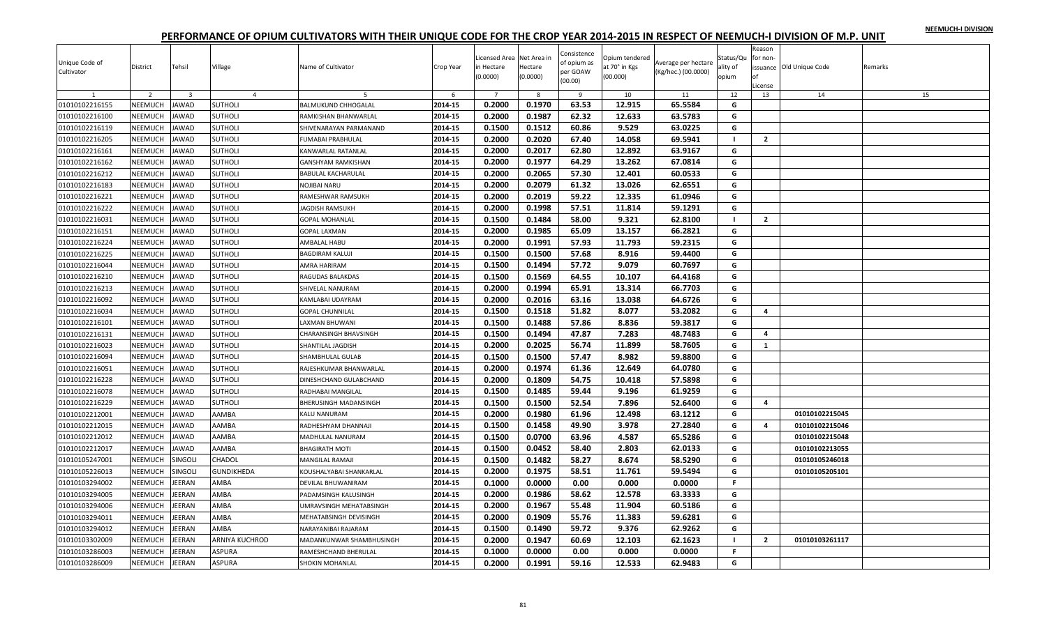NEEMUCH-I DIVISION

# PERFORMANCE OF OPIUM CULTIVATORS WITH THEIR UNIQUE CODE FOR THE CROP YEAR 2014-2015 IN RESPECT OF NEEMUCH-I DIVISION OF M.P. UNIT

| Unique Code of Cultivator | District | Tehsil | Village | Name of Cultivator | Crop Year | Licensed Area in Hectare (0.0000) | Net Area in Hectare (0.0000) | Consistence of opium as per GOAW (00.00) | Opium tendered at 70° in Kgs (00.000) | Average per hectare (Kg/hec.) (00.0000) | Status/Quality of opium | Reason for non-issuance of License | Old Unique Code | Remarks |
|---|---|---|---|---|---|---|---|---|---|---|---|---|---|---|
| 1 | 2 | 3 | 4 | 5 | 6 | 7 | 8 | 9 | 10 | 11 | 12 | 13 | 14 | 15 |
| 01010102216155 | NEEMUCH | JAWAD | SUTHOLI | BALMUKUND CHHOGALAL | 2014-15 | 0.2000 | 0.1970 | 63.53 | 12.915 | 65.5584 | G | | | |
| 01010102216100 | NEEMUCH | JAWAD | SUTHOLI | RAMKISHAN BHANWARLAL | 2014-15 | 0.2000 | 0.1987 | 62.32 | 12.633 | 63.5783 | G | | | |
| 01010102216119 | NEEMUCH | JAWAD | SUTHOLI | SHIVENARAYAN PARMANAND | 2014-15 | 0.1500 | 0.1512 | 60.86 | 9.529 | 63.0225 | G | | | |
| 01010102216205 | NEEMUCH | JAWAD | SUTHOLI | FUMABAI PRABHULAL | 2014-15 | 0.2000 | 0.2020 | 67.40 | 14.058 | 69.5941 | I | 2 | | |
| 01010102216161 | NEEMUCH | JAWAD | SUTHOLI | KANWARLAL RATANLAL | 2014-15 | 0.2000 | 0.2017 | 62.80 | 12.892 | 63.9167 | G | | | |
| 01010102216162 | NEEMUCH | JAWAD | SUTHOLI | GANSHYAM RAMKISHAN | 2014-15 | 0.2000 | 0.1977 | 64.29 | 13.262 | 67.0814 | G | | | |
| 01010102216212 | NEEMUCH | JAWAD | SUTHOLI | BABULAL KACHARULAL | 2014-15 | 0.2000 | 0.2065 | 57.30 | 12.401 | 60.0533 | G | | | |
| 01010102216183 | NEEMUCH | JAWAD | SUTHOLI | NOJIBAI NARU | 2014-15 | 0.2000 | 0.2079 | 61.32 | 13.026 | 62.6551 | G | | | |
| 01010102216221 | NEEMUCH | JAWAD | SUTHOLI | RAMESHWAR RAMSUKH | 2014-15 | 0.2000 | 0.2019 | 59.22 | 12.335 | 61.0946 | G | | | |
| 01010102216222 | NEEMUCH | JAWAD | SUTHOLI | JAGDISH RAMSUKH | 2014-15 | 0.2000 | 0.1998 | 57.51 | 11.814 | 59.1291 | G | | | |
| 01010102216031 | NEEMUCH | JAWAD | SUTHOLI | GOPAL MOHANLAL | 2014-15 | 0.1500 | 0.1484 | 58.00 | 9.321 | 62.8100 | I | 2 | | |
| 01010102216151 | NEEMUCH | JAWAD | SUTHOLI | GOPAL LAXMAN | 2014-15 | 0.2000 | 0.1985 | 65.09 | 13.157 | 66.2821 | G | | | |
| 01010102216224 | NEEMUCH | JAWAD | SUTHOLI | AMBALAL HABU | 2014-15 | 0.2000 | 0.1991 | 57.93 | 11.793 | 59.2315 | G | | | |
| 01010102216225 | NEEMUCH | JAWAD | SUTHOLI | BAGDIRAM KALUJI | 2014-15 | 0.1500 | 0.1500 | 57.68 | 8.916 | 59.4400 | G | | | |
| 01010102216044 | NEEMUCH | JAWAD | SUTHOLI | AMRA HARIRAM | 2014-15 | 0.1500 | 0.1494 | 57.72 | 9.079 | 60.7697 | G | | | |
| 01010102216210 | NEEMUCH | JAWAD | SUTHOLI | RAGUDAS BALAKDAS | 2014-15 | 0.1500 | 0.1569 | 64.55 | 10.107 | 64.4168 | G | | | |
| 01010102216213 | NEEMUCH | JAWAD | SUTHOLI | SHIVELAL NANURAM | 2014-15 | 0.2000 | 0.1994 | 65.91 | 13.314 | 66.7703 | G | | | |
| 01010102216092 | NEEMUCH | JAWAD | SUTHOLI | KAMLABAI UDAYRAM | 2014-15 | 0.2000 | 0.2016 | 63.16 | 13.038 | 64.6726 | G | | | |
| 01010102216034 | NEEMUCH | JAWAD | SUTHOLI | GOPAL CHUNNILAL | 2014-15 | 0.1500 | 0.1518 | 51.82 | 8.077 | 53.2082 | G | 4 | | |
| 01010102216101 | NEEMUCH | JAWAD | SUTHOLI | LAXMAN BHUWANI | 2014-15 | 0.1500 | 0.1488 | 57.86 | 8.836 | 59.3817 | G | | | |
| 01010102216131 | NEEMUCH | JAWAD | SUTHOLI | CHARANSINGH BHAVSINGH | 2014-15 | 0.1500 | 0.1494 | 47.87 | 7.283 | 48.7483 | G | 4 | | |
| 01010102216023 | NEEMUCH | JAWAD | SUTHOLI | SHANTILAL JAGDISH | 2014-15 | 0.2000 | 0.2025 | 56.74 | 11.899 | 58.7605 | G | 1 | | |
| 01010102216094 | NEEMUCH | JAWAD | SUTHOLI | SHAMBHULAL GULAB | 2014-15 | 0.1500 | 0.1500 | 57.47 | 8.982 | 59.8800 | G | | | |
| 01010102216051 | NEEMUCH | JAWAD | SUTHOLI | RAJESHKUMAR BHANWARLAL | 2014-15 | 0.2000 | 0.1974 | 61.36 | 12.649 | 64.0780 | G | | | |
| 01010102216228 | NEEMUCH | JAWAD | SUTHOLI | DINESHCHAND GULABCHAND | 2014-15 | 0.2000 | 0.1809 | 54.75 | 10.418 | 57.5898 | G | | | |
| 01010102216078 | NEEMUCH | JAWAD | SUTHOLI | RADHABAI MANGILAL | 2014-15 | 0.1500 | 0.1485 | 59.44 | 9.196 | 61.9259 | G | | | |
| 01010102216229 | NEEMUCH | JAWAD | SUTHOLI | BHERUSINGH MADANSINGH | 2014-15 | 0.1500 | 0.1500 | 52.54 | 7.896 | 52.6400 | G | 4 | | |
| 01010102212001 | NEEMUCH | JAWAD | AAMBA | KALU NANURAM | 2014-15 | 0.2000 | 0.1980 | 61.96 | 12.498 | 63.1212 | G | | 01010102215045 | |
| 01010102212015 | NEEMUCH | JAWAD | AAMBA | RADHESHYAM DHANNAJI | 2014-15 | 0.1500 | 0.1458 | 49.90 | 3.978 | 27.2840 | G | 4 | 01010102215046 | |
| 01010102212012 | NEEMUCH | JAWAD | AAMBA | MADHULAL NANURAM | 2014-15 | 0.1500 | 0.0700 | 63.96 | 4.587 | 65.5286 | G | | 01010102215048 | |
| 01010102212017 | NEEMUCH | JAWAD | AAMBA | BHAGIRATH MOTI | 2014-15 | 0.1500 | 0.0452 | 58.40 | 2.803 | 62.0133 | G | | 01010102213055 | |
| 01010105247001 | NEEMUCH | SINGOLI | CHADOL | MANGILAL RAMAJI | 2014-15 | 0.1500 | 0.1482 | 58.27 | 8.674 | 58.5290 | G | | 01010105246018 | |
| 01010105226013 | NEEMUCH | SINGOLI | GUNDIKHEDA | KOUSHALYABAI SHANKARLAL | 2014-15 | 0.2000 | 0.1975 | 58.51 | 11.761 | 59.5494 | G | | 01010105205101 | |
| 01010103294002 | NEEMUCH | JEERAN | AMBA | DEVILAL BHUWANIRAM | 2014-15 | 0.1000 | 0.0000 | 0.00 | 0.000 | 0.0000 | F | | | |
| 01010103294005 | NEEMUCH | JEERAN | AMBA | PADAMSINGH KALUSINGH | 2014-15 | 0.2000 | 0.1986 | 58.62 | 12.578 | 63.3333 | G | | | |
| 01010103294006 | NEEMUCH | JEERAN | AMBA | UMRAVSINGH MEHATABSINGH | 2014-15 | 0.2000 | 0.1967 | 55.48 | 11.904 | 60.5186 | G | | | |
| 01010103294011 | NEEMUCH | JEERAN | AMBA | MEHATABSINGH DEVISINGH | 2014-15 | 0.2000 | 0.1909 | 55.76 | 11.383 | 59.6281 | G | | | |
| 01010103294012 | NEEMUCH | JEERAN | AMBA | NARAYANIBAI RAJARAM | 2014-15 | 0.1500 | 0.1490 | 59.72 | 9.376 | 62.9262 | G | | | |
| 01010103302009 | NEEMUCH | JEERAN | ARNIYA KUCHROD | MADANKUNWAR SHAMBHUSINGH | 2014-15 | 0.2000 | 0.1947 | 60.69 | 12.103 | 62.1623 | I | 2 | 01010103261117 | |
| 01010103286003 | NEEMUCH | JEERAN | ASPURA | RAMESHCHAND BHERULAL | 2014-15 | 0.1000 | 0.0000 | 0.00 | 0.000 | 0.0000 | F | | | |
| 01010103286009 | NEEMUCH | JEERAN | ASPURA | SHOKIN MOHANLAL | 2014-15 | 0.2000 | 0.1991 | 59.16 | 12.533 | 62.9483 | G | | | |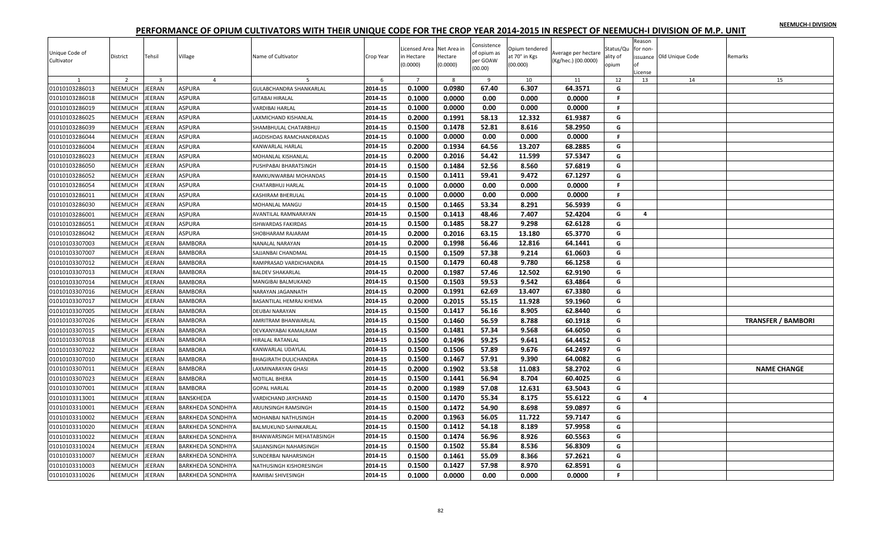# PERFORMANCE OF OPIUM CULTIVATORS WITH THEIR UNIQUE CODE FOR THE CROP YEAR 2014-2015 IN RESPECT OF NEEMUCH-I DIVISION OF M.P. UNIT

NEEMUCH-I DIVISION

| Unique Code of Cultivator | District | Tehsil | Village | Name of Cultivator | Crop Year | Licensed Area in Hectare (0.0000) | Net Area in Hectare (0.0000) | Consistence of opium as per GOAW (00.00) | Opium tendered at 70° in Kgs (00.000) | Average per hectare (Kg/hec.) (00.0000) | Status/Quality of opium | Reason for non-issuance of License | Old Unique Code | Remarks |
|---|---|---|---|---|---|---|---|---|---|---|---|---|---|---|
| 1 | 2 | 3 | 4 | 5 | 6 | 7 | 8 | 9 | 10 | 11 | 12 | 13 | 14 | 15 |
| 01010103286013 | NEEMUCH | JEERAN | ASPURA | GULABCHANDRA SHANKARLAL | 2014-15 | 0.1000 | 0.0980 | 67.40 | 6.307 | 64.3571 | G | | | |
| 01010103286018 | NEEMUCH | JEERAN | ASPURA | GITABAI HIRALAL | 2014-15 | 0.1000 | 0.0000 | 0.00 | 0.000 | 0.0000 | F | | | |
| 01010103286019 | NEEMUCH | JEERAN | ASPURA | VARDIBAI HARLAL | 2014-15 | 0.1000 | 0.0000 | 0.00 | 0.000 | 0.0000 | F | | | |
| 01010103286025 | NEEMUCH | JEERAN | ASPURA | LAXMICHAND KISHANLAL | 2014-15 | 0.2000 | 0.1991 | 58.13 | 12.332 | 61.9387 | G | | | |
| 01010103286039 | NEEMUCH | JEERAN | ASPURA | SHAMBHULAL CHATARBHUJ | 2014-15 | 0.1500 | 0.1478 | 52.81 | 8.616 | 58.2950 | G | | | |
| 01010103286044 | NEEMUCH | JEERAN | ASPURA | JAGDISHDAS RAMCHANDRADAS | 2014-15 | 0.1000 | 0.0000 | 0.00 | 0.000 | 0.0000 | F | | | |
| 01010103286004 | NEEMUCH | JEERAN | ASPURA | KANWARLAL HARLAL | 2014-15 | 0.2000 | 0.1934 | 64.56 | 13.207 | 68.2885 | G | | | |
| 01010103286023 | NEEMUCH | JEERAN | ASPURA | MOHANLAL KISHANLAL | 2014-15 | 0.2000 | 0.2016 | 54.42 | 11.599 | 57.5347 | G | | | |
| 01010103286050 | NEEMUCH | JEERAN | ASPURA | PUSHPABAI BHARATSINGH | 2014-15 | 0.1500 | 0.1484 | 52.56 | 8.560 | 57.6819 | G | | | |
| 01010103286052 | NEEMUCH | JEERAN | ASPURA | RAMKUNWARBAI MOHANDAS | 2014-15 | 0.1500 | 0.1411 | 59.41 | 9.472 | 67.1297 | G | | | |
| 01010103286054 | NEEMUCH | JEERAN | ASPURA | CHATARBHUJ HARLAL | 2014-15 | 0.1000 | 0.0000 | 0.00 | 0.000 | 0.0000 | F | | | |
| 01010103286011 | NEEMUCH | JEERAN | ASPURA | KASHIRAM BHERULAL | 2014-15 | 0.1000 | 0.0000 | 0.00 | 0.000 | 0.0000 | F | | | |
| 01010103286030 | NEEMUCH | JEERAN | ASPURA | MOHANLAL MANGU | 2014-15 | 0.1500 | 0.1465 | 53.34 | 8.291 | 56.5939 | G | | | |
| 01010103286001 | NEEMUCH | JEERAN | ASPURA | AVANTILAL RAMNARAYAN | 2014-15 | 0.1500 | 0.1413 | 48.46 | 7.407 | 52.4204 | G | 4 | | |
| 01010103286051 | NEEMUCH | JEERAN | ASPURA | ISHWARDAS FAKIRDAS | 2014-15 | 0.1500 | 0.1485 | 58.27 | 9.298 | 62.6128 | G | | | |
| 01010103286042 | NEEMUCH | JEERAN | ASPURA | SHOBHARAM RAJARAM | 2014-15 | 0.2000 | 0.2016 | 63.15 | 13.180 | 65.3770 | G | | | |
| 01010103307003 | NEEMUCH | JEERAN | BAMBORA | NANALAL NARAYAN | 2014-15 | 0.2000 | 0.1998 | 56.46 | 12.816 | 64.1441 | G | | | |
| 01010103307007 | NEEMUCH | JEERAN | BAMBORA | SAJJANBAI CHANDMAL | 2014-15 | 0.1500 | 0.1509 | 57.38 | 9.214 | 61.0603 | G | | | |
| 01010103307012 | NEEMUCH | JEERAN | BAMBORA | RAMPRASAD VARDICHANDRA | 2014-15 | 0.1500 | 0.1479 | 60.48 | 9.780 | 66.1258 | G | | | |
| 01010103307013 | NEEMUCH | JEERAN | BAMBORA | BALDEV SHAKARLAL | 2014-15 | 0.2000 | 0.1987 | 57.46 | 12.502 | 62.9190 | G | | | |
| 01010103307014 | NEEMUCH | JEERAN | BAMBORA | MANGIBAI BALMUKAND | 2014-15 | 0.1500 | 0.1503 | 59.53 | 9.542 | 63.4864 | G | | | |
| 01010103307016 | NEEMUCH | JEERAN | BAMBORA | NARAYAN JAGANNATH | 2014-15 | 0.2000 | 0.1991 | 62.69 | 13.407 | 67.3380 | G | | | |
| 01010103307017 | NEEMUCH | JEERAN | BAMBORA | BASANTILAL HEMRAJ KHEMA | 2014-15 | 0.2000 | 0.2015 | 55.15 | 11.928 | 59.1960 | G | | | |
| 01010103307005 | NEEMUCH | JEERAN | BAMBORA | DEUBAI NARAYAN | 2014-15 | 0.1500 | 0.1417 | 56.16 | 8.905 | 62.8440 | G | | | |
| 01010103307026 | NEEMUCH | JEERAN | BAMBORA | AMRITRAM BHANWARLAL | 2014-15 | 0.1500 | 0.1460 | 56.59 | 8.788 | 60.1918 | G | | | TRANSFER / BAMBORI |
| 01010103307015 | NEEMUCH | JEERAN | BAMBORA | DEVKANYABAI KAMALRAM | 2014-15 | 0.1500 | 0.1481 | 57.34 | 9.568 | 64.6050 | G | | | |
| 01010103307018 | NEEMUCH | JEERAN | BAMBORA | HIRALAL RATANLAL | 2014-15 | 0.1500 | 0.1496 | 59.25 | 9.641 | 64.4452 | G | | | |
| 01010103307022 | NEEMUCH | JEERAN | BAMBORA | KANWARLAL UDAYLAL | 2014-15 | 0.1500 | 0.1506 | 57.89 | 9.676 | 64.2497 | G | | | |
| 01010103307010 | NEEMUCH | JEERAN | BAMBORA | BHAGIRATH DULICHANDRA | 2014-15 | 0.1500 | 0.1467 | 57.91 | 9.390 | 64.0082 | G | | | |
| 01010103307011 | NEEMUCH | JEERAN | BAMBORA | LAXMINARAYAN GHASI | 2014-15 | 0.2000 | 0.1902 | 53.58 | 11.083 | 58.2702 | G | | | NAME CHANGE |
| 01010103307023 | NEEMUCH | JEERAN | BAMBORA | MOTILAL BHERA | 2014-15 | 0.1500 | 0.1441 | 56.94 | 8.704 | 60.4025 | G | | | |
| 01010103307001 | NEEMUCH | JEERAN | BAMBORA | GOPAL HARLAL | 2014-15 | 0.2000 | 0.1989 | 57.08 | 12.631 | 63.5043 | G | | | |
| 01010103313001 | NEEMUCH | JEERAN | BANSKHEDA | VARDICHAND JAYCHAND | 2014-15 | 0.1500 | 0.1470 | 55.34 | 8.175 | 55.6122 | G | 4 | | |
| 01010103310001 | NEEMUCH | JEERAN | BARKHEDA SONDHIYA | ARJUNSINGH RAMSINGH | 2014-15 | 0.1500 | 0.1472 | 54.90 | 8.698 | 59.0897 | G | | | |
| 01010103310002 | NEEMUCH | JEERAN | BARKHEDA SONDHIYA | MOHANBAI NATHUSINGH | 2014-15 | 0.2000 | 0.1963 | 56.05 | 11.722 | 59.7147 | G | | | |
| 01010103310020 | NEEMUCH | JEERAN | BARKHEDA SONDHIYA | BALMUKUND SAHNKARLAL | 2014-15 | 0.1500 | 0.1412 | 54.18 | 8.189 | 57.9958 | G | | | |
| 01010103310022 | NEEMUCH | JEERAN | BARKHEDA SONDHIYA | BHANWARSINGH MEHATABSINGH | 2014-15 | 0.1500 | 0.1474 | 56.96 | 8.926 | 60.5563 | G | | | |
| 01010103310024 | NEEMUCH | JEERAN | BARKHEDA SONDHIYA | SAJJANSINGH NAHARSINGH | 2014-15 | 0.1500 | 0.1502 | 55.84 | 8.536 | 56.8309 | G | | | |
| 01010103310007 | NEEMUCH | JEERAN | BARKHEDA SONDHIYA | SUNDERBAI NAHARSINGH | 2014-15 | 0.1500 | 0.1461 | 55.09 | 8.366 | 57.2621 | G | | | |
| 01010103310003 | NEEMUCH | JEERAN | BARKHEDA SONDHIYA | NATHUSINGH KISHORESINGH | 2014-15 | 0.1500 | 0.1427 | 57.98 | 8.970 | 62.8591 | G | | | |
| 01010103310026 | NEEMUCH | JEERAN | BARKHEDA SONDHIYA | RAMIBAI SHIVESINGH | 2014-15 | 0.1000 | 0.0000 | 0.00 | 0.000 | 0.0000 | F | | | |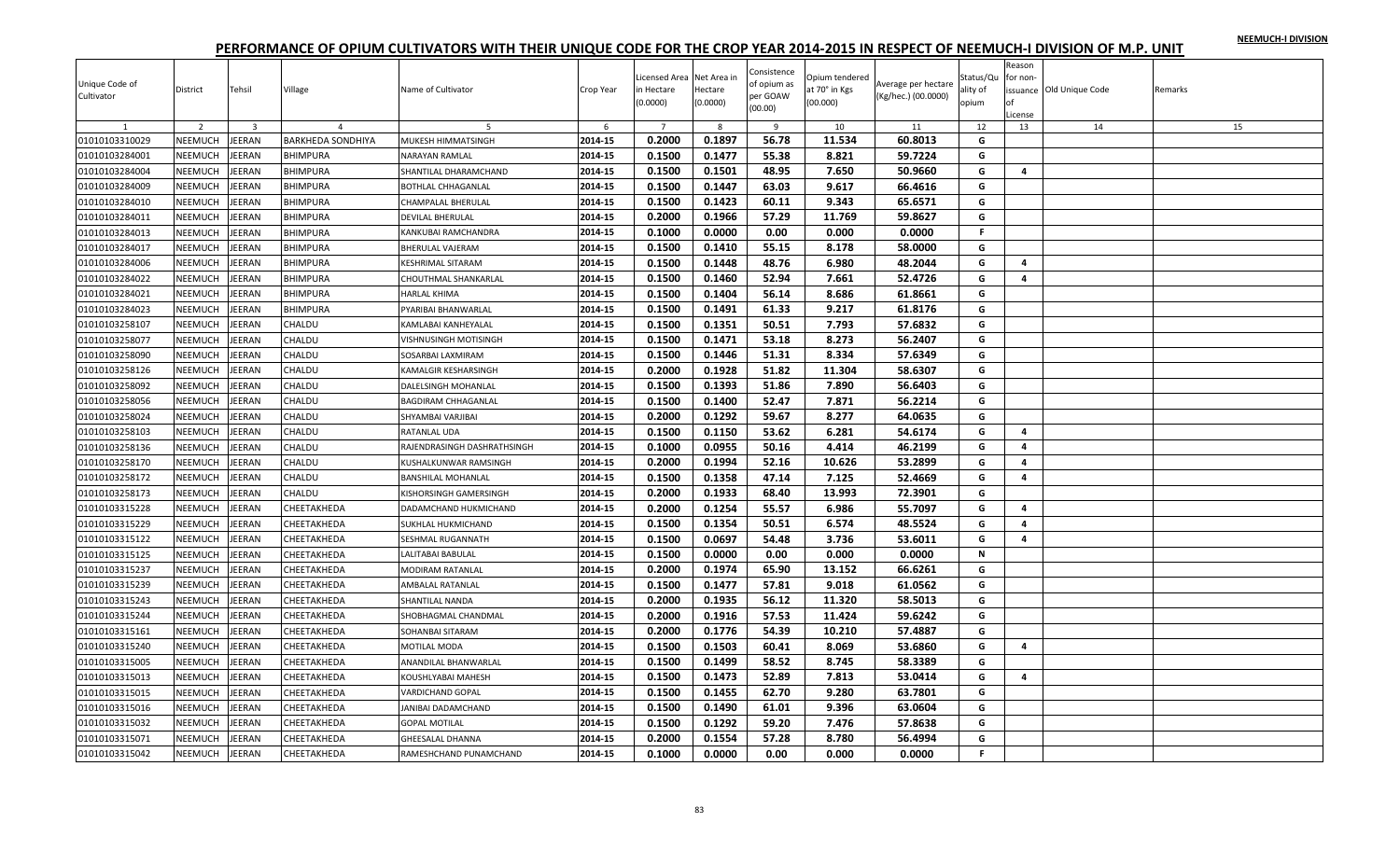NEEMUCH-I DIVISION

# PERFORMANCE OF OPIUM CULTIVATORS WITH THEIR UNIQUE CODE FOR THE CROP YEAR 2014-2015 IN RESPECT OF NEEMUCH-I DIVISION OF M.P. UNIT

| Unique Code of Cultivator | District | Tehsil | Village | Name of Cultivator | Crop Year | Licensed Area in Hectare (0.0000) | Net Area in Hectare (0.0000) | Consistence of opium as per GOAW (00.00) | Opium tendered at 70° in Kgs (00.000) | Average per hectare (Kg/hec.) (00.0000) | Status/Quality of opium | Reason for non-issuance of License | Old Unique Code | Remarks |
|---|---|---|---|---|---|---|---|---|---|---|---|---|---|---|
| 1 | 2 | 3 | 4 | 5 | 6 | 7 | 8 | 9 | 10 | 11 | 12 | 13 | 14 | 15 |
| 01010103310029 | NEEMUCH | JEERAN | BARKHEDA SONDHIYA | MUKESH HIMMATSINGH | 2014-15 | 0.2000 | 0.1897 | 56.78 | 11.534 | 60.8013 | G | | | |
| 01010103284001 | NEEMUCH | JEERAN | BHIMPURA | NARAYAN RAMLAL | 2014-15 | 0.1500 | 0.1477 | 55.38 | 8.821 | 59.7224 | G | | | |
| 01010103284004 | NEEMUCH | JEERAN | BHIMPURA | SHANTILAL DHARAMCHAND | 2014-15 | 0.1500 | 0.1501 | 48.95 | 7.650 | 50.9660 | G | 4 | | |
| 01010103284009 | NEEMUCH | JEERAN | BHIMPURA | BOTHLAL CHHAGANLAL | 2014-15 | 0.1500 | 0.1447 | 63.03 | 9.617 | 66.4616 | G | | | |
| 01010103284010 | NEEMUCH | JEERAN | BHIMPURA | CHAMPALAL BHERULAL | 2014-15 | 0.1500 | 0.1423 | 60.11 | 9.343 | 65.6571 | G | | | |
| 01010103284011 | NEEMUCH | JEERAN | BHIMPURA | DEVILAL BHERULAL | 2014-15 | 0.2000 | 0.1966 | 57.29 | 11.769 | 59.8627 | G | | | |
| 01010103284013 | NEEMUCH | JEERAN | BHIMPURA | KANKUBAI RAMCHANDRA | 2014-15 | 0.1000 | 0.0000 | 0.00 | 0.000 | 0.0000 | F | | | |
| 01010103284017 | NEEMUCH | JEERAN | BHIMPURA | BHERULAL VAJERAM | 2014-15 | 0.1500 | 0.1410 | 55.15 | 8.178 | 58.0000 | G | | | |
| 01010103284006 | NEEMUCH | JEERAN | BHIMPURA | KESHRIMAL SITARAM | 2014-15 | 0.1500 | 0.1448 | 48.76 | 6.980 | 48.2044 | G | 4 | | |
| 01010103284022 | NEEMUCH | JEERAN | BHIMPURA | CHOUTHMAL SHANKARLAL | 2014-15 | 0.1500 | 0.1460 | 52.94 | 7.661 | 52.4726 | G | 4 | | |
| 01010103284021 | NEEMUCH | JEERAN | BHIMPURA | HARLAL KHIMA | 2014-15 | 0.1500 | 0.1404 | 56.14 | 8.686 | 61.8661 | G | | | |
| 01010103284023 | NEEMUCH | JEERAN | BHIMPURA | PYARIBAI BHANWARLAL | 2014-15 | 0.1500 | 0.1491 | 61.33 | 9.217 | 61.8176 | G | | | |
| 01010103258107 | NEEMUCH | JEERAN | CHALDU | KAMLABAI KANHEYALAL | 2014-15 | 0.1500 | 0.1351 | 50.51 | 7.793 | 57.6832 | G | | | |
| 01010103258077 | NEEMUCH | JEERAN | CHALDU | VISHNUSINGH MOTISINGH | 2014-15 | 0.1500 | 0.1471 | 53.18 | 8.273 | 56.2407 | G | | | |
| 01010103258090 | NEEMUCH | JEERAN | CHALDU | SOSARBAI LAXMIRAM | 2014-15 | 0.1500 | 0.1446 | 51.31 | 8.334 | 57.6349 | G | | | |
| 01010103258126 | NEEMUCH | JEERAN | CHALDU | KAMALGIR KESHARSINGH | 2014-15 | 0.2000 | 0.1928 | 51.82 | 11.304 | 58.6307 | G | | | |
| 01010103258092 | NEEMUCH | JEERAN | CHALDU | DALELSINGH MOHANLAL | 2014-15 | 0.1500 | 0.1393 | 51.86 | 7.890 | 56.6403 | G | | | |
| 01010103258056 | NEEMUCH | JEERAN | CHALDU | BAGDIRAM CHHAGANLAL | 2014-15 | 0.1500 | 0.1400 | 52.47 | 7.871 | 56.2214 | G | | | |
| 01010103258024 | NEEMUCH | JEERAN | CHALDU | SHYAMBAI VARJIBAI | 2014-15 | 0.2000 | 0.1292 | 59.67 | 8.277 | 64.0635 | G | | | |
| 01010103258103 | NEEMUCH | JEERAN | CHALDU | RATANLAL UDA | 2014-15 | 0.1500 | 0.1150 | 53.62 | 6.281 | 54.6174 | G | 4 | | |
| 01010103258136 | NEEMUCH | JEERAN | CHALDU | RAJENDRASINGH DASHRATHSINGH | 2014-15 | 0.1000 | 0.0955 | 50.16 | 4.414 | 46.2199 | G | 4 | | |
| 01010103258170 | NEEMUCH | JEERAN | CHALDU | KUSHALKUNWAR RAMSINGH | 2014-15 | 0.2000 | 0.1994 | 52.16 | 10.626 | 53.2899 | G | 4 | | |
| 01010103258172 | NEEMUCH | JEERAN | CHALDU | BANSHILAL MOHANLAL | 2014-15 | 0.1500 | 0.1358 | 47.14 | 7.125 | 52.4669 | G | 4 | | |
| 01010103258173 | NEEMUCH | JEERAN | CHALDU | KISHORSINGH GAMERSINGH | 2014-15 | 0.2000 | 0.1933 | 68.40 | 13.993 | 72.3901 | G | | | |
| 01010103315228 | NEEMUCH | JEERAN | CHEETAKHEDA | DADAMCHAND HUKMICHAND | 2014-15 | 0.2000 | 0.1254 | 55.57 | 6.986 | 55.7097 | G | 4 | | |
| 01010103315229 | NEEMUCH | JEERAN | CHEETAKHEDA | SUKHLAL HUKMICHAND | 2014-15 | 0.1500 | 0.1354 | 50.51 | 6.574 | 48.5524 | G | 4 | | |
| 01010103315122 | NEEMUCH | JEERAN | CHEETAKHEDA | SESHMAL RUGANNATH | 2014-15 | 0.1500 | 0.0697 | 54.48 | 3.736 | 53.6011 | G | 4 | | |
| 01010103315125 | NEEMUCH | JEERAN | CHEETAKHEDA | LALITABAI BABULAL | 2014-15 | 0.1500 | 0.0000 | 0.00 | 0.000 | 0.0000 | N | | | |
| 01010103315237 | NEEMUCH | JEERAN | CHEETAKHEDA | MODIRAM RATANLAL | 2014-15 | 0.2000 | 0.1974 | 65.90 | 13.152 | 66.6261 | G | | | |
| 01010103315239 | NEEMUCH | JEERAN | CHEETAKHEDA | AMBALAL RATANLAL | 2014-15 | 0.1500 | 0.1477 | 57.81 | 9.018 | 61.0562 | G | | | |
| 01010103315243 | NEEMUCH | JEERAN | CHEETAKHEDA | SHANTILAL NANDA | 2014-15 | 0.2000 | 0.1935 | 56.12 | 11.320 | 58.5013 | G | | | |
| 01010103315244 | NEEMUCH | JEERAN | CHEETAKHEDA | SHOBHAGMAL CHANDMAL | 2014-15 | 0.2000 | 0.1916 | 57.53 | 11.424 | 59.6242 | G | | | |
| 01010103315161 | NEEMUCH | JEERAN | CHEETAKHEDA | SOHANBAI SITARAM | 2014-15 | 0.2000 | 0.1776 | 54.39 | 10.210 | 57.4887 | G | | | |
| 01010103315240 | NEEMUCH | JEERAN | CHEETAKHEDA | MOTILAL MODA | 2014-15 | 0.1500 | 0.1503 | 60.41 | 8.069 | 53.6860 | G | 4 | | |
| 01010103315005 | NEEMUCH | JEERAN | CHEETAKHEDA | ANANDILAL BHANWARLAL | 2014-15 | 0.1500 | 0.1499 | 58.52 | 8.745 | 58.3389 | G | | | |
| 01010103315013 | NEEMUCH | JEERAN | CHEETAKHEDA | KOUSHLYABAI MAHESH | 2014-15 | 0.1500 | 0.1473 | 52.89 | 7.813 | 53.0414 | G | 4 | | |
| 01010103315015 | NEEMUCH | JEERAN | CHEETAKHEDA | VARDICHAND GOPAL | 2014-15 | 0.1500 | 0.1455 | 62.70 | 9.280 | 63.7801 | G | | | |
| 01010103315016 | NEEMUCH | JEERAN | CHEETAKHEDA | JANIBAI DADAMCHAND | 2014-15 | 0.1500 | 0.1490 | 61.01 | 9.396 | 63.0604 | G | | | |
| 01010103315032 | NEEMUCH | JEERAN | CHEETAKHEDA | GOPAL MOTILAL | 2014-15 | 0.1500 | 0.1292 | 59.20 | 7.476 | 57.8638 | G | | | |
| 01010103315071 | NEEMUCH | JEERAN | CHEETAKHEDA | GHEESALAL DHANNA | 2014-15 | 0.2000 | 0.1554 | 57.28 | 8.780 | 56.4994 | G | | | |
| 01010103315042 | NEEMUCH | JEERAN | CHEETAKHEDA | RAMESHCHAND PUNAMCHAND | 2014-15 | 0.1000 | 0.0000 | 0.00 | 0.000 | 0.0000 | F | | | |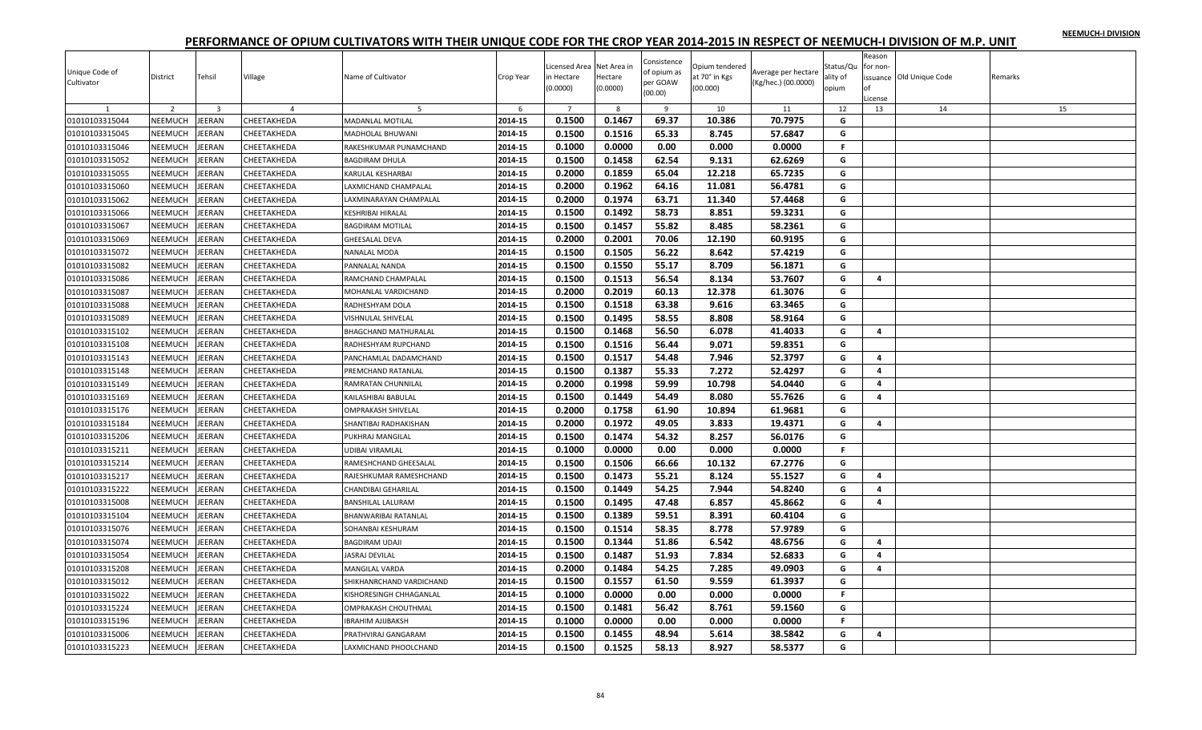NEEMUCH-I DIVISION

# PERFORMANCE OF OPIUM CULTIVATORS WITH THEIR UNIQUE CODE FOR THE CROP YEAR 2014-2015 IN RESPECT OF NEEMUCH-I DIVISION OF M.P. UNIT

| Unique Code of Cultivator | District | Tehsil | Village | Name of Cultivator | Crop Year | Licensed Area in Hectare (0.0000) | Net Area in Hectare (0.0000) | Consistence of opium as per GOAW (00.00) | Opium tendered at 70° in Kgs (00.000) | Average per hectare (Kg/hec.) (00.0000) | Status/Quality of opium | Reason for non-issuance of License | Old Unique Code | Remarks |
|---|---|---|---|---|---|---|---|---|---|---|---|---|---|---|
| 1 | 2 | 3 | 4 | 5 | 6 | 7 | 8 | 9 | 10 | 11 | 12 | 13 | 14 | 15 |
| 01010103315044 | NEEMUCH | JEERAN | CHEETAKHEDA | MADANLAL MOTILAL | 2014-15 | 0.1500 | 0.1467 | 69.37 | 10.386 | 70.7975 | G | | | |
| 01010103315045 | NEEMUCH | JEERAN | CHEETAKHEDA | MADHOLAL BHUWANI | 2014-15 | 0.1500 | 0.1516 | 65.33 | 8.745 | 57.6847 | G | | | |
| 01010103315046 | NEEMUCH | JEERAN | CHEETAKHEDA | RAKESHKUMAR PUNAMCHAND | 2014-15 | 0.1000 | 0.0000 | 0.00 | 0.000 | 0.0000 | F | | | |
| 01010103315052 | NEEMUCH | JEERAN | CHEETAKHEDA | BAGDIRAM DHULA | 2014-15 | 0.1500 | 0.1458 | 62.54 | 9.131 | 62.6269 | G | | | |
| 01010103315055 | NEEMUCH | JEERAN | CHEETAKHEDA | KARULAL KESHARBAI | 2014-15 | 0.2000 | 0.1859 | 65.04 | 12.218 | 65.7235 | G | | | |
| 01010103315060 | NEEMUCH | JEERAN | CHEETAKHEDA | LAXMICHAND CHAMPALAL | 2014-15 | 0.2000 | 0.1962 | 64.16 | 11.081 | 56.4781 | G | | | |
| 01010103315062 | NEEMUCH | JEERAN | CHEETAKHEDA | LAXMINARAYAN CHAMPALAL | 2014-15 | 0.2000 | 0.1974 | 63.71 | 11.340 | 57.4468 | G | | | |
| 01010103315066 | NEEMUCH | JEERAN | CHEETAKHEDA | KESHRIBAI HIRALAL | 2014-15 | 0.1500 | 0.1492 | 58.73 | 8.851 | 59.3231 | G | | | |
| 01010103315067 | NEEMUCH | JEERAN | CHEETAKHEDA | BAGDIRAM MOTILAL | 2014-15 | 0.1500 | 0.1457 | 55.82 | 8.485 | 58.2361 | G | | | |
| 01010103315069 | NEEMUCH | JEERAN | CHEETAKHEDA | GHEESALAL DEVA | 2014-15 | 0.2000 | 0.2001 | 70.06 | 12.190 | 60.9195 | G | | | |
| 01010103315072 | NEEMUCH | JEERAN | CHEETAKHEDA | NANALAL MODA | 2014-15 | 0.1500 | 0.1505 | 56.22 | 8.642 | 57.4219 | G | | | |
| 01010103315082 | NEEMUCH | JEERAN | CHEETAKHEDA | PANNALAL NANDA | 2014-15 | 0.1500 | 0.1550 | 55.17 | 8.709 | 56.1871 | G | | | |
| 01010103315086 | NEEMUCH | JEERAN | CHEETAKHEDA | RAMCHAND CHAMPALAL | 2014-15 | 0.1500 | 0.1513 | 56.54 | 8.134 | 53.7607 | G | 4 | | |
| 01010103315087 | NEEMUCH | JEERAN | CHEETAKHEDA | MOHANLAL VARDICHAND | 2014-15 | 0.2000 | 0.2019 | 60.13 | 12.378 | 61.3076 | G | | | |
| 01010103315088 | NEEMUCH | JEERAN | CHEETAKHEDA | RADHESHYAM DOLA | 2014-15 | 0.1500 | 0.1518 | 63.38 | 9.616 | 63.3465 | G | | | |
| 01010103315089 | NEEMUCH | JEERAN | CHEETAKHEDA | VISHNULAL SHIVELAL | 2014-15 | 0.1500 | 0.1495 | 58.55 | 8.808 | 58.9164 | G | | | |
| 01010103315102 | NEEMUCH | JEERAN | CHEETAKHEDA | BHAGCHAND MATHURALAL | 2014-15 | 0.1500 | 0.1468 | 56.50 | 6.078 | 41.4033 | G | 4 | | |
| 01010103315108 | NEEMUCH | JEERAN | CHEETAKHEDA | RADHESHYAM RUPCHAND | 2014-15 | 0.1500 | 0.1516 | 56.44 | 9.071 | 59.8351 | G | | | |
| 01010103315143 | NEEMUCH | JEERAN | CHEETAKHEDA | PANCHAMLAL DADAMCHAND | 2014-15 | 0.1500 | 0.1517 | 54.48 | 7.946 | 52.3797 | G | 4 | | |
| 01010103315148 | NEEMUCH | JEERAN | CHEETAKHEDA | PREMCHAND RATANLAL | 2014-15 | 0.1500 | 0.1387 | 55.33 | 7.272 | 52.4297 | G | 4 | | |
| 01010103315149 | NEEMUCH | JEERAN | CHEETAKHEDA | RAMRATAN CHUNNILAL | 2014-15 | 0.2000 | 0.1998 | 59.99 | 10.798 | 54.0440 | G | 4 | | |
| 01010103315169 | NEEMUCH | JEERAN | CHEETAKHEDA | KAILASHIBAI BABULAL | 2014-15 | 0.1500 | 0.1449 | 54.49 | 8.080 | 55.7626 | G | 4 | | |
| 01010103315176 | NEEMUCH | JEERAN | CHEETAKHEDA | OMPRAKASH SHIVELAL | 2014-15 | 0.2000 | 0.1758 | 61.90 | 10.894 | 61.9681 | G | | | |
| 01010103315184 | NEEMUCH | JEERAN | CHEETAKHEDA | SHANTIBAI RADHAKISHAN | 2014-15 | 0.2000 | 0.1972 | 49.05 | 3.833 | 19.4371 | G | 4 | | |
| 01010103315206 | NEEMUCH | JEERAN | CHEETAKHEDA | PUKHRAJ MANGILAL | 2014-15 | 0.1500 | 0.1474 | 54.32 | 8.257 | 56.0176 | G | | | |
| 01010103315211 | NEEMUCH | JEERAN | CHEETAKHEDA | UDIBAI VIRAMLAL | 2014-15 | 0.1000 | 0.0000 | 0.00 | 0.000 | 0.0000 | F | | | |
| 01010103315214 | NEEMUCH | JEERAN | CHEETAKHEDA | RAMESHCHAND GHEESALAL | 2014-15 | 0.1500 | 0.1506 | 66.66 | 10.132 | 67.2776 | G | | | |
| 01010103315217 | NEEMUCH | JEERAN | CHEETAKHEDA | RAJESHKUMAR RAMESHCHAND | 2014-15 | 0.1500 | 0.1473 | 55.21 | 8.124 | 55.1527 | G | 4 | | |
| 01010103315222 | NEEMUCH | JEERAN | CHEETAKHEDA | CHANDIBAI GEHARILAL | 2014-15 | 0.1500 | 0.1449 | 54.25 | 7.944 | 54.8240 | G | 4 | | |
| 01010103315008 | NEEMUCH | JEERAN | CHEETAKHEDA | BANSHILAL LALURAM | 2014-15 | 0.1500 | 0.1495 | 47.48 | 6.857 | 45.8662 | G | 4 | | |
| 01010103315104 | NEEMUCH | JEERAN | CHEETAKHEDA | BHANWARIBAI RATANLAL | 2014-15 | 0.1500 | 0.1389 | 59.51 | 8.391 | 60.4104 | G | | | |
| 01010103315076 | NEEMUCH | JEERAN | CHEETAKHEDA | SOHANBAI KESHURAM | 2014-15 | 0.1500 | 0.1514 | 58.35 | 8.778 | 57.9789 | G | | | |
| 01010103315074 | NEEMUCH | JEERAN | CHEETAKHEDA | BAGDIRAM UDAJI | 2014-15 | 0.1500 | 0.1344 | 51.86 | 6.542 | 48.6756 | G | 4 | | |
| 01010103315054 | NEEMUCH | JEERAN | CHEETAKHEDA | JASRAJ DEVILAL | 2014-15 | 0.1500 | 0.1487 | 51.93 | 7.834 | 52.6833 | G | 4 | | |
| 01010103315208 | NEEMUCH | JEERAN | CHEETAKHEDA | MANGILAL VARDA | 2014-15 | 0.2000 | 0.1484 | 54.25 | 7.285 | 49.0903 | G | 4 | | |
| 01010103315012 | NEEMUCH | JEERAN | CHEETAKHEDA | SHIKHANRCHAND VARDICHAND | 2014-15 | 0.1500 | 0.1557 | 61.50 | 9.559 | 61.3937 | G | | | |
| 01010103315022 | NEEMUCH | JEERAN | CHEETAKHEDA | KISHORESINGH CHHAGANLAL | 2014-15 | 0.1000 | 0.0000 | 0.00 | 0.000 | 0.0000 | F | | | |
| 01010103315224 | NEEMUCH | JEERAN | CHEETAKHEDA | OMPRAKASH CHOUTHMAL | 2014-15 | 0.1500 | 0.1481 | 56.42 | 8.761 | 59.1560 | G | | | |
| 01010103315196 | NEEMUCH | JEERAN | CHEETAKHEDA | IBRAHIM AJIJBAKSH | 2014-15 | 0.1000 | 0.0000 | 0.00 | 0.000 | 0.0000 | F | | | |
| 01010103315006 | NEEMUCH | JEERAN | CHEETAKHEDA | PRATHVIRAJ GANGARAM | 2014-15 | 0.1500 | 0.1455 | 48.94 | 5.614 | 38.5842 | G | 4 | | |
| 01010103315223 | NEEMUCH | JEERAN | CHEETAKHEDA | LAXMICHAND PHOOLCHAND | 2014-15 | 0.1500 | 0.1525 | 58.13 | 8.927 | 58.5377 | G | | | |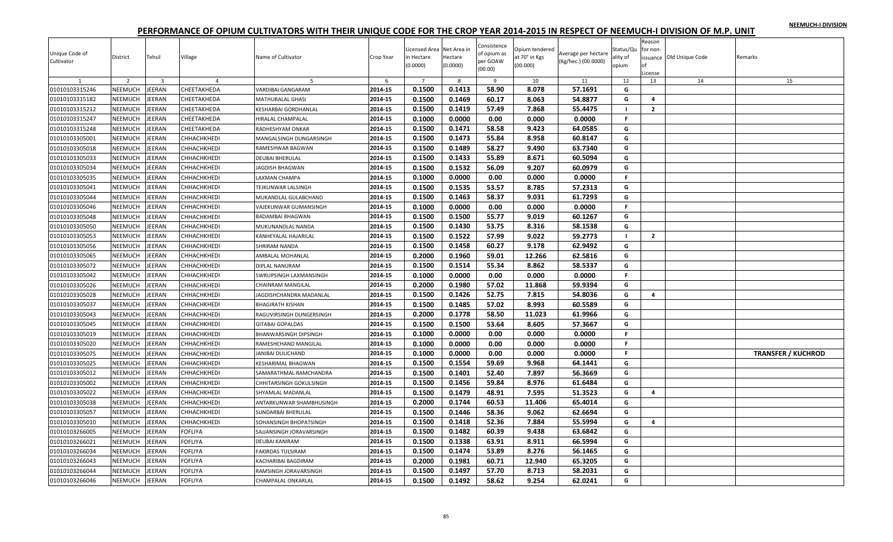NEEMUCH-I DIVISION

## PERFORMANCE OF OPIUM CULTIVATORS WITH THEIR UNIQUE CODE FOR THE CROP YEAR 2014-2015 IN RESPECT OF NEEMUCH-I DIVISION OF M.P. UNIT

| Unique Code of Cultivator | District | Tehsil | Village | Name of Cultivator | Crop Year | Licensed Area in Hectare (0.0000) | Net Area in Hectare (0.0000) | Consistence of opium as per GOAW (00.00) | Opium tendered at 70° in Kgs (00.000) | Average per hectare (Kg/hec.) (00.0000) | Status/Quality of opium | Reason for non-issuance of License | Old Unique Code | Remarks |
|---|---|---|---|---|---|---|---|---|---|---|---|---|---|---|
| 1 | 2 | 3 | 4 | 5 | 6 | 7 | 8 | 9 | 10 | 11 | 12 | 13 | 14 | 15 |
| 01010103315246 | NEEMUCH | JEERAN | CHEETAKHEDA | VARDIBAI GANGARAM | 2014-15 | 0.1500 | 0.1413 | 58.90 | 8.078 | 57.1691 | G | | | |
| 01010103315182 | NEEMUCH | JEERAN | CHEETAKHEDA | MATHURALAL GHASI | 2014-15 | 0.1500 | 0.1469 | 60.17 | 8.063 | 54.8877 | G | 4 | | |
| 01010103315212 | NEEMUCH | JEERAN | CHEETAKHEDA | KESHARBAI GORDHANLAL | 2014-15 | 0.1500 | 0.1419 | 57.49 | 7.868 | 55.4475 | I | 2 | | |
| 01010103315247 | NEEMUCH | JEERAN | CHEETAKHEDA | HIRALAL CHAMPALAL | 2014-15 | 0.1000 | 0.0000 | 0.00 | 0.000 | 0.0000 | F | | | |
| 01010103315248 | NEEMUCH | JEERAN | CHEETAKHEDA | RADHESHYAM ONKAR | 2014-15 | 0.1500 | 0.1471 | 58.58 | 9.423 | 64.0585 | G | | | |
| 01010103305001 | NEEMUCH | JEERAN | CHHACHKHEDI | MANGALSINGH DUNGARSINGH | 2014-15 | 0.1500 | 0.1473 | 55.84 | 8.958 | 60.8147 | G | | | |
| 01010103305018 | NEEMUCH | JEERAN | CHHACHKHEDI | RAMESHWAR BAGWAN | 2014-15 | 0.1500 | 0.1489 | 58.27 | 9.490 | 63.7340 | G | | | |
| 01010103305033 | NEEMUCH | JEERAN | CHHACHKHEDI | DEUBAI BHERULAL | 2014-15 | 0.1500 | 0.1433 | 55.89 | 8.671 | 60.5094 | G | | | |
| 01010103305034 | NEEMUCH | JEERAN | CHHACHKHEDI | JAGDISH BHAGWAN | 2014-15 | 0.1500 | 0.1532 | 56.09 | 9.207 | 60.0979 | G | | | |
| 01010103305035 | NEEMUCH | JEERAN | CHHACHKHEDI | LAXMAN CHAMPA | 2014-15 | 0.1000 | 0.0000 | 0.00 | 0.000 | 0.0000 | F | | | |
| 01010103305041 | NEEMUCH | JEERAN | CHHACHKHEDI | TEJKUNWAR LALSINGH | 2014-15 | 0.1500 | 0.1535 | 53.57 | 8.785 | 57.2313 | G | | | |
| 01010103305044 | NEEMUCH | JEERAN | CHHACHKHEDI | MUKANDLAL GULABCHAND | 2014-15 | 0.1500 | 0.1463 | 58.37 | 9.031 | 61.7293 | G | | | |
| 01010103305046 | NEEMUCH | JEERAN | CHHACHKHEDI | VAJEKUNWAR GUMANSINGH | 2014-15 | 0.1000 | 0.0000 | 0.00 | 0.000 | 0.0000 | F | | | |
| 01010103305048 | NEEMUCH | JEERAN | CHHACHKHEDI | BADAMBAI BHAGWAN | 2014-15 | 0.1500 | 0.1500 | 55.77 | 9.019 | 60.1267 | G | | | |
| 01010103305050 | NEEMUCH | JEERAN | CHHACHKHEDI | MUKUNANDLAL NANDA | 2014-15 | 0.1500 | 0.1430 | 53.75 | 8.316 | 58.1538 | G | | | |
| 01010103305053 | NEEMUCH | JEERAN | CHHACHKHEDI | KANHEYALAL HAJARILAL | 2014-15 | 0.1500 | 0.1522 | 57.99 | 9.022 | 59.2773 | I | 2 | | |
| 01010103305056 | NEEMUCH | JEERAN | CHHACHKHEDI | SHRIRAM NANDA | 2014-15 | 0.1500 | 0.1458 | 60.27 | 9.178 | 62.9492 | G | | | |
| 01010103305065 | NEEMUCH | JEERAN | CHHACHKHEDI | AMBALAL MOHANLAL | 2014-15 | 0.2000 | 0.1960 | 59.01 | 12.266 | 62.5816 | G | | | |
| 01010103305072 | NEEMUCH | JEERAN | CHHACHKHEDI | DIPLAL NANURAM | 2014-15 | 0.1500 | 0.1514 | 55.34 | 8.862 | 58.5337 | G | | | |
| 01010103305042 | NEEMUCH | JEERAN | CHHACHKHEDI | SWRUPSINGH LAXMANSINGH | 2014-15 | 0.1000 | 0.0000 | 0.00 | 0.000 | 0.0000 | F | | | |
| 01010103305026 | NEEMUCH | JEERAN | CHHACHKHEDI | CHAINRAM MANGILAL | 2014-15 | 0.2000 | 0.1980 | 57.02 | 11.868 | 59.9394 | G | | | |
| 01010103305028 | NEEMUCH | JEERAN | CHHACHKHEDI | JAGDISHCHANDRA MADANLAL | 2014-15 | 0.1500 | 0.1426 | 52.75 | 7.815 | 54.8036 | G | 4 | | |
| 01010103305037 | NEEMUCH | JEERAN | CHHACHKHEDI | BHAGIRATH KISHAN | 2014-15 | 0.1500 | 0.1485 | 57.02 | 8.993 | 60.5589 | G | | | |
| 01010103305043 | NEEMUCH | JEERAN | CHHACHKHEDI | RAGUVIRSINGH DUNGERSINGH | 2014-15 | 0.2000 | 0.1778 | 58.50 | 11.023 | 61.9966 | G | | | |
| 01010103305045 | NEEMUCH | JEERAN | CHHACHKHEDI | GITABAI GOPALDAS | 2014-15 | 0.1500 | 0.1500 | 53.64 | 8.605 | 57.3667 | G | | | |
| 01010103305019 | NEEMUCH | JEERAN | CHHACHKHEDI | BHANWARSINGH DIPSINGH | 2014-15 | 0.1000 | 0.0000 | 0.00 | 0.000 | 0.0000 | F | | | |
| 01010103305020 | NEEMUCH | JEERAN | CHHACHKHEDI | RAMESHCHAND MANGILAL | 2014-15 | 0.1000 | 0.0000 | 0.00 | 0.000 | 0.0000 | F | | | |
| 01010103305075 | NEEMUCH | JEERAN | CHHACHKHEDI | JANIBAI DULICHAND | 2014-15 | 0.1000 | 0.0000 | 0.00 | 0.000 | 0.0000 | F | | | TRANSFER / KUCHROD |
| 01010103305025 | NEEMUCH | JEERAN | CHHACHKHEDI | KESHARIMAL BHAGWAN | 2014-15 | 0.1500 | 0.1554 | 59.69 | 9.968 | 64.1441 | G | | | |
| 01010103305012 | NEEMUCH | JEERAN | CHHACHKHEDI | SAMARATHMAL RAMCHANDRA | 2014-15 | 0.1500 | 0.1401 | 52.40 | 7.897 | 56.3669 | G | | | |
| 01010103305002 | NEEMUCH | JEERAN | CHHACHKHEDI | CHHITARSINGH GOKULSINGH | 2014-15 | 0.1500 | 0.1456 | 59.84 | 8.976 | 61.6484 | G | | | |
| 01010103305022 | NEEMUCH | JEERAN | CHHACHKHEDI | SHYAMLAL MADANLAL | 2014-15 | 0.1500 | 0.1479 | 48.91 | 7.595 | 51.3523 | G | 4 | | |
| 01010103305038 | NEEMUCH | JEERAN | CHHACHKHEDI | ANTARKUNWAR SHAMBHUSINGH | 2014-15 | 0.2000 | 0.1744 | 60.53 | 11.406 | 65.4014 | G | | | |
| 01010103305057 | NEEMUCH | JEERAN | CHHACHKHEDI | SUNDARBAI BHERULAL | 2014-15 | 0.1500 | 0.1446 | 58.36 | 9.062 | 62.6694 | G | | | |
| 01010103305010 | NEEMUCH | JEERAN | CHHACHKHEDI | SOHANSINGH BHOPATSINGH | 2014-15 | 0.1500 | 0.1418 | 52.36 | 7.884 | 55.5994 | G | 4 | | |
| 01010103266005 | NEEMUCH | JEERAN | FOFLIYA | SAJJANSINGH JORAVARSINGH | 2014-15 | 0.1500 | 0.1482 | 60.39 | 9.438 | 63.6842 | G | | | |
| 01010103266021 | NEEMUCH | JEERAN | FOFLIYA | DEUBAI KANIRAM | 2014-15 | 0.1500 | 0.1338 | 63.91 | 8.911 | 66.5994 | G | | | |
| 01010103266034 | NEEMUCH | JEERAN | FOFLIYA | FAKIRDAS TULSIRAM | 2014-15 | 0.1500 | 0.1474 | 53.89 | 8.276 | 56.1465 | G | | | |
| 01010103266043 | NEEMUCH | JEERAN | FOFLIYA | KACHARIBAI BAGDIRAM | 2014-15 | 0.2000 | 0.1981 | 60.71 | 12.940 | 65.3205 | G | | | |
| 01010103266044 | NEEMUCH | JEERAN | FOFLIYA | RAMSINGH JORAVARSINGH | 2014-15 | 0.1500 | 0.1497 | 57.70 | 8.713 | 58.2031 | G | | | |
| 01010103266046 | NEEMUCH | JEERAN | FOFLIYA | CHAMPALAL ONKARLAL | 2014-15 | 0.1500 | 0.1492 | 58.62 | 9.254 | 62.0241 | G | | | |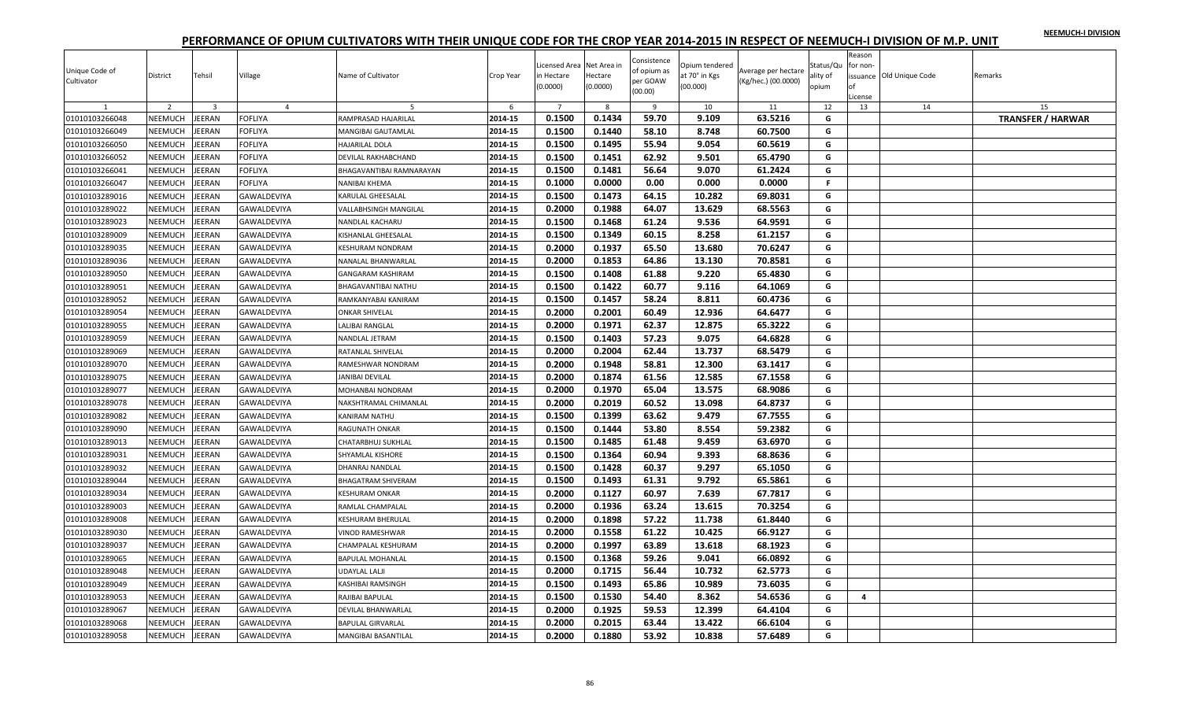NEEMUCH-I DIVISION

# PERFORMANCE OF OPIUM CULTIVATORS WITH THEIR UNIQUE CODE FOR THE CROP YEAR 2014-2015 IN RESPECT OF NEEMUCH-I DIVISION OF M.P. UNIT

| Unique Code of Cultivator | District | Tehsil | Village | Name of Cultivator | Crop Year | Licensed Area in Hectare (0.0000) | Net Area in Hectare (0.0000) | Consistence of opium as per GOAW (00.00) | Opium tendered at 70° in Kgs (00.000) | Average per hectare (Kg/hec.) (00.0000) | Status/Quality of opium | Reason for non-issuance of License | Old Unique Code | Remarks |
|---|---|---|---|---|---|---|---|---|---|---|---|---|---|---|
| 1 | 2 | 3 | 4 | 5 | 6 | 7 | 8 | 9 | 10 | 11 | 12 | 13 | 14 | 15 |
| 01010103266048 | NEEMUCH | JEERAN | FOFLIYA | RAMPRASAD HAJARILAL | 2014-15 | 0.1500 | 0.1434 | 59.70 | 9.109 | 63.5216 | G | | | TRANSFER / HARWAR |
| 01010103266049 | NEEMUCH | JEERAN | FOFLIYA | MANGIBAI GAUTAMLAL | 2014-15 | 0.1500 | 0.1440 | 58.10 | 8.748 | 60.7500 | G | | | |
| 01010103266050 | NEEMUCH | JEERAN | FOFLIYA | HAJARILAL DOLA | 2014-15 | 0.1500 | 0.1495 | 55.94 | 9.054 | 60.5619 | G | | | |
| 01010103266052 | NEEMUCH | JEERAN | FOFLIYA | DEVILAL RAKHABCHAND | 2014-15 | 0.1500 | 0.1451 | 62.92 | 9.501 | 65.4790 | G | | | |
| 01010103266041 | NEEMUCH | JEERAN | FOFLIYA | BHAGAVANTIBAI RAMNARAYAN | 2014-15 | 0.1500 | 0.1481 | 56.64 | 9.070 | 61.2424 | G | | | |
| 01010103266047 | NEEMUCH | JEERAN | FOFLIYA | NANIBAI KHEMA | 2014-15 | 0.1000 | 0.0000 | 0.00 | 0.000 | 0.0000 | F | | | |
| 01010103289016 | NEEMUCH | JEERAN | GAWALDEVIYA | KARULAL GHEESALAL | 2014-15 | 0.1500 | 0.1473 | 64.15 | 10.282 | 69.8031 | G | | | |
| 01010103289022 | NEEMUCH | JEERAN | GAWALDEVIYA | VALLABHSINGH MANGILAL | 2014-15 | 0.2000 | 0.1988 | 64.07 | 13.629 | 68.5563 | G | | | |
| 01010103289023 | NEEMUCH | JEERAN | GAWALDEVIYA | NANDLAL KACHARU | 2014-15 | 0.1500 | 0.1468 | 61.24 | 9.536 | 64.9591 | G | | | |
| 01010103289009 | NEEMUCH | JEERAN | GAWALDEVIYA | KISHANLAL GHEESALAL | 2014-15 | 0.1500 | 0.1349 | 60.15 | 8.258 | 61.2157 | G | | | |
| 01010103289035 | NEEMUCH | JEERAN | GAWALDEVIYA | KESHURAM NONDRAM | 2014-15 | 0.2000 | 0.1937 | 65.50 | 13.680 | 70.6247 | G | | | |
| 01010103289036 | NEEMUCH | JEERAN | GAWALDEVIYA | NANALAL BHANWARLAL | 2014-15 | 0.2000 | 0.1853 | 64.86 | 13.130 | 70.8581 | G | | | |
| 01010103289050 | NEEMUCH | JEERAN | GAWALDEVIYA | GANGARAM KASHIRAM | 2014-15 | 0.1500 | 0.1408 | 61.88 | 9.220 | 65.4830 | G | | | |
| 01010103289051 | NEEMUCH | JEERAN | GAWALDEVIYA | BHAGAVANTIBAI NATHU | 2014-15 | 0.1500 | 0.1422 | 60.77 | 9.116 | 64.1069 | G | | | |
| 01010103289052 | NEEMUCH | JEERAN | GAWALDEVIYA | RAMKANYABAI KANIRAM | 2014-15 | 0.1500 | 0.1457 | 58.24 | 8.811 | 60.4736 | G | | | |
| 01010103289054 | NEEMUCH | JEERAN | GAWALDEVIYA | ONKAR SHIVELAL | 2014-15 | 0.2000 | 0.2001 | 60.49 | 12.936 | 64.6477 | G | | | |
| 01010103289055 | NEEMUCH | JEERAN | GAWALDEVIYA | LALIBAI RANGLAL | 2014-15 | 0.2000 | 0.1971 | 62.37 | 12.875 | 65.3222 | G | | | |
| 01010103289059 | NEEMUCH | JEERAN | GAWALDEVIYA | NANDLAL JETRAM | 2014-15 | 0.1500 | 0.1403 | 57.23 | 9.075 | 64.6828 | G | | | |
| 01010103289069 | NEEMUCH | JEERAN | GAWALDEVIYA | RATANLAL SHIVELAL | 2014-15 | 0.2000 | 0.2004 | 62.44 | 13.737 | 68.5479 | G | | | |
| 01010103289070 | NEEMUCH | JEERAN | GAWALDEVIYA | RAMESHWAR NONDRAM | 2014-15 | 0.2000 | 0.1948 | 58.81 | 12.300 | 63.1417 | G | | | |
| 01010103289075 | NEEMUCH | JEERAN | GAWALDEVIYA | JANIBAI DEVILAL | 2014-15 | 0.2000 | 0.1874 | 61.56 | 12.585 | 67.1558 | G | | | |
| 01010103289077 | NEEMUCH | JEERAN | GAWALDEVIYA | MOHANBAI NONDRAM | 2014-15 | 0.2000 | 0.1970 | 65.04 | 13.575 | 68.9086 | G | | | |
| 01010103289078 | NEEMUCH | JEERAN | GAWALDEVIYA | NAKSHTRAMAL CHIMANLAL | 2014-15 | 0.2000 | 0.2019 | 60.52 | 13.098 | 64.8737 | G | | | |
| 01010103289082 | NEEMUCH | JEERAN | GAWALDEVIYA | KANIRAM NATHU | 2014-15 | 0.1500 | 0.1399 | 63.62 | 9.479 | 67.7555 | G | | | |
| 01010103289090 | NEEMUCH | JEERAN | GAWALDEVIYA | RAGUNATH ONKAR | 2014-15 | 0.1500 | 0.1444 | 53.80 | 8.554 | 59.2382 | G | | | |
| 01010103289013 | NEEMUCH | JEERAN | GAWALDEVIYA | CHATARBHUJ SUKHLAL | 2014-15 | 0.1500 | 0.1485 | 61.48 | 9.459 | 63.6970 | G | | | |
| 01010103289031 | NEEMUCH | JEERAN | GAWALDEVIYA | SHYAMLAL KISHORE | 2014-15 | 0.1500 | 0.1364 | 60.94 | 9.393 | 68.8636 | G | | | |
| 01010103289032 | NEEMUCH | JEERAN | GAWALDEVIYA | DHANRAJ NANDLAL | 2014-15 | 0.1500 | 0.1428 | 60.37 | 9.297 | 65.1050 | G | | | |
| 01010103289044 | NEEMUCH | JEERAN | GAWALDEVIYA | BHAGATRAM SHIVERAM | 2014-15 | 0.1500 | 0.1493 | 61.31 | 9.792 | 65.5861 | G | | | |
| 01010103289034 | NEEMUCH | JEERAN | GAWALDEVIYA | KESHURAM ONKAR | 2014-15 | 0.2000 | 0.1127 | 60.97 | 7.639 | 67.7817 | G | | | |
| 01010103289003 | NEEMUCH | JEERAN | GAWALDEVIYA | RAMLAL CHAMPALAL | 2014-15 | 0.2000 | 0.1936 | 63.24 | 13.615 | 70.3254 | G | | | |
| 01010103289008 | NEEMUCH | JEERAN | GAWALDEVIYA | KESHURAM BHERULAL | 2014-15 | 0.2000 | 0.1898 | 57.22 | 11.738 | 61.8440 | G | | | |
| 01010103289030 | NEEMUCH | JEERAN | GAWALDEVIYA | VINOD RAMESHWAR | 2014-15 | 0.2000 | 0.1558 | 61.22 | 10.425 | 66.9127 | G | | | |
| 01010103289037 | NEEMUCH | JEERAN | GAWALDEVIYA | CHAMPALAL KESHURAM | 2014-15 | 0.2000 | 0.1997 | 63.89 | 13.618 | 68.1923 | G | | | |
| 01010103289065 | NEEMUCH | JEERAN | GAWALDEVIYA | BAPULAL MOHANLAL | 2014-15 | 0.1500 | 0.1368 | 59.26 | 9.041 | 66.0892 | G | | | |
| 01010103289048 | NEEMUCH | JEERAN | GAWALDEVIYA | UDAYLAL LALJI | 2014-15 | 0.2000 | 0.1715 | 56.44 | 10.732 | 62.5773 | G | | | |
| 01010103289049 | NEEMUCH | JEERAN | GAWALDEVIYA | KASHIBAI RAMSINGH | 2014-15 | 0.1500 | 0.1493 | 65.86 | 10.989 | 73.6035 | G | | | |
| 01010103289053 | NEEMUCH | JEERAN | GAWALDEVIYA | RAJIBAI BAPULAL | 2014-15 | 0.1500 | 0.1530 | 54.40 | 8.362 | 54.6536 | G | 4 | | |
| 01010103289067 | NEEMUCH | JEERAN | GAWALDEVIYA | DEVILAL BHANWARLAL | 2014-15 | 0.2000 | 0.1925 | 59.53 | 12.399 | 64.4104 | G | | | |
| 01010103289068 | NEEMUCH | JEERAN | GAWALDEVIYA | BAPULAL GIRVARLAL | 2014-15 | 0.2000 | 0.2015 | 63.44 | 13.422 | 66.6104 | G | | | |
| 01010103289058 | NEEMUCH | JEERAN | GAWALDEVIYA | MANGIBAI BASANTILAL | 2014-15 | 0.2000 | 0.1880 | 53.92 | 10.838 | 57.6489 | G | | | |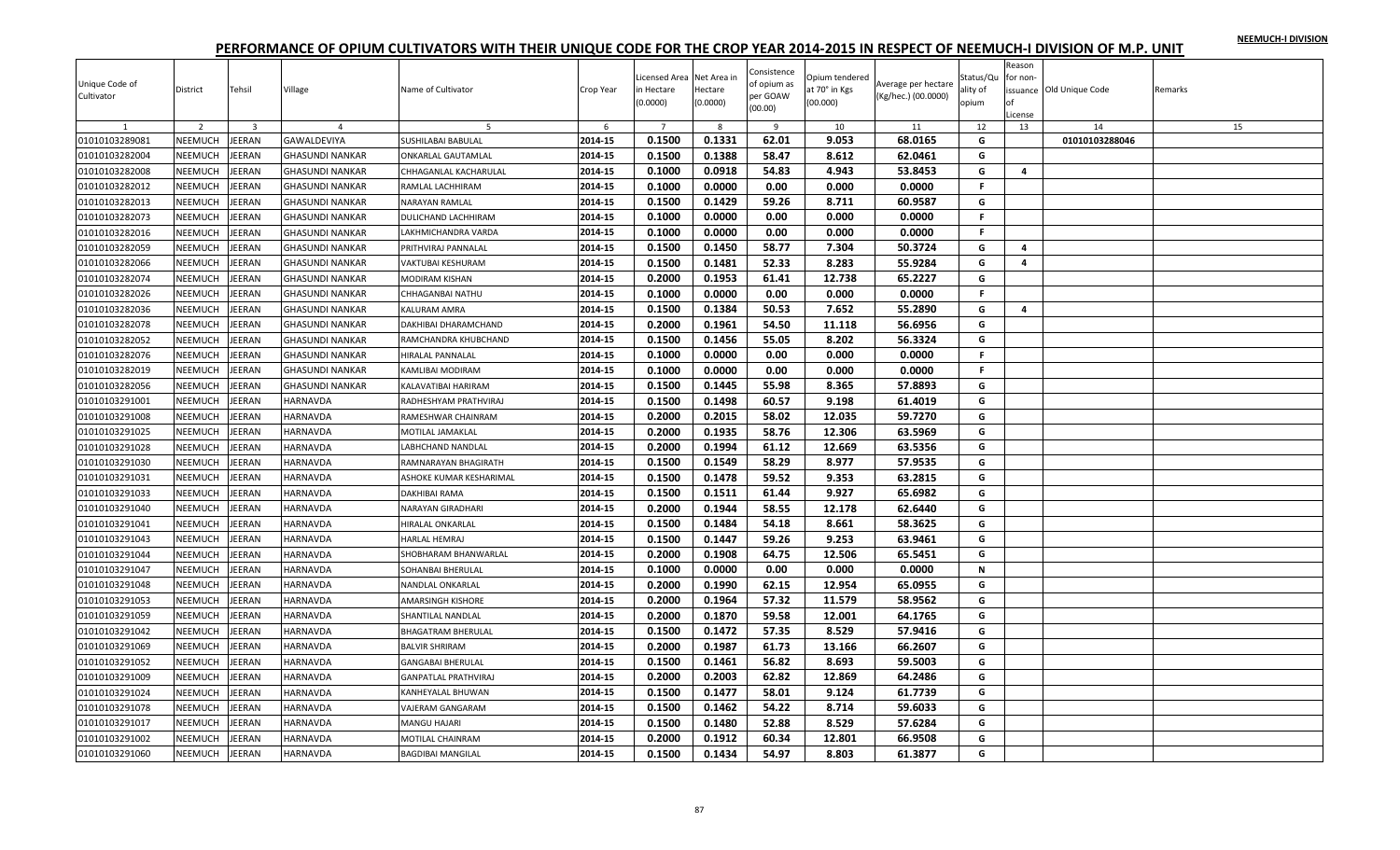# PERFORMANCE OF OPIUM CULTIVATORS WITH THEIR UNIQUE CODE FOR THE CROP YEAR 2014-2015 IN RESPECT OF NEEMUCH-I DIVISION OF M.P. UNIT

| Unique Code of Cultivator | District | Tehsil | Village | Name of Cultivator | Crop Year | Licensed Area in Hectare (0.0000) | Net Area in Hectare (0.0000) | Consistence of opium as per GOAW (00.00) | Opium tendered at 70° in Kgs (00.000) | Average per hectare (Kg/hec.) (00.0000) | Status/Quality of opium | Reason for non-issuance of License | Old Unique Code | Remarks |
|---|---|---|---|---|---|---|---|---|---|---|---|---|---|---|
| 1 | 2 | 3 | 4 | 5 | 6 | 7 | 8 | 9 | 10 | 11 | 12 | 13 | 14 | 15 |
| 01010103289081 | NEEMUCH | JEERAN | GAWALDEVIYA | SUSHILABAI BABULAL | 2014-15 | 0.1500 | 0.1331 | 62.01 | 9.053 | 68.0165 | G | | 01010103288046 | |
| 01010103282004 | NEEMUCH | JEERAN | GHASUNDI NANKAR | ONKARLAL GAUTAMLAL | 2014-15 | 0.1500 | 0.1388 | 58.47 | 8.612 | 62.0461 | G | | | |
| 01010103282008 | NEEMUCH | JEERAN | GHASUNDI NANKAR | CHHAGANLAL KACHARULAL | 2014-15 | 0.1000 | 0.0918 | 54.83 | 4.943 | 53.8453 | G | 4 | | |
| 01010103282012 | NEEMUCH | JEERAN | GHASUNDI NANKAR | RAMLAL LACHHIRAM | 2014-15 | 0.1000 | 0.0000 | 0.00 | 0.000 | 0.0000 | F | | | |
| 01010103282013 | NEEMUCH | JEERAN | GHASUNDI NANKAR | NARAYAN RAMLAL | 2014-15 | 0.1500 | 0.1429 | 59.26 | 8.711 | 60.9587 | G | | | |
| 01010103282073 | NEEMUCH | JEERAN | GHASUNDI NANKAR | DULICHAND LACHHIRAM | 2014-15 | 0.1000 | 0.0000 | 0.00 | 0.000 | 0.0000 | F | | | |
| 01010103282016 | NEEMUCH | JEERAN | GHASUNDI NANKAR | LAKHMICHANDRA VARDA | 2014-15 | 0.1000 | 0.0000 | 0.00 | 0.000 | 0.0000 | F | | | |
| 01010103282059 | NEEMUCH | JEERAN | GHASUNDI NANKAR | PRITHVIRAJ PANNALAL | 2014-15 | 0.1500 | 0.1450 | 58.77 | 7.304 | 50.3724 | G | 4 | | |
| 01010103282066 | NEEMUCH | JEERAN | GHASUNDI NANKAR | VAKTUBAI KESHURAM | 2014-15 | 0.1500 | 0.1481 | 52.33 | 8.283 | 55.9284 | G | 4 | | |
| 01010103282074 | NEEMUCH | JEERAN | GHASUNDI NANKAR | MODIRAM KISHAN | 2014-15 | 0.2000 | 0.1953 | 61.41 | 12.738 | 65.2227 | G | | | |
| 01010103282026 | NEEMUCH | JEERAN | GHASUNDI NANKAR | CHHAGANBAI NATHU | 2014-15 | 0.1000 | 0.0000 | 0.00 | 0.000 | 0.0000 | F | | | |
| 01010103282036 | NEEMUCH | JEERAN | GHASUNDI NANKAR | KALURAM AMRA | 2014-15 | 0.1500 | 0.1384 | 50.53 | 7.652 | 55.2890 | G | 4 | | |
| 01010103282078 | NEEMUCH | JEERAN | GHASUNDI NANKAR | DAKHIBAI DHARAMCHAND | 2014-15 | 0.2000 | 0.1961 | 54.50 | 11.118 | 56.6956 | G | | | |
| 01010103282052 | NEEMUCH | JEERAN | GHASUNDI NANKAR | RAMCHANDRA KHUBCHAND | 2014-15 | 0.1500 | 0.1456 | 55.05 | 8.202 | 56.3324 | G | | | |
| 01010103282076 | NEEMUCH | JEERAN | GHASUNDI NANKAR | HIRALAL PANNALAL | 2014-15 | 0.1000 | 0.0000 | 0.00 | 0.000 | 0.0000 | F | | | |
| 01010103282019 | NEEMUCH | JEERAN | GHASUNDI NANKAR | KAMLIBAI MODIRAM | 2014-15 | 0.1000 | 0.0000 | 0.00 | 0.000 | 0.0000 | F | | | |
| 01010103282056 | NEEMUCH | JEERAN | GHASUNDI NANKAR | KALAVATIBAI HARIRAM | 2014-15 | 0.1500 | 0.1445 | 55.98 | 8.365 | 57.8893 | G | | | |
| 01010103291001 | NEEMUCH | JEERAN | HARNAVDA | RADHESHYAM PRATHVIRAJ | 2014-15 | 0.1500 | 0.1498 | 60.57 | 9.198 | 61.4019 | G | | | |
| 01010103291008 | NEEMUCH | JEERAN | HARNAVDA | RAMESHWAR CHAINRAM | 2014-15 | 0.2000 | 0.2015 | 58.02 | 12.035 | 59.7270 | G | | | |
| 01010103291025 | NEEMUCH | JEERAN | HARNAVDA | MOTILAL JAMAKLAL | 2014-15 | 0.2000 | 0.1935 | 58.76 | 12.306 | 63.5969 | G | | | |
| 01010103291028 | NEEMUCH | JEERAN | HARNAVDA | LABHCHAND NANDLAL | 2014-15 | 0.2000 | 0.1994 | 61.12 | 12.669 | 63.5356 | G | | | |
| 01010103291030 | NEEMUCH | JEERAN | HARNAVDA | RAMNARAYAN BHAGIRATH | 2014-15 | 0.1500 | 0.1549 | 58.29 | 8.977 | 57.9535 | G | | | |
| 01010103291031 | NEEMUCH | JEERAN | HARNAVDA | ASHOKE KUMAR KESHARIMAL | 2014-15 | 0.1500 | 0.1478 | 59.52 | 9.353 | 63.2815 | G | | | |
| 01010103291033 | NEEMUCH | JEERAN | HARNAVDA | DAKHIBAI RAMA | 2014-15 | 0.1500 | 0.1511 | 61.44 | 9.927 | 65.6982 | G | | | |
| 01010103291040 | NEEMUCH | JEERAN | HARNAVDA | NARAYAN GIRADHARI | 2014-15 | 0.2000 | 0.1944 | 58.55 | 12.178 | 62.6440 | G | | | |
| 01010103291041 | NEEMUCH | JEERAN | HARNAVDA | HIRALAL ONKARLAL | 2014-15 | 0.1500 | 0.1484 | 54.18 | 8.661 | 58.3625 | G | | | |
| 01010103291043 | NEEMUCH | JEERAN | HARNAVDA | HARLAL HEMRAJ | 2014-15 | 0.1500 | 0.1447 | 59.26 | 9.253 | 63.9461 | G | | | |
| 01010103291044 | NEEMUCH | JEERAN | HARNAVDA | SHOBHARAM BHANWARLAL | 2014-15 | 0.2000 | 0.1908 | 64.75 | 12.506 | 65.5451 | G | | | |
| 01010103291047 | NEEMUCH | JEERAN | HARNAVDA | SOHANBAI BHERULAL | 2014-15 | 0.1000 | 0.0000 | 0.00 | 0.000 | 0.0000 | N | | | |
| 01010103291048 | NEEMUCH | JEERAN | HARNAVDA | NANDLAL ONKARLAL | 2014-15 | 0.2000 | 0.1990 | 62.15 | 12.954 | 65.0955 | G | | | |
| 01010103291053 | NEEMUCH | JEERAN | HARNAVDA | AMARSINGH KISHORE | 2014-15 | 0.2000 | 0.1964 | 57.32 | 11.579 | 58.9562 | G | | | |
| 01010103291059 | NEEMUCH | JEERAN | HARNAVDA | SHANTILAL NANDLAL | 2014-15 | 0.2000 | 0.1870 | 59.58 | 12.001 | 64.1765 | G | | | |
| 01010103291042 | NEEMUCH | JEERAN | HARNAVDA | BHAGATRAM BHERULAL | 2014-15 | 0.1500 | 0.1472 | 57.35 | 8.529 | 57.9416 | G | | | |
| 01010103291069 | NEEMUCH | JEERAN | HARNAVDA | BALVIR SHRIRAM | 2014-15 | 0.2000 | 0.1987 | 61.73 | 13.166 | 66.2607 | G | | | |
| 01010103291052 | NEEMUCH | JEERAN | HARNAVDA | GANGABAI BHERULAL | 2014-15 | 0.1500 | 0.1461 | 56.82 | 8.693 | 59.5003 | G | | | |
| 01010103291009 | NEEMUCH | JEERAN | HARNAVDA | GANPATLAL PRATHVIRAJ | 2014-15 | 0.2000 | 0.2003 | 62.82 | 12.869 | 64.2486 | G | | | |
| 01010103291024 | NEEMUCH | JEERAN | HARNAVDA | KANHEYALAL BHUWAN | 2014-15 | 0.1500 | 0.1477 | 58.01 | 9.124 | 61.7739 | G | | | |
| 01010103291078 | NEEMUCH | JEERAN | HARNAVDA | VAJERAM GANGARAM | 2014-15 | 0.1500 | 0.1462 | 54.22 | 8.714 | 59.6033 | G | | | |
| 01010103291017 | NEEMUCH | JEERAN | HARNAVDA | MANGU HAJARI | 2014-15 | 0.1500 | 0.1480 | 52.88 | 8.529 | 57.6284 | G | | | |
| 01010103291002 | NEEMUCH | JEERAN | HARNAVDA | MOTILAL CHAINRAM | 2014-15 | 0.2000 | 0.1912 | 60.34 | 12.801 | 66.9508 | G | | | |
| 01010103291060 | NEEMUCH | JEERAN | HARNAVDA | BAGDIBAI MANGILAL | 2014-15 | 0.1500 | 0.1434 | 54.97 | 8.803 | 61.3877 | G | | | |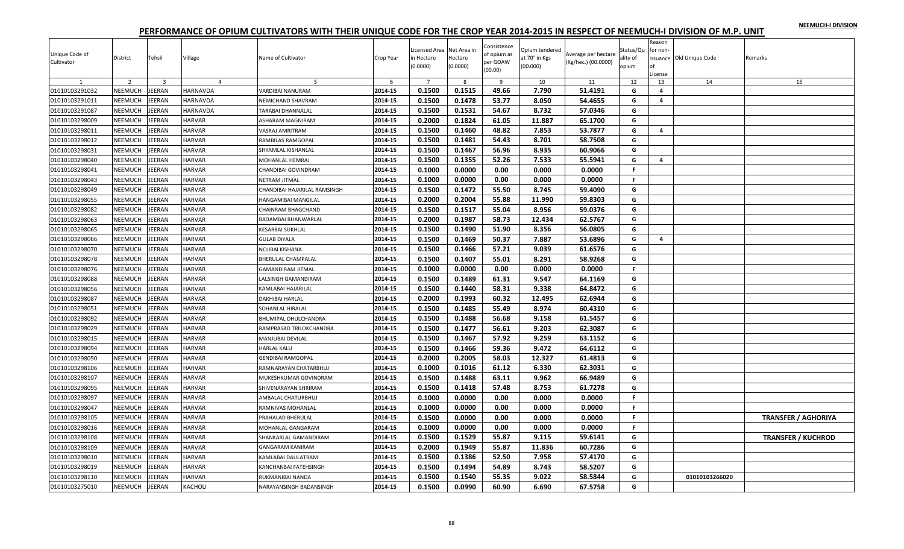NEEMUCH-I DIVISION

# PERFORMANCE OF OPIUM CULTIVATORS WITH THEIR UNIQUE CODE FOR THE CROP YEAR 2014-2015 IN RESPECT OF NEEMUCH-I DIVISION OF M.P. UNIT

| Unique Code of Cultivator | District | Tehsil | Village | Name of Cultivator | Crop Year | Licensed Area in Hectare (0.0000) | Net Area in Hectare (0.0000) | Consistence of opium as per GOAW (00.00) | Opium tendered at 70° in Kgs (00.000) | Average per hectare (Kg/hec.) (00.0000) | Status/Quality of opium | Reason for non-issuance of License | Old Unique Code | Remarks |
|---|---|---|---|---|---|---|---|---|---|---|---|---|---|---|
| 1 | 2 | 3 | 4 | 5 | 6 | 7 | 8 | 9 | 10 | 11 | 12 | 13 | 14 | 15 |
| 01010103291032 | NEEMUCH | JEERAN | HARNAVDA | VARDIBAI NANURAM | 2014-15 | 0.1500 | 0.1515 | 49.66 | 7.790 | 51.4191 | G | 4 | | |
| 01010103291011 | NEEMUCH | JEERAN | HARNAVDA | NEMICHAND SHAVRAM | 2014-15 | 0.1500 | 0.1478 | 53.77 | 8.050 | 54.4655 | G | 4 | | |
| 01010103291087 | NEEMUCH | JEERAN | HARNAVDA | TARABAI DHANNALAL | 2014-15 | 0.1500 | 0.1531 | 54.67 | 8.732 | 57.0346 | G | | | |
| 01010103298009 | NEEMUCH | JEERAN | HARVAR | ASHARAM MAGNIRAM | 2014-15 | 0.2000 | 0.1824 | 61.05 | 11.887 | 65.1700 | G | | | |
| 01010103298011 | NEEMUCH | JEERAN | HARVAR | VASRAJ AMRITRAM | 2014-15 | 0.1500 | 0.1460 | 48.82 | 7.853 | 53.7877 | G | 4 | | |
| 01010103298012 | NEEMUCH | JEERAN | HARVAR | RAMBILAS RAMGOPAL | 2014-15 | 0.1500 | 0.1481 | 54.43 | 8.701 | 58.7508 | G | | | |
| 01010103298031 | NEEMUCH | JEERAN | HARVAR | SHYAMLAL KISHANLAL | 2014-15 | 0.1500 | 0.1467 | 56.96 | 8.935 | 60.9066 | G | | | |
| 01010103298040 | NEEMUCH | JEERAN | HARVAR | MOHANLAL HEMRAJ | 2014-15 | 0.1500 | 0.1355 | 52.26 | 7.533 | 55.5941 | G | 4 | | |
| 01010103298041 | NEEMUCH | JEERAN | HARVAR | CHANDIBAI GOVINDRAM | 2014-15 | 0.1000 | 0.0000 | 0.00 | 0.000 | 0.0000 | F | | | |
| 01010103298043 | NEEMUCH | JEERAN | HARVAR | NETRAM JITMAL | 2014-15 | 0.1000 | 0.0000 | 0.00 | 0.000 | 0.0000 | F | | | |
| 01010103298049 | NEEMUCH | JEERAN | HARVAR | CHANDIBAI HAJARILAL RAMSINGH | 2014-15 | 0.1500 | 0.1472 | 55.50 | 8.745 | 59.4090 | G | | | |
| 01010103298055 | NEEMUCH | JEERAN | HARVAR | HANGAMIBAI MANGILAL | 2014-15 | 0.2000 | 0.2004 | 55.88 | 11.990 | 59.8303 | G | | | |
| 01010103298082 | NEEMUCH | JEERAN | HARVAR | CHAINRAM BHAGCHAND | 2014-15 | 0.1500 | 0.1517 | 55.04 | 8.956 | 59.0376 | G | | | |
| 01010103298063 | NEEMUCH | JEERAN | HARVAR | BADAMBAI BHANWARLAL | 2014-15 | 0.2000 | 0.1987 | 58.73 | 12.434 | 62.5767 | G | | | |
| 01010103298065 | NEEMUCH | JEERAN | HARVAR | KESARBAI SUKHLAL | 2014-15 | 0.1500 | 0.1490 | 51.90 | 8.356 | 56.0805 | G | | | |
| 01010103298066 | NEEMUCH | JEERAN | HARVAR | GULAB DIYALA | 2014-15 | 0.1500 | 0.1469 | 50.37 | 7.887 | 53.6896 | G | 4 | | |
| 01010103298070 | NEEMUCH | JEERAN | HARVAR | NOJIBAI KISHANA | 2014-15 | 0.1500 | 0.1466 | 57.21 | 9.039 | 61.6576 | G | | | |
| 01010103298078 | NEEMUCH | JEERAN | HARVAR | BHERULAL CHAMPALAL | 2014-15 | 0.1500 | 0.1407 | 55.01 | 8.291 | 58.9268 | G | | | |
| 01010103298076 | NEEMUCH | JEERAN | HARVAR | GAMANDIRAM JITMAL | 2014-15 | 0.1000 | 0.0000 | 0.00 | 0.000 | 0.0000 | F | | | |
| 01010103298088 | NEEMUCH | JEERAN | HARVAR | LALSINGH GAMANDIRAM | 2014-15 | 0.1500 | 0.1489 | 61.31 | 9.547 | 64.1169 | G | | | |
| 01010103298056 | NEEMUCH | JEERAN | HARVAR | KAMLABAI HAJARILAL | 2014-15 | 0.1500 | 0.1440 | 58.31 | 9.338 | 64.8472 | G | | | |
| 01010103298087 | NEEMUCH | JEERAN | HARVAR | DAKHIBAI HARLAL | 2014-15 | 0.2000 | 0.1993 | 60.32 | 12.495 | 62.6944 | G | | | |
| 01010103298051 | NEEMUCH | JEERAN | HARVAR | SOHANLAL HIRALAL | 2014-15 | 0.1500 | 0.1485 | 55.49 | 8.974 | 60.4310 | G | | | |
| 01010103298092 | NEEMUCH | JEERAN | HARVAR | BHUMIPAL DHULCHANDRA | 2014-15 | 0.1500 | 0.1488 | 56.68 | 9.158 | 61.5457 | G | | | |
| 01010103298029 | NEEMUCH | JEERAN | HARVAR | RAMPRASAD TRILOKCHANDRA | 2014-15 | 0.1500 | 0.1477 | 56.61 | 9.203 | 62.3087 | G | | | |
| 01010103298015 | NEEMUCH | JEERAN | HARVAR | MANJUBAI DEVILAL | 2014-15 | 0.1500 | 0.1467 | 57.92 | 9.259 | 63.1152 | G | | | |
| 01010103298094 | NEEMUCH | JEERAN | HARVAR | HARLAL KALU | 2014-15 | 0.1500 | 0.1466 | 59.36 | 9.472 | 64.6112 | G | | | |
| 01010103298050 | NEEMUCH | JEERAN | HARVAR | GENDIBAI RAMGOPAL | 2014-15 | 0.2000 | 0.2005 | 58.03 | 12.327 | 61.4813 | G | | | |
| 01010103298106 | NEEMUCH | JEERAN | HARVAR | RAMNARAYAN CHATARBHUJ | 2014-15 | 0.1000 | 0.1016 | 61.12 | 6.330 | 62.3031 | G | | | |
| 01010103298107 | NEEMUCH | JEERAN | HARVAR | MUKESHKUMAR GOVINDRAM | 2014-15 | 0.1500 | 0.1488 | 63.11 | 9.962 | 66.9489 | G | | | |
| 01010103298095 | NEEMUCH | JEERAN | HARVAR | SHIVENARAYAN SHRIRAM | 2014-15 | 0.1500 | 0.1418 | 57.48 | 8.753 | 61.7278 | G | | | |
| 01010103298097 | NEEMUCH | JEERAN | HARVAR | AMBALAL CHATURBHUJ | 2014-15 | 0.1000 | 0.0000 | 0.00 | 0.000 | 0.0000 | F | | | |
| 01010103298047 | NEEMUCH | JEERAN | HARVAR | RAMNIVAS MOHANLAL | 2014-15 | 0.1000 | 0.0000 | 0.00 | 0.000 | 0.0000 | F | | | |
| 01010103298105 | NEEMUCH | JEERAN | HARVAR | PRAHALAD BHERULAL | 2014-15 | 0.1500 | 0.0000 | 0.00 | 0.000 | 0.0000 | F | | | **TRANSFER / AGHORIYA** |
| 01010103298016 | NEEMUCH | JEERAN | HARVAR | MOHANLAL GANGARAM | 2014-15 | 0.1000 | 0.0000 | 0.00 | 0.000 | 0.0000 | F | | | |
| 01010103298108 | NEEMUCH | JEERAN | HARVAR | SHANKARLAL GAMANDIRAM | 2014-15 | 0.1500 | 0.1529 | 55.87 | 9.115 | 59.6141 | G | | | **TRANSFER / KUCHROD** |
| 01010103298109 | NEEMUCH | JEERAN | HARVAR | GANGARAM KANIRAM | 2014-15 | 0.2000 | 0.1949 | 55.87 | 11.836 | 60.7286 | G | | | |
| 01010103298010 | NEEMUCH | JEERAN | HARVAR | KAMLABAI DAULATRAM | 2014-15 | 0.1500 | 0.1386 | 52.50 | 7.958 | 57.4170 | G | | | |
| 01010103298019 | NEEMUCH | JEERAN | HARVAR | KANCHANBAI FATEHSINGH | 2014-15 | 0.1500 | 0.1494 | 54.89 | 8.743 | 58.5207 | G | | | |
| 01010103298110 | NEEMUCH | JEERAN | HARVAR | RUKMANIBAI NANDA | 2014-15 | 0.1500 | 0.1540 | 55.35 | 9.022 | 58.5844 | G | | 01010103266020 | |
| 01010103275010 | NEEMUCH | JEERAN | KACHOLI | NARAYANSINGH BADANSINGH | 2014-15 | 0.1500 | 0.0990 | 60.90 | 6.690 | 67.5758 | G | | | |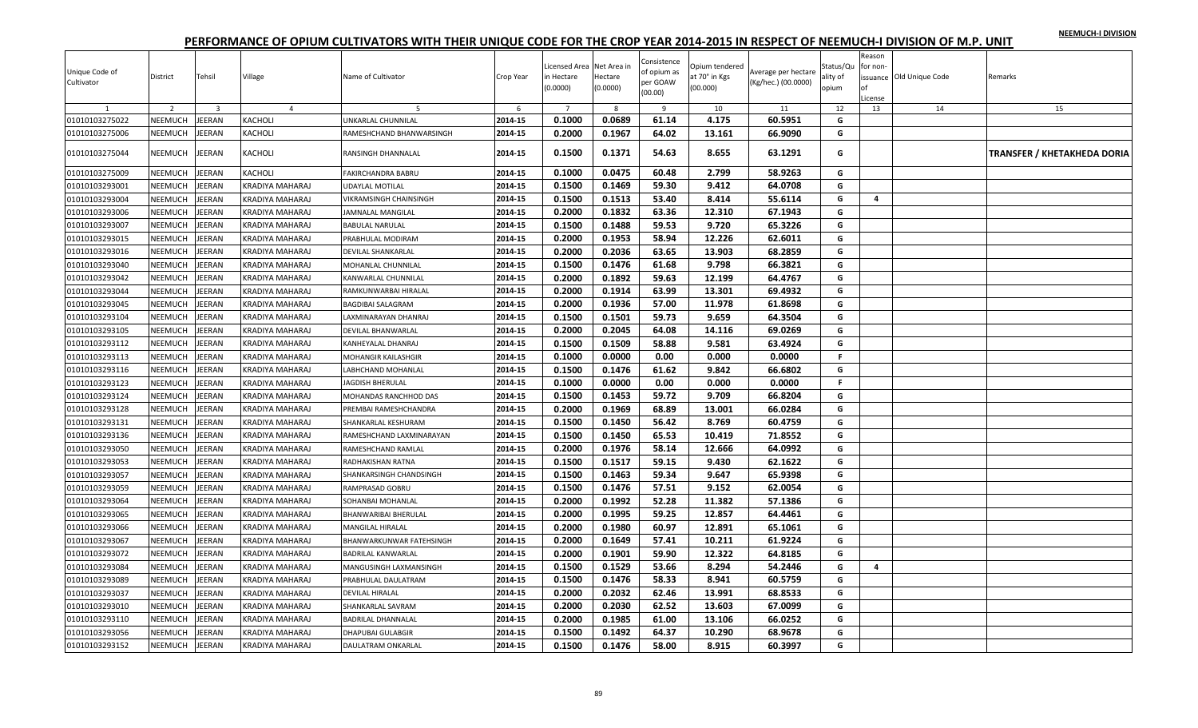NEEMUCH-I DIVISION

# PERFORMANCE OF OPIUM CULTIVATORS WITH THEIR UNIQUE CODE FOR THE CROP YEAR 2014-2015 IN RESPECT OF NEEMUCH-I DIVISION OF M.P. UNIT

| Unique Code of Cultivator | District | Tehsil | Village | Name of Cultivator | Crop Year | Licensed Area in Hectare (0.0000) | Net Area in Hectare (0.0000) | Consistence of opium as per GOAW (00.00) | Opium tendered at 70° in Kgs (00.000) | Average per hectare (Kg/hec.) (00.0000) | Status/Quality of opium | Reason for non-issuance of License | Old Unique Code | Remarks |
|---|---|---|---|---|---|---|---|---|---|---|---|---|---|---|
| 1 | 2 | 3 | 4 | 5 | 6 | 7 | 8 | 9 | 10 | 11 | 12 | 13 | 14 | 15 |
| 01010103275022 | NEEMUCH | JEERAN | KACHOLI | UNKARLAL CHUNNILAL | 2014-15 | 0.1000 | 0.0689 | 61.14 | 4.175 | 60.5951 | G | | | |
| 01010103275006 | NEEMUCH | JEERAN | KACHOLI | RAMESHCHAND BHANWARSINGH | 2014-15 | 0.2000 | 0.1967 | 64.02 | 13.161 | 66.9090 | G | | | |
| 01010103275044 | NEEMUCH | JEERAN | KACHOLI | RANSINGH DHANNALAL | 2014-15 | 0.1500 | 0.1371 | 54.63 | 8.655 | 63.1291 | G | | | TRANSFER / KHETAKHEDA DORIA |
| 01010103275009 | NEEMUCH | JEERAN | KACHOLI | FAKIRCHANDRA BABRU | 2014-15 | 0.1000 | 0.0475 | 60.48 | 2.799 | 58.9263 | G | | | |
| 01010103293001 | NEEMUCH | JEERAN | KRADIYA MAHARAJ | UDAYLAL MOTILAL | 2014-15 | 0.1500 | 0.1469 | 59.30 | 9.412 | 64.0708 | G | | | |
| 01010103293004 | NEEMUCH | JEERAN | KRADIYA MAHARAJ | VIKRAMSINGH CHAINSINGH | 2014-15 | 0.1500 | 0.1513 | 53.40 | 8.414 | 55.6114 | G | 4 | | |
| 01010103293006 | NEEMUCH | JEERAN | KRADIYA MAHARAJ | JAMNALAL MANGILAL | 2014-15 | 0.2000 | 0.1832 | 63.36 | 12.310 | 67.1943 | G | | | |
| 01010103293007 | NEEMUCH | JEERAN | KRADIYA MAHARAJ | BABULAL NARULAL | 2014-15 | 0.1500 | 0.1488 | 59.53 | 9.720 | 65.3226 | G | | | |
| 01010103293015 | NEEMUCH | JEERAN | KRADIYA MAHARAJ | PRABHULAL MODIRAM | 2014-15 | 0.2000 | 0.1953 | 58.94 | 12.226 | 62.6011 | G | | | |
| 01010103293016 | NEEMUCH | JEERAN | KRADIYA MAHARAJ | DEVILAL SHANKARLAL | 2014-15 | 0.2000 | 0.2036 | 63.65 | 13.903 | 68.2859 | G | | | |
| 01010103293040 | NEEMUCH | JEERAN | KRADIYA MAHARAJ | MOHANLAL CHUNNILAL | 2014-15 | 0.1500 | 0.1476 | 61.68 | 9.798 | 66.3821 | G | | | |
| 01010103293042 | NEEMUCH | JEERAN | KRADIYA MAHARAJ | KANWARLAL CHUNNILAL | 2014-15 | 0.2000 | 0.1892 | 59.63 | 12.199 | 64.4767 | G | | | |
| 01010103293044 | NEEMUCH | JEERAN | KRADIYA MAHARAJ | RAMKUNWARBAI HIRALAL | 2014-15 | 0.2000 | 0.1914 | 63.99 | 13.301 | 69.4932 | G | | | |
| 01010103293045 | NEEMUCH | JEERAN | KRADIYA MAHARAJ | BAGDIBAI SALAGRAM | 2014-15 | 0.2000 | 0.1936 | 57.00 | 11.978 | 61.8698 | G | | | |
| 01010103293104 | NEEMUCH | JEERAN | KRADIYA MAHARAJ | LAXMINARAYAN DHANRAJ | 2014-15 | 0.1500 | 0.1501 | 59.73 | 9.659 | 64.3504 | G | | | |
| 01010103293105 | NEEMUCH | JEERAN | KRADIYA MAHARAJ | DEVILAL BHANWARLAL | 2014-15 | 0.2000 | 0.2045 | 64.08 | 14.116 | 69.0269 | G | | | |
| 01010103293112 | NEEMUCH | JEERAN | KRADIYA MAHARAJ | KANHEYALAL DHANRAJ | 2014-15 | 0.1500 | 0.1509 | 58.88 | 9.581 | 63.4924 | G | | | |
| 01010103293113 | NEEMUCH | JEERAN | KRADIYA MAHARAJ | MOHANGIR KAILASHGIR | 2014-15 | 0.1000 | 0.0000 | 0.00 | 0.000 | 0.0000 | F | | | |
| 01010103293116 | NEEMUCH | JEERAN | KRADIYA MAHARAJ | LABHCHAND MOHANLAL | 2014-15 | 0.1500 | 0.1476 | 61.62 | 9.842 | 66.6802 | G | | | |
| 01010103293123 | NEEMUCH | JEERAN | KRADIYA MAHARAJ | JAGDISH BHERULAL | 2014-15 | 0.1000 | 0.0000 | 0.00 | 0.000 | 0.0000 | F | | | |
| 01010103293124 | NEEMUCH | JEERAN | KRADIYA MAHARAJ | MOHANDAS RANCHHOD DAS | 2014-15 | 0.1500 | 0.1453 | 59.72 | 9.709 | 66.8204 | G | | | |
| 01010103293128 | NEEMUCH | JEERAN | KRADIYA MAHARAJ | PREMBAI RAMESHCHANDRA | 2014-15 | 0.2000 | 0.1969 | 68.89 | 13.001 | 66.0284 | G | | | |
| 01010103293131 | NEEMUCH | JEERAN | KRADIYA MAHARAJ | SHANKARLAL KESHURAM | 2014-15 | 0.1500 | 0.1450 | 56.42 | 8.769 | 60.4759 | G | | | |
| 01010103293136 | NEEMUCH | JEERAN | KRADIYA MAHARAJ | RAMESHCHAND LAXMINARAYAN | 2014-15 | 0.1500 | 0.1450 | 65.53 | 10.419 | 71.8552 | G | | | |
| 01010103293050 | NEEMUCH | JEERAN | KRADIYA MAHARAJ | RAMESHCHAND RAMLAL | 2014-15 | 0.2000 | 0.1976 | 58.14 | 12.666 | 64.0992 | G | | | |
| 01010103293053 | NEEMUCH | JEERAN | KRADIYA MAHARAJ | RADHAKISHAN RATNA | 2014-15 | 0.1500 | 0.1517 | 59.15 | 9.430 | 62.1622 | G | | | |
| 01010103293057 | NEEMUCH | JEERAN | KRADIYA MAHARAJ | SHANKARSINGH CHANDSINGH | 2014-15 | 0.1500 | 0.1463 | 59.34 | 9.647 | 65.9398 | G | | | |
| 01010103293059 | NEEMUCH | JEERAN | KRADIYA MAHARAJ | RAMPRASAD GOBRU | 2014-15 | 0.1500 | 0.1476 | 57.51 | 9.152 | 62.0054 | G | | | |
| 01010103293064 | NEEMUCH | JEERAN | KRADIYA MAHARAJ | SOHANBAI MOHANLAL | 2014-15 | 0.2000 | 0.1992 | 52.28 | 11.382 | 57.1386 | G | | | |
| 01010103293065 | NEEMUCH | JEERAN | KRADIYA MAHARAJ | BHANWARIBAI BHERULAL | 2014-15 | 0.2000 | 0.1995 | 59.25 | 12.857 | 64.4461 | G | | | |
| 01010103293066 | NEEMUCH | JEERAN | KRADIYA MAHARAJ | MANGILAL HIRALAL | 2014-15 | 0.2000 | 0.1980 | 60.97 | 12.891 | 65.1061 | G | | | |
| 01010103293067 | NEEMUCH | JEERAN | KRADIYA MAHARAJ | BHANWARKUNWAR FATEHSINGH | 2014-15 | 0.2000 | 0.1649 | 57.41 | 10.211 | 61.9224 | G | | | |
| 01010103293072 | NEEMUCH | JEERAN | KRADIYA MAHARAJ | BADRILAL KANWARLAL | 2014-15 | 0.2000 | 0.1901 | 59.90 | 12.322 | 64.8185 | G | | | |
| 01010103293084 | NEEMUCH | JEERAN | KRADIYA MAHARAJ | MANGUSINGH LAXMANSINGH | 2014-15 | 0.1500 | 0.1529 | 53.66 | 8.294 | 54.2446 | G | 4 | | |
| 01010103293089 | NEEMUCH | JEERAN | KRADIYA MAHARAJ | PRABHULAL DAULATRAM | 2014-15 | 0.1500 | 0.1476 | 58.33 | 8.941 | 60.5759 | G | | | |
| 01010103293037 | NEEMUCH | JEERAN | KRADIYA MAHARAJ | DEVILAL HIRALAL | 2014-15 | 0.2000 | 0.2032 | 62.46 | 13.991 | 68.8533 | G | | | |
| 01010103293010 | NEEMUCH | JEERAN | KRADIYA MAHARAJ | SHANKARLAL SAVRAM | 2014-15 | 0.2000 | 0.2030 | 62.52 | 13.603 | 67.0099 | G | | | |
| 01010103293110 | NEEMUCH | JEERAN | KRADIYA MAHARAJ | BADRILAL DHANNALAL | 2014-15 | 0.2000 | 0.1985 | 61.00 | 13.106 | 66.0252 | G | | | |
| 01010103293056 | NEEMUCH | JEERAN | KRADIYA MAHARAJ | DHAPUBAI GULABGIR | 2014-15 | 0.1500 | 0.1492 | 64.37 | 10.290 | 68.9678 | G | | | |
| 01010103293152 | NEEMUCH | JEERAN | KRADIYA MAHARAJ | DAULATRAM ONKARLAL | 2014-15 | 0.1500 | 0.1476 | 58.00 | 8.915 | 60.3997 | G | | | |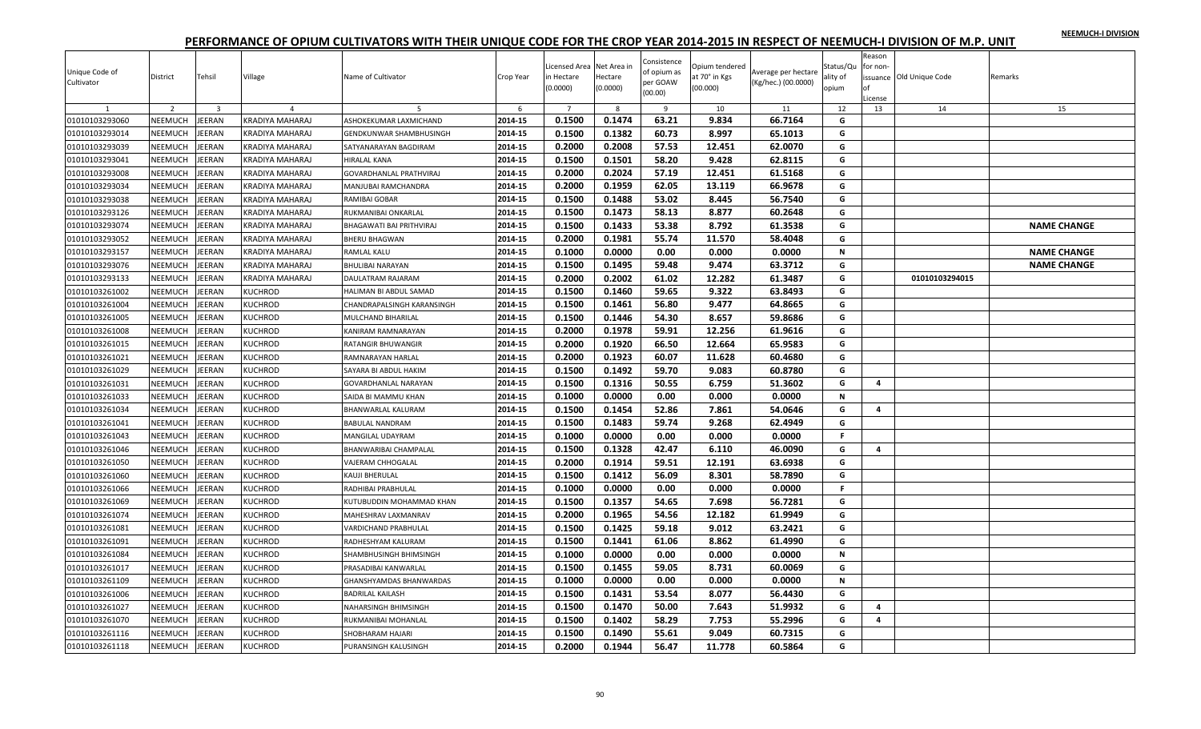NEEMUCH-I DIVISION

# PERFORMANCE OF OPIUM CULTIVATORS WITH THEIR UNIQUE CODE FOR THE CROP YEAR 2014-2015 IN RESPECT OF NEEMUCH-I DIVISION OF M.P. UNIT

| Unique Code of Cultivator | District | Tehsil | Village | Name of Cultivator | Crop Year | Licensed Area in Hectare (0.0000) | Net Area in Hectare (0.0000) | Consistence of opium as per GOAW (00.00) | Opium tendered at 70° in Kgs (00.000) | Average per hectare (Kg/hec.) (00.0000) | Status/Quality of opium | Reason for non-issuance of License | Old Unique Code | Remarks |
|---|---|---|---|---|---|---|---|---|---|---|---|---|---|---|
| 1 | 2 | 3 | 4 | 5 | 6 | 7 | 8 | 9 | 10 | 11 | 12 | 13 | 14 | 15 |
| 01010103293060 | NEEMUCH | JEERAN | KRADIYA MAHARAJ | ASHOKEKUMAR LAXMICHAND | 2014-15 | 0.1500 | 0.1474 | 63.21 | 9.834 | 66.7164 | G | | | |
| 01010103293014 | NEEMUCH | JEERAN | KRADIYA MAHARAJ | GENDKUNWAR SHAMBHUSINGH | 2014-15 | 0.1500 | 0.1382 | 60.73 | 8.997 | 65.1013 | G | | | |
| 01010103293039 | NEEMUCH | JEERAN | KRADIYA MAHARAJ | SATYANARAYAN BAGDIRAM | 2014-15 | 0.2000 | 0.2008 | 57.53 | 12.451 | 62.0070 | G | | | |
| 01010103293041 | NEEMUCH | JEERAN | KRADIYA MAHARAJ | HIRALAL KANA | 2014-15 | 0.1500 | 0.1501 | 58.20 | 9.428 | 62.8115 | G | | | |
| 01010103293008 | NEEMUCH | JEERAN | KRADIYA MAHARAJ | GOVARDHANLAL PRATHVIRAJ | 2014-15 | 0.2000 | 0.2024 | 57.19 | 12.451 | 61.5168 | G | | | |
| 01010103293034 | NEEMUCH | JEERAN | KRADIYA MAHARAJ | MANJUBAI RAMCHANDRA | 2014-15 | 0.2000 | 0.1959 | 62.05 | 13.119 | 66.9678 | G | | | |
| 01010103293038 | NEEMUCH | JEERAN | KRADIYA MAHARAJ | RAMIBAI GOBAR | 2014-15 | 0.1500 | 0.1488 | 53.02 | 8.445 | 56.7540 | G | | | |
| 01010103293126 | NEEMUCH | JEERAN | KRADIYA MAHARAJ | RUKMANIBAI ONKARLAL | 2014-15 | 0.1500 | 0.1473 | 58.13 | 8.877 | 60.2648 | G | | | |
| 01010103293074 | NEEMUCH | JEERAN | KRADIYA MAHARAJ | BHAGAWATI BAI PRITHVIRAJ | 2014-15 | 0.1500 | 0.1433 | 53.38 | 8.792 | 61.3538 | G | | | NAME CHANGE |
| 01010103293052 | NEEMUCH | JEERAN | KRADIYA MAHARAJ | BHERU BHAGWAN | 2014-15 | 0.2000 | 0.1981 | 55.74 | 11.570 | 58.4048 | G | | | |
| 01010103293157 | NEEMUCH | JEERAN | KRADIYA MAHARAJ | RAMLAL KALU | 2014-15 | 0.1000 | 0.0000 | 0.00 | 0.000 | 0.0000 | N | | | NAME CHANGE |
| 01010103293076 | NEEMUCH | JEERAN | KRADIYA MAHARAJ | BHULIBAI NARAYAN | 2014-15 | 0.1500 | 0.1495 | 59.48 | 9.474 | 63.3712 | G | | | NAME CHANGE |
| 01010103293133 | NEEMUCH | JEERAN | KRADIYA MAHARAJ | DAULATRAM RAJARAM | 2014-15 | 0.2000 | 0.2002 | 61.02 | 12.282 | 61.3487 | G | | 01010103294015 | |
| 01010103261002 | NEEMUCH | JEERAN | KUCHROD | HALIMAN BI ABDUL SAMAD | 2014-15 | 0.1500 | 0.1460 | 59.65 | 9.322 | 63.8493 | G | | | |
| 01010103261004 | NEEMUCH | JEERAN | KUCHROD | CHANDRAPALSINGH KARANSINGH | 2014-15 | 0.1500 | 0.1461 | 56.80 | 9.477 | 64.8665 | G | | | |
| 01010103261005 | NEEMUCH | JEERAN | KUCHROD | MULCHAND BIHARILAL | 2014-15 | 0.1500 | 0.1446 | 54.30 | 8.657 | 59.8686 | G | | | |
| 01010103261008 | NEEMUCH | JEERAN | KUCHROD | KANIRAM RAMNARAYAN | 2014-15 | 0.2000 | 0.1978 | 59.91 | 12.256 | 61.9616 | G | | | |
| 01010103261015 | NEEMUCH | JEERAN | KUCHROD | RATANGIR BHUWANGIR | 2014-15 | 0.2000 | 0.1920 | 66.50 | 12.664 | 65.9583 | G | | | |
| 01010103261021 | NEEMUCH | JEERAN | KUCHROD | RAMNARAYAN HARLAL | 2014-15 | 0.2000 | 0.1923 | 60.07 | 11.628 | 60.4680 | G | | | |
| 01010103261029 | NEEMUCH | JEERAN | KUCHROD | SAYARA BI ABDUL HAKIM | 2014-15 | 0.1500 | 0.1492 | 59.70 | 9.083 | 60.8780 | G | | | |
| 01010103261031 | NEEMUCH | JEERAN | KUCHROD | GOVARDHANLAL NARAYAN | 2014-15 | 0.1500 | 0.1316 | 50.55 | 6.759 | 51.3602 | G | 4 | | |
| 01010103261033 | NEEMUCH | JEERAN | KUCHROD | SAIDA BI MAMMU KHAN | 2014-15 | 0.1000 | 0.0000 | 0.00 | 0.000 | 0.0000 | N | | | |
| 01010103261034 | NEEMUCH | JEERAN | KUCHROD | BHANWARLAL KALURAM | 2014-15 | 0.1500 | 0.1454 | 52.86 | 7.861 | 54.0646 | G | 4 | | |
| 01010103261041 | NEEMUCH | JEERAN | KUCHROD | BABULAL NANDRAM | 2014-15 | 0.1500 | 0.1483 | 59.74 | 9.268 | 62.4949 | G | | | |
| 01010103261043 | NEEMUCH | JEERAN | KUCHROD | MANGILAL UDAYRAM | 2014-15 | 0.1000 | 0.0000 | 0.00 | 0.000 | 0.0000 | F | | | |
| 01010103261046 | NEEMUCH | JEERAN | KUCHROD | BHANWARIBAI CHAMPALAL | 2014-15 | 0.1500 | 0.1328 | 42.47 | 6.110 | 46.0090 | G | 4 | | |
| 01010103261050 | NEEMUCH | JEERAN | KUCHROD | VAJERAM CHHOGALAL | 2014-15 | 0.2000 | 0.1914 | 59.51 | 12.191 | 63.6938 | G | | | |
| 01010103261060 | NEEMUCH | JEERAN | KUCHROD | KAUJI BHERULAL | 2014-15 | 0.1500 | 0.1412 | 56.09 | 8.301 | 58.7890 | G | | | |
| 01010103261066 | NEEMUCH | JEERAN | KUCHROD | RADHIBAI PRABHULAL | 2014-15 | 0.1000 | 0.0000 | 0.00 | 0.000 | 0.0000 | F | | | |
| 01010103261069 | NEEMUCH | JEERAN | KUCHROD | KUTUBUDDIN MOHAMMAD KHAN | 2014-15 | 0.1500 | 0.1357 | 54.65 | 7.698 | 56.7281 | G | | | |
| 01010103261074 | NEEMUCH | JEERAN | KUCHROD | MAHESHRAV LAXMANRAV | 2014-15 | 0.2000 | 0.1965 | 54.56 | 12.182 | 61.9949 | G | | | |
| 01010103261081 | NEEMUCH | JEERAN | KUCHROD | VARDICHAND PRABHULAL | 2014-15 | 0.1500 | 0.1425 | 59.18 | 9.012 | 63.2421 | G | | | |
| 01010103261091 | NEEMUCH | JEERAN | KUCHROD | RADHESHYAM KALURAM | 2014-15 | 0.1500 | 0.1441 | 61.06 | 8.862 | 61.4990 | G | | | |
| 01010103261084 | NEEMUCH | JEERAN | KUCHROD | SHAMBHUSINGH BHIMSINGH | 2014-15 | 0.1000 | 0.0000 | 0.00 | 0.000 | 0.0000 | N | | | |
| 01010103261017 | NEEMUCH | JEERAN | KUCHROD | PRASADIBAI KANWARLAL | 2014-15 | 0.1500 | 0.1455 | 59.05 | 8.731 | 60.0069 | G | | | |
| 01010103261109 | NEEMUCH | JEERAN | KUCHROD | GHANSHYAMDAS BHANWARDAS | 2014-15 | 0.1000 | 0.0000 | 0.00 | 0.000 | 0.0000 | N | | | |
| 01010103261006 | NEEMUCH | JEERAN | KUCHROD | BADRILAL KAILASH | 2014-15 | 0.1500 | 0.1431 | 53.54 | 8.077 | 56.4430 | G | | | |
| 01010103261027 | NEEMUCH | JEERAN | KUCHROD | NAHARSINGH BHIMSINGH | 2014-15 | 0.1500 | 0.1470 | 50.00 | 7.643 | 51.9932 | G | 4 | | |
| 01010103261070 | NEEMUCH | JEERAN | KUCHROD | RUKMANIBAI MOHANLAL | 2014-15 | 0.1500 | 0.1402 | 58.29 | 7.753 | 55.2996 | G | 4 | | |
| 01010103261116 | NEEMUCH | JEERAN | KUCHROD | SHOBHARAM HAJARI | 2014-15 | 0.1500 | 0.1490 | 55.61 | 9.049 | 60.7315 | G | | | |
| 01010103261118 | NEEMUCH | JEERAN | KUCHROD | PURANSINGH KALUSINGH | 2014-15 | 0.2000 | 0.1944 | 56.47 | 11.778 | 60.5864 | G | | | |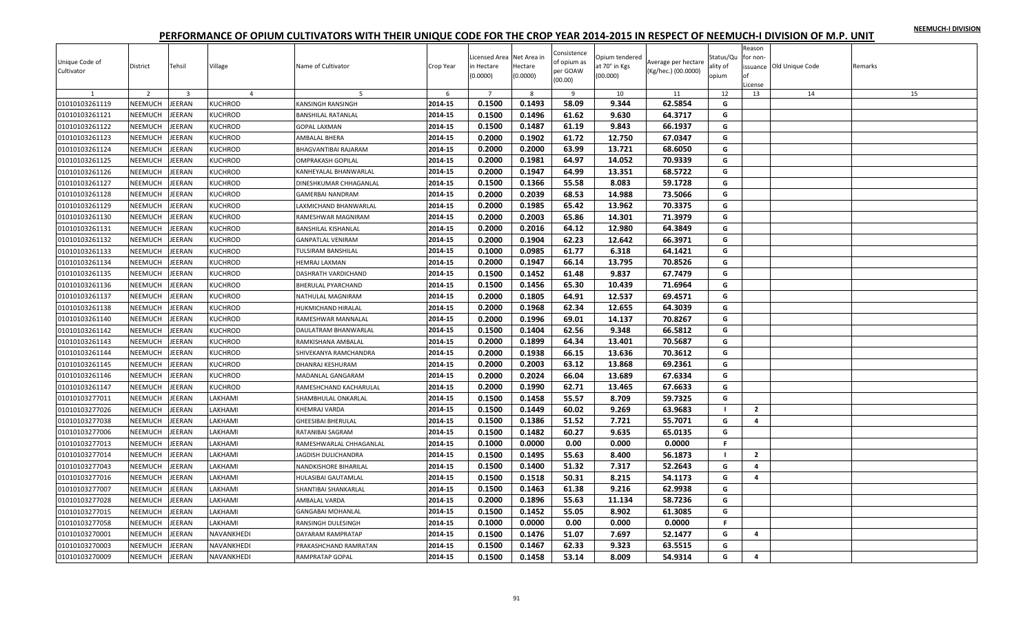# PERFORMANCE OF OPIUM CULTIVATORS WITH THEIR UNIQUE CODE FOR THE CROP YEAR 2014-2015 IN RESPECT OF NEEMUCH-I DIVISION OF M.P. UNIT

| Unique Code of Cultivator | District | Tehsil | Village | Name of Cultivator | Crop Year | Licensed Area in Hectare (0.0000) | Net Area in Hectare (0.0000) | Consistence of opium as per GOAW (00.00) | Opium tendered at 70° in Kgs (00.000) | Average per hectare (Kg/hec.) (00.0000) | Status/Quality of opium | Reason for non-issuance of License | Old Unique Code | Remarks |
|---|---|---|---|---|---|---|---|---|---|---|---|---|---|---|
| 1 | 2 | 3 | 4 | 5 | 6 | 7 | 8 | 9 | 10 | 11 | 12 | 13 | 14 | 15 |
| 01010103261119 | NEEMUCH | JEERAN | KUCHROD | KANSINGH RANSINGH | 2014-15 | 0.1500 | 0.1493 | 58.09 | 9.344 | 62.5854 | G | | | |
| 01010103261121 | NEEMUCH | JEERAN | KUCHROD | BANSHILAL RATANLAL | 2014-15 | 0.1500 | 0.1496 | 61.62 | 9.630 | 64.3717 | G | | | |
| 01010103261122 | NEEMUCH | JEERAN | KUCHROD | GOPAL LAXMAN | 2014-15 | 0.1500 | 0.1487 | 61.19 | 9.843 | 66.1937 | G | | | |
| 01010103261123 | NEEMUCH | JEERAN | KUCHROD | AMBALAL BHERA | 2014-15 | 0.2000 | 0.1902 | 61.72 | 12.750 | 67.0347 | G | | | |
| 01010103261124 | NEEMUCH | JEERAN | KUCHROD | BHAGVANTIBAI RAJARAM | 2014-15 | 0.2000 | 0.2000 | 63.99 | 13.721 | 68.6050 | G | | | |
| 01010103261125 | NEEMUCH | JEERAN | KUCHROD | OMPRAKASH GOPILAL | 2014-15 | 0.2000 | 0.1981 | 64.97 | 14.052 | 70.9339 | G | | | |
| 01010103261126 | NEEMUCH | JEERAN | KUCHROD | KANHEYALAL BHANWARLAL | 2014-15 | 0.2000 | 0.1947 | 64.99 | 13.351 | 68.5722 | G | | | |
| 01010103261127 | NEEMUCH | JEERAN | KUCHROD | DINESHKUMAR CHHAGANLAL | 2014-15 | 0.1500 | 0.1366 | 55.58 | 8.083 | 59.1728 | G | | | |
| 01010103261128 | NEEMUCH | JEERAN | KUCHROD | GAMERBAI NANDRAM | 2014-15 | 0.2000 | 0.2039 | 68.53 | 14.988 | 73.5066 | G | | | |
| 01010103261129 | NEEMUCH | JEERAN | KUCHROD | LAXMICHAND BHANWARLAL | 2014-15 | 0.2000 | 0.1985 | 65.42 | 13.962 | 70.3375 | G | | | |
| 01010103261130 | NEEMUCH | JEERAN | KUCHROD | RAMESHWAR MAGNIRAM | 2014-15 | 0.2000 | 0.2003 | 65.86 | 14.301 | 71.3979 | G | | | |
| 01010103261131 | NEEMUCH | JEERAN | KUCHROD | BANSHILAL KISHANLAL | 2014-15 | 0.2000 | 0.2016 | 64.12 | 12.980 | 64.3849 | G | | | |
| 01010103261132 | NEEMUCH | JEERAN | KUCHROD | GANPATLAL VENIRAM | 2014-15 | 0.2000 | 0.1904 | 62.23 | 12.642 | 66.3971 | G | | | |
| 01010103261133 | NEEMUCH | JEERAN | KUCHROD | TULSIRAM BANSHILAL | 2014-15 | 0.1000 | 0.0985 | 61.77 | 6.318 | 64.1421 | G | | | |
| 01010103261134 | NEEMUCH | JEERAN | KUCHROD | HEMRAJ LAXMAN | 2014-15 | 0.2000 | 0.1947 | 66.14 | 13.795 | 70.8526 | G | | | |
| 01010103261135 | NEEMUCH | JEERAN | KUCHROD | DASHRATH VARDICHAND | 2014-15 | 0.1500 | 0.1452 | 61.48 | 9.837 | 67.7479 | G | | | |
| 01010103261136 | NEEMUCH | JEERAN | KUCHROD | BHERULAL PYARCHAND | 2014-15 | 0.1500 | 0.1456 | 65.30 | 10.439 | 71.6964 | G | | | |
| 01010103261137 | NEEMUCH | JEERAN | KUCHROD | NATHULAL MAGNIRAM | 2014-15 | 0.2000 | 0.1805 | 64.91 | 12.537 | 69.4571 | G | | | |
| 01010103261138 | NEEMUCH | JEERAN | KUCHROD | HUKMICHAND HIRALAL | 2014-15 | 0.2000 | 0.1968 | 62.34 | 12.655 | 64.3039 | G | | | |
| 01010103261140 | NEEMUCH | JEERAN | KUCHROD | RAMESHWAR MANNALAL | 2014-15 | 0.2000 | 0.1996 | 69.01 | 14.137 | 70.8267 | G | | | |
| 01010103261142 | NEEMUCH | JEERAN | KUCHROD | DAULATRAM BHANWARLAL | 2014-15 | 0.1500 | 0.1404 | 62.56 | 9.348 | 66.5812 | G | | | |
| 01010103261143 | NEEMUCH | JEERAN | KUCHROD | RAMKISHANA AMBALAL | 2014-15 | 0.2000 | 0.1899 | 64.34 | 13.401 | 70.5687 | G | | | |
| 01010103261144 | NEEMUCH | JEERAN | KUCHROD | SHIVEKANYA RAMCHANDRA | 2014-15 | 0.2000 | 0.1938 | 66.15 | 13.636 | 70.3612 | G | | | |
| 01010103261145 | NEEMUCH | JEERAN | KUCHROD | DHANRAJ KESHURAM | 2014-15 | 0.2000 | 0.2003 | 63.12 | 13.868 | 69.2361 | G | | | |
| 01010103261146 | NEEMUCH | JEERAN | KUCHROD | MADANLAL GANGARAM | 2014-15 | 0.2000 | 0.2024 | 66.04 | 13.689 | 67.6334 | G | | | |
| 01010103261147 | NEEMUCH | JEERAN | KUCHROD | RAMESHCHAND KACHARULAL | 2014-15 | 0.2000 | 0.1990 | 62.71 | 13.465 | 67.6633 | G | | | |
| 01010103277011 | NEEMUCH | JEERAN | LAKHAMI | SHAMBHULAL ONKARLAL | 2014-15 | 0.1500 | 0.1458 | 55.57 | 8.709 | 59.7325 | G | | | |
| 01010103277026 | NEEMUCH | JEERAN | LAKHAMI | KHEMRAJ VARDA | 2014-15 | 0.1500 | 0.1449 | 60.02 | 9.269 | 63.9683 | I | 2 | | |
| 01010103277038 | NEEMUCH | JEERAN | LAKHAMI | GHEESIBAI BHERULAL | 2014-15 | 0.1500 | 0.1386 | 51.52 | 7.721 | 55.7071 | G | 4 | | |
| 01010103277006 | NEEMUCH | JEERAN | LAKHAMI | RATANIBAI SAGRAM | 2014-15 | 0.1500 | 0.1482 | 60.27 | 9.635 | 65.0135 | G | | | |
| 01010103277013 | NEEMUCH | JEERAN | LAKHAMI | RAMESHWARLAL CHHAGANLAL | 2014-15 | 0.1000 | 0.0000 | 0.00 | 0.000 | 0.0000 | F | | | |
| 01010103277014 | NEEMUCH | JEERAN | LAKHAMI | JAGDISH DULICHANDRA | 2014-15 | 0.1500 | 0.1495 | 55.63 | 8.400 | 56.1873 | I | 2 | | |
| 01010103277043 | NEEMUCH | JEERAN | LAKHAMI | NANDKISHORE BIHARILAL | 2014-15 | 0.1500 | 0.1400 | 51.32 | 7.317 | 52.2643 | G | 4 | | |
| 01010103277016 | NEEMUCH | JEERAN | LAKHAMI | HULASIBAI GAUTAMLAL | 2014-15 | 0.1500 | 0.1518 | 50.31 | 8.215 | 54.1173 | G | 4 | | |
| 01010103277007 | NEEMUCH | JEERAN | LAKHAMI | SHANTIBAI SHANKARLAL | 2014-15 | 0.1500 | 0.1463 | 61.38 | 9.216 | 62.9938 | G | | | |
| 01010103277028 | NEEMUCH | JEERAN | LAKHAMI | AMBALAL VARDA | 2014-15 | 0.2000 | 0.1896 | 55.63 | 11.134 | 58.7236 | G | | | |
| 01010103277015 | NEEMUCH | JEERAN | LAKHAMI | GANGABAI MOHANLAL | 2014-15 | 0.1500 | 0.1452 | 55.05 | 8.902 | 61.3085 | G | | | |
| 01010103277058 | NEEMUCH | JEERAN | LAKHAMI | RANSINGH DULESINGH | 2014-15 | 0.1000 | 0.0000 | 0.00 | 0.000 | 0.0000 | F | | | |
| 01010103270001 | NEEMUCH | JEERAN | NAVANKHEDI | DAYARAM RAMPRATAP | 2014-15 | 0.1500 | 0.1476 | 51.07 | 7.697 | 52.1477 | G | 4 | | |
| 01010103270003 | NEEMUCH | JEERAN | NAVANKHEDI | PRAKASHCHAND RAMRATAN | 2014-15 | 0.1500 | 0.1467 | 62.33 | 9.323 | 63.5515 | G | | | |
| 01010103270009 | NEEMUCH | JEERAN | NAVANKHEDI | RAMPRATAP GOPAL | 2014-15 | 0.1500 | 0.1458 | 53.14 | 8.009 | 54.9314 | G | 4 | | |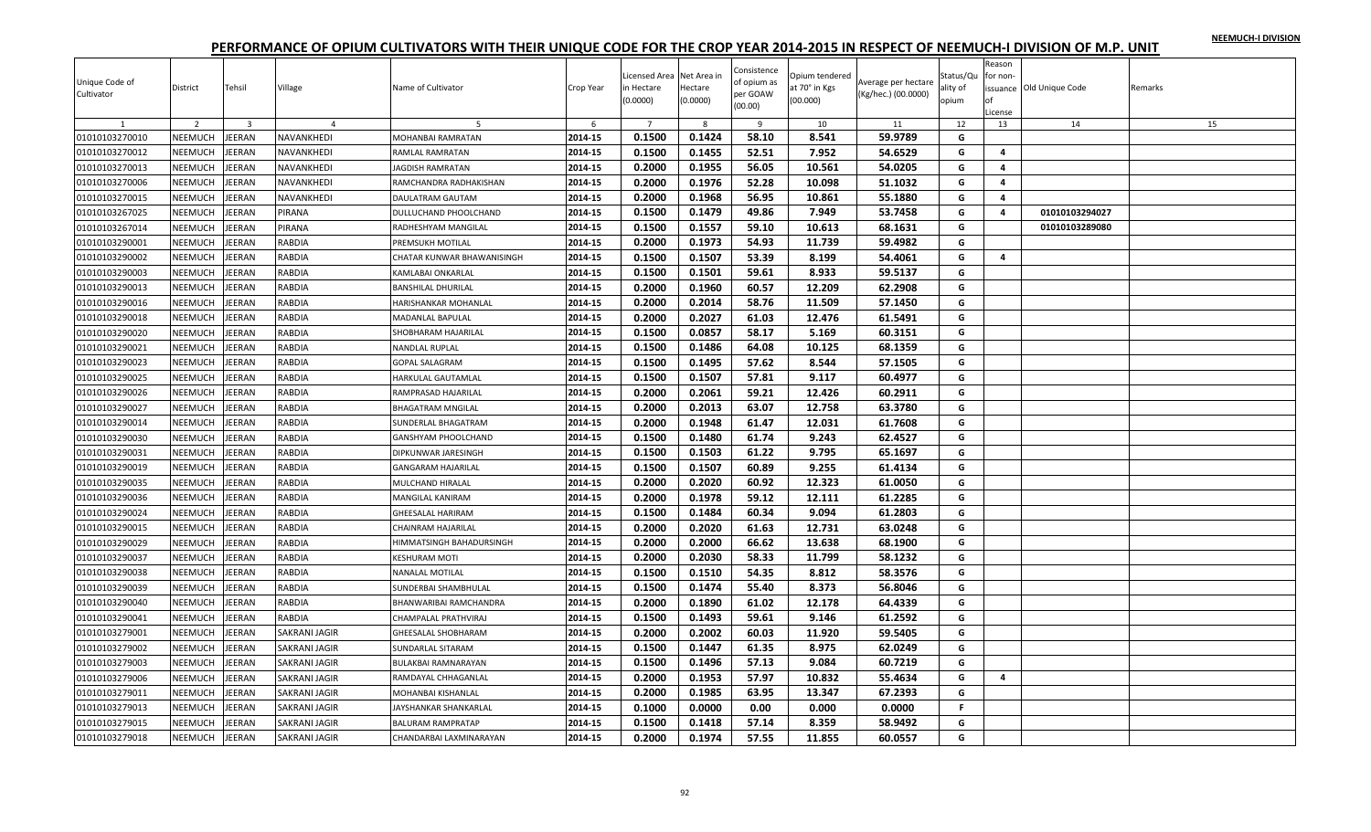# PERFORMANCE OF OPIUM CULTIVATORS WITH THEIR UNIQUE CODE FOR THE CROP YEAR 2014-2015 IN RESPECT OF NEEMUCH-I DIVISION OF M.P. UNIT

NEEMUCH-I DIVISION

| Unique Code of Cultivator | District | Tehsil | Village | Name of Cultivator | Crop Year | Licensed Area in Hectare (0.0000) | Net Area in Hectare (0.0000) | Consistence of opium as per GOAW (00.00) | Opium tendered at 70° in Kgs (00.000) | Average per hectare (Kg/hec.) (00.0000) | Status/Quality of opium | Reason for non-issuance of License | Old Unique Code | Remarks |
|---|---|---|---|---|---|---|---|---|---|---|---|---|---|---|
| 1 | 2 | 3 | 4 | 5 | 6 | 7 | 8 | 9 | 10 | 11 | 12 | 13 | 14 | 15 |
| 01010103270010 | NEEMUCH | JEERAN | NAVANKHEDI | MOHANBAI RAMRATAN | 2014-15 | 0.1500 | 0.1424 | 58.10 | 8.541 | 59.9789 | G | | | |
| 01010103270012 | NEEMUCH | JEERAN | NAVANKHEDI | RAMLAL RAMRATAN | 2014-15 | 0.1500 | 0.1455 | 52.51 | 7.952 | 54.6529 | G | 4 | | |
| 01010103270013 | NEEMUCH | JEERAN | NAVANKHEDI | JAGDISH RAMRATAN | 2014-15 | 0.2000 | 0.1955 | 56.05 | 10.561 | 54.0205 | G | 4 | | |
| 01010103270006 | NEEMUCH | JEERAN | NAVANKHEDI | RAMCHANDRA RADHAKISHAN | 2014-15 | 0.2000 | 0.1976 | 52.28 | 10.098 | 51.1032 | G | 4 | | |
| 01010103270015 | NEEMUCH | JEERAN | NAVANKHEDI | DAULATRAM GAUTAM | 2014-15 | 0.2000 | 0.1968 | 56.95 | 10.861 | 55.1880 | G | 4 | | |
| 01010103267025 | NEEMUCH | JEERAN | PIRANA | DULLUCHAND PHOOLCHAND | 2014-15 | 0.1500 | 0.1479 | 49.86 | 7.949 | 53.7458 | G | 4 | 01010103294027 | |
| 01010103267014 | NEEMUCH | JEERAN | PIRANA | RADHESHYAM MANGILAL | 2014-15 | 0.1500 | 0.1557 | 59.10 | 10.613 | 68.1631 | G | | 01010103289080 | |
| 01010103290001 | NEEMUCH | JEERAN | RABDIA | PREMSUKH MOTILAL | 2014-15 | 0.2000 | 0.1973 | 54.93 | 11.739 | 59.4982 | G | | | |
| 01010103290002 | NEEMUCH | JEERAN | RABDIA | CHATAR KUNWAR BHAWANISINGH | 2014-15 | 0.1500 | 0.1507 | 53.39 | 8.199 | 54.4061 | G | 4 | | |
| 01010103290003 | NEEMUCH | JEERAN | RABDIA | KAMLABAI ONKARLAL | 2014-15 | 0.1500 | 0.1501 | 59.61 | 8.933 | 59.5137 | G | | | |
| 01010103290013 | NEEMUCH | JEERAN | RABDIA | BANSHILAL DHURILAL | 2014-15 | 0.2000 | 0.1960 | 60.57 | 12.209 | 62.2908 | G | | | |
| 01010103290016 | NEEMUCH | JEERAN | RABDIA | HARISHANKAR MOHANLAL | 2014-15 | 0.2000 | 0.2014 | 58.76 | 11.509 | 57.1450 | G | | | |
| 01010103290018 | NEEMUCH | JEERAN | RABDIA | MADANLAL BAPULAL | 2014-15 | 0.2000 | 0.2027 | 61.03 | 12.476 | 61.5491 | G | | | |
| 01010103290020 | NEEMUCH | JEERAN | RABDIA | SHOBHARAM HAJARILAL | 2014-15 | 0.1500 | 0.0857 | 58.17 | 5.169 | 60.3151 | G | | | |
| 01010103290021 | NEEMUCH | JEERAN | RABDIA | NANDLAL RUPLAL | 2014-15 | 0.1500 | 0.1486 | 64.08 | 10.125 | 68.1359 | G | | | |
| 01010103290023 | NEEMUCH | JEERAN | RABDIA | GOPAL SALAGRAM | 2014-15 | 0.1500 | 0.1495 | 57.62 | 8.544 | 57.1505 | G | | | |
| 01010103290025 | NEEMUCH | JEERAN | RABDIA | HARKULAL GAUTAMLAL | 2014-15 | 0.1500 | 0.1507 | 57.81 | 9.117 | 60.4977 | G | | | |
| 01010103290026 | NEEMUCH | JEERAN | RABDIA | RAMPRASAD HAJARILAL | 2014-15 | 0.2000 | 0.2061 | 59.21 | 12.426 | 60.2911 | G | | | |
| 01010103290027 | NEEMUCH | JEERAN | RABDIA | BHAGATRAM MNGILAL | 2014-15 | 0.2000 | 0.2013 | 63.07 | 12.758 | 63.3780 | G | | | |
| 01010103290014 | NEEMUCH | JEERAN | RABDIA | SUNDERLAL BHAGATRAM | 2014-15 | 0.2000 | 0.1948 | 61.47 | 12.031 | 61.7608 | G | | | |
| 01010103290030 | NEEMUCH | JEERAN | RABDIA | GANSHYAM PHOOLCHAND | 2014-15 | 0.1500 | 0.1480 | 61.74 | 9.243 | 62.4527 | G | | | |
| 01010103290031 | NEEMUCH | JEERAN | RABDIA | DIPKUNWAR JARESINGH | 2014-15 | 0.1500 | 0.1503 | 61.22 | 9.795 | 65.1697 | G | | | |
| 01010103290019 | NEEMUCH | JEERAN | RABDIA | GANGARAM HAJARILAL | 2014-15 | 0.1500 | 0.1507 | 60.89 | 9.255 | 61.4134 | G | | | |
| 01010103290035 | NEEMUCH | JEERAN | RABDIA | MULCHAND HIRALAL | 2014-15 | 0.2000 | 0.2020 | 60.92 | 12.323 | 61.0050 | G | | | |
| 01010103290036 | NEEMUCH | JEERAN | RABDIA | MANGILAL KANIRAM | 2014-15 | 0.2000 | 0.1978 | 59.12 | 12.111 | 61.2285 | G | | | |
| 01010103290024 | NEEMUCH | JEERAN | RABDIA | GHEESALAL HARIRAM | 2014-15 | 0.1500 | 0.1484 | 60.34 | 9.094 | 61.2803 | G | | | |
| 01010103290015 | NEEMUCH | JEERAN | RABDIA | CHAINRAM HAJARILAL | 2014-15 | 0.2000 | 0.2020 | 61.63 | 12.731 | 63.0248 | G | | | |
| 01010103290029 | NEEMUCH | JEERAN | RABDIA | HIMMATSINGH BAHADURSINGH | 2014-15 | 0.2000 | 0.2000 | 66.62 | 13.638 | 68.1900 | G | | | |
| 01010103290037 | NEEMUCH | JEERAN | RABDIA | KESHURAM MOTI | 2014-15 | 0.2000 | 0.2030 | 58.33 | 11.799 | 58.1232 | G | | | |
| 01010103290038 | NEEMUCH | JEERAN | RABDIA | NANALAL MOTILAL | 2014-15 | 0.1500 | 0.1510 | 54.35 | 8.812 | 58.3576 | G | | | |
| 01010103290039 | NEEMUCH | JEERAN | RABDIA | SUNDERBAI SHAMBHULAL | 2014-15 | 0.1500 | 0.1474 | 55.40 | 8.373 | 56.8046 | G | | | |
| 01010103290040 | NEEMUCH | JEERAN | RABDIA | BHANWARIBAI RAMCHANDRA | 2014-15 | 0.2000 | 0.1890 | 61.02 | 12.178 | 64.4339 | G | | | |
| 01010103290041 | NEEMUCH | JEERAN | RABDIA | CHAMPALAL PRATHVIRAJ | 2014-15 | 0.1500 | 0.1493 | 59.61 | 9.146 | 61.2592 | G | | | |
| 01010103279001 | NEEMUCH | JEERAN | SAKRANI JAGIR | GHEESALAL SHOBHARAM | 2014-15 | 0.2000 | 0.2002 | 60.03 | 11.920 | 59.5405 | G | | | |
| 01010103279002 | NEEMUCH | JEERAN | SAKRANI JAGIR | SUNDARLAL SITARAM | 2014-15 | 0.1500 | 0.1447 | 61.35 | 8.975 | 62.0249 | G | | | |
| 01010103279003 | NEEMUCH | JEERAN | SAKRANI JAGIR | BULAKBAI RAMNARAYAN | 2014-15 | 0.1500 | 0.1496 | 57.13 | 9.084 | 60.7219 | G | | | |
| 01010103279006 | NEEMUCH | JEERAN | SAKRANI JAGIR | RAMDAYAL CHHAGANLAL | 2014-15 | 0.2000 | 0.1953 | 57.97 | 10.832 | 55.4634 | G | 4 | | |
| 01010103279011 | NEEMUCH | JEERAN | SAKRANI JAGIR | MOHANBAI KISHANLAL | 2014-15 | 0.2000 | 0.1985 | 63.95 | 13.347 | 67.2393 | G | | | |
| 01010103279013 | NEEMUCH | JEERAN | SAKRANI JAGIR | JAYSHANKAR SHANKARLAL | 2014-15 | 0.1000 | 0.0000 | 0.00 | 0.000 | 0.0000 | F | | | |
| 01010103279015 | NEEMUCH | JEERAN | SAKRANI JAGIR | BALURAM RAMPRATAP | 2014-15 | 0.1500 | 0.1418 | 57.14 | 8.359 | 58.9492 | G | | | |
| 01010103279018 | NEEMUCH | JEERAN | SAKRANI JAGIR | CHANDARBAI LAXMINARAYAN | 2014-15 | 0.2000 | 0.1974 | 57.55 | 11.855 | 60.0557 | G | | | |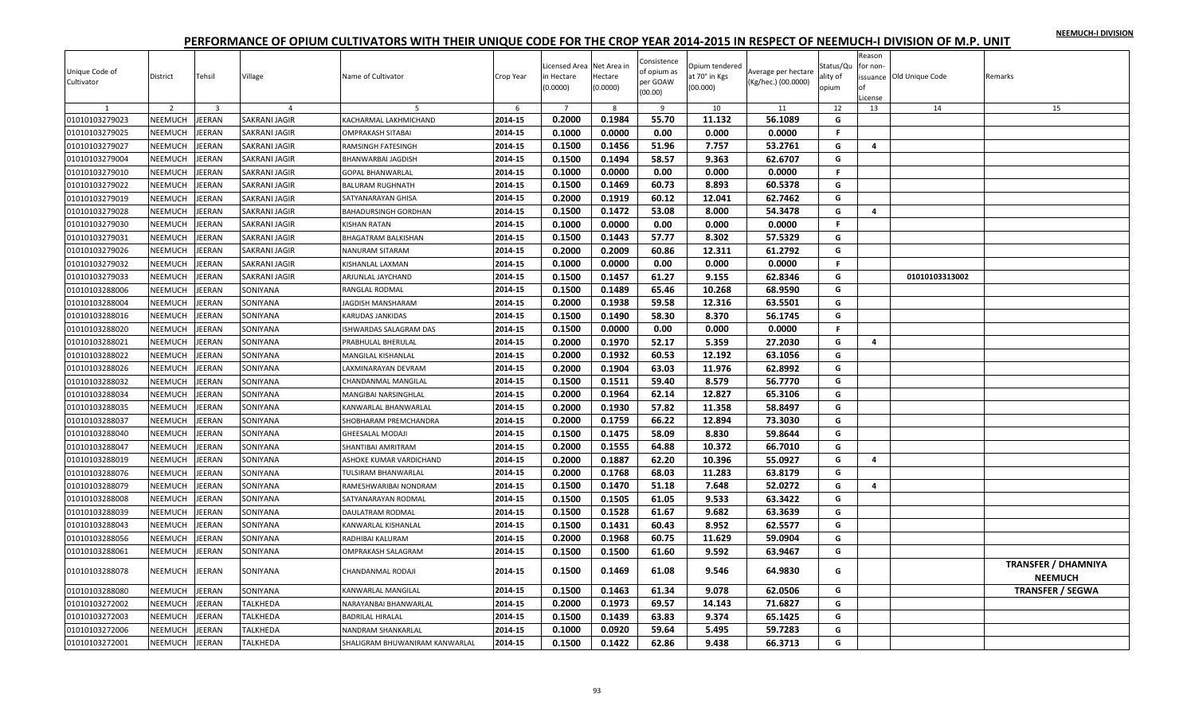NEEMUCH-I DIVISION

# PERFORMANCE OF OPIUM CULTIVATORS WITH THEIR UNIQUE CODE FOR THE CROP YEAR 2014-2015 IN RESPECT OF NEEMUCH-I DIVISION OF M.P. UNIT

| Unique Code of Cultivator | District | Tehsil | Village | Name of Cultivator | Crop Year | Licensed Area in Hectare (0.0000) | Net Area in Hectare (0.0000) | Consistence of opium as per GOAW (00.00) | Opium tendered at 70° in Kgs (00.000) | Average per hectare (Kg/hec.) (00.0000) | Status/Quality of opium | Reason for non-issuance of License | Old Unique Code | Remarks |
|---|---|---|---|---|---|---|---|---|---|---|---|---|---|---|
| 1 | 2 | 3 | 4 | 5 | 6 | 7 | 8 | 9 | 10 | 11 | 12 | 13 | 14 | 15 |
| 01010103279023 | NEEMUCH | JEERAN | SAKRANI JAGIR | KACHARMAL LAKHMICHAND | 2014-15 | 0.2000 | 0.1984 | 55.70 | 11.132 | 56.1089 | G | | | |
| 01010103279025 | NEEMUCH | JEERAN | SAKRANI JAGIR | OMPRAKASH SITABAI | 2014-15 | 0.1000 | 0.0000 | 0.00 | 0.000 | 0.0000 | F | | | |
| 01010103279027 | NEEMUCH | JEERAN | SAKRANI JAGIR | RAMSINGH FATESINGH | 2014-15 | 0.1500 | 0.1456 | 51.96 | 7.757 | 53.2761 | G | 4 | | |
| 01010103279004 | NEEMUCH | JEERAN | SAKRANI JAGIR | BHANWARBAI JAGDISH | 2014-15 | 0.1500 | 0.1494 | 58.57 | 9.363 | 62.6707 | G | | | |
| 01010103279010 | NEEMUCH | JEERAN | SAKRANI JAGIR | GOPAL BHANWARLAL | 2014-15 | 0.1000 | 0.0000 | 0.00 | 0.000 | 0.0000 | F | | | |
| 01010103279022 | NEEMUCH | JEERAN | SAKRANI JAGIR | BALURAM RUGHNATH | 2014-15 | 0.1500 | 0.1469 | 60.73 | 8.893 | 60.5378 | G | | | |
| 01010103279019 | NEEMUCH | JEERAN | SAKRANI JAGIR | SATYANARAYAN GHISA | 2014-15 | 0.2000 | 0.1919 | 60.12 | 12.041 | 62.7462 | G | | | |
| 01010103279028 | NEEMUCH | JEERAN | SAKRANI JAGIR | BAHADURSINGH GORDHAN | 2014-15 | 0.1500 | 0.1472 | 53.08 | 8.000 | 54.3478 | G | 4 | | |
| 01010103279030 | NEEMUCH | JEERAN | SAKRANI JAGIR | KISHAN RATAN | 2014-15 | 0.1000 | 0.0000 | 0.00 | 0.000 | 0.0000 | F | | | |
| 01010103279031 | NEEMUCH | JEERAN | SAKRANI JAGIR | BHAGATRAM BALKISHAN | 2014-15 | 0.1500 | 0.1443 | 57.77 | 8.302 | 57.5329 | G | | | |
| 01010103279026 | NEEMUCH | JEERAN | SAKRANI JAGIR | NANURAM SITARAM | 2014-15 | 0.2000 | 0.2009 | 60.86 | 12.311 | 61.2792 | G | | | |
| 01010103279032 | NEEMUCH | JEERAN | SAKRANI JAGIR | KISHANLAL LAXMAN | 2014-15 | 0.1000 | 0.0000 | 0.00 | 0.000 | 0.0000 | F | | | |
| 01010103279033 | NEEMUCH | JEERAN | SAKRANI JAGIR | ARJUNLAL JAYCHAND | 2014-15 | 0.1500 | 0.1457 | 61.27 | 9.155 | 62.8346 | G | | 01010103313002 | |
| 01010103288006 | NEEMUCH | JEERAN | SONIYANA | RANGLAL RODMAL | 2014-15 | 0.1500 | 0.1489 | 65.46 | 10.268 | 68.9590 | G | | | |
| 01010103288004 | NEEMUCH | JEERAN | SONIYANA | JAGDISH MANSHARAM | 2014-15 | 0.2000 | 0.1938 | 59.58 | 12.316 | 63.5501 | G | | | |
| 01010103288016 | NEEMUCH | JEERAN | SONIYANA | KARUDAS JANKIDAS | 2014-15 | 0.1500 | 0.1490 | 58.30 | 8.370 | 56.1745 | G | | | |
| 01010103288020 | NEEMUCH | JEERAN | SONIYANA | ISHWARDAS SALAGRAM DAS | 2014-15 | 0.1500 | 0.0000 | 0.00 | 0.000 | 0.0000 | F | | | |
| 01010103288021 | NEEMUCH | JEERAN | SONIYANA | PRABHULAL BHERULAL | 2014-15 | 0.2000 | 0.1970 | 52.17 | 5.359 | 27.2030 | G | 4 | | |
| 01010103288022 | NEEMUCH | JEERAN | SONIYANA | MANGILAL KISHANLAL | 2014-15 | 0.2000 | 0.1932 | 60.53 | 12.192 | 63.1056 | G | | | |
| 01010103288026 | NEEMUCH | JEERAN | SONIYANA | LAXMINARAYAN DEVRAM | 2014-15 | 0.2000 | 0.1904 | 63.03 | 11.976 | 62.8992 | G | | | |
| 01010103288032 | NEEMUCH | JEERAN | SONIYANA | CHANDANMAL MANGILAL | 2014-15 | 0.1500 | 0.1511 | 59.40 | 8.579 | 56.7770 | G | | | |
| 01010103288034 | NEEMUCH | JEERAN | SONIYANA | MANGIBAI NARSINGHLAL | 2014-15 | 0.2000 | 0.1964 | 62.14 | 12.827 | 65.3106 | G | | | |
| 01010103288035 | NEEMUCH | JEERAN | SONIYANA | KANWARLAL BHANWARLAL | 2014-15 | 0.2000 | 0.1930 | 57.82 | 11.358 | 58.8497 | G | | | |
| 01010103288037 | NEEMUCH | JEERAN | SONIYANA | SHOBHARAM PREMCHANDRA | 2014-15 | 0.2000 | 0.1759 | 66.22 | 12.894 | 73.3030 | G | | | |
| 01010103288040 | NEEMUCH | JEERAN | SONIYANA | GHEESALAL MODAJI | 2014-15 | 0.1500 | 0.1475 | 58.09 | 8.830 | 59.8644 | G | | | |
| 01010103288047 | NEEMUCH | JEERAN | SONIYANA | SHANTIBAI AMRITRAM | 2014-15 | 0.2000 | 0.1555 | 64.88 | 10.372 | 66.7010 | G | | | |
| 01010103288019 | NEEMUCH | JEERAN | SONIYANA | ASHOKE KUMAR VARDICHAND | 2014-15 | 0.2000 | 0.1887 | 62.20 | 10.396 | 55.0927 | G | 4 | | |
| 01010103288076 | NEEMUCH | JEERAN | SONIYANA | TULSIRAM BHANWARLAL | 2014-15 | 0.2000 | 0.1768 | 68.03 | 11.283 | 63.8179 | G | | | |
| 01010103288079 | NEEMUCH | JEERAN | SONIYANA | RAMESHWARIBAI NONDRAM | 2014-15 | 0.1500 | 0.1470 | 51.18 | 7.648 | 52.0272 | G | 4 | | |
| 01010103288008 | NEEMUCH | JEERAN | SONIYANA | SATYANARAYAN RODMAL | 2014-15 | 0.1500 | 0.1505 | 61.05 | 9.533 | 63.3422 | G | | | |
| 01010103288039 | NEEMUCH | JEERAN | SONIYANA | DAULATRAM RODMAL | 2014-15 | 0.1500 | 0.1528 | 61.67 | 9.682 | 63.3639 | G | | | |
| 01010103288043 | NEEMUCH | JEERAN | SONIYANA | KANWARLAL KISHANLAL | 2014-15 | 0.1500 | 0.1431 | 60.43 | 8.952 | 62.5577 | G | | | |
| 01010103288056 | NEEMUCH | JEERAN | SONIYANA | RADHIBAI KALURAM | 2014-15 | 0.2000 | 0.1968 | 60.75 | 11.629 | 59.0904 | G | | | |
| 01010103288061 | NEEMUCH | JEERAN | SONIYANA | OMPRAKASH SALAGRAM | 2014-15 | 0.1500 | 0.1500 | 61.60 | 9.592 | 63.9467 | G | | | |
| 01010103288078 | NEEMUCH | JEERAN | SONIYANA | CHANDANMAL RODAJI | 2014-15 | 0.1500 | 0.1469 | 61.08 | 9.546 | 64.9830 | G | | | TRANSFER / DHAMNIYA NEEMUCH |
| 01010103288080 | NEEMUCH | JEERAN | SONIYANA | KANWARLAL MANGILAL | 2014-15 | 0.1500 | 0.1463 | 61.34 | 9.078 | 62.0506 | G | | | TRANSFER / SEGWA |
| 01010103272002 | NEEMUCH | JEERAN | TALKHEDA | NARAYANBAI BHANWARLAL | 2014-15 | 0.2000 | 0.1973 | 69.57 | 14.143 | 71.6827 | G | | | |
| 01010103272003 | NEEMUCH | JEERAN | TALKHEDA | BADRILAL HIRALAL | 2014-15 | 0.1500 | 0.1439 | 63.83 | 9.374 | 65.1425 | G | | | |
| 01010103272006 | NEEMUCH | JEERAN | TALKHEDA | NANDRAM SHANKARLAL | 2014-15 | 0.1000 | 0.0920 | 59.64 | 5.495 | 59.7283 | G | | | |
| 01010103272001 | NEEMUCH | JEERAN | TALKHEDA | SHALIGRAM BHUWANIRAM KANWARLAL | 2014-15 | 0.1500 | 0.1422 | 62.86 | 9.438 | 66.3713 | G | | | |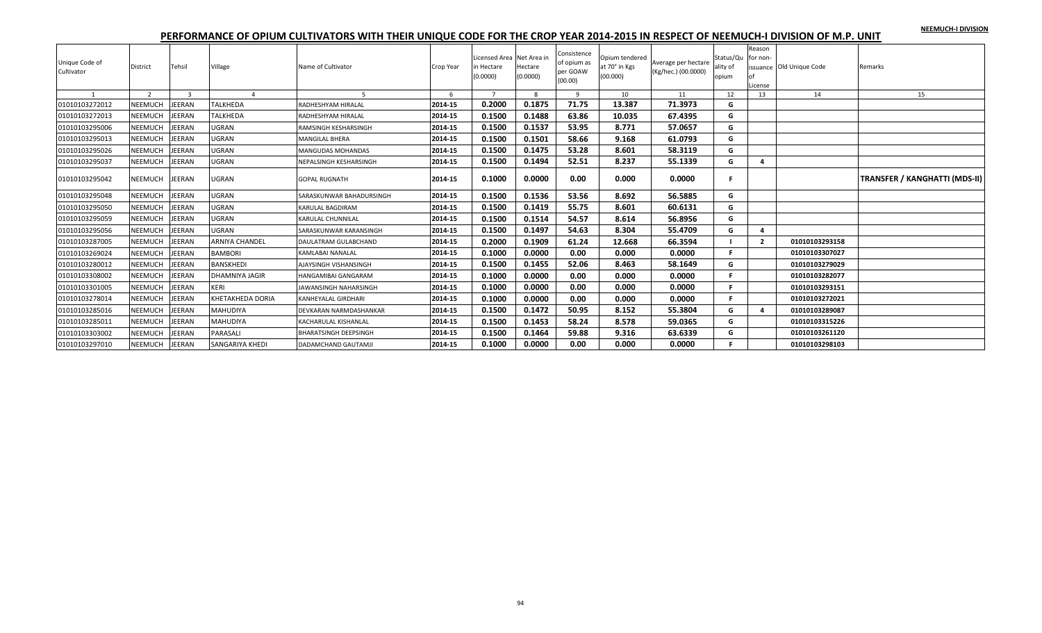NEEMUCH-I DIVISION

## PERFORMANCE OF OPIUM CULTIVATORS WITH THEIR UNIQUE CODE FOR THE CROP YEAR 2014-2015 IN RESPECT OF NEEMUCH-I DIVISION OF M.P. UNIT

| Unique Code of Cultivator | District | Tehsil | Village | Name of Cultivator | Crop Year | Licensed Area in Hectare (0.0000) | Net Area in Hectare (0.0000) | Consistence of opium as per GOAW (00.00) | Opium tendered at 70° in Kgs (00.000) | Average per hectare (Kg/hec.) (00.0000) | Status/Quality of opium | Reason for non-issuance of License | Old Unique Code | Remarks |
|---|---|---|---|---|---|---|---|---|---|---|---|---|---|---|
| 1 | 2 | 3 | 4 | 5 | 6 | 7 | 8 | 9 | 10 | 11 | 12 | 13 | 14 | 15 |
| 01010103272012 | NEEMUCH | JEERAN | TALKHEDA | RADHESHYAM HIRALAL | 2014-15 | 0.2000 | 0.1875 | 71.75 | 13.387 | 71.3973 | G | | | |
| 01010103272013 | NEEMUCH | JEERAN | TALKHEDA | RADHESHYAM HIRALAL | 2014-15 | 0.1500 | 0.1488 | 63.86 | 10.035 | 67.4395 | G | | | |
| 01010103295006 | NEEMUCH | JEERAN | UGRAN | RAMSINGH KESHARSINGH | 2014-15 | 0.1500 | 0.1537 | 53.95 | 8.771 | 57.0657 | G | | | |
| 01010103295013 | NEEMUCH | JEERAN | UGRAN | MANGILAL BHERA | 2014-15 | 0.1500 | 0.1501 | 58.66 | 9.168 | 61.0793 | G | | | |
| 01010103295026 | NEEMUCH | JEERAN | UGRAN | MANGUDAS MOHANDAS | 2014-15 | 0.1500 | 0.1475 | 53.28 | 8.601 | 58.3119 | G | | | |
| 01010103295037 | NEEMUCH | JEERAN | UGRAN | NEPALSINGH KESHARSINGH | 2014-15 | 0.1500 | 0.1494 | 52.51 | 8.237 | 55.1339 | G | 4 | | |
| 01010103295042 | NEEMUCH | JEERAN | UGRAN | GOPAL RUGNATH | 2014-15 | 0.1000 | 0.0000 | 0.00 | 0.000 | 0.0000 | F | | | TRANSFER / KANGHATTI (MDS-II) |
| 01010103295048 | NEEMUCH | JEERAN | UGRAN | SARASKUNWAR BAHADURSINGH | 2014-15 | 0.1500 | 0.1536 | 53.56 | 8.692 | 56.5885 | G | | | |
| 01010103295050 | NEEMUCH | JEERAN | UGRAN | KARULAL BAGDIRAM | 2014-15 | 0.1500 | 0.1419 | 55.75 | 8.601 | 60.6131 | G | | | |
| 01010103295059 | NEEMUCH | JEERAN | UGRAN | KARULAL CHUNNILAL | 2014-15 | 0.1500 | 0.1514 | 54.57 | 8.614 | 56.8956 | G | | | |
| 01010103295056 | NEEMUCH | JEERAN | UGRAN | SARASKUNWAR KARANSINGH | 2014-15 | 0.1500 | 0.1497 | 54.63 | 8.304 | 55.4709 | G | 4 | | |
| 01010103287005 | NEEMUCH | JEERAN | ARNIYA CHANDEL | DAULATRAM GULABCHAND | 2014-15 | 0.2000 | 0.1909 | 61.24 | 12.668 | 66.3594 | I | 2 | 01010103293158 | |
| 01010103269024 | NEEMUCH | JEERAN | BAMBORI | KAMLABAI NANALAL | 2014-15 | 0.1000 | 0.0000 | 0.00 | 0.000 | 0.0000 | F | | 01010103307027 | |
| 01010103280012 | NEEMUCH | JEERAN | BANSKHEDI | AJAYSINGH VISHANSINGH | 2014-15 | 0.1500 | 0.1455 | 52.06 | 8.463 | 58.1649 | G | | 01010103279029 | |
| 01010103308002 | NEEMUCH | JEERAN | DHAMNIYA JAGIR | HANGAMIBAI GANGARAM | 2014-15 | 0.1000 | 0.0000 | 0.00 | 0.000 | 0.0000 | F | | 01010103282077 | |
| 01010103301005 | NEEMUCH | JEERAN | KERI | JAWANSINGH NAHARSINGH | 2014-15 | 0.1000 | 0.0000 | 0.00 | 0.000 | 0.0000 | F | | 01010103293151 | |
| 01010103278014 | NEEMUCH | JEERAN | KHETAKHEDA DORIA | KANHEYALAL GIRDHARI | 2014-15 | 0.1000 | 0.0000 | 0.00 | 0.000 | 0.0000 | F | | 01010103272021 | |
| 01010103285016 | NEEMUCH | JEERAN | MAHUDIYA | DEVKARAN NARMDASHANKAR | 2014-15 | 0.1500 | 0.1472 | 50.95 | 8.152 | 55.3804 | G | 4 | 01010103289087 | |
| 01010103285011 | NEEMUCH | JEERAN | MAHUDIYA | KACHARULAL KISHANLAL | 2014-15 | 0.1500 | 0.1453 | 58.24 | 8.578 | 59.0365 | G | | 01010103315226 | |
| 01010103303002 | NEEMUCH | JEERAN | PARASALI | BHARATSINGH DEEPSINGH | 2014-15 | 0.1500 | 0.1464 | 59.88 | 9.316 | 63.6339 | G | | 01010103261120 | |
| 01010103297010 | NEEMUCH | JEERAN | SANGARIYA KHEDI | DADAMCHAND GAUTAMJI | 2014-15 | 0.1000 | 0.0000 | 0.00 | 0.000 | 0.0000 | F | | 01010103298103 | |